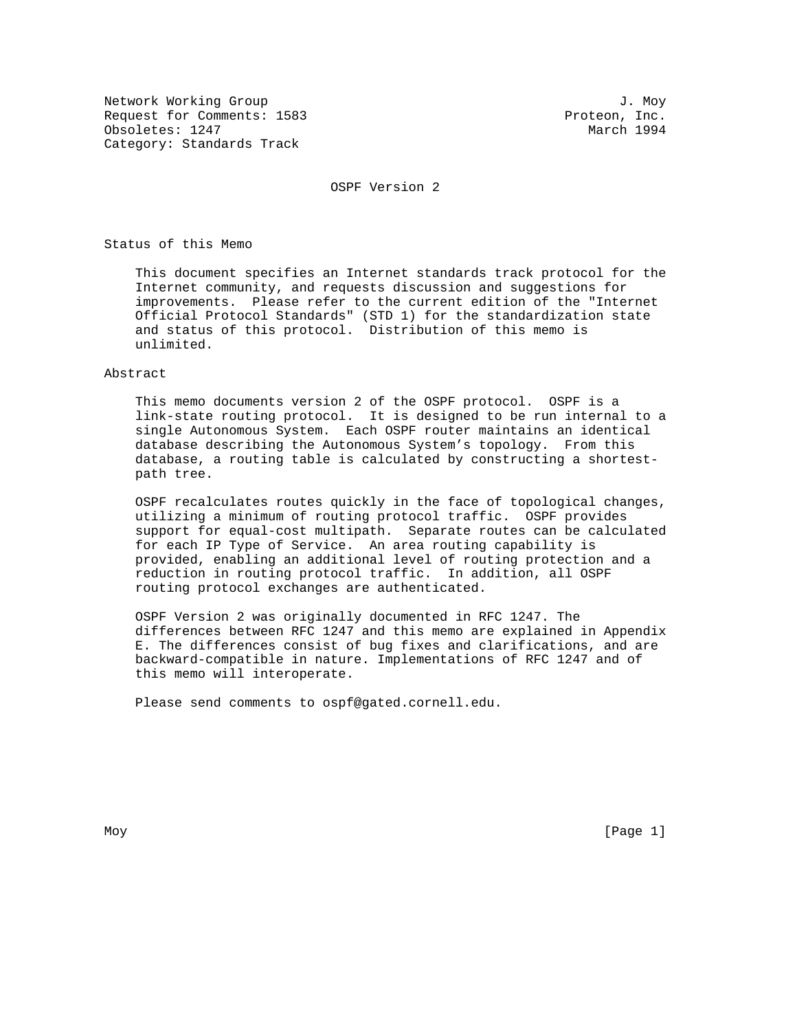Network Working Group J. Moy
Request for Comments: 1583 Proteon, Inc.
Obsoletes: 1247 March 1994
Category: Standards Track

# OSPF Version 2

## Status of this Memo

This document specifies an Internet standards track protocol for the Internet community, and requests discussion and suggestions for improvements. Please refer to the current edition of the "Internet Official Protocol Standards" (STD 1) for the standardization state and status of this protocol. Distribution of this memo is unlimited.

## Abstract

This memo documents version 2 of the OSPF protocol. OSPF is a link-state routing protocol. It is designed to be run internal to a single Autonomous System. Each OSPF router maintains an identical database describing the Autonomous System's topology. From this database, a routing table is calculated by constructing a shortest-path tree.

OSPF recalculates routes quickly in the face of topological changes, utilizing a minimum of routing protocol traffic. OSPF provides support for equal-cost multipath. Separate routes can be calculated for each IP Type of Service. An area routing capability is provided, enabling an additional level of routing protection and a reduction in routing protocol traffic. In addition, all OSPF routing protocol exchanges are authenticated.

OSPF Version 2 was originally documented in RFC 1247. The differences between RFC 1247 and this memo are explained in Appendix E. The differences consist of bug fixes and clarifications, and are backward-compatible in nature. Implementations of RFC 1247 and of this memo will interoperate.

Please send comments to ospf@gated.cornell.edu.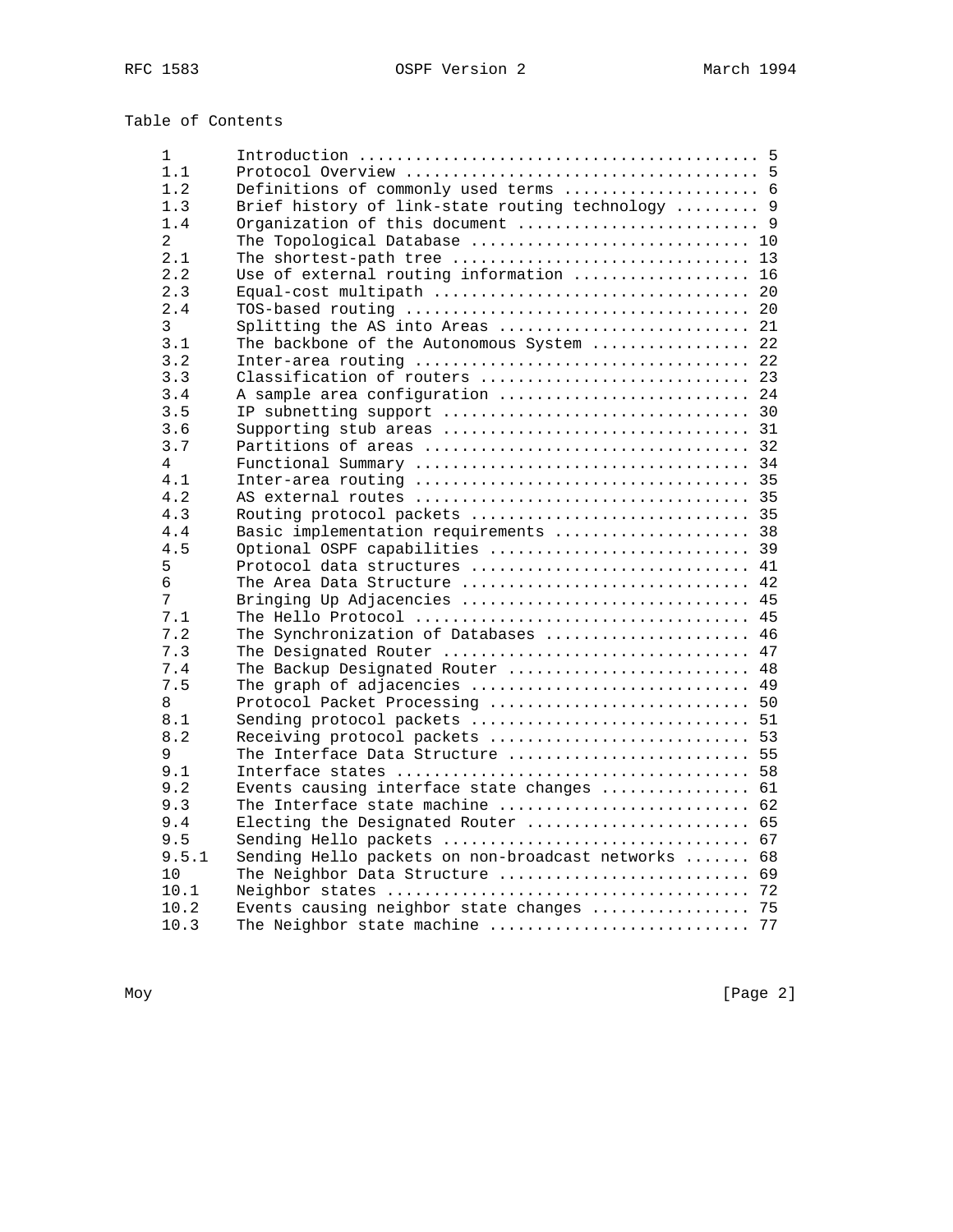Table of Contents

| | | |
|---|---|---|
| 1 | Introduction | 5 |
| 1.1 | Protocol Overview | 5 |
| 1.2 | Definitions of commonly used terms | 6 |
| 1.3 | Brief history of link-state routing technology | 9 |
| 1.4 | Organization of this document | 9 |
| 2 | The Topological Database | 10 |
| 2.1 | The shortest-path tree | 13 |
| 2.2 | Use of external routing information | 16 |
| 2.3 | Equal-cost multipath | 20 |
| 2.4 | TOS-based routing | 20 |
| 3 | Splitting the AS into Areas | 21 |
| 3.1 | The backbone of the Autonomous System | 22 |
| 3.2 | Inter-area routing | 22 |
| 3.3 | Classification of routers | 23 |
| 3.4 | A sample area configuration | 24 |
| 3.5 | IP subnetting support | 30 |
| 3.6 | Supporting stub areas | 31 |
| 3.7 | Partitions of areas | 32 |
| 4 | Functional Summary | 34 |
| 4.1 | Inter-area routing | 35 |
| 4.2 | AS external routes | 35 |
| 4.3 | Routing protocol packets | 35 |
| 4.4 | Basic implementation requirements | 38 |
| 4.5 | Optional OSPF capabilities | 39 |
| 5 | Protocol data structures | 41 |
| 6 | The Area Data Structure | 42 |
| 7 | Bringing Up Adjacencies | 45 |
| 7.1 | The Hello Protocol | 45 |
| 7.2 | The Synchronization of Databases | 46 |
| 7.3 | The Designated Router | 47 |
| 7.4 | The Backup Designated Router | 48 |
| 7.5 | The graph of adjacencies | 49 |
| 8 | Protocol Packet Processing | 50 |
| 8.1 | Sending protocol packets | 51 |
| 8.2 | Receiving protocol packets | 53 |
| 9 | The Interface Data Structure | 55 |
| 9.1 | Interface states | 58 |
| 9.2 | Events causing interface state changes | 61 |
| 9.3 | The Interface state machine | 62 |
| 9.4 | Electing the Designated Router | 65 |
| 9.5 | Sending Hello packets | 67 |
| 9.5.1 | Sending Hello packets on non-broadcast networks | 68 |
| 10 | The Neighbor Data Structure | 69 |
| 10.1 | Neighbor states | 72 |
| 10.2 | Events causing neighbor state changes | 75 |
| 10.3 | The Neighbor state machine | 77 |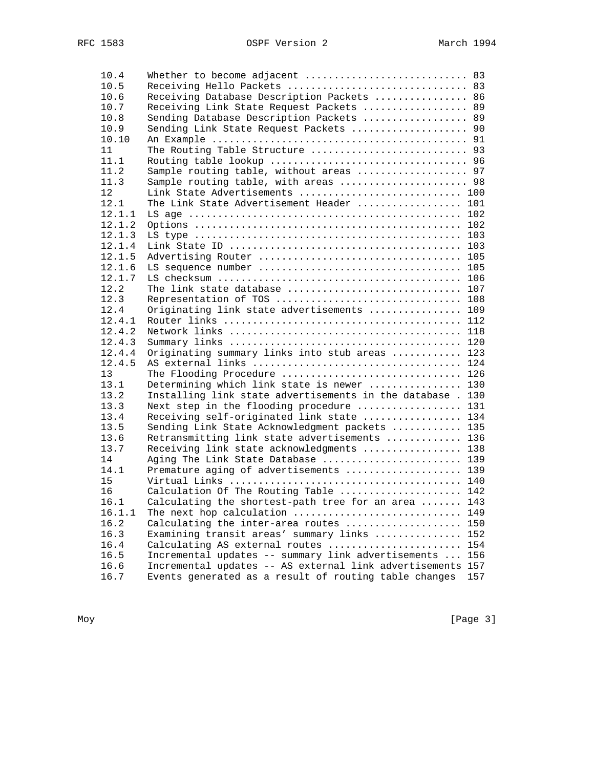```
10.4     Whether to become adjacent ............................ 83
10.5     Receiving Hello Packets ............................... 83
10.6     Receiving Database Description Packets ................ 86
10.7     Receiving Link State Request Packets .................. 89
10.8     Sending Database Description Packets .................. 89
10.9     Sending Link State Request Packets .................... 90
10.10    An Example ............................................ 91
11       The Routing Table Structure ........................... 93
11.1     Routing table lookup .................................. 96
11.2     Sample routing table, without areas ................... 97
11.3     Sample routing table, with areas ...................... 98
12       Link State Advertisements ............................ 100
12.1     The Link State Advertisement Header .................. 101
12.1.1   LS age ............................................... 102
12.1.2   Options .............................................. 102
12.1.3   LS type .............................................. 103
12.1.4   Link State ID ........................................ 103
12.1.5   Advertising Router ................................... 105
12.1.6   LS sequence number ................................... 105
12.1.7   LS checksum .......................................... 106
12.2     The link state database .............................. 107
12.3     Representation of TOS ................................ 108
12.4     Originating link state advertisements ................ 109
12.4.1   Router links ......................................... 112
12.4.2   Network links ........................................ 118
12.4.3   Summary links ........................................ 120
12.4.4   Originating summary links into stub areas ............ 123
12.4.5   AS external links .................................... 124
13       The Flooding Procedure ............................... 126
13.1     Determining which link state is newer ................ 130
13.2     Installing link state advertisements in the database . 130
13.3     Next step in the flooding procedure .................. 131
13.4     Receiving self-originated link state ................. 134
13.5     Sending Link State Acknowledgment packets ............ 135
13.6     Retransmitting link state advertisements ............. 136
13.7     Receiving link state acknowledgments ................. 138
14       Aging The Link State Database ........................ 139
14.1     Premature aging of advertisements .................... 139
15       Virtual Links ........................................ 140
16       Calculation Of The Routing Table ..................... 142
16.1     Calculating the shortest-path tree for an area ....... 143
16.1.1   The next hop calculation ............................. 149
16.2     Calculating the inter-area routes .................... 150
16.3     Examining transit areas' summary links ............... 152
16.4     Calculating AS external routes ....................... 154
16.5     Incremental updates -- summary link advertisements ... 156
16.6     Incremental updates -- AS external link advertisements 157
16.7     Events generated as a result of routing table changes  157
```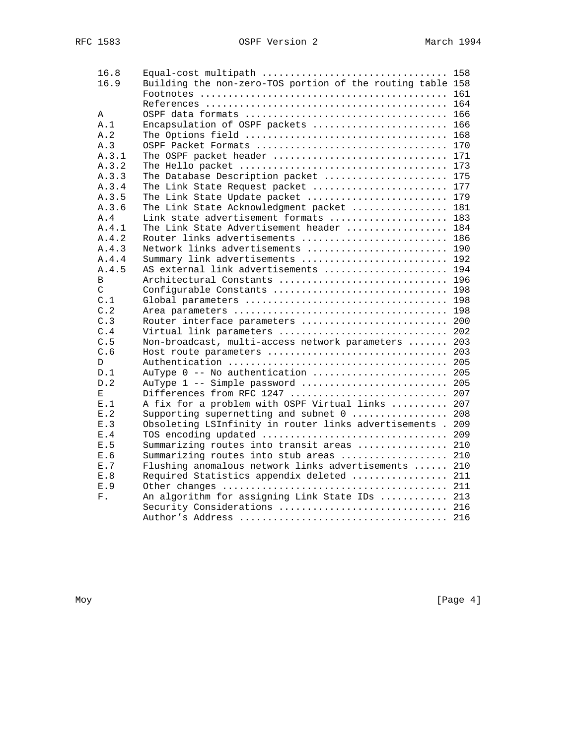```
16.8     Equal-cost multipath ................................ 158
16.9     Building the non-zero-TOS portion of the routing table 158
         Footnotes ........................................... 161
         References .......................................... 164
A        OSPF data formats ................................... 166
A.1      Encapsulation of OSPF packets ....................... 166
A.2      The Options field ................................... 168
A.3      OSPF Packet Formats ................................. 170
A.3.1    The OSPF packet header .............................. 171
A.3.2    The Hello packet .................................... 173
A.3.3    The Database Description packet ..................... 175
A.3.4    The Link State Request packet ....................... 177
A.3.5    The Link State Update packet ........................ 179
A.3.6    The Link State Acknowledgment packet ................ 181
A.4      Link state advertisement formats .................... 183
A.4.1    The Link State Advertisement header ................. 184
A.4.2    Router links advertisements ......................... 186
A.4.3    Network links advertisements ........................ 190
A.4.4    Summary link advertisements ......................... 192
A.4.5    AS external link advertisements ..................... 194
B        Architectural Constants ............................. 196
C        Configurable Constants .............................. 198
C.1      Global parameters ................................... 198
C.2      Area parameters ..................................... 198
C.3      Router interface parameters ......................... 200
C.4      Virtual link parameters ............................. 202
C.5      Non-broadcast, multi-access network parameters ....... 203
C.6      Host route parameters ............................... 203
D        Authentication ...................................... 205
D.1      AuType 0 -- No authentication ....................... 205
D.2      AuType 1 -- Simple password ......................... 205
E        Differences from RFC 1247 ........................... 207
E.1      A fix for a problem with OSPF Virtual links .......... 207
E.2      Supporting supernetting and subnet 0 ................ 208
E.3      Obsoleting LSInfinity in router links advertisements . 209
E.4      TOS encoding updated ................................ 209
E.5      Summarizing routes into transit areas ............... 210
E.6      Summarizing routes into stub areas .................. 210
E.7      Flushing anomalous network links advertisements ...... 210
E.8      Required Statistics appendix deleted ................ 211
E.9      Other changes ....................................... 211
F.       An algorithm for assigning Link State IDs ............ 213
         Security Considerations ............................. 216
         Author's Address .................................... 216
```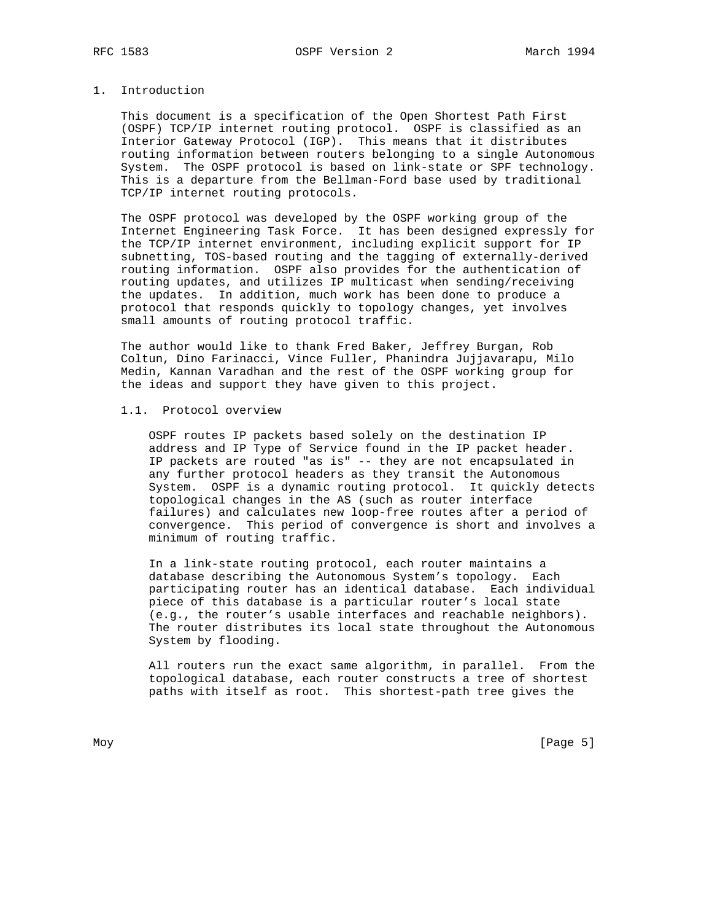# 1. Introduction

This document is a specification of the Open Shortest Path First (OSPF) TCP/IP internet routing protocol. OSPF is classified as an Interior Gateway Protocol (IGP). This means that it distributes routing information between routers belonging to a single Autonomous System. The OSPF protocol is based on link-state or SPF technology. This is a departure from the Bellman-Ford base used by traditional TCP/IP internet routing protocols.

The OSPF protocol was developed by the OSPF working group of the Internet Engineering Task Force. It has been designed expressly for the TCP/IP internet environment, including explicit support for IP subnetting, TOS-based routing and the tagging of externally-derived routing information. OSPF also provides for the authentication of routing updates, and utilizes IP multicast when sending/receiving the updates. In addition, much work has been done to produce a protocol that responds quickly to topology changes, yet involves small amounts of routing protocol traffic.

The author would like to thank Fred Baker, Jeffrey Burgan, Rob Coltun, Dino Farinacci, Vince Fuller, Phanindra Jujjavarapu, Milo Medin, Kannan Varadhan and the rest of the OSPF working group for the ideas and support they have given to this project.

## 1.1. Protocol overview

OSPF routes IP packets based solely on the destination IP address and IP Type of Service found in the IP packet header. IP packets are routed "as is" -- they are not encapsulated in any further protocol headers as they transit the Autonomous System. OSPF is a dynamic routing protocol. It quickly detects topological changes in the AS (such as router interface failures) and calculates new loop-free routes after a period of convergence. This period of convergence is short and involves a minimum of routing traffic.

In a link-state routing protocol, each router maintains a database describing the Autonomous System's topology. Each participating router has an identical database. Each individual piece of this database is a particular router's local state (e.g., the router's usable interfaces and reachable neighbors). The router distributes its local state throughout the Autonomous System by flooding.

All routers run the exact same algorithm, in parallel. From the topological database, each router constructs a tree of shortest paths with itself as root. This shortest-path tree gives the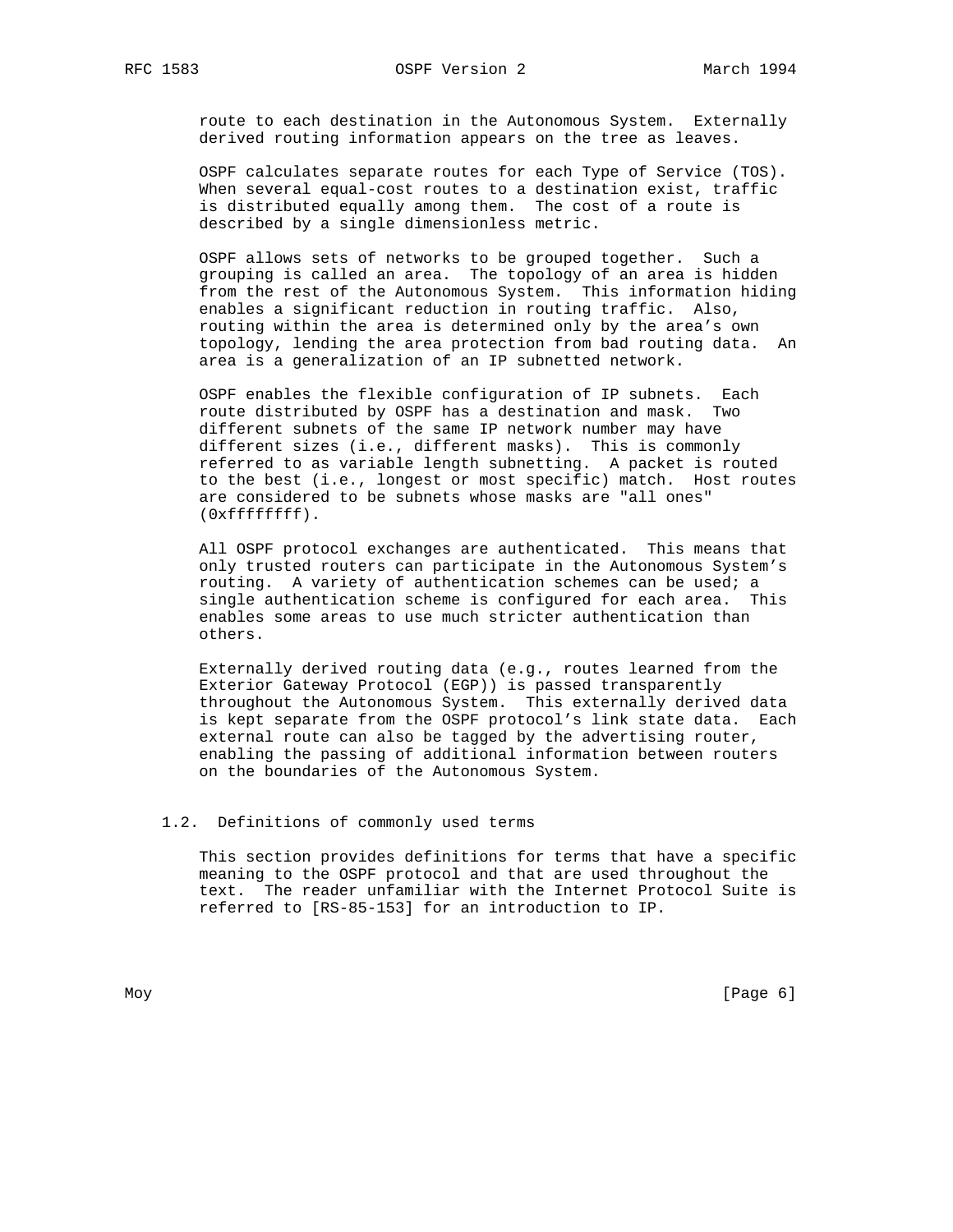route to each destination in the Autonomous System. Externally derived routing information appears on the tree as leaves.

OSPF calculates separate routes for each Type of Service (TOS). When several equal-cost routes to a destination exist, traffic is distributed equally among them. The cost of a route is described by a single dimensionless metric.

OSPF allows sets of networks to be grouped together. Such a grouping is called an area. The topology of an area is hidden from the rest of the Autonomous System. This information hiding enables a significant reduction in routing traffic. Also, routing within the area is determined only by the area's own topology, lending the area protection from bad routing data. An area is a generalization of an IP subnetted network.

OSPF enables the flexible configuration of IP subnets. Each route distributed by OSPF has a destination and mask. Two different subnets of the same IP network number may have different sizes (i.e., different masks). This is commonly referred to as variable length subnetting. A packet is routed to the best (i.e., longest or most specific) match. Host routes are considered to be subnets whose masks are "all ones" (0xffffffff).

All OSPF protocol exchanges are authenticated. This means that only trusted routers can participate in the Autonomous System's routing. A variety of authentication schemes can be used; a single authentication scheme is configured for each area. This enables some areas to use much stricter authentication than others.

Externally derived routing data (e.g., routes learned from the Exterior Gateway Protocol (EGP)) is passed transparently throughout the Autonomous System. This externally derived data is kept separate from the OSPF protocol's link state data. Each external route can also be tagged by the advertising router, enabling the passing of additional information between routers on the boundaries of the Autonomous System.

## 1.2. Definitions of commonly used terms

This section provides definitions for terms that have a specific meaning to the OSPF protocol and that are used throughout the text. The reader unfamiliar with the Internet Protocol Suite is referred to [RS-85-153] for an introduction to IP.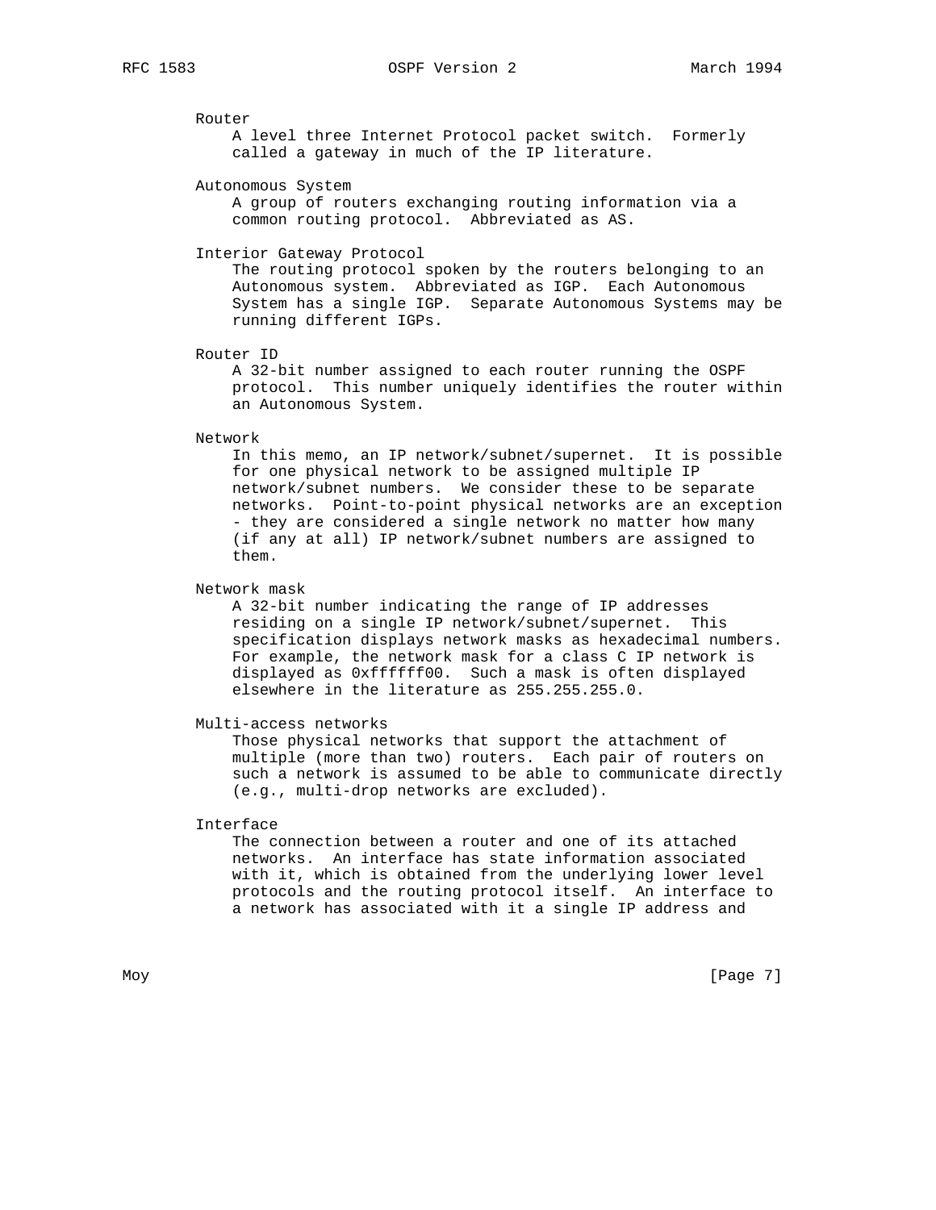Router
A level three Internet Protocol packet switch.  Formerly called a gateway in much of the IP literature.

Autonomous System
A group of routers exchanging routing information via a common routing protocol.  Abbreviated as AS.

Interior Gateway Protocol
The routing protocol spoken by the routers belonging to an Autonomous system.  Abbreviated as IGP.  Each Autonomous System has a single IGP.  Separate Autonomous Systems may be running different IGPs.

Router ID
A 32-bit number assigned to each router running the OSPF protocol.  This number uniquely identifies the router within an Autonomous System.

Network
In this memo, an IP network/subnet/supernet.  It is possible for one physical network to be assigned multiple IP network/subnet numbers.  We consider these to be separate networks.  Point-to-point physical networks are an exception - they are considered a single network no matter how many (if any at all) IP network/subnet numbers are assigned to them.

Network mask
A 32-bit number indicating the range of IP addresses residing on a single IP network/subnet/supernet.  This specification displays network masks as hexadecimal numbers. For example, the network mask for a class C IP network is displayed as 0xffffff00.  Such a mask is often displayed elsewhere in the literature as 255.255.255.0.

Multi-access networks
Those physical networks that support the attachment of multiple (more than two) routers.  Each pair of routers on such a network is assumed to be able to communicate directly (e.g., multi-drop networks are excluded).

Interface
The connection between a router and one of its attached networks.  An interface has state information associated with it, which is obtained from the underlying lower level protocols and the routing protocol itself.  An interface to a network has associated with it a single IP address and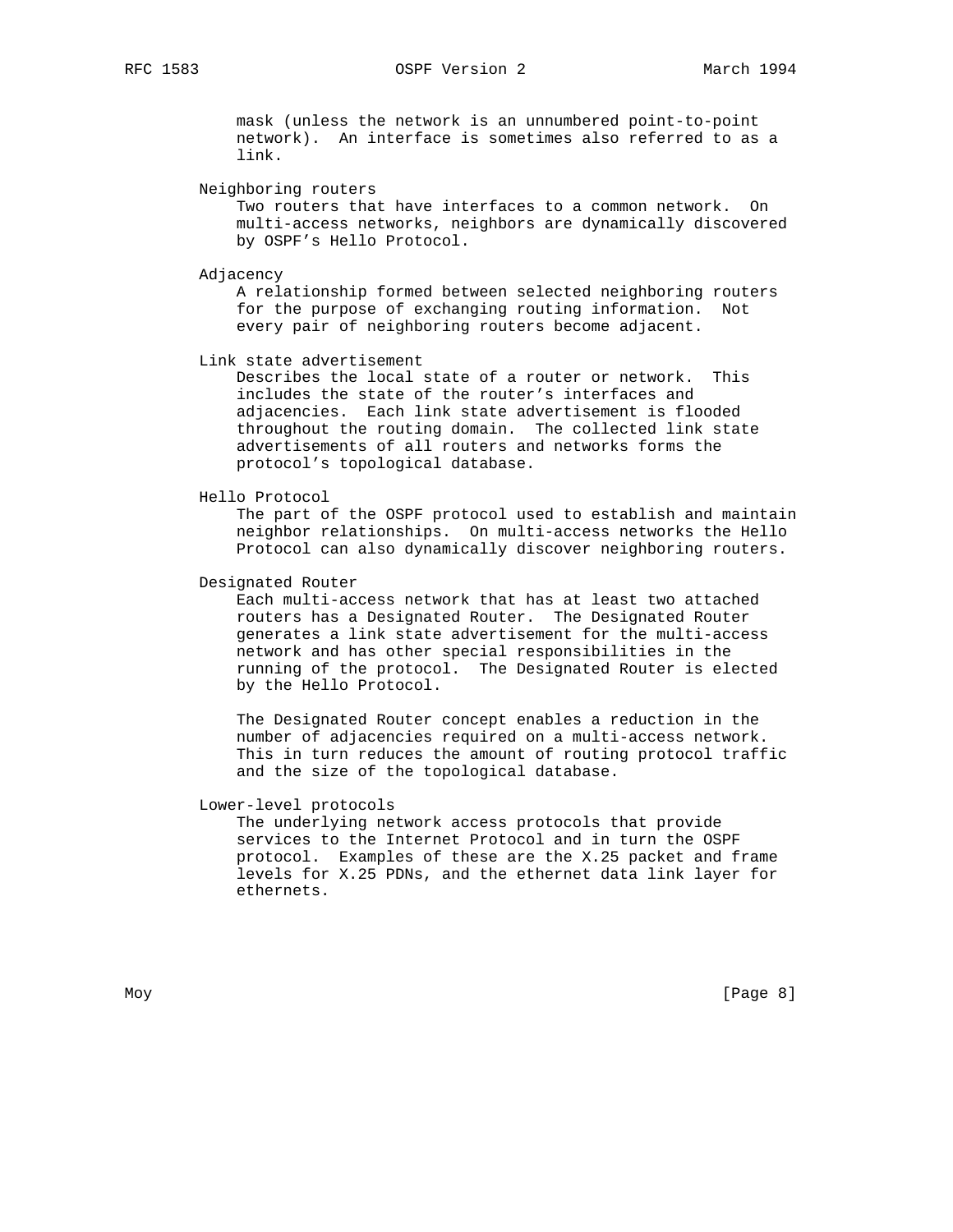mask (unless the network is an unnumbered point-to-point network). An interface is sometimes also referred to as a link.

Neighboring routers
Two routers that have interfaces to a common network. On multi-access networks, neighbors are dynamically discovered by OSPF's Hello Protocol.

Adjacency
A relationship formed between selected neighboring routers for the purpose of exchanging routing information. Not every pair of neighboring routers become adjacent.

Link state advertisement
Describes the local state of a router or network. This includes the state of the router's interfaces and adjacencies. Each link state advertisement is flooded throughout the routing domain. The collected link state advertisements of all routers and networks forms the protocol's topological database.

Hello Protocol
The part of the OSPF protocol used to establish and maintain neighbor relationships. On multi-access networks the Hello Protocol can also dynamically discover neighboring routers.

Designated Router
Each multi-access network that has at least two attached routers has a Designated Router. The Designated Router generates a link state advertisement for the multi-access network and has other special responsibilities in the running of the protocol. The Designated Router is elected by the Hello Protocol.

The Designated Router concept enables a reduction in the number of adjacencies required on a multi-access network. This in turn reduces the amount of routing protocol traffic and the size of the topological database.

Lower-level protocols
The underlying network access protocols that provide services to the Internet Protocol and in turn the OSPF protocol. Examples of these are the X.25 packet and frame levels for X.25 PDNs, and the ethernet data link layer for ethernets.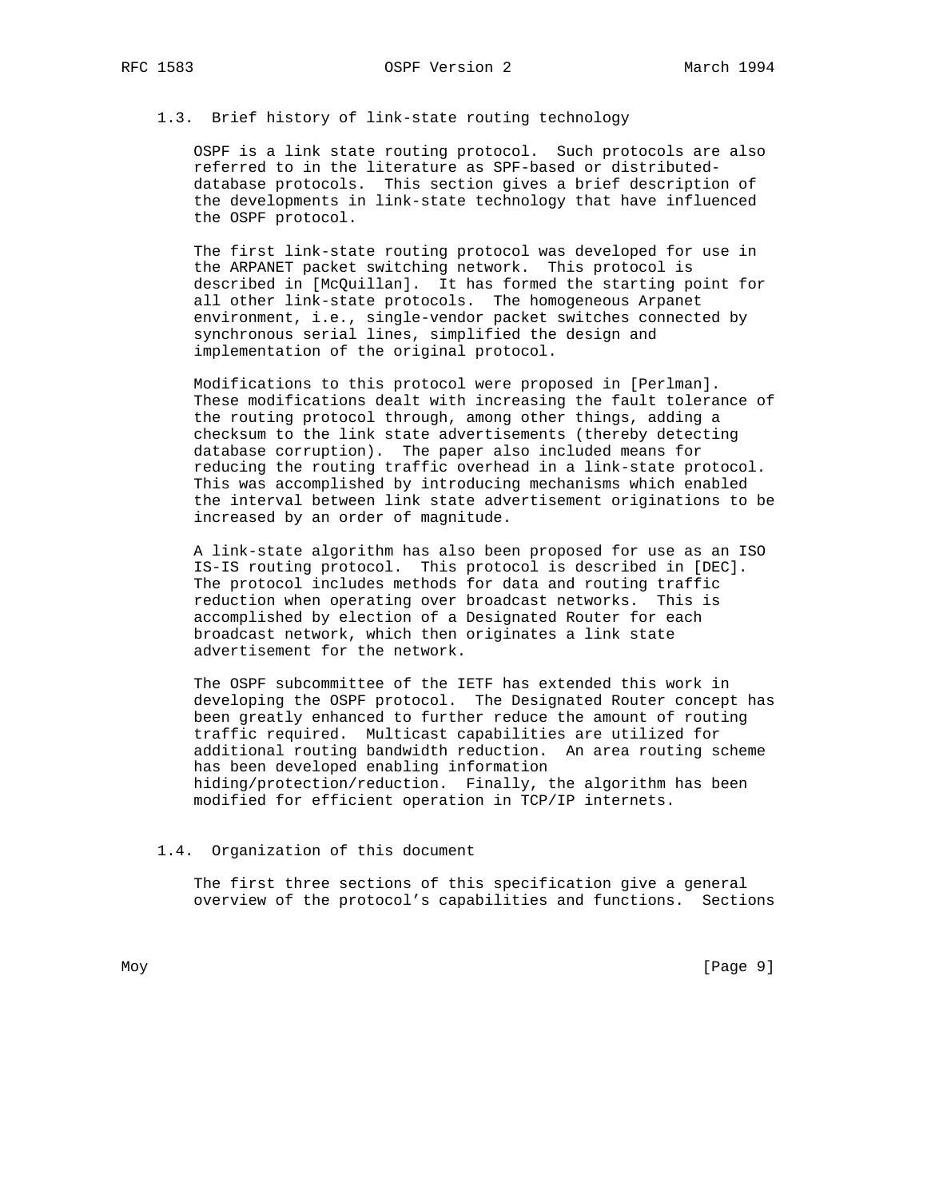### 1.3. Brief history of link-state routing technology

OSPF is a link state routing protocol. Such protocols are also referred to in the literature as SPF-based or distributed-database protocols. This section gives a brief description of the developments in link-state technology that have influenced the OSPF protocol.

The first link-state routing protocol was developed for use in the ARPANET packet switching network. This protocol is described in [McQuillan]. It has formed the starting point for all other link-state protocols. The homogeneous Arpanet environment, i.e., single-vendor packet switches connected by synchronous serial lines, simplified the design and implementation of the original protocol.

Modifications to this protocol were proposed in [Perlman]. These modifications dealt with increasing the fault tolerance of the routing protocol through, among other things, adding a checksum to the link state advertisements (thereby detecting database corruption). The paper also included means for reducing the routing traffic overhead in a link-state protocol. This was accomplished by introducing mechanisms which enabled the interval between link state advertisement originations to be increased by an order of magnitude.

A link-state algorithm has also been proposed for use as an ISO IS-IS routing protocol. This protocol is described in [DEC]. The protocol includes methods for data and routing traffic reduction when operating over broadcast networks. This is accomplished by election of a Designated Router for each broadcast network, which then originates a link state advertisement for the network.

The OSPF subcommittee of the IETF has extended this work in developing the OSPF protocol. The Designated Router concept has been greatly enhanced to further reduce the amount of routing traffic required. Multicast capabilities are utilized for additional routing bandwidth reduction. An area routing scheme has been developed enabling information hiding/protection/reduction. Finally, the algorithm has been modified for efficient operation in TCP/IP internets.

### 1.4. Organization of this document

The first three sections of this specification give a general overview of the protocol's capabilities and functions. Sections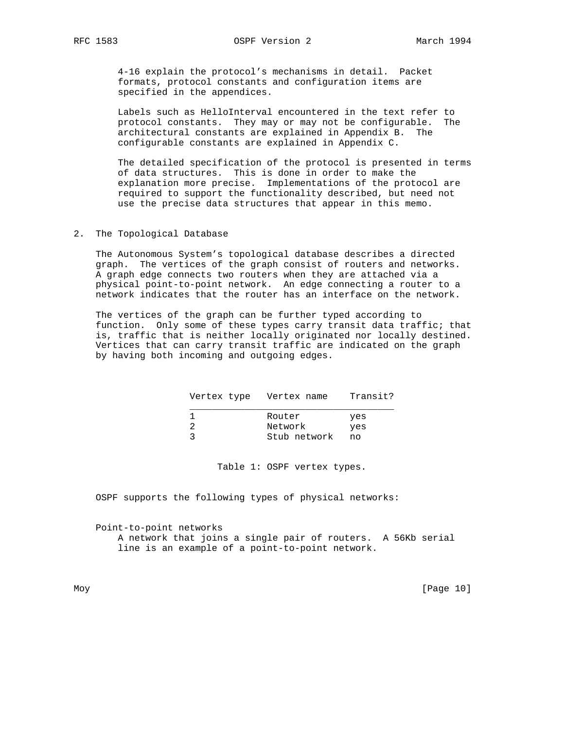4-16 explain the protocol's mechanisms in detail. Packet formats, protocol constants and configuration items are specified in the appendices.

Labels such as HelloInterval encountered in the text refer to protocol constants. They may or may not be configurable. The architectural constants are explained in Appendix B. The configurable constants are explained in Appendix C.

The detailed specification of the protocol is presented in terms of data structures. This is done in order to make the explanation more precise. Implementations of the protocol are required to support the functionality described, but need not use the precise data structures that appear in this memo.

## 2. The Topological Database

The Autonomous System's topological database describes a directed graph. The vertices of the graph consist of routers and networks. A graph edge connects two routers when they are attached via a physical point-to-point network. An edge connecting a router to a network indicates that the router has an interface on the network.

The vertices of the graph can be further typed according to function. Only some of these types carry transit data traffic; that is, traffic that is neither locally originated nor locally destined. Vertices that can carry transit traffic are indicated on the graph by having both incoming and outgoing edges.

| Vertex type | Vertex name | Transit? |
|---|---|---|
| 1 | Router | yes |
| 2 | Network | yes |
| 3 | Stub network | no |

Table 1: OSPF vertex types.

OSPF supports the following types of physical networks:

Point-to-point networks
A network that joins a single pair of routers. A 56Kb serial line is an example of a point-to-point network.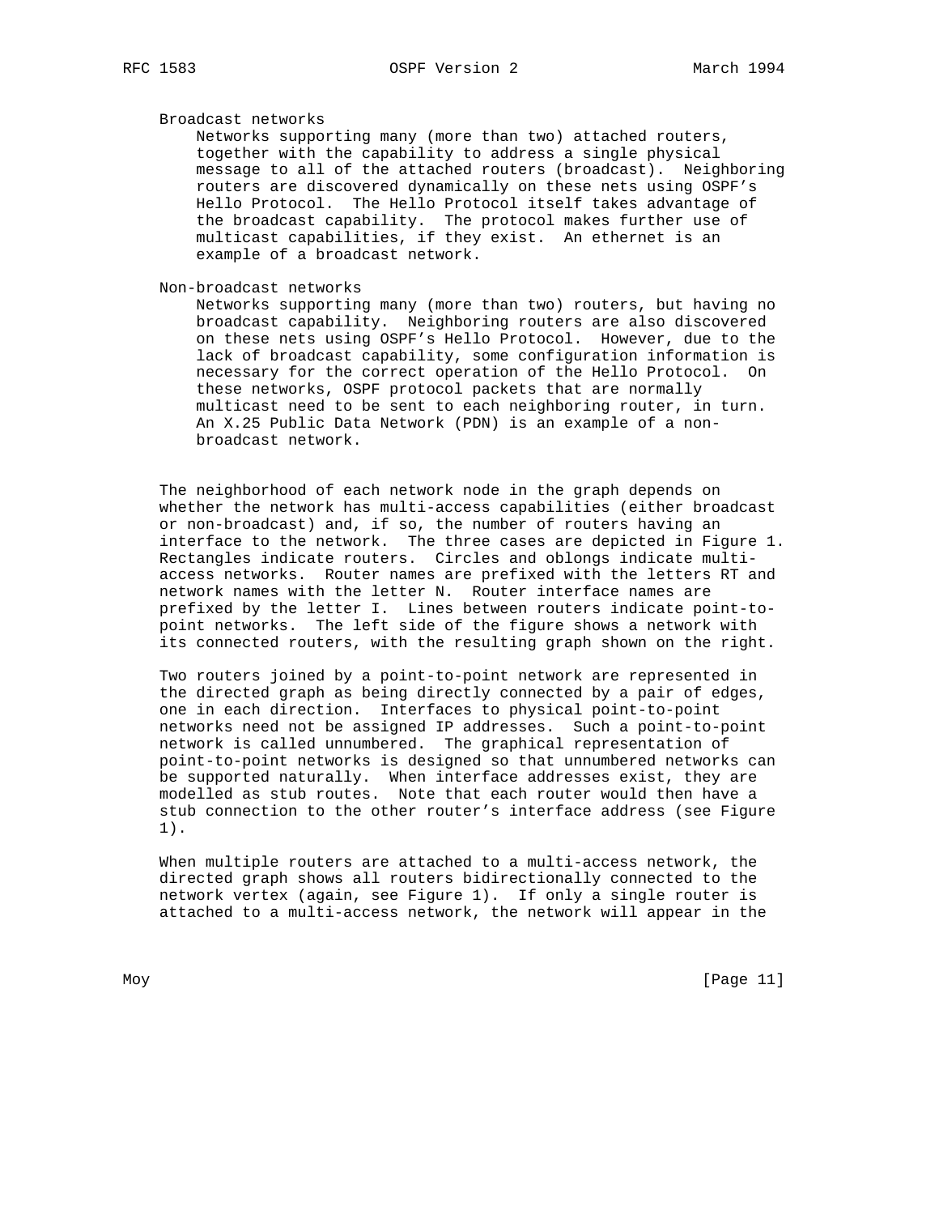Broadcast networks

Networks supporting many (more than two) attached routers, together with the capability to address a single physical message to all of the attached routers (broadcast). Neighboring routers are discovered dynamically on these nets using OSPF's Hello Protocol. The Hello Protocol itself takes advantage of the broadcast capability. The protocol makes further use of multicast capabilities, if they exist. An ethernet is an example of a broadcast network.

Non-broadcast networks

Networks supporting many (more than two) routers, but having no broadcast capability. Neighboring routers are also discovered on these nets using OSPF's Hello Protocol. However, due to the lack of broadcast capability, some configuration information is necessary for the correct operation of the Hello Protocol. On these networks, OSPF protocol packets that are normally multicast need to be sent to each neighboring router, in turn. An X.25 Public Data Network (PDN) is an example of a non-broadcast network.

The neighborhood of each network node in the graph depends on whether the network has multi-access capabilities (either broadcast or non-broadcast) and, if so, the number of routers having an interface to the network. The three cases are depicted in Figure 1. Rectangles indicate routers. Circles and oblongs indicate multi-access networks. Router names are prefixed with the letters RT and network names with the letter N. Router interface names are prefixed by the letter I. Lines between routers indicate point-to-point networks. The left side of the figure shows a network with its connected routers, with the resulting graph shown on the right.

Two routers joined by a point-to-point network are represented in the directed graph as being directly connected by a pair of edges, one in each direction. Interfaces to physical point-to-point networks need not be assigned IP addresses. Such a point-to-point network is called unnumbered. The graphical representation of point-to-point networks is designed so that unnumbered networks can be supported naturally. When interface addresses exist, they are modelled as stub routes. Note that each router would then have a stub connection to the other router's interface address (see Figure 1).

When multiple routers are attached to a multi-access network, the directed graph shows all routers bidirectionally connected to the network vertex (again, see Figure 1). If only a single router is attached to a multi-access network, the network will appear in the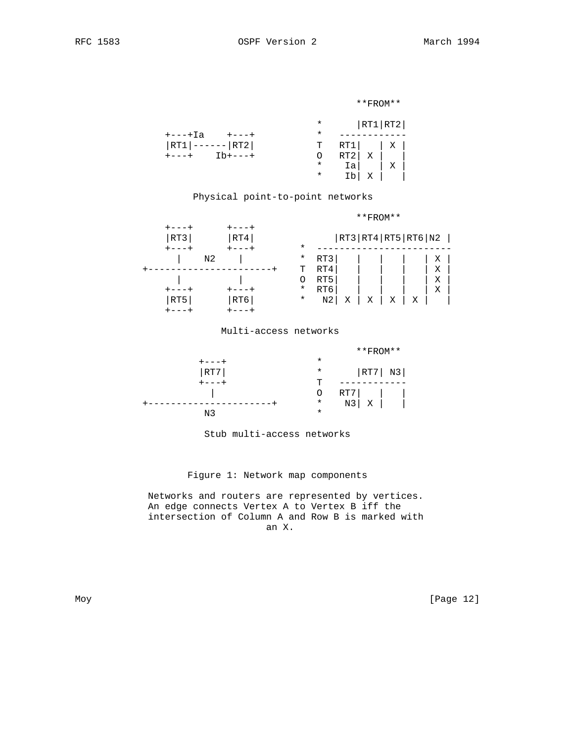```
                                               **FROM**

                                         *      |RT1|RT2|
            +---+Ia    +---+             *   ------------
            |RT1|------|RT2|             T   RT1|   | X |
            +---+    Ib+---+             O   RT2| X |   |
                                         *    Ia|   | X |
                                         *    Ib| X |   |

                   Physical point-to-point networks

                                               **FROM**
            +---+      +---+
            |RT3|      |RT4|                 |RT3|RT4|RT5|RT6|N2 |
            +---+      +---+             *   ------------------------
              |    N2    |               *  RT3|   |   |   |   | X |
        +----------------------+         T  RT4|   |   |   |   | X |
              |          |               O  RT5|   |   |   |   | X |
            +---+      +---+             *  RT6|   |   |   |   | X |
            |RT5|      |RT6|             *   N2| X | X | X | X |   |
            +---+      +---+

                         Multi-access networks

                                               **FROM**
                 +---+                   *
                 |RT7|                   *      |RT7| N3|
                 +---+                   T   ------------
                   |                     O   RT7|   |   |
        +----------------------+         *    N3| X |   |
                  N3                     *

                      Stub multi-access networks


                 Figure 1: Network map components

           Networks and routers are represented by vertices.
           An edge connects Vertex A to Vertex B iff the
           intersection of Column A and Row B is marked with
                                an X.
```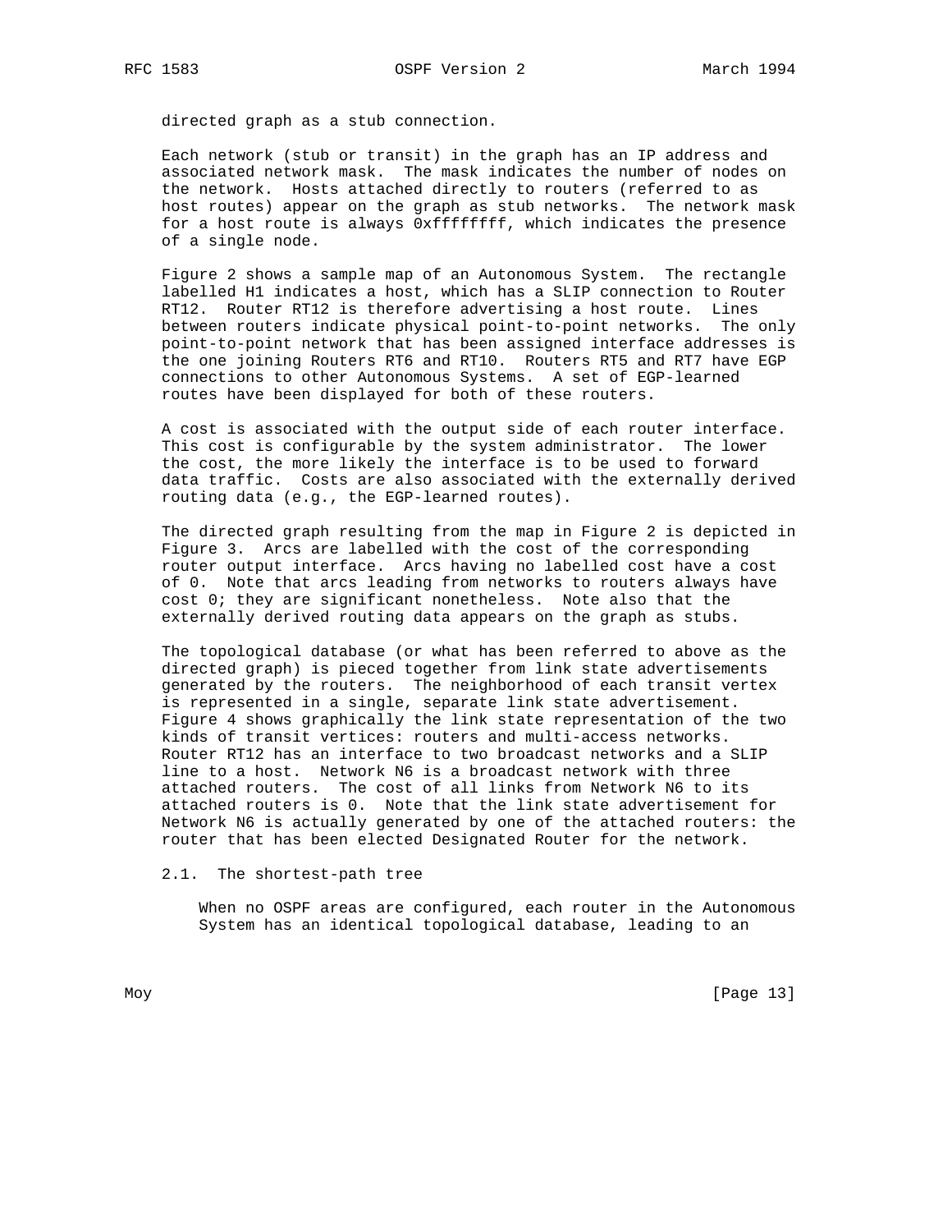directed graph as a stub connection.

Each network (stub or transit) in the graph has an IP address and associated network mask. The mask indicates the number of nodes on the network. Hosts attached directly to routers (referred to as host routes) appear on the graph as stub networks. The network mask for a host route is always 0xffffffff, which indicates the presence of a single node.

Figure 2 shows a sample map of an Autonomous System. The rectangle labelled H1 indicates a host, which has a SLIP connection to Router RT12. Router RT12 is therefore advertising a host route. Lines between routers indicate physical point-to-point networks. The only point-to-point network that has been assigned interface addresses is the one joining Routers RT6 and RT10. Routers RT5 and RT7 have EGP connections to other Autonomous Systems. A set of EGP-learned routes have been displayed for both of these routers.

A cost is associated with the output side of each router interface. This cost is configurable by the system administrator. The lower the cost, the more likely the interface is to be used to forward data traffic. Costs are also associated with the externally derived routing data (e.g., the EGP-learned routes).

The directed graph resulting from the map in Figure 2 is depicted in Figure 3. Arcs are labelled with the cost of the corresponding router output interface. Arcs having no labelled cost have a cost of 0. Note that arcs leading from networks to routers always have cost 0; they are significant nonetheless. Note also that the externally derived routing data appears on the graph as stubs.

The topological database (or what has been referred to above as the directed graph) is pieced together from link state advertisements generated by the routers. The neighborhood of each transit vertex is represented in a single, separate link state advertisement. Figure 4 shows graphically the link state representation of the two kinds of transit vertices: routers and multi-access networks. Router RT12 has an interface to two broadcast networks and a SLIP line to a host. Network N6 is a broadcast network with three attached routers. The cost of all links from Network N6 to its attached routers is 0. Note that the link state advertisement for Network N6 is actually generated by one of the attached routers: the router that has been elected Designated Router for the network.

## 2.1. The shortest-path tree

When no OSPF areas are configured, each router in the Autonomous System has an identical topological database, leading to an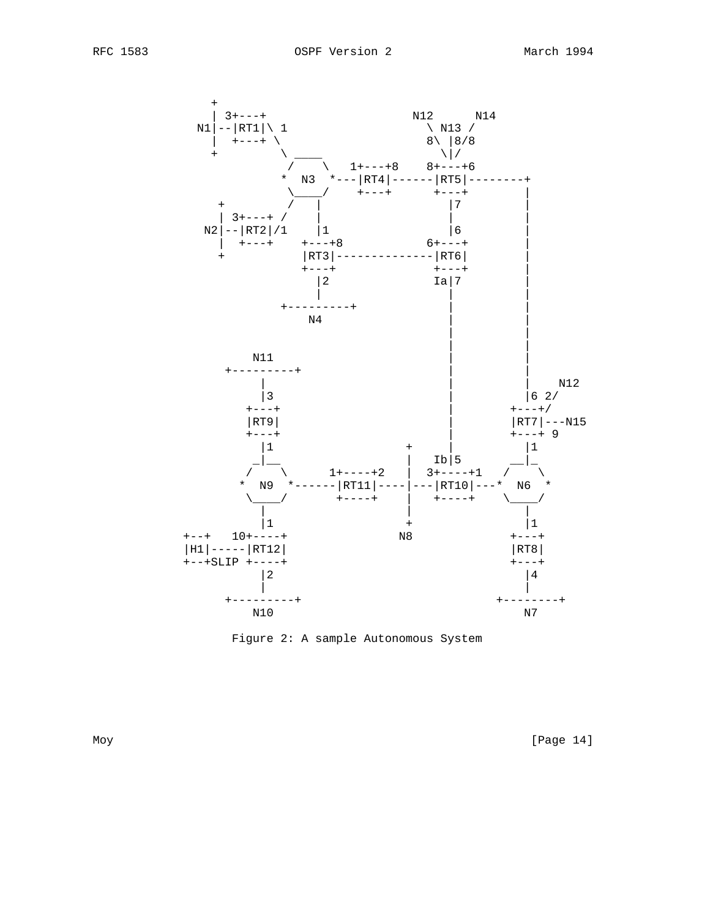```
                +
                | 3+---+                          N12      N14
              N1|--|RT1|\ 1                         \ N13 /
                |  +---+ \                          8\ |8/8
                +         \ ____                      \|/
                         /      \   1+---+8    8+---+6
                        *  N3  *---|RT4|------|RT5|--------+
                         \____/    +---+      +---+        |
                 +        /   |                 |7          |
                 | 3+---+ /    |                 |           |
               N2|--|RT2|/1    |1                |6          |
                 |  +---+    +---+8            6+---+        |
                 +           |RT3|--------------|RT6|        |
                             +---+              +---+        |
                               |2               Ia|7         |
                               |                  |          |
                          +---------+             |          |
                              N4                  |          |
                                                  |          |
                                                  |          |
                      N11                         |          |
                  +---------+                     |          |
                      |                           |          |    N12
                      |3                          |          |6 2/
                    +---+                         |        +---+/
                    |RT9|                         |        |RT7|---N15
                    +---+                         |        +---+ 9
                      |1                    +     |          |1
                     _|__                   |   Ib|5        __|_
                    /    \      1+----+2    |  3+----+1    /    \
                   *  N9  *------|RT11|----|---|RT10|---*  N6  *
                    \____/       +----+    |   +----+     \____/
                      |                     |                |
                      |1                    +                |1
             +--+   10+----+               N8              +---+
             |H1|-----|RT12|                               |RT8|
             +--+SLIP +----+                               +---+
                      |2                                     |4
                      |                                      |
                  +---------+                           +--------+
                      N10                                   N7
```

Figure 2: A sample Autonomous System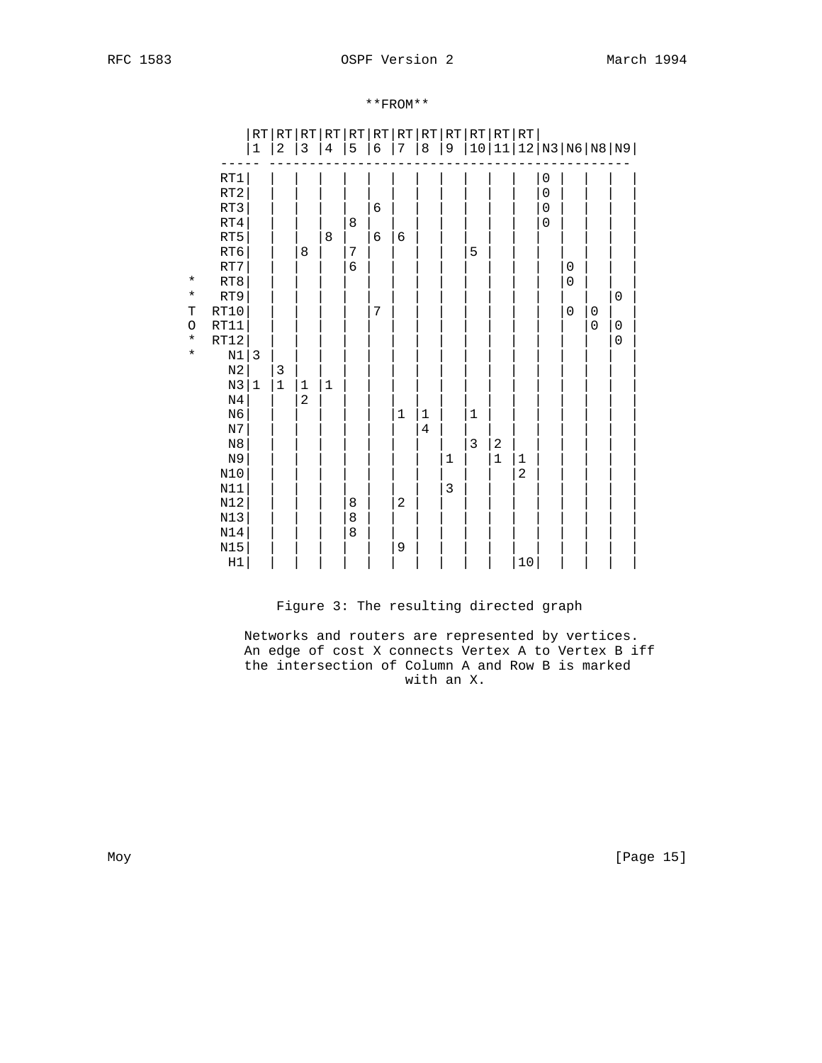**FROM**

| TO | RT1 | RT2 | RT3 | RT4 | RT5 | RT6 | RT7 | RT8 | RT9 | RT10 | RT11 | RT12 | N3 | N6 | N8 | N9 |
|---|---|---|---|---|---|---|---|---|---|---|---|---|---|---|---|---|
| RT1 | | | | | | | | | | | | | 0 | | | |
| RT2 | | | | | | | | | | | | | 0 | | | |
| RT3 | | | | | | 6 | | | | | | | 0 | | | |
| RT4 | | | | | 8 | | | | | | | | 0 | | | |
| RT5 | | | | 8 | | 6 | 6 | | | | | | | | | |
| RT6 | | | 8 | | 7 | | | | | 5 | | | | | | |
| RT7 | | | | | 6 | | | | | | | | | 0 | | |
| RT8 | | | | | | | | | | | | | | 0 | | |
| RT9 | | | | | | | | | | | | | | | | 0 |
| RT10 | | | | | | 7 | | | | | | | | 0 | 0 | |
| RT11 | | | | | | | | | | | | | | | 0 | 0 |
| RT12 | | | | | | | | | | | | | | | | 0 |
| N1 | 3 | | | | | | | | | | | | | | | |
| N2 | | 3 | | | | | | | | | | | | | | |
| N3 | 1 | 1 | 1 | 1 | | | | | | | | | | | | |
| N4 | | | 2 | | | | | | | | | | | | | |
| N6 | | | | | | | 1 | 1 | | 1 | | | | | | |
| N7 | | | | | | | | 4 | | | | | | | | |
| N8 | | | | | | | | | | 3 | 2 | | | | | |
| N9 | | | | | | | | | 1 | | 1 | 1 | | | | |
| N10 | | | | | | | | | | | | 2 | | | | |
| N11 | | | | | | | | | 3 | | | | | | | |
| N12 | | | | | 8 | | 2 | | | | | | | | | |
| N13 | | | | | 8 | | | | | | | | | | | |
| N14 | | | | | 8 | | | | | | | | | | | |
| N15 | | | | | | | 9 | | | | | | | | | |
| H1 | | | | | | | | | | | | 10 | | | | |

Figure 3: The resulting directed graph

Networks and routers are represented by vertices. An edge of cost X connects Vertex A to Vertex B iff the intersection of Column A and Row B is marked with an X.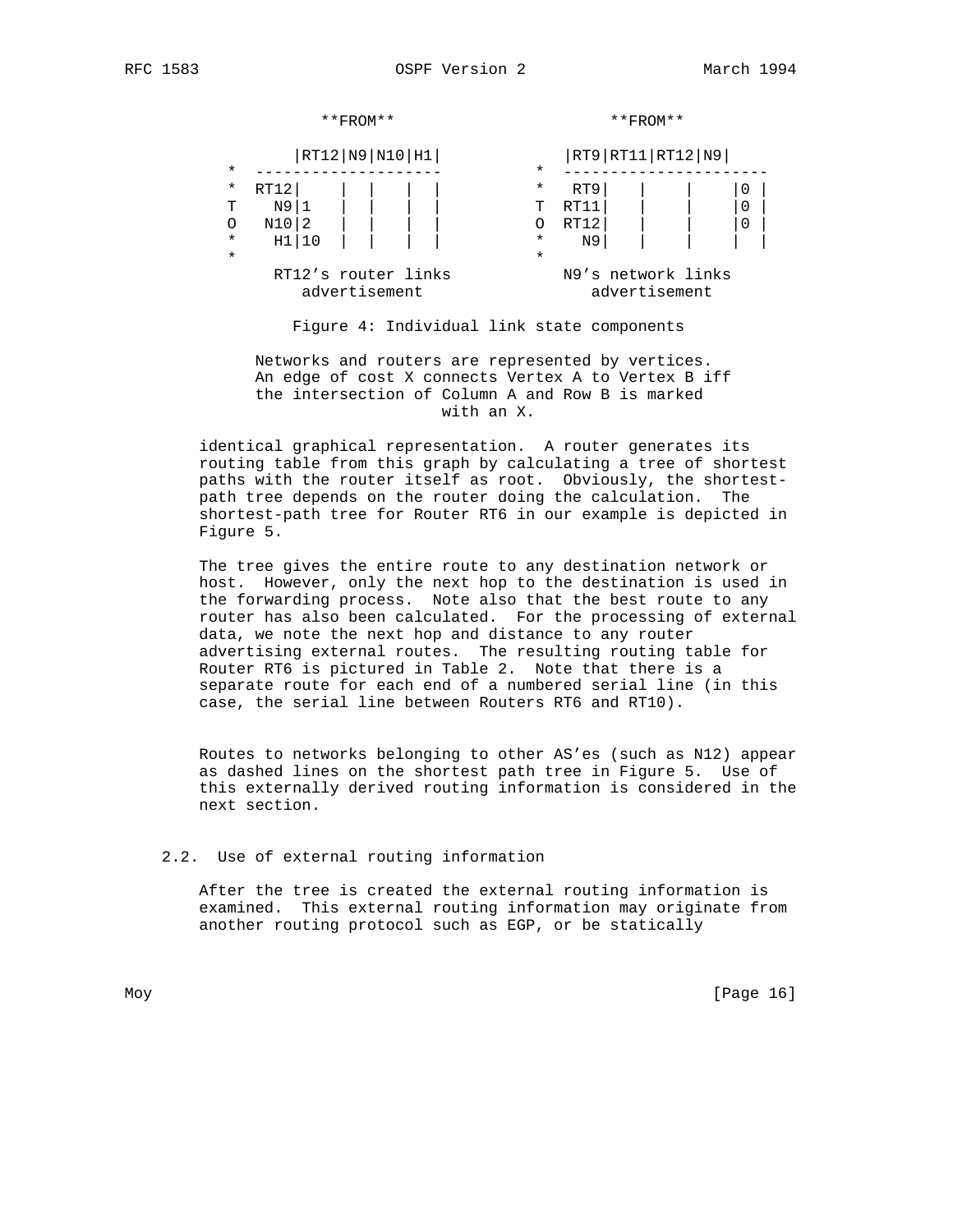```
                **FROM**                         **FROM**

             |RT12|N9|N10|H1|               |RT9|RT11|RT12|N9|
        *    --------------------       *   ----------------------
        *    RT12|    |  |   |  |       *    RT9|    |    |    |0 |
        T      N9|1   |  |   |  |       T   RT11|    |    |    |0 |
        O     N10|2   |  |   |  |       O   RT12|    |    |    |0 |
        *      H1|10  |  |   |  |       *     N9|    |    |    |  |
        *                               *
             RT12's router links           N9's network links
                advertisement                 advertisement
```

Figure 4: Individual link state components

Networks and routers are represented by vertices. An edge of cost X connects Vertex A to Vertex B iff the intersection of Column A and Row B is marked with an X.

identical graphical representation. A router generates its routing table from this graph by calculating a tree of shortest paths with the router itself as root. Obviously, the shortest-path tree depends on the router doing the calculation. The shortest-path tree for Router RT6 in our example is depicted in Figure 5.

The tree gives the entire route to any destination network or host. However, only the next hop to the destination is used in the forwarding process. Note also that the best route to any router has also been calculated. For the processing of external data, we note the next hop and distance to any router advertising external routes. The resulting routing table for Router RT6 is pictured in Table 2. Note that there is a separate route for each end of a numbered serial line (in this case, the serial line between Routers RT6 and RT10).

Routes to networks belonging to other AS'es (such as N12) appear as dashed lines on the shortest path tree in Figure 5. Use of this externally derived routing information is considered in the next section.

## 2.2. Use of external routing information

After the tree is created the external routing information is examined. This external routing information may originate from another routing protocol such as EGP, or be statically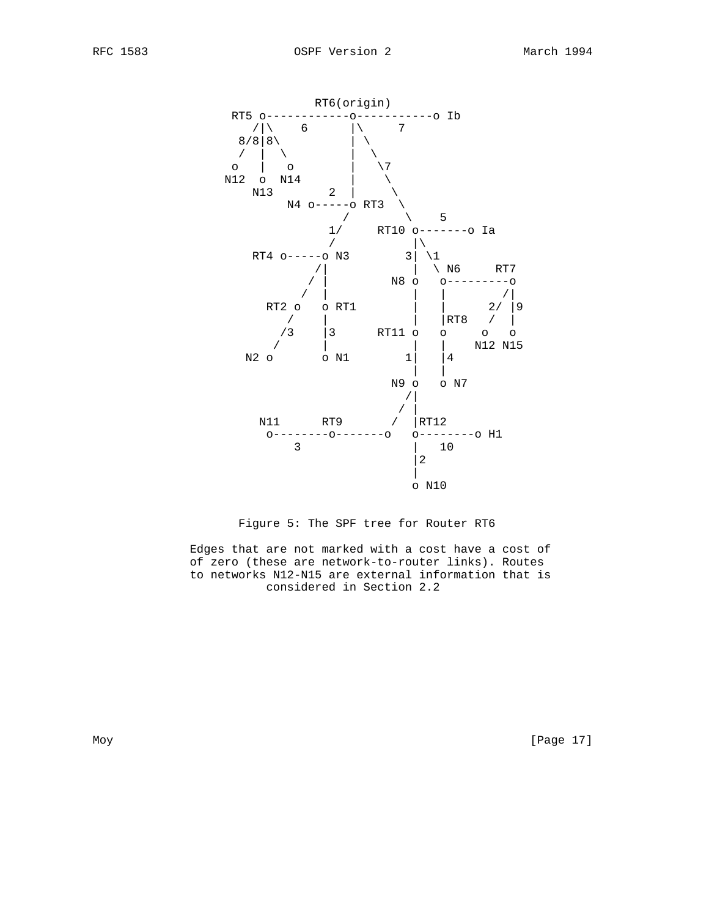```
                            RT6(origin)
                RT5 o------------o-----------o Ib
                   /|\    6      |\     7
                  8/8|8\         | \
                  /  |  \        |  \
                 o   |   o       |   \7
                N12  o  N14      |    \
                   N13        2  |     \
                        N4 o-----o RT3  \
                                /        \    5
                              1/     RT10 o-------o Ia
                              /           |\
                   RT4 o-----o N3        3| \1
                            /|            |  \ N6     RT7
                           / |         N8 o   o---------o
                          /  |            |   |        /|
                     RT2 o   o RT1        |   |      2/ |9
                        /    |            |   |RT8   /  |
                       /3    |3      RT11 o   o     o   o
                      /      |            |   |    N12 N15
                  N2 o       o N1        1|   |4
                                          |   |
                                       N9 o   o N7
                                         /|
                                        / |
                    N11      RT9       /  |RT12
                     o--------o-------o   o--------o H1
                         3                |   10
                                          |2
                                          |
                                          o N10
```

Figure 5: The SPF tree for Router RT6

Edges that are not marked with a cost have a cost of of zero (these are network-to-router links). Routes to networks N12-N15 are external information that is considered in Section 2.2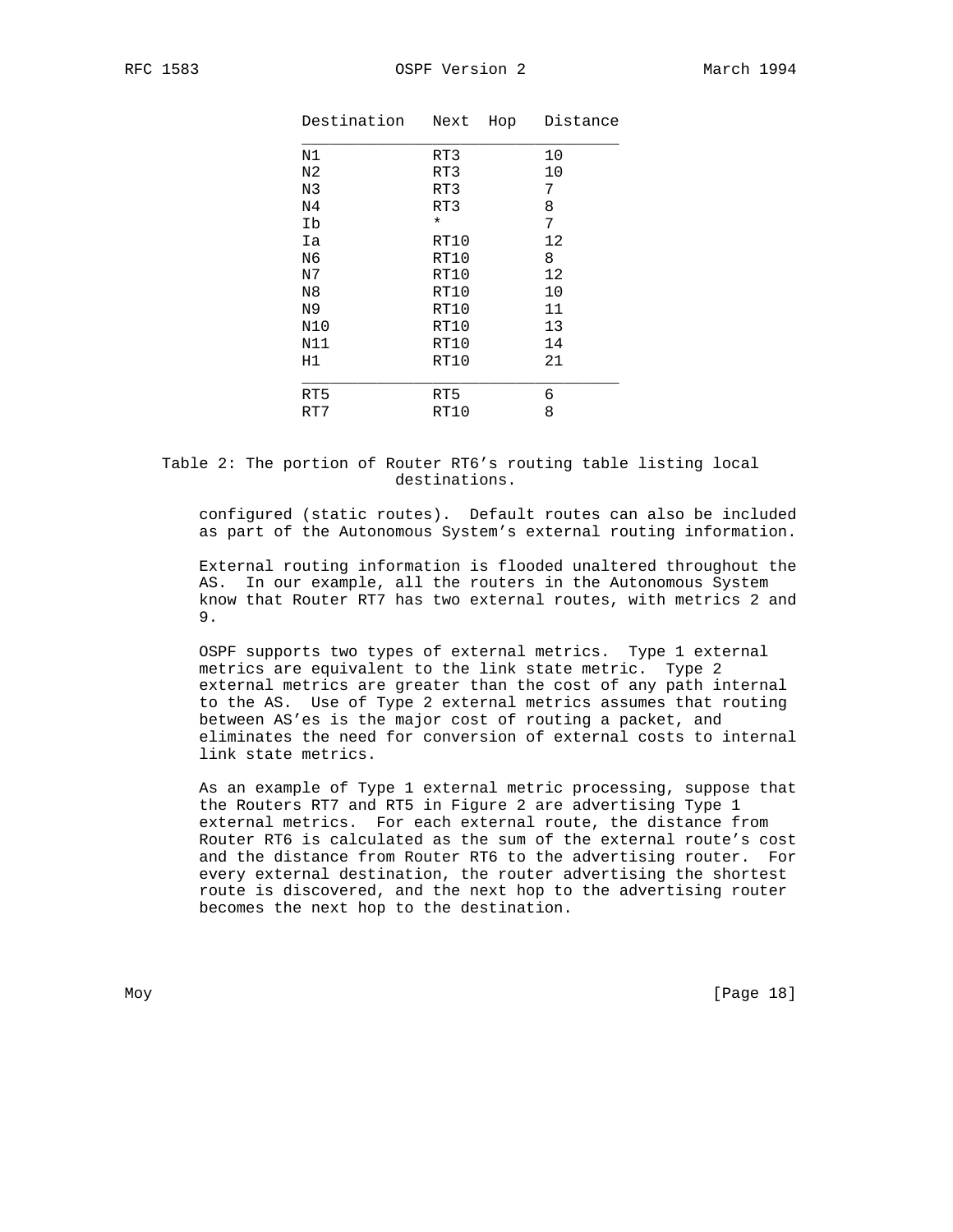| Destination | Next Hop | Distance |
| --- | --- | --- |
| N1 | RT3 | 10 |
| N2 | RT3 | 10 |
| N3 | RT3 | 7 |
| N4 | RT3 | 8 |
| Ib | * | 7 |
| Ia | RT10 | 12 |
| N6 | RT10 | 8 |
| N7 | RT10 | 12 |
| N8 | RT10 | 10 |
| N9 | RT10 | 11 |
| N10 | RT10 | 13 |
| N11 | RT10 | 14 |
| H1 | RT10 | 21 |
| RT5 | RT5 | 6 |
| RT7 | RT10 | 8 |

Table 2: The portion of Router RT6's routing table listing local destinations.

configured (static routes). Default routes can also be included as part of the Autonomous System's external routing information.

External routing information is flooded unaltered throughout the AS. In our example, all the routers in the Autonomous System know that Router RT7 has two external routes, with metrics 2 and 9.

OSPF supports two types of external metrics. Type 1 external metrics are equivalent to the link state metric. Type 2 external metrics are greater than the cost of any path internal to the AS. Use of Type 2 external metrics assumes that routing between AS'es is the major cost of routing a packet, and eliminates the need for conversion of external costs to internal link state metrics.

As an example of Type 1 external metric processing, suppose that the Routers RT7 and RT5 in Figure 2 are advertising Type 1 external metrics. For each external route, the distance from Router RT6 is calculated as the sum of the external route's cost and the distance from Router RT6 to the advertising router. For every external destination, the router advertising the shortest route is discovered, and the next hop to the advertising router becomes the next hop to the destination.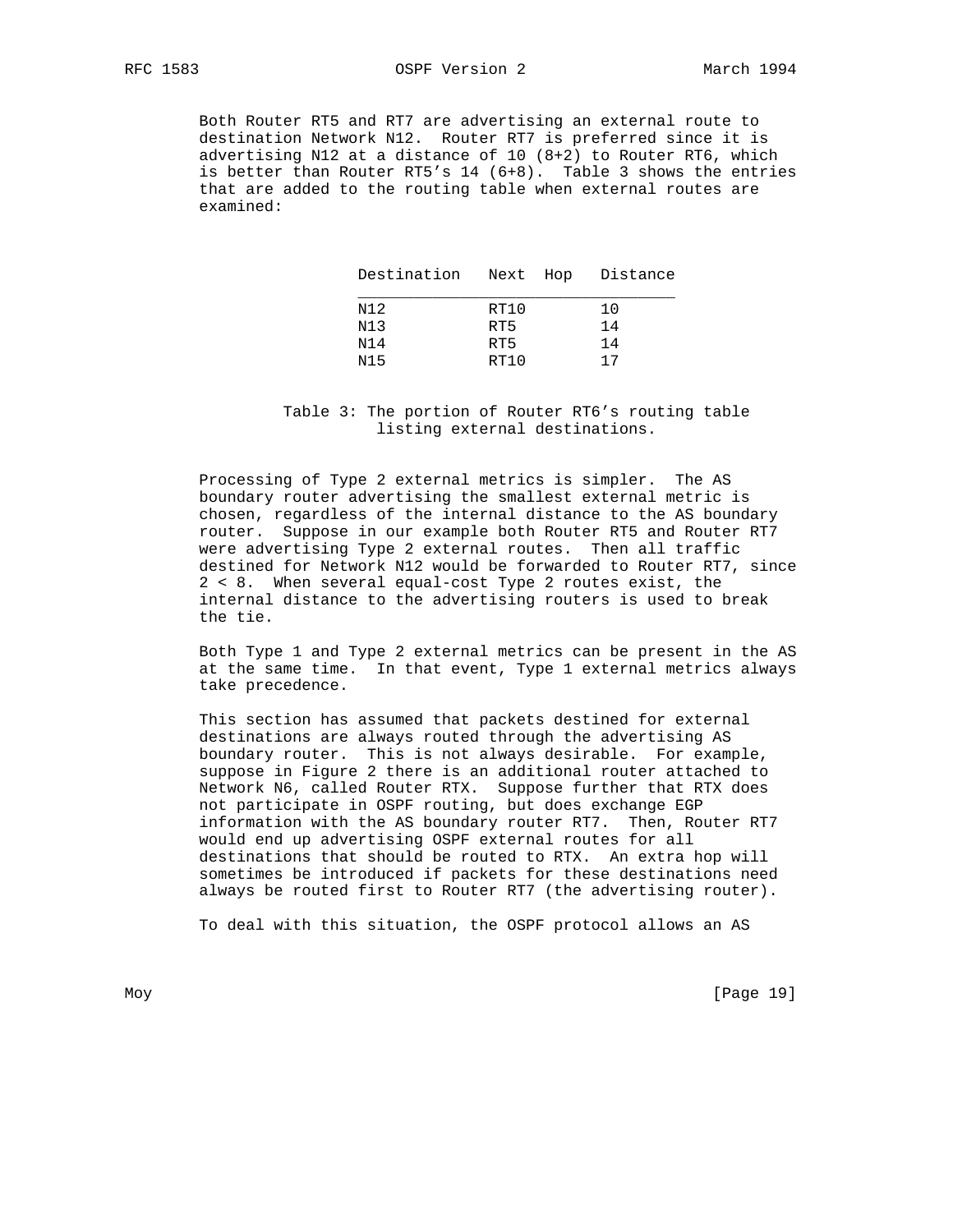Both Router RT5 and RT7 are advertising an external route to destination Network N12. Router RT7 is preferred since it is advertising N12 at a distance of 10 (8+2) to Router RT6, which is better than Router RT5's 14 (6+8). Table 3 shows the entries that are added to the routing table when external routes are examined:

| Destination | Next Hop | Distance |
|---|---|---|
| N12 | RT10 | 10 |
| N13 | RT5 | 14 |
| N14 | RT5 | 14 |
| N15 | RT10 | 17 |

Table 3: The portion of Router RT6's routing table listing external destinations.

Processing of Type 2 external metrics is simpler. The AS boundary router advertising the smallest external metric is chosen, regardless of the internal distance to the AS boundary router. Suppose in our example both Router RT5 and Router RT7 were advertising Type 2 external routes. Then all traffic destined for Network N12 would be forwarded to Router RT7, since 2 < 8. When several equal-cost Type 2 routes exist, the internal distance to the advertising routers is used to break the tie.

Both Type 1 and Type 2 external metrics can be present in the AS at the same time. In that event, Type 1 external metrics always take precedence.

This section has assumed that packets destined for external destinations are always routed through the advertising AS boundary router. This is not always desirable. For example, suppose in Figure 2 there is an additional router attached to Network N6, called Router RTX. Suppose further that RTX does not participate in OSPF routing, but does exchange EGP information with the AS boundary router RT7. Then, Router RT7 would end up advertising OSPF external routes for all destinations that should be routed to RTX. An extra hop will sometimes be introduced if packets for these destinations need always be routed first to Router RT7 (the advertising router).

To deal with this situation, the OSPF protocol allows an AS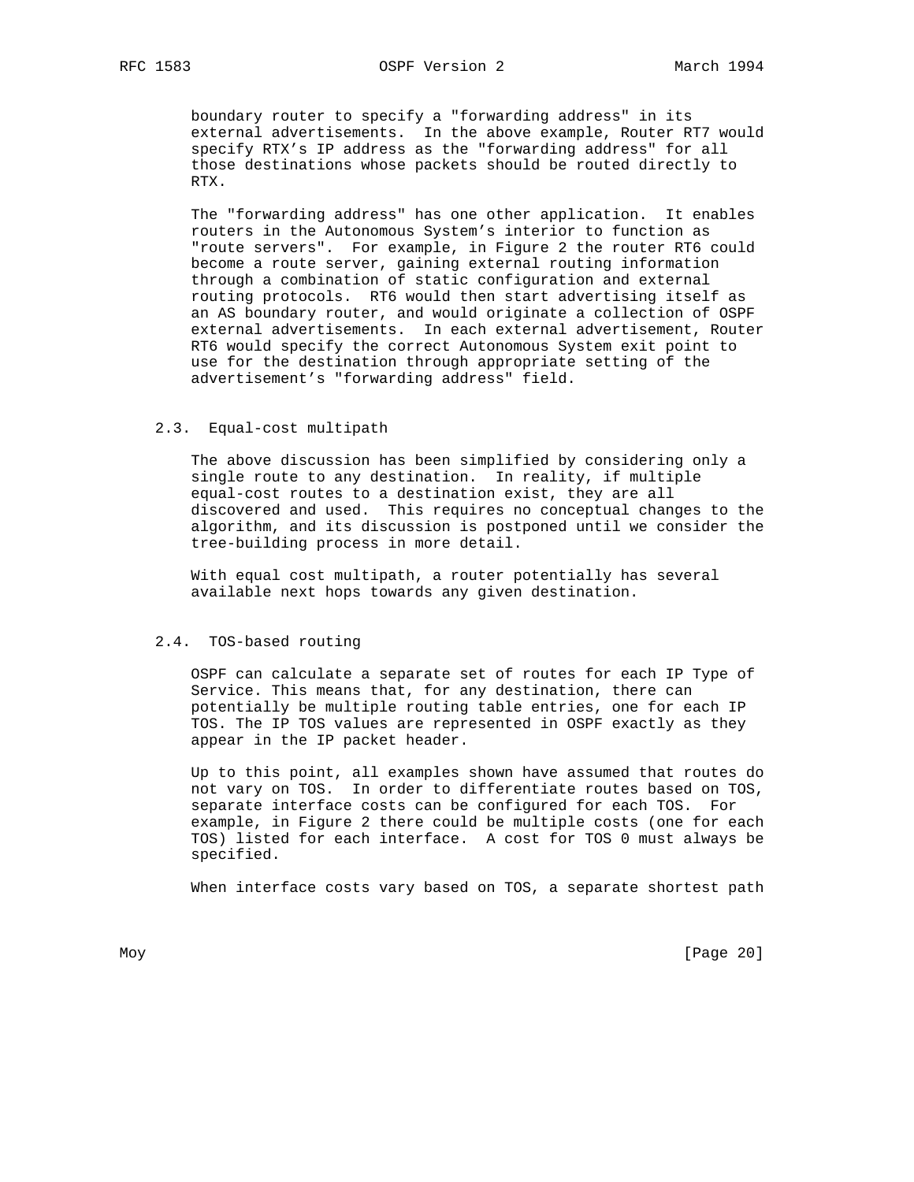boundary router to specify a "forwarding address" in its external advertisements. In the above example, Router RT7 would specify RTX's IP address as the "forwarding address" for all those destinations whose packets should be routed directly to RTX.

The "forwarding address" has one other application. It enables routers in the Autonomous System's interior to function as "route servers". For example, in Figure 2 the router RT6 could become a route server, gaining external routing information through a combination of static configuration and external routing protocols. RT6 would then start advertising itself as an AS boundary router, and would originate a collection of OSPF external advertisements. In each external advertisement, Router RT6 would specify the correct Autonomous System exit point to use for the destination through appropriate setting of the advertisement's "forwarding address" field.

### 2.3. Equal-cost multipath

The above discussion has been simplified by considering only a single route to any destination. In reality, if multiple equal-cost routes to a destination exist, they are all discovered and used. This requires no conceptual changes to the algorithm, and its discussion is postponed until we consider the tree-building process in more detail.

With equal cost multipath, a router potentially has several available next hops towards any given destination.

### 2.4. TOS-based routing

OSPF can calculate a separate set of routes for each IP Type of Service. This means that, for any destination, there can potentially be multiple routing table entries, one for each IP TOS. The IP TOS values are represented in OSPF exactly as they appear in the IP packet header.

Up to this point, all examples shown have assumed that routes do not vary on TOS. In order to differentiate routes based on TOS, separate interface costs can be configured for each TOS. For example, in Figure 2 there could be multiple costs (one for each TOS) listed for each interface. A cost for TOS 0 must always be specified.

When interface costs vary based on TOS, a separate shortest path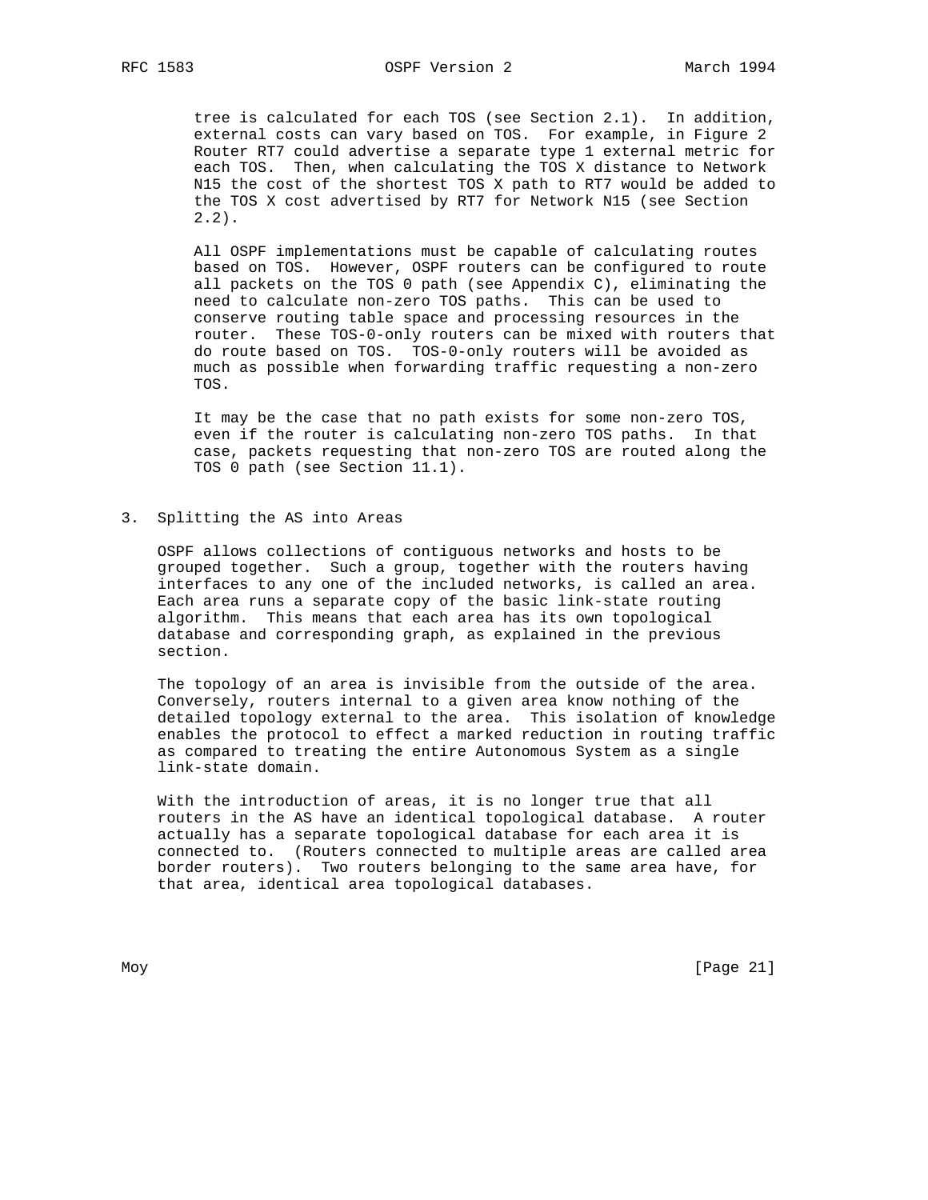tree is calculated for each TOS (see Section 2.1). In addition, external costs can vary based on TOS. For example, in Figure 2 Router RT7 could advertise a separate type 1 external metric for each TOS. Then, when calculating the TOS X distance to Network N15 the cost of the shortest TOS X path to RT7 would be added to the TOS X cost advertised by RT7 for Network N15 (see Section 2.2).

All OSPF implementations must be capable of calculating routes based on TOS. However, OSPF routers can be configured to route all packets on the TOS 0 path (see Appendix C), eliminating the need to calculate non-zero TOS paths. This can be used to conserve routing table space and processing resources in the router. These TOS-0-only routers can be mixed with routers that do route based on TOS. TOS-0-only routers will be avoided as much as possible when forwarding traffic requesting a non-zero TOS.

It may be the case that no path exists for some non-zero TOS, even if the router is calculating non-zero TOS paths. In that case, packets requesting that non-zero TOS are routed along the TOS 0 path (see Section 11.1).

# 3. Splitting the AS into Areas

OSPF allows collections of contiguous networks and hosts to be grouped together. Such a group, together with the routers having interfaces to any one of the included networks, is called an area. Each area runs a separate copy of the basic link-state routing algorithm. This means that each area has its own topological database and corresponding graph, as explained in the previous section.

The topology of an area is invisible from the outside of the area. Conversely, routers internal to a given area know nothing of the detailed topology external to the area. This isolation of knowledge enables the protocol to effect a marked reduction in routing traffic as compared to treating the entire Autonomous System as a single link-state domain.

With the introduction of areas, it is no longer true that all routers in the AS have an identical topological database. A router actually has a separate topological database for each area it is connected to. (Routers connected to multiple areas are called area border routers). Two routers belonging to the same area have, for that area, identical area topological databases.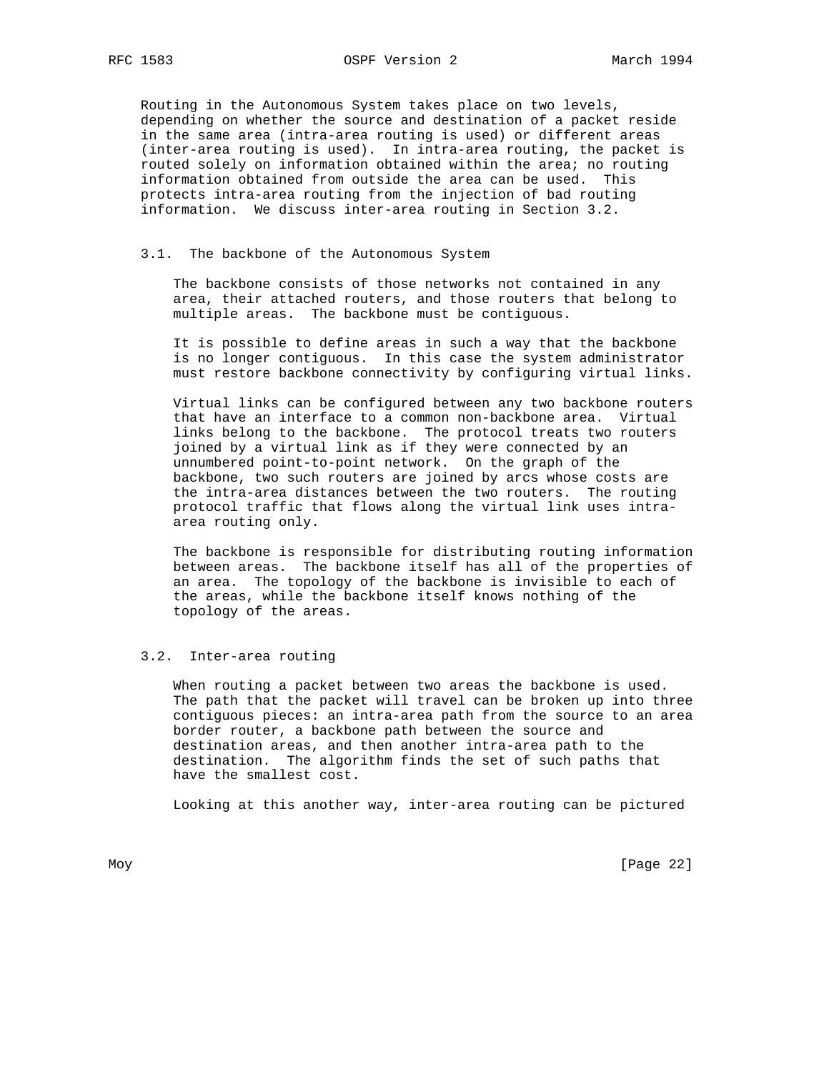Routing in the Autonomous System takes place on two levels, depending on whether the source and destination of a packet reside in the same area (intra-area routing is used) or different areas (inter-area routing is used). In intra-area routing, the packet is routed solely on information obtained within the area; no routing information obtained from outside the area can be used. This protects intra-area routing from the injection of bad routing information. We discuss inter-area routing in Section 3.2.

### 3.1. The backbone of the Autonomous System

The backbone consists of those networks not contained in any area, their attached routers, and those routers that belong to multiple areas. The backbone must be contiguous.

It is possible to define areas in such a way that the backbone is no longer contiguous. In this case the system administrator must restore backbone connectivity by configuring virtual links.

Virtual links can be configured between any two backbone routers that have an interface to a common non-backbone area. Virtual links belong to the backbone. The protocol treats two routers joined by a virtual link as if they were connected by an unnumbered point-to-point network. On the graph of the backbone, two such routers are joined by arcs whose costs are the intra-area distances between the two routers. The routing protocol traffic that flows along the virtual link uses intra-area routing only.

The backbone is responsible for distributing routing information between areas. The backbone itself has all of the properties of an area. The topology of the backbone is invisible to each of the areas, while the backbone itself knows nothing of the topology of the areas.

### 3.2. Inter-area routing

When routing a packet between two areas the backbone is used. The path that the packet will travel can be broken up into three contiguous pieces: an intra-area path from the source to an area border router, a backbone path between the source and destination areas, and then another intra-area path to the destination. The algorithm finds the set of such paths that have the smallest cost.

Looking at this another way, inter-area routing can be pictured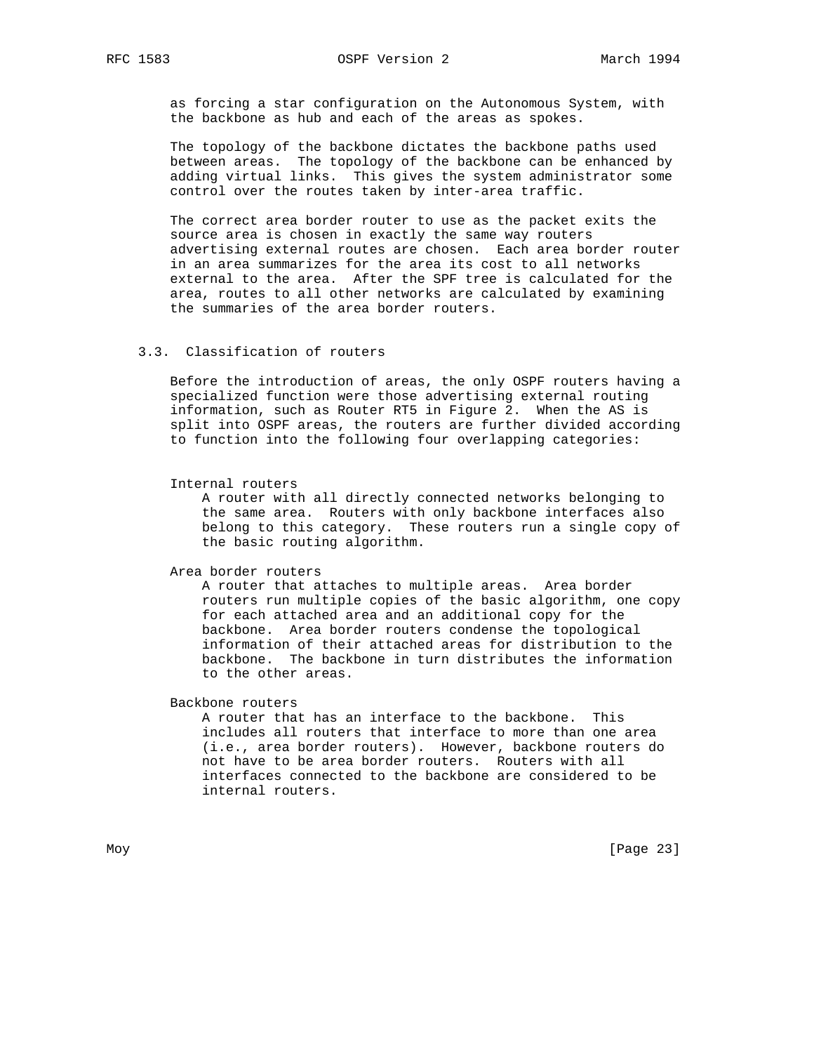as forcing a star configuration on the Autonomous System, with the backbone as hub and each of the areas as spokes.

The topology of the backbone dictates the backbone paths used between areas. The topology of the backbone can be enhanced by adding virtual links. This gives the system administrator some control over the routes taken by inter-area traffic.

The correct area border router to use as the packet exits the source area is chosen in exactly the same way routers advertising external routes are chosen. Each area border router in an area summarizes for the area its cost to all networks external to the area. After the SPF tree is calculated for the area, routes to all other networks are calculated by examining the summaries of the area border routers.

### 3.3. Classification of routers

Before the introduction of areas, the only OSPF routers having a specialized function were those advertising external routing information, such as Router RT5 in Figure 2. When the AS is split into OSPF areas, the routers are further divided according to function into the following four overlapping categories:

**Internal routers**
A router with all directly connected networks belonging to the same area. Routers with only backbone interfaces also belong to this category. These routers run a single copy of the basic routing algorithm.

**Area border routers**
A router that attaches to multiple areas. Area border routers run multiple copies of the basic algorithm, one copy for each attached area and an additional copy for the backbone. Area border routers condense the topological information of their attached areas for distribution to the backbone. The backbone in turn distributes the information to the other areas.

**Backbone routers**
A router that has an interface to the backbone. This includes all routers that interface to more than one area (i.e., area border routers). However, backbone routers do not have to be area border routers. Routers with all interfaces connected to the backbone are considered to be internal routers.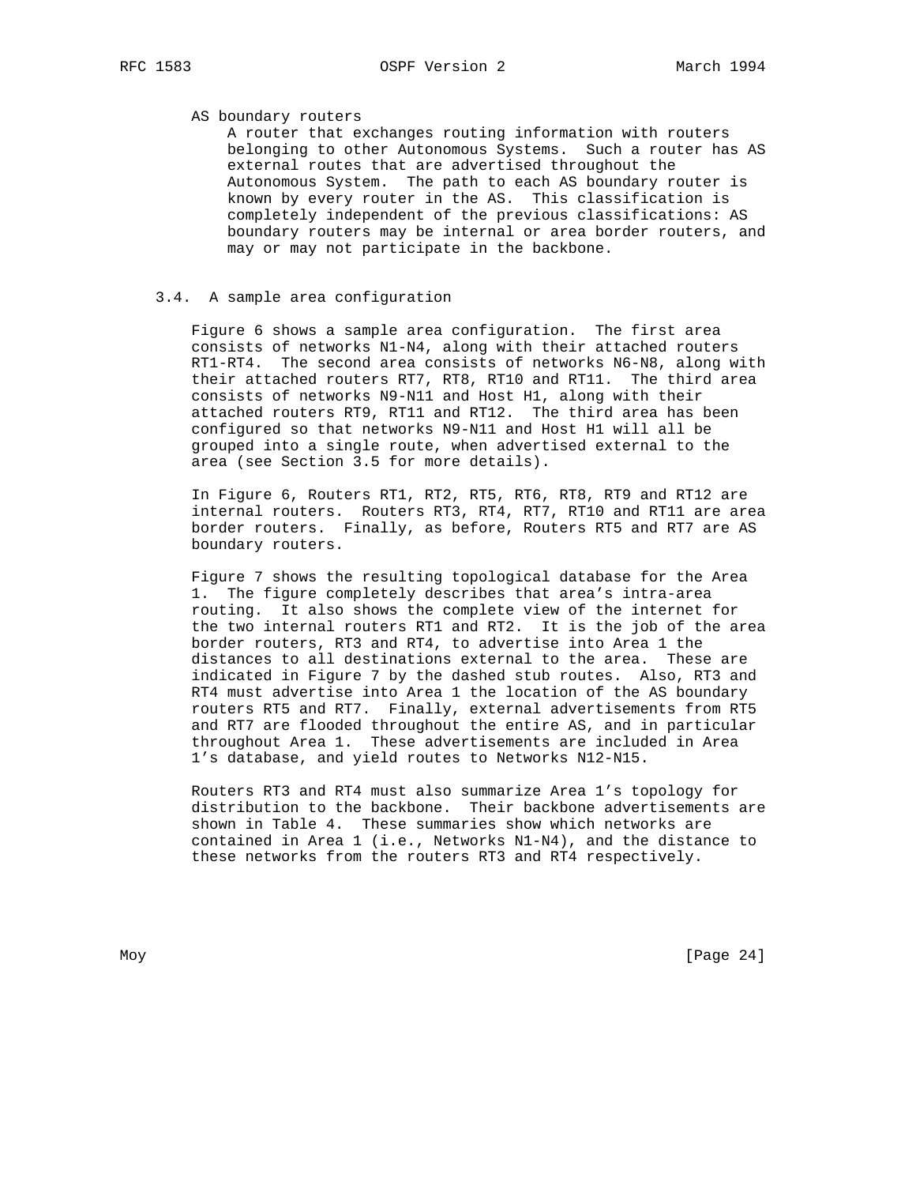AS boundary routers

A router that exchanges routing information with routers belonging to other Autonomous Systems. Such a router has AS external routes that are advertised throughout the Autonomous System. The path to each AS boundary router is known by every router in the AS. This classification is completely independent of the previous classifications: AS boundary routers may be internal or area border routers, and may or may not participate in the backbone.

### 3.4. A sample area configuration

Figure 6 shows a sample area configuration. The first area consists of networks N1-N4, along with their attached routers RT1-RT4. The second area consists of networks N6-N8, along with their attached routers RT7, RT8, RT10 and RT11. The third area consists of networks N9-N11 and Host H1, along with their attached routers RT9, RT11 and RT12. The third area has been configured so that networks N9-N11 and Host H1 will all be grouped into a single route, when advertised external to the area (see Section 3.5 for more details).

In Figure 6, Routers RT1, RT2, RT5, RT6, RT8, RT9 and RT12 are internal routers. Routers RT3, RT4, RT7, RT10 and RT11 are area border routers. Finally, as before, Routers RT5 and RT7 are AS boundary routers.

Figure 7 shows the resulting topological database for the Area 1. The figure completely describes that area's intra-area routing. It also shows the complete view of the internet for the two internal routers RT1 and RT2. It is the job of the area border routers, RT3 and RT4, to advertise into Area 1 the distances to all destinations external to the area. These are indicated in Figure 7 by the dashed stub routes. Also, RT3 and RT4 must advertise into Area 1 the location of the AS boundary routers RT5 and RT7. Finally, external advertisements from RT5 and RT7 are flooded throughout the entire AS, and in particular throughout Area 1. These advertisements are included in Area 1's database, and yield routes to Networks N12-N15.

Routers RT3 and RT4 must also summarize Area 1's topology for distribution to the backbone. Their backbone advertisements are shown in Table 4. These summaries show which networks are contained in Area 1 (i.e., Networks N1-N4), and the distance to these networks from the routers RT3 and RT4 respectively.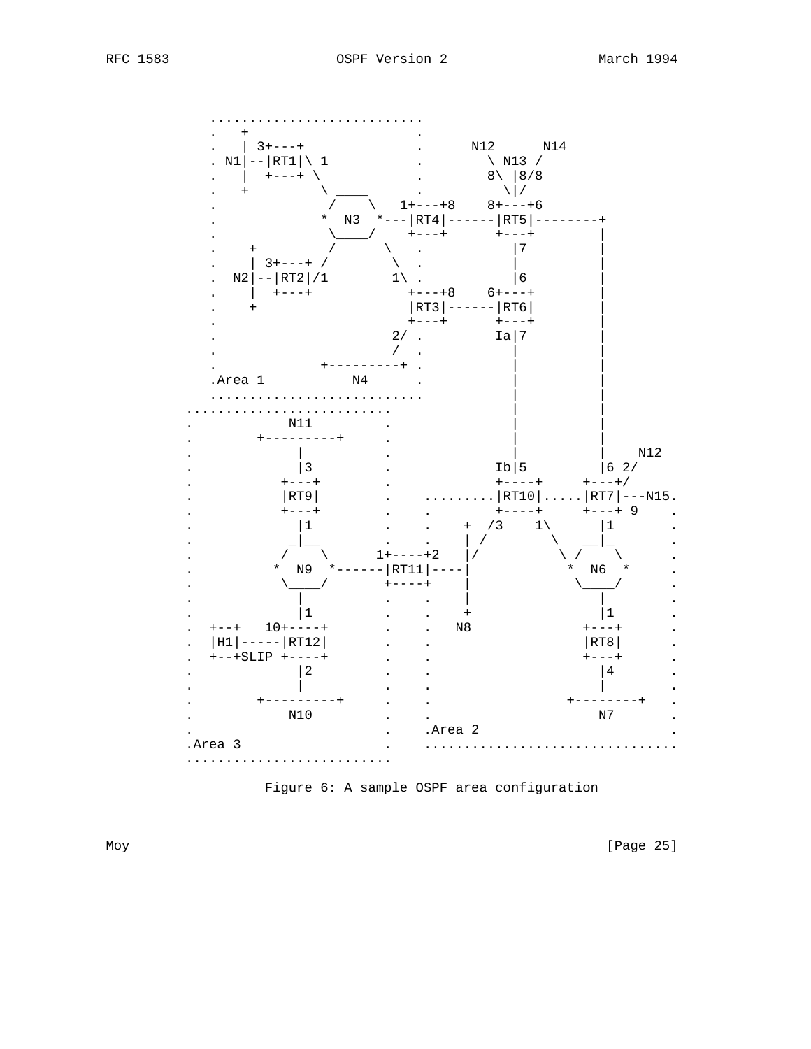```
                ..........................
                .   +                    .
                .   | 3+---+             .      N12      N14
                . N1|--|RT1|\ 1          .        \ N13 /
                .   |  +---+ \           .        8\ |8/8
                .   +         \ ____     .          \|/
                .             /    \   1+---+8    8+---+6
                .            *  N3  *---|RT4|------|RT5|--------+
                .             \____/    +---+      +---+        |
                .    +        /     \    .          |7          |
                .    | 3+---+ /      \   .          |           |
                .  N2|--|RT2|/1       1\ .          |6          |
                .    |  +---+            +---+8    6+---+       |
                .    +                   |RT3|------|RT6|       |
                .                        +---+      +---+       |
                .                      2/ .         Ia|7        |
                .                      /  .           |         |
                .             +---------+ .           |         |
                .Area 1           N4      .           |         |
                ..........................            |         |
             ..........................               |         |
             .          N11          .                |         |
             .       +---------+     .                |         |
             .           |           .                |         |    N12
             .           |3          .              Ib|5        |6 2/
             .         +---+         .              +----+     +---+/
             .         |RT9|         .    .........|RT10|.....|RT7|---N15.
             .         +---+         .    .         +----+     +---+ 9    .
             .           |1          .    .    +  /3    1\      |1        .
             .          _|__         .    .    | /        \   __|_        .
             .         /    \      1+----+2   |/           \ /    \       .
             .        *  N9  *------|RT11|----|            *  N6  *       .
             .         \____/       +----+    |             \____/        .
             .           |           .    .    |                |         .
             .           |1          .    .    +                |1        .
             .  +--+   10+----+      .    .   N8              +---+       .
             .  |H1|-----|RT12|      .    .                   |RT8|       .
             .  +--+SLIP +----+      .    .                   +---+       .
             .           |2          .    .                     |4        .
             .           |           .    .                     |         .
             .       +---------+     .    .                 +--------+    .
             .          N10          .    .                     N7        .
             .                       .    .Area 2                         .
             .Area 3                 .    ................................
             .........................
```

Figure 6: A sample OSPF area configuration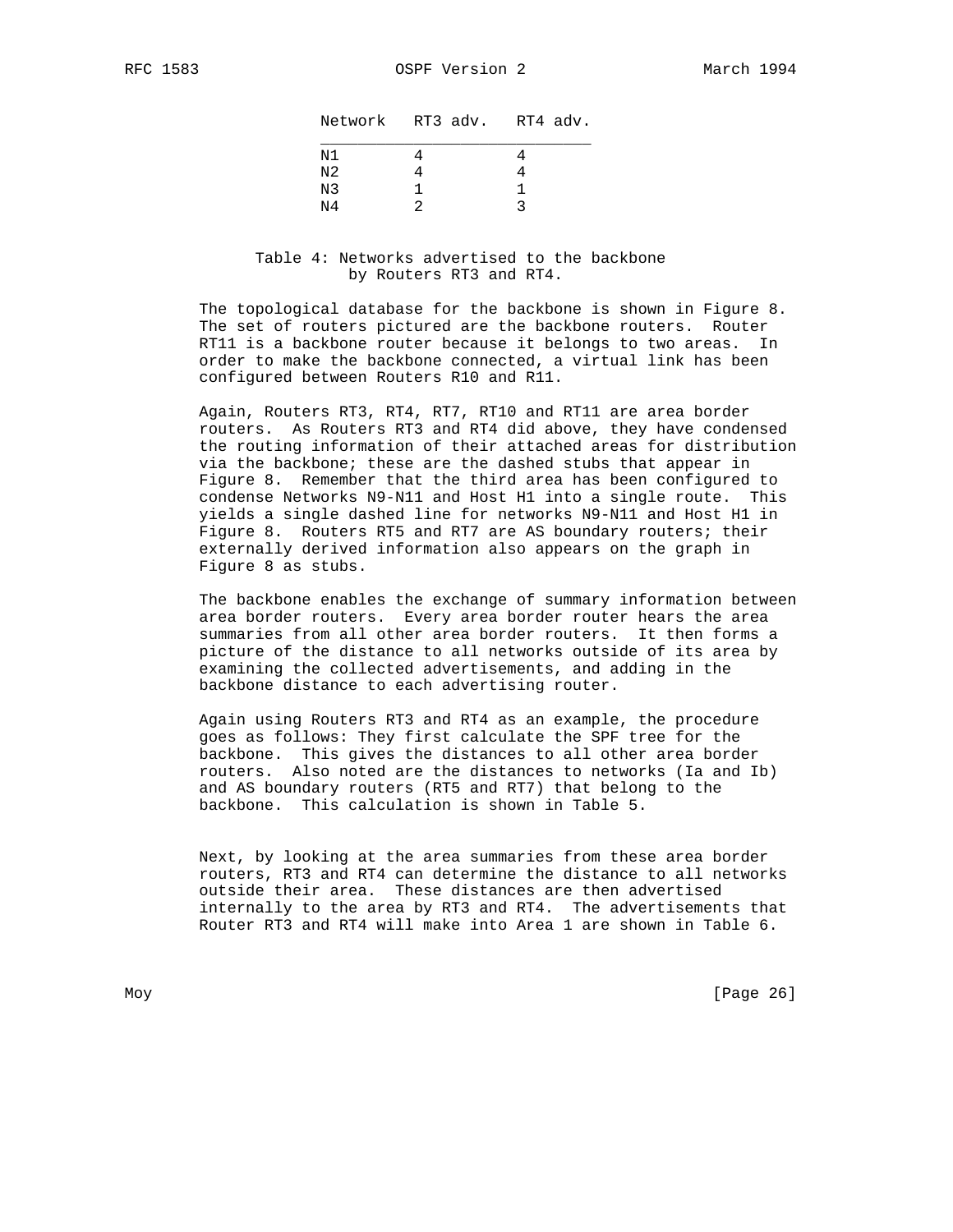| Network | RT3 adv. | RT4 adv. |
|---|---|---|
| N1 | 4 | 4 |
| N2 | 4 | 4 |
| N3 | 1 | 1 |
| N4 | 2 | 3 |

Table 4: Networks advertised to the backbone by Routers RT3 and RT4.

The topological database for the backbone is shown in Figure 8. The set of routers pictured are the backbone routers. Router RT11 is a backbone router because it belongs to two areas. In order to make the backbone connected, a virtual link has been configured between Routers R10 and R11.

Again, Routers RT3, RT4, RT7, RT10 and RT11 are area border routers. As Routers RT3 and RT4 did above, they have condensed the routing information of their attached areas for distribution via the backbone; these are the dashed stubs that appear in Figure 8. Remember that the third area has been configured to condense Networks N9-N11 and Host H1 into a single route. This yields a single dashed line for networks N9-N11 and Host H1 in Figure 8. Routers RT5 and RT7 are AS boundary routers; their externally derived information also appears on the graph in Figure 8 as stubs.

The backbone enables the exchange of summary information between area border routers. Every area border router hears the area summaries from all other area border routers. It then forms a picture of the distance to all networks outside of its area by examining the collected advertisements, and adding in the backbone distance to each advertising router.

Again using Routers RT3 and RT4 as an example, the procedure goes as follows: They first calculate the SPF tree for the backbone. This gives the distances to all other area border routers. Also noted are the distances to networks (Ia and Ib) and AS boundary routers (RT5 and RT7) that belong to the backbone. This calculation is shown in Table 5.

Next, by looking at the area summaries from these area border routers, RT3 and RT4 can determine the distance to all networks outside their area. These distances are then advertised internally to the area by RT3 and RT4. The advertisements that Router RT3 and RT4 will make into Area 1 are shown in Table 6.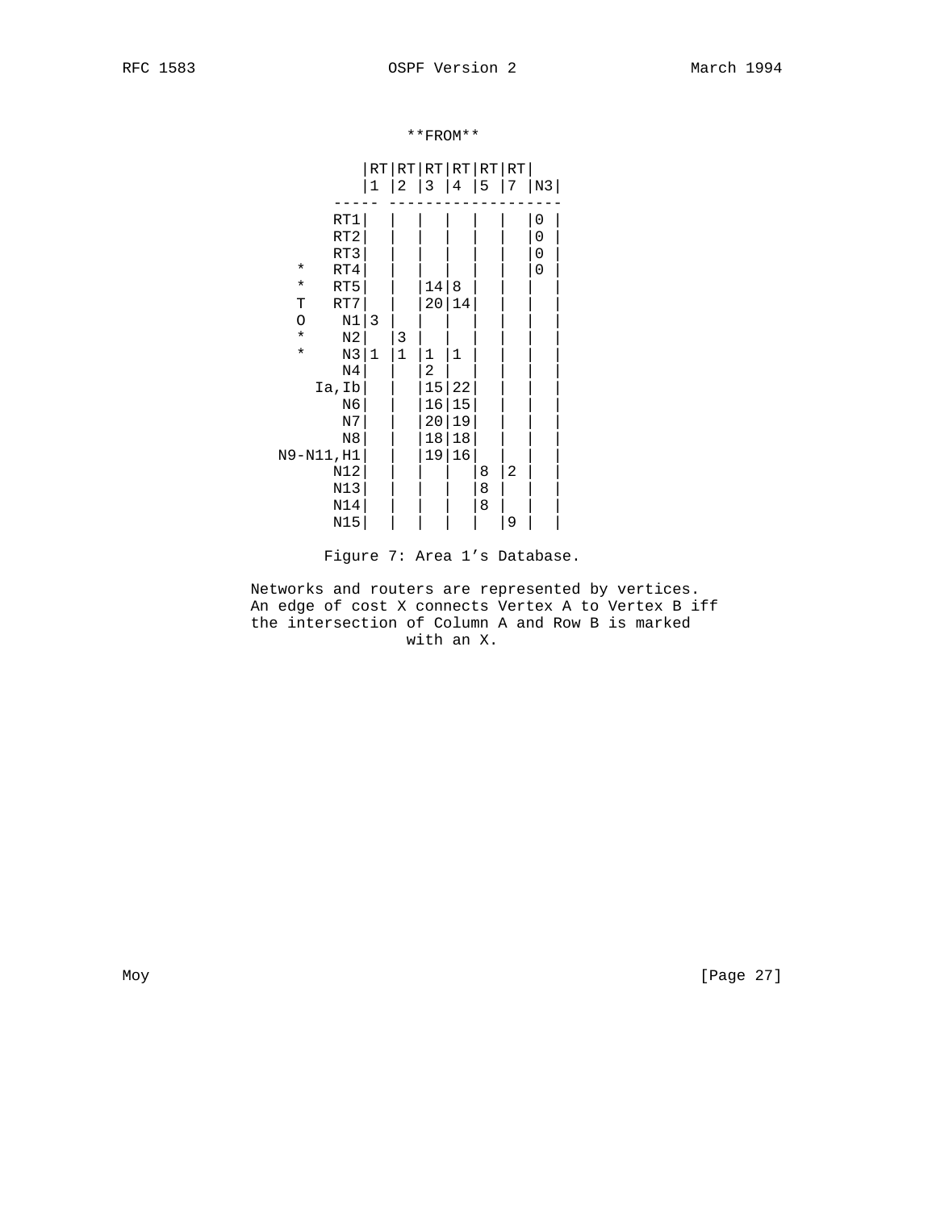**FROM**

| | RT1 | RT2 | RT3 | RT4 | RT5 | RT7 | N3 |
|---|---|---|---|---|---|---|---|
| RT1 | | | | | | | 0 |
| RT2 | | | | | | | 0 |
| RT3 | | | | | | | 0 |
| * RT4 | | | | | | | 0 |
| * RT5 | | | 14 | 8 | | | |
| T RT7 | | | 20 | 14 | | | |
| O N1 | 3 | | | | | | |
| * N2 | | 3 | | | | | |
| * N3 | 1 | 1 | 1 | 1 | | | |
| N4 | | | 2 | | | | |
| Ia,Ib | | | 15 | 22 | | | |
| N6 | | | 16 | 15 | | | |
| N7 | | | 20 | 19 | | | |
| N8 | | | 18 | 18 | | | |
| N9-N11,H1 | | | 19 | 16 | | | |
| N12 | | | | | 8 | 2 | |
| N13 | | | | | 8 | | |
| N14 | | | | | 8 | | |
| N15 | | | | | | 9 | |

Figure 7: Area 1's Database.

Networks and routers are represented by vertices.
An edge of cost X connects Vertex A to Vertex B iff
the intersection of Column A and Row B is marked
with an X.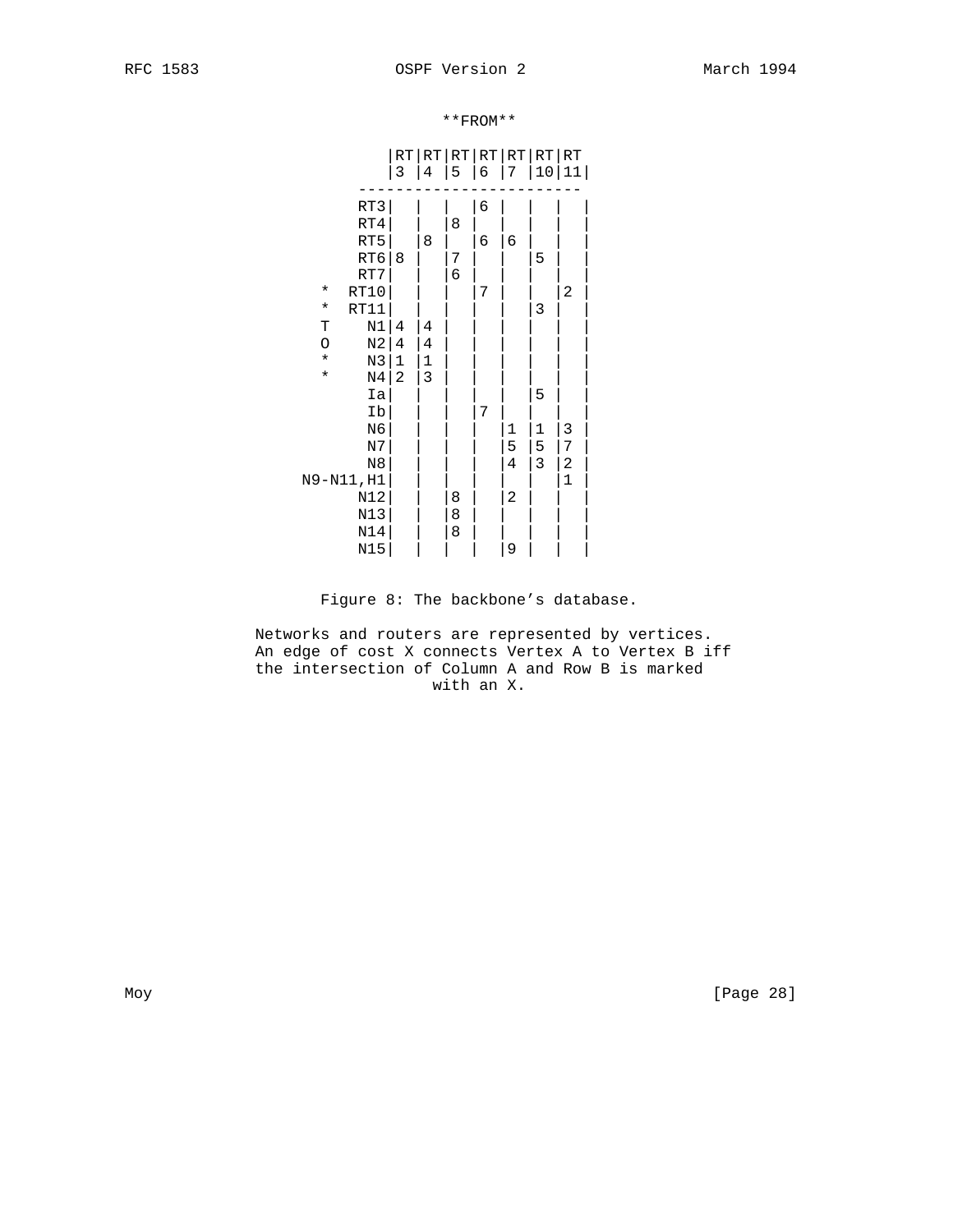**FROM**

| | RT3 | RT4 | RT5 | RT6 | RT7 | RT10 | RT11 |
|---|---|---|---|---|---|---|---|
| RT3 | | | | 6 | | | |
| RT4 | | | 8 | | | | |
| RT5 | | 8 | | 6 | 6 | | |
| RT6 | 8 | | 7 | | | 5 | |
| RT7 | | | 6 | | | | |
| * RT10 | | | | 7 | | | 2 |
| * RT11 | | | | | | 3 | |
| T N1 | 4 | 4 | | | | | |
| O N2 | 4 | 4 | | | | | |
| * N3 | 1 | 1 | | | | | |
| * N4 | 2 | 3 | | | | | |
| Ia | | | | | | 5 | |
| Ib | | | | 7 | | | |
| N6 | | | | | 1 | 1 | 3 |
| N7 | | | | | 5 | 5 | 7 |
| N8 | | | | | 4 | 3 | 2 |
| N9-N11,H1 | | | | | | | 1 |
| N12 | | | 8 | | 2 | | |
| N13 | | | 8 | | | | |
| N14 | | | 8 | | | | |
| N15 | | | | | 9 | | |

Figure 8: The backbone's database.

Networks and routers are represented by vertices.
An edge of cost X connects Vertex A to Vertex B iff
the intersection of Column A and Row B is marked
with an X.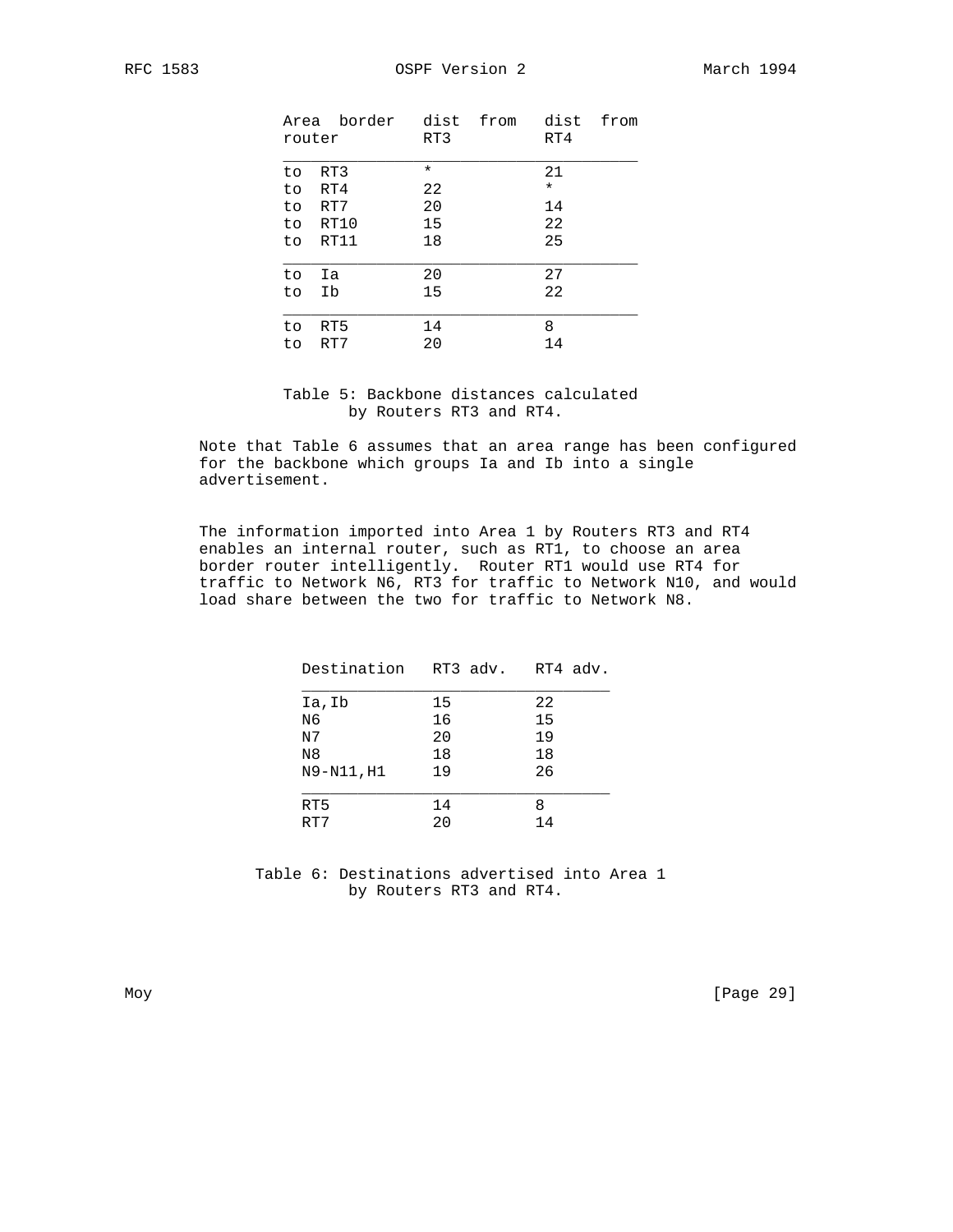| Area border router | dist from RT3 | dist from RT4 |
|---|---|---|
| to RT3 | * | 21 |
| to RT4 | 22 | * |
| to RT7 | 20 | 14 |
| to RT10 | 15 | 22 |
| to RT11 | 18 | 25 |
| to Ia | 20 | 27 |
| to Ib | 15 | 22 |
| to RT5 | 14 | 8 |
| to RT7 | 20 | 14 |

Table 5: Backbone distances calculated by Routers RT3 and RT4.

Note that Table 6 assumes that an area range has been configured for the backbone which groups Ia and Ib into a single advertisement.

The information imported into Area 1 by Routers RT3 and RT4 enables an internal router, such as RT1, to choose an area border router intelligently. Router RT1 would use RT4 for traffic to Network N6, RT3 for traffic to Network N10, and would load share between the two for traffic to Network N8.

| Destination | RT3 adv. | RT4 adv. |
|---|---|---|
| Ia,Ib | 15 | 22 |
| N6 | 16 | 15 |
| N7 | 20 | 19 |
| N8 | 18 | 18 |
| N9-N11,H1 | 19 | 26 |
| RT5 | 14 | 8 |
| RT7 | 20 | 14 |

Table 6: Destinations advertised into Area 1 by Routers RT3 and RT4.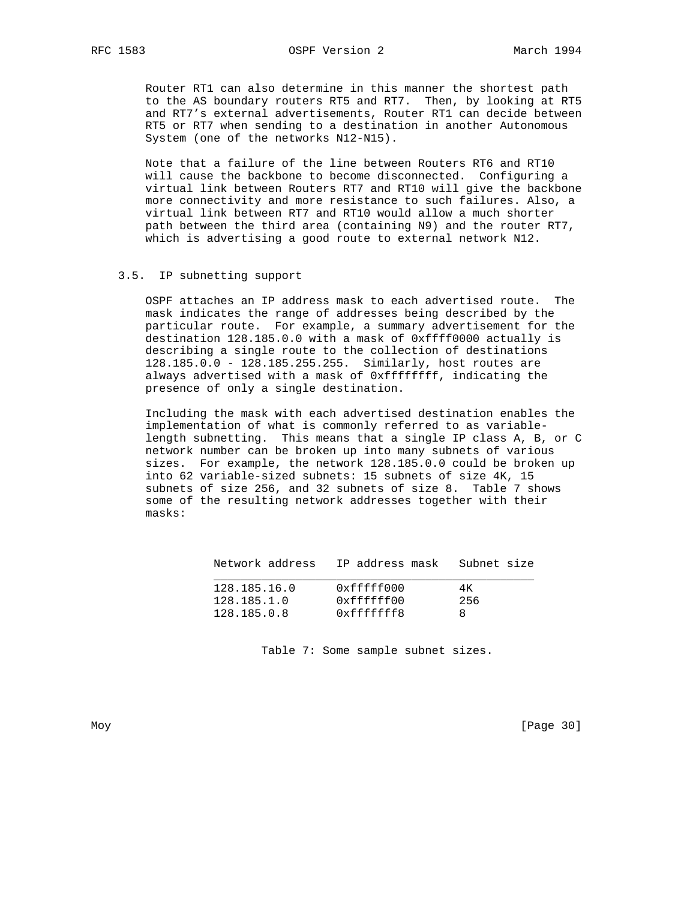Router RT1 can also determine in this manner the shortest path to the AS boundary routers RT5 and RT7. Then, by looking at RT5 and RT7's external advertisements, Router RT1 can decide between RT5 or RT7 when sending to a destination in another Autonomous System (one of the networks N12-N15).

Note that a failure of the line between Routers RT6 and RT10 will cause the backbone to become disconnected. Configuring a virtual link between Routers RT7 and RT10 will give the backbone more connectivity and more resistance to such failures. Also, a virtual link between RT7 and RT10 would allow a much shorter path between the third area (containing N9) and the router RT7, which is advertising a good route to external network N12.

### 3.5. IP subnetting support

OSPF attaches an IP address mask to each advertised route. The mask indicates the range of addresses being described by the particular route. For example, a summary advertisement for the destination 128.185.0.0 with a mask of 0xffff0000 actually is describing a single route to the collection of destinations 128.185.0.0 - 128.185.255.255. Similarly, host routes are always advertised with a mask of 0xffffffff, indicating the presence of only a single destination.

Including the mask with each advertised destination enables the implementation of what is commonly referred to as variable-length subnetting. This means that a single IP class A, B, or C network number can be broken up into many subnets of various sizes. For example, the network 128.185.0.0 could be broken up into 62 variable-sized subnets: 15 subnets of size 4K, 15 subnets of size 256, and 32 subnets of size 8. Table 7 shows some of the resulting network addresses together with their masks:

| Network address | IP address mask | Subnet size |
|---|---|---|
| 128.185.16.0 | 0xfffff000 | 4K |
| 128.185.1.0 | 0xffffff00 | 256 |
| 128.185.0.8 | 0xfffffff8 | 8 |

Table 7: Some sample subnet sizes.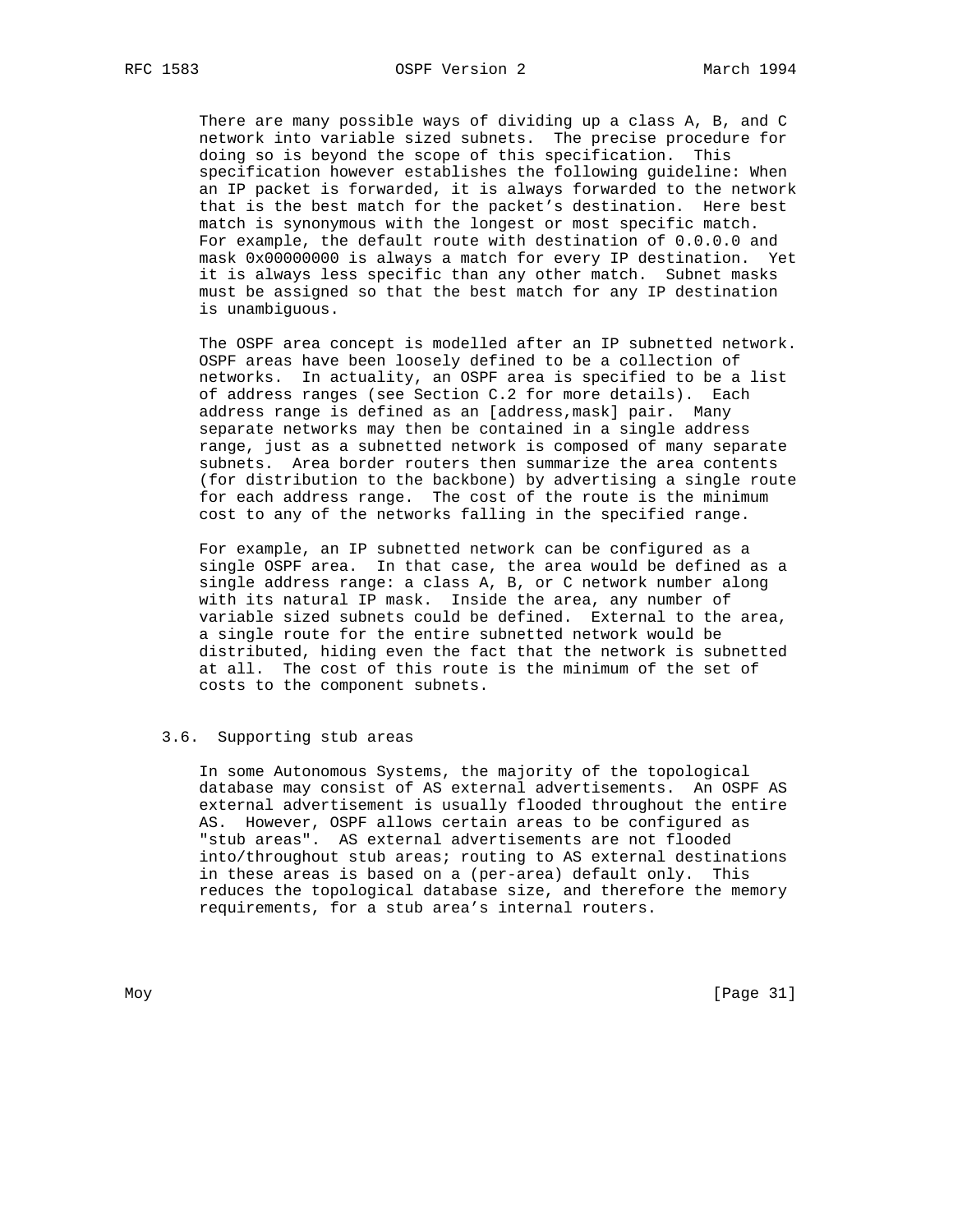There are many possible ways of dividing up a class A, B, and C network into variable sized subnets. The precise procedure for doing so is beyond the scope of this specification. This specification however establishes the following guideline: When an IP packet is forwarded, it is always forwarded to the network that is the best match for the packet's destination. Here best match is synonymous with the longest or most specific match. For example, the default route with destination of 0.0.0.0 and mask 0x00000000 is always a match for every IP destination. Yet it is always less specific than any other match. Subnet masks must be assigned so that the best match for any IP destination is unambiguous.

The OSPF area concept is modelled after an IP subnetted network. OSPF areas have been loosely defined to be a collection of networks. In actuality, an OSPF area is specified to be a list of address ranges (see Section C.2 for more details). Each address range is defined as an [address,mask] pair. Many separate networks may then be contained in a single address range, just as a subnetted network is composed of many separate subnets. Area border routers then summarize the area contents (for distribution to the backbone) by advertising a single route for each address range. The cost of the route is the minimum cost to any of the networks falling in the specified range.

For example, an IP subnetted network can be configured as a single OSPF area. In that case, the area would be defined as a single address range: a class A, B, or C network number along with its natural IP mask. Inside the area, any number of variable sized subnets could be defined. External to the area, a single route for the entire subnetted network would be distributed, hiding even the fact that the network is subnetted at all. The cost of this route is the minimum of the set of costs to the component subnets.

### 3.6. Supporting stub areas

In some Autonomous Systems, the majority of the topological database may consist of AS external advertisements. An OSPF AS external advertisement is usually flooded throughout the entire AS. However, OSPF allows certain areas to be configured as "stub areas". AS external advertisements are not flooded into/throughout stub areas; routing to AS external destinations in these areas is based on a (per-area) default only. This reduces the topological database size, and therefore the memory requirements, for a stub area's internal routers.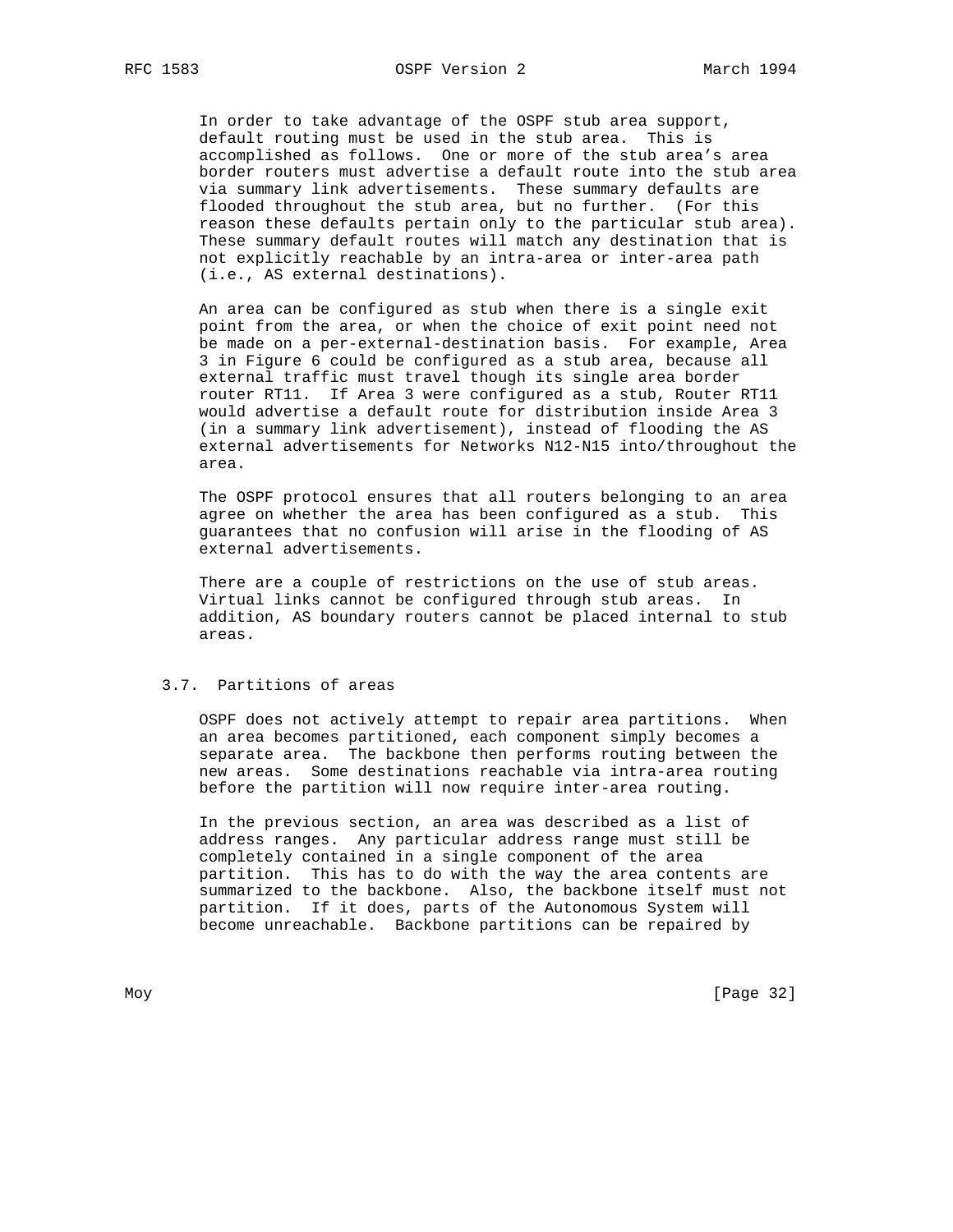In order to take advantage of the OSPF stub area support, default routing must be used in the stub area. This is accomplished as follows. One or more of the stub area's area border routers must advertise a default route into the stub area via summary link advertisements. These summary defaults are flooded throughout the stub area, but no further. (For this reason these defaults pertain only to the particular stub area). These summary default routes will match any destination that is not explicitly reachable by an intra-area or inter-area path (i.e., AS external destinations).

An area can be configured as stub when there is a single exit point from the area, or when the choice of exit point need not be made on a per-external-destination basis. For example, Area 3 in Figure 6 could be configured as a stub area, because all external traffic must travel though its single area border router RT11. If Area 3 were configured as a stub, Router RT11 would advertise a default route for distribution inside Area 3 (in a summary link advertisement), instead of flooding the AS external advertisements for Networks N12-N15 into/throughout the area.

The OSPF protocol ensures that all routers belonging to an area agree on whether the area has been configured as a stub. This guarantees that no confusion will arise in the flooding of AS external advertisements.

There are a couple of restrictions on the use of stub areas. Virtual links cannot be configured through stub areas. In addition, AS boundary routers cannot be placed internal to stub areas.

### 3.7. Partitions of areas

OSPF does not actively attempt to repair area partitions. When an area becomes partitioned, each component simply becomes a separate area. The backbone then performs routing between the new areas. Some destinations reachable via intra-area routing before the partition will now require inter-area routing.

In the previous section, an area was described as a list of address ranges. Any particular address range must still be completely contained in a single component of the area partition. This has to do with the way the area contents are summarized to the backbone. Also, the backbone itself must not partition. If it does, parts of the Autonomous System will become unreachable. Backbone partitions can be repaired by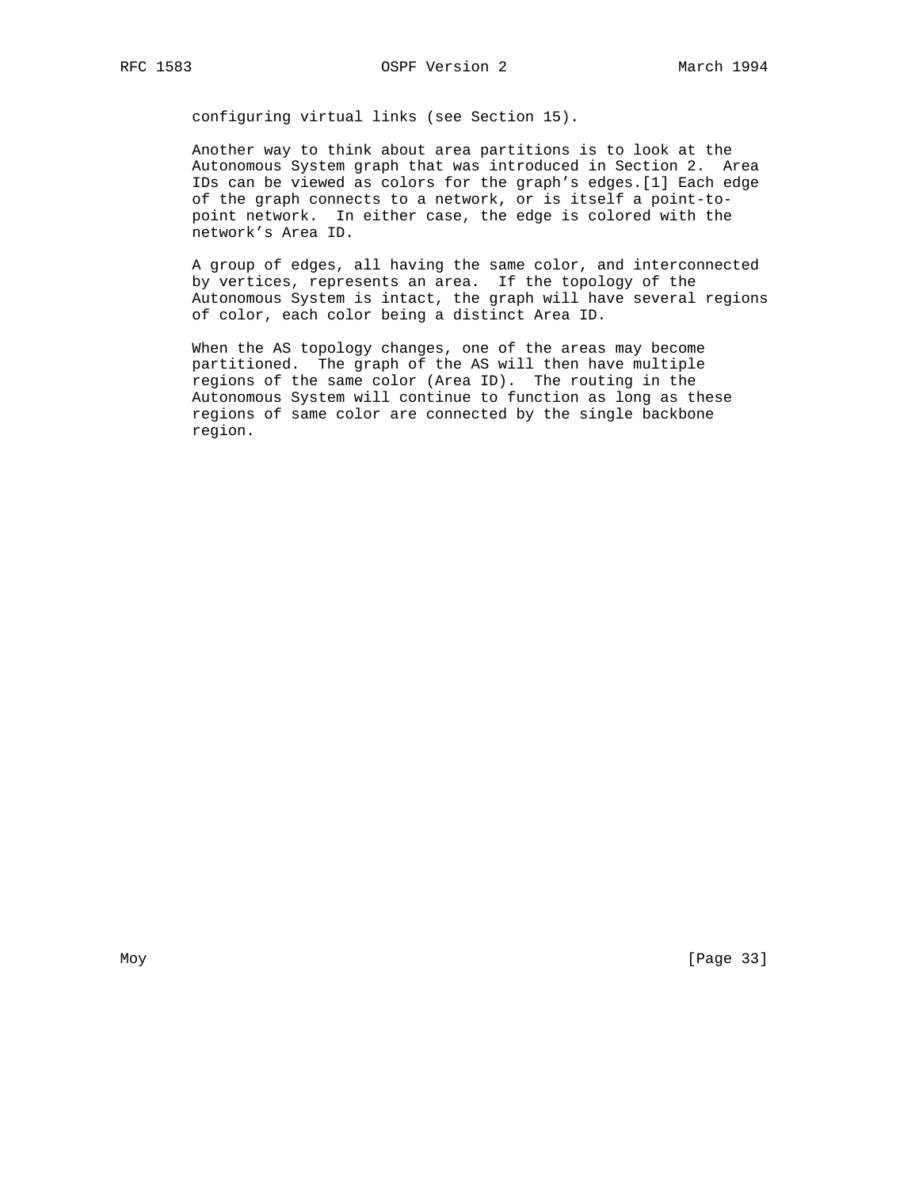configuring virtual links (see Section 15).

Another way to think about area partitions is to look at the Autonomous System graph that was introduced in Section 2. Area IDs can be viewed as colors for the graph's edges.[1] Each edge of the graph connects to a network, or is itself a point-to-point network. In either case, the edge is colored with the network's Area ID.

A group of edges, all having the same color, and interconnected by vertices, represents an area. If the topology of the Autonomous System is intact, the graph will have several regions of color, each color being a distinct Area ID.

When the AS topology changes, one of the areas may become partitioned. The graph of the AS will then have multiple regions of the same color (Area ID). The routing in the Autonomous System will continue to function as long as these regions of same color are connected by the single backbone region.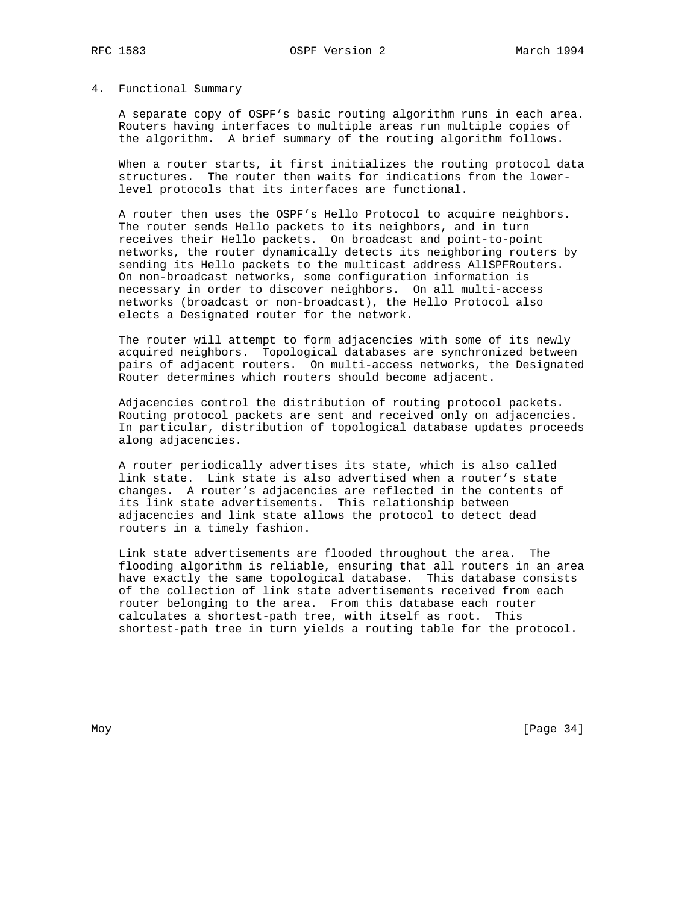# 4. Functional Summary

A separate copy of OSPF's basic routing algorithm runs in each area. Routers having interfaces to multiple areas run multiple copies of the algorithm. A brief summary of the routing algorithm follows.

When a router starts, it first initializes the routing protocol data structures. The router then waits for indications from the lower-level protocols that its interfaces are functional.

A router then uses the OSPF's Hello Protocol to acquire neighbors. The router sends Hello packets to its neighbors, and in turn receives their Hello packets. On broadcast and point-to-point networks, the router dynamically detects its neighboring routers by sending its Hello packets to the multicast address AllSPFRouters. On non-broadcast networks, some configuration information is necessary in order to discover neighbors. On all multi-access networks (broadcast or non-broadcast), the Hello Protocol also elects a Designated router for the network.

The router will attempt to form adjacencies with some of its newly acquired neighbors. Topological databases are synchronized between pairs of adjacent routers. On multi-access networks, the Designated Router determines which routers should become adjacent.

Adjacencies control the distribution of routing protocol packets. Routing protocol packets are sent and received only on adjacencies. In particular, distribution of topological database updates proceeds along adjacencies.

A router periodically advertises its state, which is also called link state. Link state is also advertised when a router's state changes. A router's adjacencies are reflected in the contents of its link state advertisements. This relationship between adjacencies and link state allows the protocol to detect dead routers in a timely fashion.

Link state advertisements are flooded throughout the area. The flooding algorithm is reliable, ensuring that all routers in an area have exactly the same topological database. This database consists of the collection of link state advertisements received from each router belonging to the area. From this database each router calculates a shortest-path tree, with itself as root. This shortest-path tree in turn yields a routing table for the protocol.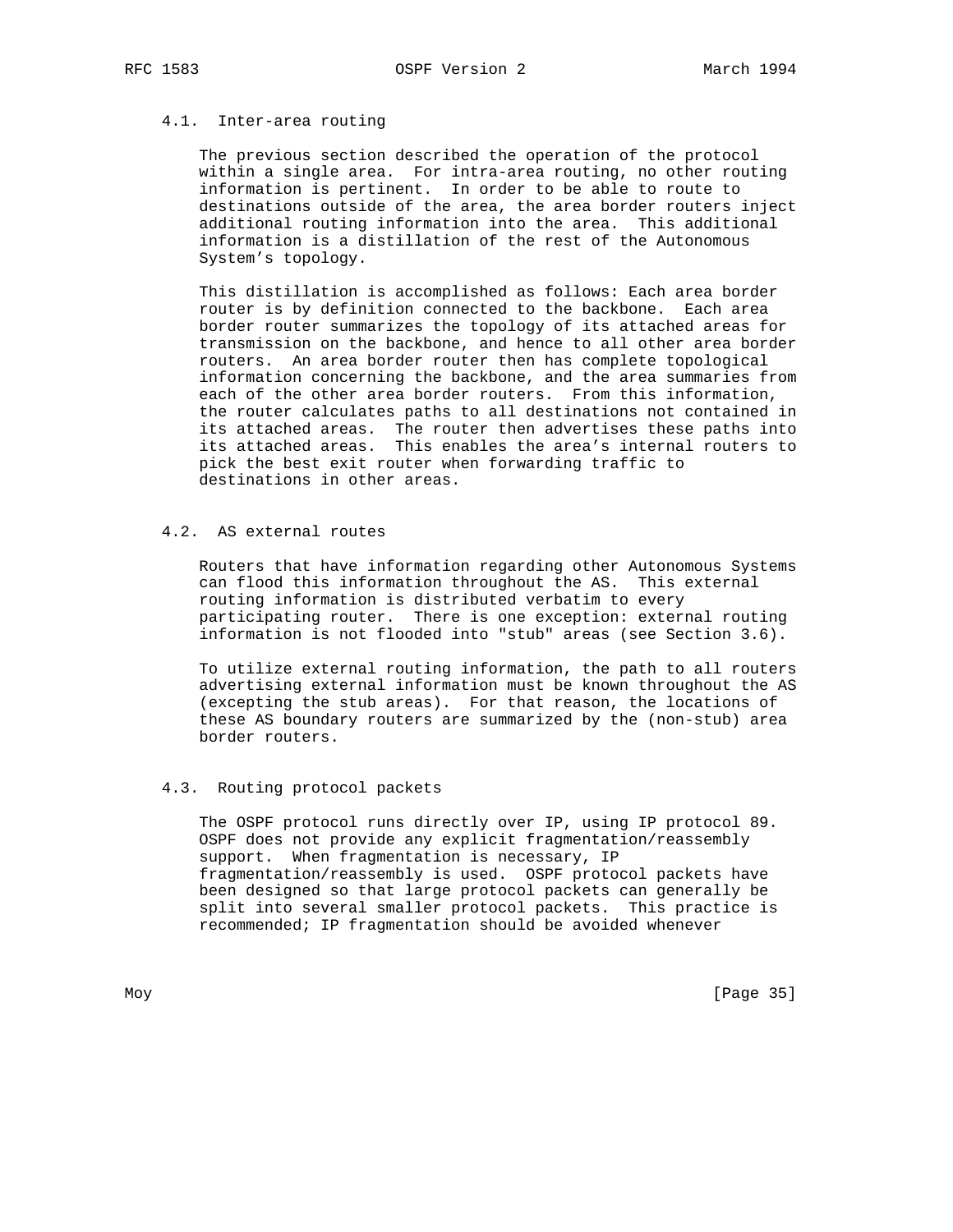### 4.1. Inter-area routing

The previous section described the operation of the protocol within a single area. For intra-area routing, no other routing information is pertinent. In order to be able to route to destinations outside of the area, the area border routers inject additional routing information into the area. This additional information is a distillation of the rest of the Autonomous System's topology.

This distillation is accomplished as follows: Each area border router is by definition connected to the backbone. Each area border router summarizes the topology of its attached areas for transmission on the backbone, and hence to all other area border routers. An area border router then has complete topological information concerning the backbone, and the area summaries from each of the other area border routers. From this information, the router calculates paths to all destinations not contained in its attached areas. The router then advertises these paths into its attached areas. This enables the area's internal routers to pick the best exit router when forwarding traffic to destinations in other areas.

### 4.2. AS external routes

Routers that have information regarding other Autonomous Systems can flood this information throughout the AS. This external routing information is distributed verbatim to every participating router. There is one exception: external routing information is not flooded into "stub" areas (see Section 3.6).

To utilize external routing information, the path to all routers advertising external information must be known throughout the AS (excepting the stub areas). For that reason, the locations of these AS boundary routers are summarized by the (non-stub) area border routers.

### 4.3. Routing protocol packets

The OSPF protocol runs directly over IP, using IP protocol 89. OSPF does not provide any explicit fragmentation/reassembly support. When fragmentation is necessary, IP fragmentation/reassembly is used. OSPF protocol packets have been designed so that large protocol packets can generally be split into several smaller protocol packets. This practice is recommended; IP fragmentation should be avoided whenever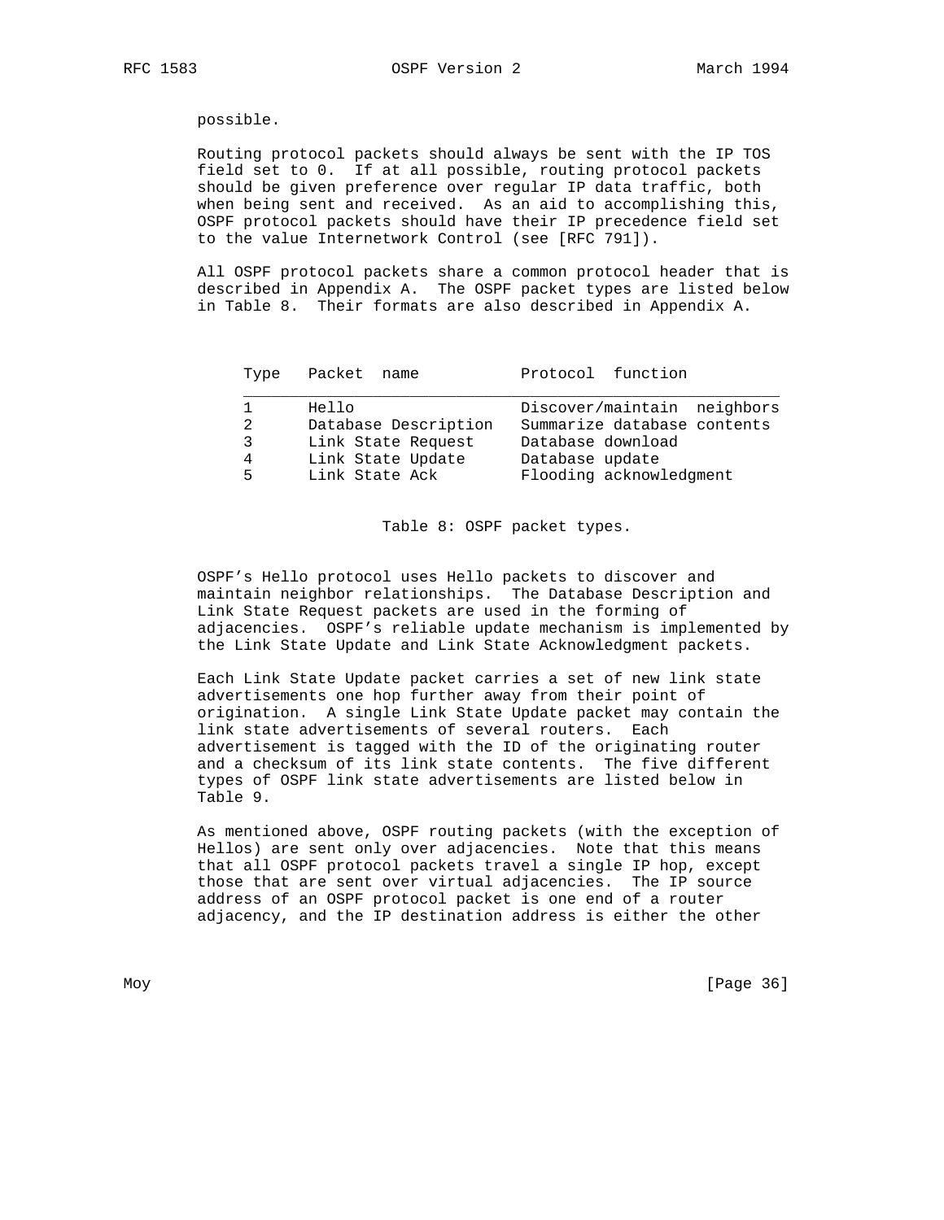possible.

Routing protocol packets should always be sent with the IP TOS field set to 0. If at all possible, routing protocol packets should be given preference over regular IP data traffic, both when being sent and received. As an aid to accomplishing this, OSPF protocol packets should have their IP precedence field set to the value Internetwork Control (see [RFC 791]).

All OSPF protocol packets share a common protocol header that is described in Appendix A. The OSPF packet types are listed below in Table 8. Their formats are also described in Appendix A.

| Type | Packet name | Protocol function |
|---|---|---|
| 1 | Hello | Discover/maintain neighbors |
| 2 | Database Description | Summarize database contents |
| 3 | Link State Request | Database download |
| 4 | Link State Update | Database update |
| 5 | Link State Ack | Flooding acknowledgment |

Table 8: OSPF packet types.

OSPF's Hello protocol uses Hello packets to discover and maintain neighbor relationships. The Database Description and Link State Request packets are used in the forming of adjacencies. OSPF's reliable update mechanism is implemented by the Link State Update and Link State Acknowledgment packets.

Each Link State Update packet carries a set of new link state advertisements one hop further away from their point of origination. A single Link State Update packet may contain the link state advertisements of several routers. Each advertisement is tagged with the ID of the originating router and a checksum of its link state contents. The five different types of OSPF link state advertisements are listed below in Table 9.

As mentioned above, OSPF routing packets (with the exception of Hellos) are sent only over adjacencies. Note that this means that all OSPF protocol packets travel a single IP hop, except those that are sent over virtual adjacencies. The IP source address of an OSPF protocol packet is one end of a router adjacency, and the IP destination address is either the other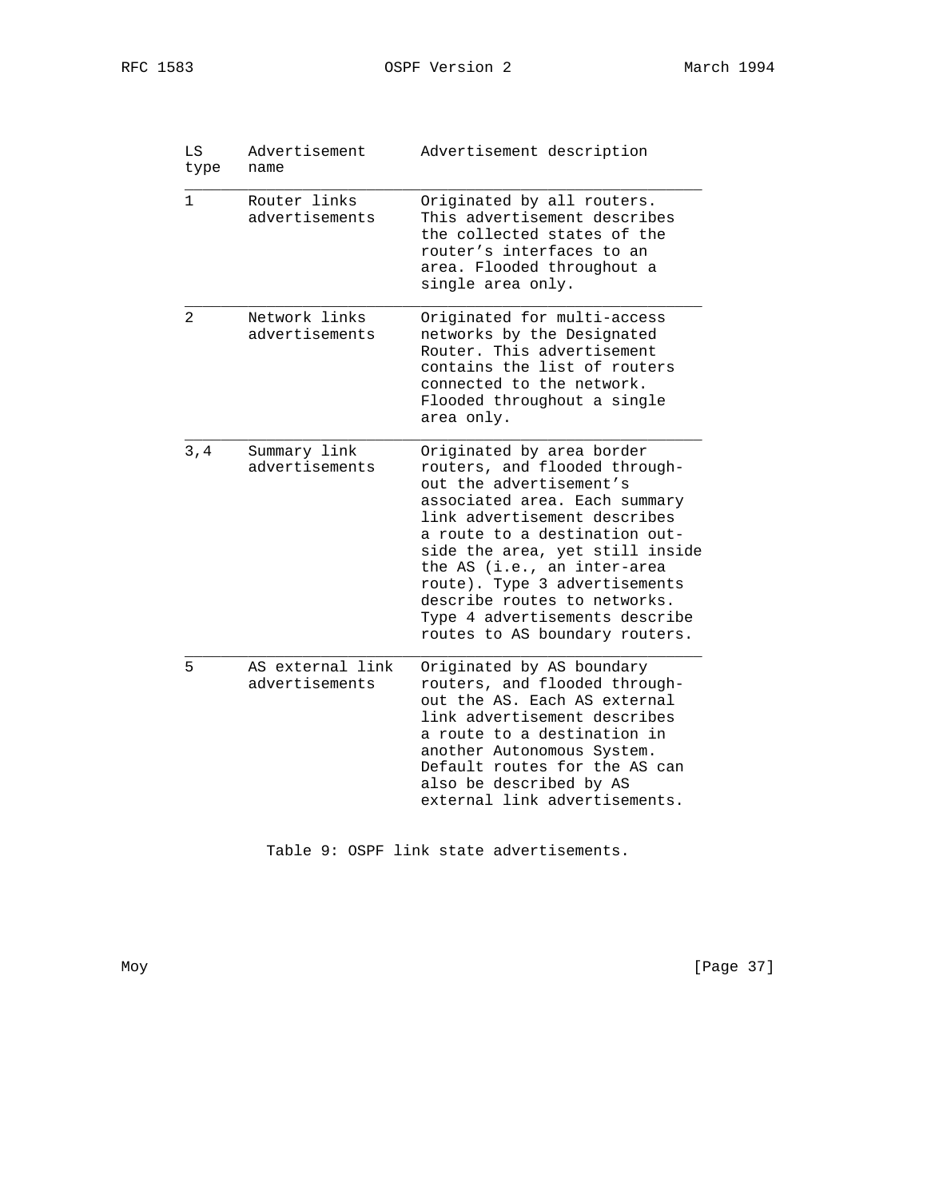| LS type | Advertisement name | Advertisement description |
|---|---|---|
| 1 | Router links advertisements | Originated by all routers. This advertisement describes the collected states of the router's interfaces to an area. Flooded throughout a single area only. |
| 2 | Network links advertisements | Originated for multi-access networks by the Designated Router. This advertisement contains the list of routers connected to the network. Flooded throughout a single area only. |
| 3,4 | Summary link advertisements | Originated by area border routers, and flooded throughout the advertisement's associated area. Each summary link advertisement describes a route to a destination outside the area, yet still inside the AS (i.e., an inter-area route). Type 3 advertisements describe routes to networks. Type 4 advertisements describe routes to AS boundary routers. |
| 5 | AS external link advertisements | Originated by AS boundary routers, and flooded throughout the AS. Each AS external link advertisement describes a route to a destination in another Autonomous System. Default routes for the AS can also be described by AS external link advertisements. |

Table 9: OSPF link state advertisements.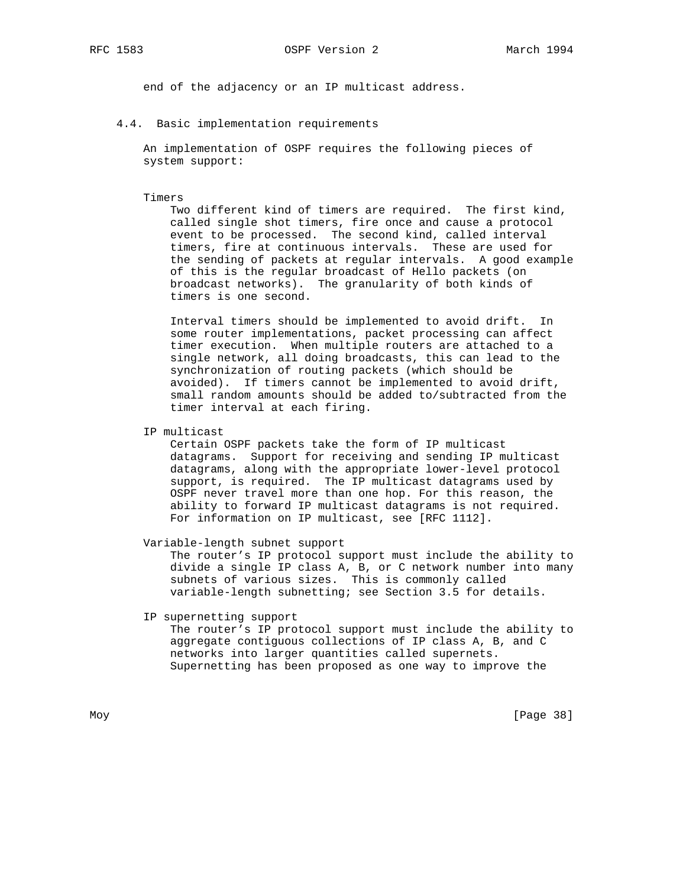end of the adjacency or an IP multicast address.

### 4.4. Basic implementation requirements

An implementation of OSPF requires the following pieces of system support:

**Timers**

Two different kind of timers are required. The first kind, called single shot timers, fire once and cause a protocol event to be processed. The second kind, called interval timers, fire at continuous intervals. These are used for the sending of packets at regular intervals. A good example of this is the regular broadcast of Hello packets (on broadcast networks). The granularity of both kinds of timers is one second.

Interval timers should be implemented to avoid drift. In some router implementations, packet processing can affect timer execution. When multiple routers are attached to a single network, all doing broadcasts, this can lead to the synchronization of routing packets (which should be avoided). If timers cannot be implemented to avoid drift, small random amounts should be added to/subtracted from the timer interval at each firing.

**IP multicast**

Certain OSPF packets take the form of IP multicast datagrams. Support for receiving and sending IP multicast datagrams, along with the appropriate lower-level protocol support, is required. The IP multicast datagrams used by OSPF never travel more than one hop. For this reason, the ability to forward IP multicast datagrams is not required. For information on IP multicast, see [RFC 1112].

**Variable-length subnet support**

The router's IP protocol support must include the ability to divide a single IP class A, B, or C network number into many subnets of various sizes. This is commonly called variable-length subnetting; see Section 3.5 for details.

**IP supernetting support**

The router's IP protocol support must include the ability to aggregate contiguous collections of IP class A, B, and C networks into larger quantities called supernets. Supernetting has been proposed as one way to improve the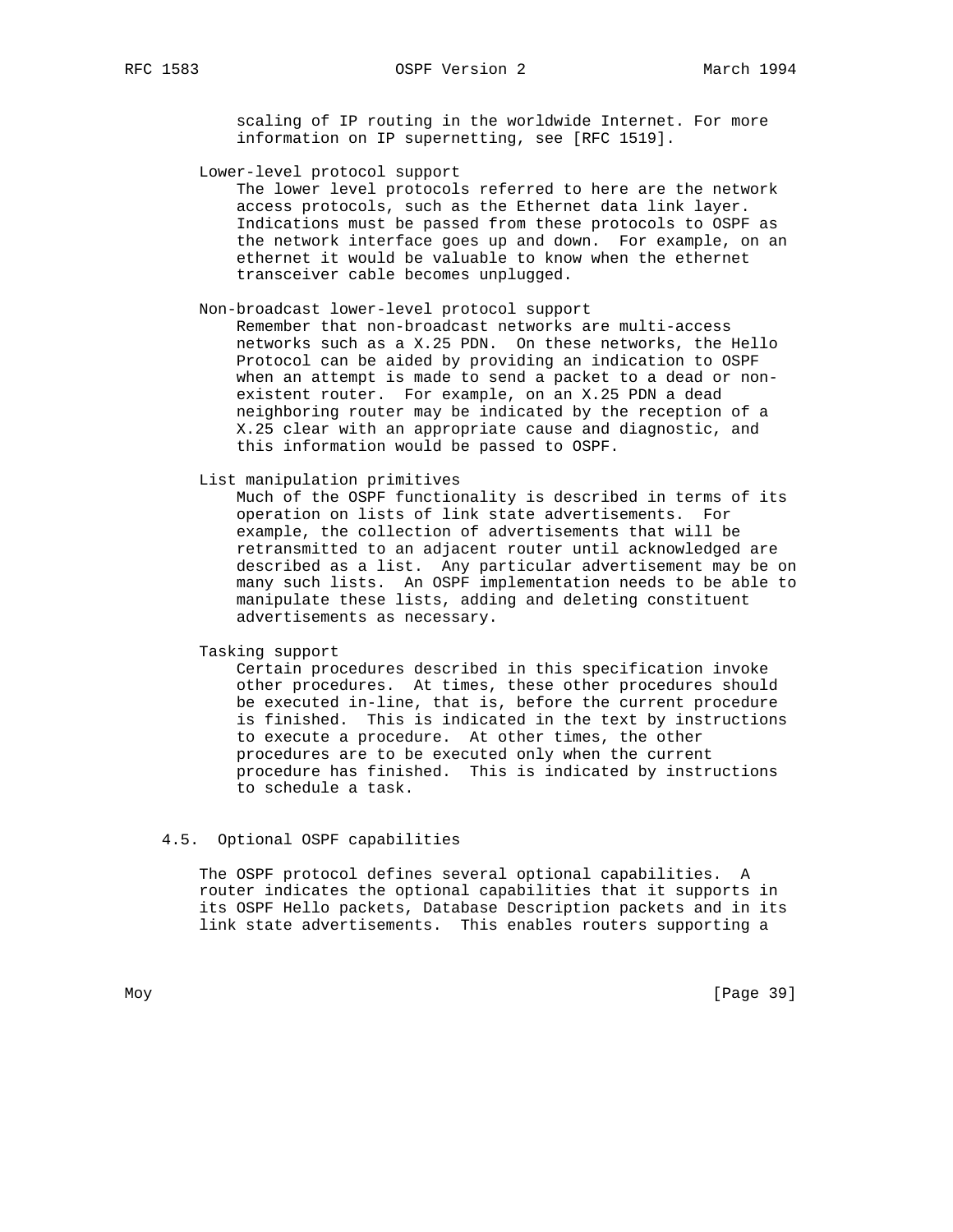scaling of IP routing in the worldwide Internet. For more information on IP supernetting, see [RFC 1519].

**Lower-level protocol support**

The lower level protocols referred to here are the network access protocols, such as the Ethernet data link layer. Indications must be passed from these protocols to OSPF as the network interface goes up and down. For example, on an ethernet it would be valuable to know when the ethernet transceiver cable becomes unplugged.

**Non-broadcast lower-level protocol support**

Remember that non-broadcast networks are multi-access networks such as a X.25 PDN. On these networks, the Hello Protocol can be aided by providing an indication to OSPF when an attempt is made to send a packet to a dead or non-existent router. For example, on an X.25 PDN a dead neighboring router may be indicated by the reception of a X.25 clear with an appropriate cause and diagnostic, and this information would be passed to OSPF.

**List manipulation primitives**

Much of the OSPF functionality is described in terms of its operation on lists of link state advertisements. For example, the collection of advertisements that will be retransmitted to an adjacent router until acknowledged are described as a list. Any particular advertisement may be on many such lists. An OSPF implementation needs to be able to manipulate these lists, adding and deleting constituent advertisements as necessary.

**Tasking support**

Certain procedures described in this specification invoke other procedures. At times, these other procedures should be executed in-line, that is, before the current procedure is finished. This is indicated in the text by instructions to execute a procedure. At other times, the other procedures are to be executed only when the current procedure has finished. This is indicated by instructions to schedule a task.

### 4.5. Optional OSPF capabilities

The OSPF protocol defines several optional capabilities. A router indicates the optional capabilities that it supports in its OSPF Hello packets, Database Description packets and in its link state advertisements. This enables routers supporting a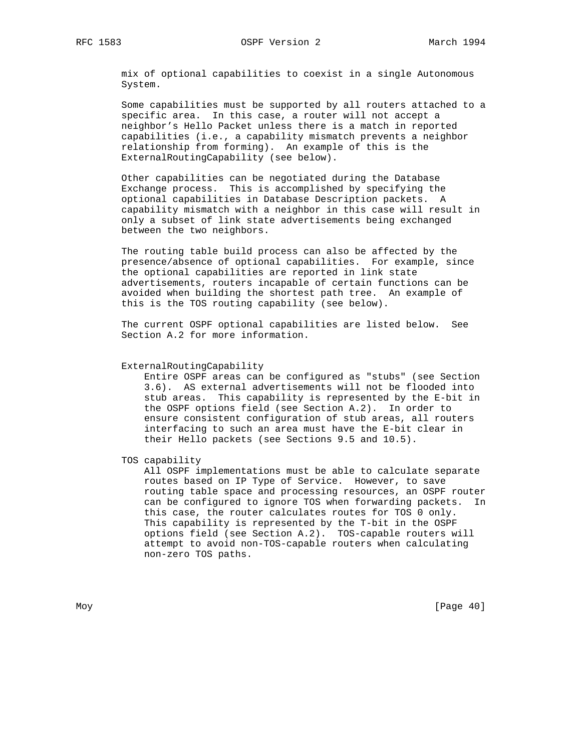mix of optional capabilities to coexist in a single Autonomous System.

Some capabilities must be supported by all routers attached to a specific area. In this case, a router will not accept a neighbor's Hello Packet unless there is a match in reported capabilities (i.e., a capability mismatch prevents a neighbor relationship from forming). An example of this is the ExternalRoutingCapability (see below).

Other capabilities can be negotiated during the Database Exchange process. This is accomplished by specifying the optional capabilities in Database Description packets. A capability mismatch with a neighbor in this case will result in only a subset of link state advertisements being exchanged between the two neighbors.

The routing table build process can also be affected by the presence/absence of optional capabilities. For example, since the optional capabilities are reported in link state advertisements, routers incapable of certain functions can be avoided when building the shortest path tree. An example of this is the TOS routing capability (see below).

The current OSPF optional capabilities are listed below. See Section A.2 for more information.

ExternalRoutingCapability
: Entire OSPF areas can be configured as "stubs" (see Section 3.6). AS external advertisements will not be flooded into stub areas. This capability is represented by the E-bit in the OSPF options field (see Section A.2). In order to ensure consistent configuration of stub areas, all routers interfacing to such an area must have the E-bit clear in their Hello packets (see Sections 9.5 and 10.5).

TOS capability
: All OSPF implementations must be able to calculate separate routes based on IP Type of Service. However, to save routing table space and processing resources, an OSPF router can be configured to ignore TOS when forwarding packets. In this case, the router calculates routes for TOS 0 only. This capability is represented by the T-bit in the OSPF options field (see Section A.2). TOS-capable routers will attempt to avoid non-TOS-capable routers when calculating non-zero TOS paths.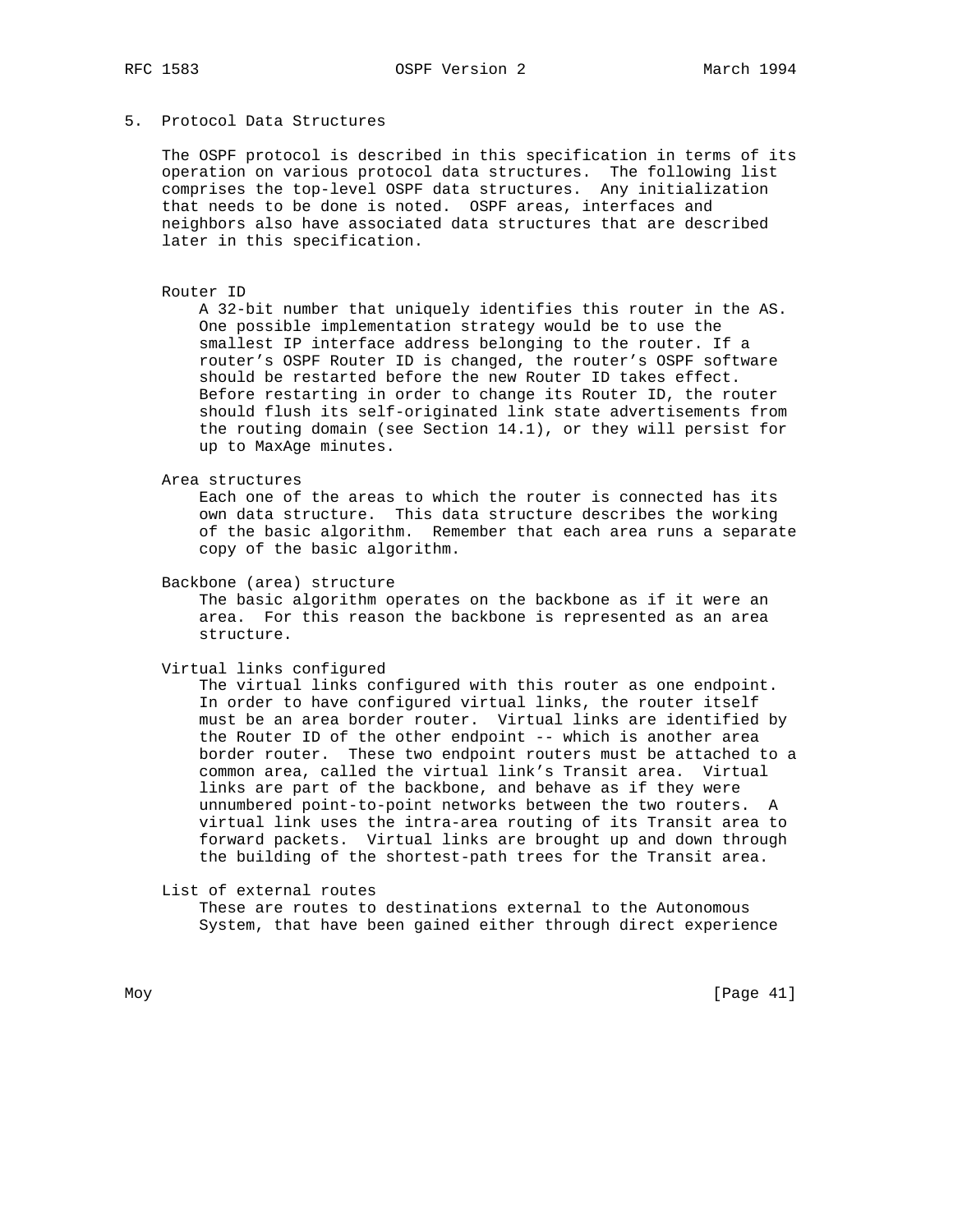# 5. Protocol Data Structures

The OSPF protocol is described in this specification in terms of its operation on various protocol data structures. The following list comprises the top-level OSPF data structures. Any initialization that needs to be done is noted. OSPF areas, interfaces and neighbors also have associated data structures that are described later in this specification.

Router ID
: A 32-bit number that uniquely identifies this router in the AS. One possible implementation strategy would be to use the smallest IP interface address belonging to the router. If a router's OSPF Router ID is changed, the router's OSPF software should be restarted before the new Router ID takes effect. Before restarting in order to change its Router ID, the router should flush its self-originated link state advertisements from the routing domain (see Section 14.1), or they will persist for up to MaxAge minutes.

Area structures
: Each one of the areas to which the router is connected has its own data structure. This data structure describes the working of the basic algorithm. Remember that each area runs a separate copy of the basic algorithm.

Backbone (area) structure
: The basic algorithm operates on the backbone as if it were an area. For this reason the backbone is represented as an area structure.

Virtual links configured
: The virtual links configured with this router as one endpoint. In order to have configured virtual links, the router itself must be an area border router. Virtual links are identified by the Router ID of the other endpoint -- which is another area border router. These two endpoint routers must be attached to a common area, called the virtual link's Transit area. Virtual links are part of the backbone, and behave as if they were unnumbered point-to-point networks between the two routers. A virtual link uses the intra-area routing of its Transit area to forward packets. Virtual links are brought up and down through the building of the shortest-path trees for the Transit area.

List of external routes
: These are routes to destinations external to the Autonomous System, that have been gained either through direct experience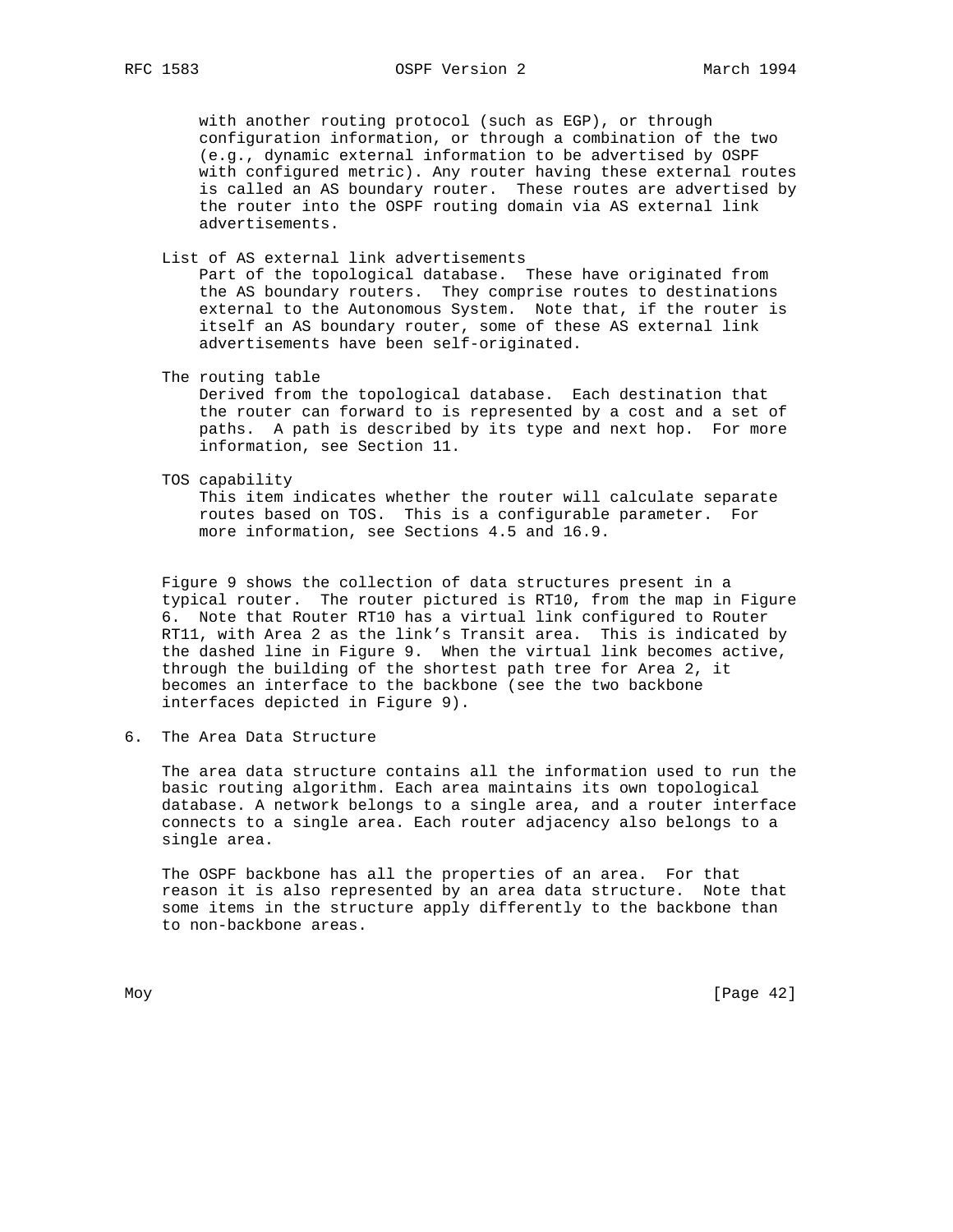with another routing protocol (such as EGP), or through configuration information, or through a combination of the two (e.g., dynamic external information to be advertised by OSPF with configured metric). Any router having these external routes is called an AS boundary router. These routes are advertised by the router into the OSPF routing domain via AS external link advertisements.

List of AS external link advertisements
: Part of the topological database. These have originated from the AS boundary routers. They comprise routes to destinations external to the Autonomous System. Note that, if the router is itself an AS boundary router, some of these AS external link advertisements have been self-originated.

The routing table
: Derived from the topological database. Each destination that the router can forward to is represented by a cost and a set of paths. A path is described by its type and next hop. For more information, see Section 11.

TOS capability
: This item indicates whether the router will calculate separate routes based on TOS. This is a configurable parameter. For more information, see Sections 4.5 and 16.9.

Figure 9 shows the collection of data structures present in a typical router. The router pictured is RT10, from the map in Figure 6. Note that Router RT10 has a virtual link configured to Router RT11, with Area 2 as the link's Transit area. This is indicated by the dashed line in Figure 9. When the virtual link becomes active, through the building of the shortest path tree for Area 2, it becomes an interface to the backbone (see the two backbone interfaces depicted in Figure 9).

## 6. The Area Data Structure

The area data structure contains all the information used to run the basic routing algorithm. Each area maintains its own topological database. A network belongs to a single area, and a router interface connects to a single area. Each router adjacency also belongs to a single area.

The OSPF backbone has all the properties of an area. For that reason it is also represented by an area data structure. Note that some items in the structure apply differently to the backbone than to non-backbone areas.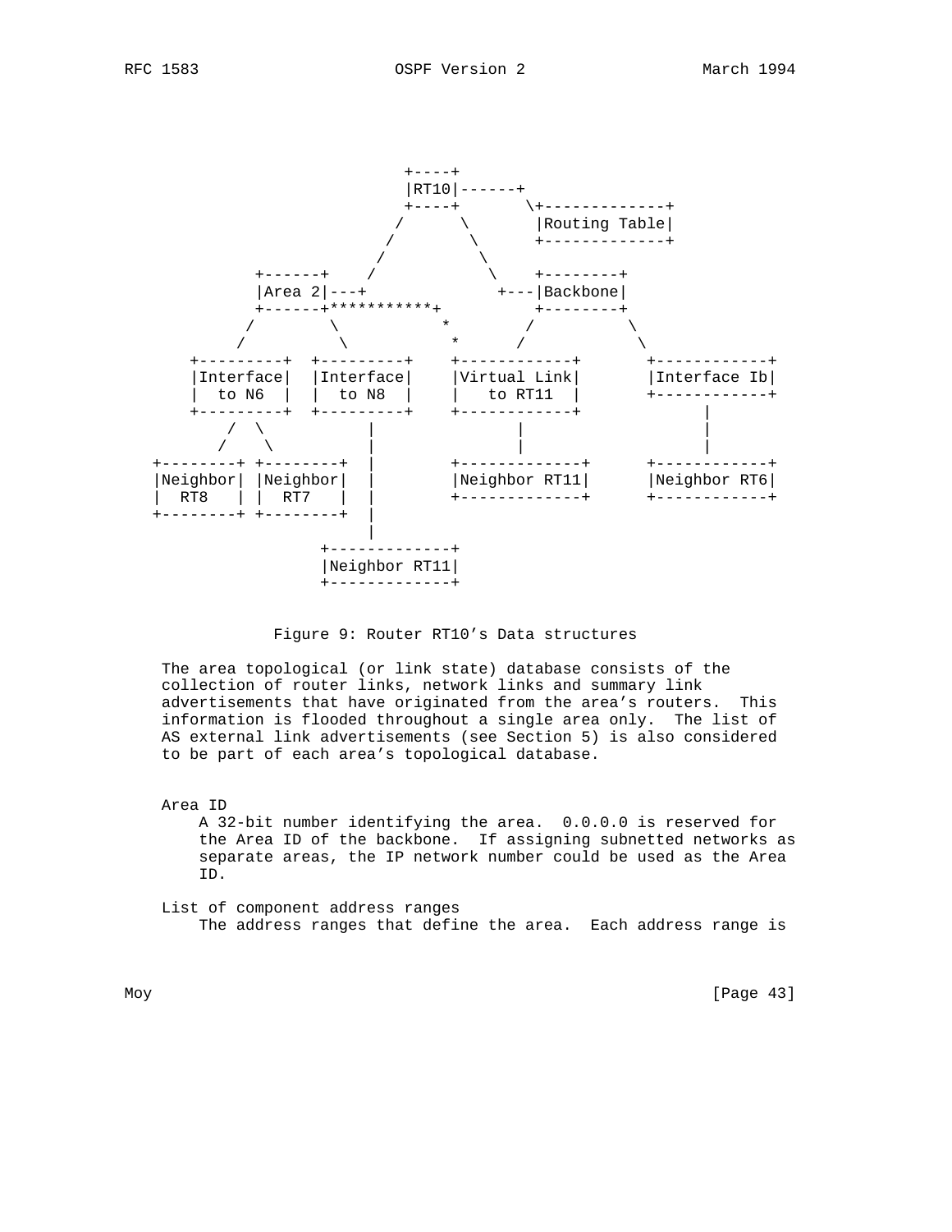```
                               +----+
                               |RT10|------+
                               +----+       \+-------------+
                              /      \       |Routing Table|
                             /        \      +-------------+
                            /          \
            +------+       /            \    +--------+
            |Area 2|---+                 +---|Backbone|
            +------+***********+             +--------+
           /        \           *           /          \
          /          \          *          /            \
     +---------+  +---------+    +------------+       +------------+
     |Interface|  |Interface|    |Virtual Link|       |Interface Ib|
     |  to N6  |  |  to N8  |    |   to RT11  |       +------------+
     +---------+  +---------+    +------------+             |
         /  \           |               |                   |
        /    \          |               |                   |
 +--------+ +--------+  |       +-------------+       +------------+
 |Neighbor| |Neighbor|  |       |Neighbor RT11|       |Neighbor RT6|
 |  RT8   | |  RT7   |  |       +-------------+       +------------+
 +--------+ +--------+  |
                        |
                  +-------------+
                  |Neighbor RT11|
                  +-------------+
```

Figure 9: Router RT10's Data structures

The area topological (or link state) database consists of the collection of router links, network links and summary link advertisements that have originated from the area's routers. This information is flooded throughout a single area only. The list of AS external link advertisements (see Section 5) is also considered to be part of each area's topological database.

Area ID
    A 32-bit number identifying the area. 0.0.0.0 is reserved for the Area ID of the backbone. If assigning subnetted networks as separate areas, the IP network number could be used as the Area ID.

List of component address ranges
    The address ranges that define the area. Each address range is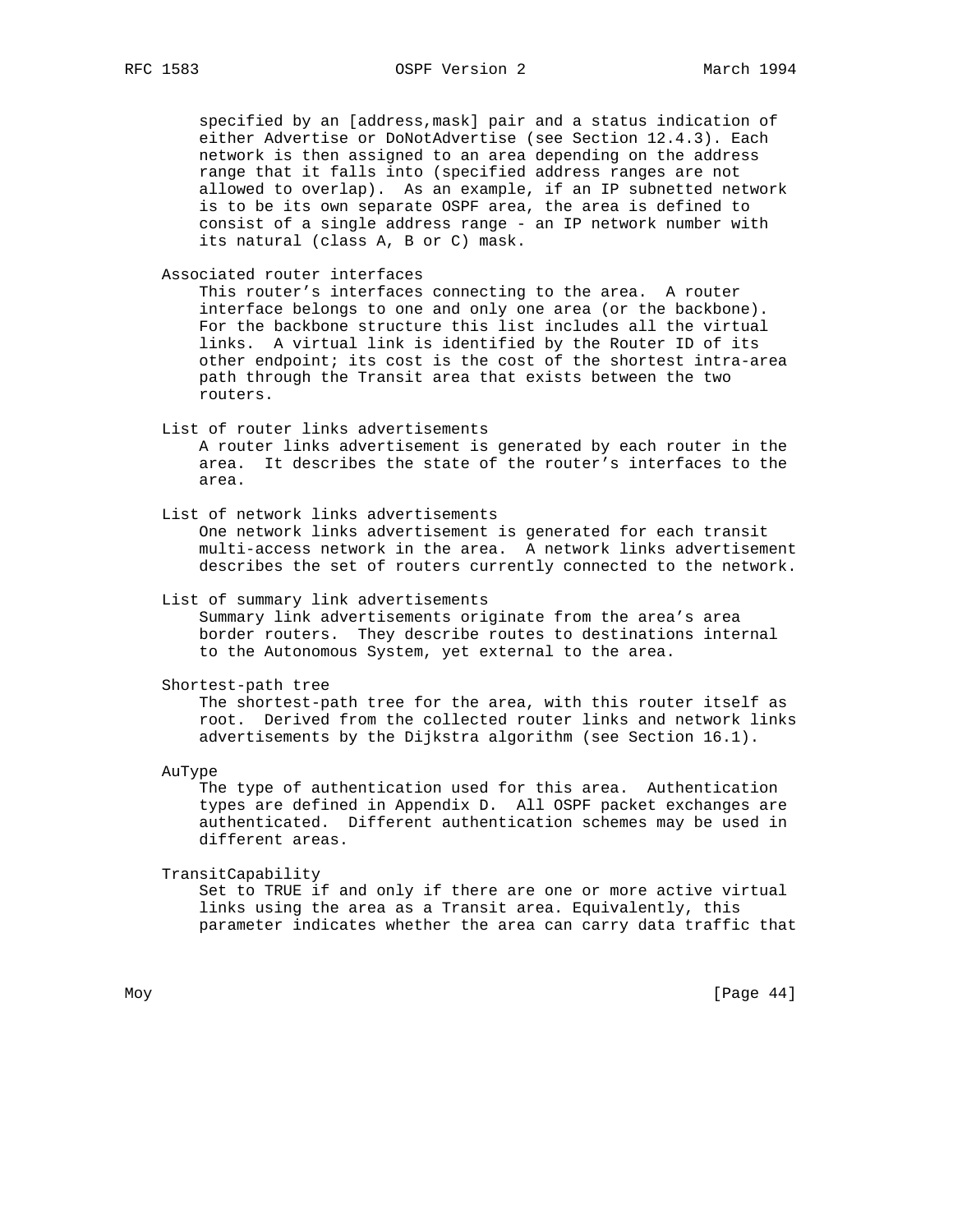specified by an [address,mask] pair and a status indication of either Advertise or DoNotAdvertise (see Section 12.4.3). Each network is then assigned to an area depending on the address range that it falls into (specified address ranges are not allowed to overlap). As an example, if an IP subnetted network is to be its own separate OSPF area, the area is defined to consist of a single address range - an IP network number with its natural (class A, B or C) mask.

Associated router interfaces
: This router's interfaces connecting to the area. A router interface belongs to one and only one area (or the backbone). For the backbone structure this list includes all the virtual links. A virtual link is identified by the Router ID of its other endpoint; its cost is the cost of the shortest intra-area path through the Transit area that exists between the two routers.

List of router links advertisements
: A router links advertisement is generated by each router in the area. It describes the state of the router's interfaces to the area.

List of network links advertisements
: One network links advertisement is generated for each transit multi-access network in the area. A network links advertisement describes the set of routers currently connected to the network.

List of summary link advertisements
: Summary link advertisements originate from the area's area border routers. They describe routes to destinations internal to the Autonomous System, yet external to the area.

Shortest-path tree
: The shortest-path tree for the area, with this router itself as root. Derived from the collected router links and network links advertisements by the Dijkstra algorithm (see Section 16.1).

AuType
: The type of authentication used for this area. Authentication types are defined in Appendix D. All OSPF packet exchanges are authenticated. Different authentication schemes may be used in different areas.

TransitCapability
: Set to TRUE if and only if there are one or more active virtual links using the area as a Transit area. Equivalently, this parameter indicates whether the area can carry data traffic that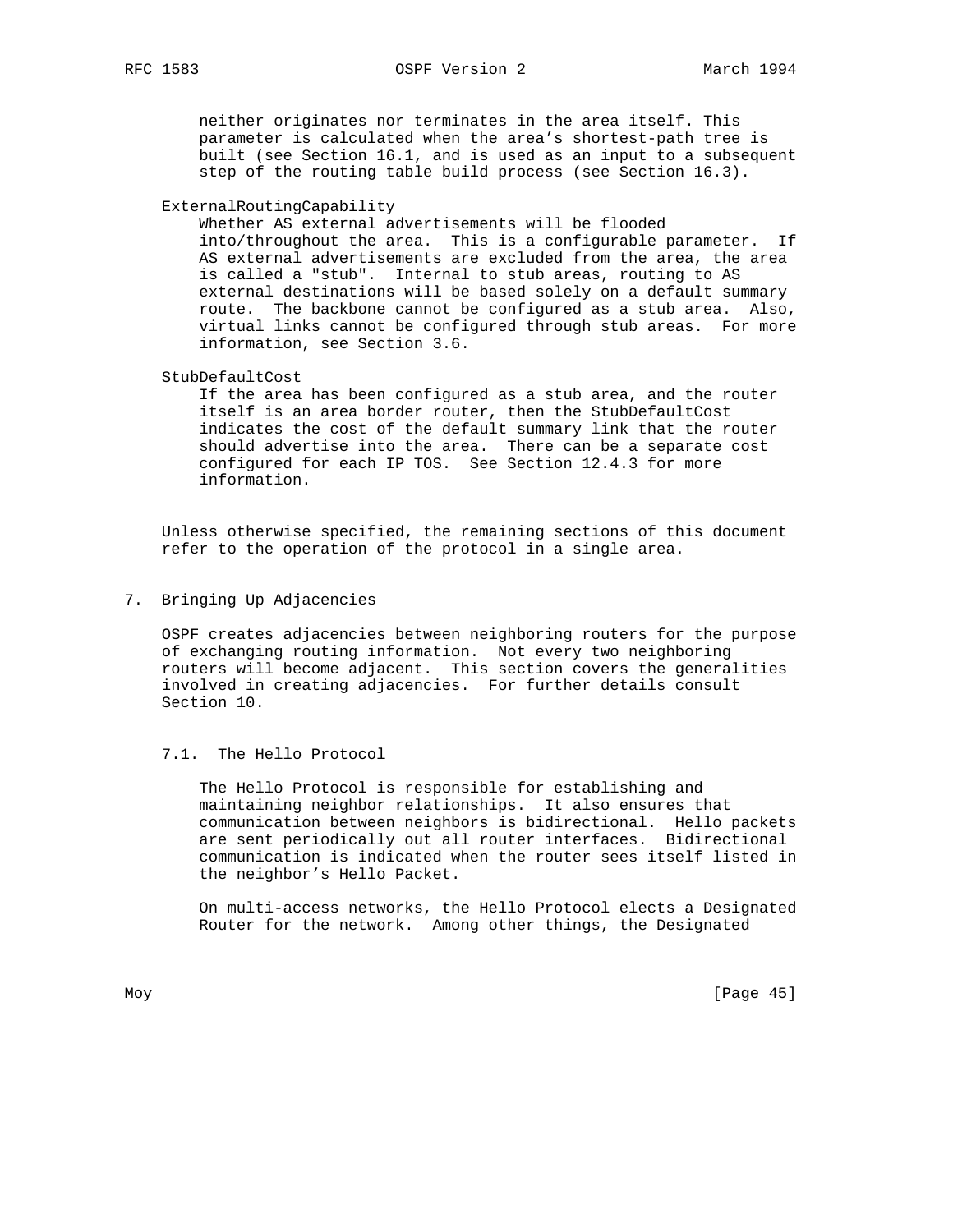neither originates nor terminates in the area itself. This parameter is calculated when the area's shortest-path tree is built (see Section 16.1, and is used as an input to a subsequent step of the routing table build process (see Section 16.3).

ExternalRoutingCapability
Whether AS external advertisements will be flooded into/throughout the area. This is a configurable parameter. If AS external advertisements are excluded from the area, the area is called a "stub". Internal to stub areas, routing to AS external destinations will be based solely on a default summary route. The backbone cannot be configured as a stub area. Also, virtual links cannot be configured through stub areas. For more information, see Section 3.6.

StubDefaultCost
If the area has been configured as a stub area, and the router itself is an area border router, then the StubDefaultCost indicates the cost of the default summary link that the router should advertise into the area. There can be a separate cost configured for each IP TOS. See Section 12.4.3 for more information.

Unless otherwise specified, the remaining sections of this document refer to the operation of the protocol in a single area.

# 7. Bringing Up Adjacencies

OSPF creates adjacencies between neighboring routers for the purpose of exchanging routing information. Not every two neighboring routers will become adjacent. This section covers the generalities involved in creating adjacencies. For further details consult Section 10.

## 7.1. The Hello Protocol

The Hello Protocol is responsible for establishing and maintaining neighbor relationships. It also ensures that communication between neighbors is bidirectional. Hello packets are sent periodically out all router interfaces. Bidirectional communication is indicated when the router sees itself listed in the neighbor's Hello Packet.

On multi-access networks, the Hello Protocol elects a Designated Router for the network. Among other things, the Designated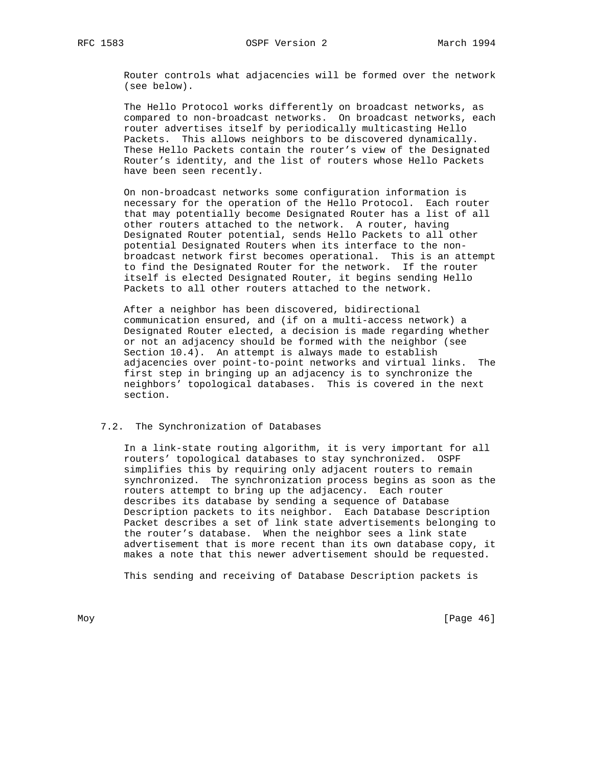Router controls what adjacencies will be formed over the network (see below).

The Hello Protocol works differently on broadcast networks, as compared to non-broadcast networks. On broadcast networks, each router advertises itself by periodically multicasting Hello Packets. This allows neighbors to be discovered dynamically. These Hello Packets contain the router's view of the Designated Router's identity, and the list of routers whose Hello Packets have been seen recently.

On non-broadcast networks some configuration information is necessary for the operation of the Hello Protocol. Each router that may potentially become Designated Router has a list of all other routers attached to the network. A router, having Designated Router potential, sends Hello Packets to all other potential Designated Routers when its interface to the non-broadcast network first becomes operational. This is an attempt to find the Designated Router for the network. If the router itself is elected Designated Router, it begins sending Hello Packets to all other routers attached to the network.

After a neighbor has been discovered, bidirectional communication ensured, and (if on a multi-access network) a Designated Router elected, a decision is made regarding whether or not an adjacency should be formed with the neighbor (see Section 10.4). An attempt is always made to establish adjacencies over point-to-point networks and virtual links. The first step in bringing up an adjacency is to synchronize the neighbors' topological databases. This is covered in the next section.

### 7.2. The Synchronization of Databases

In a link-state routing algorithm, it is very important for all routers' topological databases to stay synchronized. OSPF simplifies this by requiring only adjacent routers to remain synchronized. The synchronization process begins as soon as the routers attempt to bring up the adjacency. Each router describes its database by sending a sequence of Database Description packets to its neighbor. Each Database Description Packet describes a set of link state advertisements belonging to the router's database. When the neighbor sees a link state advertisement that is more recent than its own database copy, it makes a note that this newer advertisement should be requested.

This sending and receiving of Database Description packets is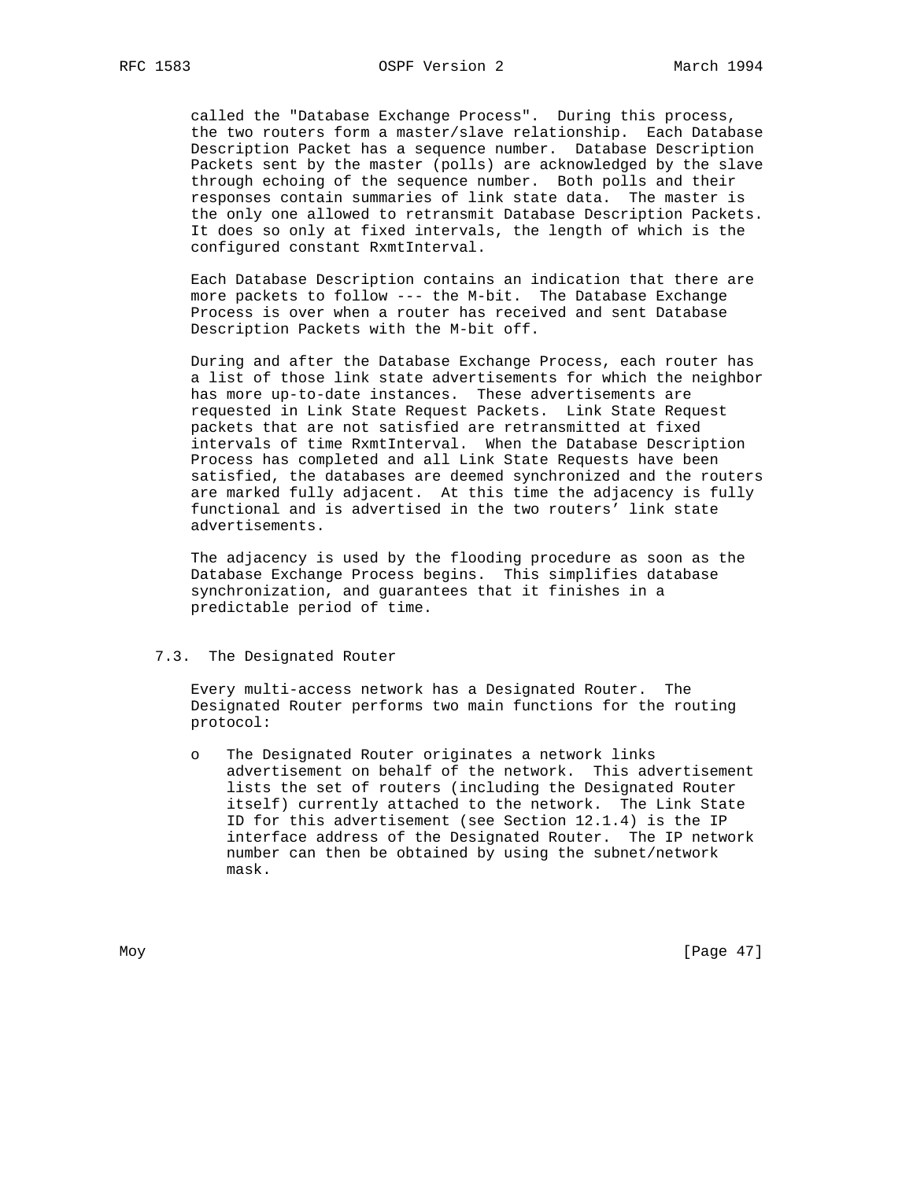called the "Database Exchange Process". During this process, the two routers form a master/slave relationship. Each Database Description Packet has a sequence number. Database Description Packets sent by the master (polls) are acknowledged by the slave through echoing of the sequence number. Both polls and their responses contain summaries of link state data. The master is the only one allowed to retransmit Database Description Packets. It does so only at fixed intervals, the length of which is the configured constant RxmtInterval.

Each Database Description contains an indication that there are more packets to follow --- the M-bit. The Database Exchange Process is over when a router has received and sent Database Description Packets with the M-bit off.

During and after the Database Exchange Process, each router has a list of those link state advertisements for which the neighbor has more up-to-date instances. These advertisements are requested in Link State Request Packets. Link State Request packets that are not satisfied are retransmitted at fixed intervals of time RxmtInterval. When the Database Description Process has completed and all Link State Requests have been satisfied, the databases are deemed synchronized and the routers are marked fully adjacent. At this time the adjacency is fully functional and is advertised in the two routers' link state advertisements.

The adjacency is used by the flooding procedure as soon as the Database Exchange Process begins. This simplifies database synchronization, and guarantees that it finishes in a predictable period of time.

### 7.3. The Designated Router

Every multi-access network has a Designated Router. The Designated Router performs two main functions for the routing protocol:

- The Designated Router originates a network links advertisement on behalf of the network. This advertisement lists the set of routers (including the Designated Router itself) currently attached to the network. The Link State ID for this advertisement (see Section 12.1.4) is the IP interface address of the Designated Router. The IP network number can then be obtained by using the subnet/network mask.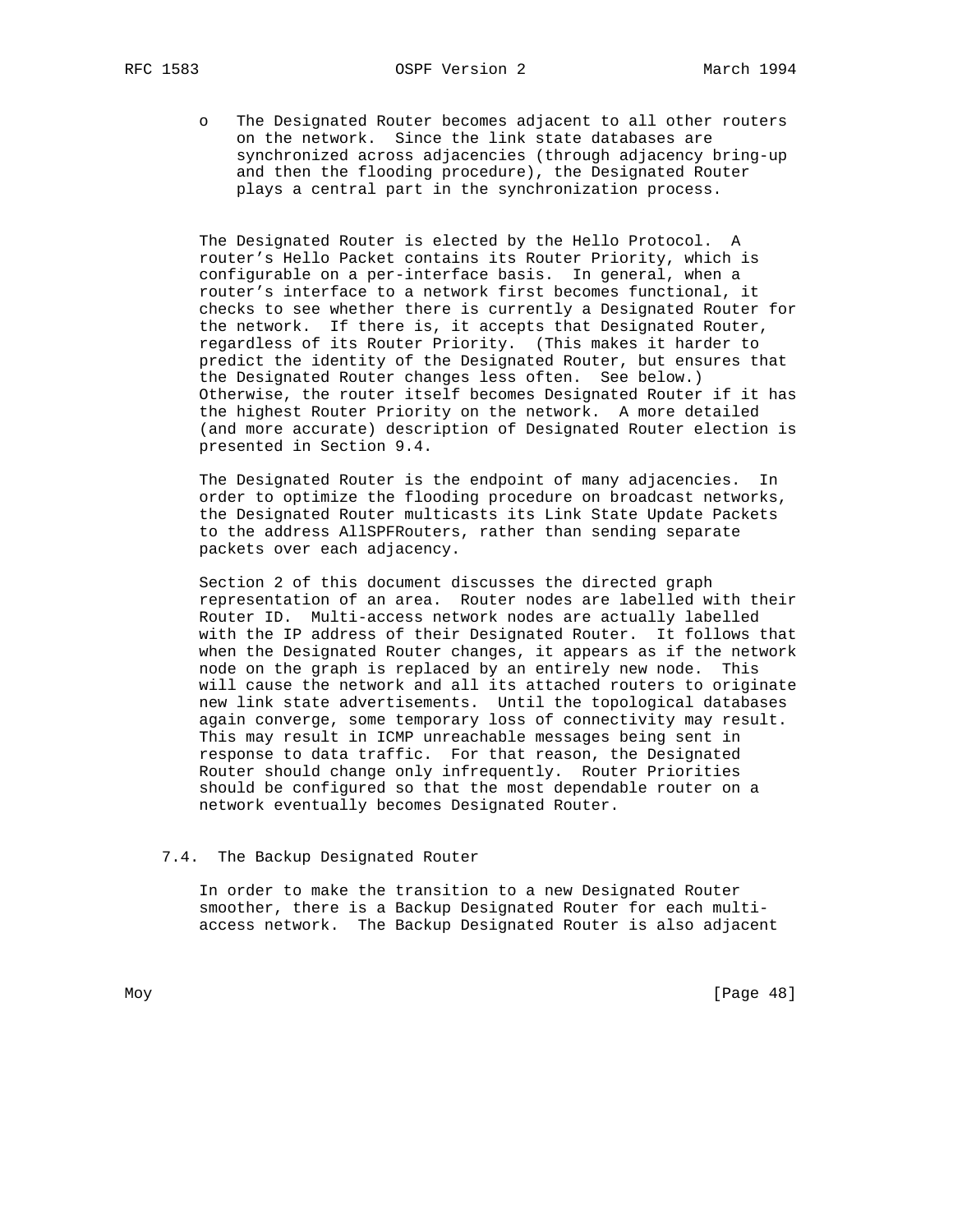- The Designated Router becomes adjacent to all other routers on the network. Since the link state databases are synchronized across adjacencies (through adjacency bring-up and then the flooding procedure), the Designated Router plays a central part in the synchronization process.

The Designated Router is elected by the Hello Protocol. A router's Hello Packet contains its Router Priority, which is configurable on a per-interface basis. In general, when a router's interface to a network first becomes functional, it checks to see whether there is currently a Designated Router for the network. If there is, it accepts that Designated Router, regardless of its Router Priority. (This makes it harder to predict the identity of the Designated Router, but ensures that the Designated Router changes less often. See below.) Otherwise, the router itself becomes Designated Router if it has the highest Router Priority on the network. A more detailed (and more accurate) description of Designated Router election is presented in Section 9.4.

The Designated Router is the endpoint of many adjacencies. In order to optimize the flooding procedure on broadcast networks, the Designated Router multicasts its Link State Update Packets to the address AllSPFRouters, rather than sending separate packets over each adjacency.

Section 2 of this document discusses the directed graph representation of an area. Router nodes are labelled with their Router ID. Multi-access network nodes are actually labelled with the IP address of their Designated Router. It follows that when the Designated Router changes, it appears as if the network node on the graph is replaced by an entirely new node. This will cause the network and all its attached routers to originate new link state advertisements. Until the topological databases again converge, some temporary loss of connectivity may result. This may result in ICMP unreachable messages being sent in response to data traffic. For that reason, the Designated Router should change only infrequently. Router Priorities should be configured so that the most dependable router on a network eventually becomes Designated Router.

### 7.4. The Backup Designated Router

In order to make the transition to a new Designated Router smoother, there is a Backup Designated Router for each multi-access network. The Backup Designated Router is also adjacent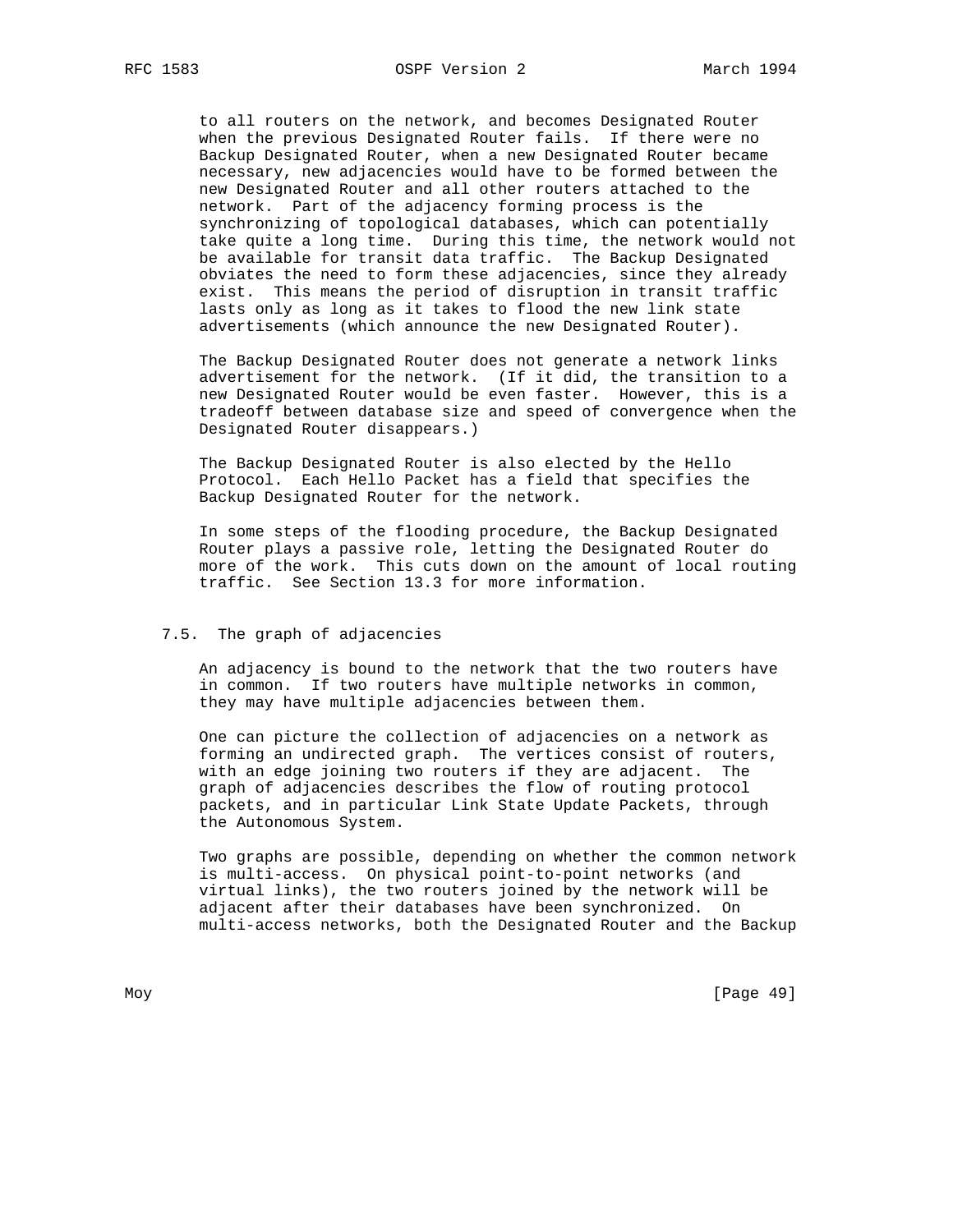to all routers on the network, and becomes Designated Router when the previous Designated Router fails. If there were no Backup Designated Router, when a new Designated Router became necessary, new adjacencies would have to be formed between the new Designated Router and all other routers attached to the network. Part of the adjacency forming process is the synchronizing of topological databases, which can potentially take quite a long time. During this time, the network would not be available for transit data traffic. The Backup Designated obviates the need to form these adjacencies, since they already exist. This means the period of disruption in transit traffic lasts only as long as it takes to flood the new link state advertisements (which announce the new Designated Router).

The Backup Designated Router does not generate a network links advertisement for the network. (If it did, the transition to a new Designated Router would be even faster. However, this is a tradeoff between database size and speed of convergence when the Designated Router disappears.)

The Backup Designated Router is also elected by the Hello Protocol. Each Hello Packet has a field that specifies the Backup Designated Router for the network.

In some steps of the flooding procedure, the Backup Designated Router plays a passive role, letting the Designated Router do more of the work. This cuts down on the amount of local routing traffic. See Section 13.3 for more information.

### 7.5. The graph of adjacencies

An adjacency is bound to the network that the two routers have in common. If two routers have multiple networks in common, they may have multiple adjacencies between them.

One can picture the collection of adjacencies on a network as forming an undirected graph. The vertices consist of routers, with an edge joining two routers if they are adjacent. The graph of adjacencies describes the flow of routing protocol packets, and in particular Link State Update Packets, through the Autonomous System.

Two graphs are possible, depending on whether the common network is multi-access. On physical point-to-point networks (and virtual links), the two routers joined by the network will be adjacent after their databases have been synchronized. On multi-access networks, both the Designated Router and the Backup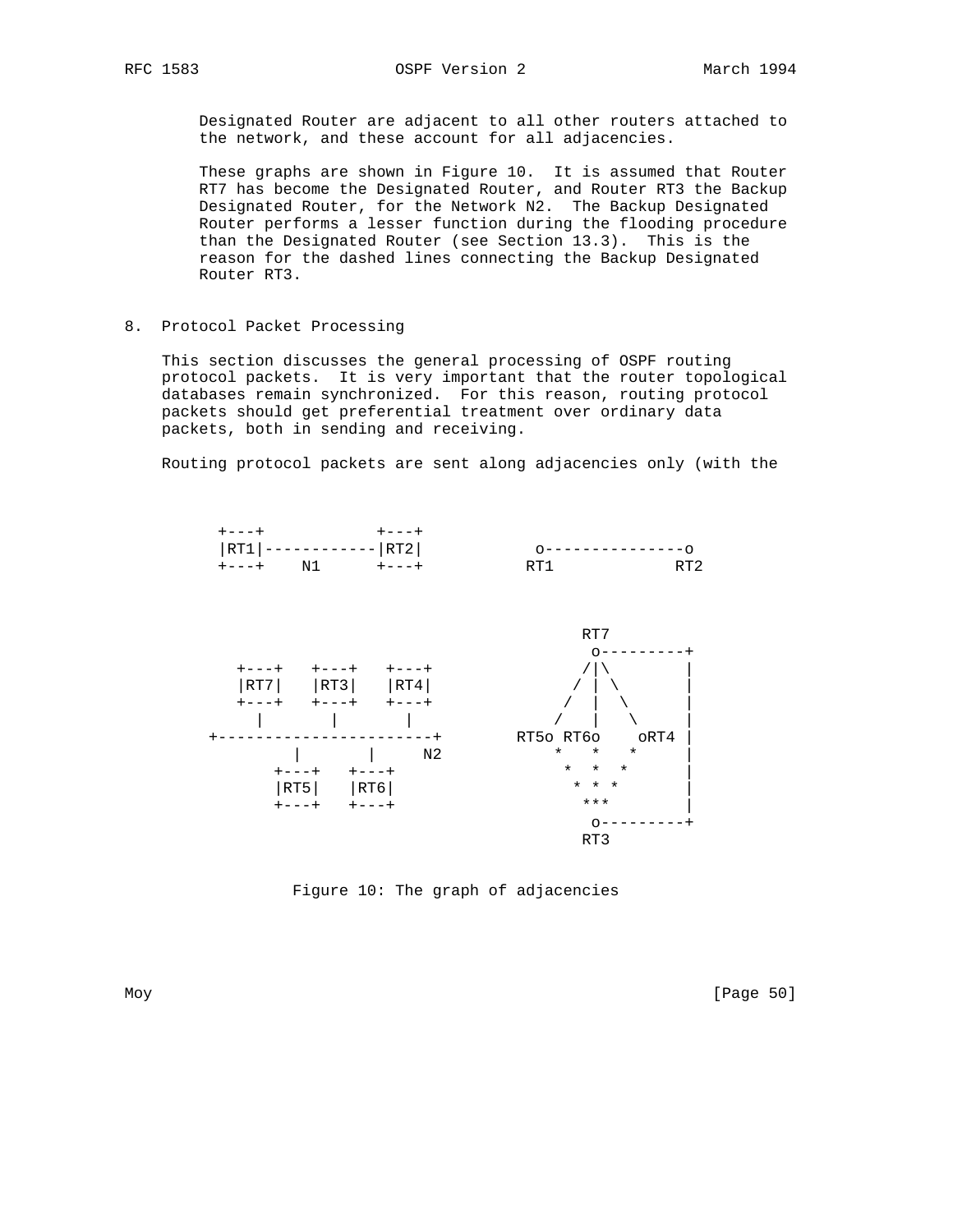Designated Router are adjacent to all other routers attached to the network, and these account for all adjacencies.

These graphs are shown in Figure 10. It is assumed that Router RT7 has become the Designated Router, and Router RT3 the Backup Designated Router, for the Network N2. The Backup Designated Router performs a lesser function during the flooding procedure than the Designated Router (see Section 13.3). This is the reason for the dashed lines connecting the Backup Designated Router RT3.

## 8. Protocol Packet Processing

This section discusses the general processing of OSPF routing protocol packets. It is very important that the router topological databases remain synchronized. For this reason, routing protocol packets should get preferential treatment over ordinary data packets, both in sending and receiving.

Routing protocol packets are sent along adjacencies only (with the

```
        +---+            +---+
        |RT1|------------|RT2|            o---------------o
        +---+    N1      +---+           RT1             RT2


                                                 RT7
                                                  o---------+
          +---+   +---+   +---+                  /|\        |
          |RT7|   |RT3|   |RT4|                 / | \       |
          +---+   +---+   +---+                /  |  \      |
            |       |       |                 /   |   \     |
       +-----------------------+          RT5o RT6o    oRT4 |
               |       |     N2                *   *   *    |
             +---+   +---+                      *  *  *     |
             |RT5|   |RT6|                       * * *      |
             +---+   +---+                        ***       |
                                                   o---------+
                                                  RT3
```

Figure 10: The graph of adjacencies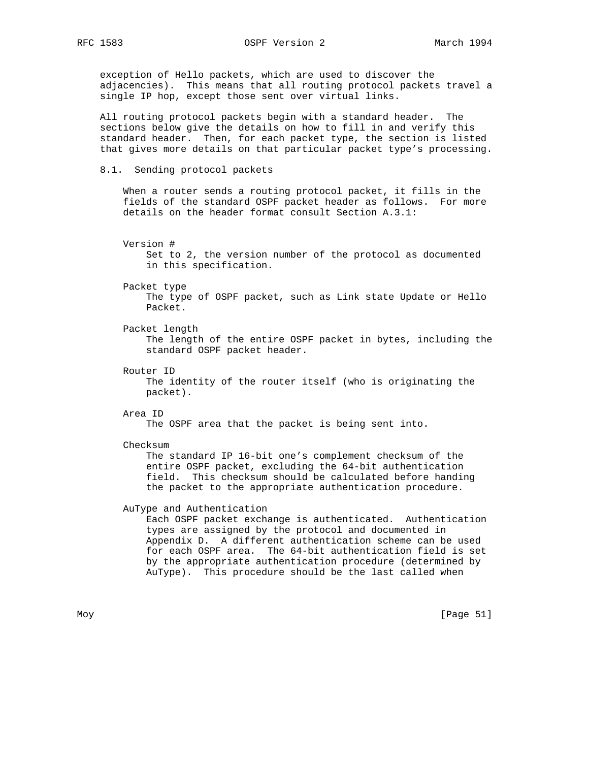exception of Hello packets, which are used to discover the adjacencies). This means that all routing protocol packets travel a single IP hop, except those sent over virtual links.

All routing protocol packets begin with a standard header. The sections below give the details on how to fill in and verify this standard header. Then, for each packet type, the section is listed that gives more details on that particular packet type's processing.

## 8.1. Sending protocol packets

When a router sends a routing protocol packet, it fills in the fields of the standard OSPF packet header as follows. For more details on the header format consult Section A.3.1:

Version #
: Set to 2, the version number of the protocol as documented in this specification.

Packet type
: The type of OSPF packet, such as Link state Update or Hello Packet.

Packet length
: The length of the entire OSPF packet in bytes, including the standard OSPF packet header.

Router ID
: The identity of the router itself (who is originating the packet).

Area ID
: The OSPF area that the packet is being sent into.

Checksum
: The standard IP 16-bit one's complement checksum of the entire OSPF packet, excluding the 64-bit authentication field. This checksum should be calculated before handing the packet to the appropriate authentication procedure.

AuType and Authentication
: Each OSPF packet exchange is authenticated. Authentication types are assigned by the protocol and documented in Appendix D. A different authentication scheme can be used for each OSPF area. The 64-bit authentication field is set by the appropriate authentication procedure (determined by AuType). This procedure should be the last called when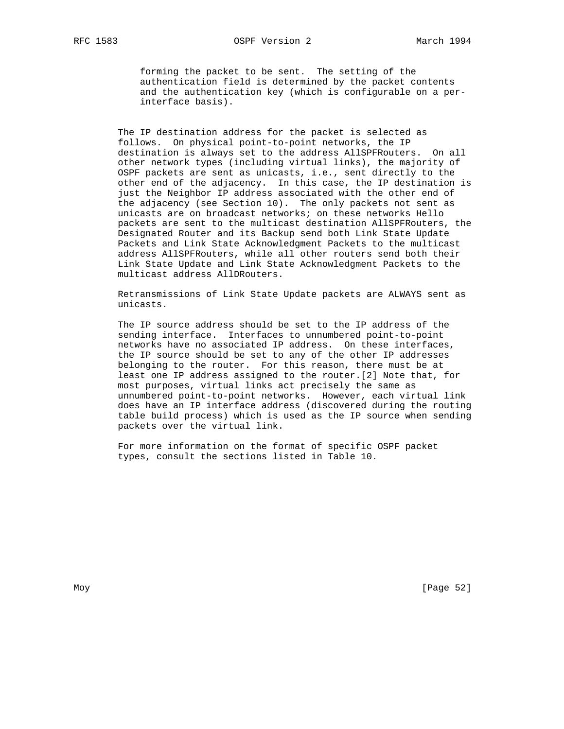forming the packet to be sent. The setting of the authentication field is determined by the packet contents and the authentication key (which is configurable on a per-interface basis).

The IP destination address for the packet is selected as follows. On physical point-to-point networks, the IP destination is always set to the address AllSPFRouters. On all other network types (including virtual links), the majority of OSPF packets are sent as unicasts, i.e., sent directly to the other end of the adjacency. In this case, the IP destination is just the Neighbor IP address associated with the other end of the adjacency (see Section 10). The only packets not sent as unicasts are on broadcast networks; on these networks Hello packets are sent to the multicast destination AllSPFRouters, the Designated Router and its Backup send both Link State Update Packets and Link State Acknowledgment Packets to the multicast address AllSPFRouters, while all other routers send both their Link State Update and Link State Acknowledgment Packets to the multicast address AllDRouters.

Retransmissions of Link State Update packets are ALWAYS sent as unicasts.

The IP source address should be set to the IP address of the sending interface. Interfaces to unnumbered point-to-point networks have no associated IP address. On these interfaces, the IP source should be set to any of the other IP addresses belonging to the router. For this reason, there must be at least one IP address assigned to the router.[2] Note that, for most purposes, virtual links act precisely the same as unnumbered point-to-point networks. However, each virtual link does have an IP interface address (discovered during the routing table build process) which is used as the IP source when sending packets over the virtual link.

For more information on the format of specific OSPF packet types, consult the sections listed in Table 10.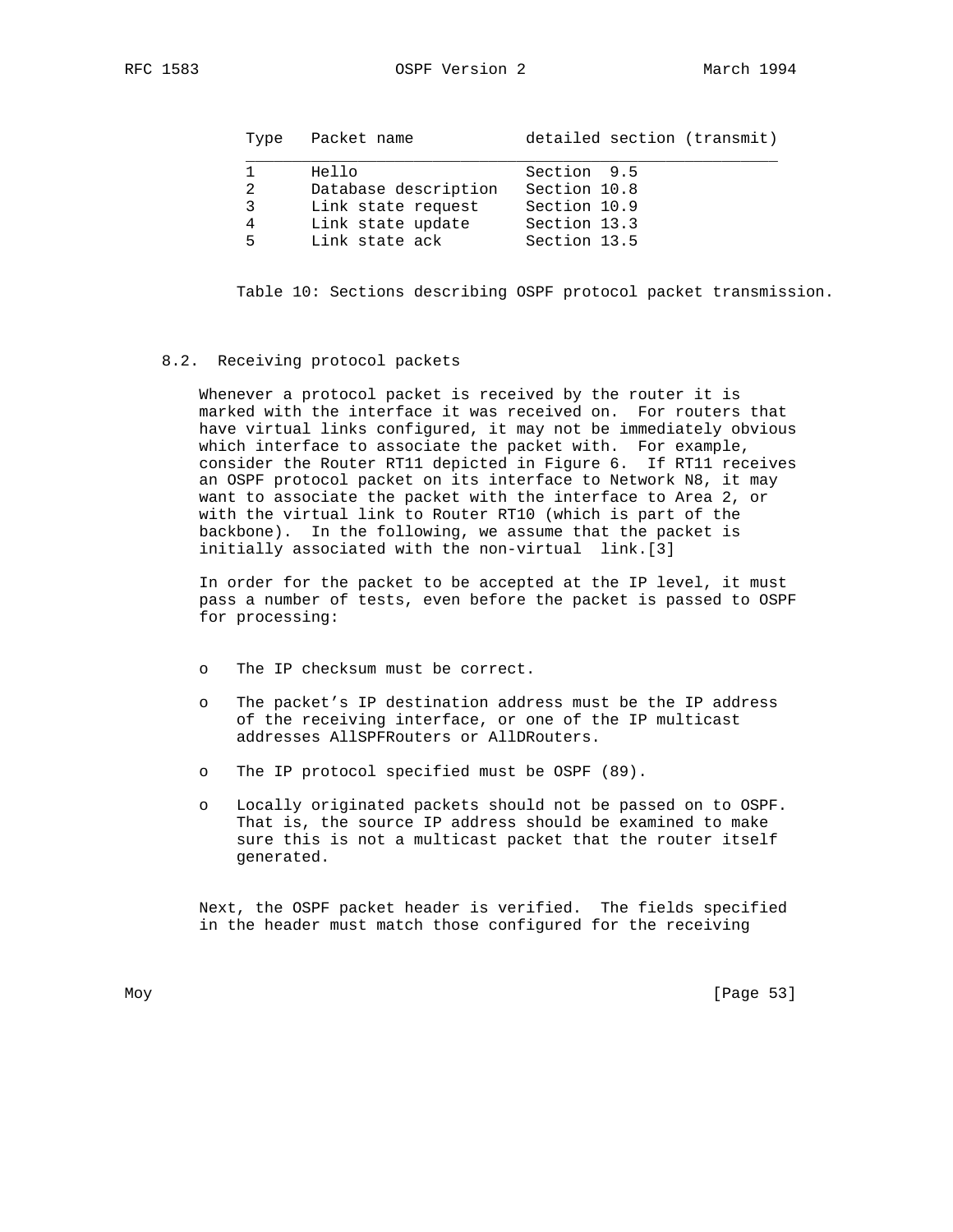| Type | Packet name | detailed section (transmit) |
|---|---|---|
| 1 | Hello | Section 9.5 |
| 2 | Database description | Section 10.8 |
| 3 | Link state request | Section 10.9 |
| 4 | Link state update | Section 13.3 |
| 5 | Link state ack | Section 13.5 |

Table 10: Sections describing OSPF protocol packet transmission.

## 8.2. Receiving protocol packets

Whenever a protocol packet is received by the router it is marked with the interface it was received on. For routers that have virtual links configured, it may not be immediately obvious which interface to associate the packet with. For example, consider the Router RT11 depicted in Figure 6. If RT11 receives an OSPF protocol packet on its interface to Network N8, it may want to associate the packet with the interface to Area 2, or with the virtual link to Router RT10 (which is part of the backbone). In the following, we assume that the packet is initially associated with the non-virtual link.[3]

In order for the packet to be accepted at the IP level, it must pass a number of tests, even before the packet is passed to OSPF for processing:

- The IP checksum must be correct.
- The packet's IP destination address must be the IP address of the receiving interface, or one of the IP multicast addresses AllSPFRouters or AllDRouters.
- The IP protocol specified must be OSPF (89).
- Locally originated packets should not be passed on to OSPF. That is, the source IP address should be examined to make sure this is not a multicast packet that the router itself generated.

Next, the OSPF packet header is verified. The fields specified in the header must match those configured for the receiving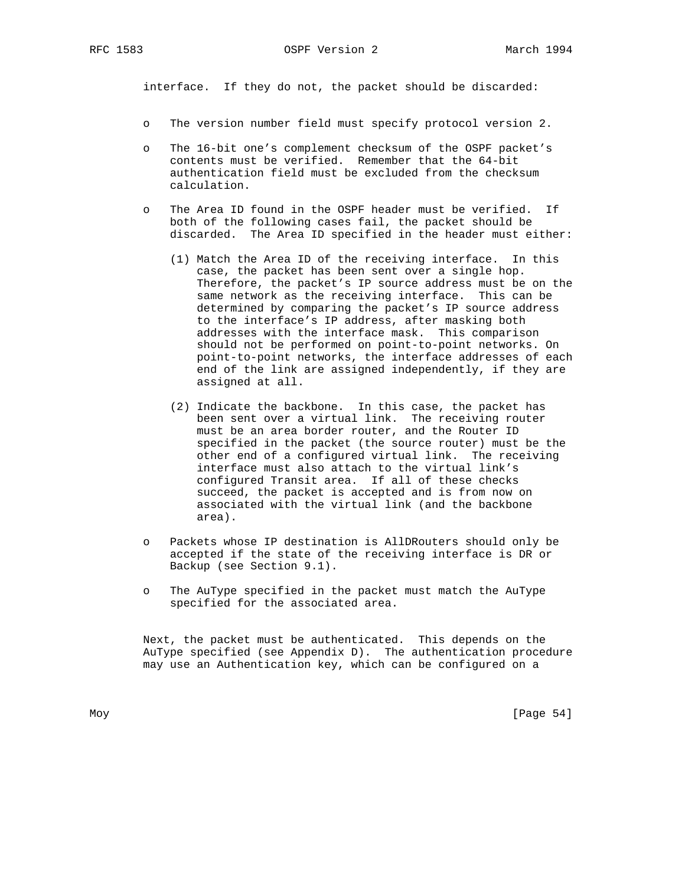interface. If they do not, the packet should be discarded:

- The version number field must specify protocol version 2.

- The 16-bit one's complement checksum of the OSPF packet's contents must be verified. Remember that the 64-bit authentication field must be excluded from the checksum calculation.

- The Area ID found in the OSPF header must be verified. If both of the following cases fail, the packet should be discarded. The Area ID specified in the header must either:

  (1) Match the Area ID of the receiving interface. In this case, the packet has been sent over a single hop. Therefore, the packet's IP source address must be on the same network as the receiving interface. This can be determined by comparing the packet's IP source address to the interface's IP address, after masking both addresses with the interface mask. This comparison should not be performed on point-to-point networks. On point-to-point networks, the interface addresses of each end of the link are assigned independently, if they are assigned at all.

  (2) Indicate the backbone. In this case, the packet has been sent over a virtual link. The receiving router must be an area border router, and the Router ID specified in the packet (the source router) must be the other end of a configured virtual link. The receiving interface must also attach to the virtual link's configured Transit area. If all of these checks succeed, the packet is accepted and is from now on associated with the virtual link (and the backbone area).

- Packets whose IP destination is AllDRouters should only be accepted if the state of the receiving interface is DR or Backup (see Section 9.1).

- The AuType specified in the packet must match the AuType specified for the associated area.

Next, the packet must be authenticated. This depends on the AuType specified (see Appendix D). The authentication procedure may use an Authentication key, which can be configured on a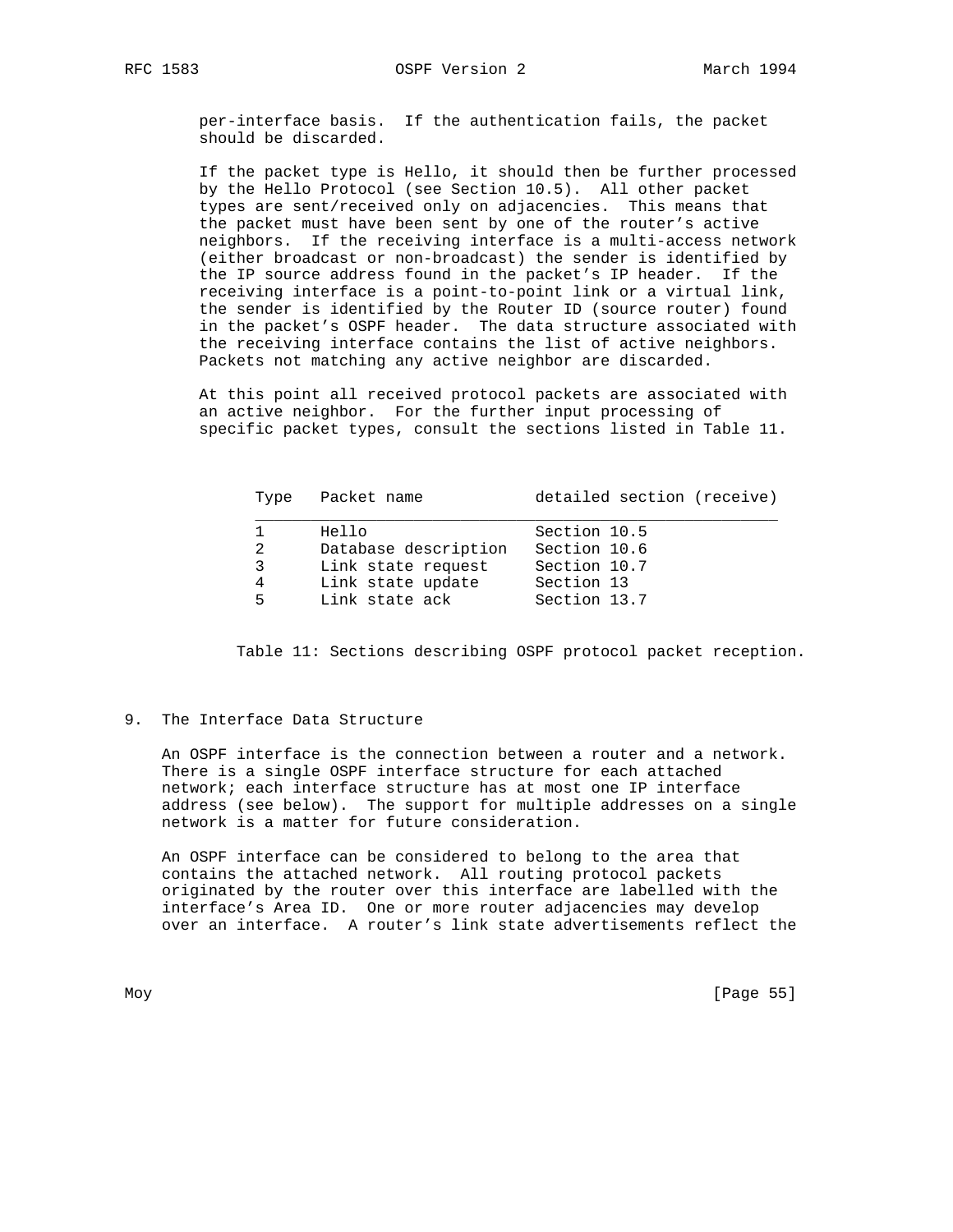per-interface basis. If the authentication fails, the packet should be discarded.

If the packet type is Hello, it should then be further processed by the Hello Protocol (see Section 10.5). All other packet types are sent/received only on adjacencies. This means that the packet must have been sent by one of the router's active neighbors. If the receiving interface is a multi-access network (either broadcast or non-broadcast) the sender is identified by the IP source address found in the packet's IP header. If the receiving interface is a point-to-point link or a virtual link, the sender is identified by the Router ID (source router) found in the packet's OSPF header. The data structure associated with the receiving interface contains the list of active neighbors. Packets not matching any active neighbor are discarded.

At this point all received protocol packets are associated with an active neighbor. For the further input processing of specific packet types, consult the sections listed in Table 11.

| Type | Packet name | detailed section (receive) |
|---|---|---|
| 1 | Hello | Section 10.5 |
| 2 | Database description | Section 10.6 |
| 3 | Link state request | Section 10.7 |
| 4 | Link state update | Section 13 |
| 5 | Link state ack | Section 13.7 |

Table 11: Sections describing OSPF protocol packet reception.

## 9. The Interface Data Structure

An OSPF interface is the connection between a router and a network. There is a single OSPF interface structure for each attached network; each interface structure has at most one IP interface address (see below). The support for multiple addresses on a single network is a matter for future consideration.

An OSPF interface can be considered to belong to the area that contains the attached network. All routing protocol packets originated by the router over this interface are labelled with the interface's Area ID. One or more router adjacencies may develop over an interface. A router's link state advertisements reflect the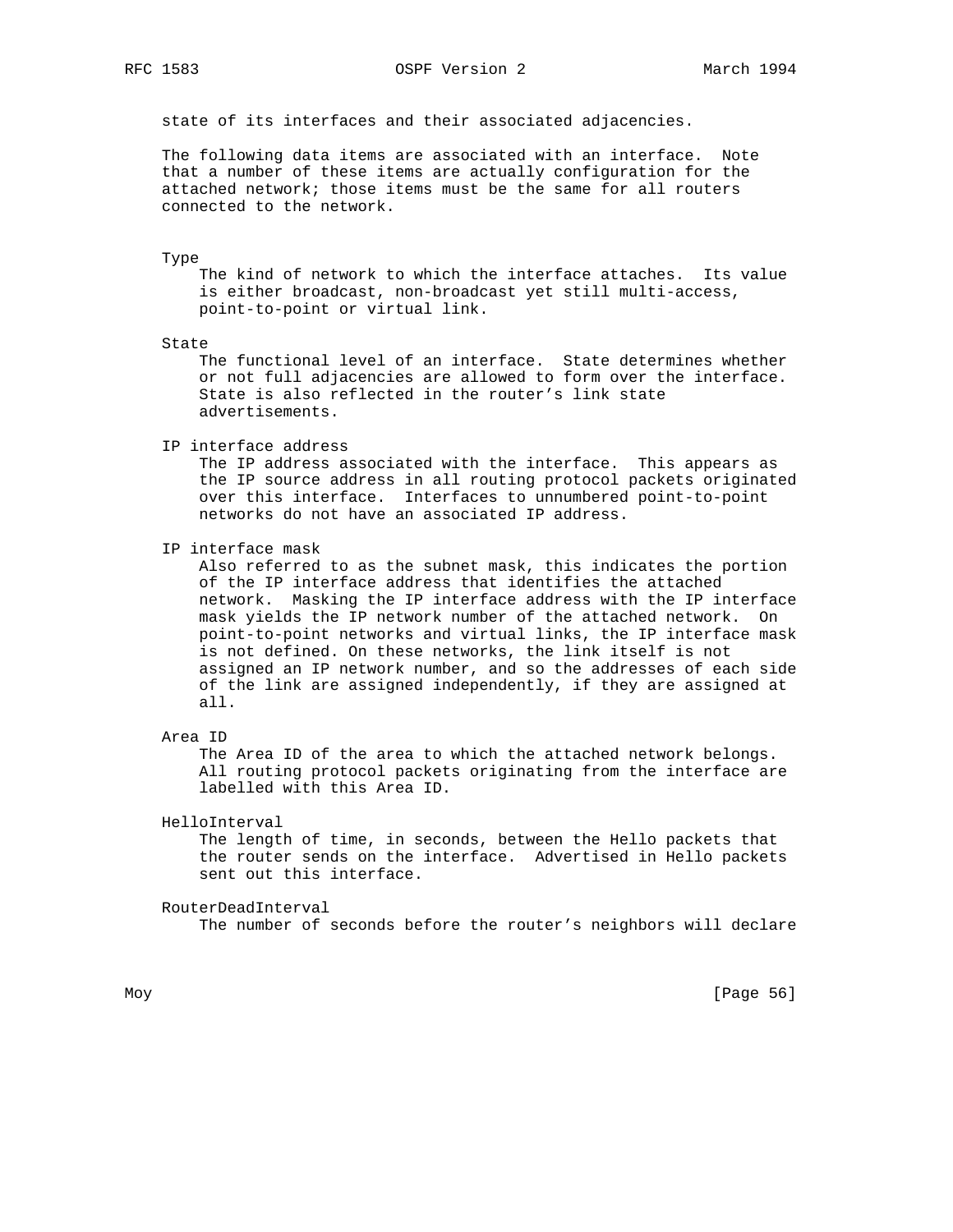state of its interfaces and their associated adjacencies.

The following data items are associated with an interface. Note that a number of these items are actually configuration for the attached network; those items must be the same for all routers connected to the network.

Type
: The kind of network to which the interface attaches. Its value is either broadcast, non-broadcast yet still multi-access, point-to-point or virtual link.

State
: The functional level of an interface. State determines whether or not full adjacencies are allowed to form over the interface. State is also reflected in the router's link state advertisements.

IP interface address
: The IP address associated with the interface. This appears as the IP source address in all routing protocol packets originated over this interface. Interfaces to unnumbered point-to-point networks do not have an associated IP address.

IP interface mask
: Also referred to as the subnet mask, this indicates the portion of the IP interface address that identifies the attached network. Masking the IP interface address with the IP interface mask yields the IP network number of the attached network. On point-to-point networks and virtual links, the IP interface mask is not defined. On these networks, the link itself is not assigned an IP network number, and so the addresses of each side of the link are assigned independently, if they are assigned at all.

Area ID
: The Area ID of the area to which the attached network belongs. All routing protocol packets originating from the interface are labelled with this Area ID.

HelloInterval
: The length of time, in seconds, between the Hello packets that the router sends on the interface. Advertised in Hello packets sent out this interface.

RouterDeadInterval
: The number of seconds before the router's neighbors will declare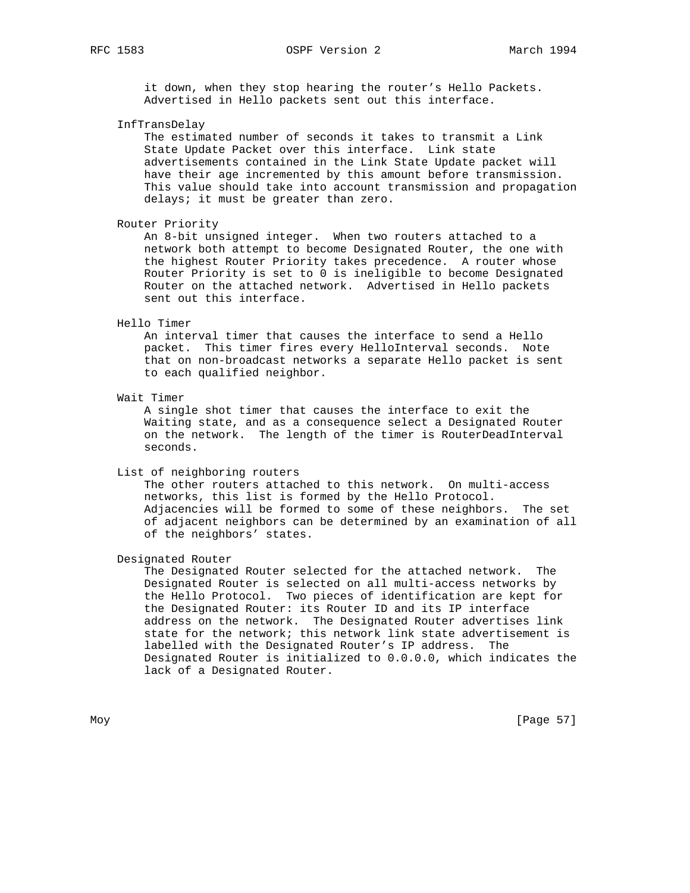it down, when they stop hearing the router's Hello Packets. Advertised in Hello packets sent out this interface.

InfTransDelay
The estimated number of seconds it takes to transmit a Link State Update Packet over this interface. Link state advertisements contained in the Link State Update packet will have their age incremented by this amount before transmission. This value should take into account transmission and propagation delays; it must be greater than zero.

Router Priority
An 8-bit unsigned integer. When two routers attached to a network both attempt to become Designated Router, the one with the highest Router Priority takes precedence. A router whose Router Priority is set to 0 is ineligible to become Designated Router on the attached network. Advertised in Hello packets sent out this interface.

Hello Timer
An interval timer that causes the interface to send a Hello packet. This timer fires every HelloInterval seconds. Note that on non-broadcast networks a separate Hello packet is sent to each qualified neighbor.

Wait Timer
A single shot timer that causes the interface to exit the Waiting state, and as a consequence select a Designated Router on the network. The length of the timer is RouterDeadInterval seconds.

List of neighboring routers
The other routers attached to this network. On multi-access networks, this list is formed by the Hello Protocol. Adjacencies will be formed to some of these neighbors. The set of adjacent neighbors can be determined by an examination of all of the neighbors' states.

Designated Router
The Designated Router selected for the attached network. The Designated Router is selected on all multi-access networks by the Hello Protocol. Two pieces of identification are kept for the Designated Router: its Router ID and its IP interface address on the network. The Designated Router advertises link state for the network; this network link state advertisement is labelled with the Designated Router's IP address. The Designated Router is initialized to 0.0.0.0, which indicates the lack of a Designated Router.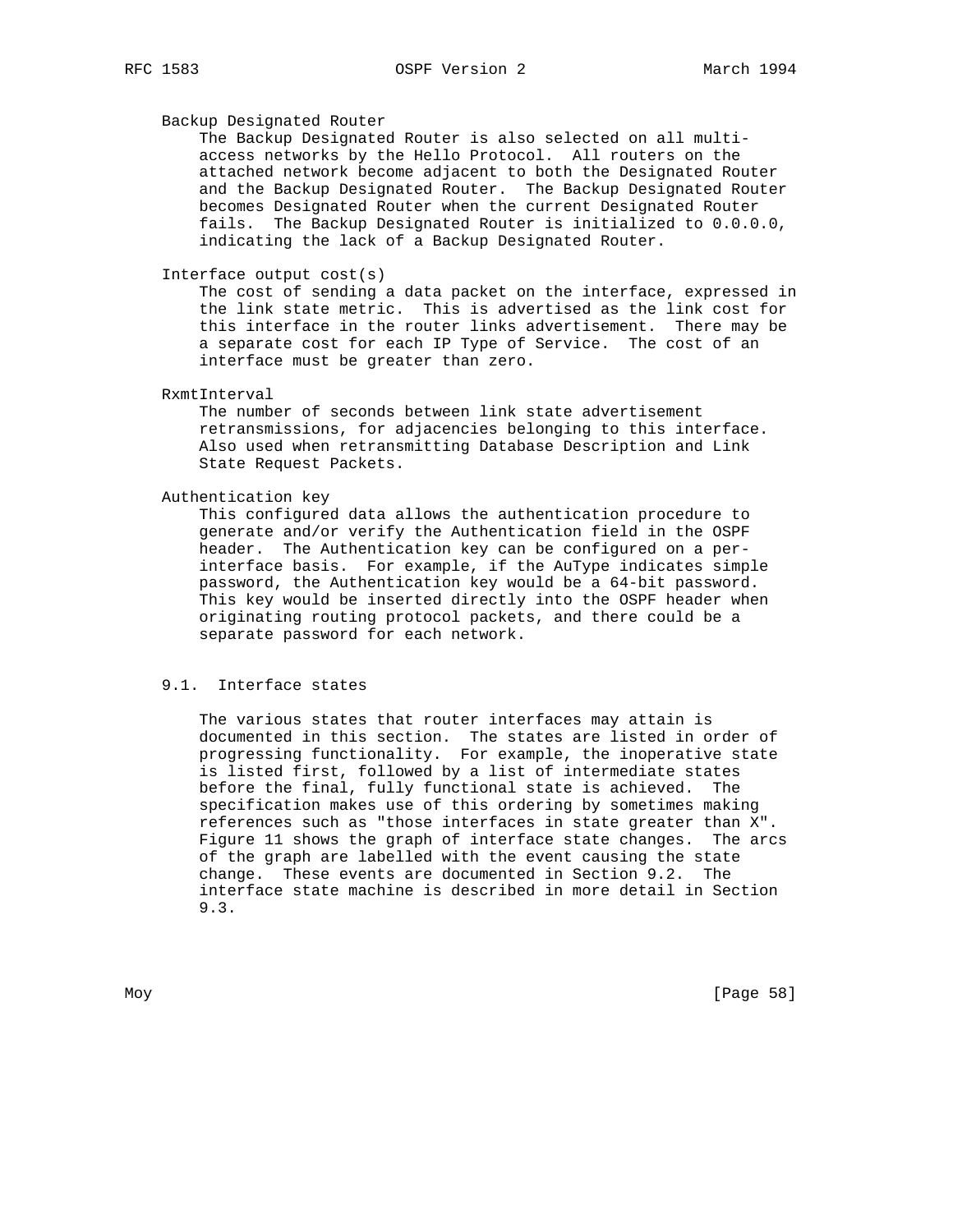Backup Designated Router

The Backup Designated Router is also selected on all multi-access networks by the Hello Protocol. All routers on the attached network become adjacent to both the Designated Router and the Backup Designated Router. The Backup Designated Router becomes Designated Router when the current Designated Router fails. The Backup Designated Router is initialized to 0.0.0.0, indicating the lack of a Backup Designated Router.

Interface output cost(s)

The cost of sending a data packet on the interface, expressed in the link state metric. This is advertised as the link cost for this interface in the router links advertisement. There may be a separate cost for each IP Type of Service. The cost of an interface must be greater than zero.

RxmtInterval

The number of seconds between link state advertisement retransmissions, for adjacencies belonging to this interface. Also used when retransmitting Database Description and Link State Request Packets.

Authentication key

This configured data allows the authentication procedure to generate and/or verify the Authentication field in the OSPF header. The Authentication key can be configured on a per-interface basis. For example, if the AuType indicates simple password, the Authentication key would be a 64-bit password. This key would be inserted directly into the OSPF header when originating routing protocol packets, and there could be a separate password for each network.

## 9.1. Interface states

The various states that router interfaces may attain is documented in this section. The states are listed in order of progressing functionality. For example, the inoperative state is listed first, followed by a list of intermediate states before the final, fully functional state is achieved. The specification makes use of this ordering by sometimes making references such as "those interfaces in state greater than X". Figure 11 shows the graph of interface state changes. The arcs of the graph are labelled with the event causing the state change. These events are documented in Section 9.2. The interface state machine is described in more detail in Section 9.3.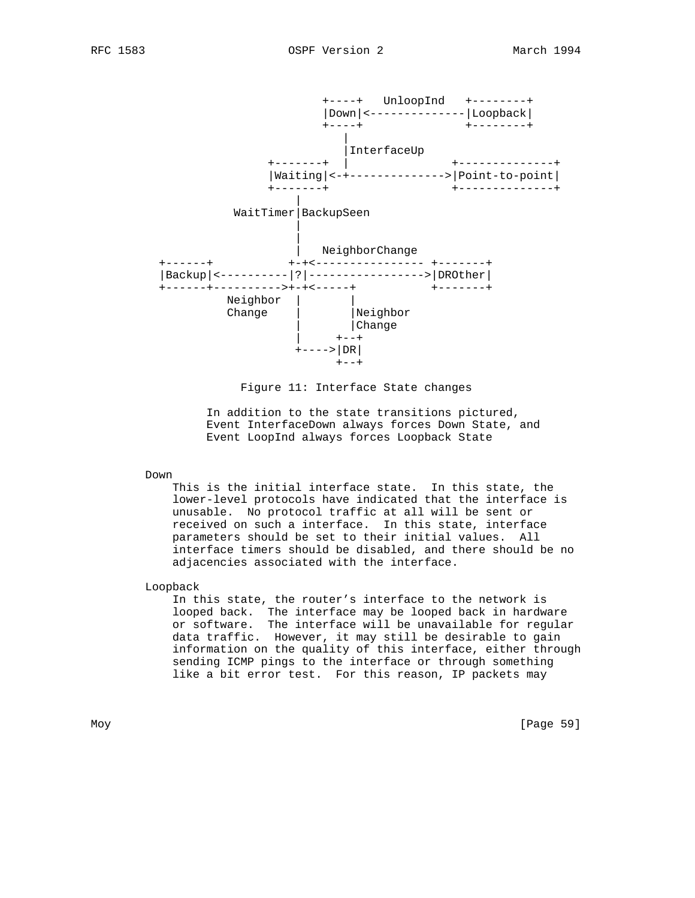```
                        +----+   UnloopInd   +--------+
                        |Down|<--------------|Loopback|
                        +----+               +--------+
                           |
                           |InterfaceUp
                +-------+  |               +--------------+
                |Waiting|<-+-------------->|Point-to-point|
                +-------+                  +--------------+
                    |
           WaitTimer|BackupSeen
                    |
                    |
                    |   NeighborChange
    +------+           +-+<---------------- +-------+
    |Backup|<----------|?|----------------->|DROther|
    +------+---------->+-+<-----+           +-------+
              Neighbor  |       |
              Change    |       |Neighbor
                        |       |Change
                        |     +--+
                        +---->|DR|
                              +--+
```

Figure 11: Interface State changes

In addition to the state transitions pictured, Event InterfaceDown always forces Down State, and Event LoopInd always forces Loopback State

Down

This is the initial interface state. In this state, the lower-level protocols have indicated that the interface is unusable. No protocol traffic at all will be sent or received on such a interface. In this state, interface parameters should be set to their initial values. All interface timers should be disabled, and there should be no adjacencies associated with the interface.

Loopback

In this state, the router's interface to the network is looped back. The interface may be looped back in hardware or software. The interface will be unavailable for regular data traffic. However, it may still be desirable to gain information on the quality of this interface, either through sending ICMP pings to the interface or through something like a bit error test. For this reason, IP packets may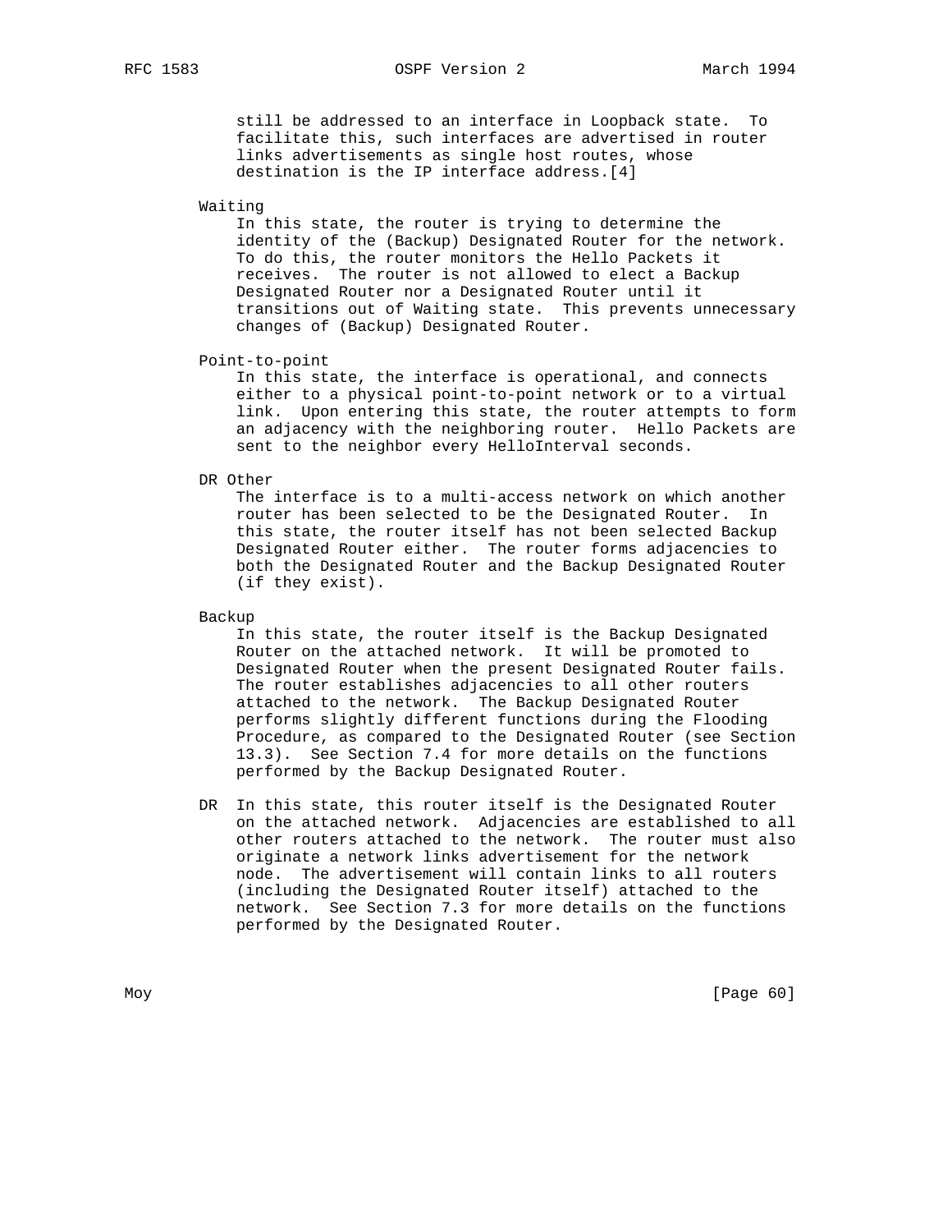still be addressed to an interface in Loopback state. To facilitate this, such interfaces are advertised in router links advertisements as single host routes, whose destination is the IP interface address.[4]

**Waiting**

In this state, the router is trying to determine the identity of the (Backup) Designated Router for the network. To do this, the router monitors the Hello Packets it receives. The router is not allowed to elect a Backup Designated Router nor a Designated Router until it transitions out of Waiting state. This prevents unnecessary changes of (Backup) Designated Router.

**Point-to-point**

In this state, the interface is operational, and connects either to a physical point-to-point network or to a virtual link. Upon entering this state, the router attempts to form an adjacency with the neighboring router. Hello Packets are sent to the neighbor every HelloInterval seconds.

**DR Other**

The interface is to a multi-access network on which another router has been selected to be the Designated Router. In this state, the router itself has not been selected Backup Designated Router either. The router forms adjacencies to both the Designated Router and the Backup Designated Router (if they exist).

**Backup**

In this state, the router itself is the Backup Designated Router on the attached network. It will be promoted to Designated Router when the present Designated Router fails. The router establishes adjacencies to all other routers attached to the network. The Backup Designated Router performs slightly different functions during the Flooding Procedure, as compared to the Designated Router (see Section 13.3). See Section 7.4 for more details on the functions performed by the Backup Designated Router.

**DR**

In this state, this router itself is the Designated Router on the attached network. Adjacencies are established to all other routers attached to the network. The router must also originate a network links advertisement for the network node. The advertisement will contain links to all routers (including the Designated Router itself) attached to the network. See Section 7.3 for more details on the functions performed by the Designated Router.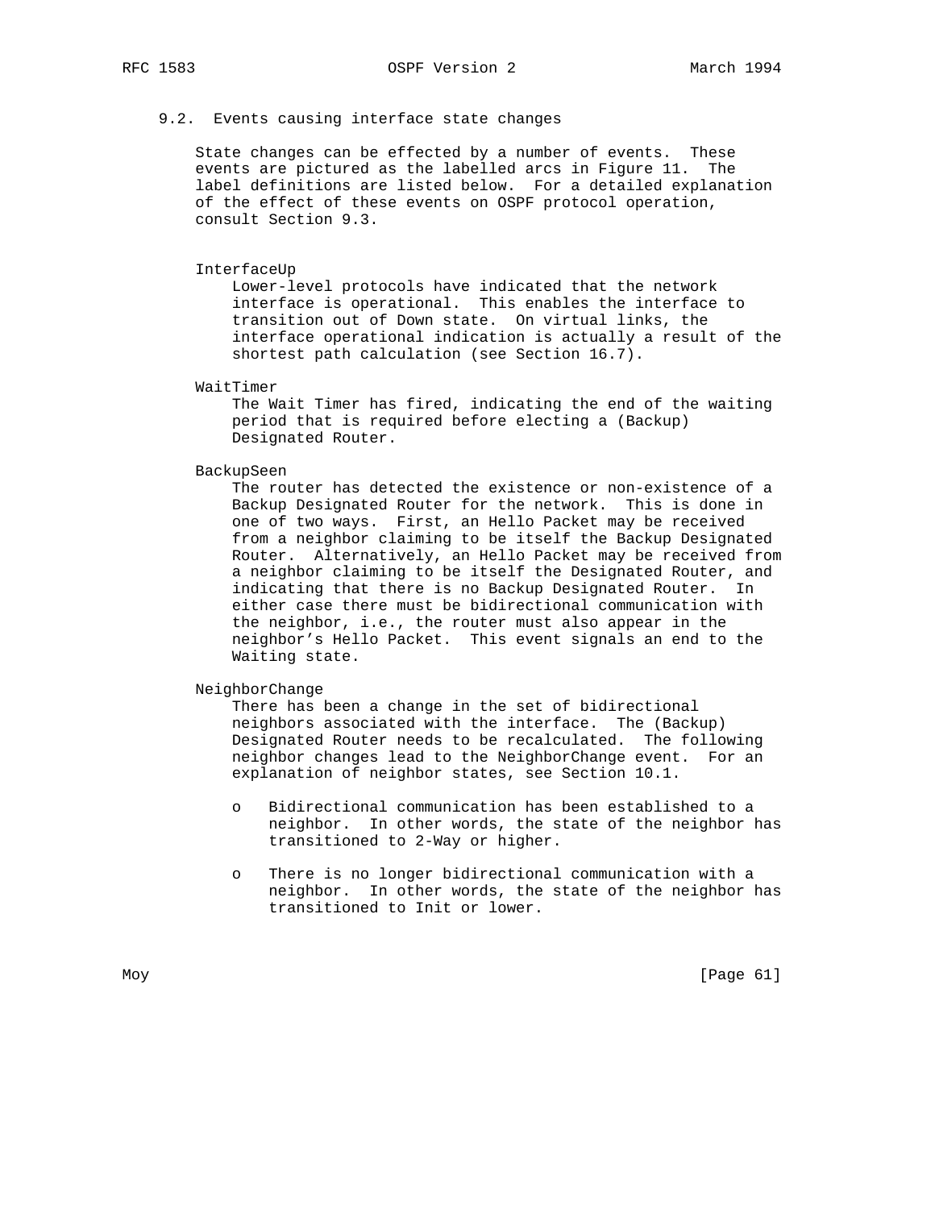### 9.2. Events causing interface state changes

State changes can be effected by a number of events. These events are pictured as the labelled arcs in Figure 11. The label definitions are listed below. For a detailed explanation of the effect of these events on OSPF protocol operation, consult Section 9.3.

**InterfaceUp**

Lower-level protocols have indicated that the network interface is operational. This enables the interface to transition out of Down state. On virtual links, the interface operational indication is actually a result of the shortest path calculation (see Section 16.7).

**WaitTimer**

The Wait Timer has fired, indicating the end of the waiting period that is required before electing a (Backup) Designated Router.

**BackupSeen**

The router has detected the existence or non-existence of a Backup Designated Router for the network. This is done in one of two ways. First, an Hello Packet may be received from a neighbor claiming to be itself the Backup Designated Router. Alternatively, an Hello Packet may be received from a neighbor claiming to be itself the Designated Router, and indicating that there is no Backup Designated Router. In either case there must be bidirectional communication with the neighbor, i.e., the router must also appear in the neighbor's Hello Packet. This event signals an end to the Waiting state.

**NeighborChange**

There has been a change in the set of bidirectional neighbors associated with the interface. The (Backup) Designated Router needs to be recalculated. The following neighbor changes lead to the NeighborChange event. For an explanation of neighbor states, see Section 10.1.

- Bidirectional communication has been established to a neighbor. In other words, the state of the neighbor has transitioned to 2-Way or higher.

- There is no longer bidirectional communication with a neighbor. In other words, the state of the neighbor has transitioned to Init or lower.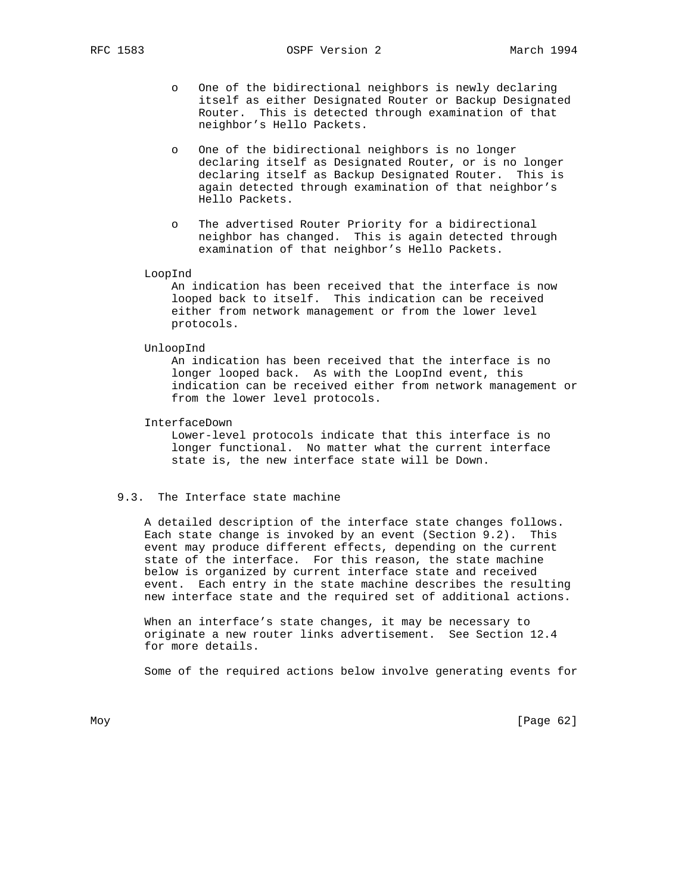- One of the bidirectional neighbors is newly declaring itself as either Designated Router or Backup Designated Router. This is detected through examination of that neighbor's Hello Packets.

- One of the bidirectional neighbors is no longer declaring itself as Designated Router, or is no longer declaring itself as Backup Designated Router. This is again detected through examination of that neighbor's Hello Packets.

- The advertised Router Priority for a bidirectional neighbor has changed. This is again detected through examination of that neighbor's Hello Packets.

LoopInd
: An indication has been received that the interface is now looped back to itself. This indication can be received either from network management or from the lower level protocols.

UnloopInd
: An indication has been received that the interface is no longer looped back. As with the LoopInd event, this indication can be received either from network management or from the lower level protocols.

InterfaceDown
: Lower-level protocols indicate that this interface is no longer functional. No matter what the current interface state is, the new interface state will be Down.

### 9.3. The Interface state machine

A detailed description of the interface state changes follows. Each state change is invoked by an event (Section 9.2). This event may produce different effects, depending on the current state of the interface. For this reason, the state machine below is organized by current interface state and received event. Each entry in the state machine describes the resulting new interface state and the required set of additional actions.

When an interface's state changes, it may be necessary to originate a new router links advertisement. See Section 12.4 for more details.

Some of the required actions below involve generating events for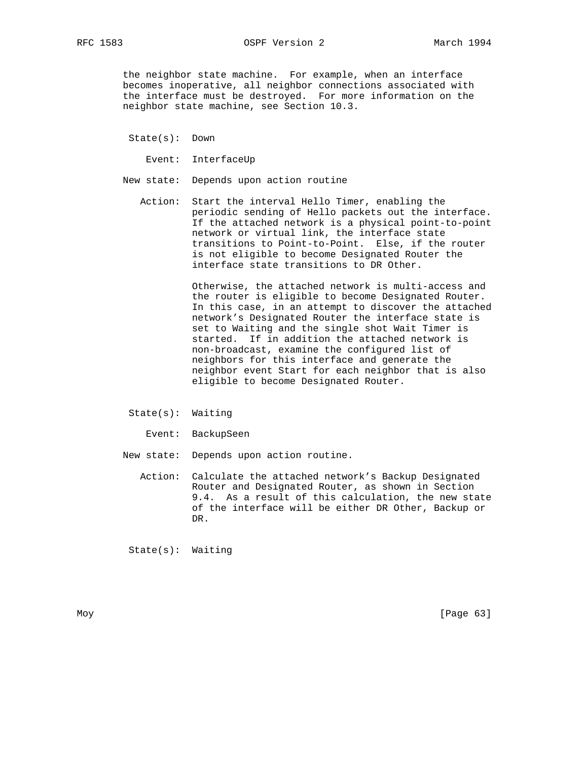the neighbor state machine. For example, when an interface becomes inoperative, all neighbor connections associated with the interface must be destroyed. For more information on the neighbor state machine, see Section 10.3.

State(s): Down

Event: InterfaceUp

New state: Depends upon action routine

Action: Start the interval Hello Timer, enabling the periodic sending of Hello packets out the interface. If the attached network is a physical point-to-point network or virtual link, the interface state transitions to Point-to-Point. Else, if the router is not eligible to become Designated Router the interface state transitions to DR Other.

Otherwise, the attached network is multi-access and the router is eligible to become Designated Router. In this case, in an attempt to discover the attached network's Designated Router the interface state is set to Waiting and the single shot Wait Timer is started. If in addition the attached network is non-broadcast, examine the configured list of neighbors for this interface and generate the neighbor event Start for each neighbor that is also eligible to become Designated Router.

State(s): Waiting

Event: BackupSeen

New state: Depends upon action routine.

Action: Calculate the attached network's Backup Designated Router and Designated Router, as shown in Section 9.4. As a result of this calculation, the new state of the interface will be either DR Other, Backup or DR.

State(s): Waiting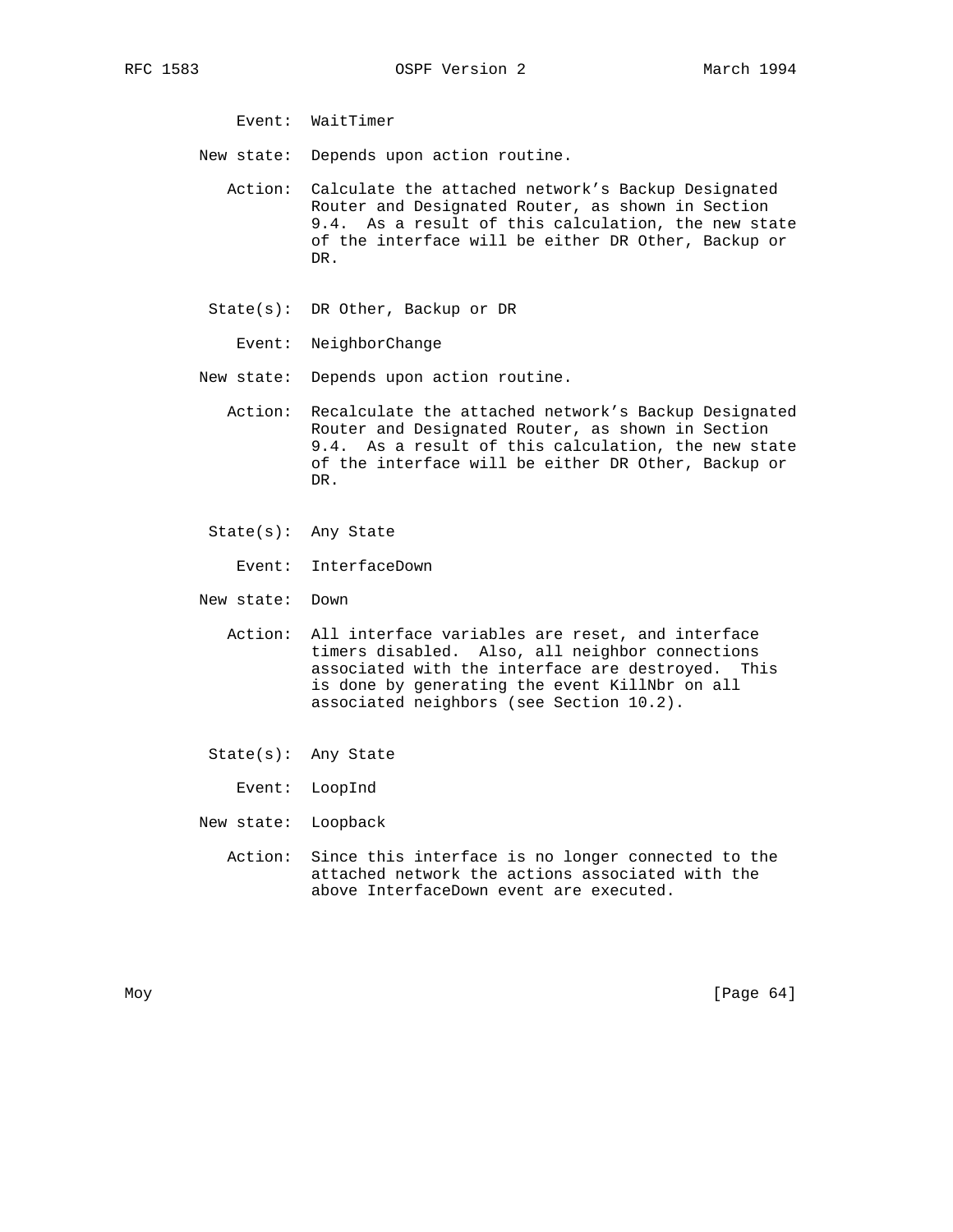Event: WaitTimer

New state: Depends upon action routine.

Action: Calculate the attached network's Backup Designated Router and Designated Router, as shown in Section 9.4. As a result of this calculation, the new state of the interface will be either DR Other, Backup or DR.

State(s): DR Other, Backup or DR

Event: NeighborChange

New state: Depends upon action routine.

Action: Recalculate the attached network's Backup Designated Router and Designated Router, as shown in Section 9.4. As a result of this calculation, the new state of the interface will be either DR Other, Backup or DR.

State(s): Any State

Event: InterfaceDown

New state: Down

Action: All interface variables are reset, and interface timers disabled. Also, all neighbor connections associated with the interface are destroyed. This is done by generating the event KillNbr on all associated neighbors (see Section 10.2).

State(s): Any State

Event: LoopInd

New state: Loopback

Action: Since this interface is no longer connected to the attached network the actions associated with the above InterfaceDown event are executed.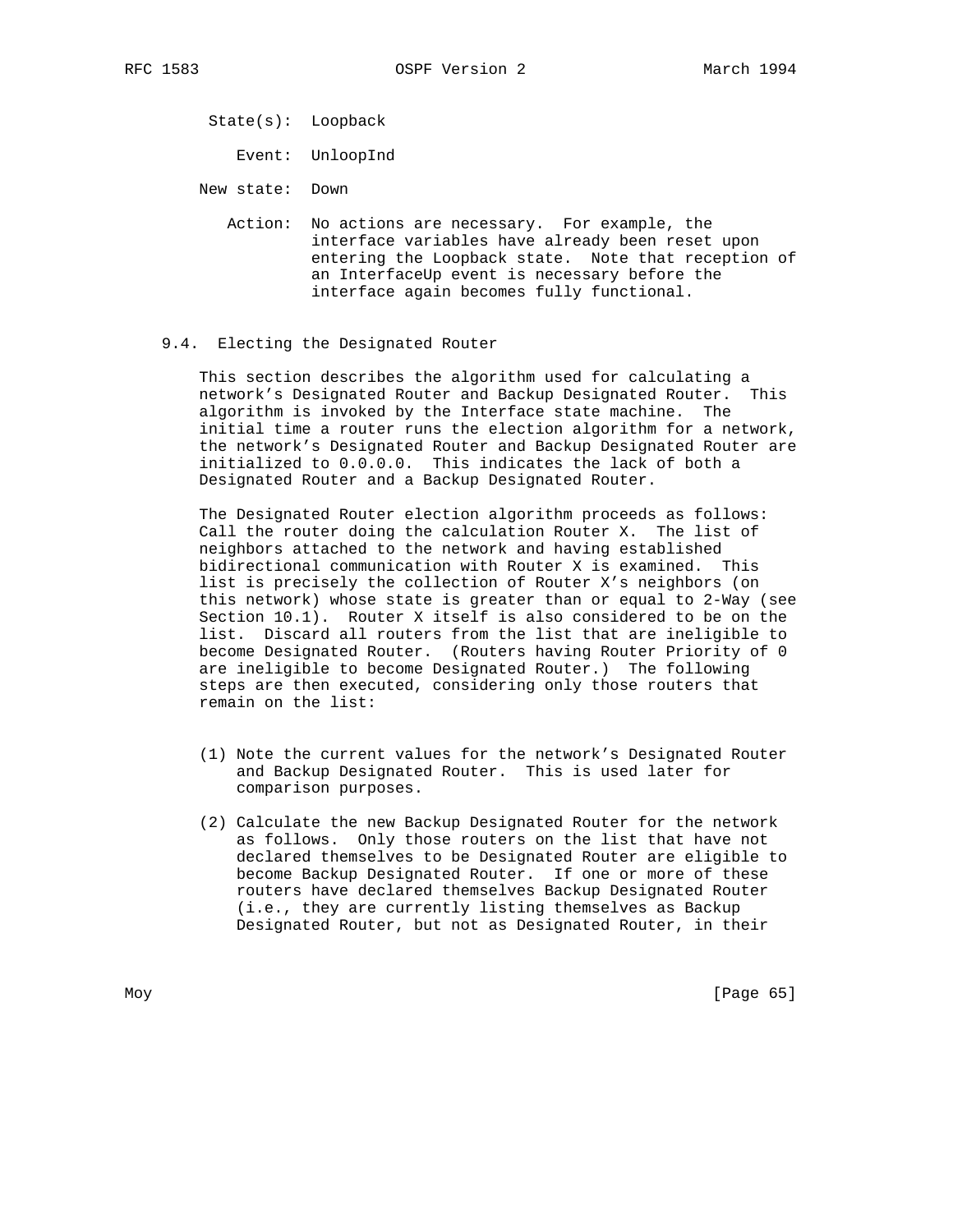State(s): Loopback

Event: UnloopInd

New state: Down

Action: No actions are necessary. For example, the interface variables have already been reset upon entering the Loopback state. Note that reception of an InterfaceUp event is necessary before the interface again becomes fully functional.

## 9.4. Electing the Designated Router

This section describes the algorithm used for calculating a network's Designated Router and Backup Designated Router. This algorithm is invoked by the Interface state machine. The initial time a router runs the election algorithm for a network, the network's Designated Router and Backup Designated Router are initialized to 0.0.0.0. This indicates the lack of both a Designated Router and a Backup Designated Router.

The Designated Router election algorithm proceeds as follows: Call the router doing the calculation Router X. The list of neighbors attached to the network and having established bidirectional communication with Router X is examined. This list is precisely the collection of Router X's neighbors (on this network) whose state is greater than or equal to 2-Way (see Section 10.1). Router X itself is also considered to be on the list. Discard all routers from the list that are ineligible to become Designated Router. (Routers having Router Priority of 0 are ineligible to become Designated Router.) The following steps are then executed, considering only those routers that remain on the list:

(1) Note the current values for the network's Designated Router and Backup Designated Router. This is used later for comparison purposes.

(2) Calculate the new Backup Designated Router for the network as follows. Only those routers on the list that have not declared themselves to be Designated Router are eligible to become Backup Designated Router. If one or more of these routers have declared themselves Backup Designated Router (i.e., they are currently listing themselves as Backup Designated Router, but not as Designated Router, in their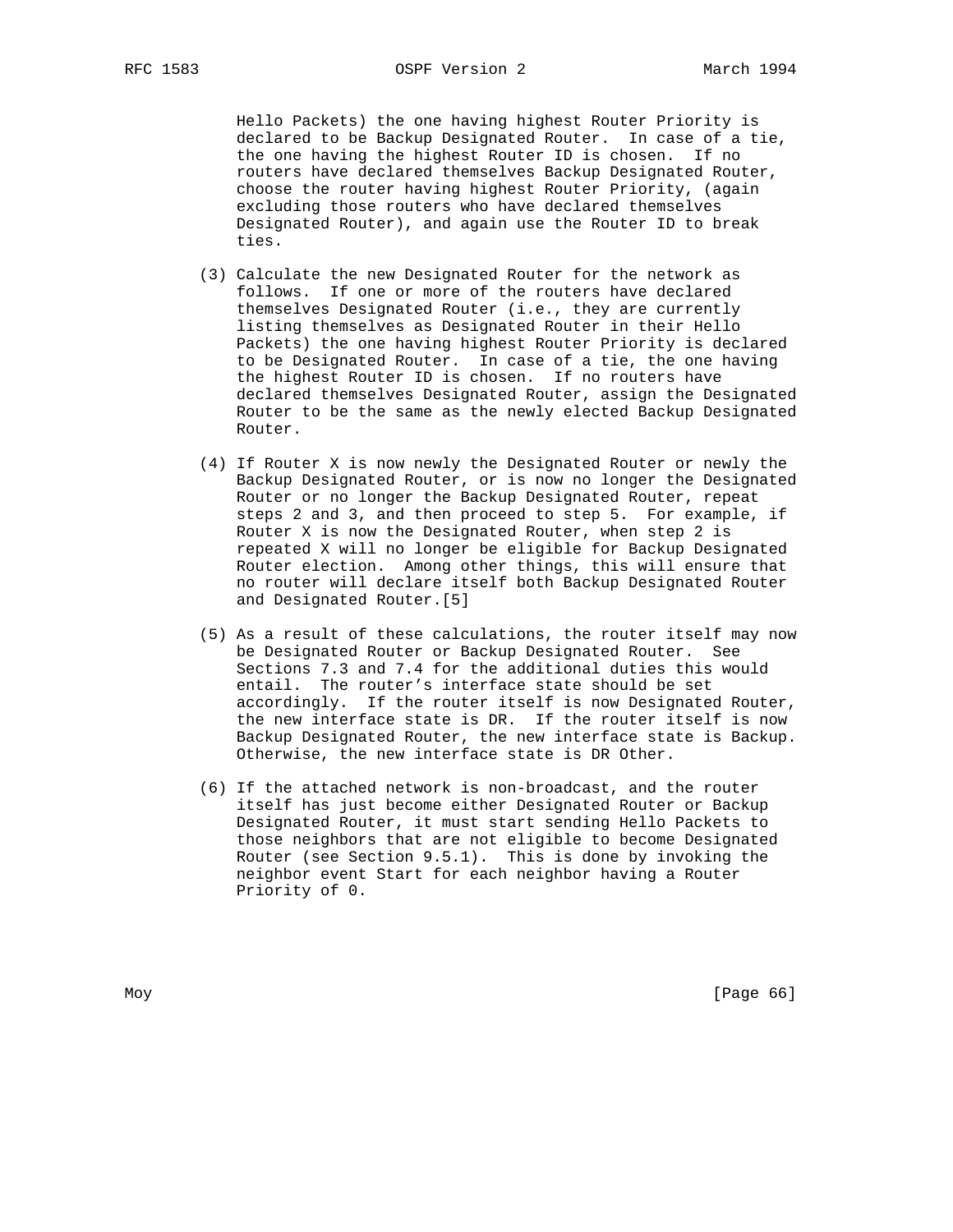Hello Packets) the one having highest Router Priority is declared to be Backup Designated Router. In case of a tie, the one having the highest Router ID is chosen. If no routers have declared themselves Backup Designated Router, choose the router having highest Router Priority, (again excluding those routers who have declared themselves Designated Router), and again use the Router ID to break ties.

(3) Calculate the new Designated Router for the network as follows. If one or more of the routers have declared themselves Designated Router (i.e., they are currently listing themselves as Designated Router in their Hello Packets) the one having highest Router Priority is declared to be Designated Router. In case of a tie, the one having the highest Router ID is chosen. If no routers have declared themselves Designated Router, assign the Designated Router to be the same as the newly elected Backup Designated Router.

(4) If Router X is now newly the Designated Router or newly the Backup Designated Router, or is now no longer the Designated Router or no longer the Backup Designated Router, repeat steps 2 and 3, and then proceed to step 5. For example, if Router X is now the Designated Router, when step 2 is repeated X will no longer be eligible for Backup Designated Router election. Among other things, this will ensure that no router will declare itself both Backup Designated Router and Designated Router.[5]

(5) As a result of these calculations, the router itself may now be Designated Router or Backup Designated Router. See Sections 7.3 and 7.4 for the additional duties this would entail. The router's interface state should be set accordingly. If the router itself is now Designated Router, the new interface state is DR. If the router itself is now Backup Designated Router, the new interface state is Backup. Otherwise, the new interface state is DR Other.

(6) If the attached network is non-broadcast, and the router itself has just become either Designated Router or Backup Designated Router, it must start sending Hello Packets to those neighbors that are not eligible to become Designated Router (see Section 9.5.1). This is done by invoking the neighbor event Start for each neighbor having a Router Priority of 0.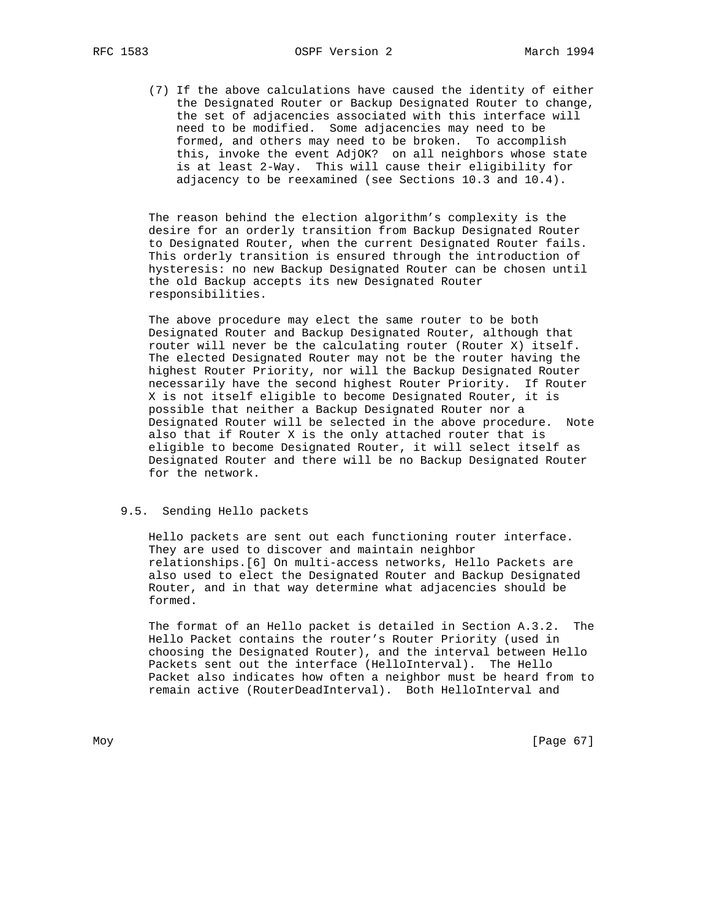(7) If the above calculations have caused the identity of either the Designated Router or Backup Designated Router to change, the set of adjacencies associated with this interface will need to be modified. Some adjacencies may need to be formed, and others may need to be broken. To accomplish this, invoke the event AdjOK? on all neighbors whose state is at least 2-Way. This will cause their eligibility for adjacency to be reexamined (see Sections 10.3 and 10.4).

The reason behind the election algorithm's complexity is the desire for an orderly transition from Backup Designated Router to Designated Router, when the current Designated Router fails. This orderly transition is ensured through the introduction of hysteresis: no new Backup Designated Router can be chosen until the old Backup accepts its new Designated Router responsibilities.

The above procedure may elect the same router to be both Designated Router and Backup Designated Router, although that router will never be the calculating router (Router X) itself. The elected Designated Router may not be the router having the highest Router Priority, nor will the Backup Designated Router necessarily have the second highest Router Priority. If Router X is not itself eligible to become Designated Router, it is possible that neither a Backup Designated Router nor a Designated Router will be selected in the above procedure. Note also that if Router X is the only attached router that is eligible to become Designated Router, it will select itself as Designated Router and there will be no Backup Designated Router for the network.

### 9.5. Sending Hello packets

Hello packets are sent out each functioning router interface. They are used to discover and maintain neighbor relationships.[6] On multi-access networks, Hello Packets are also used to elect the Designated Router and Backup Designated Router, and in that way determine what adjacencies should be formed.

The format of an Hello packet is detailed in Section A.3.2. The Hello Packet contains the router's Router Priority (used in choosing the Designated Router), and the interval between Hello Packets sent out the interface (HelloInterval). The Hello Packet also indicates how often a neighbor must be heard from to remain active (RouterDeadInterval). Both HelloInterval and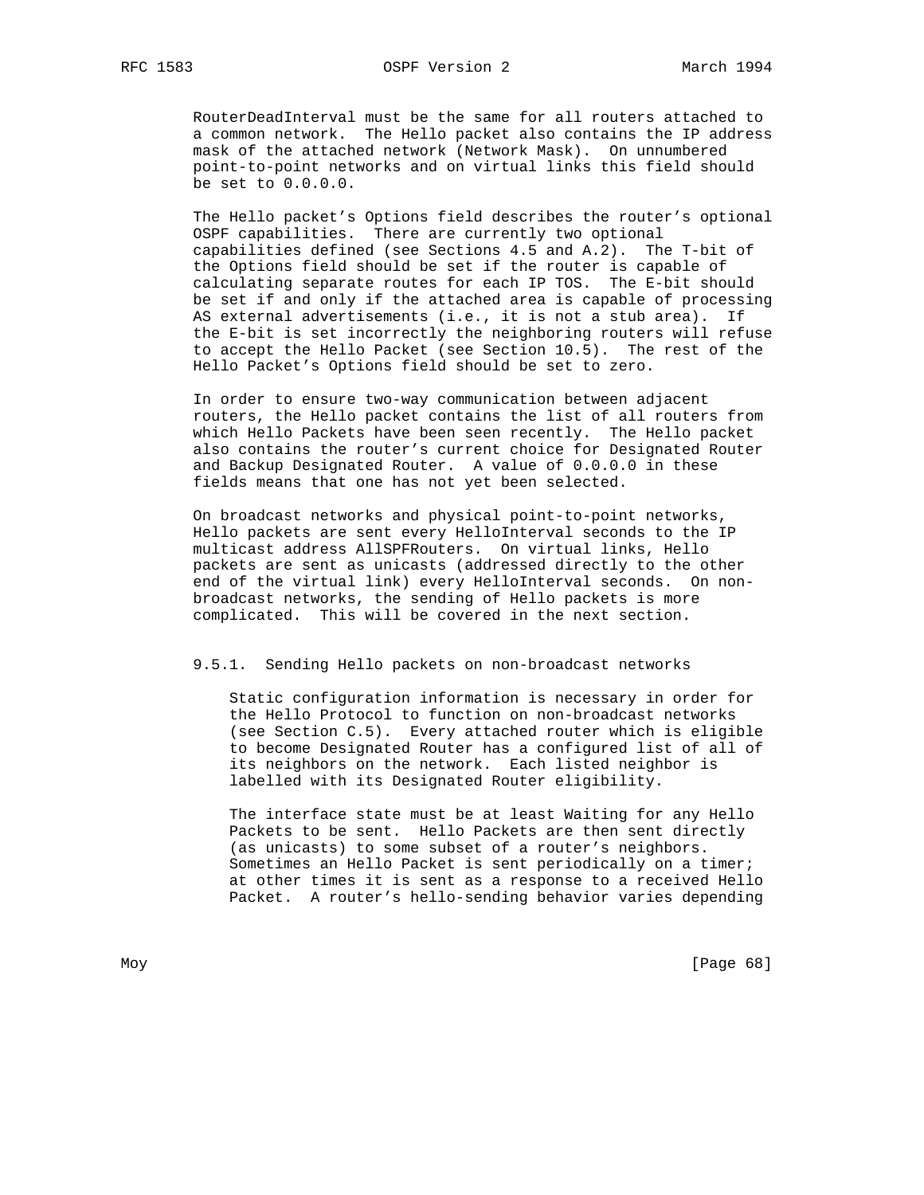RouterDeadInterval must be the same for all routers attached to a common network. The Hello packet also contains the IP address mask of the attached network (Network Mask). On unnumbered point-to-point networks and on virtual links this field should be set to 0.0.0.0.

The Hello packet's Options field describes the router's optional OSPF capabilities. There are currently two optional capabilities defined (see Sections 4.5 and A.2). The T-bit of the Options field should be set if the router is capable of calculating separate routes for each IP TOS. The E-bit should be set if and only if the attached area is capable of processing AS external advertisements (i.e., it is not a stub area). If the E-bit is set incorrectly the neighboring routers will refuse to accept the Hello Packet (see Section 10.5). The rest of the Hello Packet's Options field should be set to zero.

In order to ensure two-way communication between adjacent routers, the Hello packet contains the list of all routers from which Hello Packets have been seen recently. The Hello packet also contains the router's current choice for Designated Router and Backup Designated Router. A value of 0.0.0.0 in these fields means that one has not yet been selected.

On broadcast networks and physical point-to-point networks, Hello packets are sent every HelloInterval seconds to the IP multicast address AllSPFRouters. On virtual links, Hello packets are sent as unicasts (addressed directly to the other end of the virtual link) every HelloInterval seconds. On non-broadcast networks, the sending of Hello packets is more complicated. This will be covered in the next section.

### 9.5.1. Sending Hello packets on non-broadcast networks

Static configuration information is necessary in order for the Hello Protocol to function on non-broadcast networks (see Section C.5). Every attached router which is eligible to become Designated Router has a configured list of all of its neighbors on the network. Each listed neighbor is labelled with its Designated Router eligibility.

The interface state must be at least Waiting for any Hello Packets to be sent. Hello Packets are then sent directly (as unicasts) to some subset of a router's neighbors. Sometimes an Hello Packet is sent periodically on a timer; at other times it is sent as a response to a received Hello Packet. A router's hello-sending behavior varies depending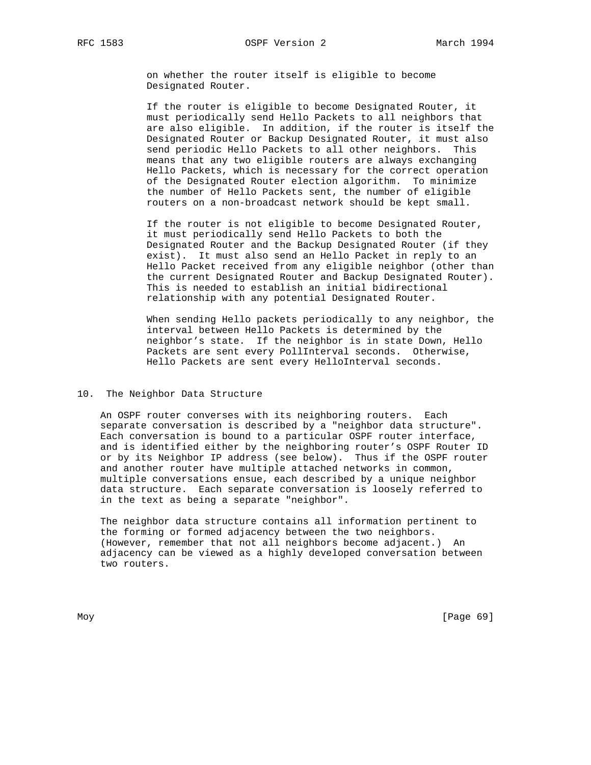on whether the router itself is eligible to become Designated Router.

If the router is eligible to become Designated Router, it must periodically send Hello Packets to all neighbors that are also eligible. In addition, if the router is itself the Designated Router or Backup Designated Router, it must also send periodic Hello Packets to all other neighbors. This means that any two eligible routers are always exchanging Hello Packets, which is necessary for the correct operation of the Designated Router election algorithm. To minimize the number of Hello Packets sent, the number of eligible routers on a non-broadcast network should be kept small.

If the router is not eligible to become Designated Router, it must periodically send Hello Packets to both the Designated Router and the Backup Designated Router (if they exist). It must also send an Hello Packet in reply to an Hello Packet received from any eligible neighbor (other than the current Designated Router and Backup Designated Router). This is needed to establish an initial bidirectional relationship with any potential Designated Router.

When sending Hello packets periodically to any neighbor, the interval between Hello Packets is determined by the neighbor's state. If the neighbor is in state Down, Hello Packets are sent every PollInterval seconds. Otherwise, Hello Packets are sent every HelloInterval seconds.

## 10. The Neighbor Data Structure

An OSPF router converses with its neighboring routers. Each separate conversation is described by a "neighbor data structure". Each conversation is bound to a particular OSPF router interface, and is identified either by the neighboring router's OSPF Router ID or by its Neighbor IP address (see below). Thus if the OSPF router and another router have multiple attached networks in common, multiple conversations ensue, each described by a unique neighbor data structure. Each separate conversation is loosely referred to in the text as being a separate "neighbor".

The neighbor data structure contains all information pertinent to the forming or formed adjacency between the two neighbors. (However, remember that not all neighbors become adjacent.) An adjacency can be viewed as a highly developed conversation between two routers.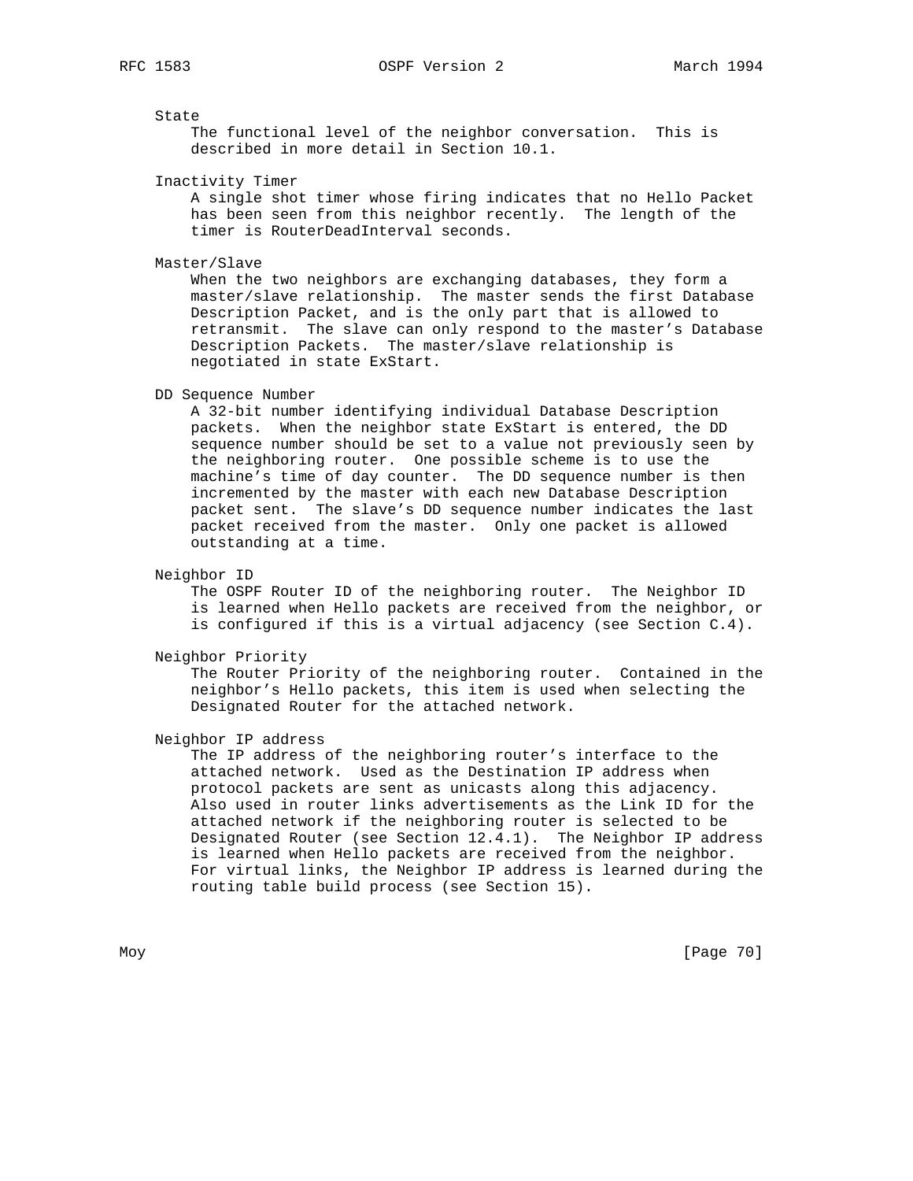State
: The functional level of the neighbor conversation. This is described in more detail in Section 10.1.

Inactivity Timer
: A single shot timer whose firing indicates that no Hello Packet has been seen from this neighbor recently. The length of the timer is RouterDeadInterval seconds.

Master/Slave
: When the two neighbors are exchanging databases, they form a master/slave relationship. The master sends the first Database Description Packet, and is the only part that is allowed to retransmit. The slave can only respond to the master's Database Description Packets. The master/slave relationship is negotiated in state ExStart.

DD Sequence Number
: A 32-bit number identifying individual Database Description packets. When the neighbor state ExStart is entered, the DD sequence number should be set to a value not previously seen by the neighboring router. One possible scheme is to use the machine's time of day counter. The DD sequence number is then incremented by the master with each new Database Description packet sent. The slave's DD sequence number indicates the last packet received from the master. Only one packet is allowed outstanding at a time.

Neighbor ID
: The OSPF Router ID of the neighboring router. The Neighbor ID is learned when Hello packets are received from the neighbor, or is configured if this is a virtual adjacency (see Section C.4).

Neighbor Priority
: The Router Priority of the neighboring router. Contained in the neighbor's Hello packets, this item is used when selecting the Designated Router for the attached network.

Neighbor IP address
: The IP address of the neighboring router's interface to the attached network. Used as the Destination IP address when protocol packets are sent as unicasts along this adjacency. Also used in router links advertisements as the Link ID for the attached network if the neighboring router is selected to be Designated Router (see Section 12.4.1). The Neighbor IP address is learned when Hello packets are received from the neighbor. For virtual links, the Neighbor IP address is learned during the routing table build process (see Section 15).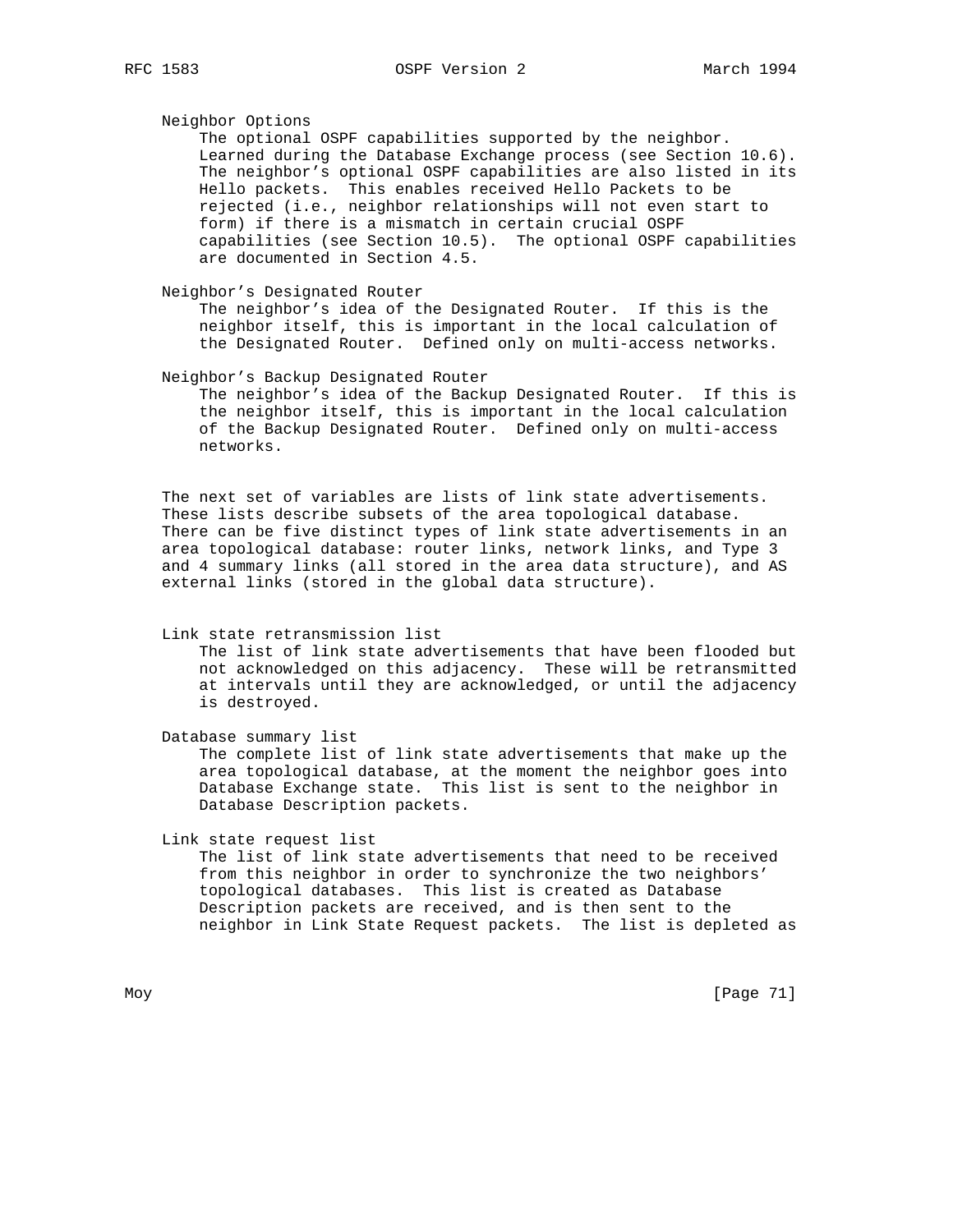Neighbor Options
The optional OSPF capabilities supported by the neighbor. Learned during the Database Exchange process (see Section 10.6). The neighbor's optional OSPF capabilities are also listed in its Hello packets. This enables received Hello Packets to be rejected (i.e., neighbor relationships will not even start to form) if there is a mismatch in certain crucial OSPF capabilities (see Section 10.5). The optional OSPF capabilities are documented in Section 4.5.

Neighbor's Designated Router
The neighbor's idea of the Designated Router. If this is the neighbor itself, this is important in the local calculation of the Designated Router. Defined only on multi-access networks.

Neighbor's Backup Designated Router
The neighbor's idea of the Backup Designated Router. If this is the neighbor itself, this is important in the local calculation of the Backup Designated Router. Defined only on multi-access networks.

The next set of variables are lists of link state advertisements. These lists describe subsets of the area topological database. There can be five distinct types of link state advertisements in an area topological database: router links, network links, and Type 3 and 4 summary links (all stored in the area data structure), and AS external links (stored in the global data structure).

Link state retransmission list
The list of link state advertisements that have been flooded but not acknowledged on this adjacency. These will be retransmitted at intervals until they are acknowledged, or until the adjacency is destroyed.

Database summary list
The complete list of link state advertisements that make up the area topological database, at the moment the neighbor goes into Database Exchange state. This list is sent to the neighbor in Database Description packets.

Link state request list
The list of link state advertisements that need to be received from this neighbor in order to synchronize the two neighbors' topological databases. This list is created as Database Description packets are received, and is then sent to the neighbor in Link State Request packets. The list is depleted as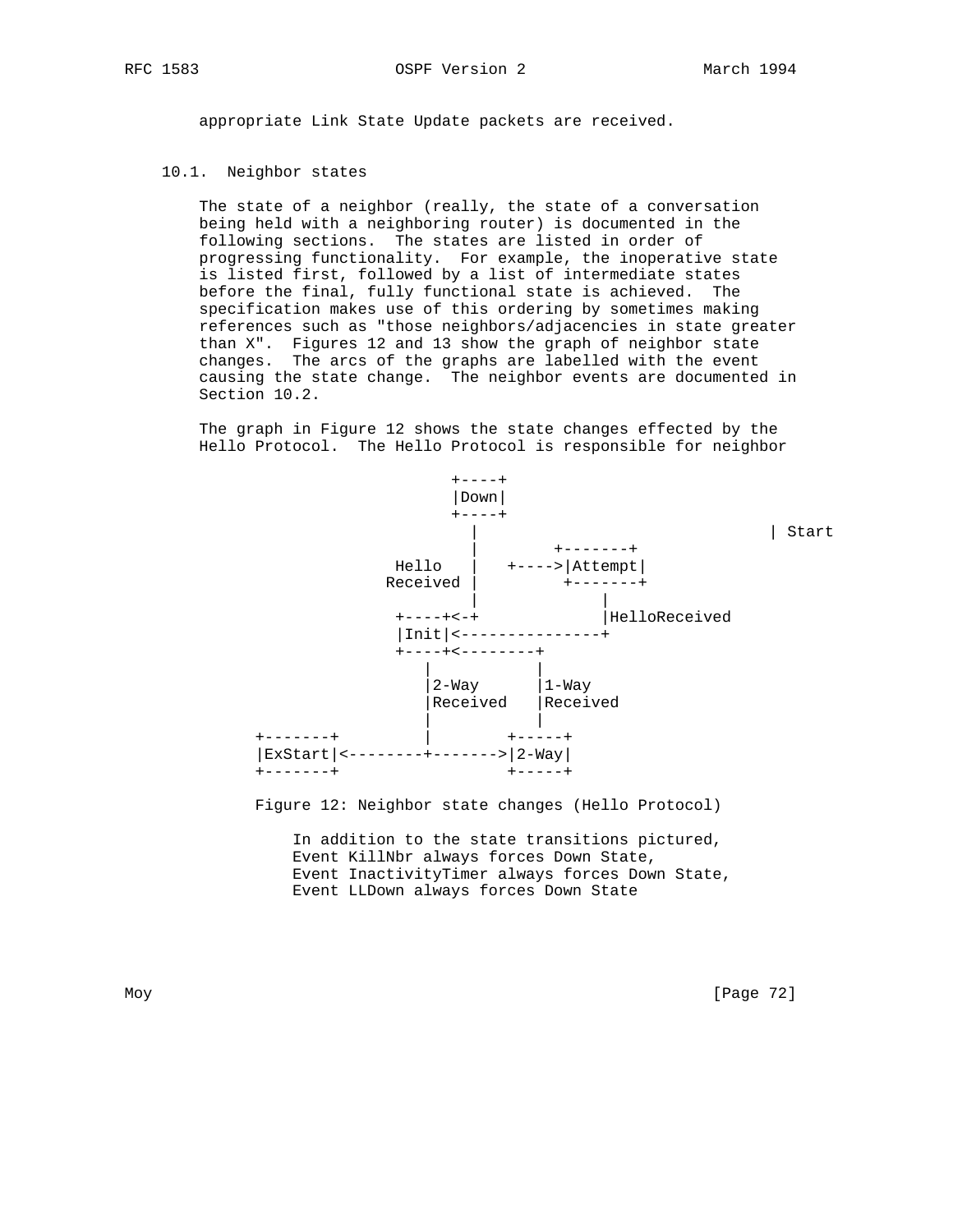appropriate Link State Update packets are received.

## 10.1. Neighbor states

The state of a neighbor (really, the state of a conversation being held with a neighboring router) is documented in the following sections. The states are listed in order of progressing functionality. For example, the inoperative state is listed first, followed by a list of intermediate states before the final, fully functional state is achieved. The specification makes use of this ordering by sometimes making references such as "those neighbors/adjacencies in state greater than X". Figures 12 and 13 show the graph of neighbor state changes. The arcs of the graphs are labelled with the event causing the state change. The neighbor events are documented in Section 10.2.

The graph in Figure 12 shows the state changes effected by the Hello Protocol. The Hello Protocol is responsible for neighbor

```
                          +----+
                          |Down|
                          +----+
                            |                            | Start
                            |        +-------+
                    Hello   |   +---->|Attempt|
                   Received |         +-------+
                            |             |
                    +----+<-+             |HelloReceived
                    |Init|<---------------+
                    +----+<--------+
                       |           |
                       |2-Way      |1-Way
                       |Received   |Received
                       |           |
     +-------+         |        +-----+
     |ExStart|<--------+------->|2-Way|
     +-------+                  +-----+
```

Figure 12: Neighbor state changes (Hello Protocol)

In addition to the state transitions pictured,
Event KillNbr always forces Down State,
Event InactivityTimer always forces Down State,
Event LLDown always forces Down State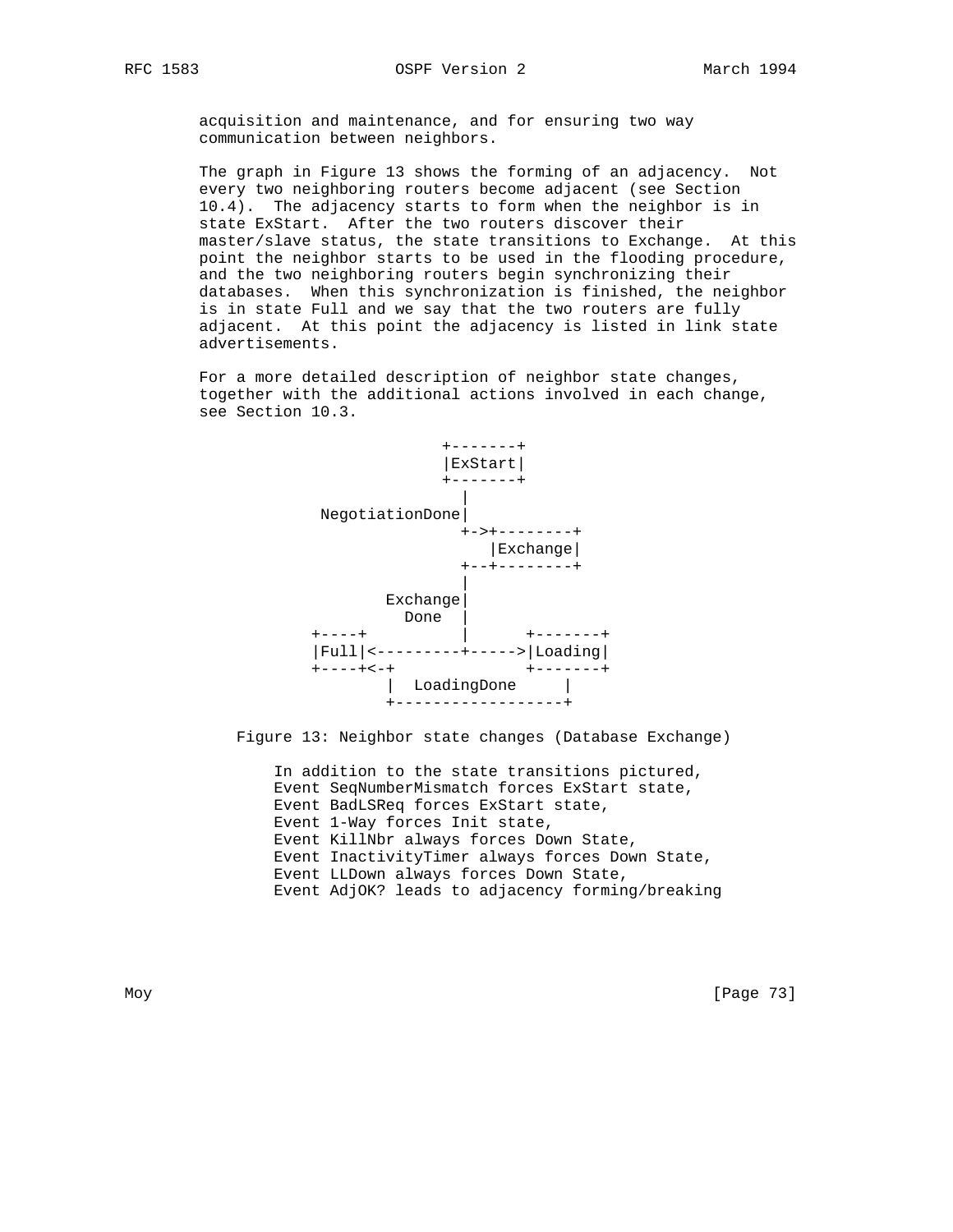acquisition and maintenance, and for ensuring two way communication between neighbors.

The graph in Figure 13 shows the forming of an adjacency. Not every two neighboring routers become adjacent (see Section 10.4). The adjacency starts to form when the neighbor is in state ExStart. After the two routers discover their master/slave status, the state transitions to Exchange. At this point the neighbor starts to be used in the flooding procedure, and the two neighboring routers begin synchronizing their databases. When this synchronization is finished, the neighbor is in state Full and we say that the two routers are fully adjacent. At this point the adjacency is listed in link state advertisements.

For a more detailed description of neighbor state changes, together with the additional actions involved in each change, see Section 10.3.

```
                           +-------+
                           |ExStart|
                           +-------+
                             |
              NegotiationDone|
                             +->+--------+
                                |Exchange|
                             +--+--------+
                             |
                     Exchange|
                       Done  |
             +----+          |      +-------+
             |Full|<---------+----->|Loading|
             +----+<-+              +-------+
                     |  LoadingDone     |
                     +------------------+
```

Figure 13: Neighbor state changes (Database Exchange)

In addition to the state transitions pictured,
Event SeqNumberMismatch forces ExStart state,
Event BadLSReq forces ExStart state,
Event 1-Way forces Init state,
Event KillNbr always forces Down State,
Event InactivityTimer always forces Down State,
Event LLDown always forces Down State,
Event AdjOK? leads to adjacency forming/breaking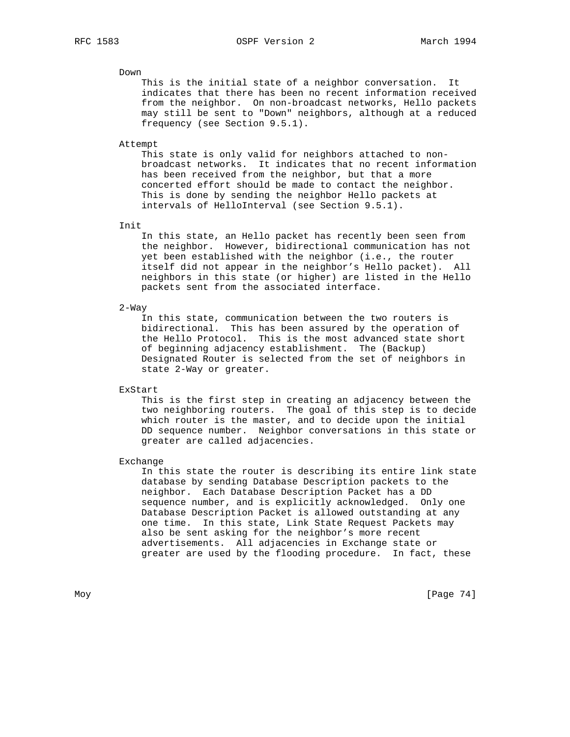Down

This is the initial state of a neighbor conversation. It indicates that there has been no recent information received from the neighbor. On non-broadcast networks, Hello packets may still be sent to "Down" neighbors, although at a reduced frequency (see Section 9.5.1).

Attempt

This state is only valid for neighbors attached to non-broadcast networks. It indicates that no recent information has been received from the neighbor, but that a more concerted effort should be made to contact the neighbor. This is done by sending the neighbor Hello packets at intervals of HelloInterval (see Section 9.5.1).

Init

In this state, an Hello packet has recently been seen from the neighbor. However, bidirectional communication has not yet been established with the neighbor (i.e., the router itself did not appear in the neighbor's Hello packet). All neighbors in this state (or higher) are listed in the Hello packets sent from the associated interface.

2-Way

In this state, communication between the two routers is bidirectional. This has been assured by the operation of the Hello Protocol. This is the most advanced state short of beginning adjacency establishment. The (Backup) Designated Router is selected from the set of neighbors in state 2-Way or greater.

ExStart

This is the first step in creating an adjacency between the two neighboring routers. The goal of this step is to decide which router is the master, and to decide upon the initial DD sequence number. Neighbor conversations in this state or greater are called adjacencies.

Exchange

In this state the router is describing its entire link state database by sending Database Description packets to the neighbor. Each Database Description Packet has a DD sequence number, and is explicitly acknowledged. Only one Database Description Packet is allowed outstanding at any one time. In this state, Link State Request Packets may also be sent asking for the neighbor's more recent advertisements. All adjacencies in Exchange state or greater are used by the flooding procedure. In fact, these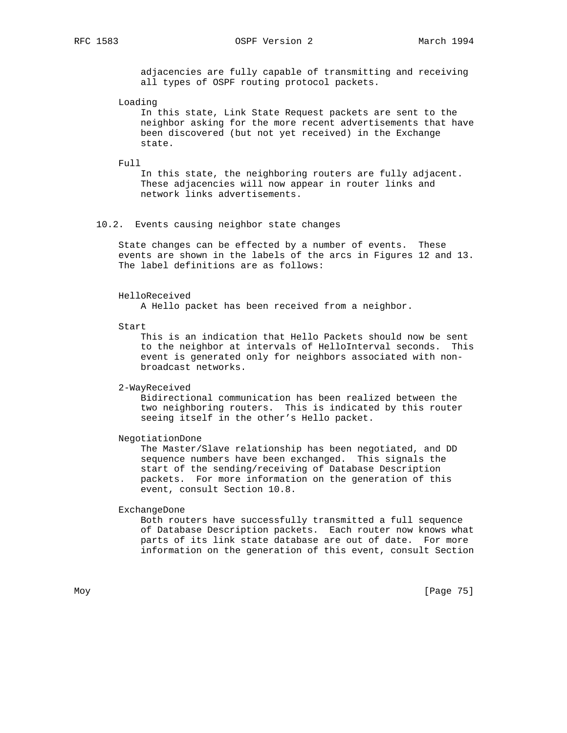adjacencies are fully capable of transmitting and receiving all types of OSPF routing protocol packets.

Loading
: In this state, Link State Request packets are sent to the neighbor asking for the more recent advertisements that have been discovered (but not yet received) in the Exchange state.

Full
: In this state, the neighboring routers are fully adjacent. These adjacencies will now appear in router links and network links advertisements.

## 10.2. Events causing neighbor state changes

State changes can be effected by a number of events. These events are shown in the labels of the arcs in Figures 12 and 13. The label definitions are as follows:

HelloReceived
: A Hello packet has been received from a neighbor.

Start
: This is an indication that Hello Packets should now be sent to the neighbor at intervals of HelloInterval seconds. This event is generated only for neighbors associated with non-broadcast networks.

2-WayReceived
: Bidirectional communication has been realized between the two neighboring routers. This is indicated by this router seeing itself in the other's Hello packet.

NegotiationDone
: The Master/Slave relationship has been negotiated, and DD sequence numbers have been exchanged. This signals the start of the sending/receiving of Database Description packets. For more information on the generation of this event, consult Section 10.8.

ExchangeDone
: Both routers have successfully transmitted a full sequence of Database Description packets. Each router now knows what parts of its link state database are out of date. For more information on the generation of this event, consult Section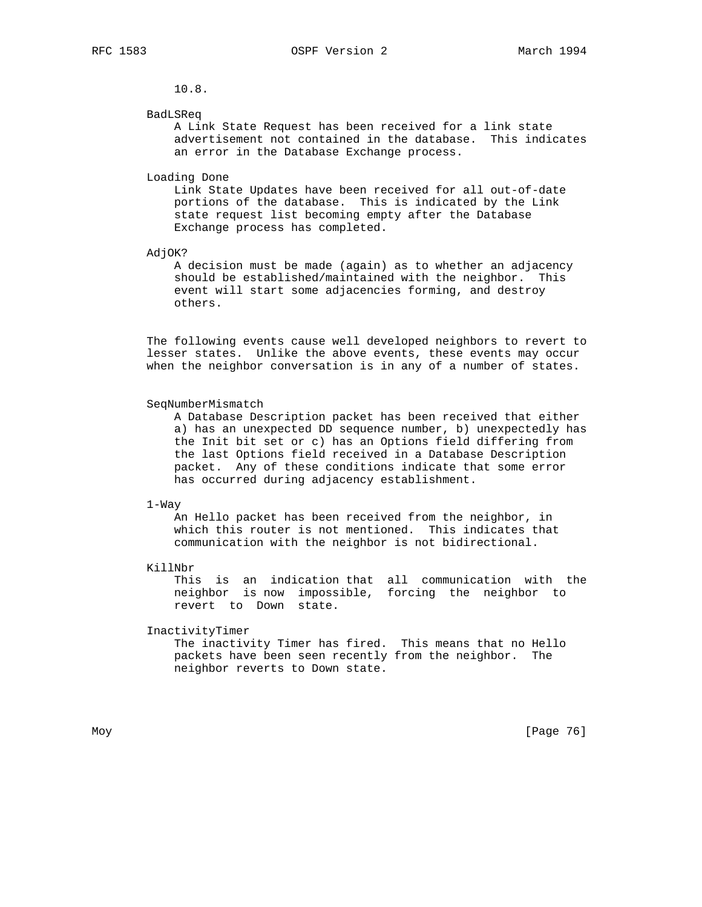10.8.

BadLSReq

A Link State Request has been received for a link state advertisement not contained in the database. This indicates an error in the Database Exchange process.

Loading Done

Link State Updates have been received for all out-of-date portions of the database. This is indicated by the Link state request list becoming empty after the Database Exchange process has completed.

AdjOK?

A decision must be made (again) as to whether an adjacency should be established/maintained with the neighbor. This event will start some adjacencies forming, and destroy others.

The following events cause well developed neighbors to revert to lesser states. Unlike the above events, these events may occur when the neighbor conversation is in any of a number of states.

SeqNumberMismatch

A Database Description packet has been received that either a) has an unexpected DD sequence number, b) unexpectedly has the Init bit set or c) has an Options field differing from the last Options field received in a Database Description packet. Any of these conditions indicate that some error has occurred during adjacency establishment.

1-Way

An Hello packet has been received from the neighbor, in which this router is not mentioned. This indicates that communication with the neighbor is not bidirectional.

KillNbr

This is an indication that all communication with the neighbor is now impossible, forcing the neighbor to revert to Down state.

InactivityTimer

The inactivity Timer has fired. This means that no Hello packets have been seen recently from the neighbor. The neighbor reverts to Down state.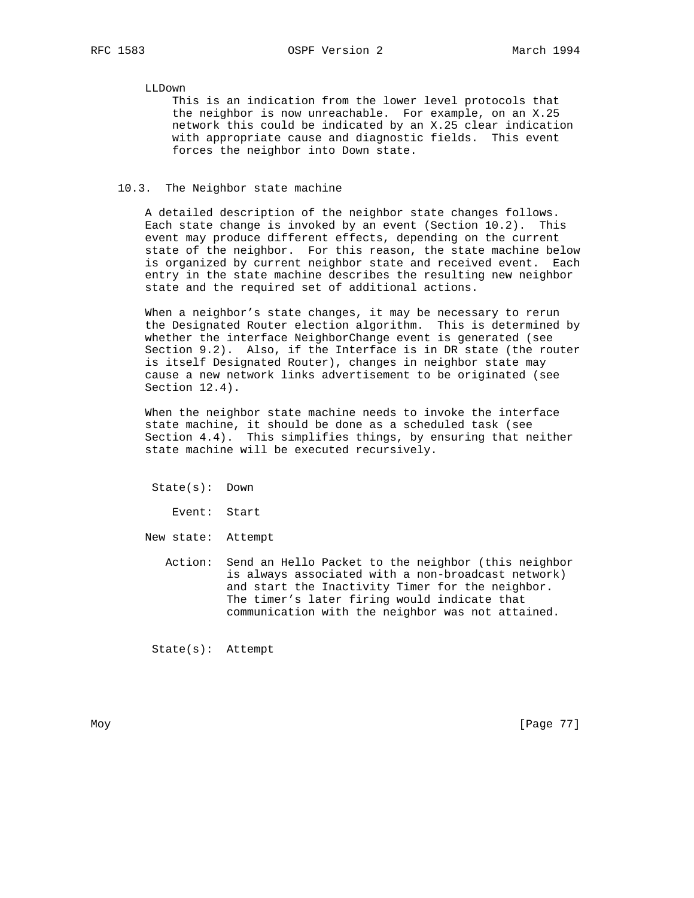LLDown

This is an indication from the lower level protocols that the neighbor is now unreachable. For example, on an X.25 network this could be indicated by an X.25 clear indication with appropriate cause and diagnostic fields. This event forces the neighbor into Down state.

## 10.3. The Neighbor state machine

A detailed description of the neighbor state changes follows. Each state change is invoked by an event (Section 10.2). This event may produce different effects, depending on the current state of the neighbor. For this reason, the state machine below is organized by current neighbor state and received event. Each entry in the state machine describes the resulting new neighbor state and the required set of additional actions.

When a neighbor's state changes, it may be necessary to rerun the Designated Router election algorithm. This is determined by whether the interface NeighborChange event is generated (see Section 9.2). Also, if the Interface is in DR state (the router is itself Designated Router), changes in neighbor state may cause a new network links advertisement to be originated (see Section 12.4).

When the neighbor state machine needs to invoke the interface state machine, it should be done as a scheduled task (see Section 4.4). This simplifies things, by ensuring that neither state machine will be executed recursively.

State(s): Down

Event: Start

New state: Attempt

Action: Send an Hello Packet to the neighbor (this neighbor is always associated with a non-broadcast network) and start the Inactivity Timer for the neighbor. The timer's later firing would indicate that communication with the neighbor was not attained.

State(s): Attempt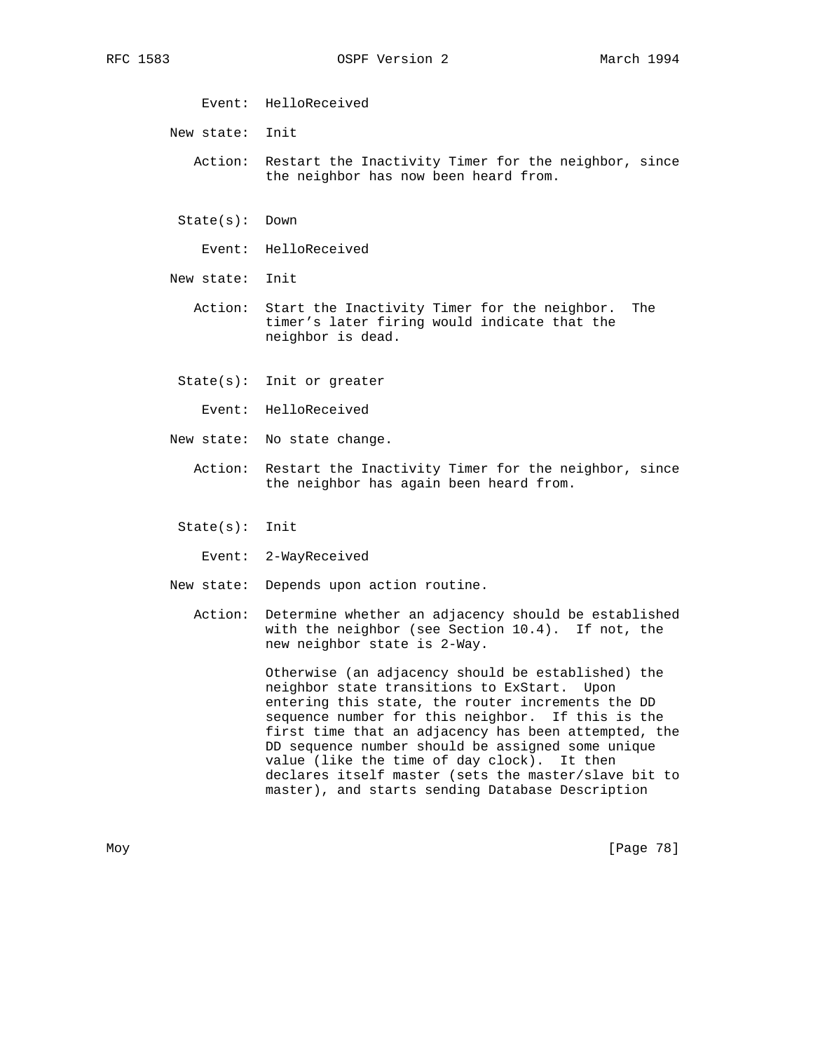Event: HelloReceived

New state: Init

Action: Restart the Inactivity Timer for the neighbor, since the neighbor has now been heard from.

State(s): Down

Event: HelloReceived

New state: Init

Action: Start the Inactivity Timer for the neighbor. The timer's later firing would indicate that the neighbor is dead.

State(s): Init or greater

Event: HelloReceived

New state: No state change.

Action: Restart the Inactivity Timer for the neighbor, since the neighbor has again been heard from.

State(s): Init

Event: 2-WayReceived

New state: Depends upon action routine.

Action: Determine whether an adjacency should be established with the neighbor (see Section 10.4). If not, the new neighbor state is 2-Way.

Otherwise (an adjacency should be established) the neighbor state transitions to ExStart. Upon entering this state, the router increments the DD sequence number for this neighbor. If this is the first time that an adjacency has been attempted, the DD sequence number should be assigned some unique value (like the time of day clock). It then declares itself master (sets the master/slave bit to master), and starts sending Database Description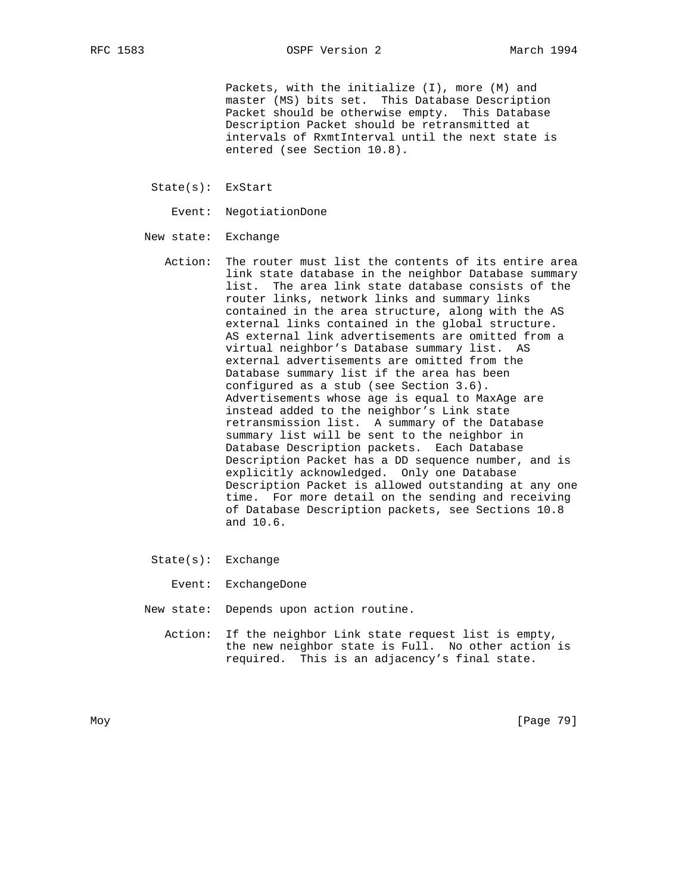Packets, with the initialize (I), more (M) and master (MS) bits set. This Database Description Packet should be otherwise empty. This Database Description Packet should be retransmitted at intervals of RxmtInterval until the next state is entered (see Section 10.8).

State(s): ExStart

Event: NegotiationDone

New state: Exchange

Action: The router must list the contents of its entire area link state database in the neighbor Database summary list. The area link state database consists of the router links, network links and summary links contained in the area structure, along with the AS external links contained in the global structure. AS external link advertisements are omitted from a virtual neighbor's Database summary list. AS external advertisements are omitted from the Database summary list if the area has been configured as a stub (see Section 3.6). Advertisements whose age is equal to MaxAge are instead added to the neighbor's Link state retransmission list. A summary of the Database summary list will be sent to the neighbor in Database Description packets. Each Database Description Packet has a DD sequence number, and is explicitly acknowledged. Only one Database Description Packet is allowed outstanding at any one time. For more detail on the sending and receiving of Database Description packets, see Sections 10.8 and 10.6.

State(s): Exchange

Event: ExchangeDone

New state: Depends upon action routine.

Action: If the neighbor Link state request list is empty, the new neighbor state is Full. No other action is required. This is an adjacency's final state.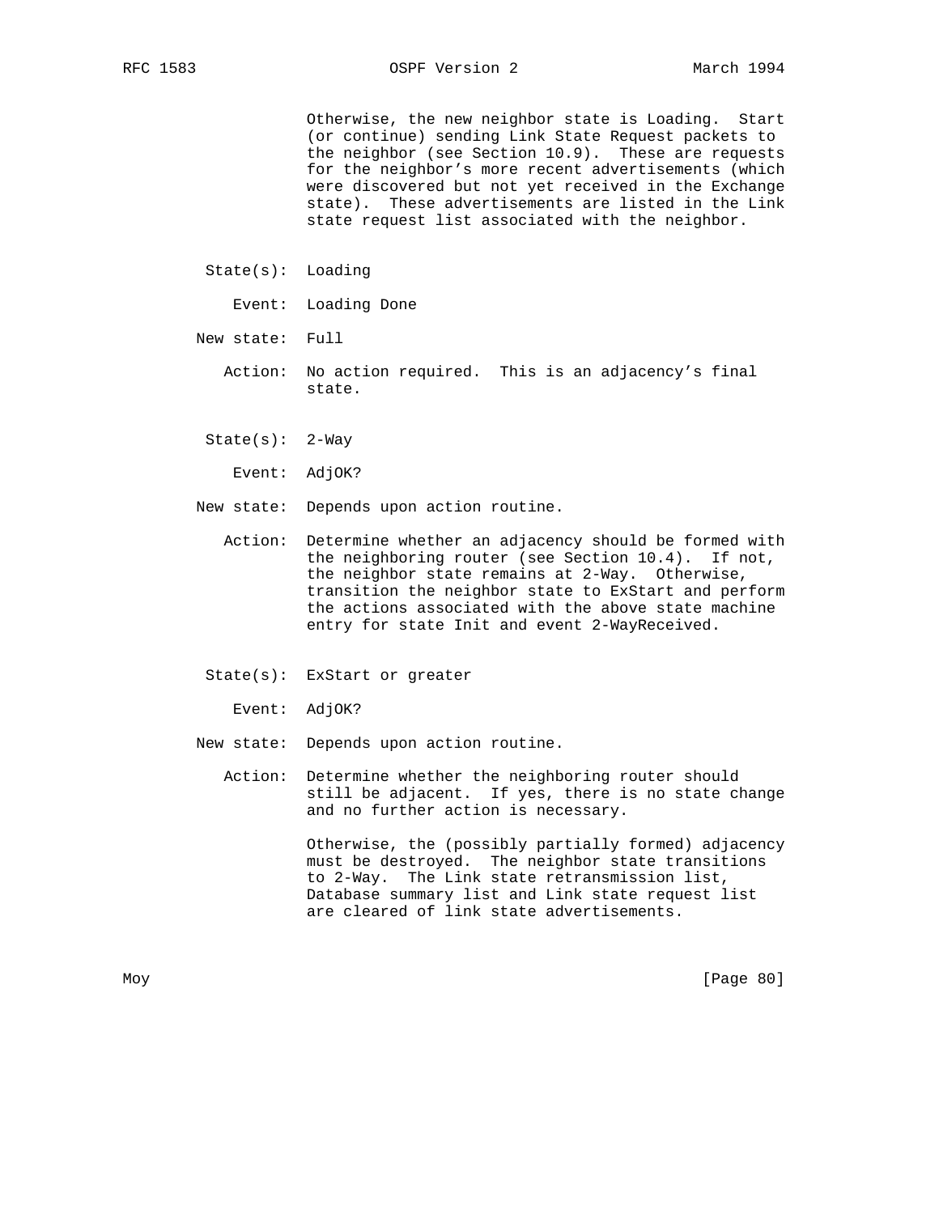Otherwise, the new neighbor state is Loading. Start (or continue) sending Link State Request packets to the neighbor (see Section 10.9). These are requests for the neighbor's more recent advertisements (which were discovered but not yet received in the Exchange state). These advertisements are listed in the Link state request list associated with the neighbor.

State(s): Loading

Event: Loading Done

New state: Full

Action: No action required. This is an adjacency's final state.

State(s): 2-Way

Event: AdjOK?

New state: Depends upon action routine.

Action: Determine whether an adjacency should be formed with the neighboring router (see Section 10.4). If not, the neighbor state remains at 2-Way. Otherwise, transition the neighbor state to ExStart and perform the actions associated with the above state machine entry for state Init and event 2-WayReceived.

State(s): ExStart or greater

Event: AdjOK?

New state: Depends upon action routine.

Action: Determine whether the neighboring router should still be adjacent. If yes, there is no state change and no further action is necessary.

Otherwise, the (possibly partially formed) adjacency must be destroyed. The neighbor state transitions to 2-Way. The Link state retransmission list, Database summary list and Link state request list are cleared of link state advertisements.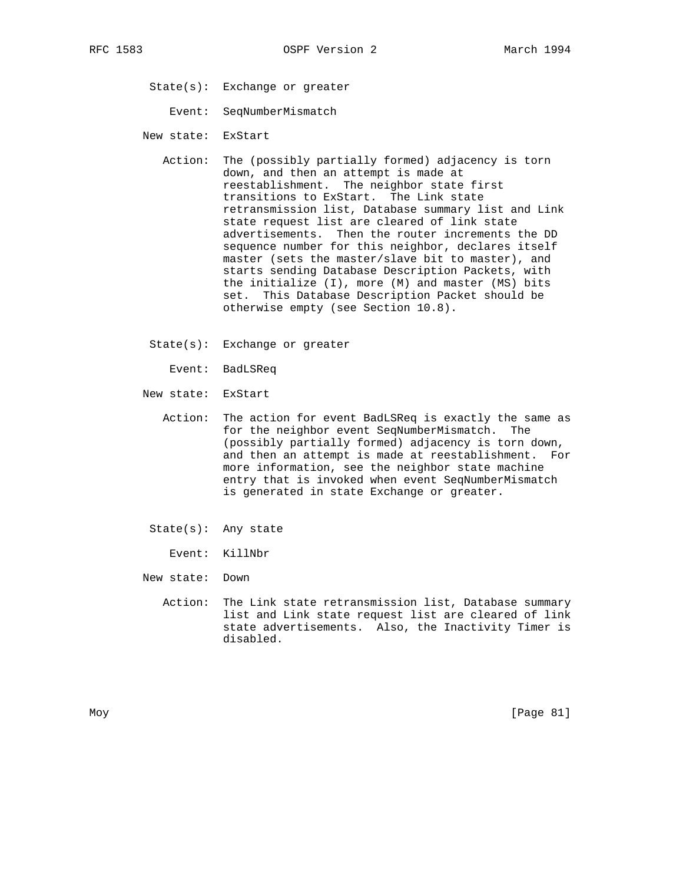State(s): Exchange or greater

Event: SeqNumberMismatch

New state: ExStart

Action: The (possibly partially formed) adjacency is torn down, and then an attempt is made at reestablishment. The neighbor state first transitions to ExStart. The Link state retransmission list, Database summary list and Link state request list are cleared of link state advertisements. Then the router increments the DD sequence number for this neighbor, declares itself master (sets the master/slave bit to master), and starts sending Database Description Packets, with the initialize (I), more (M) and master (MS) bits set. This Database Description Packet should be otherwise empty (see Section 10.8).

State(s): Exchange or greater

Event: BadLSReq

New state: ExStart

Action: The action for event BadLSReq is exactly the same as for the neighbor event SeqNumberMismatch. The (possibly partially formed) adjacency is torn down, and then an attempt is made at reestablishment. For more information, see the neighbor state machine entry that is invoked when event SeqNumberMismatch is generated in state Exchange or greater.

State(s): Any state

Event: KillNbr

New state: Down

Action: The Link state retransmission list, Database summary list and Link state request list are cleared of link state advertisements. Also, the Inactivity Timer is disabled.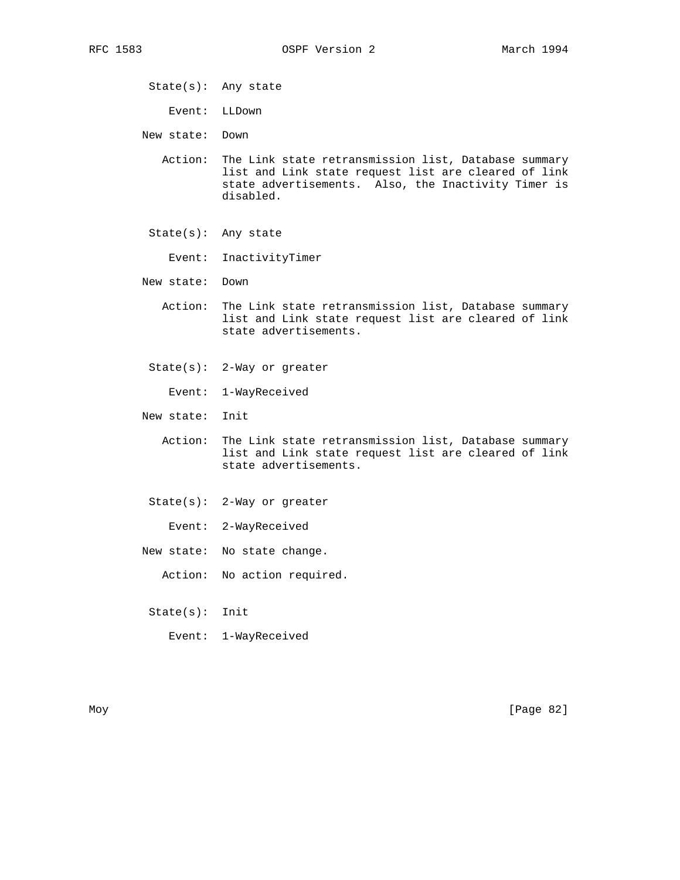State(s): Any state

Event: LLDown

New state: Down

Action: The Link state retransmission list, Database summary list and Link state request list are cleared of link state advertisements. Also, the Inactivity Timer is disabled.

State(s): Any state

Event: InactivityTimer

New state: Down

Action: The Link state retransmission list, Database summary list and Link state request list are cleared of link state advertisements.

State(s): 2-Way or greater

Event: 1-WayReceived

New state: Init

Action: The Link state retransmission list, Database summary list and Link state request list are cleared of link state advertisements.

State(s): 2-Way or greater

Event: 2-WayReceived

New state: No state change.

Action: No action required.

State(s): Init

Event: 1-WayReceived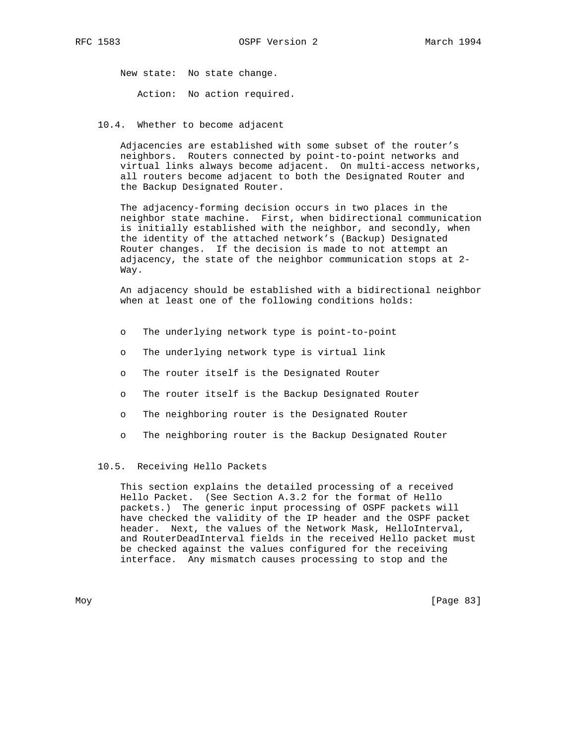New state: No state change.

Action: No action required.

### 10.4. Whether to become adjacent

Adjacencies are established with some subset of the router's neighbors. Routers connected by point-to-point networks and virtual links always become adjacent. On multi-access networks, all routers become adjacent to both the Designated Router and the Backup Designated Router.

The adjacency-forming decision occurs in two places in the neighbor state machine. First, when bidirectional communication is initially established with the neighbor, and secondly, when the identity of the attached network's (Backup) Designated Router changes. If the decision is made to not attempt an adjacency, the state of the neighbor communication stops at 2-Way.

An adjacency should be established with a bidirectional neighbor when at least one of the following conditions holds:

- The underlying network type is point-to-point
- The underlying network type is virtual link
- The router itself is the Designated Router
- The router itself is the Backup Designated Router
- The neighboring router is the Designated Router
- The neighboring router is the Backup Designated Router

### 10.5. Receiving Hello Packets

This section explains the detailed processing of a received Hello Packet. (See Section A.3.2 for the format of Hello packets.) The generic input processing of OSPF packets will have checked the validity of the IP header and the OSPF packet header. Next, the values of the Network Mask, HelloInterval, and RouterDeadInterval fields in the received Hello packet must be checked against the values configured for the receiving interface. Any mismatch causes processing to stop and the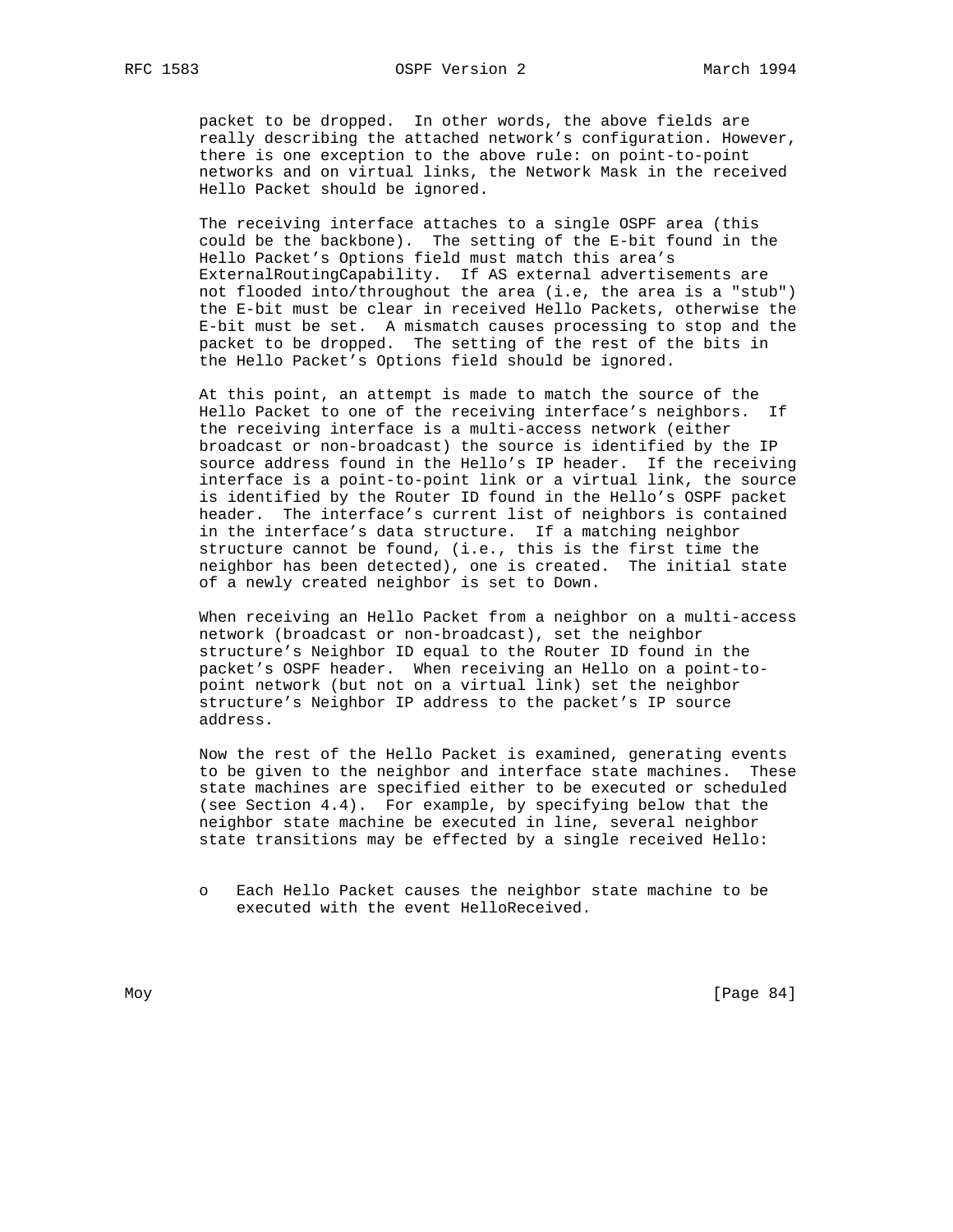packet to be dropped.  In other words, the above fields are really describing the attached network's configuration. However, there is one exception to the above rule: on point-to-point networks and on virtual links, the Network Mask in the received Hello Packet should be ignored.

The receiving interface attaches to a single OSPF area (this could be the backbone).  The setting of the E-bit found in the Hello Packet's Options field must match this area's ExternalRoutingCapability.  If AS external advertisements are not flooded into/throughout the area (i.e, the area is a "stub") the E-bit must be clear in received Hello Packets, otherwise the E-bit must be set.  A mismatch causes processing to stop and the packet to be dropped.  The setting of the rest of the bits in the Hello Packet's Options field should be ignored.

At this point, an attempt is made to match the source of the Hello Packet to one of the receiving interface's neighbors.  If the receiving interface is a multi-access network (either broadcast or non-broadcast) the source is identified by the IP source address found in the Hello's IP header.  If the receiving interface is a point-to-point link or a virtual link, the source is identified by the Router ID found in the Hello's OSPF packet header.  The interface's current list of neighbors is contained in the interface's data structure.  If a matching neighbor structure cannot be found, (i.e., this is the first time the neighbor has been detected), one is created.  The initial state of a newly created neighbor is set to Down.

When receiving an Hello Packet from a neighbor on a multi-access network (broadcast or non-broadcast), set the neighbor structure's Neighbor ID equal to the Router ID found in the packet's OSPF header.  When receiving an Hello on a point-to-point network (but not on a virtual link) set the neighbor structure's Neighbor IP address to the packet's IP source address.

Now the rest of the Hello Packet is examined, generating events to be given to the neighbor and interface state machines.  These state machines are specified either to be executed or scheduled (see Section 4.4).  For example, by specifying below that the neighbor state machine be executed in line, several neighbor state transitions may be effected by a single received Hello:

- Each Hello Packet causes the neighbor state machine to be executed with the event HelloReceived.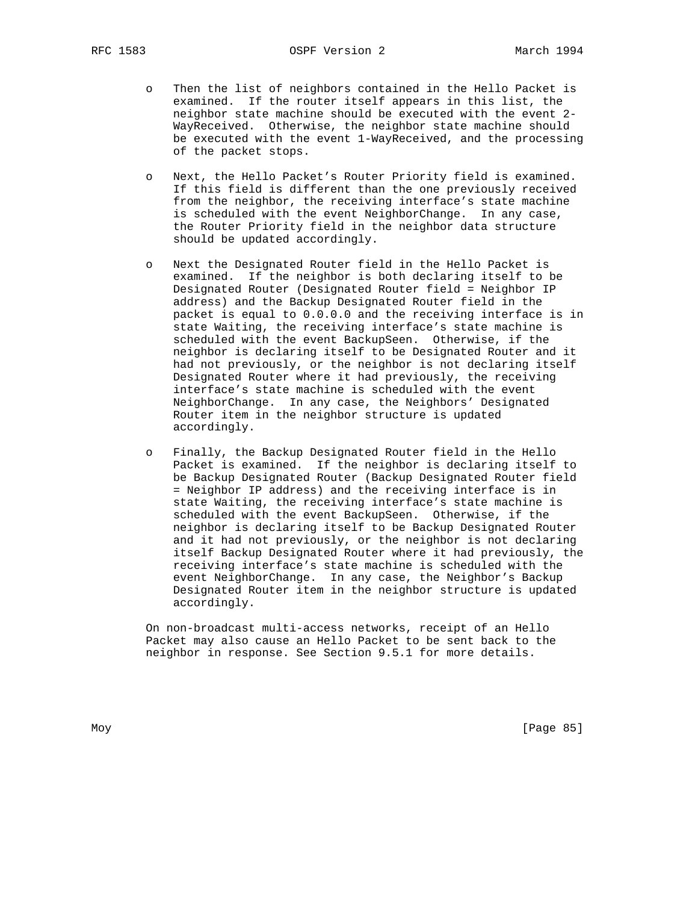- Then the list of neighbors contained in the Hello Packet is examined. If the router itself appears in this list, the neighbor state machine should be executed with the event 2-WayReceived. Otherwise, the neighbor state machine should be executed with the event 1-WayReceived, and the processing of the packet stops.

- Next, the Hello Packet's Router Priority field is examined. If this field is different than the one previously received from the neighbor, the receiving interface's state machine is scheduled with the event NeighborChange. In any case, the Router Priority field in the neighbor data structure should be updated accordingly.

- Next the Designated Router field in the Hello Packet is examined. If the neighbor is both declaring itself to be Designated Router (Designated Router field = Neighbor IP address) and the Backup Designated Router field in the packet is equal to 0.0.0.0 and the receiving interface is in state Waiting, the receiving interface's state machine is scheduled with the event BackupSeen. Otherwise, if the neighbor is declaring itself to be Designated Router and it had not previously, or the neighbor is not declaring itself Designated Router where it had previously, the receiving interface's state machine is scheduled with the event NeighborChange. In any case, the Neighbors' Designated Router item in the neighbor structure is updated accordingly.

- Finally, the Backup Designated Router field in the Hello Packet is examined. If the neighbor is declaring itself to be Backup Designated Router (Backup Designated Router field = Neighbor IP address) and the receiving interface is in state Waiting, the receiving interface's state machine is scheduled with the event BackupSeen. Otherwise, if the neighbor is declaring itself to be Backup Designated Router and it had not previously, or the neighbor is not declaring itself Backup Designated Router where it had previously, the receiving interface's state machine is scheduled with the event NeighborChange. In any case, the Neighbor's Backup Designated Router item in the neighbor structure is updated accordingly.

On non-broadcast multi-access networks, receipt of an Hello Packet may also cause an Hello Packet to be sent back to the neighbor in response. See Section 9.5.1 for more details.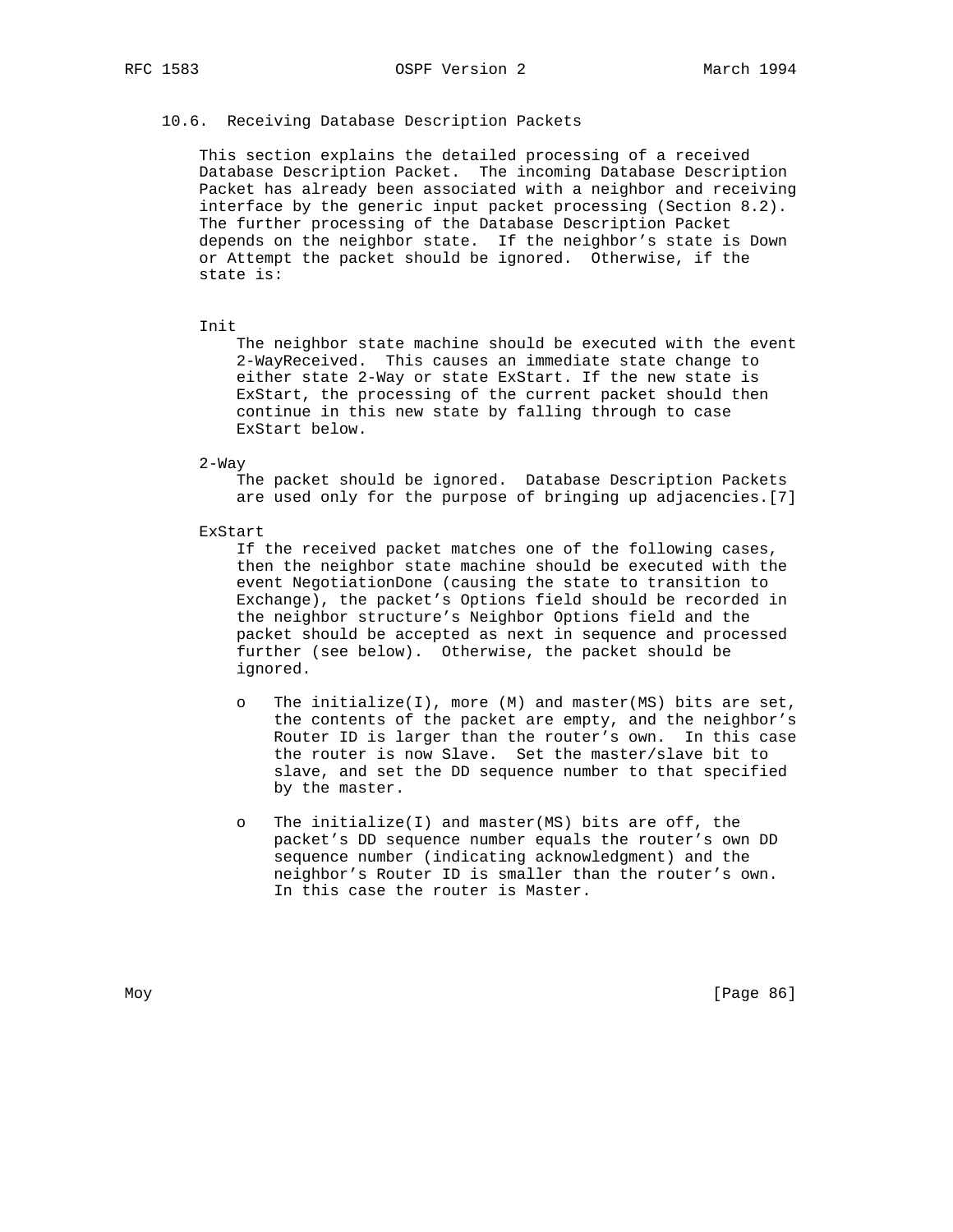### 10.6. Receiving Database Description Packets

This section explains the detailed processing of a received Database Description Packet. The incoming Database Description Packet has already been associated with a neighbor and receiving interface by the generic input packet processing (Section 8.2). The further processing of the Database Description Packet depends on the neighbor state. If the neighbor's state is Down or Attempt the packet should be ignored. Otherwise, if the state is:

Init
: The neighbor state machine should be executed with the event 2-WayReceived. This causes an immediate state change to either state 2-Way or state ExStart. If the new state is ExStart, the processing of the current packet should then continue in this new state by falling through to case ExStart below.

2-Way
: The packet should be ignored. Database Description Packets are used only for the purpose of bringing up adjacencies.[7]

ExStart
: If the received packet matches one of the following cases, then the neighbor state machine should be executed with the event NegotiationDone (causing the state to transition to Exchange), the packet's Options field should be recorded in the neighbor structure's Neighbor Options field and the packet should be accepted as next in sequence and processed further (see below). Otherwise, the packet should be ignored.

- The initialize(I), more (M) and master(MS) bits are set, the contents of the packet are empty, and the neighbor's Router ID is larger than the router's own. In this case the router is now Slave. Set the master/slave bit to slave, and set the DD sequence number to that specified by the master.

- The initialize(I) and master(MS) bits are off, the packet's DD sequence number equals the router's own DD sequence number (indicating acknowledgment) and the neighbor's Router ID is smaller than the router's own. In this case the router is Master.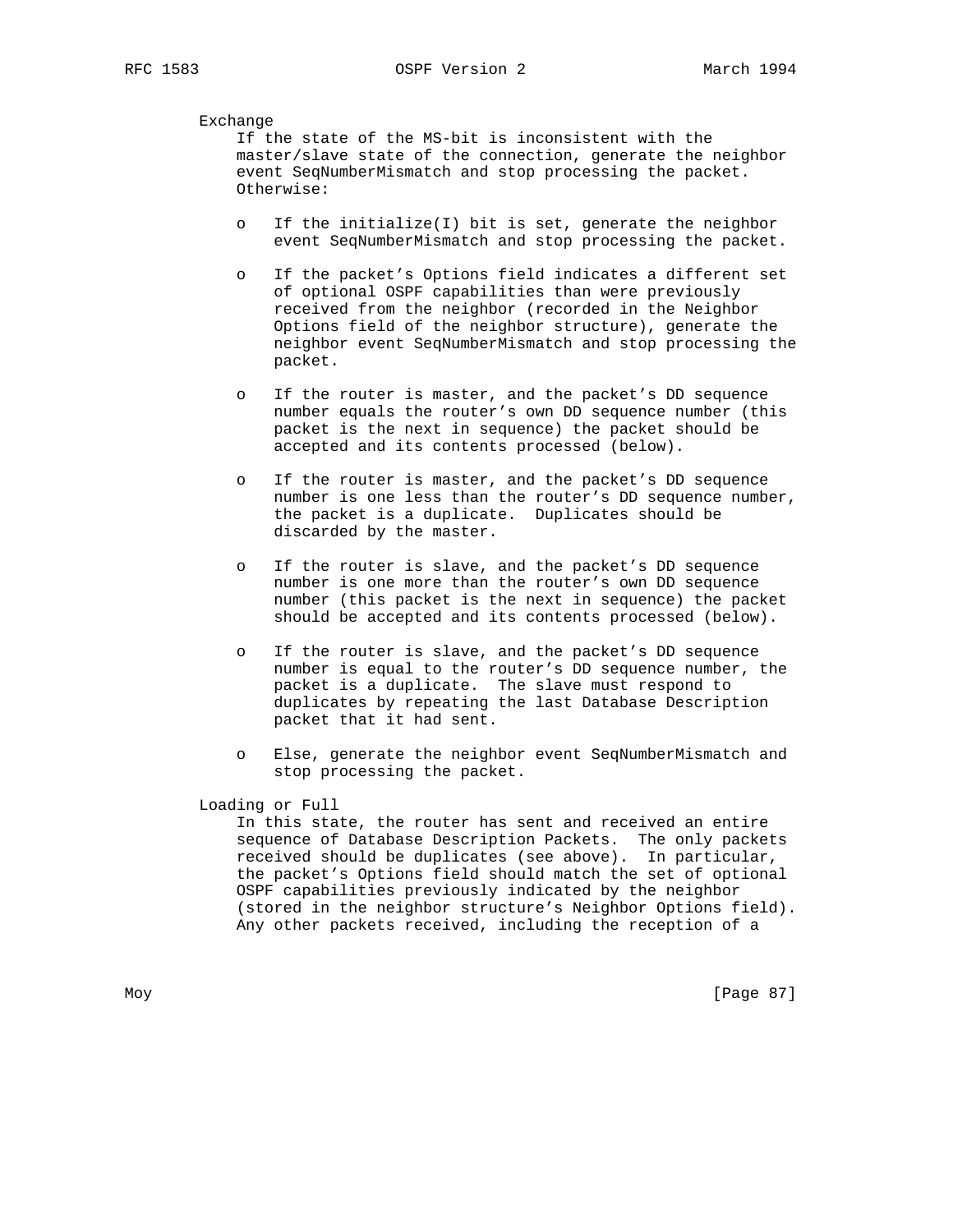Exchange

If the state of the MS-bit is inconsistent with the master/slave state of the connection, generate the neighbor event SeqNumberMismatch and stop processing the packet. Otherwise:

- If the initialize(I) bit is set, generate the neighbor event SeqNumberMismatch and stop processing the packet.

- If the packet's Options field indicates a different set of optional OSPF capabilities than were previously received from the neighbor (recorded in the Neighbor Options field of the neighbor structure), generate the neighbor event SeqNumberMismatch and stop processing the packet.

- If the router is master, and the packet's DD sequence number equals the router's own DD sequence number (this packet is the next in sequence) the packet should be accepted and its contents processed (below).

- If the router is master, and the packet's DD sequence number is one less than the router's DD sequence number, the packet is a duplicate. Duplicates should be discarded by the master.

- If the router is slave, and the packet's DD sequence number is one more than the router's own DD sequence number (this packet is the next in sequence) the packet should be accepted and its contents processed (below).

- If the router is slave, and the packet's DD sequence number is equal to the router's DD sequence number, the packet is a duplicate. The slave must respond to duplicates by repeating the last Database Description packet that it had sent.

- Else, generate the neighbor event SeqNumberMismatch and stop processing the packet.

Loading or Full

In this state, the router has sent and received an entire sequence of Database Description Packets. The only packets received should be duplicates (see above). In particular, the packet's Options field should match the set of optional OSPF capabilities previously indicated by the neighbor (stored in the neighbor structure's Neighbor Options field). Any other packets received, including the reception of a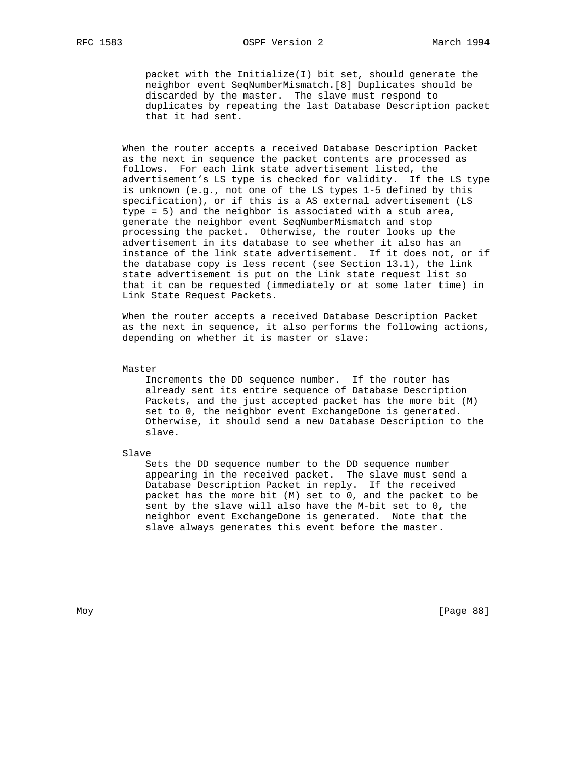packet with the Initialize(I) bit set, should generate the neighbor event SeqNumberMismatch.[8] Duplicates should be discarded by the master. The slave must respond to duplicates by repeating the last Database Description packet that it had sent.

When the router accepts a received Database Description Packet as the next in sequence the packet contents are processed as follows. For each link state advertisement listed, the advertisement's LS type is checked for validity. If the LS type is unknown (e.g., not one of the LS types 1-5 defined by this specification), or if this is a AS external advertisement (LS type = 5) and the neighbor is associated with a stub area, generate the neighbor event SeqNumberMismatch and stop processing the packet. Otherwise, the router looks up the advertisement in its database to see whether it also has an instance of the link state advertisement. If it does not, or if the database copy is less recent (see Section 13.1), the link state advertisement is put on the Link state request list so that it can be requested (immediately or at some later time) in Link State Request Packets.

When the router accepts a received Database Description Packet as the next in sequence, it also performs the following actions, depending on whether it is master or slave:

Master
: Increments the DD sequence number. If the router has already sent its entire sequence of Database Description Packets, and the just accepted packet has the more bit (M) set to 0, the neighbor event ExchangeDone is generated. Otherwise, it should send a new Database Description to the slave.

Slave
: Sets the DD sequence number to the DD sequence number appearing in the received packet. The slave must send a Database Description Packet in reply. If the received packet has the more bit (M) set to 0, and the packet to be sent by the slave will also have the M-bit set to 0, the neighbor event ExchangeDone is generated. Note that the slave always generates this event before the master.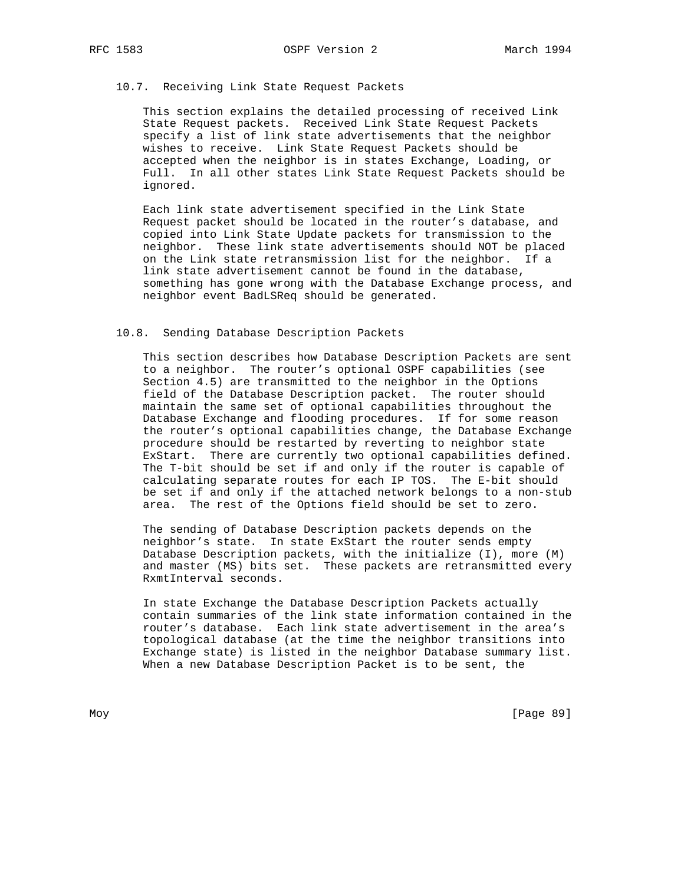### 10.7. Receiving Link State Request Packets

This section explains the detailed processing of received Link State Request packets. Received Link State Request Packets specify a list of link state advertisements that the neighbor wishes to receive. Link State Request Packets should be accepted when the neighbor is in states Exchange, Loading, or Full. In all other states Link State Request Packets should be ignored.

Each link state advertisement specified in the Link State Request packet should be located in the router's database, and copied into Link State Update packets for transmission to the neighbor. These link state advertisements should NOT be placed on the Link state retransmission list for the neighbor. If a link state advertisement cannot be found in the database, something has gone wrong with the Database Exchange process, and neighbor event BadLSReq should be generated.

### 10.8. Sending Database Description Packets

This section describes how Database Description Packets are sent to a neighbor. The router's optional OSPF capabilities (see Section 4.5) are transmitted to the neighbor in the Options field of the Database Description packet. The router should maintain the same set of optional capabilities throughout the Database Exchange and flooding procedures. If for some reason the router's optional capabilities change, the Database Exchange procedure should be restarted by reverting to neighbor state ExStart. There are currently two optional capabilities defined. The T-bit should be set if and only if the router is capable of calculating separate routes for each IP TOS. The E-bit should be set if and only if the attached network belongs to a non-stub area. The rest of the Options field should be set to zero.

The sending of Database Description packets depends on the neighbor's state. In state ExStart the router sends empty Database Description packets, with the initialize (I), more (M) and master (MS) bits set. These packets are retransmitted every RxmtInterval seconds.

In state Exchange the Database Description Packets actually contain summaries of the link state information contained in the router's database. Each link state advertisement in the area's topological database (at the time the neighbor transitions into Exchange state) is listed in the neighbor Database summary list. When a new Database Description Packet is to be sent, the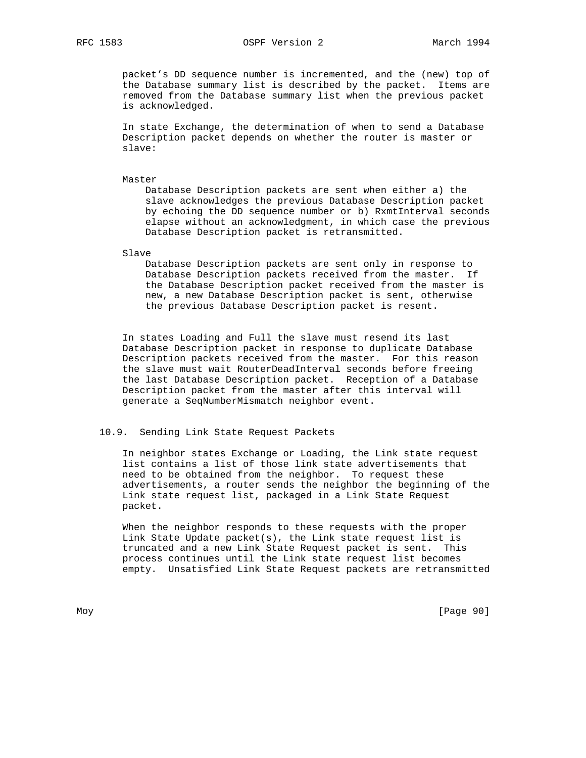packet's DD sequence number is incremented, and the (new) top of the Database summary list is described by the packet. Items are removed from the Database summary list when the previous packet is acknowledged.

In state Exchange, the determination of when to send a Database Description packet depends on whether the router is master or slave:

Master
: Database Description packets are sent when either a) the slave acknowledges the previous Database Description packet by echoing the DD sequence number or b) RxmtInterval seconds elapse without an acknowledgment, in which case the previous Database Description packet is retransmitted.

Slave
: Database Description packets are sent only in response to Database Description packets received from the master. If the Database Description packet received from the master is new, a new Database Description packet is sent, otherwise the previous Database Description packet is resent.

In states Loading and Full the slave must resend its last Database Description packet in response to duplicate Database Description packets received from the master. For this reason the slave must wait RouterDeadInterval seconds before freeing the last Database Description packet. Reception of a Database Description packet from the master after this interval will generate a SeqNumberMismatch neighbor event.

### 10.9. Sending Link State Request Packets

In neighbor states Exchange or Loading, the Link state request list contains a list of those link state advertisements that need to be obtained from the neighbor. To request these advertisements, a router sends the neighbor the beginning of the Link state request list, packaged in a Link State Request packet.

When the neighbor responds to these requests with the proper Link State Update packet(s), the Link state request list is truncated and a new Link State Request packet is sent. This process continues until the Link state request list becomes empty. Unsatisfied Link State Request packets are retransmitted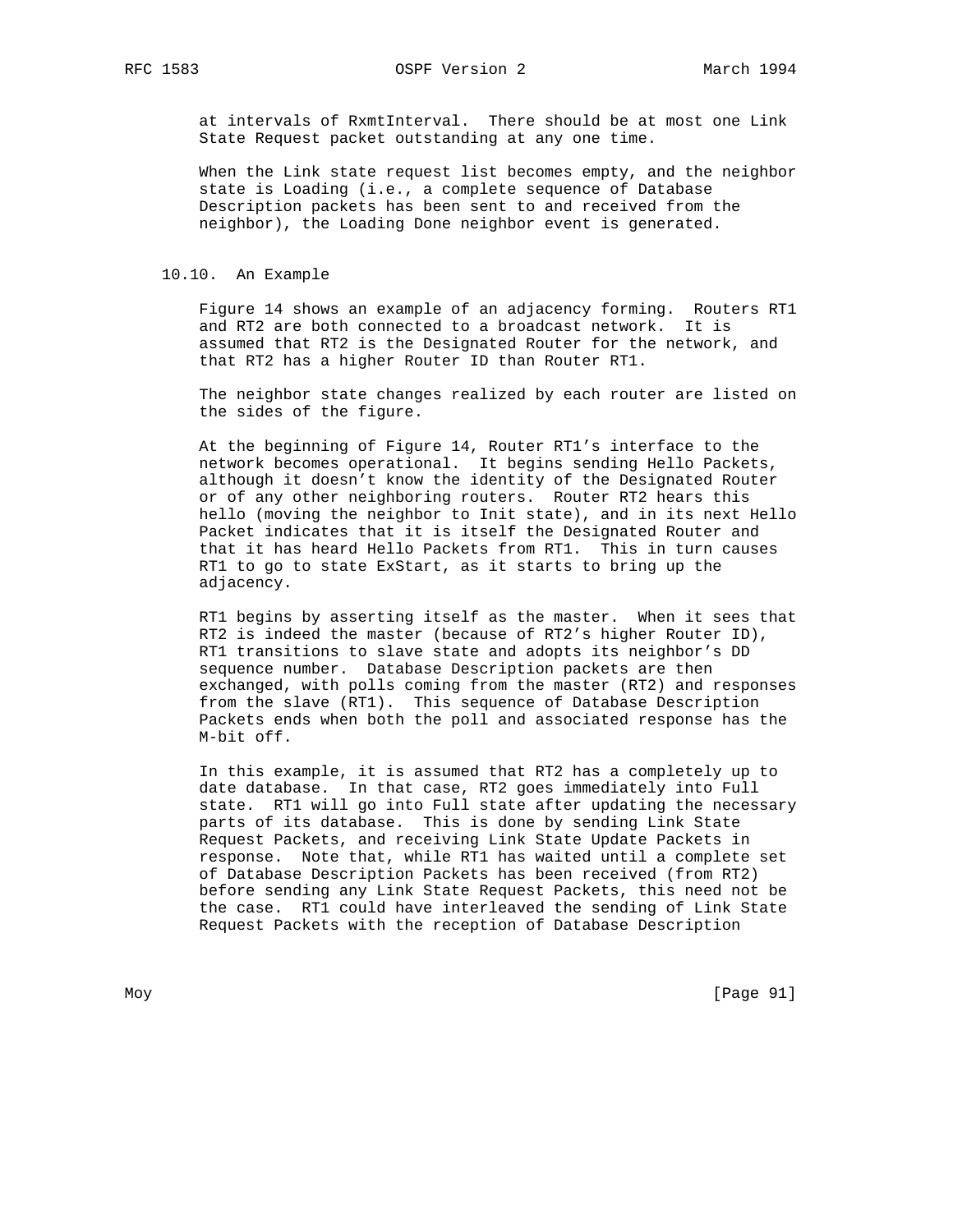at intervals of RxmtInterval. There should be at most one Link State Request packet outstanding at any one time.

When the Link state request list becomes empty, and the neighbor state is Loading (i.e., a complete sequence of Database Description packets has been sent to and received from the neighbor), the Loading Done neighbor event is generated.

## 10.10. An Example

Figure 14 shows an example of an adjacency forming. Routers RT1 and RT2 are both connected to a broadcast network. It is assumed that RT2 is the Designated Router for the network, and that RT2 has a higher Router ID than Router RT1.

The neighbor state changes realized by each router are listed on the sides of the figure.

At the beginning of Figure 14, Router RT1's interface to the network becomes operational. It begins sending Hello Packets, although it doesn't know the identity of the Designated Router or of any other neighboring routers. Router RT2 hears this hello (moving the neighbor to Init state), and in its next Hello Packet indicates that it is itself the Designated Router and that it has heard Hello Packets from RT1. This in turn causes RT1 to go to state ExStart, as it starts to bring up the adjacency.

RT1 begins by asserting itself as the master. When it sees that RT2 is indeed the master (because of RT2's higher Router ID), RT1 transitions to slave state and adopts its neighbor's DD sequence number. Database Description packets are then exchanged, with polls coming from the master (RT2) and responses from the slave (RT1). This sequence of Database Description Packets ends when both the poll and associated response has the M-bit off.

In this example, it is assumed that RT2 has a completely up to date database. In that case, RT2 goes immediately into Full state. RT1 will go into Full state after updating the necessary parts of its database. This is done by sending Link State Request Packets, and receiving Link State Update Packets in response. Note that, while RT1 has waited until a complete set of Database Description Packets has been received (from RT2) before sending any Link State Request Packets, this need not be the case. RT1 could have interleaved the sending of Link State Request Packets with the reception of Database Description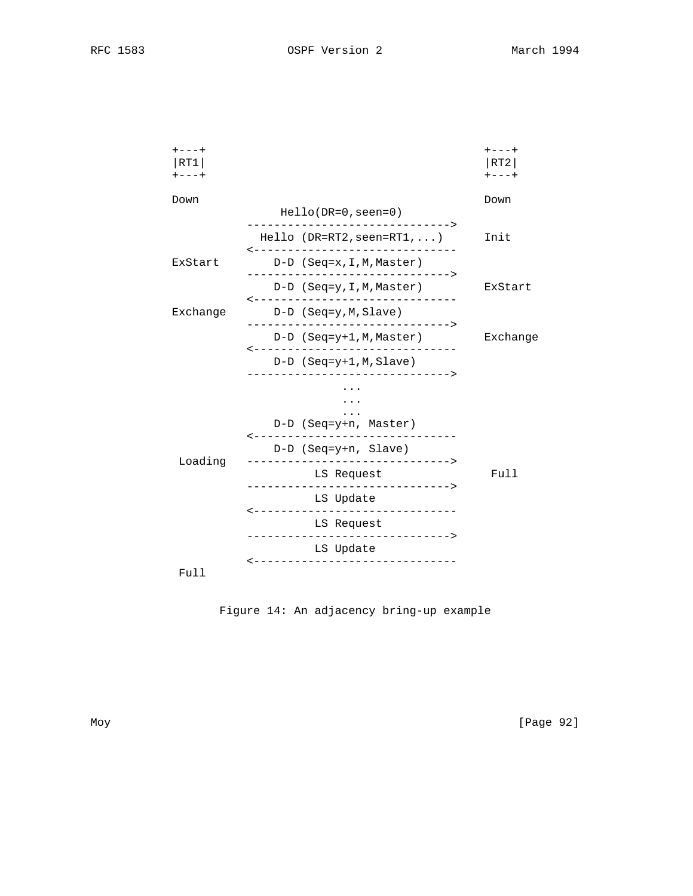```
            +---+                                         +---+
            |RT1|                                         |RT2|
            +---+                                         +---+

            Down                                          Down
                           Hello(DR=0,seen=0)
                      ------------------------------>
                        Hello (DR=RT2,seen=RT1,...)      Init
                      <------------------------------
            ExStart       D-D (Seq=x,I,M,Master)
                      ------------------------------>
                          D-D (Seq=y,I,M,Master)        ExStart
                      <------------------------------
            Exchange      D-D (Seq=y,M,Slave)
                      ------------------------------>
                          D-D (Seq=y+1,M,Master)        Exchange
                      <------------------------------
                          D-D (Seq=y+1,M,Slave)
                      ------------------------------>
                                    ...
                                    ...
                                    ...
                          D-D (Seq=y+n, Master)
                      <------------------------------
                          D-D (Seq=y+n, Slave)
             Loading  ------------------------------>
                                LS Request               Full
                      ------------------------------>
                                LS Update
                      <------------------------------
                                LS Request
                      ------------------------------>
                                LS Update
                      <------------------------------
             Full
```

Figure 14: An adjacency bring-up example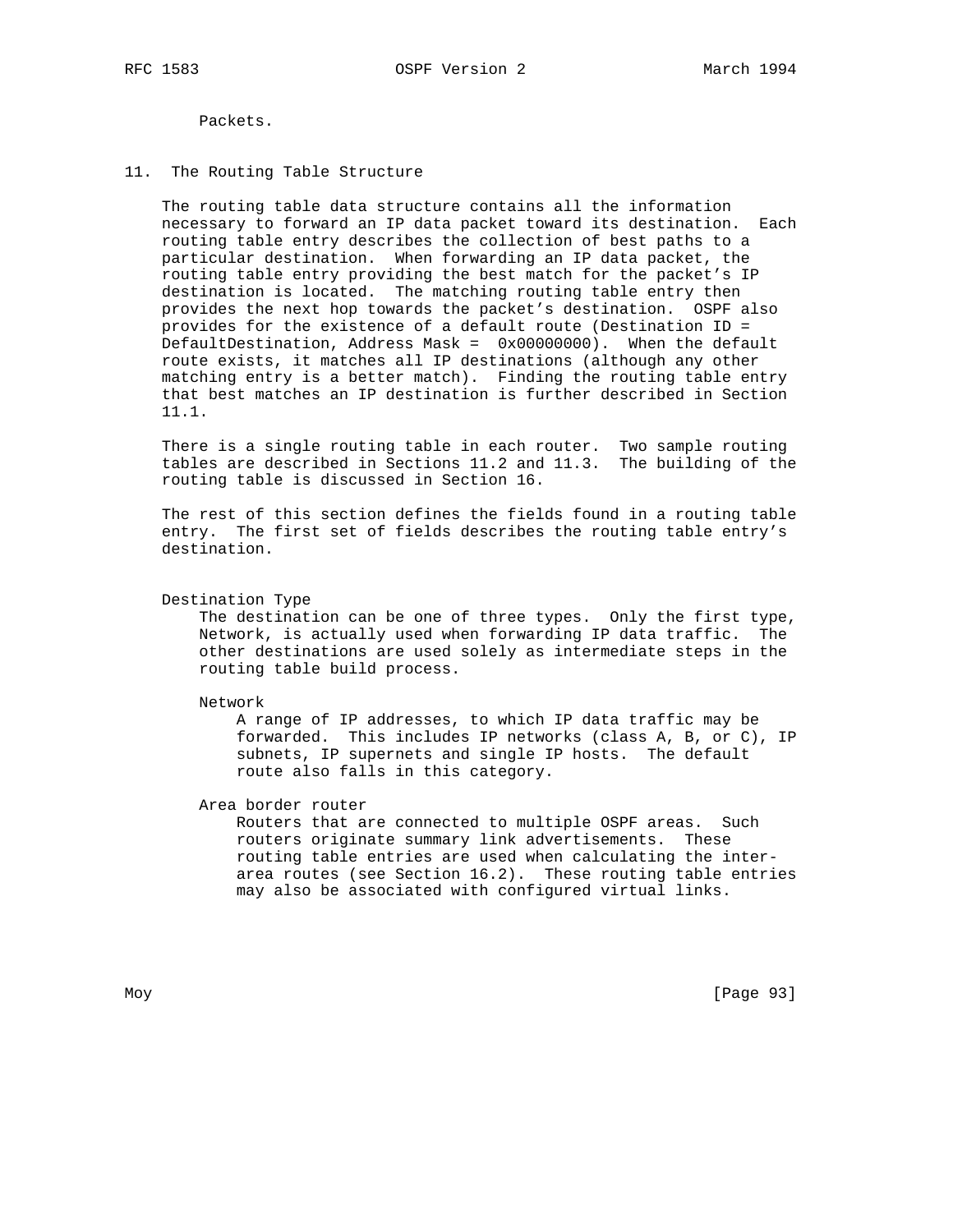Packets.

## 11. The Routing Table Structure

The routing table data structure contains all the information necessary to forward an IP data packet toward its destination. Each routing table entry describes the collection of best paths to a particular destination. When forwarding an IP data packet, the routing table entry providing the best match for the packet's IP destination is located. The matching routing table entry then provides the next hop towards the packet's destination. OSPF also provides for the existence of a default route (Destination ID = DefaultDestination, Address Mask = 0x00000000). When the default route exists, it matches all IP destinations (although any other matching entry is a better match). Finding the routing table entry that best matches an IP destination is further described in Section 11.1.

There is a single routing table in each router. Two sample routing tables are described in Sections 11.2 and 11.3. The building of the routing table is discussed in Section 16.

The rest of this section defines the fields found in a routing table entry. The first set of fields describes the routing table entry's destination.

Destination Type

The destination can be one of three types. Only the first type, Network, is actually used when forwarding IP data traffic. The other destinations are used solely as intermediate steps in the routing table build process.

Network

A range of IP addresses, to which IP data traffic may be forwarded. This includes IP networks (class A, B, or C), IP subnets, IP supernets and single IP hosts. The default route also falls in this category.

Area border router

Routers that are connected to multiple OSPF areas. Such routers originate summary link advertisements. These routing table entries are used when calculating the inter-area routes (see Section 16.2). These routing table entries may also be associated with configured virtual links.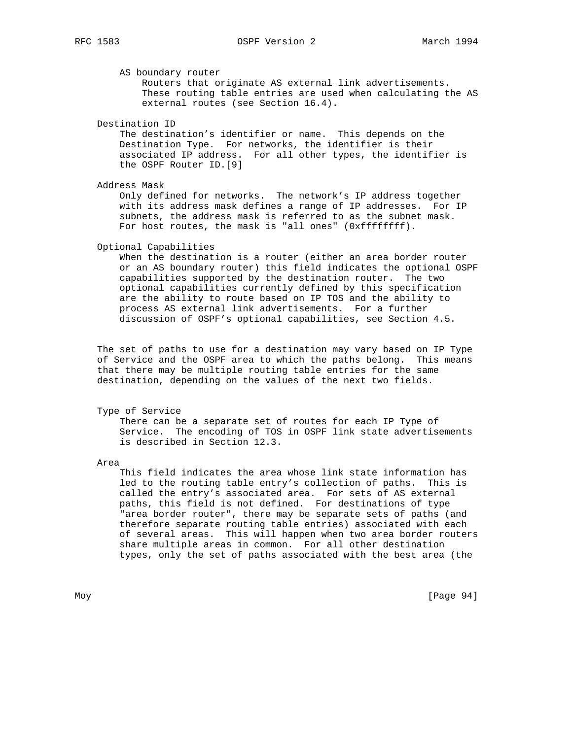AS boundary router
    Routers that originate AS external link advertisements. These routing table entries are used when calculating the AS external routes (see Section 16.4).

Destination ID
    The destination's identifier or name. This depends on the Destination Type. For networks, the identifier is their associated IP address. For all other types, the identifier is the OSPF Router ID.[9]

Address Mask
    Only defined for networks. The network's IP address together with its address mask defines a range of IP addresses. For IP subnets, the address mask is referred to as the subnet mask. For host routes, the mask is "all ones" (0xffffffff).

Optional Capabilities
    When the destination is a router (either an area border router or an AS boundary router) this field indicates the optional OSPF capabilities supported by the destination router. The two optional capabilities currently defined by this specification are the ability to route based on IP TOS and the ability to process AS external link advertisements. For a further discussion of OSPF's optional capabilities, see Section 4.5.

The set of paths to use for a destination may vary based on IP Type of Service and the OSPF area to which the paths belong. This means that there may be multiple routing table entries for the same destination, depending on the values of the next two fields.

Type of Service
    There can be a separate set of routes for each IP Type of Service. The encoding of TOS in OSPF link state advertisements is described in Section 12.3.

Area
    This field indicates the area whose link state information has led to the routing table entry's collection of paths. This is called the entry's associated area. For sets of AS external paths, this field is not defined. For destinations of type "area border router", there may be separate sets of paths (and therefore separate routing table entries) associated with each of several areas. This will happen when two area border routers share multiple areas in common. For all other destination types, only the set of paths associated with the best area (the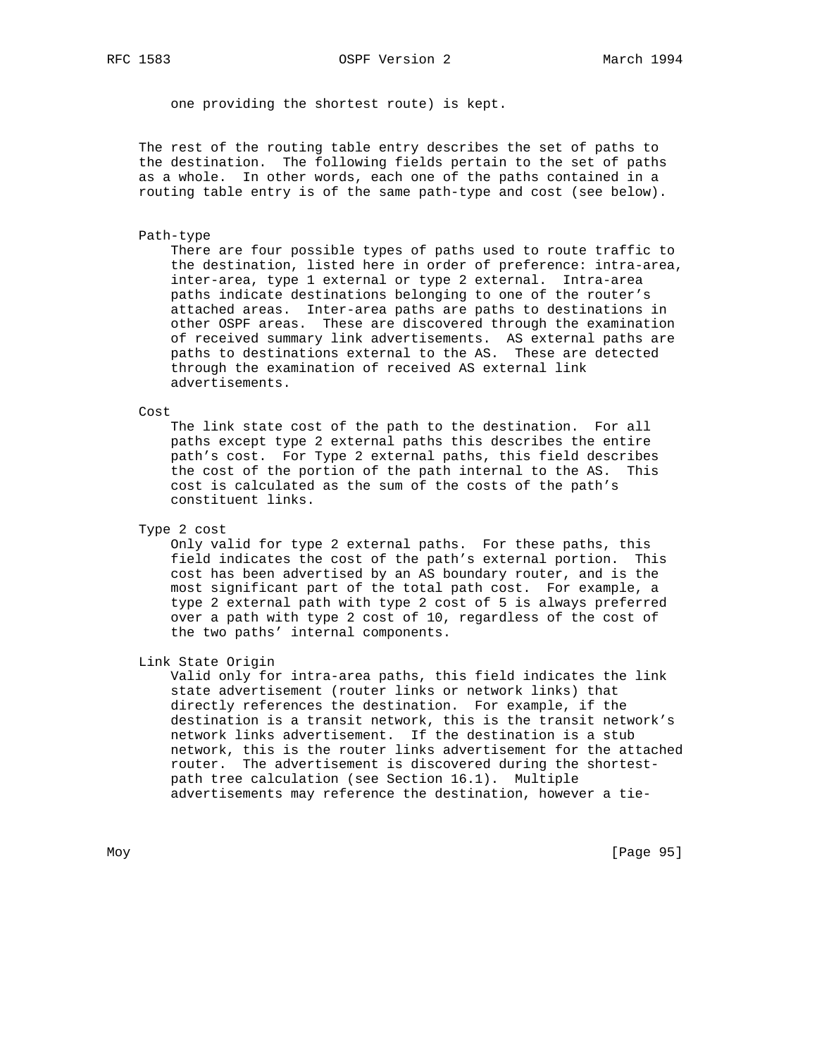one providing the shortest route) is kept.

The rest of the routing table entry describes the set of paths to the destination. The following fields pertain to the set of paths as a whole. In other words, each one of the paths contained in a routing table entry is of the same path-type and cost (see below).

Path-type
: There are four possible types of paths used to route traffic to the destination, listed here in order of preference: intra-area, inter-area, type 1 external or type 2 external. Intra-area paths indicate destinations belonging to one of the router's attached areas. Inter-area paths are paths to destinations in other OSPF areas. These are discovered through the examination of received summary link advertisements. AS external paths are paths to destinations external to the AS. These are detected through the examination of received AS external link advertisements.

Cost
: The link state cost of the path to the destination. For all paths except type 2 external paths this describes the entire path's cost. For Type 2 external paths, this field describes the cost of the portion of the path internal to the AS. This cost is calculated as the sum of the costs of the path's constituent links.

Type 2 cost
: Only valid for type 2 external paths. For these paths, this field indicates the cost of the path's external portion. This cost has been advertised by an AS boundary router, and is the most significant part of the total path cost. For example, a type 2 external path with type 2 cost of 5 is always preferred over a path with type 2 cost of 10, regardless of the cost of the two paths' internal components.

Link State Origin
: Valid only for intra-area paths, this field indicates the link state advertisement (router links or network links) that directly references the destination. For example, if the destination is a transit network, this is the transit network's network links advertisement. If the destination is a stub network, this is the router links advertisement for the attached router. The advertisement is discovered during the shortest-path tree calculation (see Section 16.1). Multiple advertisements may reference the destination, however a tie-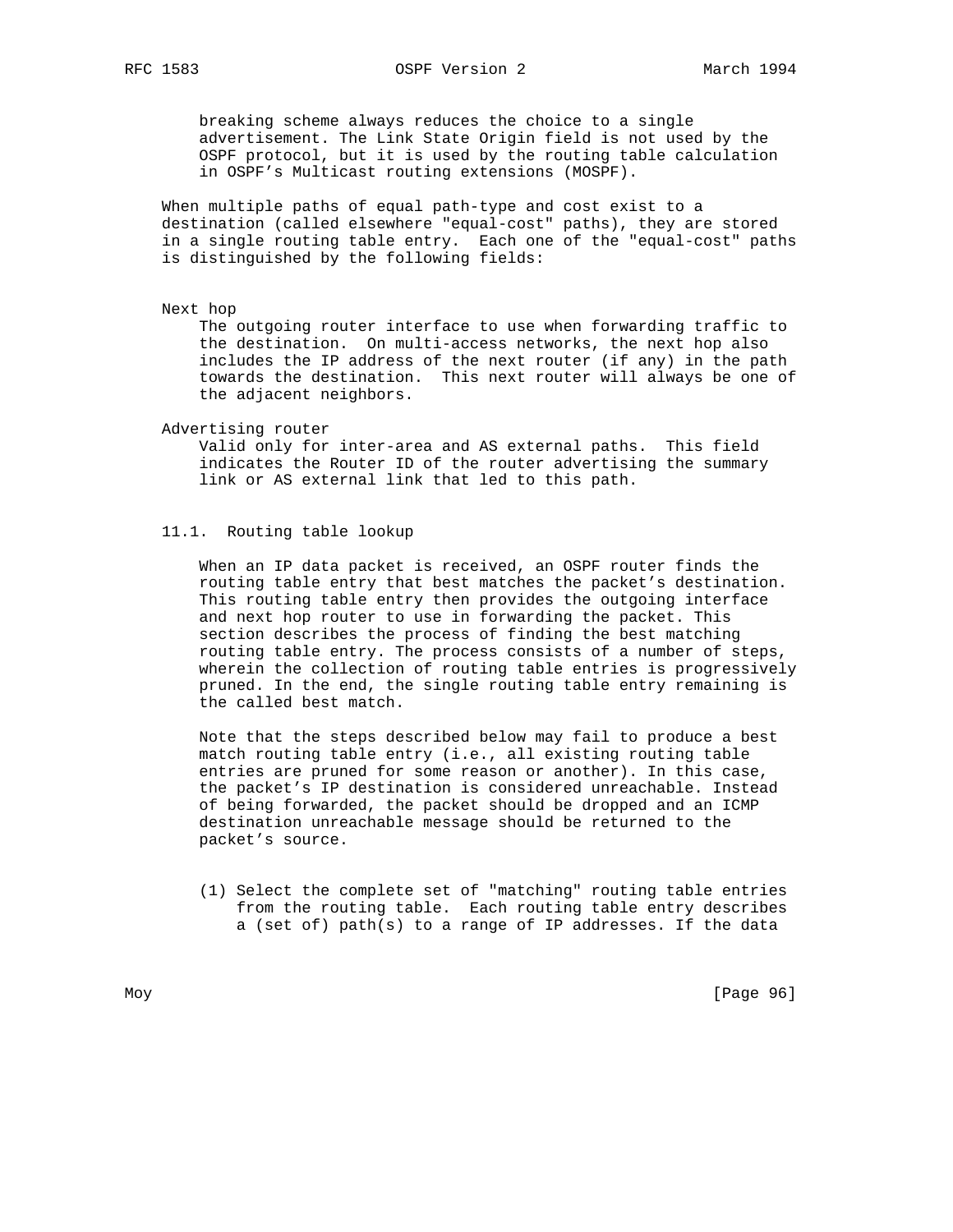breaking scheme always reduces the choice to a single advertisement. The Link State Origin field is not used by the OSPF protocol, but it is used by the routing table calculation in OSPF's Multicast routing extensions (MOSPF).

When multiple paths of equal path-type and cost exist to a destination (called elsewhere "equal-cost" paths), they are stored in a single routing table entry. Each one of the "equal-cost" paths is distinguished by the following fields:

Next hop
: The outgoing router interface to use when forwarding traffic to the destination. On multi-access networks, the next hop also includes the IP address of the next router (if any) in the path towards the destination. This next router will always be one of the adjacent neighbors.

Advertising router
: Valid only for inter-area and AS external paths. This field indicates the Router ID of the router advertising the summary link or AS external link that led to this path.

### 11.1. Routing table lookup

When an IP data packet is received, an OSPF router finds the routing table entry that best matches the packet's destination. This routing table entry then provides the outgoing interface and next hop router to use in forwarding the packet. This section describes the process of finding the best matching routing table entry. The process consists of a number of steps, wherein the collection of routing table entries is progressively pruned. In the end, the single routing table entry remaining is the called best match.

Note that the steps described below may fail to produce a best match routing table entry (i.e., all existing routing table entries are pruned for some reason or another). In this case, the packet's IP destination is considered unreachable. Instead of being forwarded, the packet should be dropped and an ICMP destination unreachable message should be returned to the packet's source.

(1) Select the complete set of "matching" routing table entries from the routing table. Each routing table entry describes a (set of) path(s) to a range of IP addresses. If the data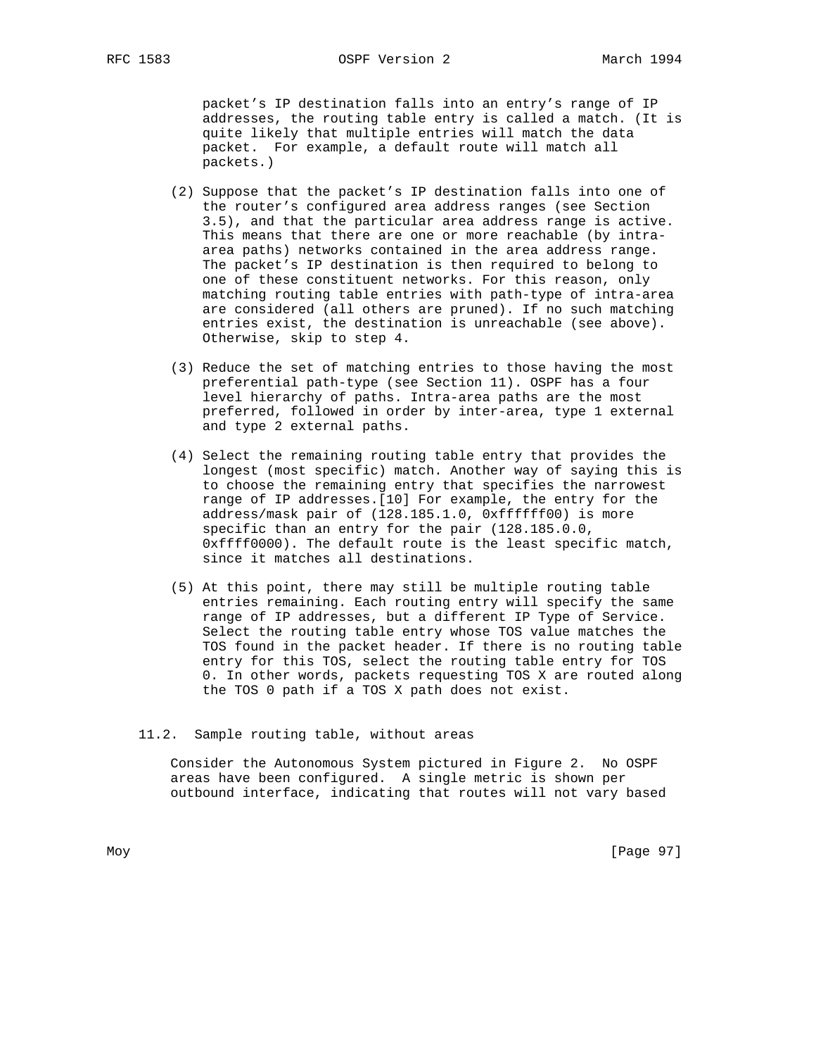packet's IP destination falls into an entry's range of IP addresses, the routing table entry is called a match. (It is quite likely that multiple entries will match the data packet. For example, a default route will match all packets.)

(2) Suppose that the packet's IP destination falls into one of the router's configured area address ranges (see Section 3.5), and that the particular area address range is active. This means that there are one or more reachable (by intra-area paths) networks contained in the area address range. The packet's IP destination is then required to belong to one of these constituent networks. For this reason, only matching routing table entries with path-type of intra-area are considered (all others are pruned). If no such matching entries exist, the destination is unreachable (see above). Otherwise, skip to step 4.

(3) Reduce the set of matching entries to those having the most preferential path-type (see Section 11). OSPF has a four level hierarchy of paths. Intra-area paths are the most preferred, followed in order by inter-area, type 1 external and type 2 external paths.

(4) Select the remaining routing table entry that provides the longest (most specific) match. Another way of saying this is to choose the remaining entry that specifies the narrowest range of IP addresses.[10] For example, the entry for the address/mask pair of (128.185.1.0, 0xffffff00) is more specific than an entry for the pair (128.185.0.0, 0xffff0000). The default route is the least specific match, since it matches all destinations.

(5) At this point, there may still be multiple routing table entries remaining. Each routing entry will specify the same range of IP addresses, but a different IP Type of Service. Select the routing table entry whose TOS value matches the TOS found in the packet header. If there is no routing table entry for this TOS, select the routing table entry for TOS 0. In other words, packets requesting TOS X are routed along the TOS 0 path if a TOS X path does not exist.

## 11.2. Sample routing table, without areas

Consider the Autonomous System pictured in Figure 2. No OSPF areas have been configured. A single metric is shown per outbound interface, indicating that routes will not vary based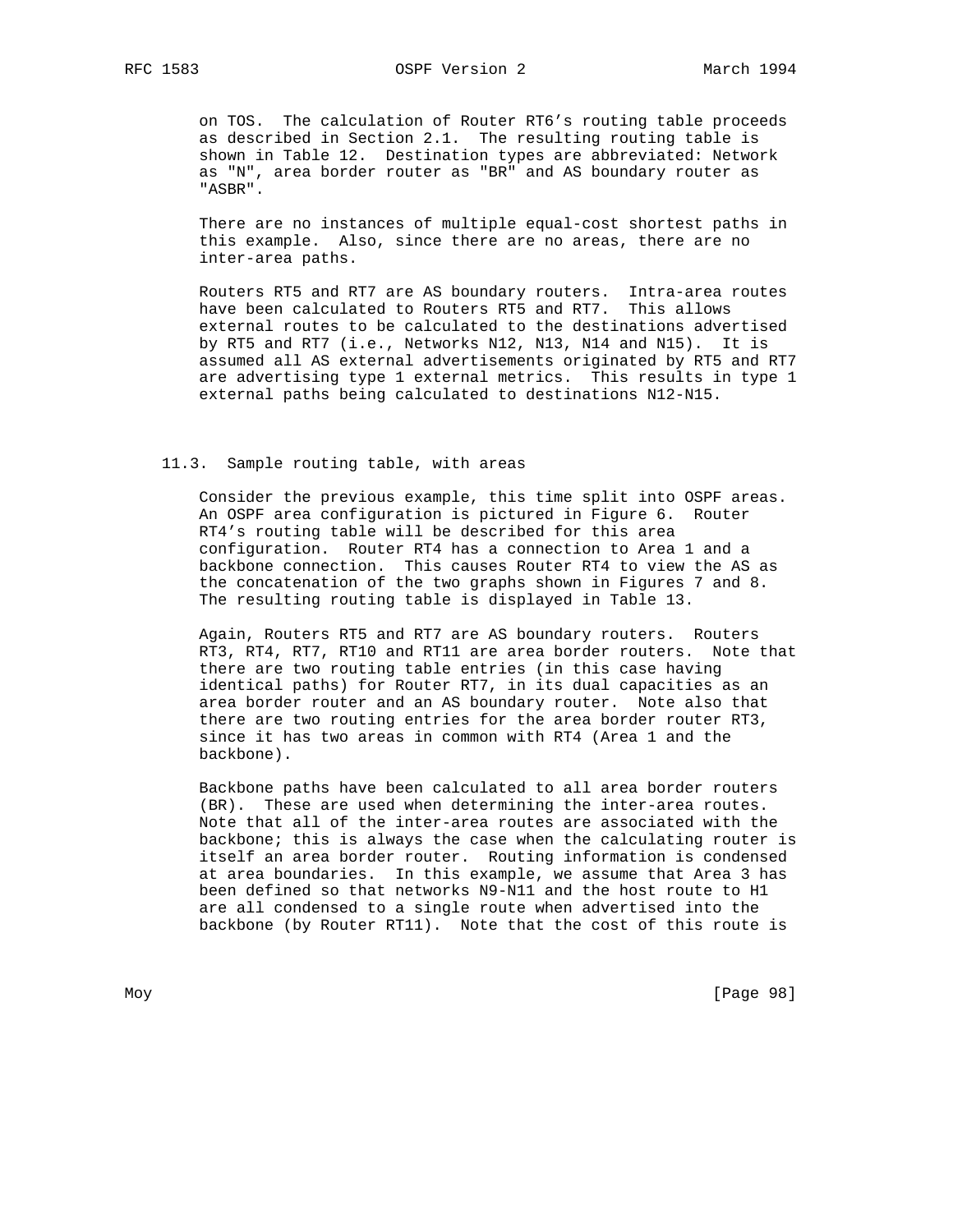on TOS. The calculation of Router RT6's routing table proceeds as described in Section 2.1. The resulting routing table is shown in Table 12. Destination types are abbreviated: Network as "N", area border router as "BR" and AS boundary router as "ASBR".

There are no instances of multiple equal-cost shortest paths in this example. Also, since there are no areas, there are no inter-area paths.

Routers RT5 and RT7 are AS boundary routers. Intra-area routes have been calculated to Routers RT5 and RT7. This allows external routes to be calculated to the destinations advertised by RT5 and RT7 (i.e., Networks N12, N13, N14 and N15). It is assumed all AS external advertisements originated by RT5 and RT7 are advertising type 1 external metrics. This results in type 1 external paths being calculated to destinations N12-N15.

## 11.3. Sample routing table, with areas

Consider the previous example, this time split into OSPF areas. An OSPF area configuration is pictured in Figure 6. Router RT4's routing table will be described for this area configuration. Router RT4 has a connection to Area 1 and a backbone connection. This causes Router RT4 to view the AS as the concatenation of the two graphs shown in Figures 7 and 8. The resulting routing table is displayed in Table 13.

Again, Routers RT5 and RT7 are AS boundary routers. Routers RT3, RT4, RT7, RT10 and RT11 are area border routers. Note that there are two routing table entries (in this case having identical paths) for Router RT7, in its dual capacities as an area border router and an AS boundary router. Note also that there are two routing entries for the area border router RT3, since it has two areas in common with RT4 (Area 1 and the backbone).

Backbone paths have been calculated to all area border routers (BR). These are used when determining the inter-area routes. Note that all of the inter-area routes are associated with the backbone; this is always the case when the calculating router is itself an area border router. Routing information is condensed at area boundaries. In this example, we assume that Area 3 has been defined so that networks N9-N11 and the host route to H1 are all condensed to a single route when advertised into the backbone (by Router RT11). Note that the cost of this route is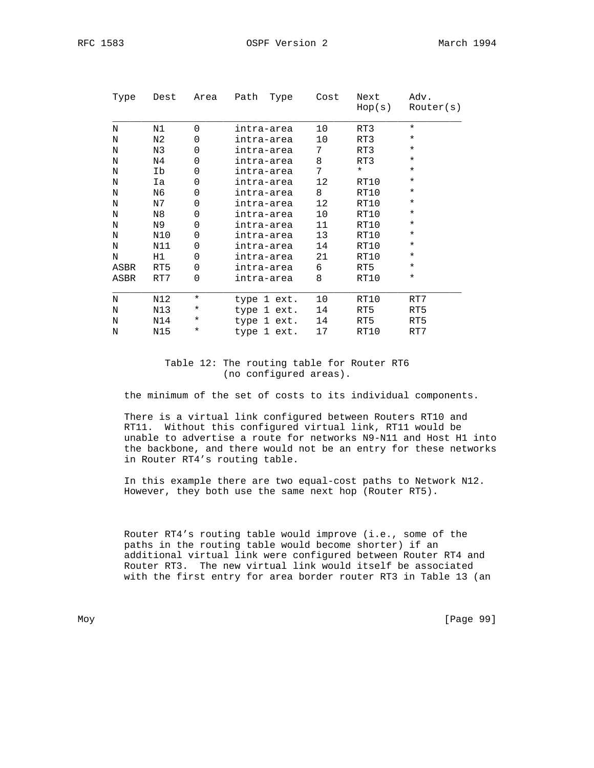| Type | Dest | Area | Path Type | Cost | Next Hop(s) | Adv. Router(s) |
|---|---|---|---|---|---|---|
| N | N1 | 0 | intra-area | 10 | RT3 | * |
| N | N2 | 0 | intra-area | 10 | RT3 | * |
| N | N3 | 0 | intra-area | 7 | RT3 | * |
| N | N4 | 0 | intra-area | 8 | RT3 | * |
| N | Ib | 0 | intra-area | 7 | * | * |
| N | Ia | 0 | intra-area | 12 | RT10 | * |
| N | N6 | 0 | intra-area | 8 | RT10 | * |
| N | N7 | 0 | intra-area | 12 | RT10 | * |
| N | N8 | 0 | intra-area | 10 | RT10 | * |
| N | N9 | 0 | intra-area | 11 | RT10 | * |
| N | N10 | 0 | intra-area | 13 | RT10 | * |
| N | N11 | 0 | intra-area | 14 | RT10 | * |
| N | H1 | 0 | intra-area | 21 | RT10 | * |
| ASBR | RT5 | 0 | intra-area | 6 | RT5 | * |
| ASBR | RT7 | 0 | intra-area | 8 | RT10 | * |
| N | N12 | * | type 1 ext. | 10 | RT10 | RT7 |
| N | N13 | * | type 1 ext. | 14 | RT5 | RT5 |
| N | N14 | * | type 1 ext. | 14 | RT5 | RT5 |
| N | N15 | * | type 1 ext. | 17 | RT10 | RT7 |

Table 12: The routing table for Router RT6 (no configured areas).

the minimum of the set of costs to its individual components.

There is a virtual link configured between Routers RT10 and RT11. Without this configured virtual link, RT11 would be unable to advertise a route for networks N9-N11 and Host H1 into the backbone, and there would not be an entry for these networks in Router RT4's routing table.

In this example there are two equal-cost paths to Network N12. However, they both use the same next hop (Router RT5).

Router RT4's routing table would improve (i.e., some of the paths in the routing table would become shorter) if an additional virtual link were configured between Router RT4 and Router RT3. The new virtual link would itself be associated with the first entry for area border router RT3 in Table 13 (an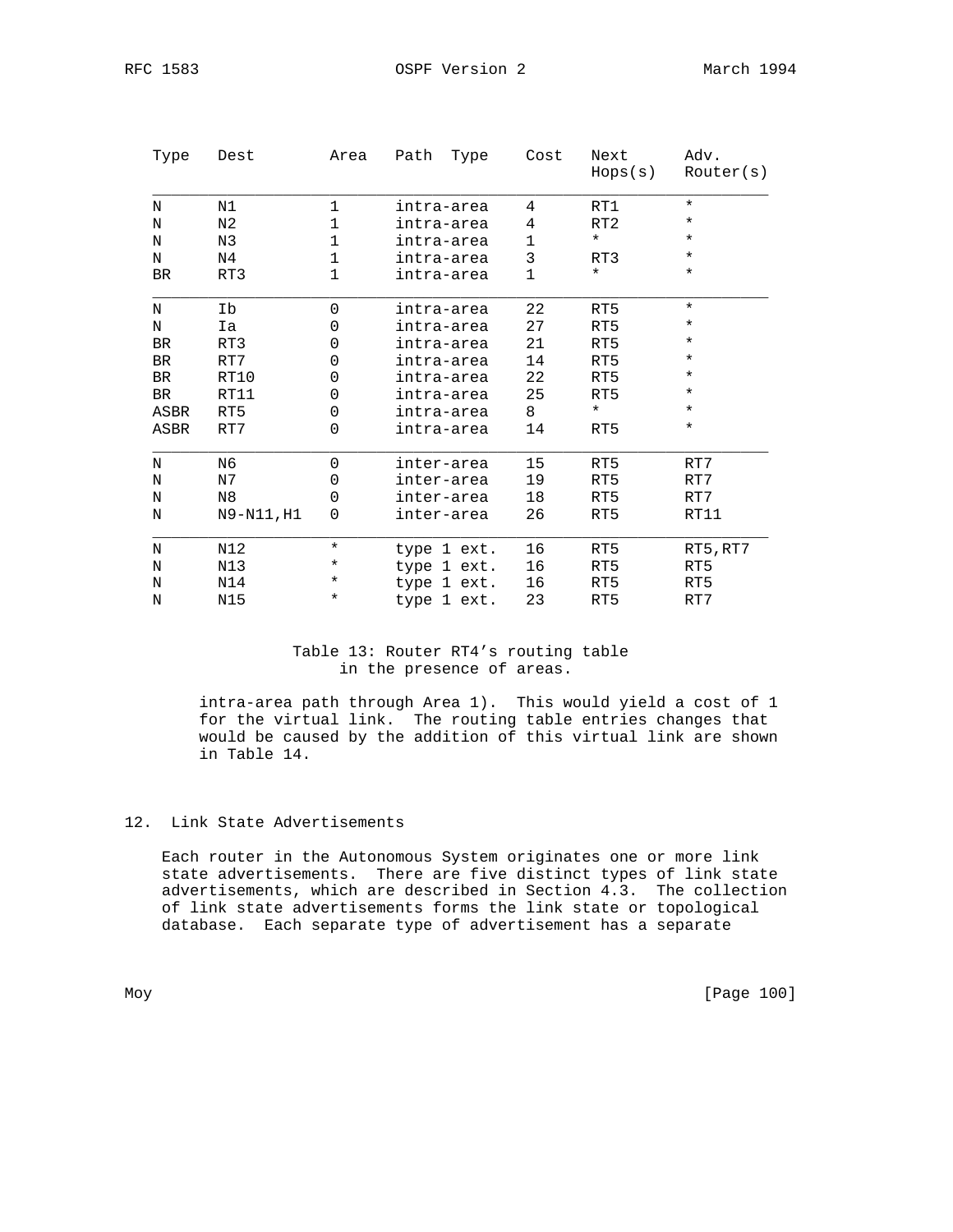| Type | Dest | Area | Path Type | Cost | Next Hops(s) | Adv. Router(s) |
|---|---|---|---|---|---|---|
| N | N1 | 1 | intra-area | 4 | RT1 | * |
| N | N2 | 1 | intra-area | 4 | RT2 | * |
| N | N3 | 1 | intra-area | 1 | * | * |
| N | N4 | 1 | intra-area | 3 | RT3 | * |
| BR | RT3 | 1 | intra-area | 1 | * | * |
| N | Ib | 0 | intra-area | 22 | RT5 | * |
| N | Ia | 0 | intra-area | 27 | RT5 | * |
| BR | RT3 | 0 | intra-area | 21 | RT5 | * |
| BR | RT7 | 0 | intra-area | 14 | RT5 | * |
| BR | RT10 | 0 | intra-area | 22 | RT5 | * |
| BR | RT11 | 0 | intra-area | 25 | RT5 | * |
| ASBR | RT5 | 0 | intra-area | 8 | * | * |
| ASBR | RT7 | 0 | intra-area | 14 | RT5 | * |
| N | N6 | 0 | inter-area | 15 | RT5 | RT7 |
| N | N7 | 0 | inter-area | 19 | RT5 | RT7 |
| N | N8 | 0 | inter-area | 18 | RT5 | RT7 |
| N | N9-N11,H1 | 0 | inter-area | 26 | RT5 | RT11 |
| N | N12 | * | type 1 ext. | 16 | RT5 | RT5,RT7 |
| N | N13 | * | type 1 ext. | 16 | RT5 | RT5 |
| N | N14 | * | type 1 ext. | 16 | RT5 | RT5 |
| N | N15 | * | type 1 ext. | 23 | RT5 | RT7 |

Table 13: Router RT4's routing table in the presence of areas.

intra-area path through Area 1). This would yield a cost of 1 for the virtual link. The routing table entries changes that would be caused by the addition of this virtual link are shown in Table 14.

## 12. Link State Advertisements

Each router in the Autonomous System originates one or more link state advertisements. There are five distinct types of link state advertisements, which are described in Section 4.3. The collection of link state advertisements forms the link state or topological database. Each separate type of advertisement has a separate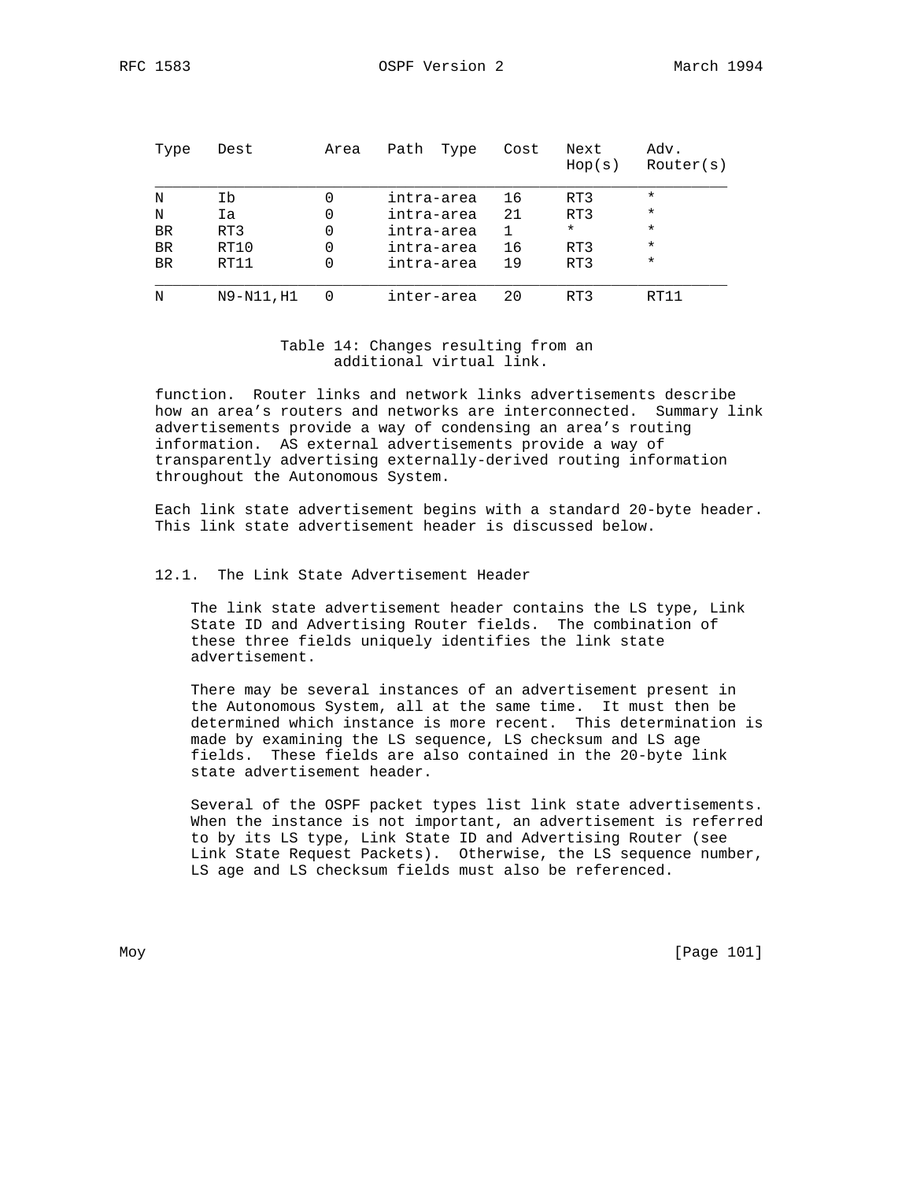| Type | Dest | Area | Path Type | Cost | Next Hop(s) | Adv. Router(s) |
|---|---|---|---|---|---|---|
| N | Ib | 0 | intra-area | 16 | RT3 | * |
| N | Ia | 0 | intra-area | 21 | RT3 | * |
| BR | RT3 | 0 | intra-area | 1 | * | * |
| BR | RT10 | 0 | intra-area | 16 | RT3 | * |
| BR | RT11 | 0 | intra-area | 19 | RT3 | * |
| N | N9-N11,H1 | 0 | inter-area | 20 | RT3 | RT11 |

Table 14: Changes resulting from an additional virtual link.

function. Router links and network links advertisements describe how an area's routers and networks are interconnected. Summary link advertisements provide a way of condensing an area's routing information. AS external advertisements provide a way of transparently advertising externally-derived routing information throughout the Autonomous System.

Each link state advertisement begins with a standard 20-byte header. This link state advertisement header is discussed below.

## 12.1. The Link State Advertisement Header

The link state advertisement header contains the LS type, Link State ID and Advertising Router fields. The combination of these three fields uniquely identifies the link state advertisement.

There may be several instances of an advertisement present in the Autonomous System, all at the same time. It must then be determined which instance is more recent. This determination is made by examining the LS sequence, LS checksum and LS age fields. These fields are also contained in the 20-byte link state advertisement header.

Several of the OSPF packet types list link state advertisements. When the instance is not important, an advertisement is referred to by its LS type, Link State ID and Advertising Router (see Link State Request Packets). Otherwise, the LS sequence number, LS age and LS checksum fields must also be referenced.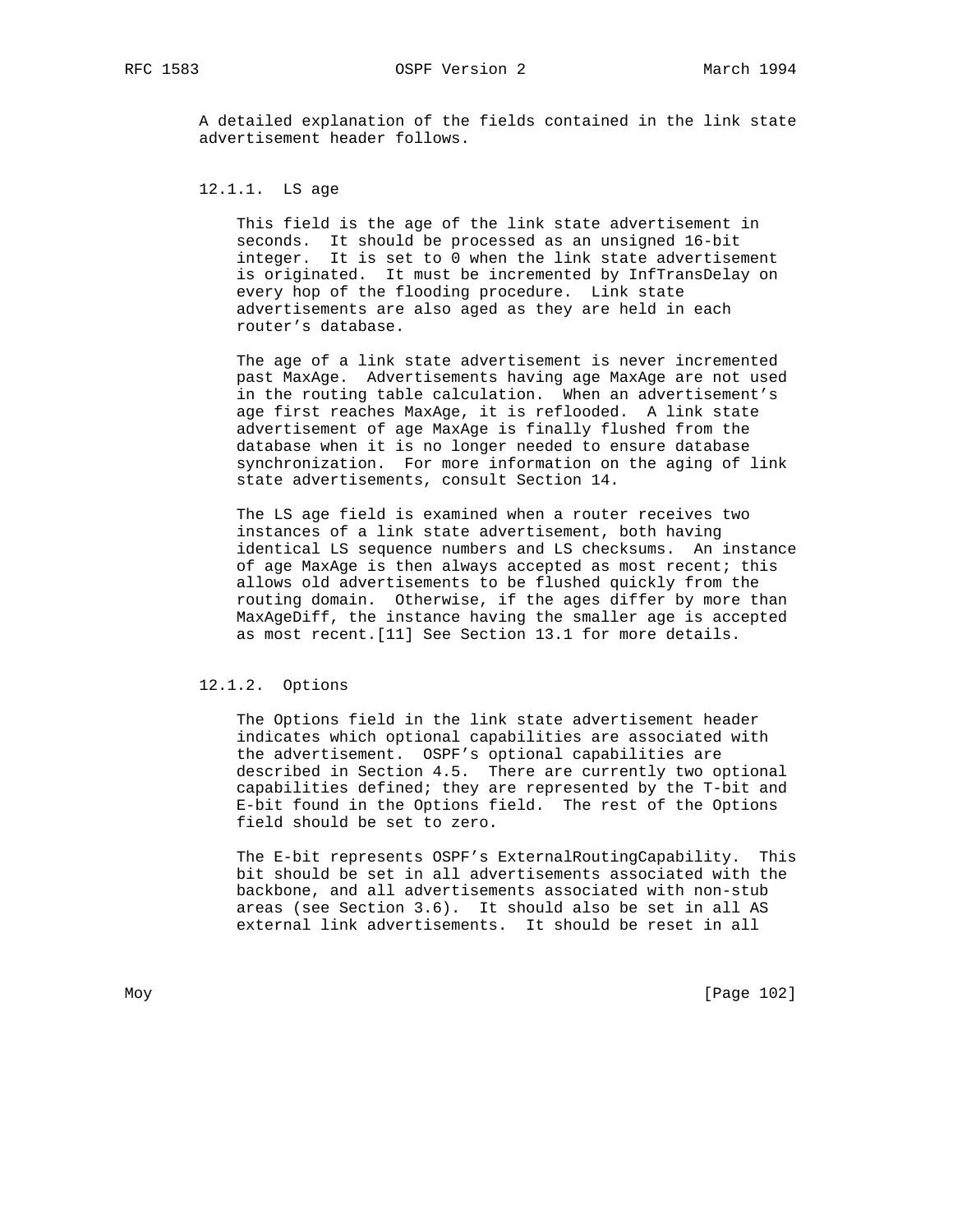A detailed explanation of the fields contained in the link state advertisement header follows.

### 12.1.1. LS age

This field is the age of the link state advertisement in seconds. It should be processed as an unsigned 16-bit integer. It is set to 0 when the link state advertisement is originated. It must be incremented by InfTransDelay on every hop of the flooding procedure. Link state advertisements are also aged as they are held in each router's database.

The age of a link state advertisement is never incremented past MaxAge. Advertisements having age MaxAge are not used in the routing table calculation. When an advertisement's age first reaches MaxAge, it is reflooded. A link state advertisement of age MaxAge is finally flushed from the database when it is no longer needed to ensure database synchronization. For more information on the aging of link state advertisements, consult Section 14.

The LS age field is examined when a router receives two instances of a link state advertisement, both having identical LS sequence numbers and LS checksums. An instance of age MaxAge is then always accepted as most recent; this allows old advertisements to be flushed quickly from the routing domain. Otherwise, if the ages differ by more than MaxAgeDiff, the instance having the smaller age is accepted as most recent.[11] See Section 13.1 for more details.

### 12.1.2. Options

The Options field in the link state advertisement header indicates which optional capabilities are associated with the advertisement. OSPF's optional capabilities are described in Section 4.5. There are currently two optional capabilities defined; they are represented by the T-bit and E-bit found in the Options field. The rest of the Options field should be set to zero.

The E-bit represents OSPF's ExternalRoutingCapability. This bit should be set in all advertisements associated with the backbone, and all advertisements associated with non-stub areas (see Section 3.6). It should also be set in all AS external link advertisements. It should be reset in all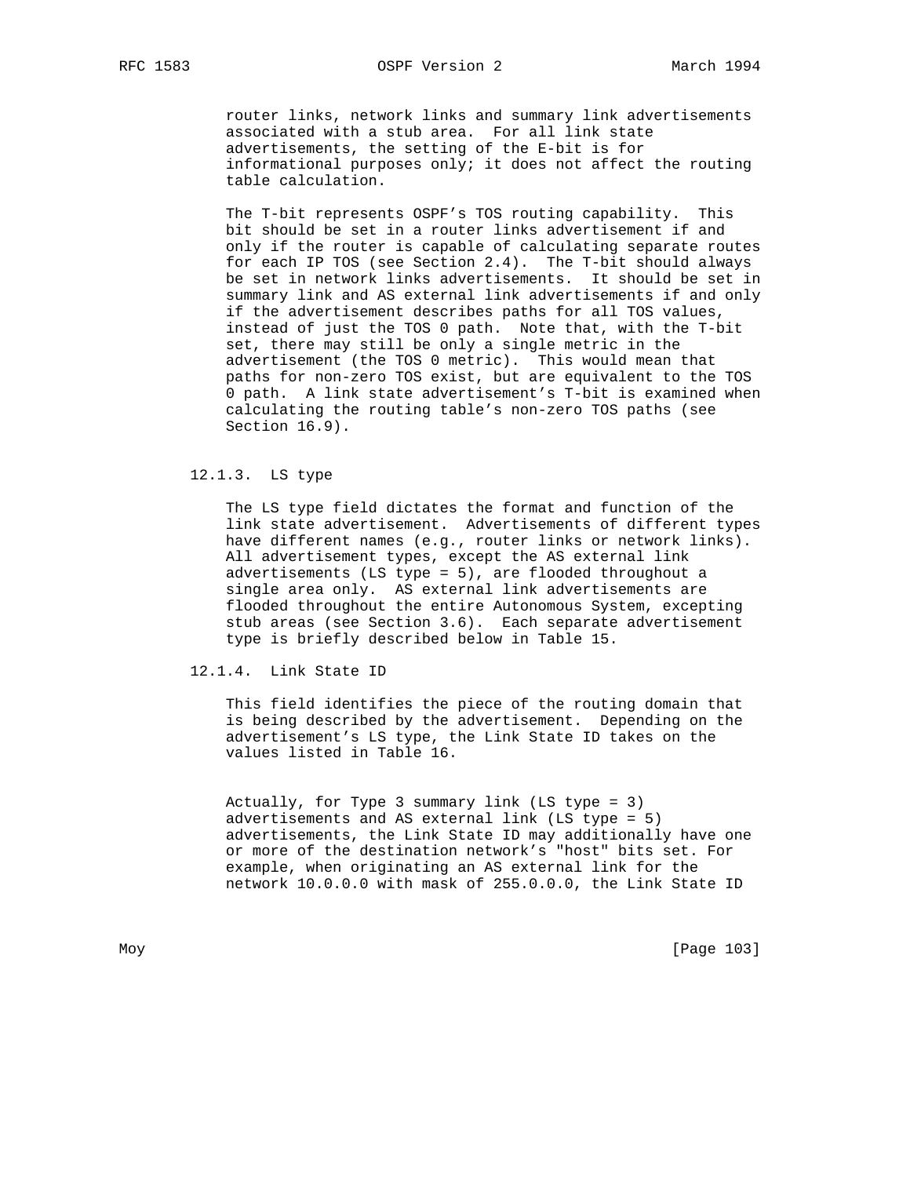router links, network links and summary link advertisements associated with a stub area. For all link state advertisements, the setting of the E-bit is for informational purposes only; it does not affect the routing table calculation.

The T-bit represents OSPF's TOS routing capability. This bit should be set in a router links advertisement if and only if the router is capable of calculating separate routes for each IP TOS (see Section 2.4). The T-bit should always be set in network links advertisements. It should be set in summary link and AS external link advertisements if and only if the advertisement describes paths for all TOS values, instead of just the TOS 0 path. Note that, with the T-bit set, there may still be only a single metric in the advertisement (the TOS 0 metric). This would mean that paths for non-zero TOS exist, but are equivalent to the TOS 0 path. A link state advertisement's T-bit is examined when calculating the routing table's non-zero TOS paths (see Section 16.9).

### 12.1.3. LS type

The LS type field dictates the format and function of the link state advertisement. Advertisements of different types have different names (e.g., router links or network links). All advertisement types, except the AS external link advertisements (LS type = 5), are flooded throughout a single area only. AS external link advertisements are flooded throughout the entire Autonomous System, excepting stub areas (see Section 3.6). Each separate advertisement type is briefly described below in Table 15.

### 12.1.4. Link State ID

This field identifies the piece of the routing domain that is being described by the advertisement. Depending on the advertisement's LS type, the Link State ID takes on the values listed in Table 16.

Actually, for Type 3 summary link (LS type = 3) advertisements and AS external link (LS type = 5) advertisements, the Link State ID may additionally have one or more of the destination network's "host" bits set. For example, when originating an AS external link for the network 10.0.0.0 with mask of 255.0.0.0, the Link State ID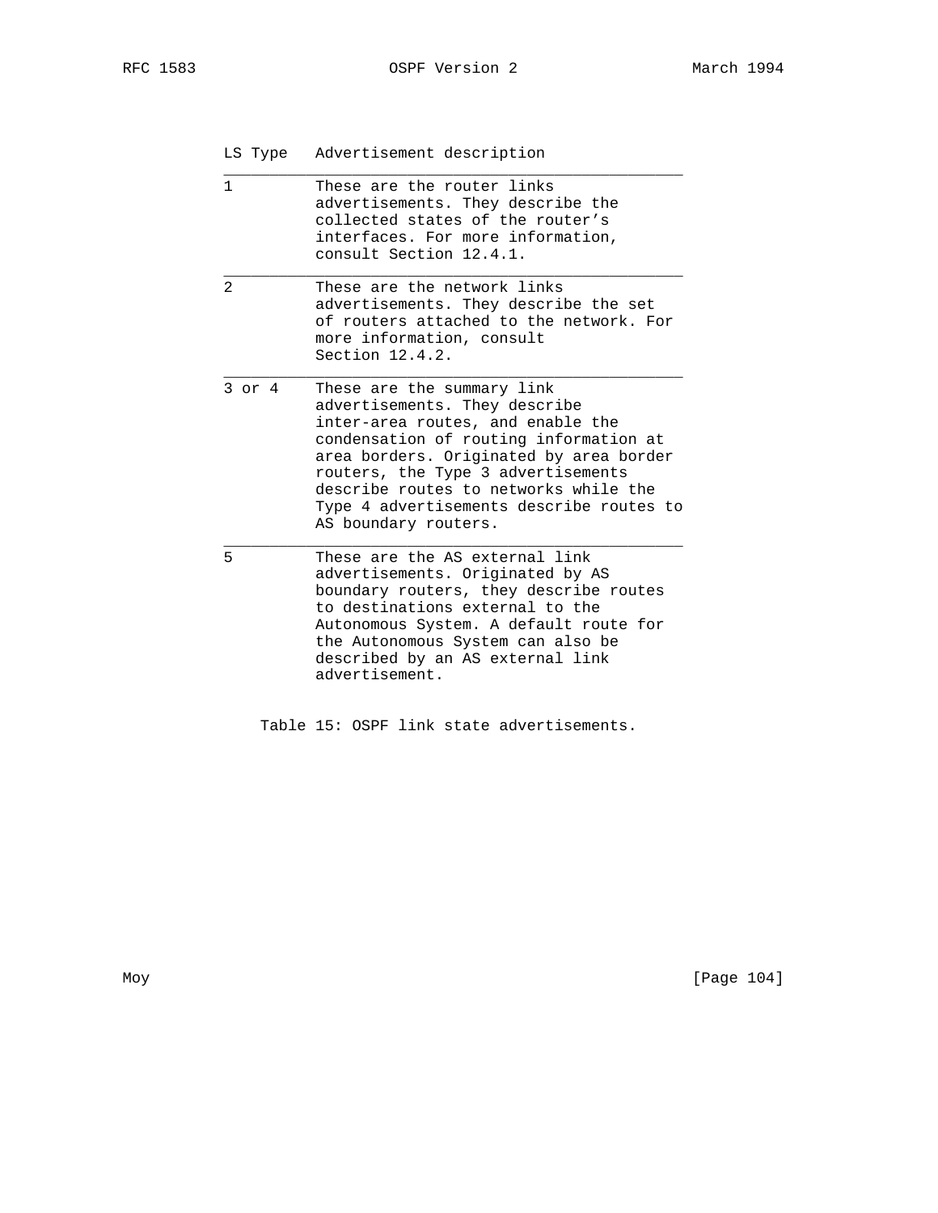| LS Type | Advertisement description |
| --- | --- |
| 1 | These are the router links advertisements. They describe the collected states of the router’s interfaces. For more information, consult Section 12.4.1. |
| 2 | These are the network links advertisements. They describe the set of routers attached to the network. For more information, consult Section 12.4.2. |
| 3 or 4 | These are the summary link advertisements. They describe inter-area routes, and enable the condensation of routing information at area borders. Originated by area border routers, the Type 3 advertisements describe routes to networks while the Type 4 advertisements describe routes to AS boundary routers. |
| 5 | These are the AS external link advertisements. Originated by AS boundary routers, they describe routes to destinations external to the Autonomous System. A default route for the Autonomous System can also be described by an AS external link advertisement. |

Table 15: OSPF link state advertisements.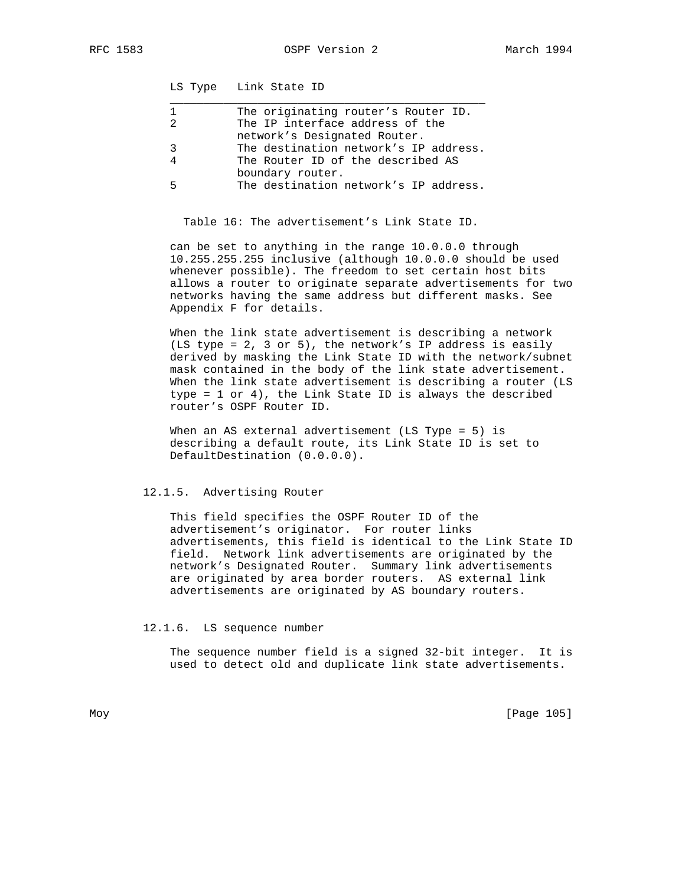| LS Type | Link State ID |
|---|---|
| 1 | The originating router's Router ID. |
| 2 | The IP interface address of the network's Designated Router. |
| 3 | The destination network's IP address. |
| 4 | The Router ID of the described AS boundary router. |
| 5 | The destination network's IP address. |

Table 16: The advertisement's Link State ID.

can be set to anything in the range 10.0.0.0 through 10.255.255.255 inclusive (although 10.0.0.0 should be used whenever possible). The freedom to set certain host bits allows a router to originate separate advertisements for two networks having the same address but different masks. See Appendix F for details.

When the link state advertisement is describing a network (LS type = 2, 3 or 5), the network's IP address is easily derived by masking the Link State ID with the network/subnet mask contained in the body of the link state advertisement. When the link state advertisement is describing a router (LS type = 1 or 4), the Link State ID is always the described router's OSPF Router ID.

When an AS external advertisement (LS Type = 5) is describing a default route, its Link State ID is set to DefaultDestination (0.0.0.0).

#### 12.1.5. Advertising Router

This field specifies the OSPF Router ID of the advertisement's originator. For router links advertisements, this field is identical to the Link State ID field. Network link advertisements are originated by the network's Designated Router. Summary link advertisements are originated by area border routers. AS external link advertisements are originated by AS boundary routers.

#### 12.1.6. LS sequence number

The sequence number field is a signed 32-bit integer. It is used to detect old and duplicate link state advertisements.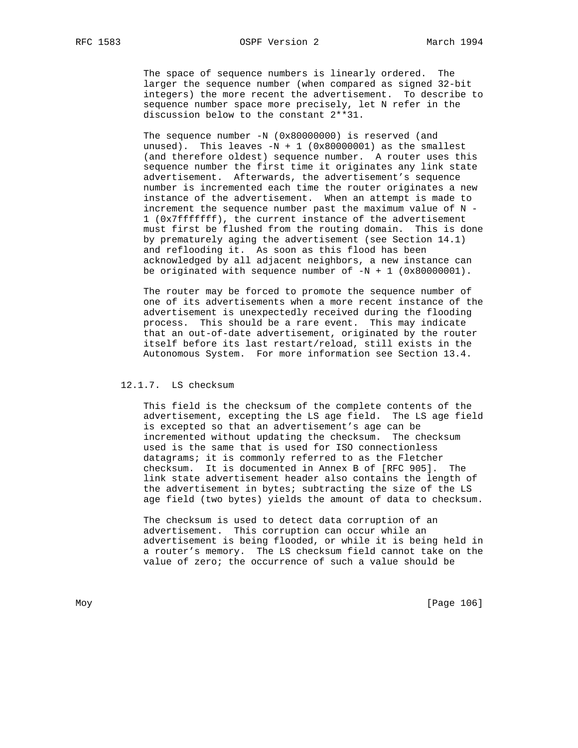The space of sequence numbers is linearly ordered. The larger the sequence number (when compared as signed 32-bit integers) the more recent the advertisement. To describe to sequence number space more precisely, let N refer in the discussion below to the constant 2**31.

The sequence number -N (0x80000000) is reserved (and unused). This leaves -N + 1 (0x80000001) as the smallest (and therefore oldest) sequence number. A router uses this sequence number the first time it originates any link state advertisement. Afterwards, the advertisement's sequence number is incremented each time the router originates a new instance of the advertisement. When an attempt is made to increment the sequence number past the maximum value of N - 1 (0x7fffffff), the current instance of the advertisement must first be flushed from the routing domain. This is done by prematurely aging the advertisement (see Section 14.1) and reflooding it. As soon as this flood has been acknowledged by all adjacent neighbors, a new instance can be originated with sequence number of -N + 1 (0x80000001).

The router may be forced to promote the sequence number of one of its advertisements when a more recent instance of the advertisement is unexpectedly received during the flooding process. This should be a rare event. This may indicate that an out-of-date advertisement, originated by the router itself before its last restart/reload, still exists in the Autonomous System. For more information see Section 13.4.

### 12.1.7. LS checksum

This field is the checksum of the complete contents of the advertisement, excepting the LS age field. The LS age field is excepted so that an advertisement's age can be incremented without updating the checksum. The checksum used is the same that is used for ISO connectionless datagrams; it is commonly referred to as the Fletcher checksum. It is documented in Annex B of [RFC 905]. The link state advertisement header also contains the length of the advertisement in bytes; subtracting the size of the LS age field (two bytes) yields the amount of data to checksum.

The checksum is used to detect data corruption of an advertisement. This corruption can occur while an advertisement is being flooded, or while it is being held in a router's memory. The LS checksum field cannot take on the value of zero; the occurrence of such a value should be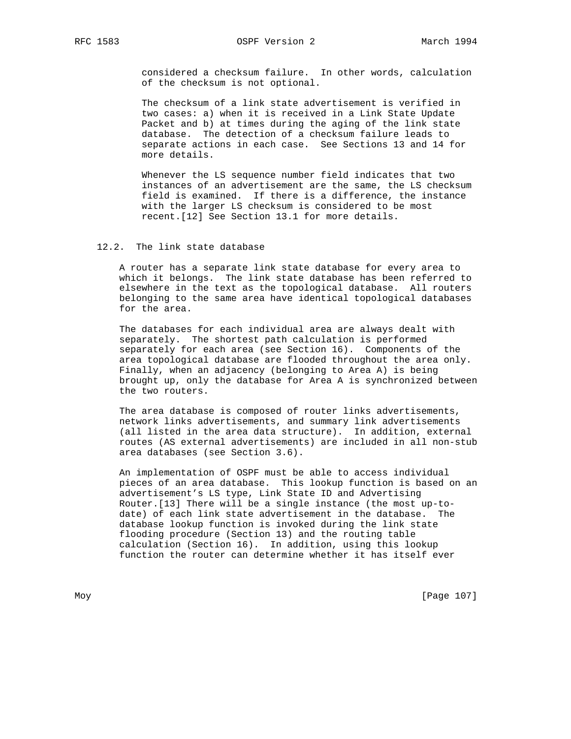considered a checksum failure. In other words, calculation of the checksum is not optional.

The checksum of a link state advertisement is verified in two cases: a) when it is received in a Link State Update Packet and b) at times during the aging of the link state database. The detection of a checksum failure leads to separate actions in each case. See Sections 13 and 14 for more details.

Whenever the LS sequence number field indicates that two instances of an advertisement are the same, the LS checksum field is examined. If there is a difference, the instance with the larger LS checksum is considered to be most recent.[12] See Section 13.1 for more details.

## 12.2. The link state database

A router has a separate link state database for every area to which it belongs. The link state database has been referred to elsewhere in the text as the topological database. All routers belonging to the same area have identical topological databases for the area.

The databases for each individual area are always dealt with separately. The shortest path calculation is performed separately for each area (see Section 16). Components of the area topological database are flooded throughout the area only. Finally, when an adjacency (belonging to Area A) is being brought up, only the database for Area A is synchronized between the two routers.

The area database is composed of router links advertisements, network links advertisements, and summary link advertisements (all listed in the area data structure). In addition, external routes (AS external advertisements) are included in all non-stub area databases (see Section 3.6).

An implementation of OSPF must be able to access individual pieces of an area database. This lookup function is based on an advertisement's LS type, Link State ID and Advertising Router.[13] There will be a single instance (the most up-to-date) of each link state advertisement in the database. The database lookup function is invoked during the link state flooding procedure (Section 13) and the routing table calculation (Section 16). In addition, using this lookup function the router can determine whether it has itself ever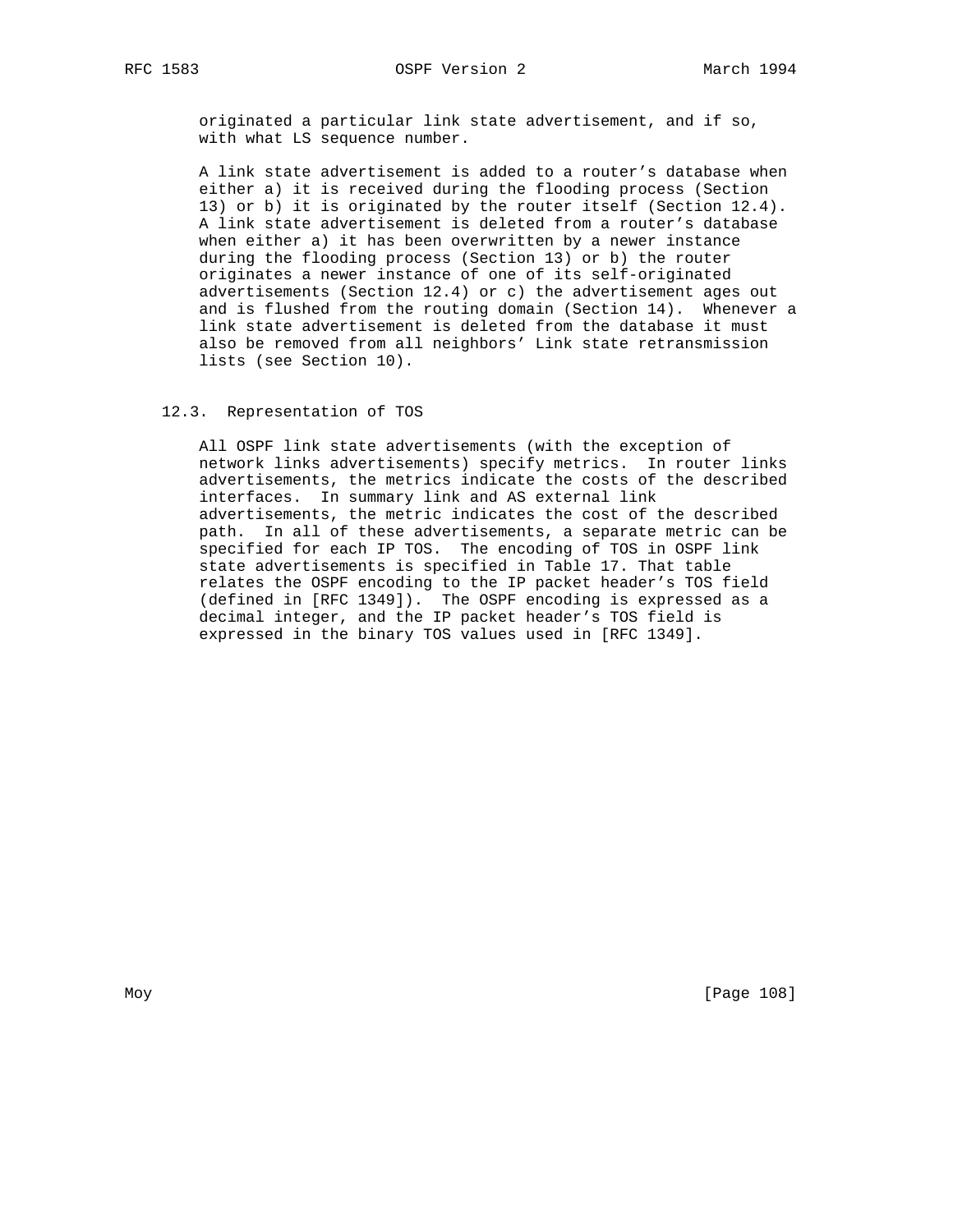originated a particular link state advertisement, and if so, with what LS sequence number.

A link state advertisement is added to a router's database when either a) it is received during the flooding process (Section 13) or b) it is originated by the router itself (Section 12.4). A link state advertisement is deleted from a router's database when either a) it has been overwritten by a newer instance during the flooding process (Section 13) or b) the router originates a newer instance of one of its self-originated advertisements (Section 12.4) or c) the advertisement ages out and is flushed from the routing domain (Section 14). Whenever a link state advertisement is deleted from the database it must also be removed from all neighbors' Link state retransmission lists (see Section 10).

### 12.3. Representation of TOS

All OSPF link state advertisements (with the exception of network links advertisements) specify metrics. In router links advertisements, the metrics indicate the costs of the described interfaces. In summary link and AS external link advertisements, the metric indicates the cost of the described path. In all of these advertisements, a separate metric can be specified for each IP TOS. The encoding of TOS in OSPF link state advertisements is specified in Table 17. That table relates the OSPF encoding to the IP packet header's TOS field (defined in [RFC 1349]). The OSPF encoding is expressed as a decimal integer, and the IP packet header's TOS field is expressed in the binary TOS values used in [RFC 1349].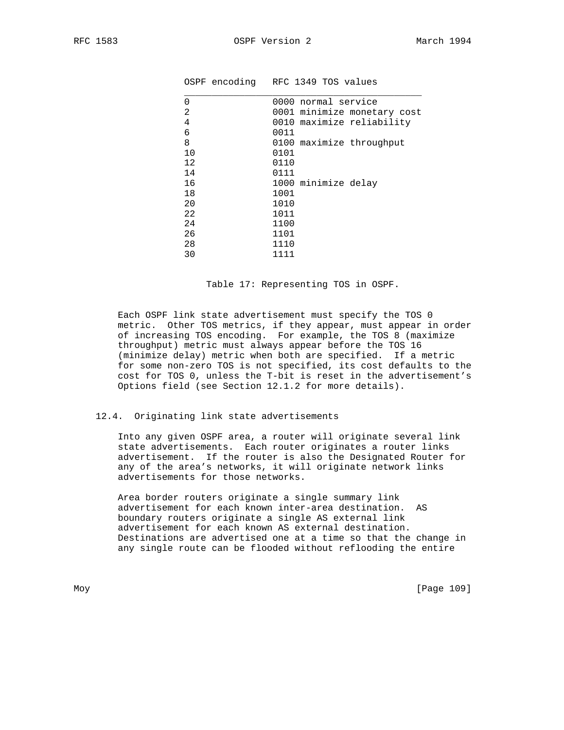| OSPF encoding | RFC 1349 TOS values |
|---|---|
| 0 | 0000 normal service |
| 2 | 0001 minimize monetary cost |
| 4 | 0010 maximize reliability |
| 6 | 0011 |
| 8 | 0100 maximize throughput |
| 10 | 0101 |
| 12 | 0110 |
| 14 | 0111 |
| 16 | 1000 minimize delay |
| 18 | 1001 |
| 20 | 1010 |
| 22 | 1011 |
| 24 | 1100 |
| 26 | 1101 |
| 28 | 1110 |
| 30 | 1111 |

Table 17: Representing TOS in OSPF.

Each OSPF link state advertisement must specify the TOS 0 metric. Other TOS metrics, if they appear, must appear in order of increasing TOS encoding. For example, the TOS 8 (maximize throughput) metric must always appear before the TOS 16 (minimize delay) metric when both are specified. If a metric for some non-zero TOS is not specified, its cost defaults to the cost for TOS 0, unless the T-bit is reset in the advertisement's Options field (see Section 12.1.2 for more details).

## 12.4. Originating link state advertisements

Into any given OSPF area, a router will originate several link state advertisements. Each router originates a router links advertisement. If the router is also the Designated Router for any of the area's networks, it will originate network links advertisements for those networks.

Area border routers originate a single summary link advertisement for each known inter-area destination. AS boundary routers originate a single AS external link advertisement for each known AS external destination. Destinations are advertised one at a time so that the change in any single route can be flooded without reflooding the entire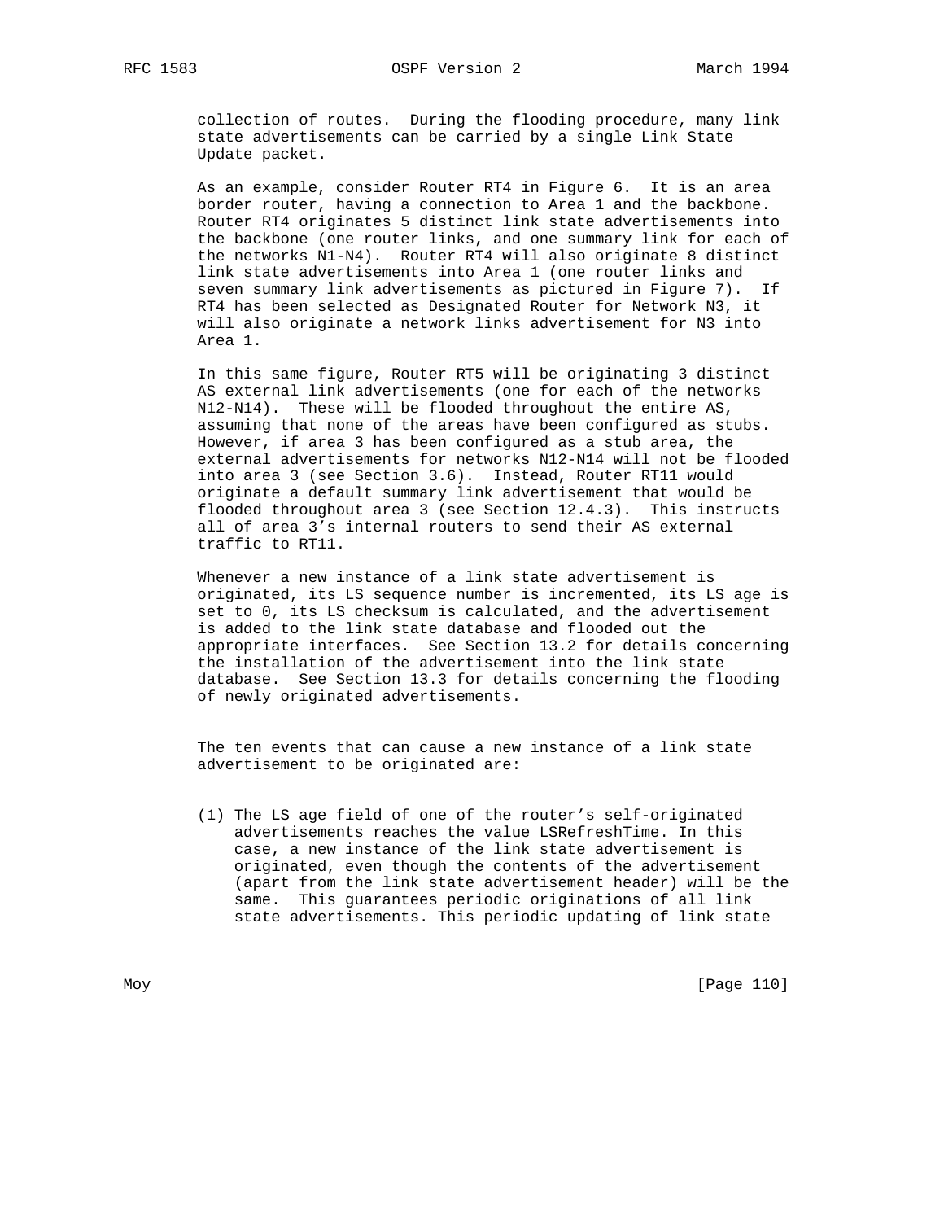collection of routes. During the flooding procedure, many link state advertisements can be carried by a single Link State Update packet.

As an example, consider Router RT4 in Figure 6. It is an area border router, having a connection to Area 1 and the backbone. Router RT4 originates 5 distinct link state advertisements into the backbone (one router links, and one summary link for each of the networks N1-N4). Router RT4 will also originate 8 distinct link state advertisements into Area 1 (one router links and seven summary link advertisements as pictured in Figure 7). If RT4 has been selected as Designated Router for Network N3, it will also originate a network links advertisement for N3 into Area 1.

In this same figure, Router RT5 will be originating 3 distinct AS external link advertisements (one for each of the networks N12-N14). These will be flooded throughout the entire AS, assuming that none of the areas have been configured as stubs. However, if area 3 has been configured as a stub area, the external advertisements for networks N12-N14 will not be flooded into area 3 (see Section 3.6). Instead, Router RT11 would originate a default summary link advertisement that would be flooded throughout area 3 (see Section 12.4.3). This instructs all of area 3's internal routers to send their AS external traffic to RT11.

Whenever a new instance of a link state advertisement is originated, its LS sequence number is incremented, its LS age is set to 0, its LS checksum is calculated, and the advertisement is added to the link state database and flooded out the appropriate interfaces. See Section 13.2 for details concerning the installation of the advertisement into the link state database. See Section 13.3 for details concerning the flooding of newly originated advertisements.

The ten events that can cause a new instance of a link state advertisement to be originated are:

(1) The LS age field of one of the router's self-originated advertisements reaches the value LSRefreshTime. In this case, a new instance of the link state advertisement is originated, even though the contents of the advertisement (apart from the link state advertisement header) will be the same. This guarantees periodic originations of all link state advertisements. This periodic updating of link state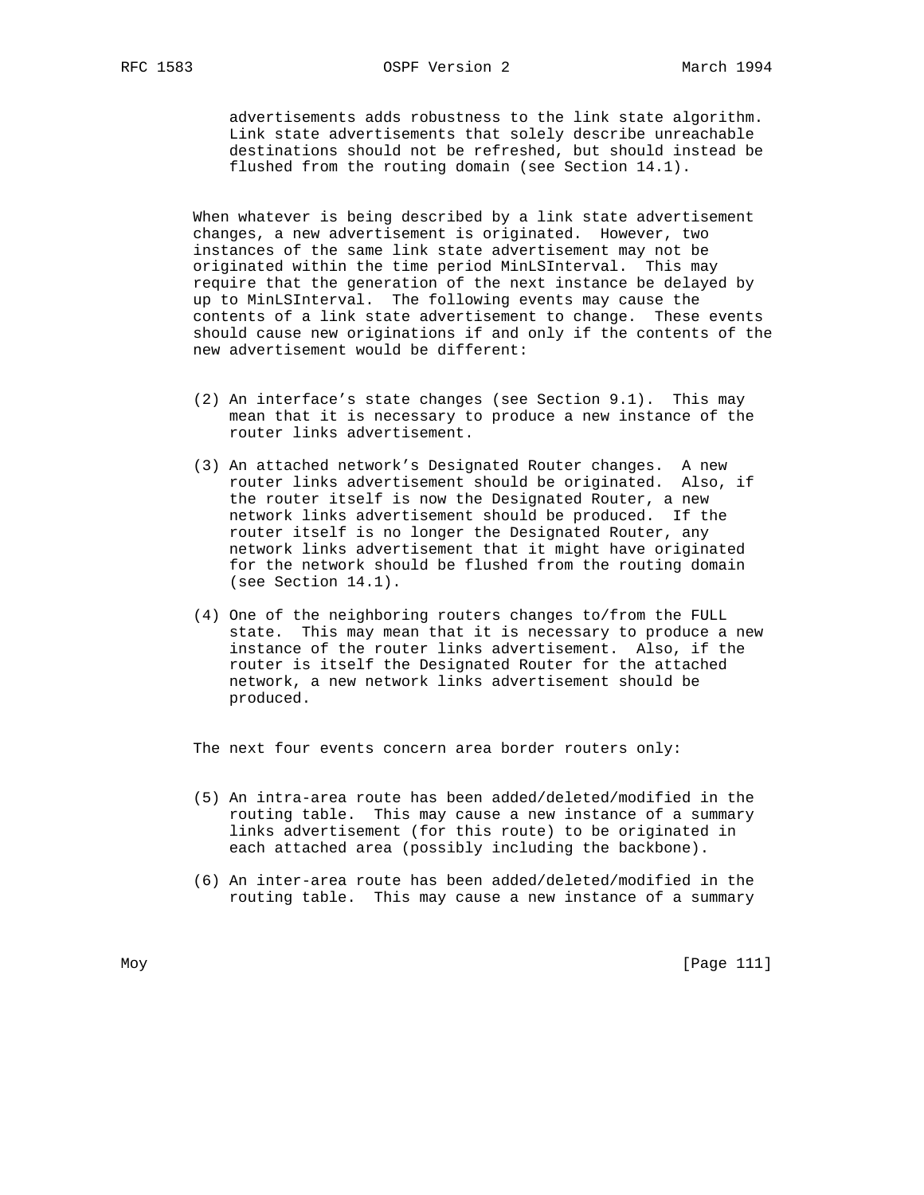advertisements adds robustness to the link state algorithm. Link state advertisements that solely describe unreachable destinations should not be refreshed, but should instead be flushed from the routing domain (see Section 14.1).

When whatever is being described by a link state advertisement changes, a new advertisement is originated. However, two instances of the same link state advertisement may not be originated within the time period MinLSInterval. This may require that the generation of the next instance be delayed by up to MinLSInterval. The following events may cause the contents of a link state advertisement to change. These events should cause new originations if and only if the contents of the new advertisement would be different:

(2) An interface's state changes (see Section 9.1). This may mean that it is necessary to produce a new instance of the router links advertisement.

(3) An attached network's Designated Router changes. A new router links advertisement should be originated. Also, if the router itself is now the Designated Router, a new network links advertisement should be produced. If the router itself is no longer the Designated Router, any network links advertisement that it might have originated for the network should be flushed from the routing domain (see Section 14.1).

(4) One of the neighboring routers changes to/from the FULL state. This may mean that it is necessary to produce a new instance of the router links advertisement. Also, if the router is itself the Designated Router for the attached network, a new network links advertisement should be produced.

The next four events concern area border routers only:

(5) An intra-area route has been added/deleted/modified in the routing table. This may cause a new instance of a summary links advertisement (for this route) to be originated in each attached area (possibly including the backbone).

(6) An inter-area route has been added/deleted/modified in the routing table. This may cause a new instance of a summary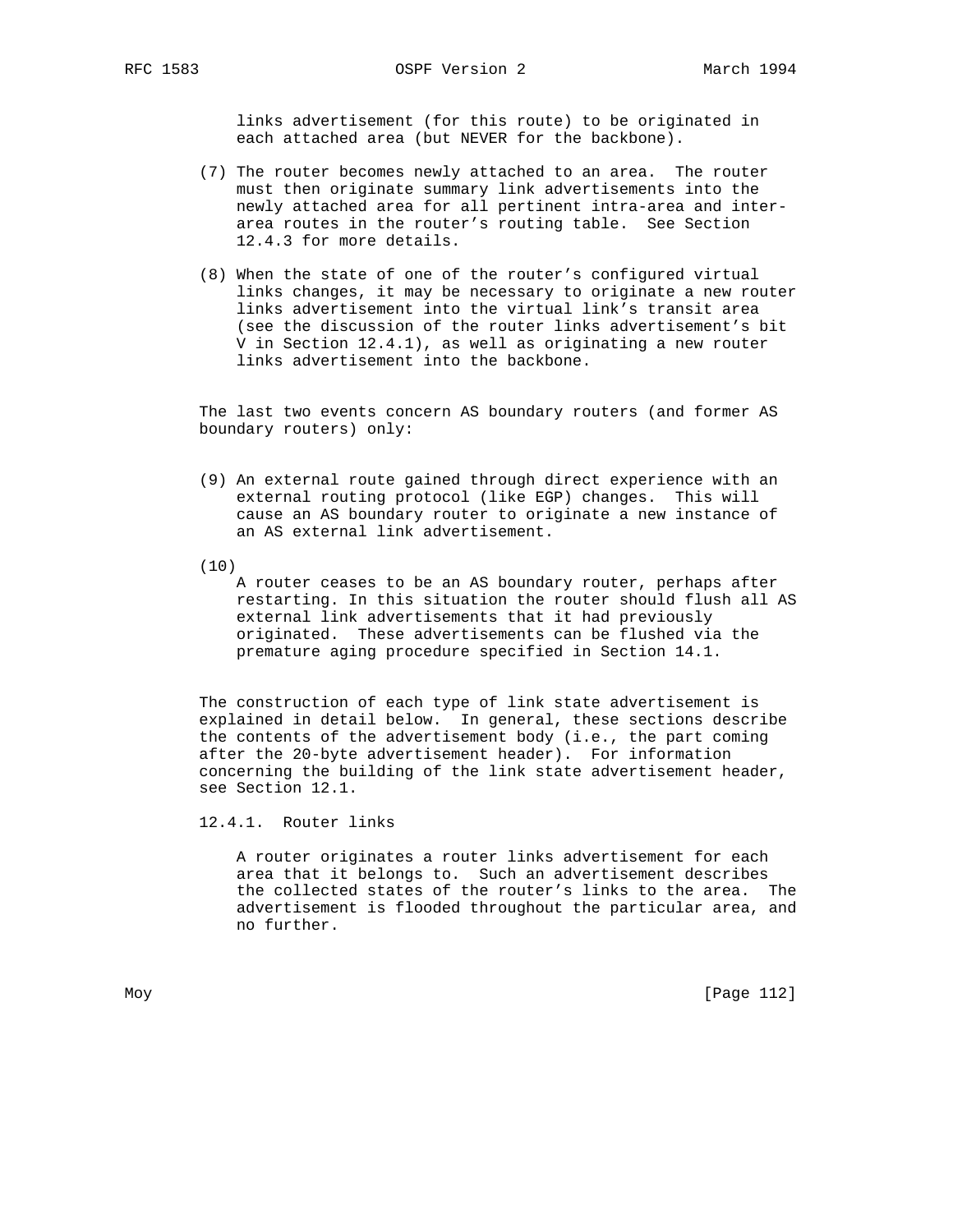links advertisement (for this route) to be originated in each attached area (but NEVER for the backbone).

(7) The router becomes newly attached to an area. The router must then originate summary link advertisements into the newly attached area for all pertinent intra-area and inter-area routes in the router's routing table. See Section 12.4.3 for more details.

(8) When the state of one of the router's configured virtual links changes, it may be necessary to originate a new router links advertisement into the virtual link's transit area (see the discussion of the router links advertisement's bit V in Section 12.4.1), as well as originating a new router links advertisement into the backbone.

The last two events concern AS boundary routers (and former AS boundary routers) only:

(9) An external route gained through direct experience with an external routing protocol (like EGP) changes. This will cause an AS boundary router to originate a new instance of an AS external link advertisement.

(10) A router ceases to be an AS boundary router, perhaps after restarting. In this situation the router should flush all AS external link advertisements that it had previously originated. These advertisements can be flushed via the premature aging procedure specified in Section 14.1.

The construction of each type of link state advertisement is explained in detail below. In general, these sections describe the contents of the advertisement body (i.e., the part coming after the 20-byte advertisement header). For information concerning the building of the link state advertisement header, see Section 12.1.

### 12.4.1. Router links

A router originates a router links advertisement for each area that it belongs to. Such an advertisement describes the collected states of the router's links to the area. The advertisement is flooded throughout the particular area, and no further.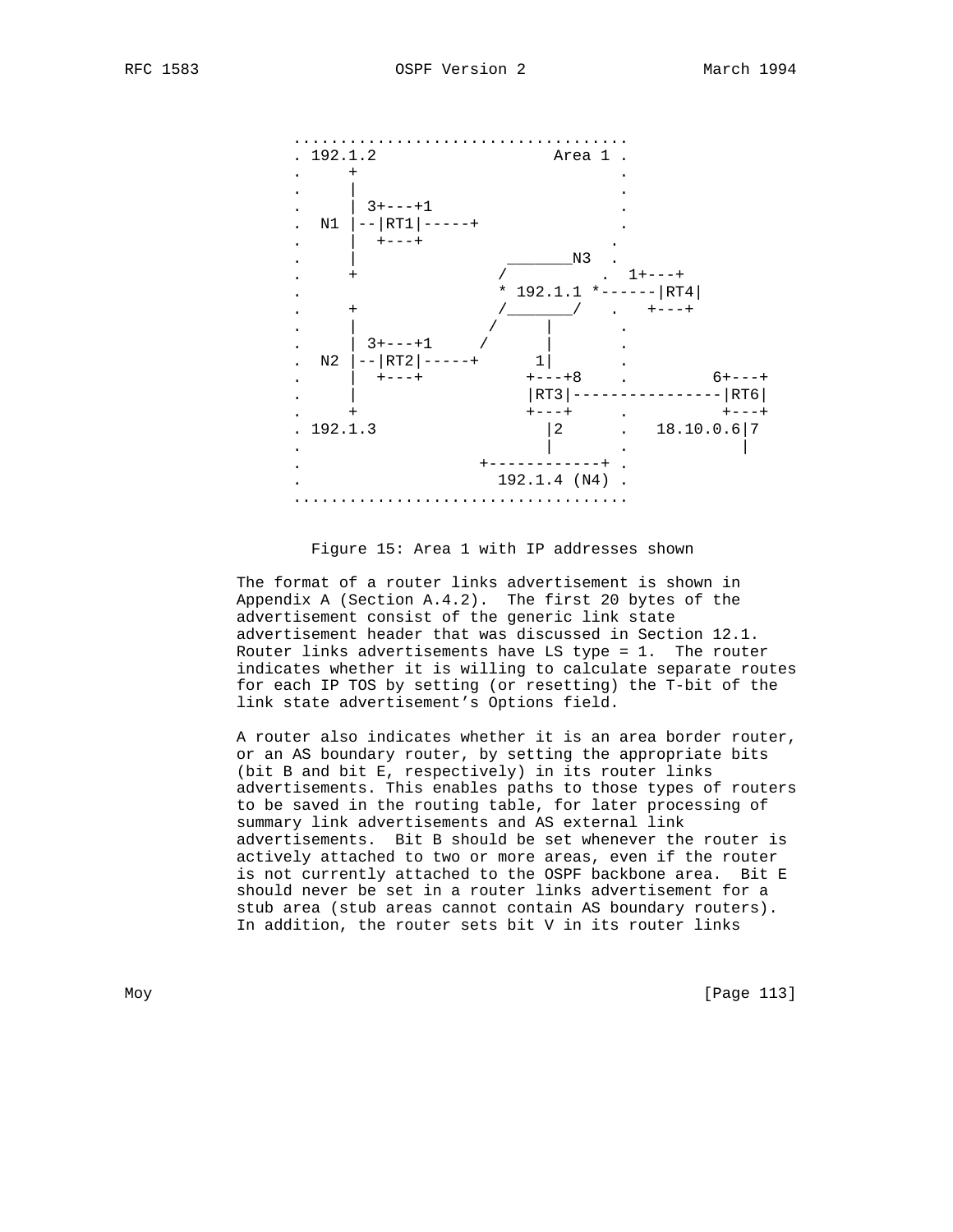```
                ....................................
                . 192.1.2                  Area 1 .
                .     +                           .
                .     |                           .
                .     | 3+---+1                   .
                .  N1 |--|RT1|-----+              .
                .     |  +---+                   .
                .     |              ________N3  .
                .     +             /           .  1+---+
                .                   * 192.1.1 *------|RT4|
                .     +             /________/   .   +---+
                .     |            /      |       .
                .     | 3+---+1   /       |       .
                .  N2 |--|RT2|-----+      1|       .
                .     |  +---+          +---+8    .         6+---+
                .     |                 |RT3|----------------|RT6|
                .     +                 +---+     .          +---+
                . 192.1.3                  |2      .   18.10.0.6|7
                .                          |       .            |
                .                  +------------+ .
                .                    192.1.4 (N4) .
                ....................................
```

Figure 15: Area 1 with IP addresses shown

The format of a router links advertisement is shown in Appendix A (Section A.4.2). The first 20 bytes of the advertisement consist of the generic link state advertisement header that was discussed in Section 12.1. Router links advertisements have LS type = 1. The router indicates whether it is willing to calculate separate routes for each IP TOS by setting (or resetting) the T-bit of the link state advertisement's Options field.

A router also indicates whether it is an area border router, or an AS boundary router, by setting the appropriate bits (bit B and bit E, respectively) in its router links advertisements. This enables paths to those types of routers to be saved in the routing table, for later processing of summary link advertisements and AS external link advertisements. Bit B should be set whenever the router is actively attached to two or more areas, even if the router is not currently attached to the OSPF backbone area. Bit E should never be set in a router links advertisement for a stub area (stub areas cannot contain AS boundary routers). In addition, the router sets bit V in its router links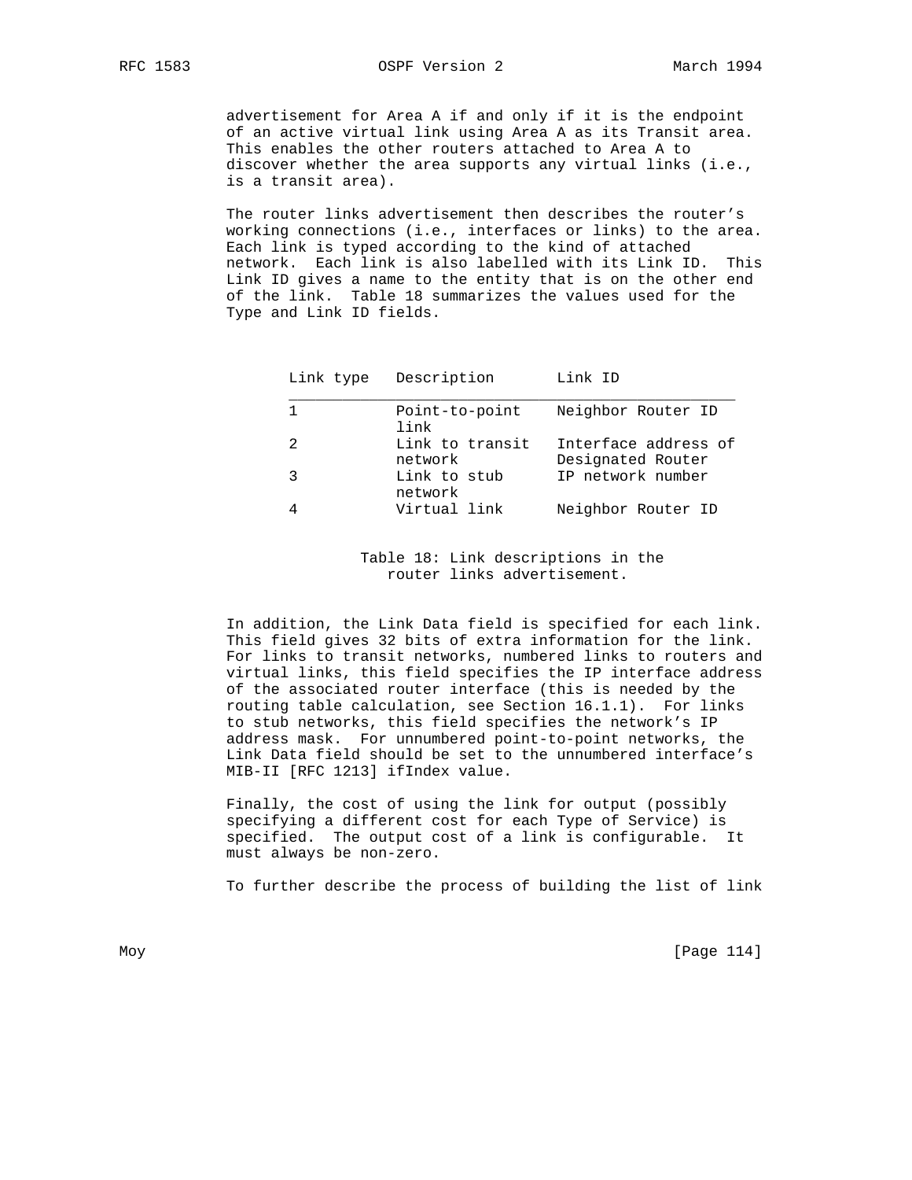advertisement for Area A if and only if it is the endpoint of an active virtual link using Area A as its Transit area. This enables the other routers attached to Area A to discover whether the area supports any virtual links (i.e., is a transit area).

The router links advertisement then describes the router's working connections (i.e., interfaces or links) to the area. Each link is typed according to the kind of attached network. Each link is also labelled with its Link ID. This Link ID gives a name to the entity that is on the other end of the link. Table 18 summarizes the values used for the Type and Link ID fields.

| Link type | Description | Link ID |
|---|---|---|
| 1 | Point-to-point link | Neighbor Router ID |
| 2 | Link to transit network | Interface address of Designated Router |
| 3 | Link to stub network | IP network number |
| 4 | Virtual link | Neighbor Router ID |

Table 18: Link descriptions in the router links advertisement.

In addition, the Link Data field is specified for each link. This field gives 32 bits of extra information for the link. For links to transit networks, numbered links to routers and virtual links, this field specifies the IP interface address of the associated router interface (this is needed by the routing table calculation, see Section 16.1.1). For links to stub networks, this field specifies the network's IP address mask. For unnumbered point-to-point networks, the Link Data field should be set to the unnumbered interface's MIB-II [RFC 1213] ifIndex value.

Finally, the cost of using the link for output (possibly specifying a different cost for each Type of Service) is specified. The output cost of a link is configurable. It must always be non-zero.

To further describe the process of building the list of link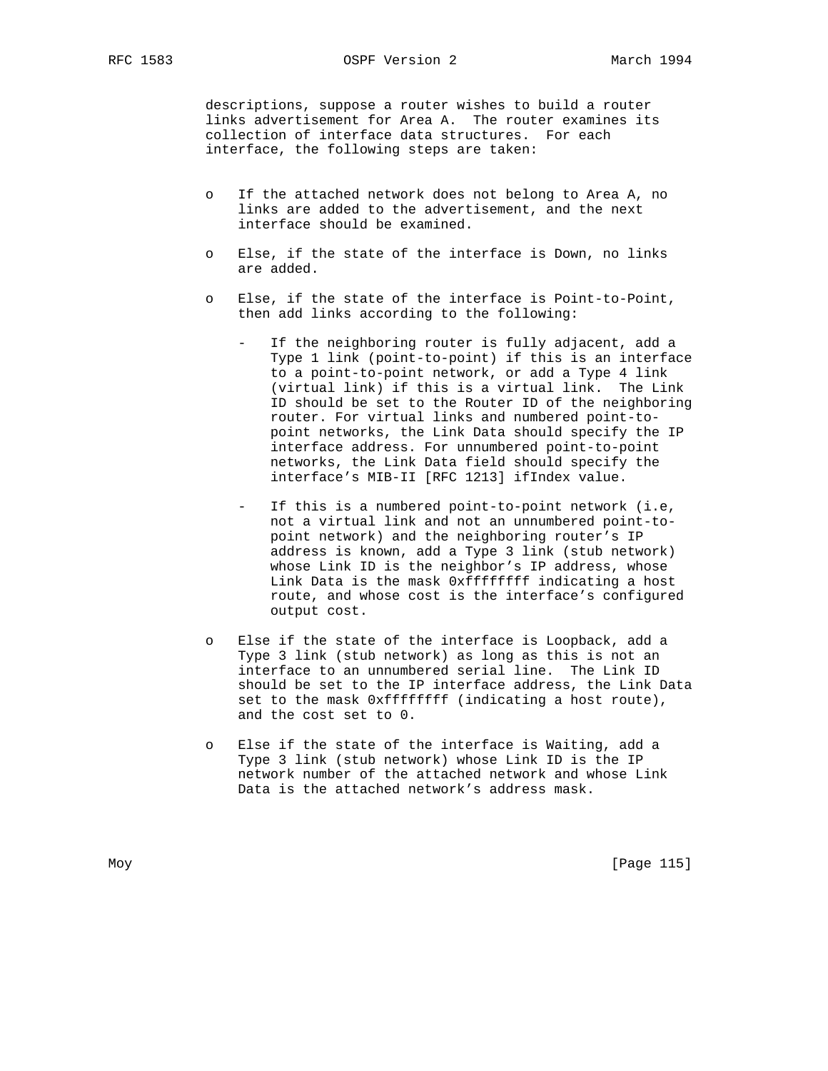descriptions, suppose a router wishes to build a router links advertisement for Area A. The router examines its collection of interface data structures. For each interface, the following steps are taken:

- If the attached network does not belong to Area A, no links are added to the advertisement, and the next interface should be examined.
- Else, if the state of the interface is Down, no links are added.
- Else, if the state of the interface is Point-to-Point, then add links according to the following:
    - If the neighboring router is fully adjacent, add a Type 1 link (point-to-point) if this is an interface to a point-to-point network, or add a Type 4 link (virtual link) if this is a virtual link. The Link ID should be set to the Router ID of the neighboring router. For virtual links and numbered point-to-point networks, the Link Data should specify the IP interface address. For unnumbered point-to-point networks, the Link Data field should specify the interface's MIB-II [RFC 1213] ifIndex value.
    - If this is a numbered point-to-point network (i.e, not a virtual link and not an unnumbered point-to-point network) and the neighboring router's IP address is known, add a Type 3 link (stub network) whose Link ID is the neighbor's IP address, whose Link Data is the mask 0xffffffff indicating a host route, and whose cost is the interface's configured output cost.
- Else if the state of the interface is Loopback, add a Type 3 link (stub network) as long as this is not an interface to an unnumbered serial line. The Link ID should be set to the IP interface address, the Link Data set to the mask 0xffffffff (indicating a host route), and the cost set to 0.
- Else if the state of the interface is Waiting, add a Type 3 link (stub network) whose Link ID is the IP network number of the attached network and whose Link Data is the attached network's address mask.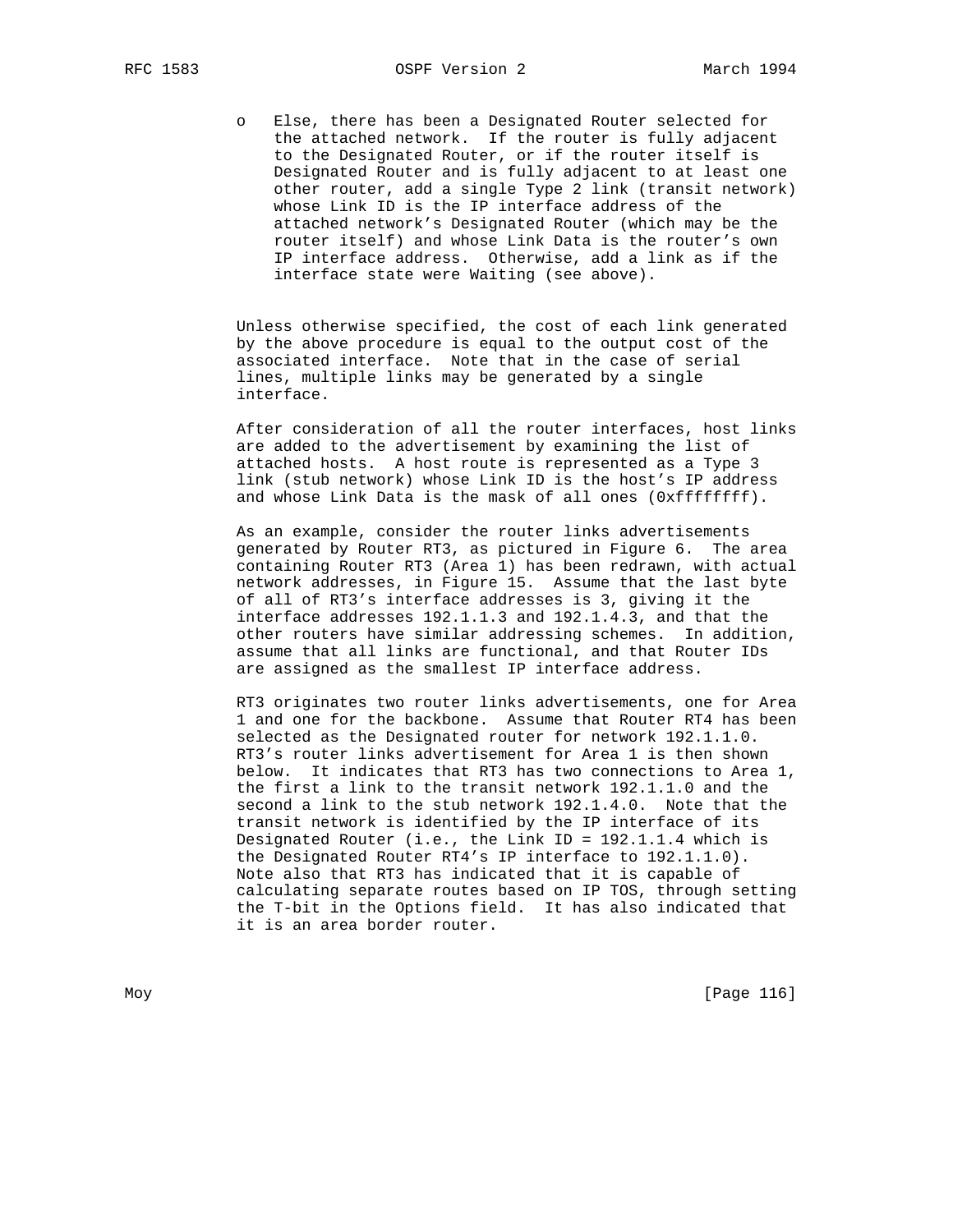- Else, there has been a Designated Router selected for the attached network. If the router is fully adjacent to the Designated Router, or if the router itself is Designated Router and is fully adjacent to at least one other router, add a single Type 2 link (transit network) whose Link ID is the IP interface address of the attached network's Designated Router (which may be the router itself) and whose Link Data is the router's own IP interface address. Otherwise, add a link as if the interface state were Waiting (see above).

Unless otherwise specified, the cost of each link generated by the above procedure is equal to the output cost of the associated interface. Note that in the case of serial lines, multiple links may be generated by a single interface.

After consideration of all the router interfaces, host links are added to the advertisement by examining the list of attached hosts. A host route is represented as a Type 3 link (stub network) whose Link ID is the host's IP address and whose Link Data is the mask of all ones (0xffffffff).

As an example, consider the router links advertisements generated by Router RT3, as pictured in Figure 6. The area containing Router RT3 (Area 1) has been redrawn, with actual network addresses, in Figure 15. Assume that the last byte of all of RT3's interface addresses is 3, giving it the interface addresses 192.1.1.3 and 192.1.4.3, and that the other routers have similar addressing schemes. In addition, assume that all links are functional, and that Router IDs are assigned as the smallest IP interface address.

RT3 originates two router links advertisements, one for Area 1 and one for the backbone. Assume that Router RT4 has been selected as the Designated router for network 192.1.1.0. RT3's router links advertisement for Area 1 is then shown below. It indicates that RT3 has two connections to Area 1, the first a link to the transit network 192.1.1.0 and the second a link to the stub network 192.1.4.0. Note that the transit network is identified by the IP interface of its Designated Router (i.e., the Link ID = 192.1.1.4 which is the Designated Router RT4's IP interface to 192.1.1.0). Note also that RT3 has indicated that it is capable of calculating separate routes based on IP TOS, through setting the T-bit in the Options field. It has also indicated that it is an area border router.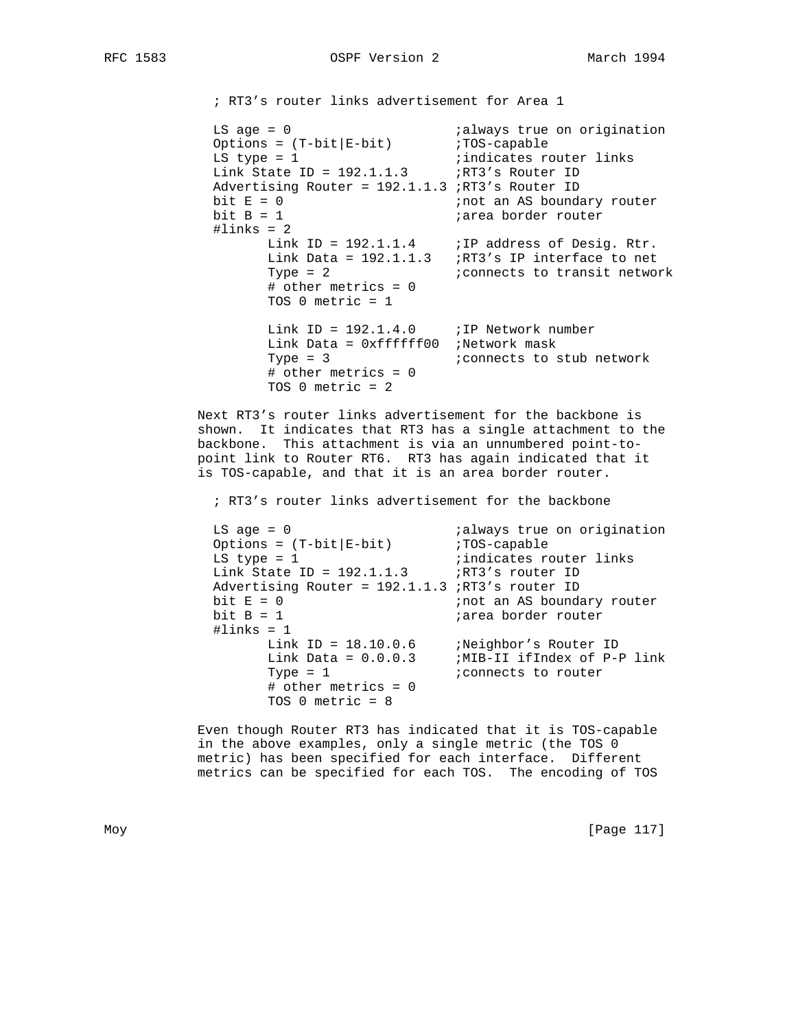```
; RT3's router links advertisement for Area 1

LS age = 0                     ;always true on origination
Options = (T-bit|E-bit)        ;TOS-capable
LS type = 1                    ;indicates router links
Link State ID = 192.1.1.3      ;RT3's Router ID
Advertising Router = 192.1.1.3 ;RT3's Router ID
bit E = 0                      ;not an AS boundary router
bit B = 1                      ;area border router
#links = 2
       Link ID = 192.1.1.4     ;IP address of Desig. Rtr.
       Link Data = 192.1.1.3   ;RT3's IP interface to net
       Type = 2                ;connects to transit network
       # other metrics = 0
       TOS 0 metric = 1

       Link ID = 192.1.4.0     ;IP Network number
       Link Data = 0xffffff00  ;Network mask
       Type = 3                ;connects to stub network
       # other metrics = 0
       TOS 0 metric = 2
```

Next RT3's router links advertisement for the backbone is shown. It indicates that RT3 has a single attachment to the backbone. This attachment is via an unnumbered point-to-point link to Router RT6. RT3 has again indicated that it is TOS-capable, and that it is an area border router.

```
; RT3's router links advertisement for the backbone

LS age = 0                     ;always true on origination
Options = (T-bit|E-bit)        ;TOS-capable
LS type = 1                    ;indicates router links
Link State ID = 192.1.1.3      ;RT3's router ID
Advertising Router = 192.1.1.3 ;RT3's router ID
bit E = 0                      ;not an AS boundary router
bit B = 1                      ;area border router
#links = 1
       Link ID = 18.10.0.6     ;Neighbor's Router ID
       Link Data = 0.0.0.3     ;MIB-II ifIndex of P-P link
       Type = 1                ;connects to router
       # other metrics = 0
       TOS 0 metric = 8
```

Even though Router RT3 has indicated that it is TOS-capable in the above examples, only a single metric (the TOS 0 metric) has been specified for each interface. Different metrics can be specified for each TOS. The encoding of TOS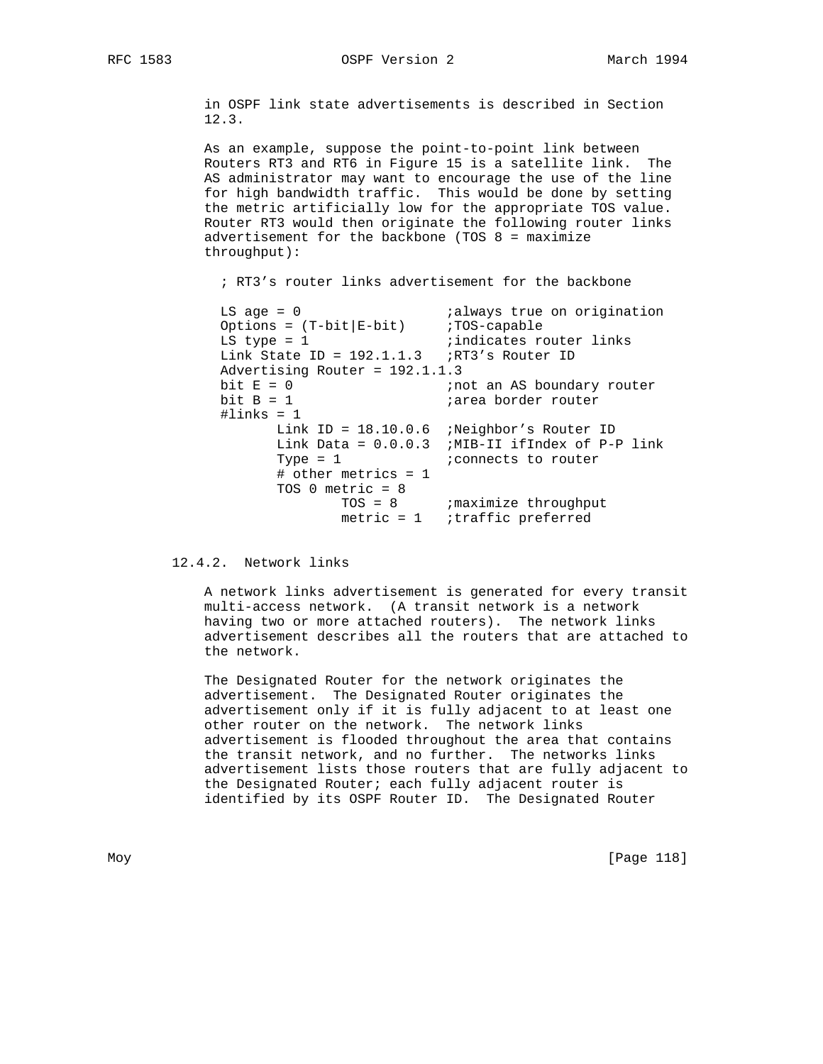in OSPF link state advertisements is described in Section 12.3.

As an example, suppose the point-to-point link between Routers RT3 and RT6 in Figure 15 is a satellite link. The AS administrator may want to encourage the use of the line for high bandwidth traffic. This would be done by setting the metric artificially low for the appropriate TOS value. Router RT3 would then originate the following router links advertisement for the backbone (TOS 8 = maximize throughput):

```
; RT3's router links advertisement for the backbone

LS age = 0                    ;always true on origination
Options = (T-bit|E-bit)       ;TOS-capable
LS type = 1                   ;indicates router links
Link State ID = 192.1.1.3     ;RT3's Router ID
Advertising Router = 192.1.1.3
bit E = 0                     ;not an AS boundary router
bit B = 1                     ;area border router
#links = 1
       Link ID = 18.10.0.6    ;Neighbor's Router ID
       Link Data = 0.0.0.3    ;MIB-II ifIndex of P-P link
       Type = 1               ;connects to router
       # other metrics = 1
       TOS 0 metric = 8
               TOS = 8        ;maximize throughput
               metric = 1     ;traffic preferred
```

### 12.4.2. Network links

A network links advertisement is generated for every transit multi-access network. (A transit network is a network having two or more attached routers). The network links advertisement describes all the routers that are attached to the network.

The Designated Router for the network originates the advertisement. The Designated Router originates the advertisement only if it is fully adjacent to at least one other router on the network. The network links advertisement is flooded throughout the area that contains the transit network, and no further. The networks links advertisement lists those routers that are fully adjacent to the Designated Router; each fully adjacent router is identified by its OSPF Router ID. The Designated Router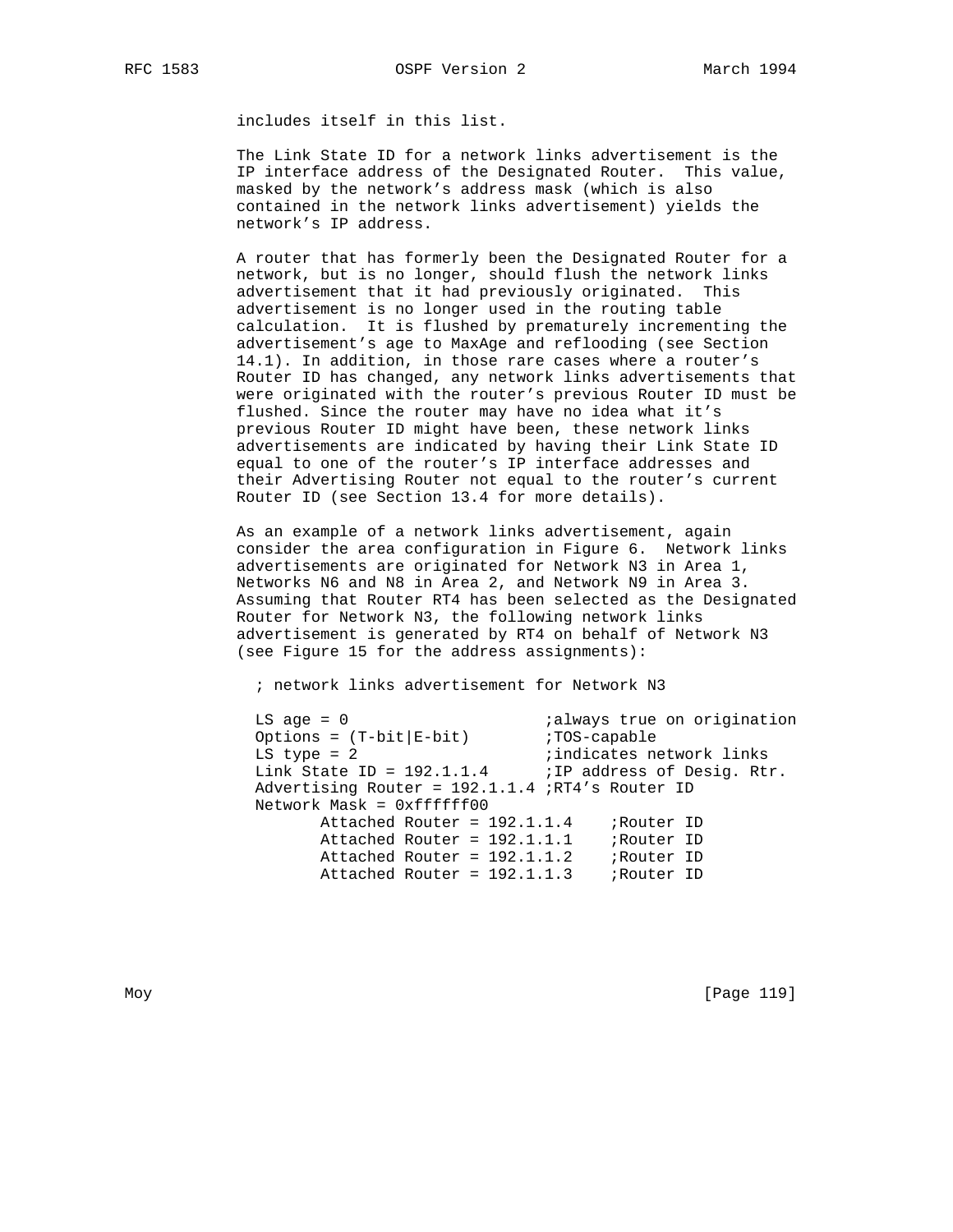includes itself in this list.

The Link State ID for a network links advertisement is the IP interface address of the Designated Router. This value, masked by the network's address mask (which is also contained in the network links advertisement) yields the network's IP address.

A router that has formerly been the Designated Router for a network, but is no longer, should flush the network links advertisement that it had previously originated. This advertisement is no longer used in the routing table calculation. It is flushed by prematurely incrementing the advertisement's age to MaxAge and reflooding (see Section 14.1). In addition, in those rare cases where a router's Router ID has changed, any network links advertisements that were originated with the router's previous Router ID must be flushed. Since the router may have no idea what it's previous Router ID might have been, these network links advertisements are indicated by having their Link State ID equal to one of the router's IP interface addresses and their Advertising Router not equal to the router's current Router ID (see Section 13.4 for more details).

As an example of a network links advertisement, again consider the area configuration in Figure 6. Network links advertisements are originated for Network N3 in Area 1, Networks N6 and N8 in Area 2, and Network N9 in Area 3. Assuming that Router RT4 has been selected as the Designated Router for Network N3, the following network links advertisement is generated by RT4 on behalf of Network N3 (see Figure 15 for the address assignments):

```
; network links advertisement for Network N3

LS age = 0                       ;always true on origination
Options = (T-bit|E-bit)          ;TOS-capable
LS type = 2                      ;indicates network links
Link State ID = 192.1.1.4        ;IP address of Desig. Rtr.
Advertising Router = 192.1.1.4 ;RT4's Router ID
Network Mask = 0xffffff00
       Attached Router = 192.1.1.4    ;Router ID
       Attached Router = 192.1.1.1    ;Router ID
       Attached Router = 192.1.1.2    ;Router ID
       Attached Router = 192.1.1.3    ;Router ID
```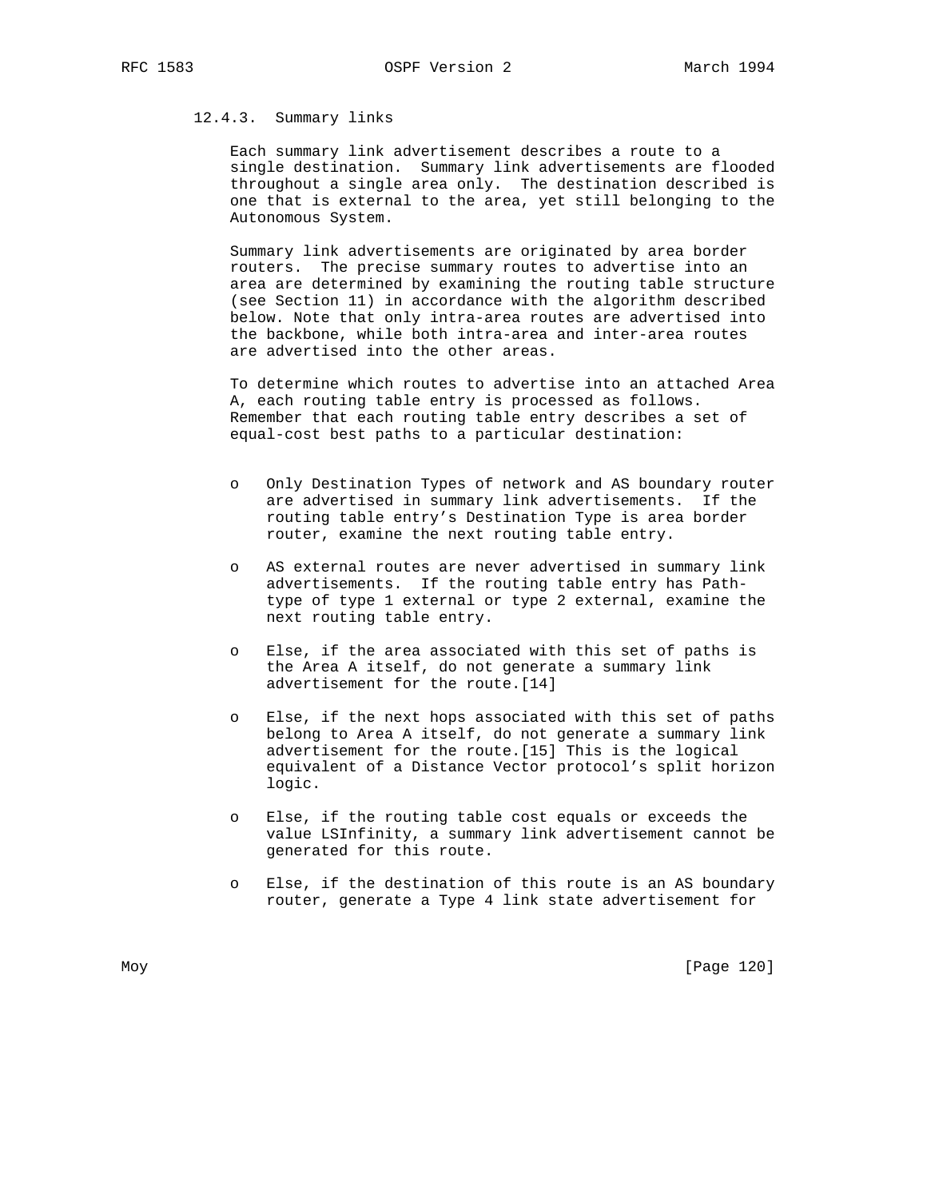### 12.4.3. Summary links

Each summary link advertisement describes a route to a single destination. Summary link advertisements are flooded throughout a single area only. The destination described is one that is external to the area, yet still belonging to the Autonomous System.

Summary link advertisements are originated by area border routers. The precise summary routes to advertise into an area are determined by examining the routing table structure (see Section 11) in accordance with the algorithm described below. Note that only intra-area routes are advertised into the backbone, while both intra-area and inter-area routes are advertised into the other areas.

To determine which routes to advertise into an attached Area A, each routing table entry is processed as follows. Remember that each routing table entry describes a set of equal-cost best paths to a particular destination:

- Only Destination Types of network and AS boundary router are advertised in summary link advertisements. If the routing table entry's Destination Type is area border router, examine the next routing table entry.

- AS external routes are never advertised in summary link advertisements. If the routing table entry has Path-type of type 1 external or type 2 external, examine the next routing table entry.

- Else, if the area associated with this set of paths is the Area A itself, do not generate a summary link advertisement for the route.[14]

- Else, if the next hops associated with this set of paths belong to Area A itself, do not generate a summary link advertisement for the route.[15] This is the logical equivalent of a Distance Vector protocol's split horizon logic.

- Else, if the routing table cost equals or exceeds the value LSInfinity, a summary link advertisement cannot be generated for this route.

- Else, if the destination of this route is an AS boundary router, generate a Type 4 link state advertisement for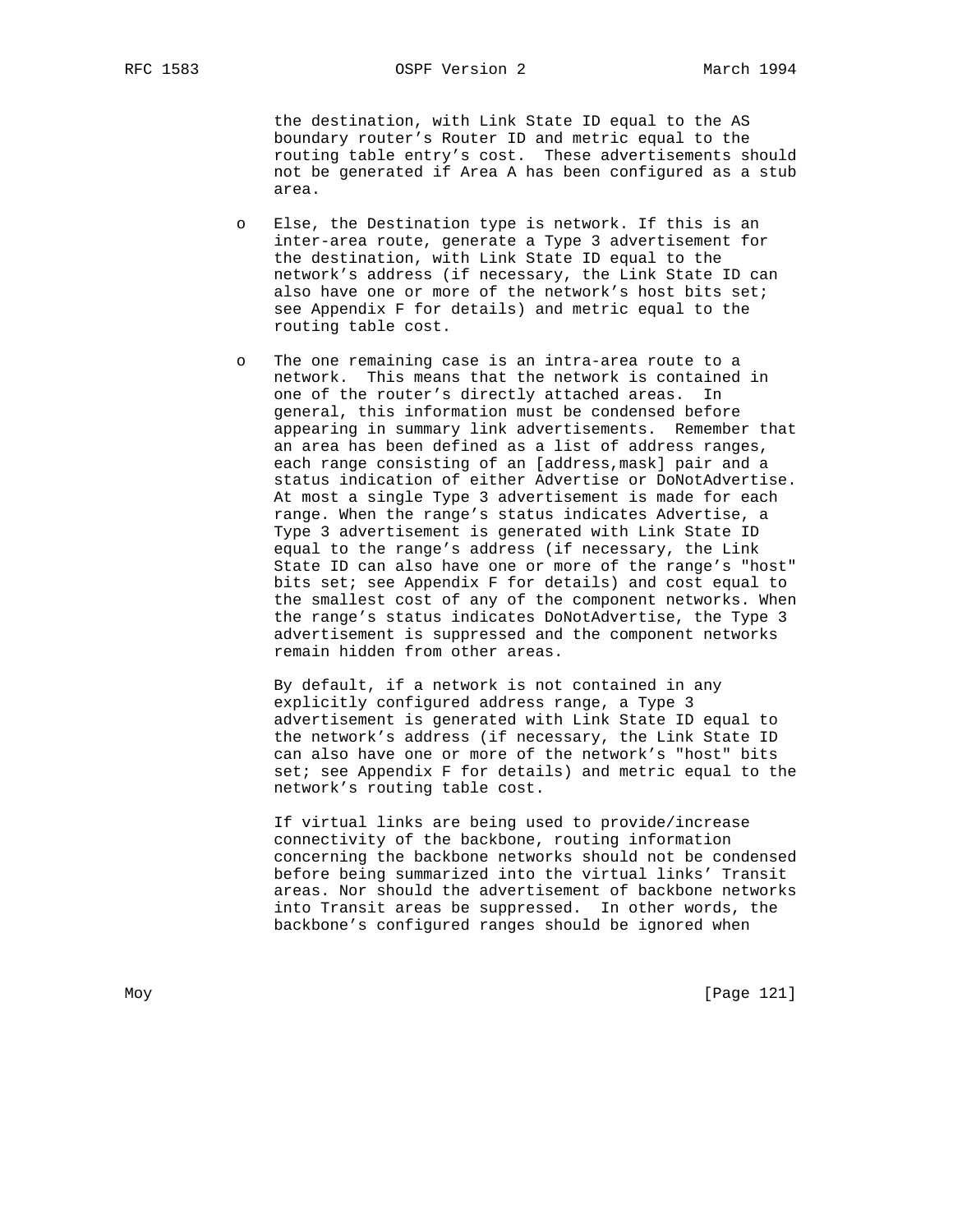the destination, with Link State ID equal to the AS boundary router's Router ID and metric equal to the routing table entry's cost. These advertisements should not be generated if Area A has been configured as a stub area.

- Else, the Destination type is network. If this is an inter-area route, generate a Type 3 advertisement for the destination, with Link State ID equal to the network's address (if necessary, the Link State ID can also have one or more of the network's host bits set; see Appendix F for details) and metric equal to the routing table cost.

- The one remaining case is an intra-area route to a network. This means that the network is contained in one of the router's directly attached areas. In general, this information must be condensed before appearing in summary link advertisements. Remember that an area has been defined as a list of address ranges, each range consisting of an [address,mask] pair and a status indication of either Advertise or DoNotAdvertise. At most a single Type 3 advertisement is made for each range. When the range's status indicates Advertise, a Type 3 advertisement is generated with Link State ID equal to the range's address (if necessary, the Link State ID can also have one or more of the range's "host" bits set; see Appendix F for details) and cost equal to the smallest cost of any of the component networks. When the range's status indicates DoNotAdvertise, the Type 3 advertisement is suppressed and the component networks remain hidden from other areas.

  By default, if a network is not contained in any explicitly configured address range, a Type 3 advertisement is generated with Link State ID equal to the network's address (if necessary, the Link State ID can also have one or more of the network's "host" bits set; see Appendix F for details) and metric equal to the network's routing table cost.

  If virtual links are being used to provide/increase connectivity of the backbone, routing information concerning the backbone networks should not be condensed before being summarized into the virtual links' Transit areas. Nor should the advertisement of backbone networks into Transit areas be suppressed. In other words, the backbone's configured ranges should be ignored when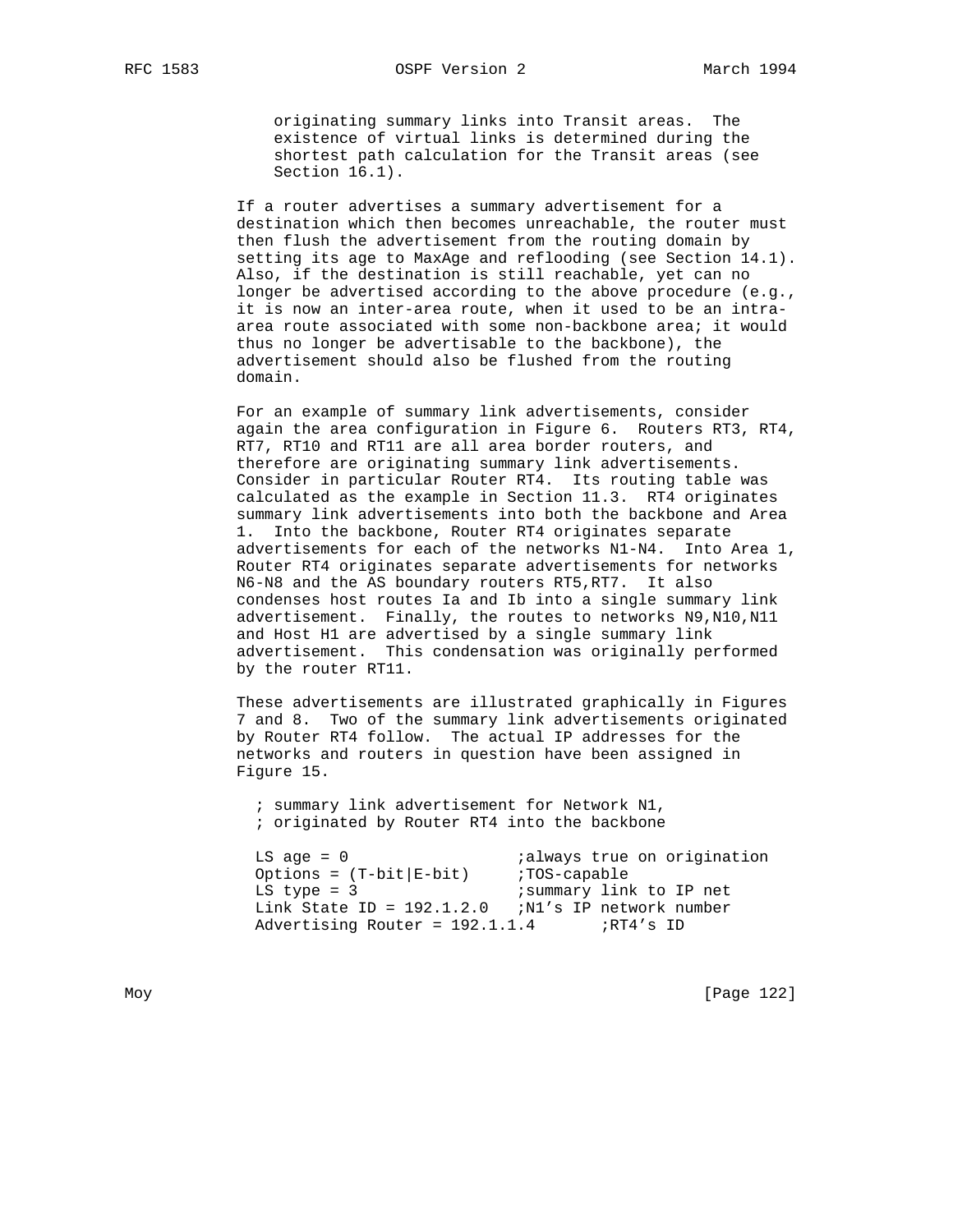originating summary links into Transit areas. The existence of virtual links is determined during the shortest path calculation for the Transit areas (see Section 16.1).

If a router advertises a summary advertisement for a destination which then becomes unreachable, the router must then flush the advertisement from the routing domain by setting its age to MaxAge and reflooding (see Section 14.1). Also, if the destination is still reachable, yet can no longer be advertised according to the above procedure (e.g., it is now an inter-area route, when it used to be an intra-area route associated with some non-backbone area; it would thus no longer be advertisable to the backbone), the advertisement should also be flushed from the routing domain.

For an example of summary link advertisements, consider again the area configuration in Figure 6. Routers RT3, RT4, RT7, RT10 and RT11 are all area border routers, and therefore are originating summary link advertisements. Consider in particular Router RT4. Its routing table was calculated as the example in Section 11.3. RT4 originates summary link advertisements into both the backbone and Area 1. Into the backbone, Router RT4 originates separate advertisements for each of the networks N1-N4. Into Area 1, Router RT4 originates separate advertisements for networks N6-N8 and the AS boundary routers RT5,RT7. It also condenses host routes Ia and Ib into a single summary link advertisement. Finally, the routes to networks N9,N10,N11 and Host H1 are advertised by a single summary link advertisement. This condensation was originally performed by the router RT11.

These advertisements are illustrated graphically in Figures 7 and 8. Two of the summary link advertisements originated by Router RT4 follow. The actual IP addresses for the networks and routers in question have been assigned in Figure 15.

```
; summary link advertisement for Network N1,
; originated by Router RT4 into the backbone

LS age = 0                  ;always true on origination
Options = (T-bit|E-bit)     ;TOS-capable
LS type = 3                 ;summary link to IP net
Link State ID = 192.1.2.0   ;N1's IP network number
Advertising Router = 192.1.1.4       ;RT4's ID
```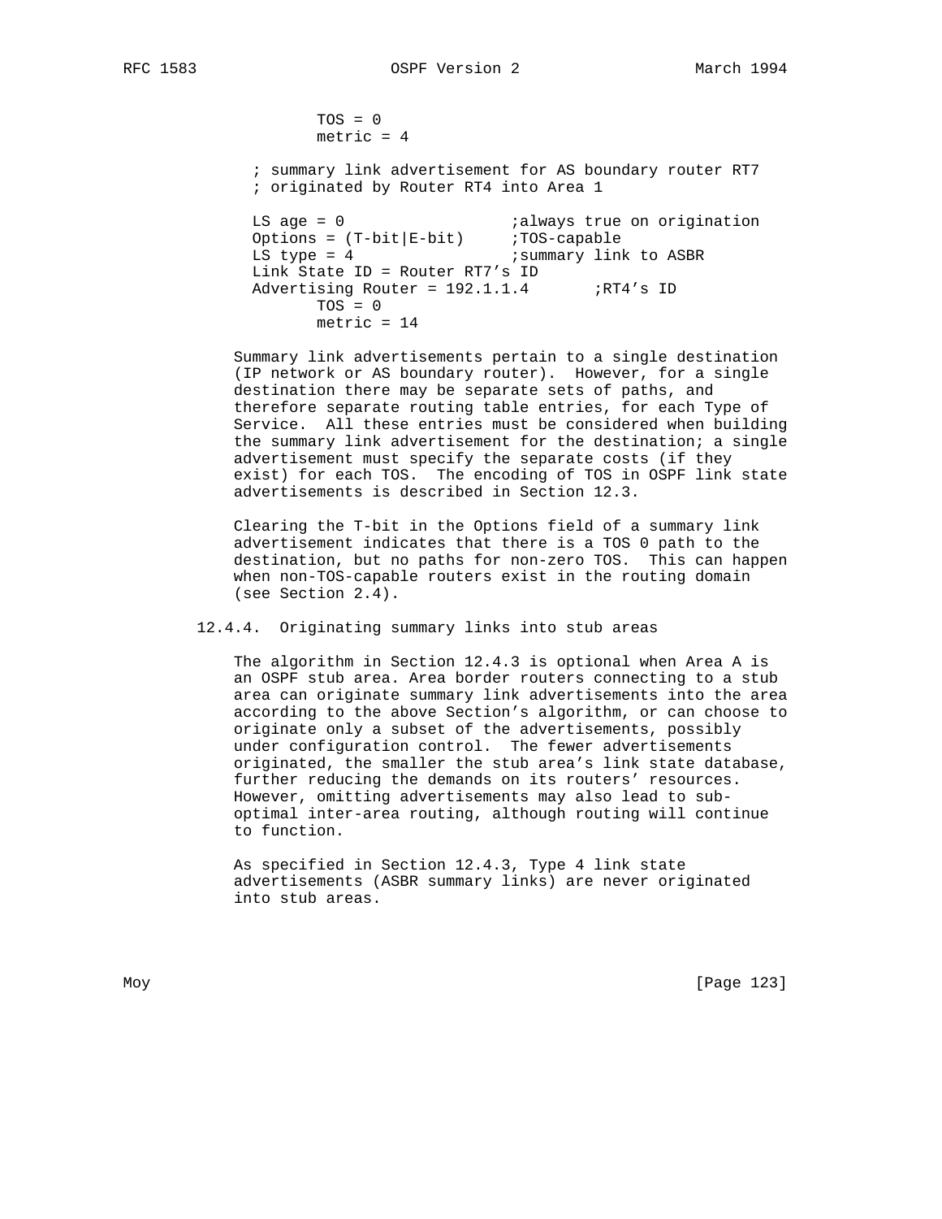```
        TOS = 0
        metric = 4

  ; summary link advertisement for AS boundary router RT7
  ; originated by Router RT4 into Area 1

  LS age = 0                  ;always true on origination
  Options = (T-bit|E-bit)     ;TOS-capable
  LS type = 4                 ;summary link to ASBR
  Link State ID = Router RT7's ID
  Advertising Router = 192.1.1.4       ;RT4's ID
        TOS = 0
        metric = 14
```

Summary link advertisements pertain to a single destination (IP network or AS boundary router). However, for a single destination there may be separate sets of paths, and therefore separate routing table entries, for each Type of Service. All these entries must be considered when building the summary link advertisement for the destination; a single advertisement must specify the separate costs (if they exist) for each TOS. The encoding of TOS in OSPF link state advertisements is described in Section 12.3.

Clearing the T-bit in the Options field of a summary link advertisement indicates that there is a TOS 0 path to the destination, but no paths for non-zero TOS. This can happen when non-TOS-capable routers exist in the routing domain (see Section 2.4).

### 12.4.4. Originating summary links into stub areas

The algorithm in Section 12.4.3 is optional when Area A is an OSPF stub area. Area border routers connecting to a stub area can originate summary link advertisements into the area according to the above Section's algorithm, or can choose to originate only a subset of the advertisements, possibly under configuration control. The fewer advertisements originated, the smaller the stub area's link state database, further reducing the demands on its routers' resources. However, omitting advertisements may also lead to sub-optimal inter-area routing, although routing will continue to function.

As specified in Section 12.4.3, Type 4 link state advertisements (ASBR summary links) are never originated into stub areas.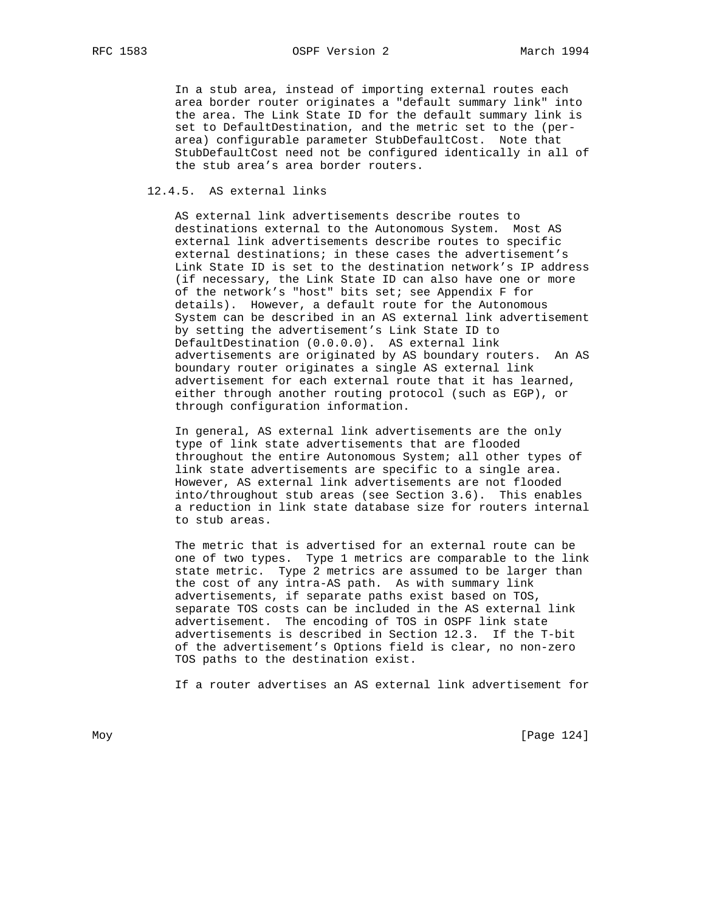In a stub area, instead of importing external routes each area border router originates a "default summary link" into the area. The Link State ID for the default summary link is set to DefaultDestination, and the metric set to the (per-area) configurable parameter StubDefaultCost. Note that StubDefaultCost need not be configured identically in all of the stub area's area border routers.

### 12.4.5. AS external links

AS external link advertisements describe routes to destinations external to the Autonomous System. Most AS external link advertisements describe routes to specific external destinations; in these cases the advertisement's Link State ID is set to the destination network's IP address (if necessary, the Link State ID can also have one or more of the network's "host" bits set; see Appendix F for details). However, a default route for the Autonomous System can be described in an AS external link advertisement by setting the advertisement's Link State ID to DefaultDestination (0.0.0.0). AS external link advertisements are originated by AS boundary routers. An AS boundary router originates a single AS external link advertisement for each external route that it has learned, either through another routing protocol (such as EGP), or through configuration information.

In general, AS external link advertisements are the only type of link state advertisements that are flooded throughout the entire Autonomous System; all other types of link state advertisements are specific to a single area. However, AS external link advertisements are not flooded into/throughout stub areas (see Section 3.6). This enables a reduction in link state database size for routers internal to stub areas.

The metric that is advertised for an external route can be one of two types. Type 1 metrics are comparable to the link state metric. Type 2 metrics are assumed to be larger than the cost of any intra-AS path. As with summary link advertisements, if separate paths exist based on TOS, separate TOS costs can be included in the AS external link advertisement. The encoding of TOS in OSPF link state advertisements is described in Section 12.3. If the T-bit of the advertisement's Options field is clear, no non-zero TOS paths to the destination exist.

If a router advertises an AS external link advertisement for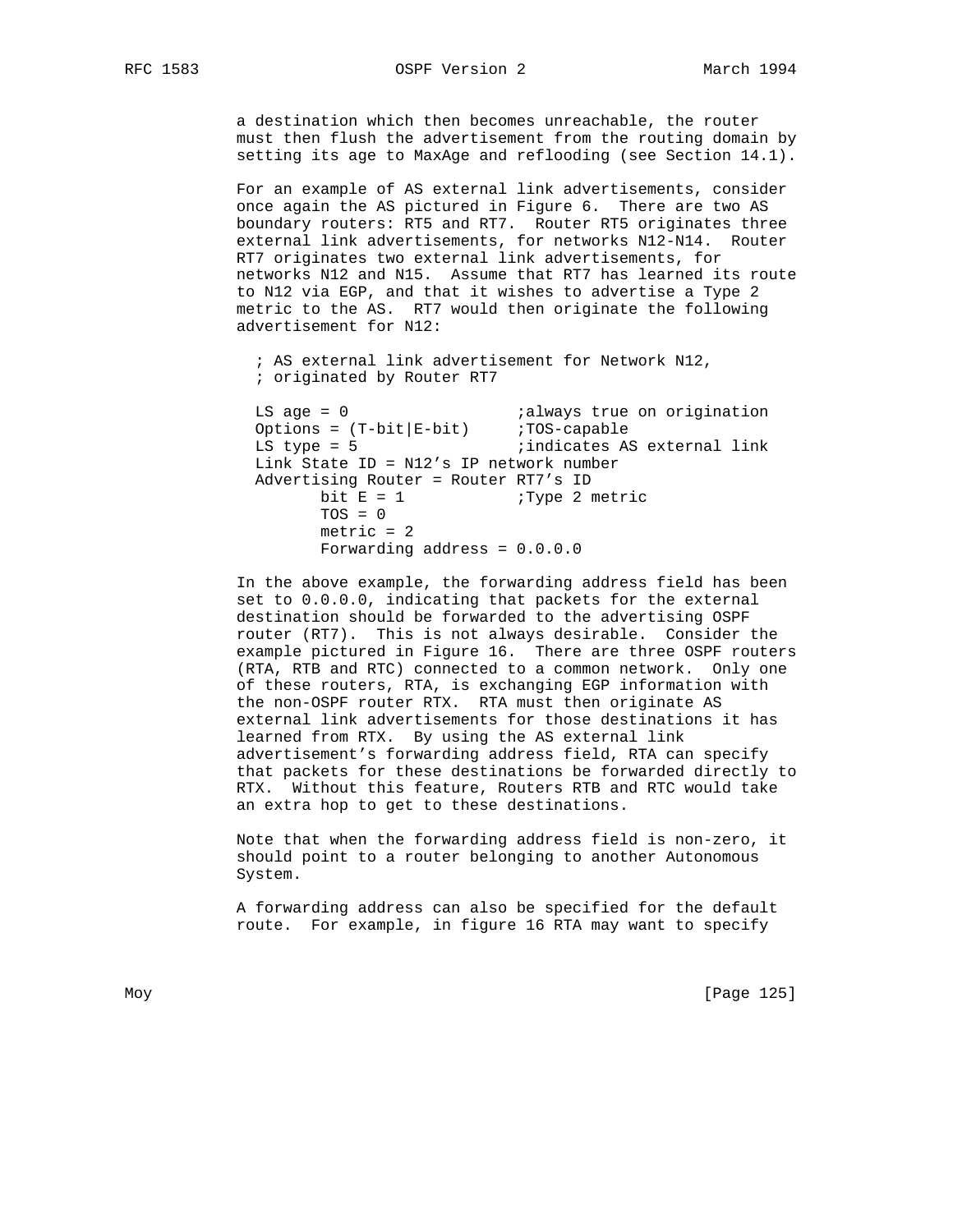a destination which then becomes unreachable, the router must then flush the advertisement from the routing domain by setting its age to MaxAge and reflooding (see Section 14.1).

For an example of AS external link advertisements, consider once again the AS pictured in Figure 6. There are two AS boundary routers: RT5 and RT7. Router RT5 originates three external link advertisements, for networks N12-N14. Router RT7 originates two external link advertisements, for networks N12 and N15. Assume that RT7 has learned its route to N12 via EGP, and that it wishes to advertise a Type 2 metric to the AS. RT7 would then originate the following advertisement for N12:

```
; AS external link advertisement for Network N12,
; originated by Router RT7

LS age = 0                  ;always true on origination
Options = (T-bit|E-bit)     ;TOS-capable
LS type = 5                 ;indicates AS external link
Link State ID = N12's IP network number
Advertising Router = Router RT7's ID
        bit E = 1           ;Type 2 metric
        TOS = 0
        metric = 2
        Forwarding address = 0.0.0.0
```

In the above example, the forwarding address field has been set to 0.0.0.0, indicating that packets for the external destination should be forwarded to the advertising OSPF router (RT7). This is not always desirable. Consider the example pictured in Figure 16. There are three OSPF routers (RTA, RTB and RTC) connected to a common network. Only one of these routers, RTA, is exchanging EGP information with the non-OSPF router RTX. RTA must then originate AS external link advertisements for those destinations it has learned from RTX. By using the AS external link advertisement's forwarding address field, RTA can specify that packets for these destinations be forwarded directly to RTX. Without this feature, Routers RTB and RTC would take an extra hop to get to these destinations.

Note that when the forwarding address field is non-zero, it should point to a router belonging to another Autonomous System.

A forwarding address can also be specified for the default route. For example, in figure 16 RTA may want to specify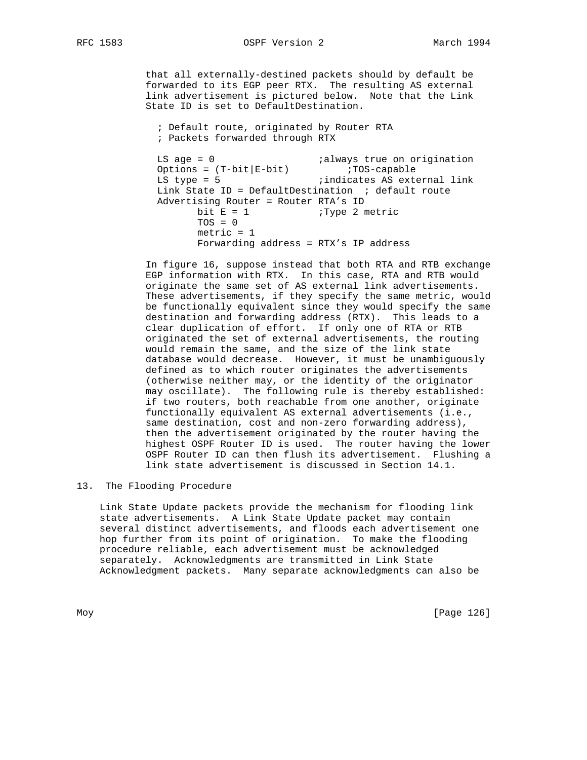that all externally-destined packets should by default be forwarded to its EGP peer RTX. The resulting AS external link advertisement is pictured below. Note that the Link State ID is set to DefaultDestination.

```
  ; Default route, originated by Router RTA
  ; Packets forwarded through RTX

  LS age = 0                  ;always true on origination
  Options = (T-bit|E-bit)          ;TOS-capable
  LS type = 5                 ;indicates AS external link
  Link State ID = DefaultDestination  ; default route
  Advertising Router = Router RTA's ID
         bit E = 1            ;Type 2 metric
         TOS = 0
         metric = 1
         Forwarding address = RTX's IP address
```

In figure 16, suppose instead that both RTA and RTB exchange EGP information with RTX. In this case, RTA and RTB would originate the same set of AS external link advertisements. These advertisements, if they specify the same metric, would be functionally equivalent since they would specify the same destination and forwarding address (RTX). This leads to a clear duplication of effort. If only one of RTA or RTB originated the set of external advertisements, the routing would remain the same, and the size of the link state database would decrease. However, it must be unambiguously defined as to which router originates the advertisements (otherwise neither may, or the identity of the originator may oscillate). The following rule is thereby established: if two routers, both reachable from one another, originate functionally equivalent AS external advertisements (i.e., same destination, cost and non-zero forwarding address), then the advertisement originated by the router having the highest OSPF Router ID is used. The router having the lower OSPF Router ID can then flush its advertisement. Flushing a link state advertisement is discussed in Section 14.1.

# 13. The Flooding Procedure

Link State Update packets provide the mechanism for flooding link state advertisements. A Link State Update packet may contain several distinct advertisements, and floods each advertisement one hop further from its point of origination. To make the flooding procedure reliable, each advertisement must be acknowledged separately. Acknowledgments are transmitted in Link State Acknowledgment packets. Many separate acknowledgments can also be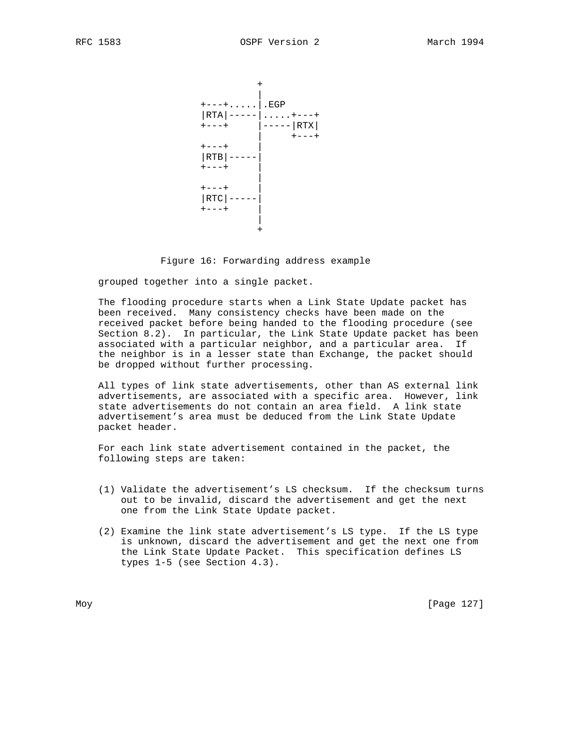```
                   +
                   |
         +---+.....|.EGP
         |RTA|-----|.....+---+
         +---+     |-----|RTX|
                   |     +---+
         +---+     |
         |RTB|-----|
         +---+     |
                   |
         +---+     |
         |RTC|-----|
         +---+     |
                   |
                   +
```

Figure 16: Forwarding address example

grouped together into a single packet.

The flooding procedure starts when a Link State Update packet has been received. Many consistency checks have been made on the received packet before being handed to the flooding procedure (see Section 8.2). In particular, the Link State Update packet has been associated with a particular neighbor, and a particular area. If the neighbor is in a lesser state than Exchange, the packet should be dropped without further processing.

All types of link state advertisements, other than AS external link advertisements, are associated with a specific area. However, link state advertisements do not contain an area field. A link state advertisement's area must be deduced from the Link State Update packet header.

For each link state advertisement contained in the packet, the following steps are taken:

(1) Validate the advertisement's LS checksum. If the checksum turns out to be invalid, discard the advertisement and get the next one from the Link State Update packet.

(2) Examine the link state advertisement's LS type. If the LS type is unknown, discard the advertisement and get the next one from the Link State Update Packet. This specification defines LS types 1-5 (see Section 4.3).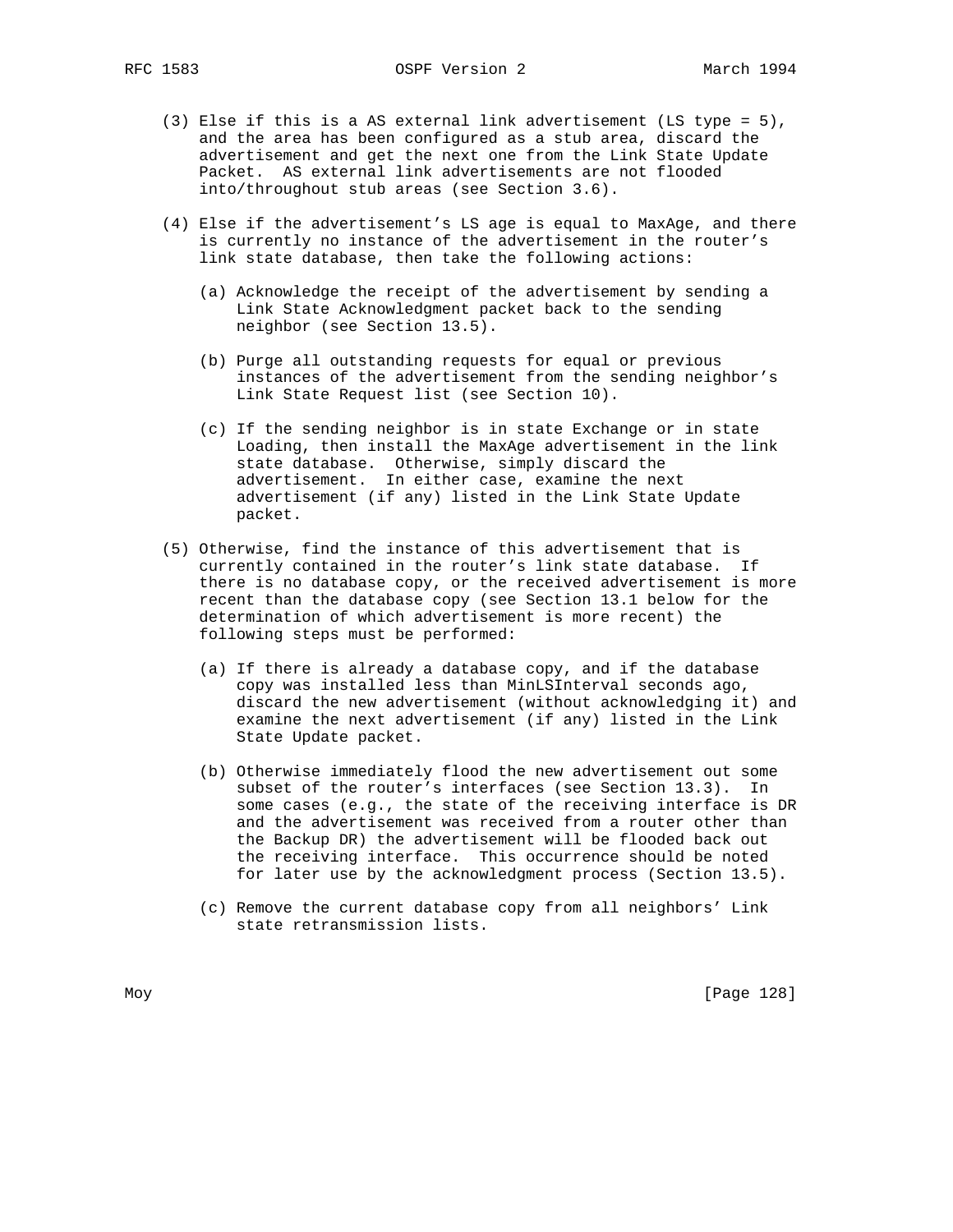(3) Else if this is a AS external link advertisement (LS type = 5), and the area has been configured as a stub area, discard the advertisement and get the next one from the Link State Update Packet. AS external link advertisements are not flooded into/throughout stub areas (see Section 3.6).

(4) Else if the advertisement's LS age is equal to MaxAge, and there is currently no instance of the advertisement in the router's link state database, then take the following actions:

   (a) Acknowledge the receipt of the advertisement by sending a Link State Acknowledgment packet back to the sending neighbor (see Section 13.5).

   (b) Purge all outstanding requests for equal or previous instances of the advertisement from the sending neighbor's Link State Request list (see Section 10).

   (c) If the sending neighbor is in state Exchange or in state Loading, then install the MaxAge advertisement in the link state database. Otherwise, simply discard the advertisement. In either case, examine the next advertisement (if any) listed in the Link State Update packet.

(5) Otherwise, find the instance of this advertisement that is currently contained in the router's link state database. If there is no database copy, or the received advertisement is more recent than the database copy (see Section 13.1 below for the determination of which advertisement is more recent) the following steps must be performed:

   (a) If there is already a database copy, and if the database copy was installed less than MinLSInterval seconds ago, discard the new advertisement (without acknowledging it) and examine the next advertisement (if any) listed in the Link State Update packet.

   (b) Otherwise immediately flood the new advertisement out some subset of the router's interfaces (see Section 13.3). In some cases (e.g., the state of the receiving interface is DR and the advertisement was received from a router other than the Backup DR) the advertisement will be flooded back out the receiving interface. This occurrence should be noted for later use by the acknowledgment process (Section 13.5).

   (c) Remove the current database copy from all neighbors' Link state retransmission lists.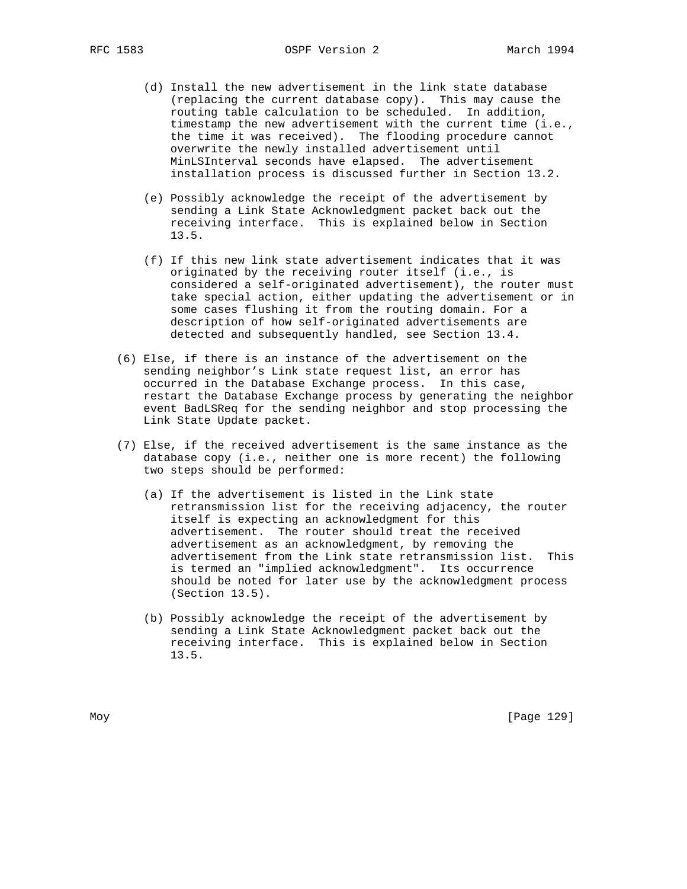(d) Install the new advertisement in the link state database (replacing the current database copy). This may cause the routing table calculation to be scheduled. In addition, timestamp the new advertisement with the current time (i.e., the time it was received). The flooding procedure cannot overwrite the newly installed advertisement until MinLSInterval seconds have elapsed. The advertisement installation process is discussed further in Section 13.2.

(e) Possibly acknowledge the receipt of the advertisement by sending a Link State Acknowledgment packet back out the receiving interface. This is explained below in Section 13.5.

(f) If this new link state advertisement indicates that it was originated by the receiving router itself (i.e., is considered a self-originated advertisement), the router must take special action, either updating the advertisement or in some cases flushing it from the routing domain. For a description of how self-originated advertisements are detected and subsequently handled, see Section 13.4.

(6) Else, if there is an instance of the advertisement on the sending neighbor's Link state request list, an error has occurred in the Database Exchange process. In this case, restart the Database Exchange process by generating the neighbor event BadLSReq for the sending neighbor and stop processing the Link State Update packet.

(7) Else, if the received advertisement is the same instance as the database copy (i.e., neither one is more recent) the following two steps should be performed:

(a) If the advertisement is listed in the Link state retransmission list for the receiving adjacency, the router itself is expecting an acknowledgment for this advertisement. The router should treat the received advertisement as an acknowledgment, by removing the advertisement from the Link state retransmission list. This is termed an "implied acknowledgment". Its occurrence should be noted for later use by the acknowledgment process (Section 13.5).

(b) Possibly acknowledge the receipt of the advertisement by sending a Link State Acknowledgment packet back out the receiving interface. This is explained below in Section 13.5.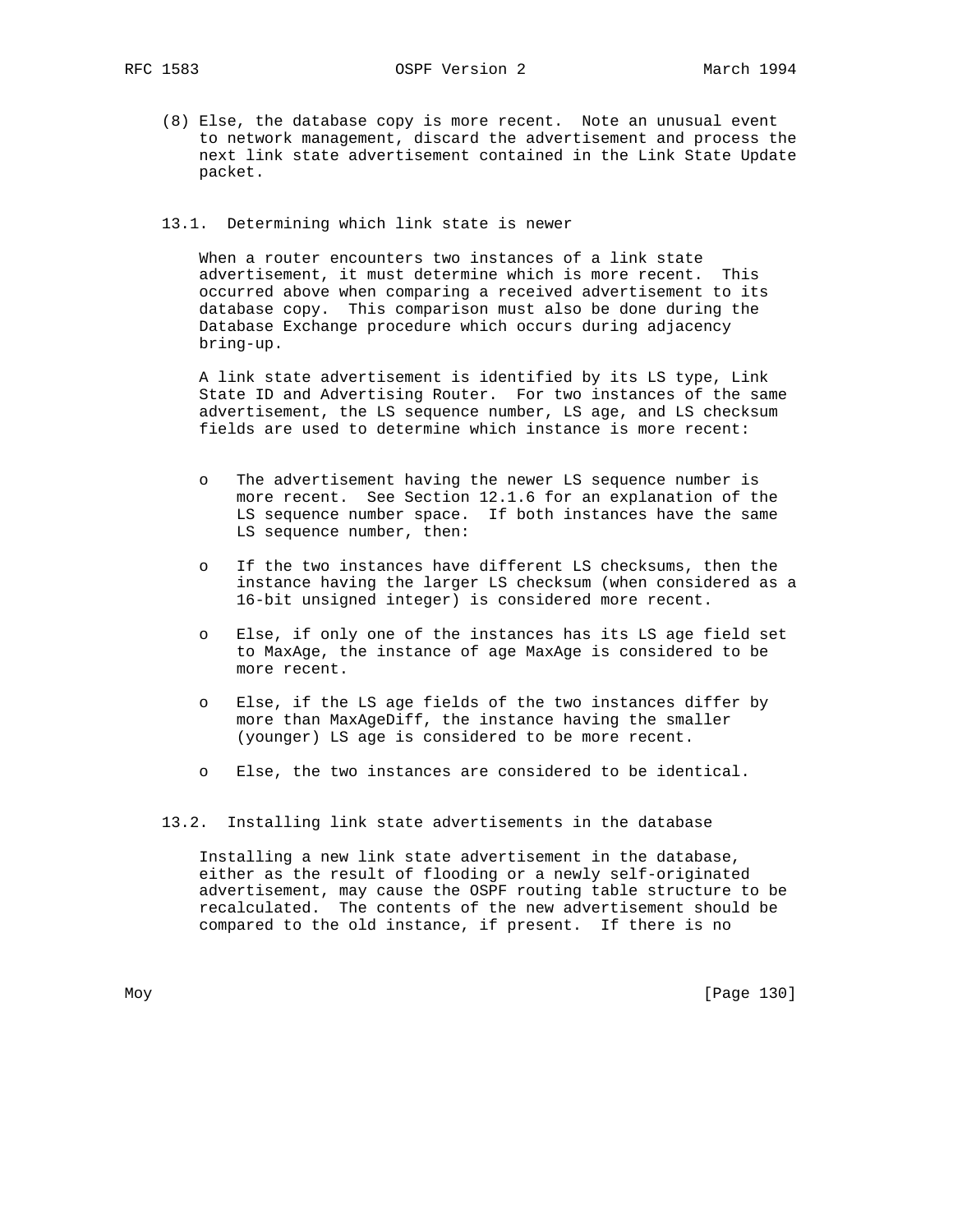(8) Else, the database copy is more recent. Note an unusual event to network management, discard the advertisement and process the next link state advertisement contained in the Link State Update packet.

### 13.1. Determining which link state is newer

When a router encounters two instances of a link state advertisement, it must determine which is more recent. This occurred above when comparing a received advertisement to its database copy. This comparison must also be done during the Database Exchange procedure which occurs during adjacency bring-up.

A link state advertisement is identified by its LS type, Link State ID and Advertising Router. For two instances of the same advertisement, the LS sequence number, LS age, and LS checksum fields are used to determine which instance is more recent:

- The advertisement having the newer LS sequence number is more recent. See Section 12.1.6 for an explanation of the LS sequence number space. If both instances have the same LS sequence number, then:

- If the two instances have different LS checksums, then the instance having the larger LS checksum (when considered as a 16-bit unsigned integer) is considered more recent.

- Else, if only one of the instances has its LS age field set to MaxAge, the instance of age MaxAge is considered to be more recent.

- Else, if the LS age fields of the two instances differ by more than MaxAgeDiff, the instance having the smaller (younger) LS age is considered to be more recent.

- Else, the two instances are considered to be identical.

### 13.2. Installing link state advertisements in the database

Installing a new link state advertisement in the database, either as the result of flooding or a newly self-originated advertisement, may cause the OSPF routing table structure to be recalculated. The contents of the new advertisement should be compared to the old instance, if present. If there is no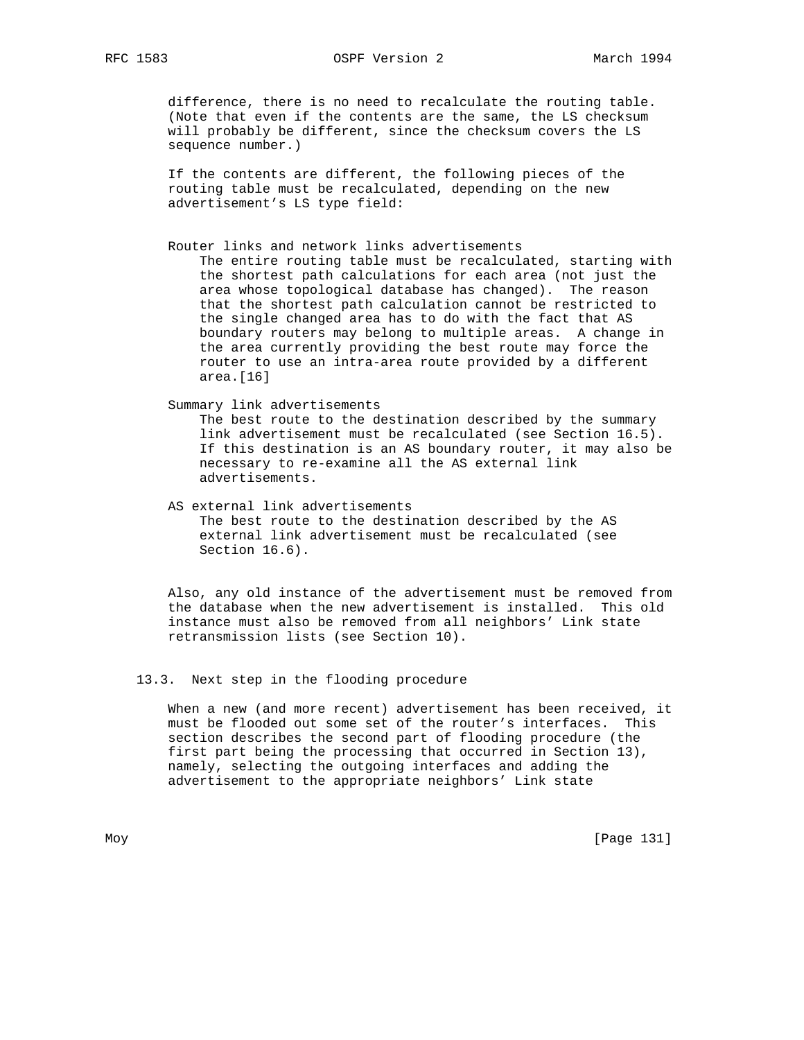difference, there is no need to recalculate the routing table. (Note that even if the contents are the same, the LS checksum will probably be different, since the checksum covers the LS sequence number.)

If the contents are different, the following pieces of the routing table must be recalculated, depending on the new advertisement's LS type field:

Router links and network links advertisements
: The entire routing table must be recalculated, starting with the shortest path calculations for each area (not just the area whose topological database has changed). The reason that the shortest path calculation cannot be restricted to the single changed area has to do with the fact that AS boundary routers may belong to multiple areas. A change in the area currently providing the best route may force the router to use an intra-area route provided by a different area.[16]

Summary link advertisements
: The best route to the destination described by the summary link advertisement must be recalculated (see Section 16.5). If this destination is an AS boundary router, it may also be necessary to re-examine all the AS external link advertisements.

AS external link advertisements
: The best route to the destination described by the AS external link advertisement must be recalculated (see Section 16.6).

Also, any old instance of the advertisement must be removed from the database when the new advertisement is installed. This old instance must also be removed from all neighbors' Link state retransmission lists (see Section 10).

### 13.3. Next step in the flooding procedure

When a new (and more recent) advertisement has been received, it must be flooded out some set of the router's interfaces. This section describes the second part of flooding procedure (the first part being the processing that occurred in Section 13), namely, selecting the outgoing interfaces and adding the advertisement to the appropriate neighbors' Link state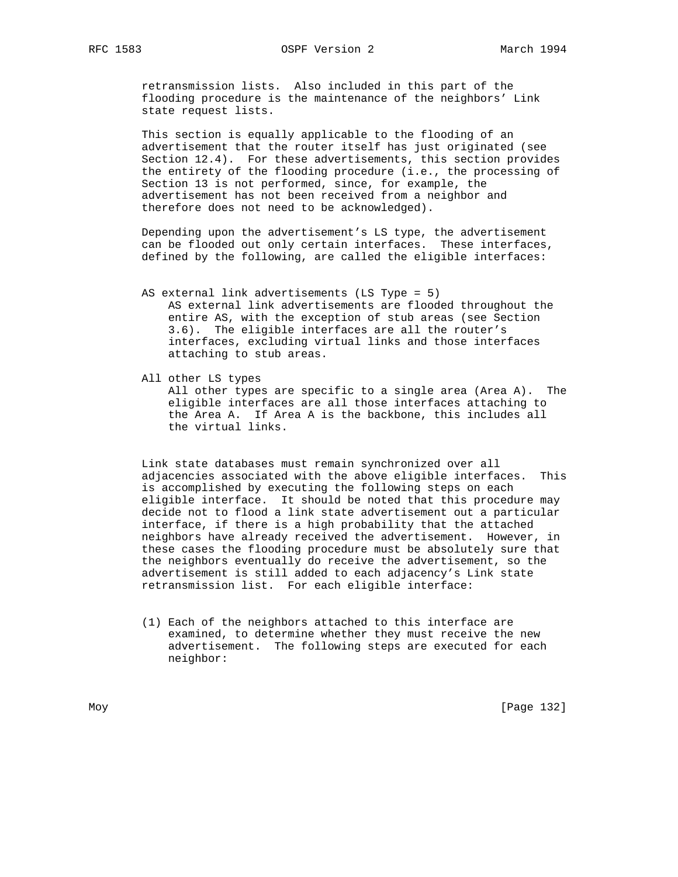retransmission lists. Also included in this part of the flooding procedure is the maintenance of the neighbors' Link state request lists.

This section is equally applicable to the flooding of an advertisement that the router itself has just originated (see Section 12.4). For these advertisements, this section provides the entirety of the flooding procedure (i.e., the processing of Section 13 is not performed, since, for example, the advertisement has not been received from a neighbor and therefore does not need to be acknowledged).

Depending upon the advertisement's LS type, the advertisement can be flooded out only certain interfaces. These interfaces, defined by the following, are called the eligible interfaces:

AS external link advertisements (LS Type = 5)
: AS external link advertisements are flooded throughout the entire AS, with the exception of stub areas (see Section 3.6). The eligible interfaces are all the router's interfaces, excluding virtual links and those interfaces attaching to stub areas.

All other LS types
: All other types are specific to a single area (Area A). The eligible interfaces are all those interfaces attaching to the Area A. If Area A is the backbone, this includes all the virtual links.

Link state databases must remain synchronized over all adjacencies associated with the above eligible interfaces. This is accomplished by executing the following steps on each eligible interface. It should be noted that this procedure may decide not to flood a link state advertisement out a particular interface, if there is a high probability that the attached neighbors have already received the advertisement. However, in these cases the flooding procedure must be absolutely sure that the neighbors eventually do receive the advertisement, so the advertisement is still added to each adjacency's Link state retransmission list. For each eligible interface:

(1) Each of the neighbors attached to this interface are examined, to determine whether they must receive the new advertisement. The following steps are executed for each neighbor: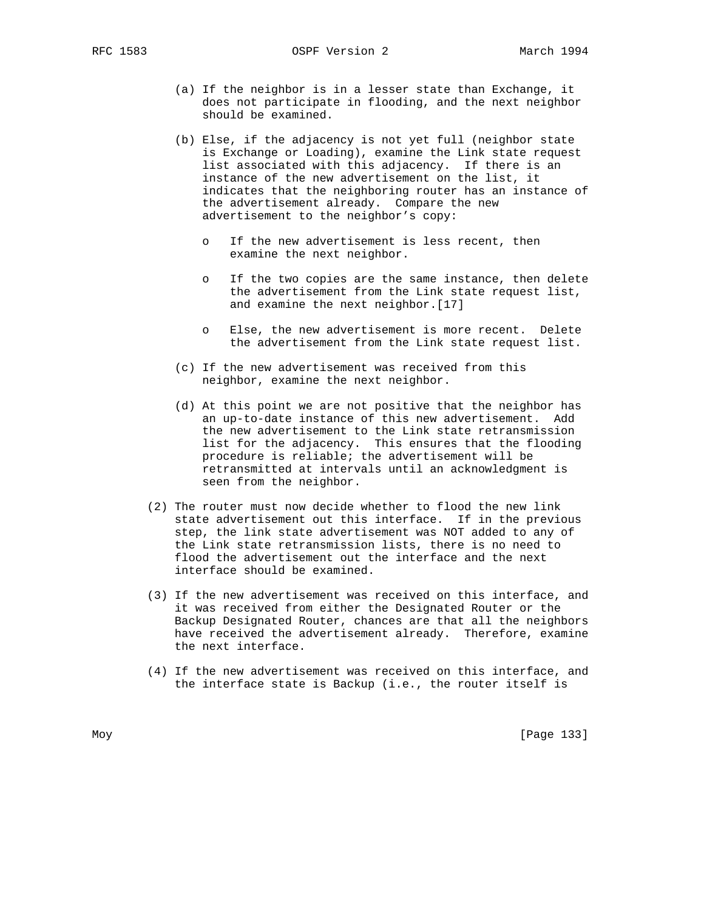(a) If the neighbor is in a lesser state than Exchange, it does not participate in flooding, and the next neighbor should be examined.

(b) Else, if the adjacency is not yet full (neighbor state is Exchange or Loading), examine the Link state request list associated with this adjacency. If there is an instance of the new advertisement on the list, it indicates that the neighboring router has an instance of the advertisement already. Compare the new advertisement to the neighbor's copy:

- If the new advertisement is less recent, then examine the next neighbor.

- If the two copies are the same instance, then delete the advertisement from the Link state request list, and examine the next neighbor.[17]

- Else, the new advertisement is more recent. Delete the advertisement from the Link state request list.

(c) If the new advertisement was received from this neighbor, examine the next neighbor.

(d) At this point we are not positive that the neighbor has an up-to-date instance of this new advertisement. Add the new advertisement to the Link state retransmission list for the adjacency. This ensures that the flooding procedure is reliable; the advertisement will be retransmitted at intervals until an acknowledgment is seen from the neighbor.

(2) The router must now decide whether to flood the new link state advertisement out this interface. If in the previous step, the link state advertisement was NOT added to any of the Link state retransmission lists, there is no need to flood the advertisement out the interface and the next interface should be examined.

(3) If the new advertisement was received on this interface, and it was received from either the Designated Router or the Backup Designated Router, chances are that all the neighbors have received the advertisement already. Therefore, examine the next interface.

(4) If the new advertisement was received on this interface, and the interface state is Backup (i.e., the router itself is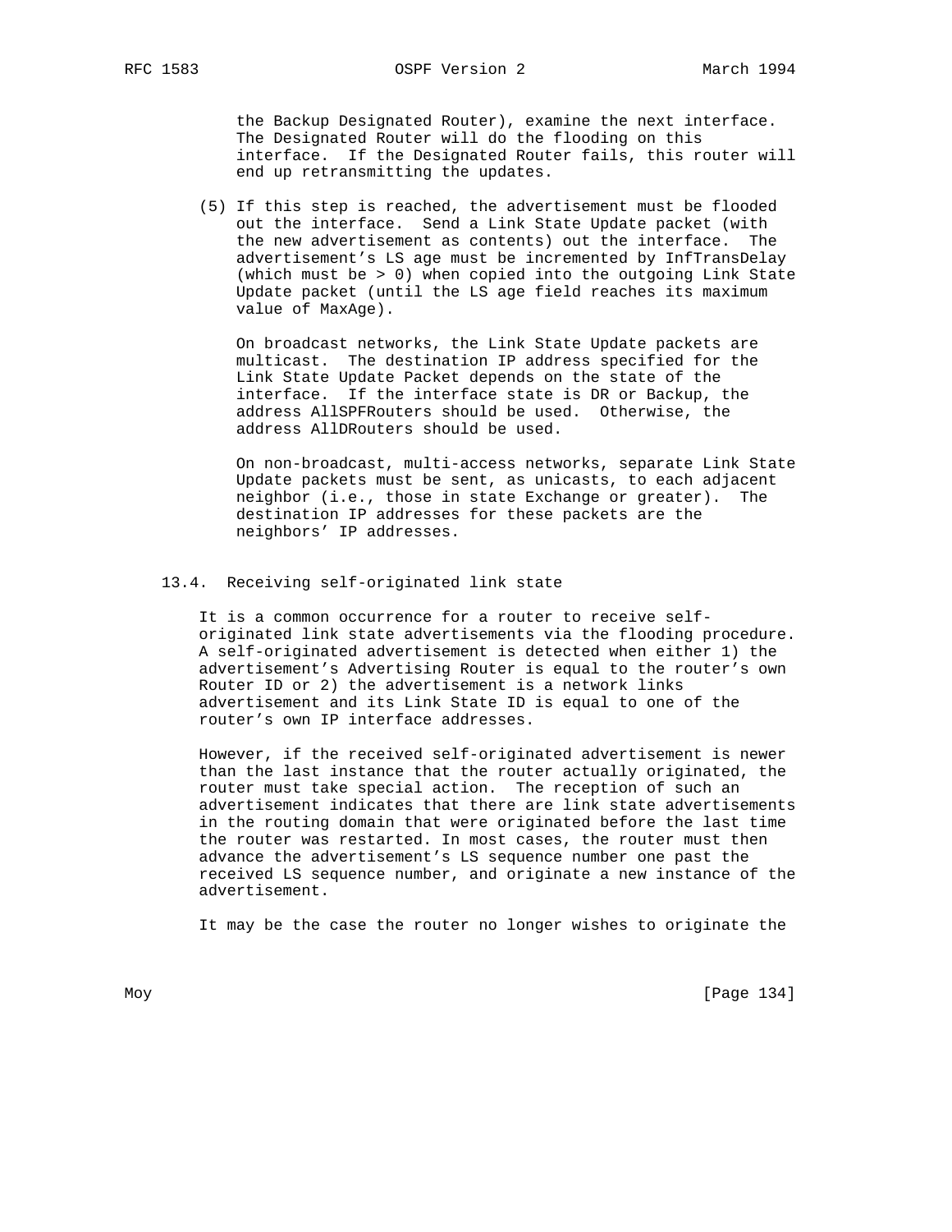the Backup Designated Router), examine the next interface. The Designated Router will do the flooding on this interface. If the Designated Router fails, this router will end up retransmitting the updates.

(5) If this step is reached, the advertisement must be flooded out the interface. Send a Link State Update packet (with the new advertisement as contents) out the interface. The advertisement's LS age must be incremented by InfTransDelay (which must be > 0) when copied into the outgoing Link State Update packet (until the LS age field reaches its maximum value of MaxAge).

On broadcast networks, the Link State Update packets are multicast. The destination IP address specified for the Link State Update Packet depends on the state of the interface. If the interface state is DR or Backup, the address AllSPFRouters should be used. Otherwise, the address AllDRouters should be used.

On non-broadcast, multi-access networks, separate Link State Update packets must be sent, as unicasts, to each adjacent neighbor (i.e., those in state Exchange or greater). The destination IP addresses for these packets are the neighbors' IP addresses.

### 13.4. Receiving self-originated link state

It is a common occurrence for a router to receive self-originated link state advertisements via the flooding procedure. A self-originated advertisement is detected when either 1) the advertisement's Advertising Router is equal to the router's own Router ID or 2) the advertisement is a network links advertisement and its Link State ID is equal to one of the router's own IP interface addresses.

However, if the received self-originated advertisement is newer than the last instance that the router actually originated, the router must take special action. The reception of such an advertisement indicates that there are link state advertisements in the routing domain that were originated before the last time the router was restarted. In most cases, the router must then advance the advertisement's LS sequence number one past the received LS sequence number, and originate a new instance of the advertisement.

It may be the case the router no longer wishes to originate the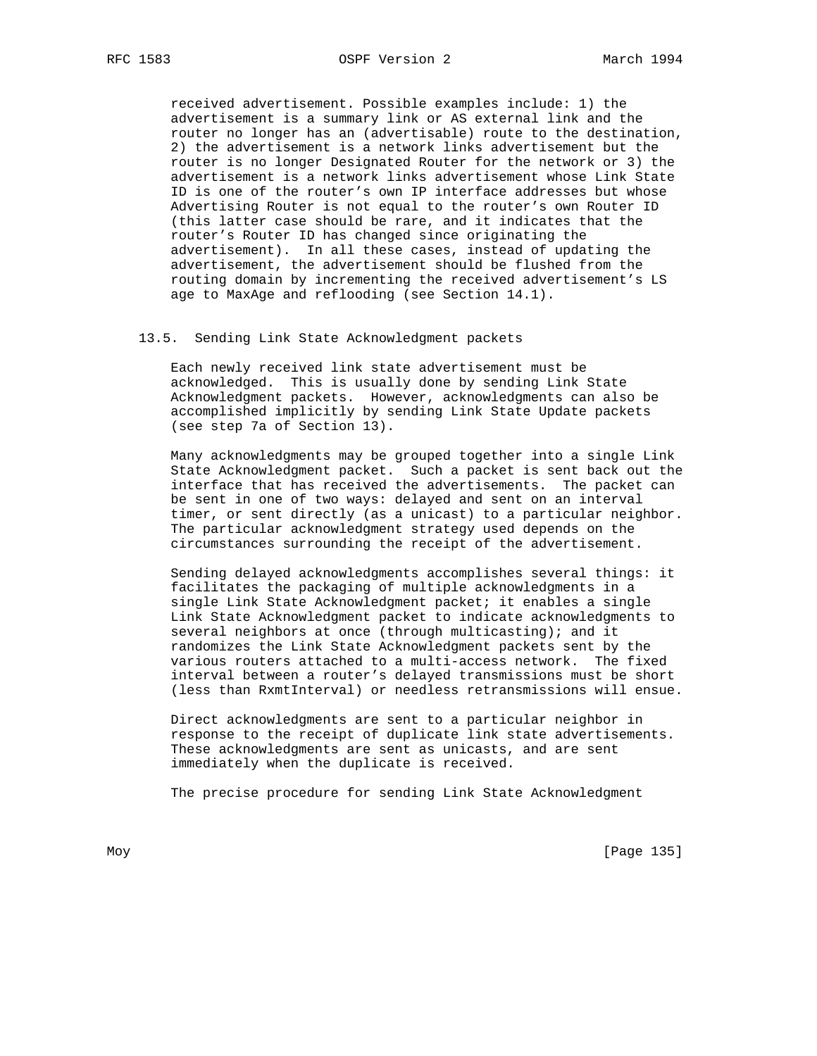received advertisement. Possible examples include: 1) the advertisement is a summary link or AS external link and the router no longer has an (advertisable) route to the destination, 2) the advertisement is a network links advertisement but the router is no longer Designated Router for the network or 3) the advertisement is a network links advertisement whose Link State ID is one of the router's own IP interface addresses but whose Advertising Router is not equal to the router's own Router ID (this latter case should be rare, and it indicates that the router's Router ID has changed since originating the advertisement). In all these cases, instead of updating the advertisement, the advertisement should be flushed from the routing domain by incrementing the received advertisement's LS age to MaxAge and reflooding (see Section 14.1).

### 13.5. Sending Link State Acknowledgment packets

Each newly received link state advertisement must be acknowledged. This is usually done by sending Link State Acknowledgment packets. However, acknowledgments can also be accomplished implicitly by sending Link State Update packets (see step 7a of Section 13).

Many acknowledgments may be grouped together into a single Link State Acknowledgment packet. Such a packet is sent back out the interface that has received the advertisements. The packet can be sent in one of two ways: delayed and sent on an interval timer, or sent directly (as a unicast) to a particular neighbor. The particular acknowledgment strategy used depends on the circumstances surrounding the receipt of the advertisement.

Sending delayed acknowledgments accomplishes several things: it facilitates the packaging of multiple acknowledgments in a single Link State Acknowledgment packet; it enables a single Link State Acknowledgment packet to indicate acknowledgments to several neighbors at once (through multicasting); and it randomizes the Link State Acknowledgment packets sent by the various routers attached to a multi-access network. The fixed interval between a router's delayed transmissions must be short (less than RxmtInterval) or needless retransmissions will ensue.

Direct acknowledgments are sent to a particular neighbor in response to the receipt of duplicate link state advertisements. These acknowledgments are sent as unicasts, and are sent immediately when the duplicate is received.

The precise procedure for sending Link State Acknowledgment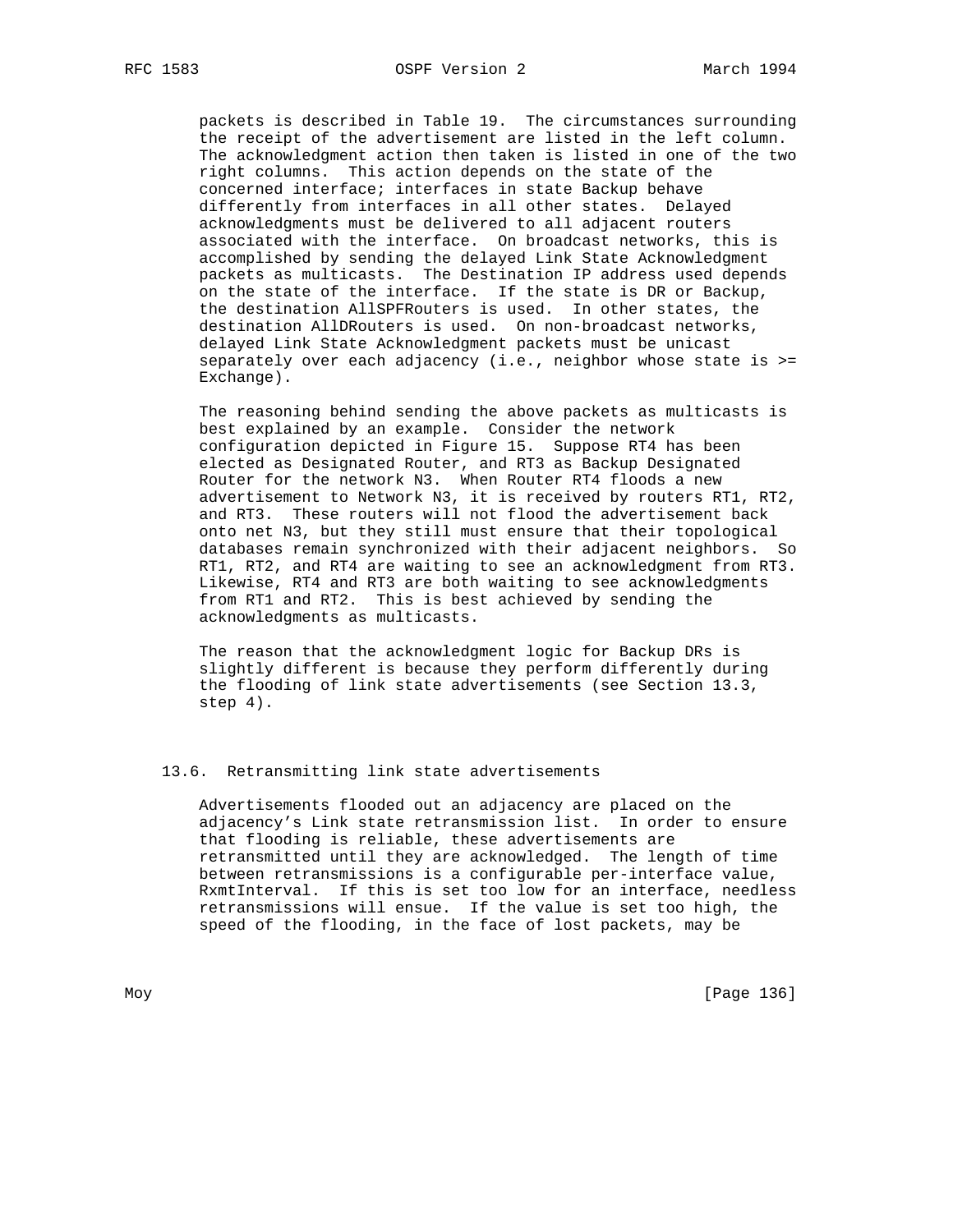packets is described in Table 19. The circumstances surrounding the receipt of the advertisement are listed in the left column. The acknowledgment action then taken is listed in one of the two right columns. This action depends on the state of the concerned interface; interfaces in state Backup behave differently from interfaces in all other states. Delayed acknowledgments must be delivered to all adjacent routers associated with the interface. On broadcast networks, this is accomplished by sending the delayed Link State Acknowledgment packets as multicasts. The Destination IP address used depends on the state of the interface. If the state is DR or Backup, the destination AllSPFRouters is used. In other states, the destination AllDRouters is used. On non-broadcast networks, delayed Link State Acknowledgment packets must be unicast separately over each adjacency (i.e., neighbor whose state is >= Exchange).

The reasoning behind sending the above packets as multicasts is best explained by an example. Consider the network configuration depicted in Figure 15. Suppose RT4 has been elected as Designated Router, and RT3 as Backup Designated Router for the network N3. When Router RT4 floods a new advertisement to Network N3, it is received by routers RT1, RT2, and RT3. These routers will not flood the advertisement back onto net N3, but they still must ensure that their topological databases remain synchronized with their adjacent neighbors. So RT1, RT2, and RT4 are waiting to see an acknowledgment from RT3. Likewise, RT4 and RT3 are both waiting to see acknowledgments from RT1 and RT2. This is best achieved by sending the acknowledgments as multicasts.

The reason that the acknowledgment logic for Backup DRs is slightly different is because they perform differently during the flooding of link state advertisements (see Section 13.3, step 4).

### 13.6. Retransmitting link state advertisements

Advertisements flooded out an adjacency are placed on the adjacency's Link state retransmission list. In order to ensure that flooding is reliable, these advertisements are retransmitted until they are acknowledged. The length of time between retransmissions is a configurable per-interface value, RxmtInterval. If this is set too low for an interface, needless retransmissions will ensue. If the value is set too high, the speed of the flooding, in the face of lost packets, may be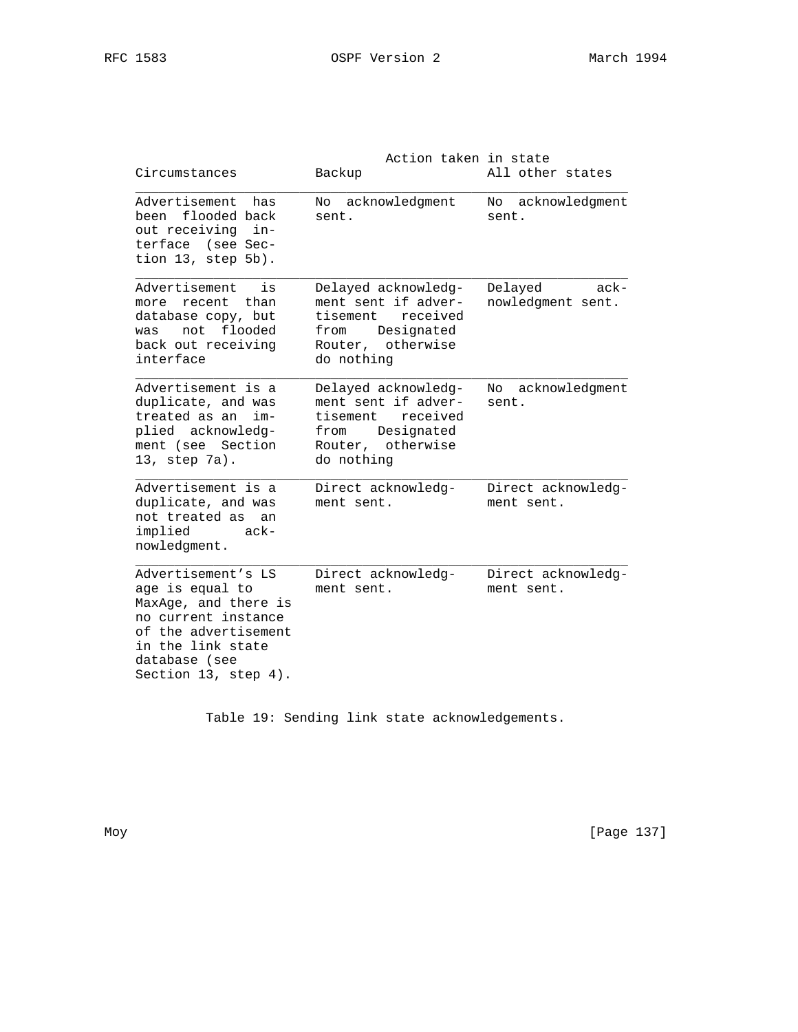| Circumstances | Action taken in state Backup | All other states |
|---|---|---|
| Advertisement has been flooded back out receiving interface (see Section 13, step 5b). | No acknowledgment sent. | No acknowledgment sent. |
| Advertisement is more recent than database copy, but was not flooded back out receiving interface | Delayed acknowledgment sent if advertisement received from Designated Router, otherwise do nothing | Delayed acknowledgment sent. |
| Advertisement is a duplicate, and was treated as an implied acknowledgment (see Section 13, step 7a). | Delayed acknowledgment sent if advertisement received from Designated Router, otherwise do nothing | No acknowledgment sent. |
| Advertisement is a duplicate, and was not treated as an implied acknowledgment. | Direct acknowledgment sent. | Direct acknowledgment sent. |
| Advertisement's LS age is equal to MaxAge, and there is no current instance of the advertisement in the link state database (see Section 13, step 4). | Direct acknowledgment sent. | Direct acknowledgment sent. |

Table 19: Sending link state acknowledgements.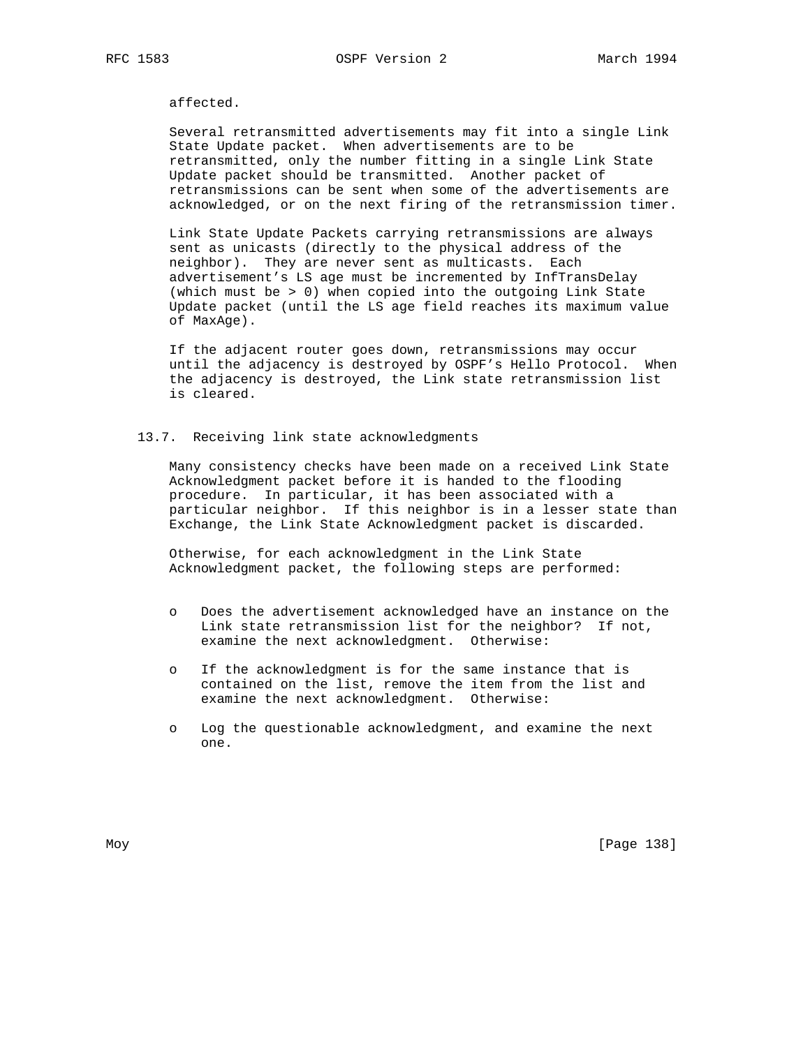affected.

Several retransmitted advertisements may fit into a single Link State Update packet. When advertisements are to be retransmitted, only the number fitting in a single Link State Update packet should be transmitted. Another packet of retransmissions can be sent when some of the advertisements are acknowledged, or on the next firing of the retransmission timer.

Link State Update Packets carrying retransmissions are always sent as unicasts (directly to the physical address of the neighbor). They are never sent as multicasts. Each advertisement's LS age must be incremented by InfTransDelay (which must be > 0) when copied into the outgoing Link State Update packet (until the LS age field reaches its maximum value of MaxAge).

If the adjacent router goes down, retransmissions may occur until the adjacency is destroyed by OSPF's Hello Protocol. When the adjacency is destroyed, the Link state retransmission list is cleared.

### 13.7. Receiving link state acknowledgments

Many consistency checks have been made on a received Link State Acknowledgment packet before it is handed to the flooding procedure. In particular, it has been associated with a particular neighbor. If this neighbor is in a lesser state than Exchange, the Link State Acknowledgment packet is discarded.

Otherwise, for each acknowledgment in the Link State Acknowledgment packet, the following steps are performed:

- Does the advertisement acknowledged have an instance on the Link state retransmission list for the neighbor? If not, examine the next acknowledgment. Otherwise:

- If the acknowledgment is for the same instance that is contained on the list, remove the item from the list and examine the next acknowledgment. Otherwise:

- Log the questionable acknowledgment, and examine the next one.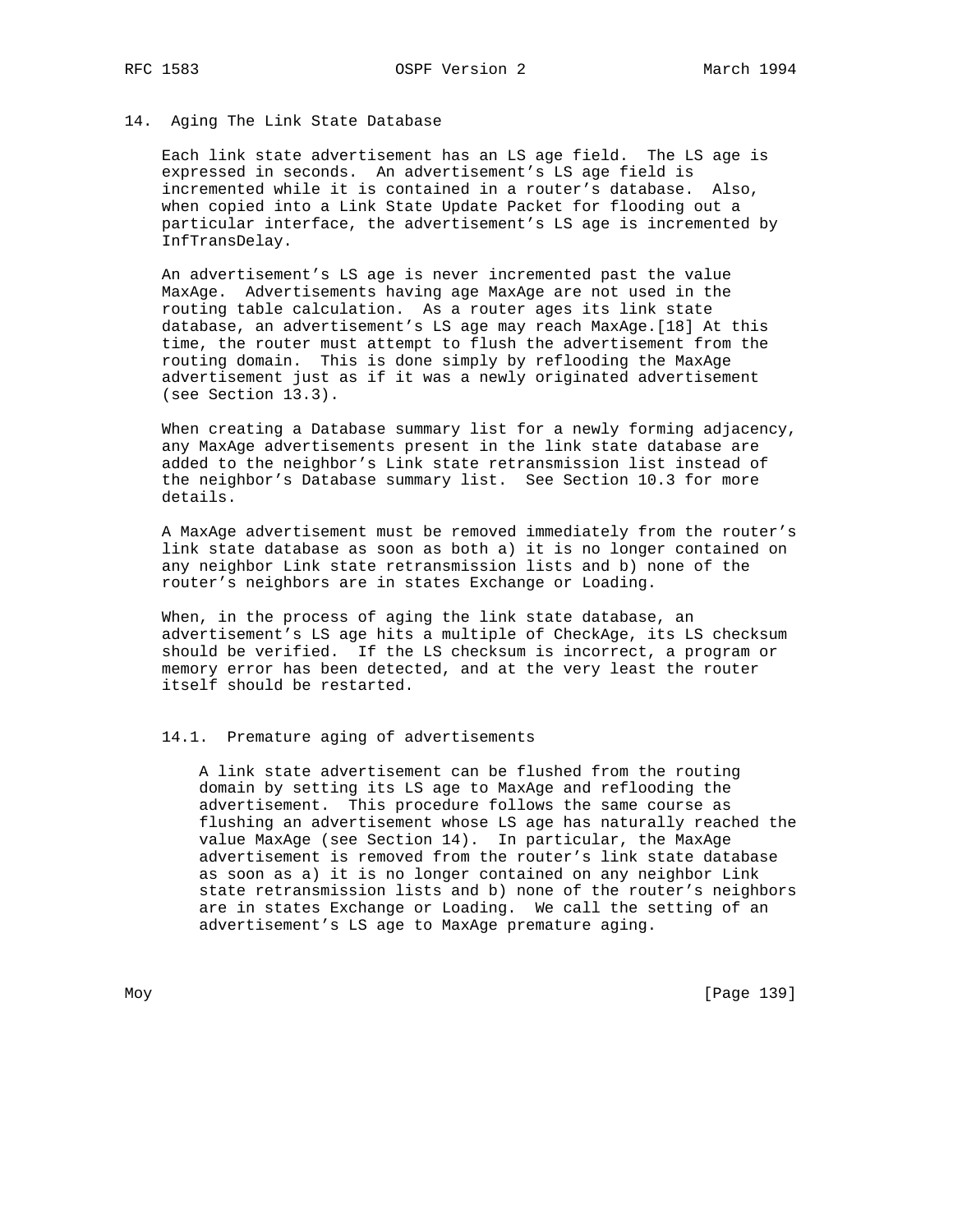## 14. Aging The Link State Database

Each link state advertisement has an LS age field. The LS age is expressed in seconds. An advertisement's LS age field is incremented while it is contained in a router's database. Also, when copied into a Link State Update Packet for flooding out a particular interface, the advertisement's LS age is incremented by InfTransDelay.

An advertisement's LS age is never incremented past the value MaxAge. Advertisements having age MaxAge are not used in the routing table calculation. As a router ages its link state database, an advertisement's LS age may reach MaxAge.[18] At this time, the router must attempt to flush the advertisement from the routing domain. This is done simply by reflooding the MaxAge advertisement just as if it was a newly originated advertisement (see Section 13.3).

When creating a Database summary list for a newly forming adjacency, any MaxAge advertisements present in the link state database are added to the neighbor's Link state retransmission list instead of the neighbor's Database summary list. See Section 10.3 for more details.

A MaxAge advertisement must be removed immediately from the router's link state database as soon as both a) it is no longer contained on any neighbor Link state retransmission lists and b) none of the router's neighbors are in states Exchange or Loading.

When, in the process of aging the link state database, an advertisement's LS age hits a multiple of CheckAge, its LS checksum should be verified. If the LS checksum is incorrect, a program or memory error has been detected, and at the very least the router itself should be restarted.

### 14.1. Premature aging of advertisements

A link state advertisement can be flushed from the routing domain by setting its LS age to MaxAge and reflooding the advertisement. This procedure follows the same course as flushing an advertisement whose LS age has naturally reached the value MaxAge (see Section 14). In particular, the MaxAge advertisement is removed from the router's link state database as soon as a) it is no longer contained on any neighbor Link state retransmission lists and b) none of the router's neighbors are in states Exchange or Loading. We call the setting of an advertisement's LS age to MaxAge premature aging.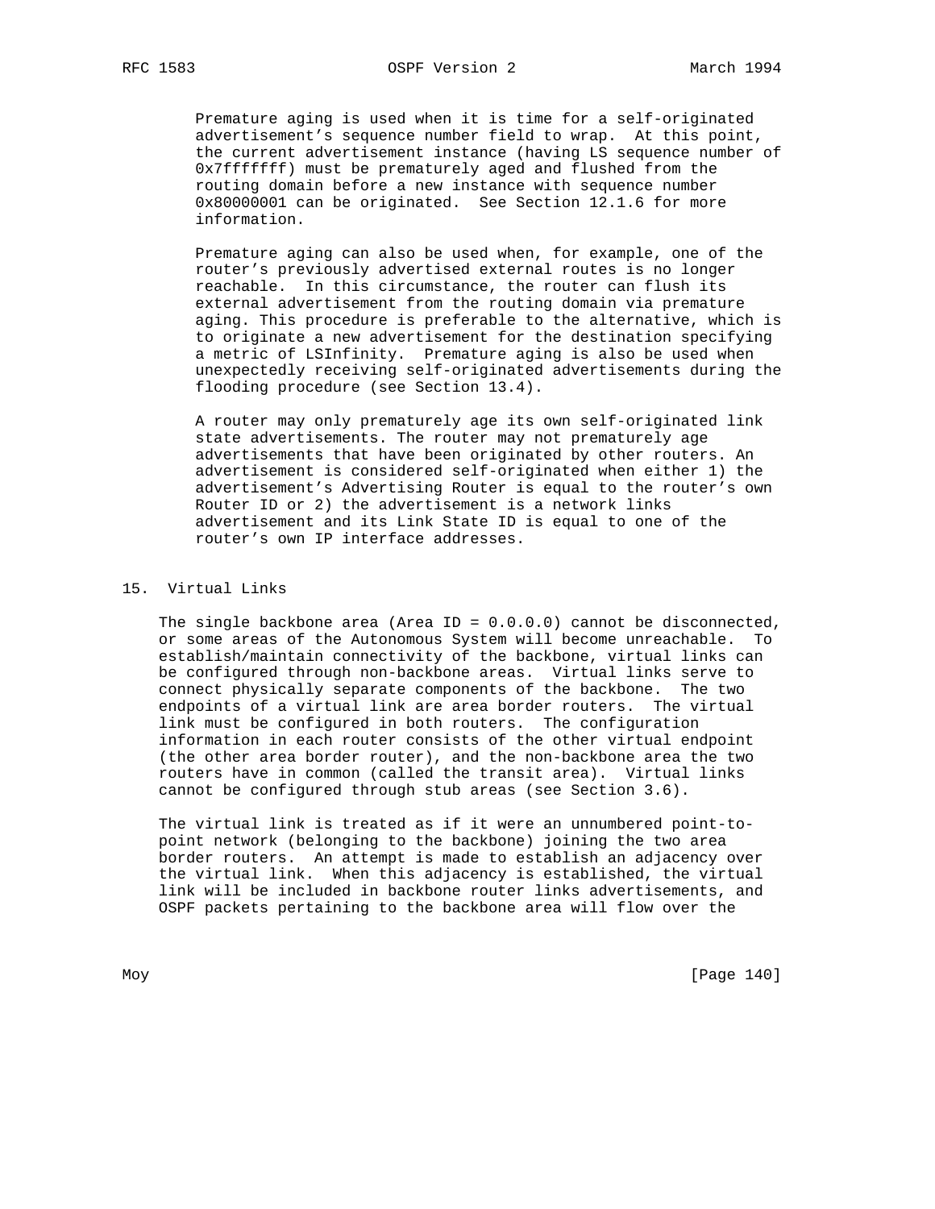Premature aging is used when it is time for a self-originated advertisement's sequence number field to wrap. At this point, the current advertisement instance (having LS sequence number of 0x7fffffff) must be prematurely aged and flushed from the routing domain before a new instance with sequence number 0x80000001 can be originated. See Section 12.1.6 for more information.

Premature aging can also be used when, for example, one of the router's previously advertised external routes is no longer reachable. In this circumstance, the router can flush its external advertisement from the routing domain via premature aging. This procedure is preferable to the alternative, which is to originate a new advertisement for the destination specifying a metric of LSInfinity. Premature aging is also be used when unexpectedly receiving self-originated advertisements during the flooding procedure (see Section 13.4).

A router may only prematurely age its own self-originated link state advertisements. The router may not prematurely age advertisements that have been originated by other routers. An advertisement is considered self-originated when either 1) the advertisement's Advertising Router is equal to the router's own Router ID or 2) the advertisement is a network links advertisement and its Link State ID is equal to one of the router's own IP interface addresses.

## 15. Virtual Links

The single backbone area (Area ID = 0.0.0.0) cannot be disconnected, or some areas of the Autonomous System will become unreachable. To establish/maintain connectivity of the backbone, virtual links can be configured through non-backbone areas. Virtual links serve to connect physically separate components of the backbone. The two endpoints of a virtual link are area border routers. The virtual link must be configured in both routers. The configuration information in each router consists of the other virtual endpoint (the other area border router), and the non-backbone area the two routers have in common (called the transit area). Virtual links cannot be configured through stub areas (see Section 3.6).

The virtual link is treated as if it were an unnumbered point-to-point network (belonging to the backbone) joining the two area border routers. An attempt is made to establish an adjacency over the virtual link. When this adjacency is established, the virtual link will be included in backbone router links advertisements, and OSPF packets pertaining to the backbone area will flow over the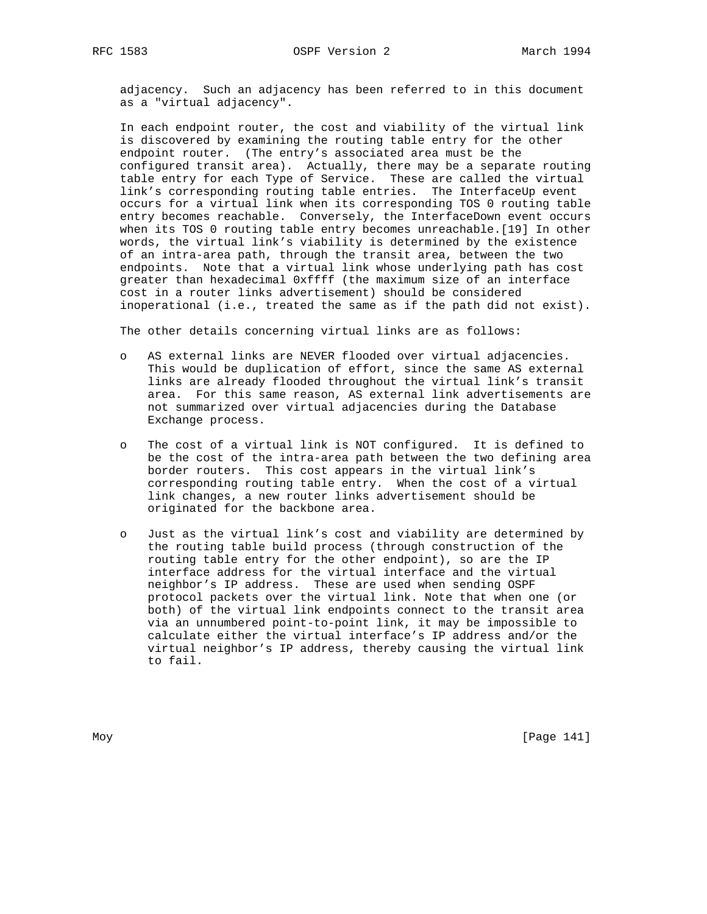adjacency. Such an adjacency has been referred to in this document as a "virtual adjacency".

In each endpoint router, the cost and viability of the virtual link is discovered by examining the routing table entry for the other endpoint router. (The entry's associated area must be the configured transit area). Actually, there may be a separate routing table entry for each Type of Service. These are called the virtual link's corresponding routing table entries. The InterfaceUp event occurs for a virtual link when its corresponding TOS 0 routing table entry becomes reachable. Conversely, the InterfaceDown event occurs when its TOS 0 routing table entry becomes unreachable.[19] In other words, the virtual link's viability is determined by the existence of an intra-area path, through the transit area, between the two endpoints. Note that a virtual link whose underlying path has cost greater than hexadecimal 0xffff (the maximum size of an interface cost in a router links advertisement) should be considered inoperational (i.e., treated the same as if the path did not exist).

The other details concerning virtual links are as follows:

- AS external links are NEVER flooded over virtual adjacencies. This would be duplication of effort, since the same AS external links are already flooded throughout the virtual link's transit area. For this same reason, AS external link advertisements are not summarized over virtual adjacencies during the Database Exchange process.

- The cost of a virtual link is NOT configured. It is defined to be the cost of the intra-area path between the two defining area border routers. This cost appears in the virtual link's corresponding routing table entry. When the cost of a virtual link changes, a new router links advertisement should be originated for the backbone area.

- Just as the virtual link's cost and viability are determined by the routing table build process (through construction of the routing table entry for the other endpoint), so are the IP interface address for the virtual interface and the virtual neighbor's IP address. These are used when sending OSPF protocol packets over the virtual link. Note that when one (or both) of the virtual link endpoints connect to the transit area via an unnumbered point-to-point link, it may be impossible to calculate either the virtual interface's IP address and/or the virtual neighbor's IP address, thereby causing the virtual link to fail.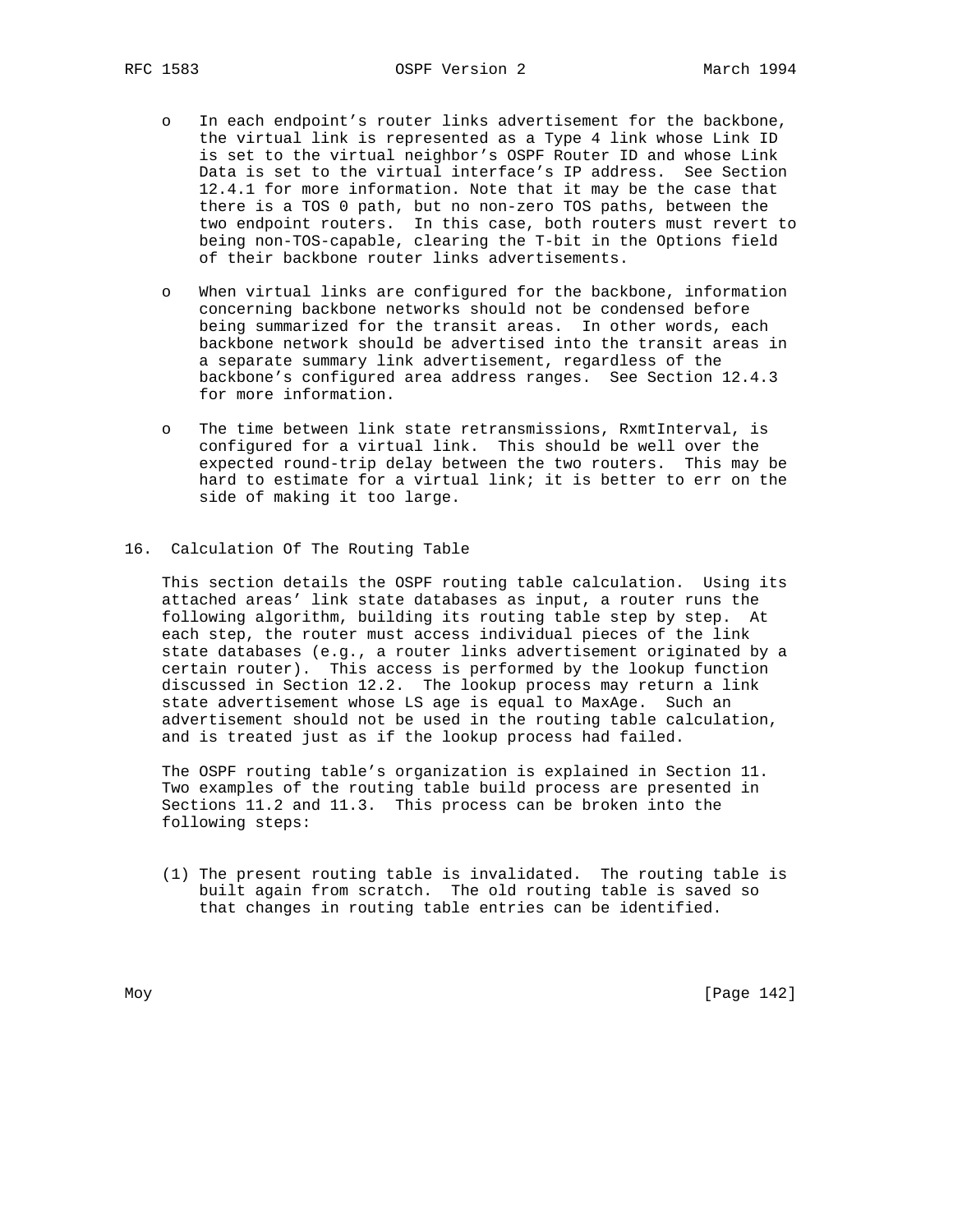- In each endpoint's router links advertisement for the backbone, the virtual link is represented as a Type 4 link whose Link ID is set to the virtual neighbor's OSPF Router ID and whose Link Data is set to the virtual interface's IP address. See Section 12.4.1 for more information. Note that it may be the case that there is a TOS 0 path, but no non-zero TOS paths, between the two endpoint routers. In this case, both routers must revert to being non-TOS-capable, clearing the T-bit in the Options field of their backbone router links advertisements.

- When virtual links are configured for the backbone, information concerning backbone networks should not be condensed before being summarized for the transit areas. In other words, each backbone network should be advertised into the transit areas in a separate summary link advertisement, regardless of the backbone's configured area address ranges. See Section 12.4.3 for more information.

- The time between link state retransmissions, RxmtInterval, is configured for a virtual link. This should be well over the expected round-trip delay between the two routers. This may be hard to estimate for a virtual link; it is better to err on the side of making it too large.

## 16. Calculation Of The Routing Table

This section details the OSPF routing table calculation. Using its attached areas' link state databases as input, a router runs the following algorithm, building its routing table step by step. At each step, the router must access individual pieces of the link state databases (e.g., a router links advertisement originated by a certain router). This access is performed by the lookup function discussed in Section 12.2. The lookup process may return a link state advertisement whose LS age is equal to MaxAge. Such an advertisement should not be used in the routing table calculation, and is treated just as if the lookup process had failed.

The OSPF routing table's organization is explained in Section 11. Two examples of the routing table build process are presented in Sections 11.2 and 11.3. This process can be broken into the following steps:

(1) The present routing table is invalidated. The routing table is built again from scratch. The old routing table is saved so that changes in routing table entries can be identified.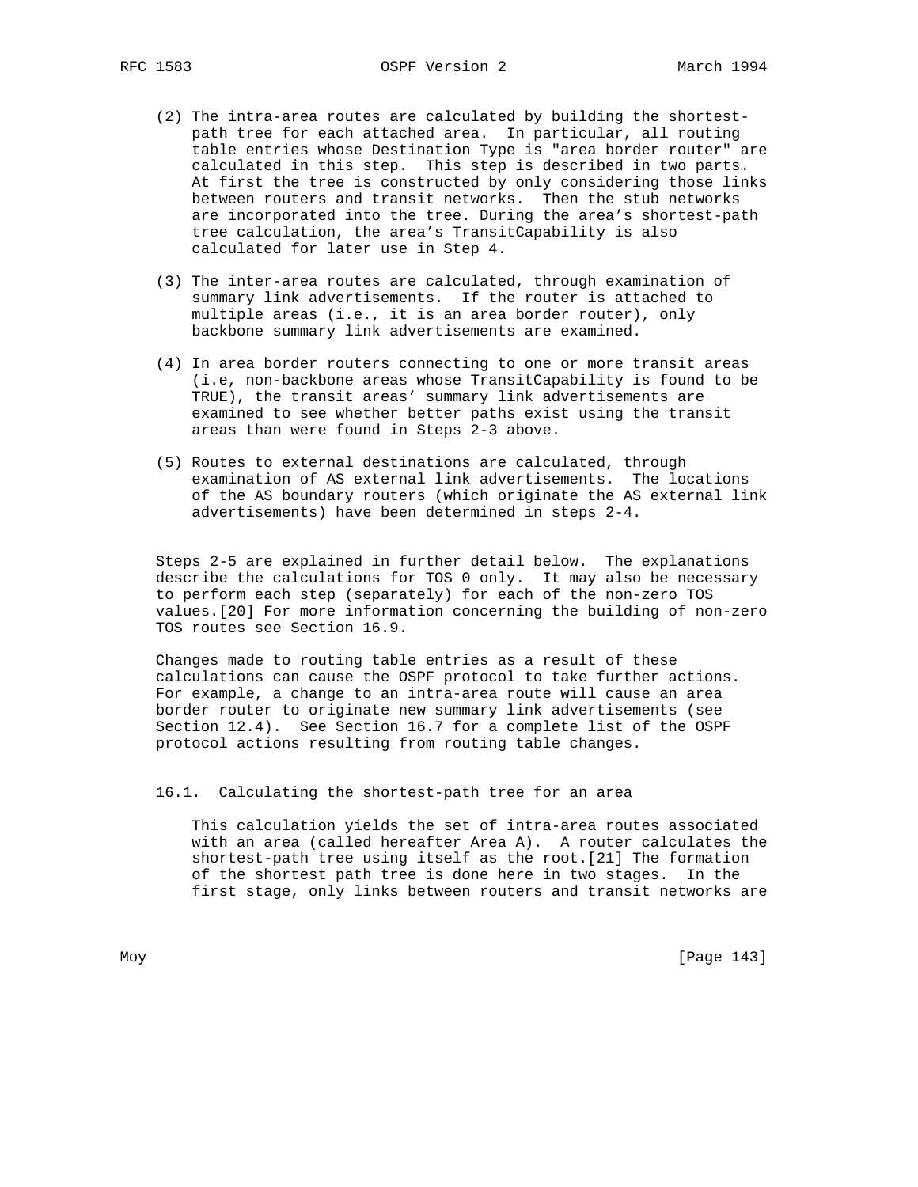(2) The intra-area routes are calculated by building the shortest-path tree for each attached area. In particular, all routing table entries whose Destination Type is "area border router" are calculated in this step. This step is described in two parts. At first the tree is constructed by only considering those links between routers and transit networks. Then the stub networks are incorporated into the tree. During the area's shortest-path tree calculation, the area's TransitCapability is also calculated for later use in Step 4.

(3) The inter-area routes are calculated, through examination of summary link advertisements. If the router is attached to multiple areas (i.e., it is an area border router), only backbone summary link advertisements are examined.

(4) In area border routers connecting to one or more transit areas (i.e, non-backbone areas whose TransitCapability is found to be TRUE), the transit areas' summary link advertisements are examined to see whether better paths exist using the transit areas than were found in Steps 2-3 above.

(5) Routes to external destinations are calculated, through examination of AS external link advertisements. The locations of the AS boundary routers (which originate the AS external link advertisements) have been determined in steps 2-4.

Steps 2-5 are explained in further detail below. The explanations describe the calculations for TOS 0 only. It may also be necessary to perform each step (separately) for each of the non-zero TOS values.[20] For more information concerning the building of non-zero TOS routes see Section 16.9.

Changes made to routing table entries as a result of these calculations can cause the OSPF protocol to take further actions. For example, a change to an intra-area route will cause an area border router to originate new summary link advertisements (see Section 12.4). See Section 16.7 for a complete list of the OSPF protocol actions resulting from routing table changes.

### 16.1. Calculating the shortest-path tree for an area

This calculation yields the set of intra-area routes associated with an area (called hereafter Area A). A router calculates the shortest-path tree using itself as the root.[21] The formation of the shortest path tree is done here in two stages. In the first stage, only links between routers and transit networks are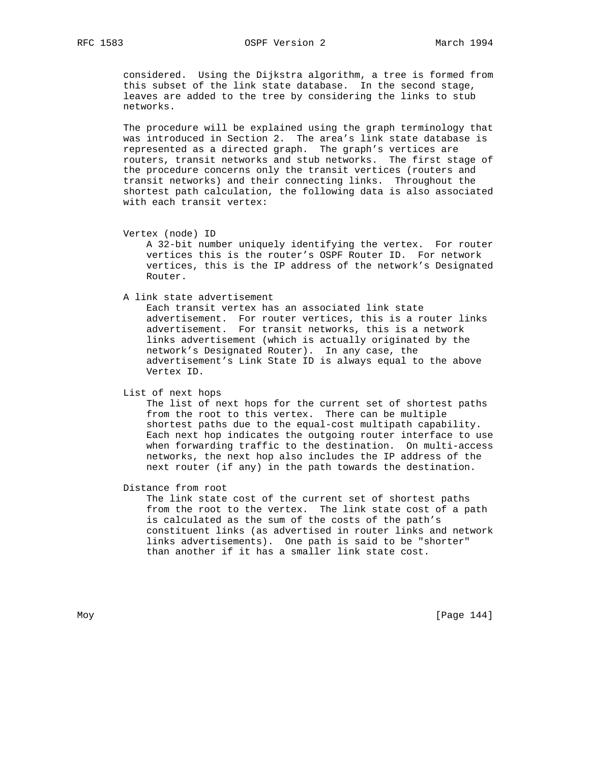considered. Using the Dijkstra algorithm, a tree is formed from this subset of the link state database. In the second stage, leaves are added to the tree by considering the links to stub networks.

The procedure will be explained using the graph terminology that was introduced in Section 2. The area's link state database is represented as a directed graph. The graph's vertices are routers, transit networks and stub networks. The first stage of the procedure concerns only the transit vertices (routers and transit networks) and their connecting links. Throughout the shortest path calculation, the following data is also associated with each transit vertex:

Vertex (node) ID
: A 32-bit number uniquely identifying the vertex. For router vertices this is the router's OSPF Router ID. For network vertices, this is the IP address of the network's Designated Router.

A link state advertisement
: Each transit vertex has an associated link state advertisement. For router vertices, this is a router links advertisement. For transit networks, this is a network links advertisement (which is actually originated by the network's Designated Router). In any case, the advertisement's Link State ID is always equal to the above Vertex ID.

List of next hops
: The list of next hops for the current set of shortest paths from the root to this vertex. There can be multiple shortest paths due to the equal-cost multipath capability. Each next hop indicates the outgoing router interface to use when forwarding traffic to the destination. On multi-access networks, the next hop also includes the IP address of the next router (if any) in the path towards the destination.

Distance from root
: The link state cost of the current set of shortest paths from the root to the vertex. The link state cost of a path is calculated as the sum of the costs of the path's constituent links (as advertised in router links and network links advertisements). One path is said to be "shorter" than another if it has a smaller link state cost.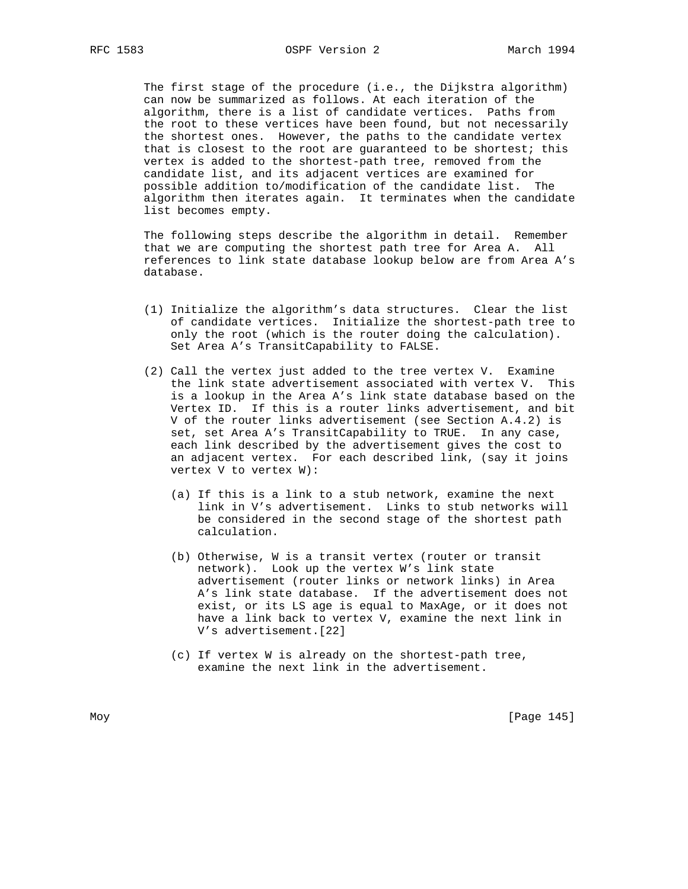The first stage of the procedure (i.e., the Dijkstra algorithm) can now be summarized as follows. At each iteration of the algorithm, there is a list of candidate vertices. Paths from the root to these vertices have been found, but not necessarily the shortest ones. However, the paths to the candidate vertex that is closest to the root are guaranteed to be shortest; this vertex is added to the shortest-path tree, removed from the candidate list, and its adjacent vertices are examined for possible addition to/modification of the candidate list. The algorithm then iterates again. It terminates when the candidate list becomes empty.

The following steps describe the algorithm in detail. Remember that we are computing the shortest path tree for Area A. All references to link state database lookup below are from Area A's database.

(1) Initialize the algorithm's data structures. Clear the list of candidate vertices. Initialize the shortest-path tree to only the root (which is the router doing the calculation). Set Area A's TransitCapability to FALSE.

(2) Call the vertex just added to the tree vertex V. Examine the link state advertisement associated with vertex V. This is a lookup in the Area A's link state database based on the Vertex ID. If this is a router links advertisement, and bit V of the router links advertisement (see Section A.4.2) is set, set Area A's TransitCapability to TRUE. In any case, each link described by the advertisement gives the cost to an adjacent vertex. For each described link, (say it joins vertex V to vertex W):

   (a) If this is a link to a stub network, examine the next link in V's advertisement. Links to stub networks will be considered in the second stage of the shortest path calculation.

   (b) Otherwise, W is a transit vertex (router or transit network). Look up the vertex W's link state advertisement (router links or network links) in Area A's link state database. If the advertisement does not exist, or its LS age is equal to MaxAge, or it does not have a link back to vertex V, examine the next link in V's advertisement.[22]

   (c) If vertex W is already on the shortest-path tree, examine the next link in the advertisement.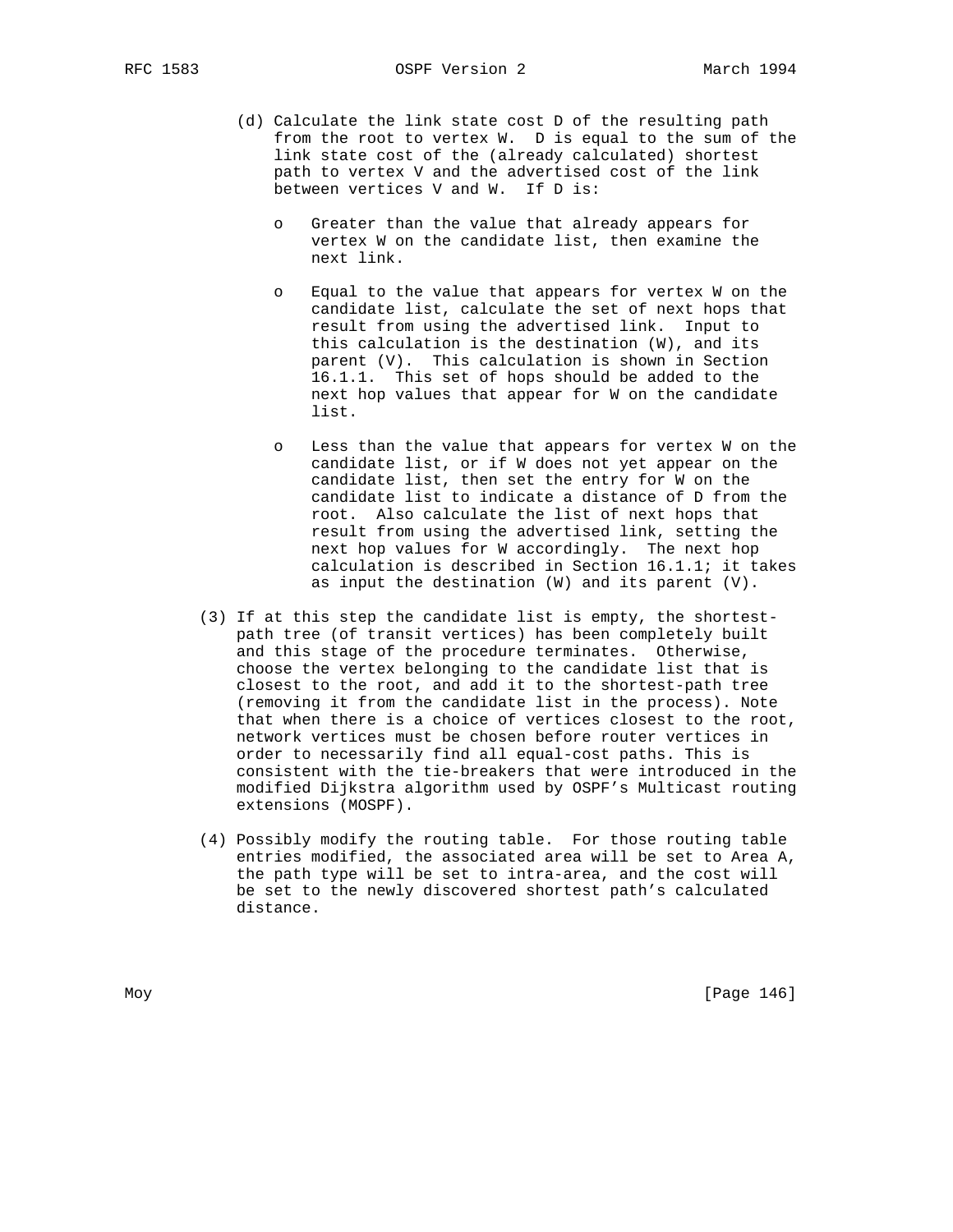(d) Calculate the link state cost D of the resulting path from the root to vertex W. D is equal to the sum of the link state cost of the (already calculated) shortest path to vertex V and the advertised cost of the link between vertices V and W. If D is:

- Greater than the value that already appears for vertex W on the candidate list, then examine the next link.

- Equal to the value that appears for vertex W on the candidate list, calculate the set of next hops that result from using the advertised link. Input to this calculation is the destination (W), and its parent (V). This calculation is shown in Section 16.1.1. This set of hops should be added to the next hop values that appear for W on the candidate list.

- Less than the value that appears for vertex W on the candidate list, or if W does not yet appear on the candidate list, then set the entry for W on the candidate list to indicate a distance of D from the root. Also calculate the list of next hops that result from using the advertised link, setting the next hop values for W accordingly. The next hop calculation is described in Section 16.1.1; it takes as input the destination (W) and its parent (V).

(3) If at this step the candidate list is empty, the shortest-path tree (of transit vertices) has been completely built and this stage of the procedure terminates. Otherwise, choose the vertex belonging to the candidate list that is closest to the root, and add it to the shortest-path tree (removing it from the candidate list in the process). Note that when there is a choice of vertices closest to the root, network vertices must be chosen before router vertices in order to necessarily find all equal-cost paths. This is consistent with the tie-breakers that were introduced in the modified Dijkstra algorithm used by OSPF's Multicast routing extensions (MOSPF).

(4) Possibly modify the routing table. For those routing table entries modified, the associated area will be set to Area A, the path type will be set to intra-area, and the cost will be set to the newly discovered shortest path's calculated distance.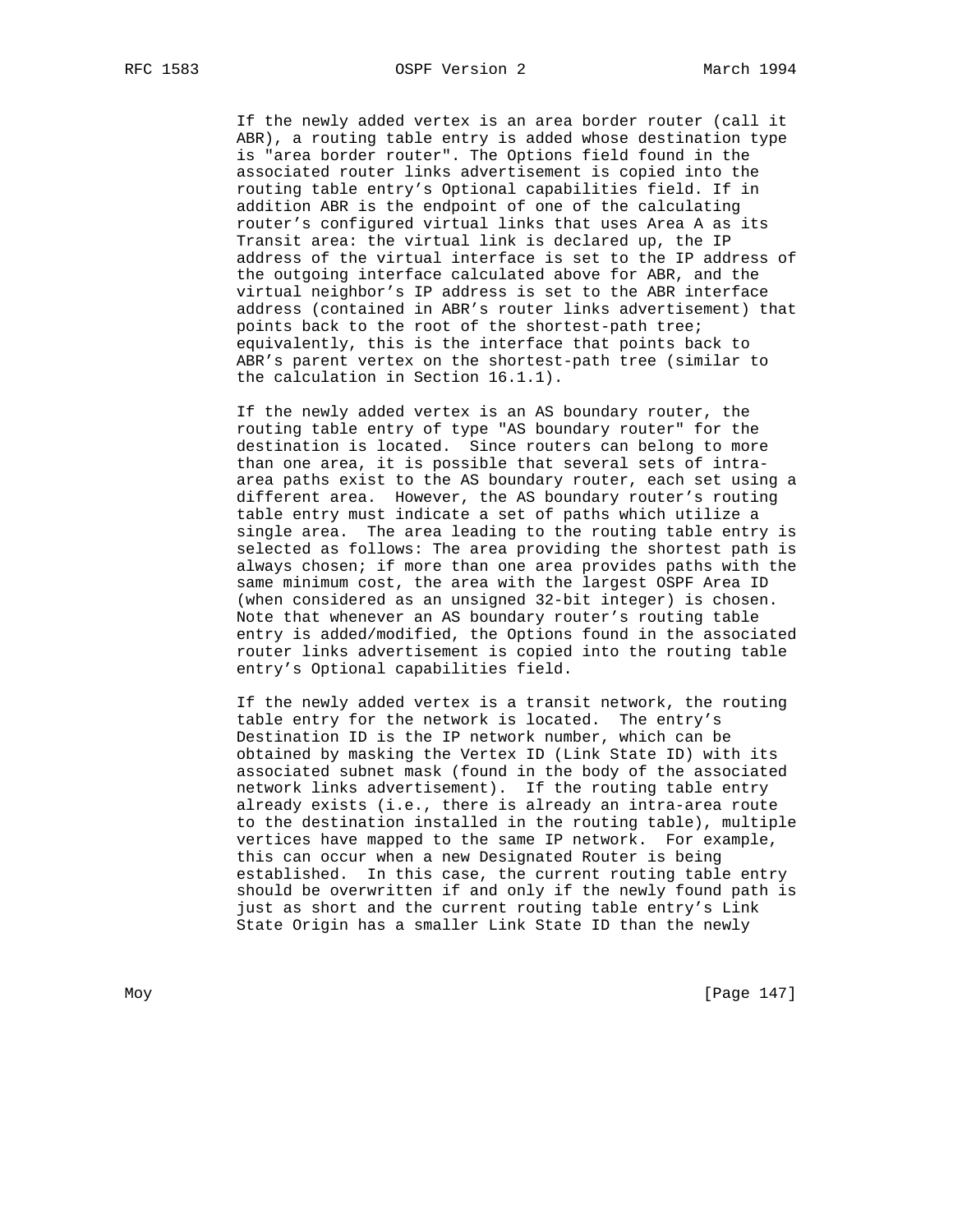If the newly added vertex is an area border router (call it ABR), a routing table entry is added whose destination type is "area border router". The Options field found in the associated router links advertisement is copied into the routing table entry's Optional capabilities field. If in addition ABR is the endpoint of one of the calculating router's configured virtual links that uses Area A as its Transit area: the virtual link is declared up, the IP address of the virtual interface is set to the IP address of the outgoing interface calculated above for ABR, and the virtual neighbor's IP address is set to the ABR interface address (contained in ABR's router links advertisement) that points back to the root of the shortest-path tree; equivalently, this is the interface that points back to ABR's parent vertex on the shortest-path tree (similar to the calculation in Section 16.1.1).

If the newly added vertex is an AS boundary router, the routing table entry of type "AS boundary router" for the destination is located. Since routers can belong to more than one area, it is possible that several sets of intra-area paths exist to the AS boundary router, each set using a different area. However, the AS boundary router's routing table entry must indicate a set of paths which utilize a single area. The area leading to the routing table entry is selected as follows: The area providing the shortest path is always chosen; if more than one area provides paths with the same minimum cost, the area with the largest OSPF Area ID (when considered as an unsigned 32-bit integer) is chosen. Note that whenever an AS boundary router's routing table entry is added/modified, the Options found in the associated router links advertisement is copied into the routing table entry's Optional capabilities field.

If the newly added vertex is a transit network, the routing table entry for the network is located. The entry's Destination ID is the IP network number, which can be obtained by masking the Vertex ID (Link State ID) with its associated subnet mask (found in the body of the associated network links advertisement). If the routing table entry already exists (i.e., there is already an intra-area route to the destination installed in the routing table), multiple vertices have mapped to the same IP network. For example, this can occur when a new Designated Router is being established. In this case, the current routing table entry should be overwritten if and only if the newly found path is just as short and the current routing table entry's Link State Origin has a smaller Link State ID than the newly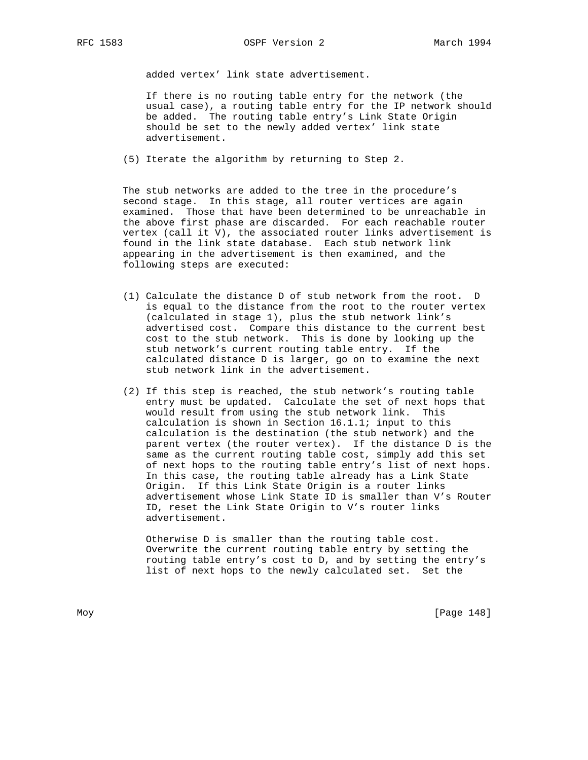added vertex' link state advertisement.

If there is no routing table entry for the network (the usual case), a routing table entry for the IP network should be added. The routing table entry's Link State Origin should be set to the newly added vertex' link state advertisement.

(5) Iterate the algorithm by returning to Step 2.

The stub networks are added to the tree in the procedure's second stage. In this stage, all router vertices are again examined. Those that have been determined to be unreachable in the above first phase are discarded. For each reachable router vertex (call it V), the associated router links advertisement is found in the link state database. Each stub network link appearing in the advertisement is then examined, and the following steps are executed:

(1) Calculate the distance D of stub network from the root. D is equal to the distance from the root to the router vertex (calculated in stage 1), plus the stub network link's advertised cost. Compare this distance to the current best cost to the stub network. This is done by looking up the stub network's current routing table entry. If the calculated distance D is larger, go on to examine the next stub network link in the advertisement.

(2) If this step is reached, the stub network's routing table entry must be updated. Calculate the set of next hops that would result from using the stub network link. This calculation is shown in Section 16.1.1; input to this calculation is the destination (the stub network) and the parent vertex (the router vertex). If the distance D is the same as the current routing table cost, simply add this set of next hops to the routing table entry's list of next hops. In this case, the routing table already has a Link State Origin. If this Link State Origin is a router links advertisement whose Link State ID is smaller than V's Router ID, reset the Link State Origin to V's router links advertisement.

    Otherwise D is smaller than the routing table cost. Overwrite the current routing table entry by setting the routing table entry's cost to D, and by setting the entry's list of next hops to the newly calculated set. Set the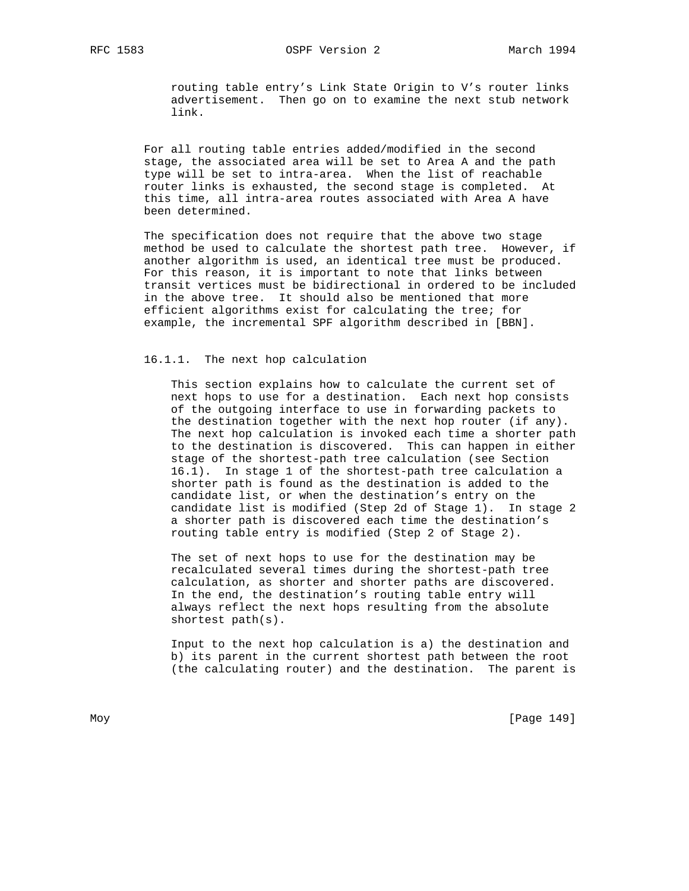routing table entry's Link State Origin to V's router links advertisement. Then go on to examine the next stub network link.

For all routing table entries added/modified in the second stage, the associated area will be set to Area A and the path type will be set to intra-area. When the list of reachable router links is exhausted, the second stage is completed. At this time, all intra-area routes associated with Area A have been determined.

The specification does not require that the above two stage method be used to calculate the shortest path tree. However, if another algorithm is used, an identical tree must be produced. For this reason, it is important to note that links between transit vertices must be bidirectional in ordered to be included in the above tree. It should also be mentioned that more efficient algorithms exist for calculating the tree; for example, the incremental SPF algorithm described in [BBN].

#### 16.1.1. The next hop calculation

This section explains how to calculate the current set of next hops to use for a destination. Each next hop consists of the outgoing interface to use in forwarding packets to the destination together with the next hop router (if any). The next hop calculation is invoked each time a shorter path to the destination is discovered. This can happen in either stage of the shortest-path tree calculation (see Section 16.1). In stage 1 of the shortest-path tree calculation a shorter path is found as the destination is added to the candidate list, or when the destination's entry on the candidate list is modified (Step 2d of Stage 1). In stage 2 a shorter path is discovered each time the destination's routing table entry is modified (Step 2 of Stage 2).

The set of next hops to use for the destination may be recalculated several times during the shortest-path tree calculation, as shorter and shorter paths are discovered. In the end, the destination's routing table entry will always reflect the next hops resulting from the absolute shortest path(s).

Input to the next hop calculation is a) the destination and b) its parent in the current shortest path between the root (the calculating router) and the destination. The parent is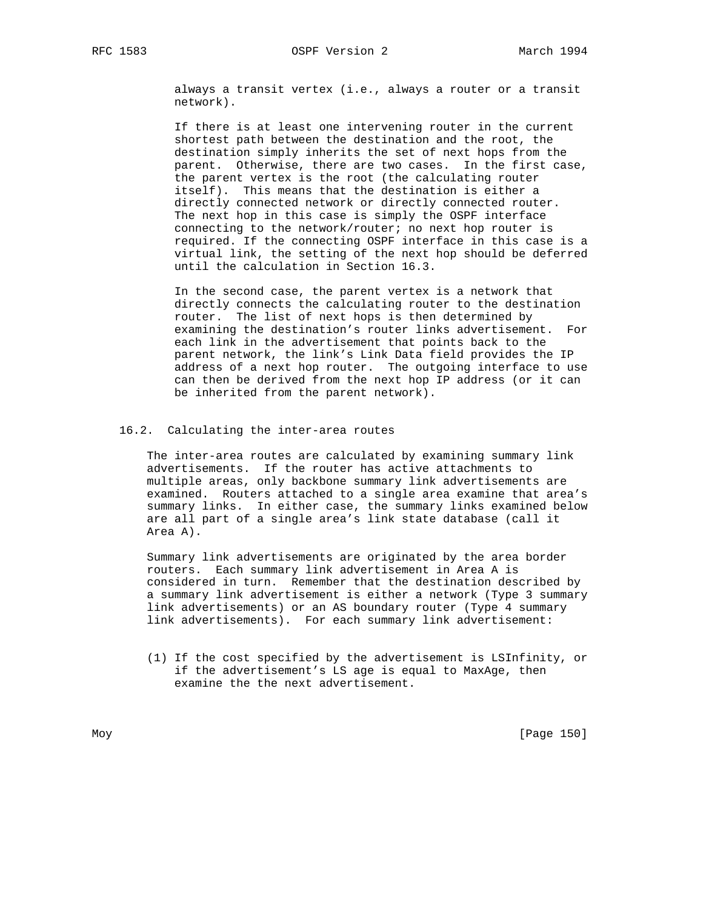always a transit vertex (i.e., always a router or a transit network).

If there is at least one intervening router in the current shortest path between the destination and the root, the destination simply inherits the set of next hops from the parent. Otherwise, there are two cases. In the first case, the parent vertex is the root (the calculating router itself). This means that the destination is either a directly connected network or directly connected router. The next hop in this case is simply the OSPF interface connecting to the network/router; no next hop router is required. If the connecting OSPF interface in this case is a virtual link, the setting of the next hop should be deferred until the calculation in Section 16.3.

In the second case, the parent vertex is a network that directly connects the calculating router to the destination router. The list of next hops is then determined by examining the destination's router links advertisement. For each link in the advertisement that points back to the parent network, the link's Link Data field provides the IP address of a next hop router. The outgoing interface to use can then be derived from the next hop IP address (or it can be inherited from the parent network).

### 16.2. Calculating the inter-area routes

The inter-area routes are calculated by examining summary link advertisements. If the router has active attachments to multiple areas, only backbone summary link advertisements are examined. Routers attached to a single area examine that area's summary links. In either case, the summary links examined below are all part of a single area's link state database (call it Area A).

Summary link advertisements are originated by the area border routers. Each summary link advertisement in Area A is considered in turn. Remember that the destination described by a summary link advertisement is either a network (Type 3 summary link advertisements) or an AS boundary router (Type 4 summary link advertisements). For each summary link advertisement:

(1) If the cost specified by the advertisement is LSInfinity, or if the advertisement's LS age is equal to MaxAge, then examine the the next advertisement.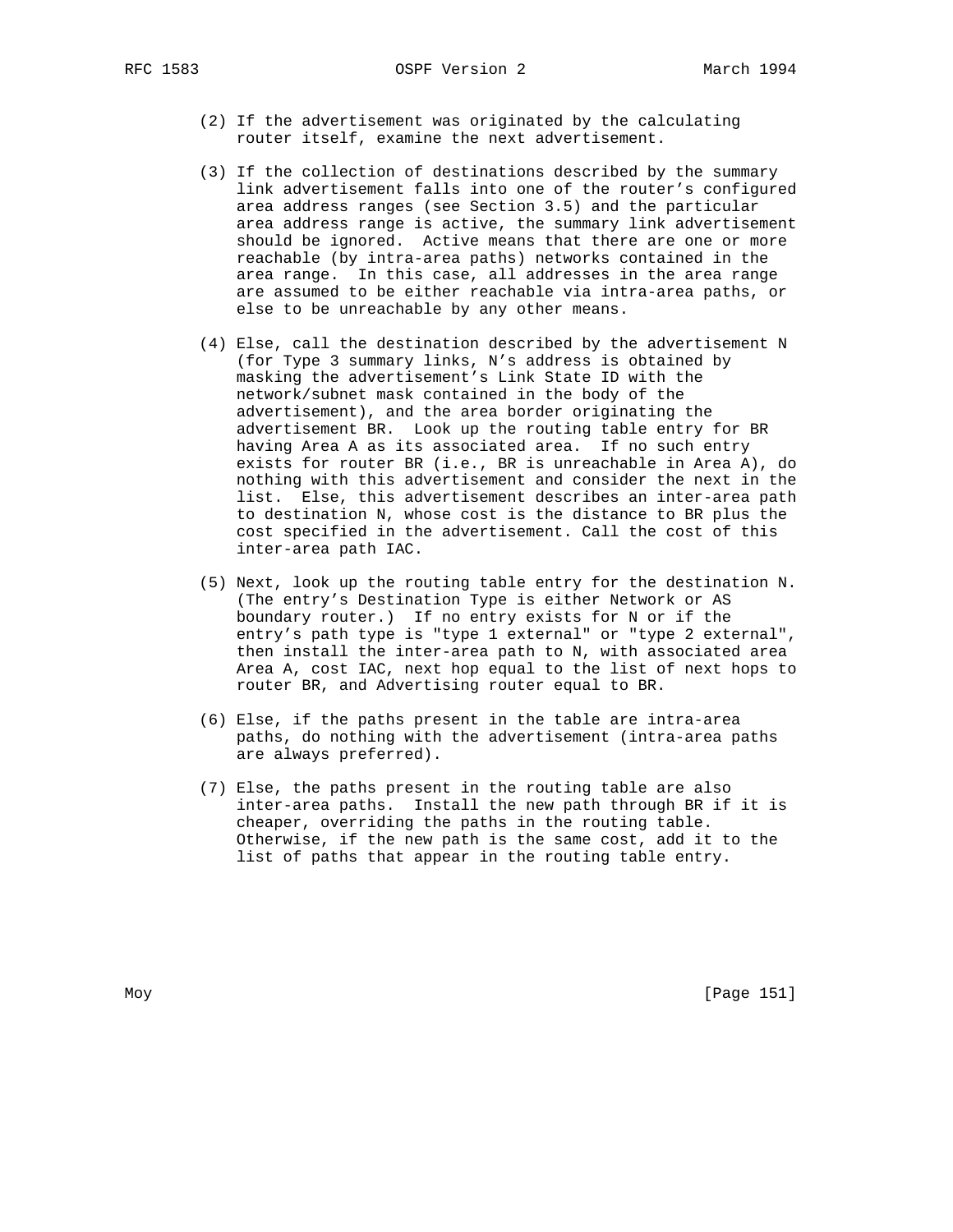(2) If the advertisement was originated by the calculating router itself, examine the next advertisement.

(3) If the collection of destinations described by the summary link advertisement falls into one of the router's configured area address ranges (see Section 3.5) and the particular area address range is active, the summary link advertisement should be ignored. Active means that there are one or more reachable (by intra-area paths) networks contained in the area range. In this case, all addresses in the area range are assumed to be either reachable via intra-area paths, or else to be unreachable by any other means.

(4) Else, call the destination described by the advertisement N (for Type 3 summary links, N's address is obtained by masking the advertisement's Link State ID with the network/subnet mask contained in the body of the advertisement), and the area border originating the advertisement BR. Look up the routing table entry for BR having Area A as its associated area. If no such entry exists for router BR (i.e., BR is unreachable in Area A), do nothing with this advertisement and consider the next in the list. Else, this advertisement describes an inter-area path to destination N, whose cost is the distance to BR plus the cost specified in the advertisement. Call the cost of this inter-area path IAC.

(5) Next, look up the routing table entry for the destination N. (The entry's Destination Type is either Network or AS boundary router.) If no entry exists for N or if the entry's path type is "type 1 external" or "type 2 external", then install the inter-area path to N, with associated area Area A, cost IAC, next hop equal to the list of next hops to router BR, and Advertising router equal to BR.

(6) Else, if the paths present in the table are intra-area paths, do nothing with the advertisement (intra-area paths are always preferred).

(7) Else, the paths present in the routing table are also inter-area paths. Install the new path through BR if it is cheaper, overriding the paths in the routing table. Otherwise, if the new path is the same cost, add it to the list of paths that appear in the routing table entry.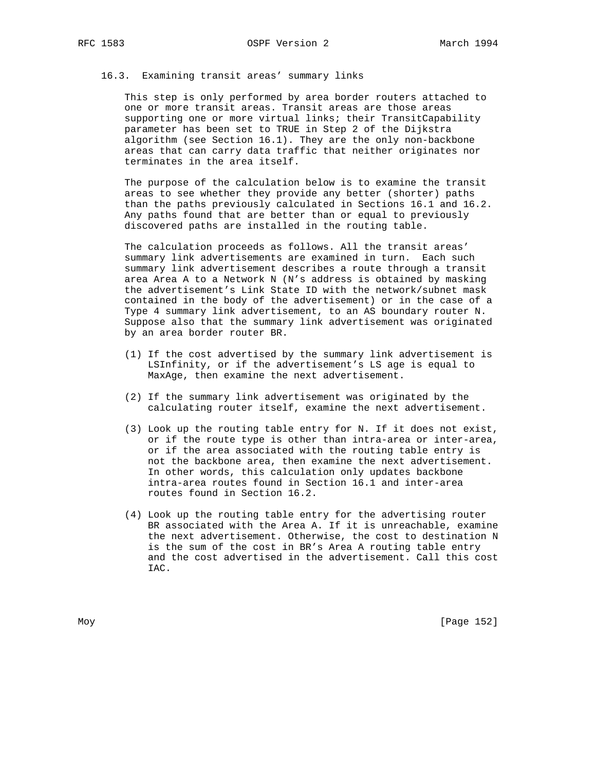### 16.3. Examining transit areas' summary links

This step is only performed by area border routers attached to one or more transit areas. Transit areas are those areas supporting one or more virtual links; their TransitCapability parameter has been set to TRUE in Step 2 of the Dijkstra algorithm (see Section 16.1). They are the only non-backbone areas that can carry data traffic that neither originates nor terminates in the area itself.

The purpose of the calculation below is to examine the transit areas to see whether they provide any better (shorter) paths than the paths previously calculated in Sections 16.1 and 16.2. Any paths found that are better than or equal to previously discovered paths are installed in the routing table.

The calculation proceeds as follows. All the transit areas' summary link advertisements are examined in turn. Each such summary link advertisement describes a route through a transit area Area A to a Network N (N's address is obtained by masking the advertisement's Link State ID with the network/subnet mask contained in the body of the advertisement) or in the case of a Type 4 summary link advertisement, to an AS boundary router N. Suppose also that the summary link advertisement was originated by an area border router BR.

(1) If the cost advertised by the summary link advertisement is LSInfinity, or if the advertisement's LS age is equal to MaxAge, then examine the next advertisement.

(2) If the summary link advertisement was originated by the calculating router itself, examine the next advertisement.

(3) Look up the routing table entry for N. If it does not exist, or if the route type is other than intra-area or inter-area, or if the area associated with the routing table entry is not the backbone area, then examine the next advertisement. In other words, this calculation only updates backbone intra-area routes found in Section 16.1 and inter-area routes found in Section 16.2.

(4) Look up the routing table entry for the advertising router BR associated with the Area A. If it is unreachable, examine the next advertisement. Otherwise, the cost to destination N is the sum of the cost in BR's Area A routing table entry and the cost advertised in the advertisement. Call this cost IAC.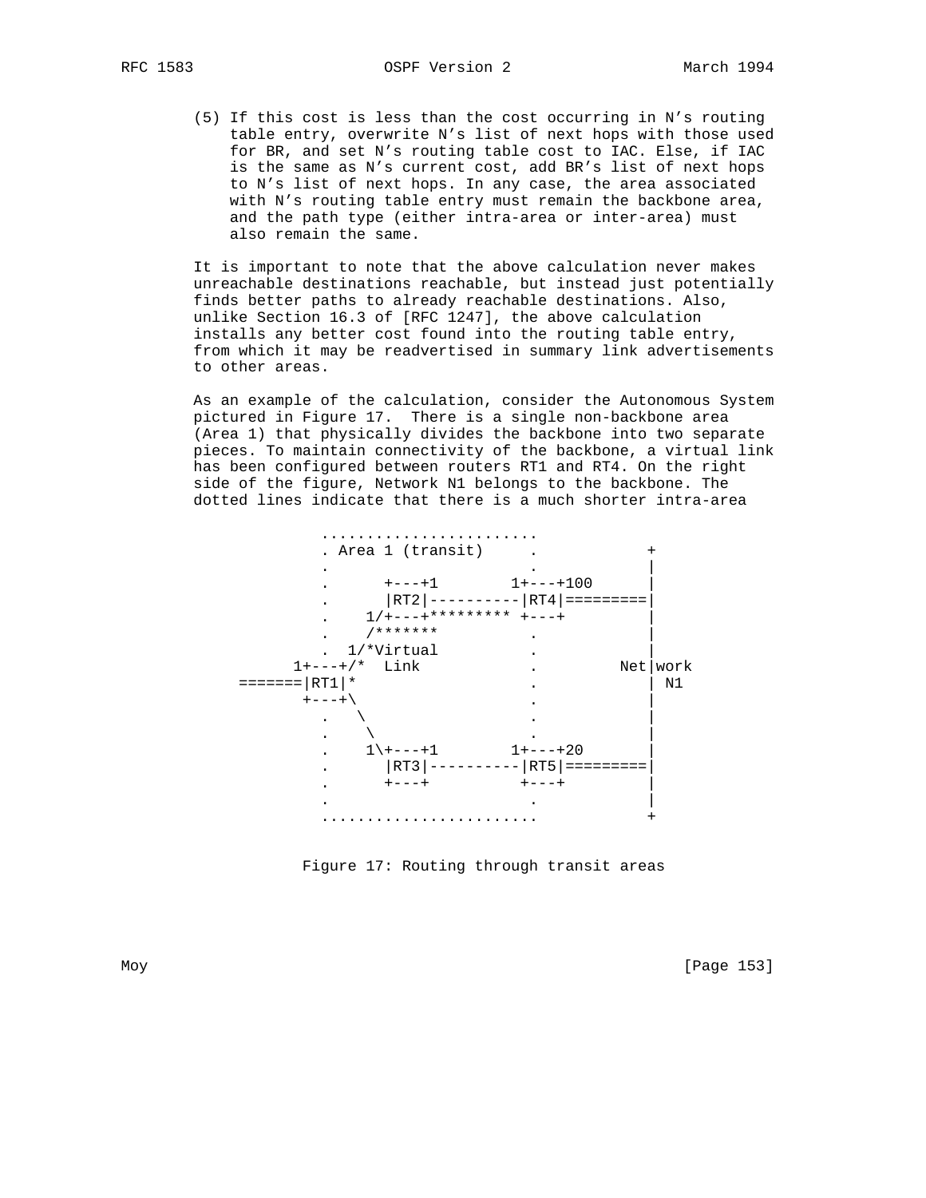(5) If this cost is less than the cost occurring in N's routing table entry, overwrite N's list of next hops with those used for BR, and set N's routing table cost to IAC. Else, if IAC is the same as N's current cost, add BR's list of next hops to N's list of next hops. In any case, the area associated with N's routing table entry must remain the backbone area, and the path type (either intra-area or inter-area) must also remain the same.

It is important to note that the above calculation never makes unreachable destinations reachable, but instead just potentially finds better paths to already reachable destinations. Also, unlike Section 16.3 of [RFC 1247], the above calculation installs any better cost found into the routing table entry, from which it may be readvertised in summary link advertisements to other areas.

As an example of the calculation, consider the Autonomous System pictured in Figure 17. There is a single non-backbone area (Area 1) that physically divides the backbone into two separate pieces. To maintain connectivity of the backbone, a virtual link has been configured between routers RT1 and RT4. On the right side of the figure, Network N1 belongs to the backbone. The dotted lines indicate that there is a much shorter intra-area

```
             ........................
             . Area 1 (transit)     .            +
             .                      .            |
             .      +---+1        1+---+100      |
             .      |RT2|----------|RT4|=========|
             .    1/+---+********* +---+         |
             .    /*******          .            |
             .  1/*Virtual          .            |
          1+---+/*  Link            .        Net|work
    =======|RT1|*                   .            | N1
           +---+\                   .            |
             .   \                  .            |
             .    \                 .            |
             .    1\+---+1        1+---+20       |
             .      |RT3|----------|RT5|=========|
             .      +---+          +---+         |
             .                      .            |
             ........................            +
```

Figure 17: Routing through transit areas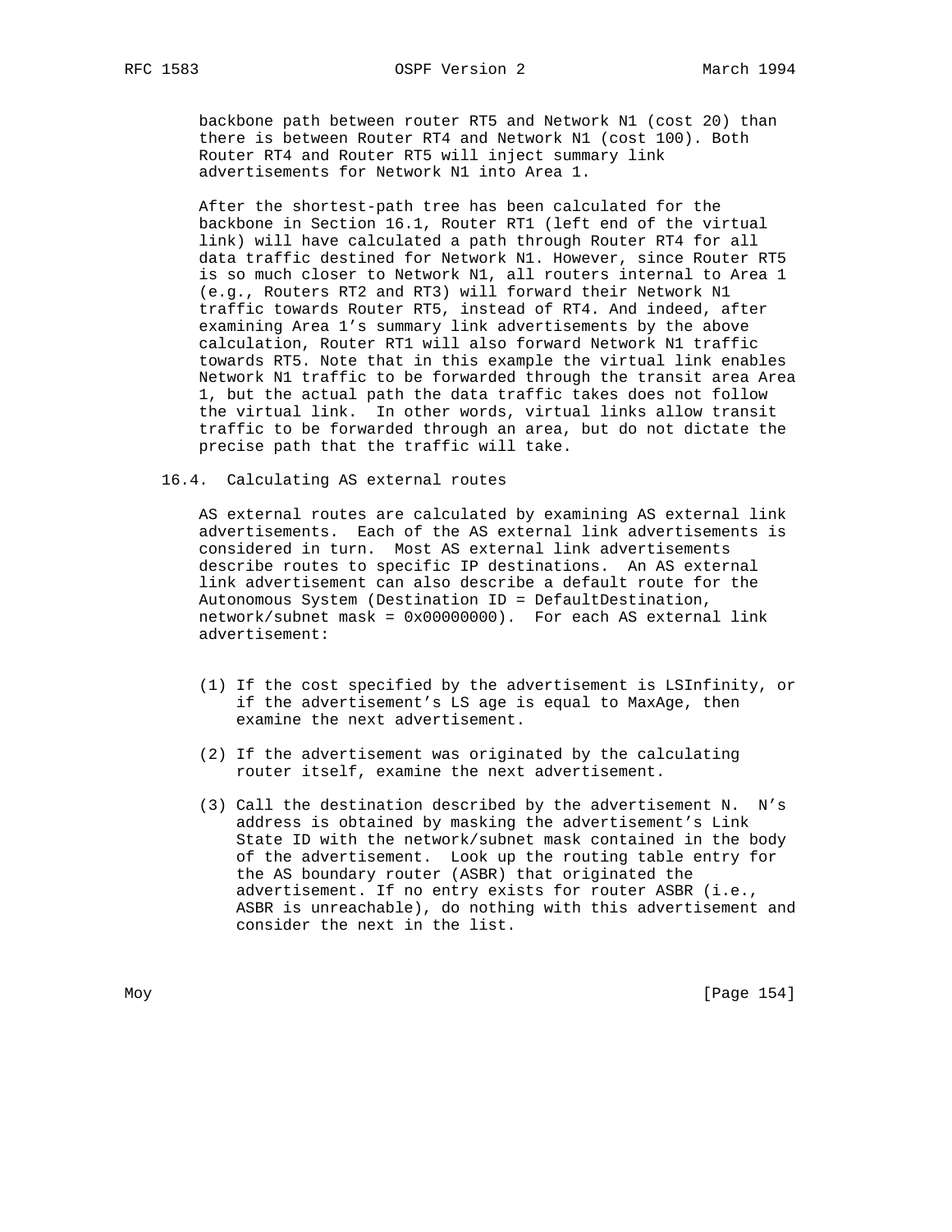backbone path between router RT5 and Network N1 (cost 20) than there is between Router RT4 and Network N1 (cost 100). Both Router RT4 and Router RT5 will inject summary link advertisements for Network N1 into Area 1.

After the shortest-path tree has been calculated for the backbone in Section 16.1, Router RT1 (left end of the virtual link) will have calculated a path through Router RT4 for all data traffic destined for Network N1. However, since Router RT5 is so much closer to Network N1, all routers internal to Area 1 (e.g., Routers RT2 and RT3) will forward their Network N1 traffic towards Router RT5, instead of RT4. And indeed, after examining Area 1's summary link advertisements by the above calculation, Router RT1 will also forward Network N1 traffic towards RT5. Note that in this example the virtual link enables Network N1 traffic to be forwarded through the transit area Area 1, but the actual path the data traffic takes does not follow the virtual link. In other words, virtual links allow transit traffic to be forwarded through an area, but do not dictate the precise path that the traffic will take.

### 16.4. Calculating AS external routes

AS external routes are calculated by examining AS external link advertisements. Each of the AS external link advertisements is considered in turn. Most AS external link advertisements describe routes to specific IP destinations. An AS external link advertisement can also describe a default route for the Autonomous System (Destination ID = DefaultDestination, network/subnet mask = 0x00000000). For each AS external link advertisement:

(1) If the cost specified by the advertisement is LSInfinity, or if the advertisement's LS age is equal to MaxAge, then examine the next advertisement.

(2) If the advertisement was originated by the calculating router itself, examine the next advertisement.

(3) Call the destination described by the advertisement N. N's address is obtained by masking the advertisement's Link State ID with the network/subnet mask contained in the body of the advertisement. Look up the routing table entry for the AS boundary router (ASBR) that originated the advertisement. If no entry exists for router ASBR (i.e., ASBR is unreachable), do nothing with this advertisement and consider the next in the list.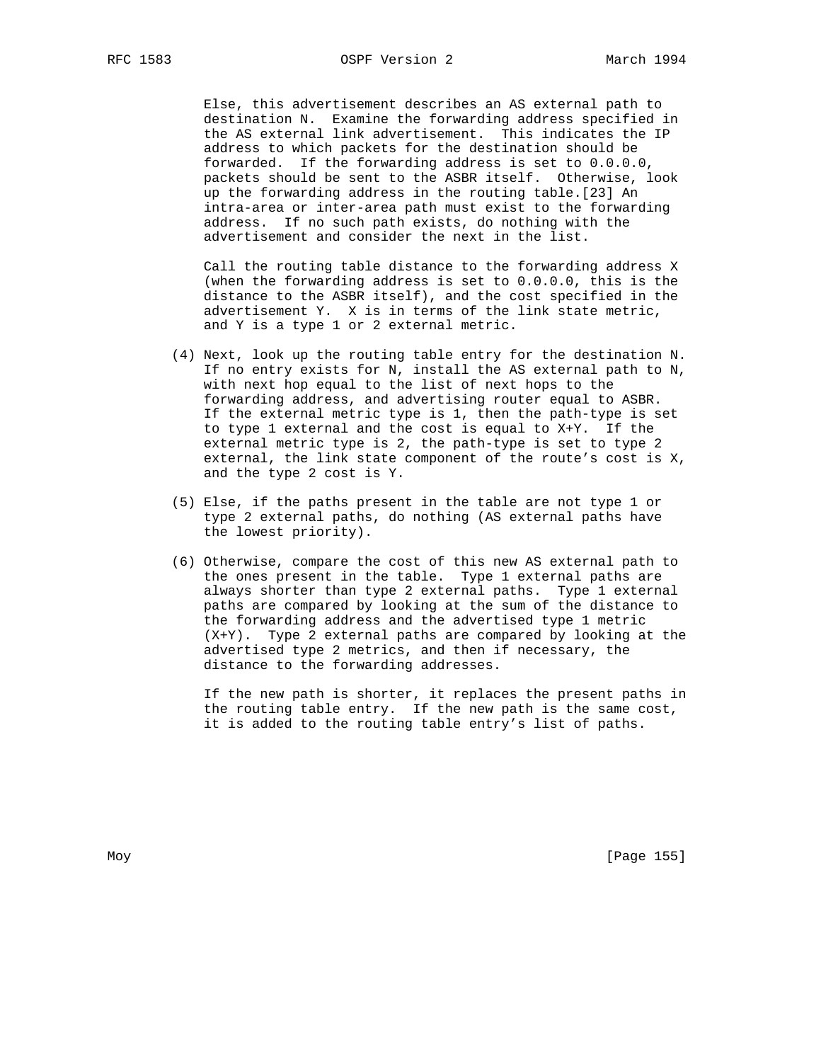Else, this advertisement describes an AS external path to destination N. Examine the forwarding address specified in the AS external link advertisement. This indicates the IP address to which packets for the destination should be forwarded. If the forwarding address is set to 0.0.0.0, packets should be sent to the ASBR itself. Otherwise, look up the forwarding address in the routing table.[23] An intra-area or inter-area path must exist to the forwarding address. If no such path exists, do nothing with the advertisement and consider the next in the list.

Call the routing table distance to the forwarding address X (when the forwarding address is set to 0.0.0.0, this is the distance to the ASBR itself), and the cost specified in the advertisement Y. X is in terms of the link state metric, and Y is a type 1 or 2 external metric.

(4) Next, look up the routing table entry for the destination N. If no entry exists for N, install the AS external path to N, with next hop equal to the list of next hops to the forwarding address, and advertising router equal to ASBR. If the external metric type is 1, then the path-type is set to type 1 external and the cost is equal to X+Y. If the external metric type is 2, the path-type is set to type 2 external, the link state component of the route's cost is X, and the type 2 cost is Y.

(5) Else, if the paths present in the table are not type 1 or type 2 external paths, do nothing (AS external paths have the lowest priority).

(6) Otherwise, compare the cost of this new AS external path to the ones present in the table. Type 1 external paths are always shorter than type 2 external paths. Type 1 external paths are compared by looking at the sum of the distance to the forwarding address and the advertised type 1 metric (X+Y). Type 2 external paths are compared by looking at the advertised type 2 metrics, and then if necessary, the distance to the forwarding addresses.

If the new path is shorter, it replaces the present paths in the routing table entry. If the new path is the same cost, it is added to the routing table entry's list of paths.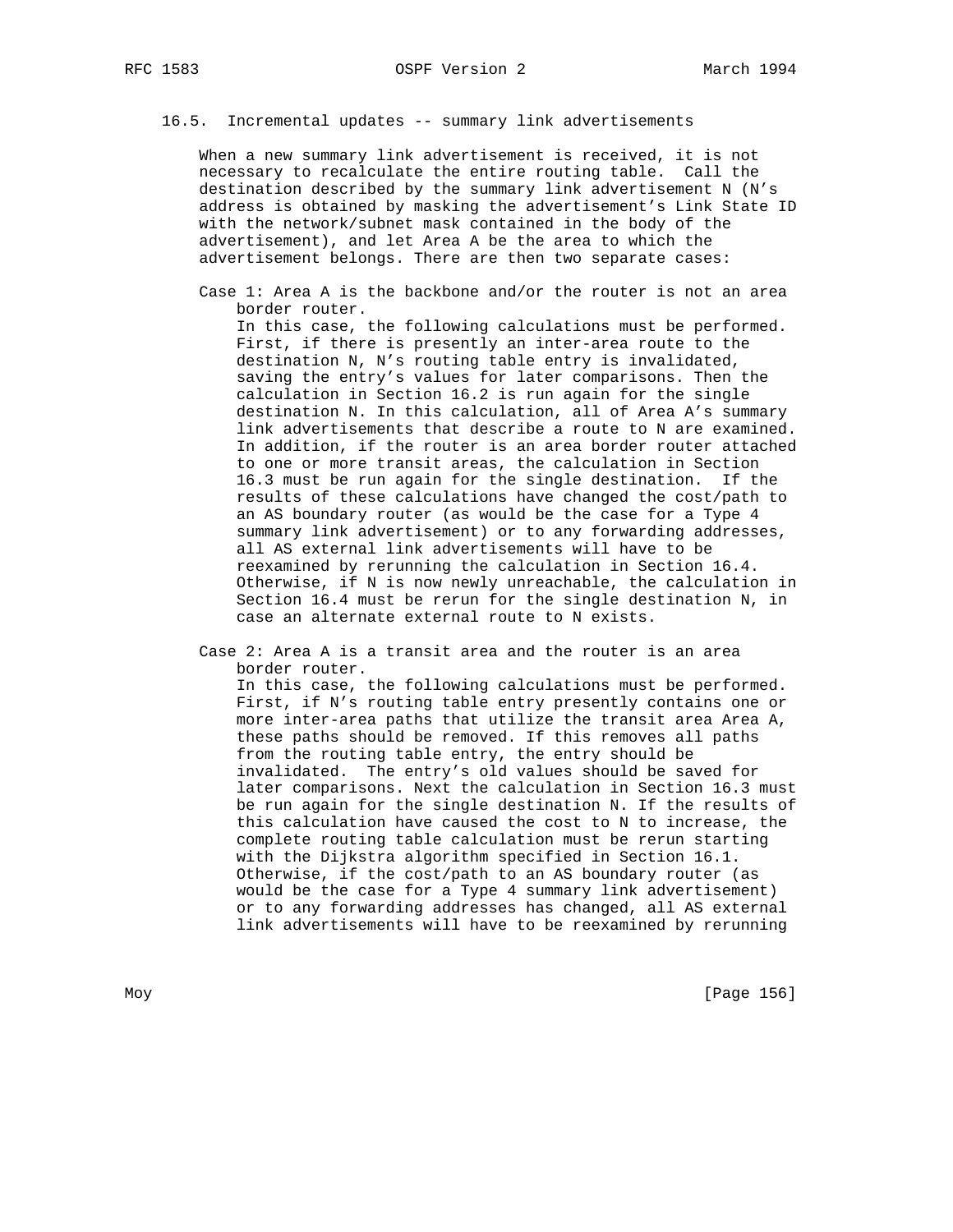### 16.5. Incremental updates -- summary link advertisements

When a new summary link advertisement is received, it is not necessary to recalculate the entire routing table. Call the destination described by the summary link advertisement N (N's address is obtained by masking the advertisement's Link State ID with the network/subnet mask contained in the body of the advertisement), and let Area A be the area to which the advertisement belongs. There are then two separate cases:

Case 1: Area A is the backbone and/or the router is not an area border router.
In this case, the following calculations must be performed. First, if there is presently an inter-area route to the destination N, N's routing table entry is invalidated, saving the entry's values for later comparisons. Then the calculation in Section 16.2 is run again for the single destination N. In this calculation, all of Area A's summary link advertisements that describe a route to N are examined. In addition, if the router is an area border router attached to one or more transit areas, the calculation in Section 16.3 must be run again for the single destination. If the results of these calculations have changed the cost/path to an AS boundary router (as would be the case for a Type 4 summary link advertisement) or to any forwarding addresses, all AS external link advertisements will have to be reexamined by rerunning the calculation in Section 16.4. Otherwise, if N is now newly unreachable, the calculation in Section 16.4 must be rerun for the single destination N, in case an alternate external route to N exists.

Case 2: Area A is a transit area and the router is an area border router.
In this case, the following calculations must be performed. First, if N's routing table entry presently contains one or more inter-area paths that utilize the transit area Area A, these paths should be removed. If this removes all paths from the routing table entry, the entry should be invalidated. The entry's old values should be saved for later comparisons. Next the calculation in Section 16.3 must be run again for the single destination N. If the results of this calculation have caused the cost to N to increase, the complete routing table calculation must be rerun starting with the Dijkstra algorithm specified in Section 16.1. Otherwise, if the cost/path to an AS boundary router (as would be the case for a Type 4 summary link advertisement) or to any forwarding addresses has changed, all AS external link advertisements will have to be reexamined by rerunning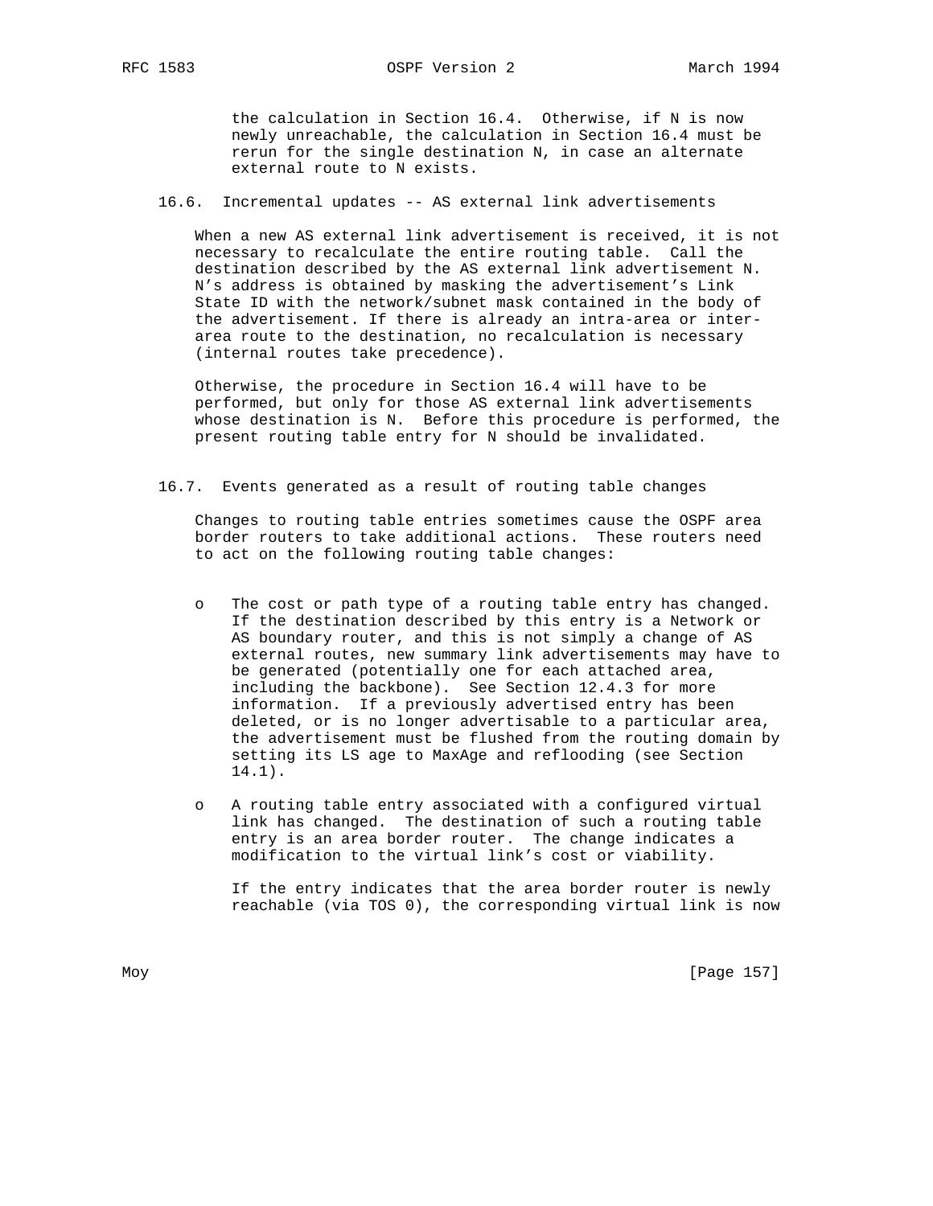the calculation in Section 16.4. Otherwise, if N is now newly unreachable, the calculation in Section 16.4 must be rerun for the single destination N, in case an alternate external route to N exists.

### 16.6. Incremental updates -- AS external link advertisements

When a new AS external link advertisement is received, it is not necessary to recalculate the entire routing table. Call the destination described by the AS external link advertisement N. N's address is obtained by masking the advertisement's Link State ID with the network/subnet mask contained in the body of the advertisement. If there is already an intra-area or inter-area route to the destination, no recalculation is necessary (internal routes take precedence).

Otherwise, the procedure in Section 16.4 will have to be performed, but only for those AS external link advertisements whose destination is N. Before this procedure is performed, the present routing table entry for N should be invalidated.

### 16.7. Events generated as a result of routing table changes

Changes to routing table entries sometimes cause the OSPF area border routers to take additional actions. These routers need to act on the following routing table changes:

- The cost or path type of a routing table entry has changed. If the destination described by this entry is a Network or AS boundary router, and this is not simply a change of AS external routes, new summary link advertisements may have to be generated (potentially one for each attached area, including the backbone). See Section 12.4.3 for more information. If a previously advertised entry has been deleted, or is no longer advertisable to a particular area, the advertisement must be flushed from the routing domain by setting its LS age to MaxAge and reflooding (see Section 14.1).

- A routing table entry associated with a configured virtual link has changed. The destination of such a routing table entry is an area border router. The change indicates a modification to the virtual link's cost or viability.

  If the entry indicates that the area border router is newly reachable (via TOS 0), the corresponding virtual link is now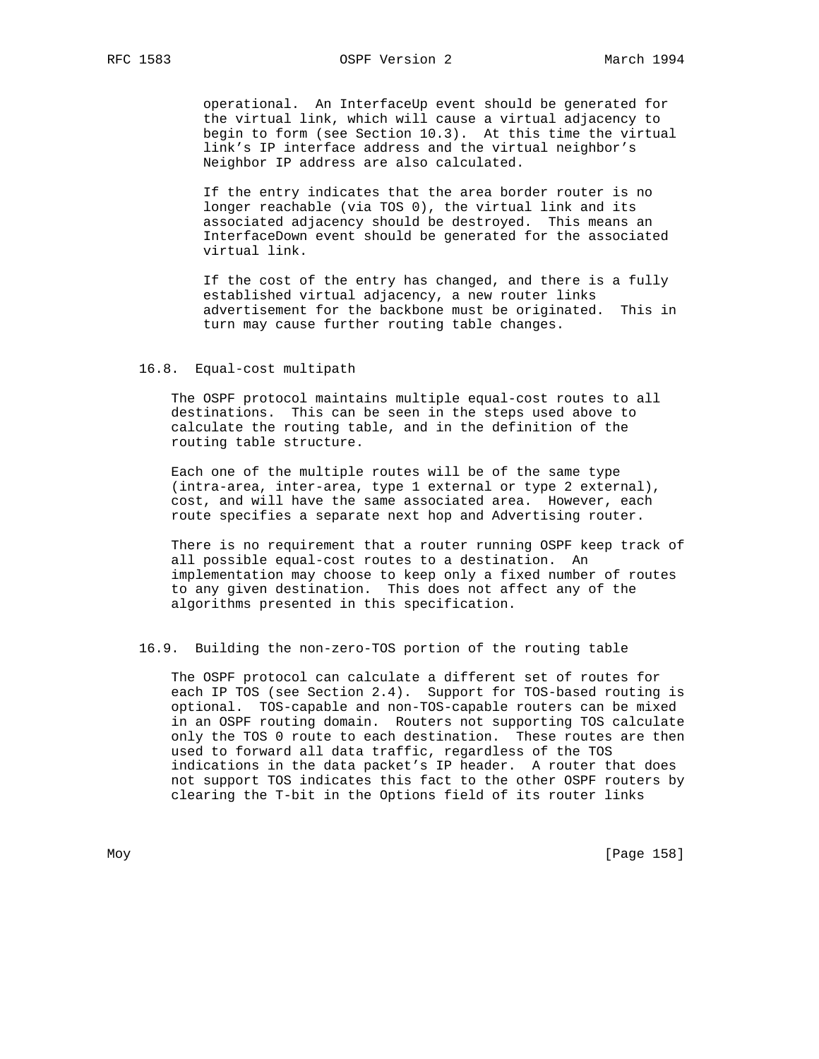operational. An InterfaceUp event should be generated for the virtual link, which will cause a virtual adjacency to begin to form (see Section 10.3). At this time the virtual link's IP interface address and the virtual neighbor's Neighbor IP address are also calculated.

If the entry indicates that the area border router is no longer reachable (via TOS 0), the virtual link and its associated adjacency should be destroyed. This means an InterfaceDown event should be generated for the associated virtual link.

If the cost of the entry has changed, and there is a fully established virtual adjacency, a new router links advertisement for the backbone must be originated. This in turn may cause further routing table changes.

### 16.8. Equal-cost multipath

The OSPF protocol maintains multiple equal-cost routes to all destinations. This can be seen in the steps used above to calculate the routing table, and in the definition of the routing table structure.

Each one of the multiple routes will be of the same type (intra-area, inter-area, type 1 external or type 2 external), cost, and will have the same associated area. However, each route specifies a separate next hop and Advertising router.

There is no requirement that a router running OSPF keep track of all possible equal-cost routes to a destination. An implementation may choose to keep only a fixed number of routes to any given destination. This does not affect any of the algorithms presented in this specification.

### 16.9. Building the non-zero-TOS portion of the routing table

The OSPF protocol can calculate a different set of routes for each IP TOS (see Section 2.4). Support for TOS-based routing is optional. TOS-capable and non-TOS-capable routers can be mixed in an OSPF routing domain. Routers not supporting TOS calculate only the TOS 0 route to each destination. These routes are then used to forward all data traffic, regardless of the TOS indications in the data packet's IP header. A router that does not support TOS indicates this fact to the other OSPF routers by clearing the T-bit in the Options field of its router links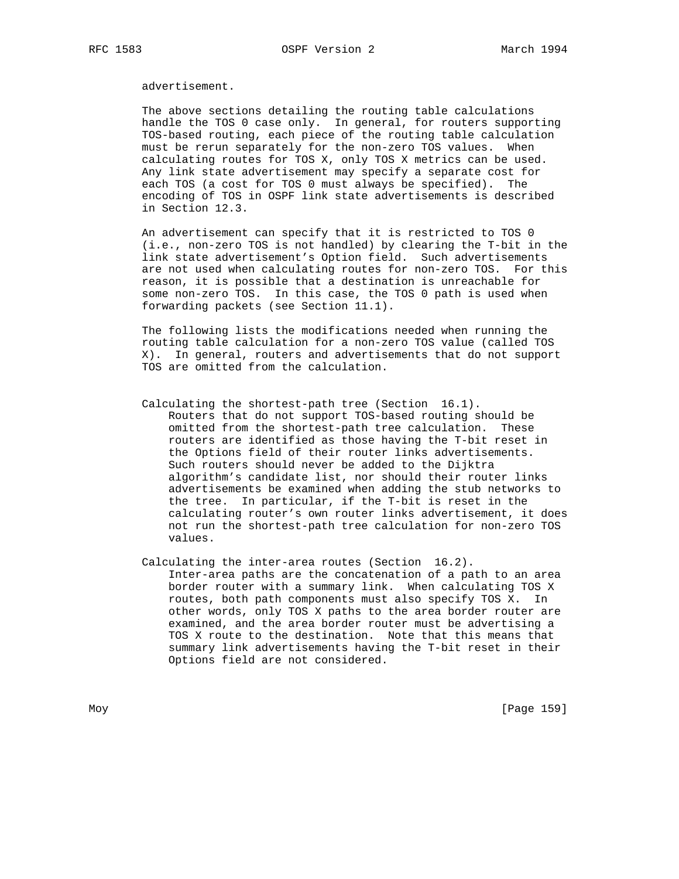advertisement.

The above sections detailing the routing table calculations handle the TOS 0 case only. In general, for routers supporting TOS-based routing, each piece of the routing table calculation must be rerun separately for the non-zero TOS values. When calculating routes for TOS X, only TOS X metrics can be used. Any link state advertisement may specify a separate cost for each TOS (a cost for TOS 0 must always be specified). The encoding of TOS in OSPF link state advertisements is described in Section 12.3.

An advertisement can specify that it is restricted to TOS 0 (i.e., non-zero TOS is not handled) by clearing the T-bit in the link state advertisement's Option field. Such advertisements are not used when calculating routes for non-zero TOS. For this reason, it is possible that a destination is unreachable for some non-zero TOS. In this case, the TOS 0 path is used when forwarding packets (see Section 11.1).

The following lists the modifications needed when running the routing table calculation for a non-zero TOS value (called TOS X). In general, routers and advertisements that do not support TOS are omitted from the calculation.

Calculating the shortest-path tree (Section 16.1).
: Routers that do not support TOS-based routing should be omitted from the shortest-path tree calculation. These routers are identified as those having the T-bit reset in the Options field of their router links advertisements. Such routers should never be added to the Dijktra algorithm's candidate list, nor should their router links advertisements be examined when adding the stub networks to the tree. In particular, if the T-bit is reset in the calculating router's own router links advertisement, it does not run the shortest-path tree calculation for non-zero TOS values.

Calculating the inter-area routes (Section 16.2).
: Inter-area paths are the concatenation of a path to an area border router with a summary link. When calculating TOS X routes, both path components must also specify TOS X. In other words, only TOS X paths to the area border router are examined, and the area border router must be advertising a TOS X route to the destination. Note that this means that summary link advertisements having the T-bit reset in their Options field are not considered.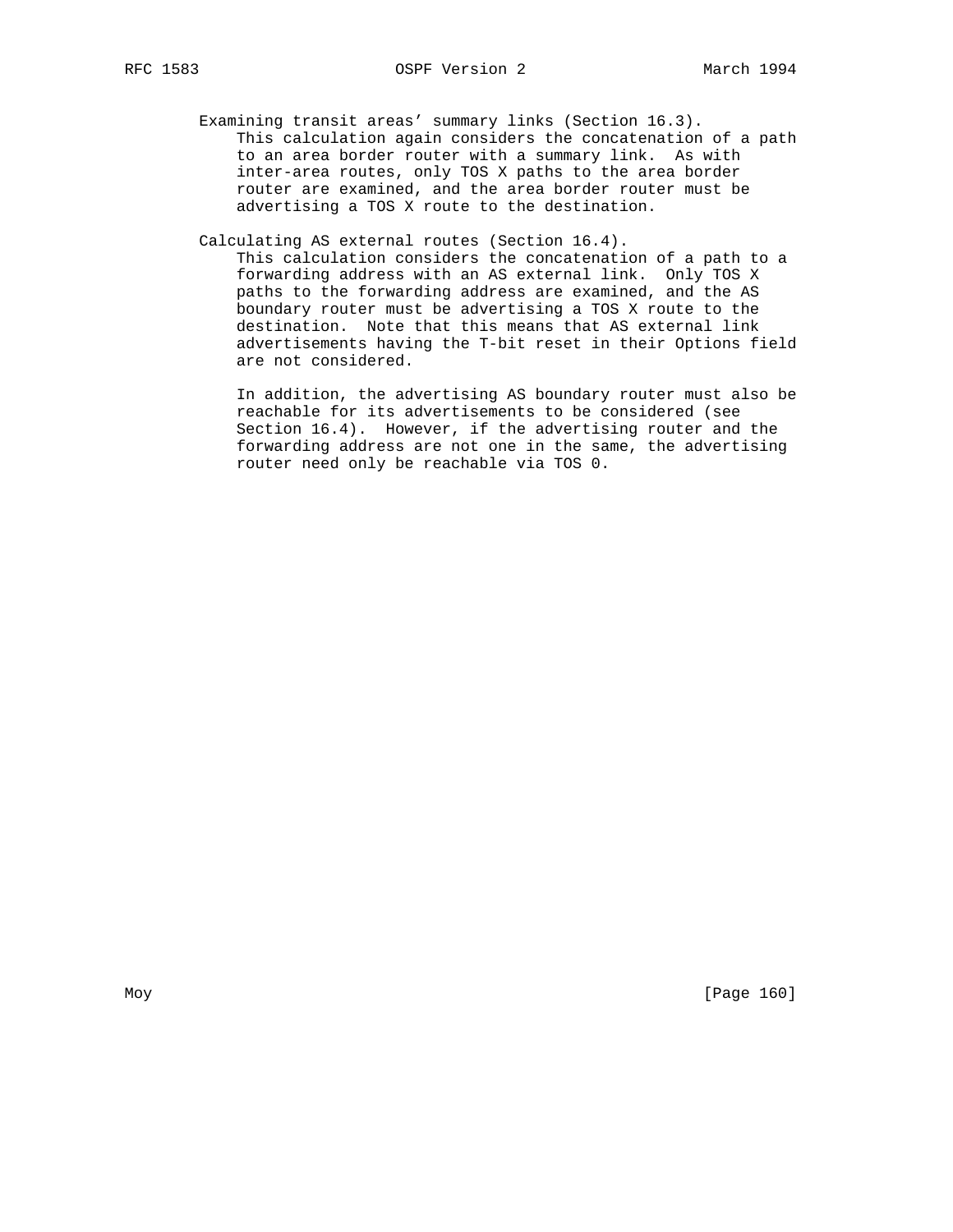Examining transit areas' summary links (Section 16.3).
This calculation again considers the concatenation of a path to an area border router with a summary link. As with inter-area routes, only TOS X paths to the area border router are examined, and the area border router must be advertising a TOS X route to the destination.

Calculating AS external routes (Section 16.4).
This calculation considers the concatenation of a path to a forwarding address with an AS external link. Only TOS X paths to the forwarding address are examined, and the AS boundary router must be advertising a TOS X route to the destination. Note that this means that AS external link advertisements having the T-bit reset in their Options field are not considered.

In addition, the advertising AS boundary router must also be reachable for its advertisements to be considered (see Section 16.4). However, if the advertising router and the forwarding address are not one in the same, the advertising router need only be reachable via TOS 0.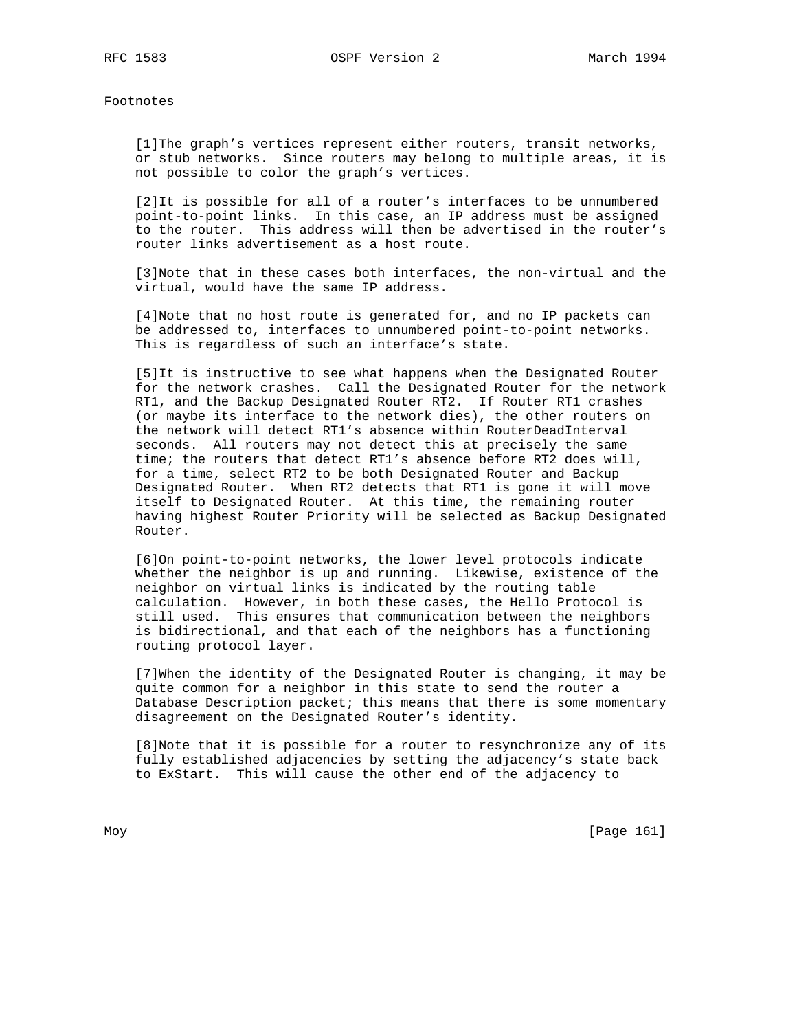## Footnotes

[1]The graph's vertices represent either routers, transit networks, or stub networks. Since routers may belong to multiple areas, it is not possible to color the graph's vertices.

[2]It is possible for all of a router's interfaces to be unnumbered point-to-point links. In this case, an IP address must be assigned to the router. This address will then be advertised in the router's router links advertisement as a host route.

[3]Note that in these cases both interfaces, the non-virtual and the virtual, would have the same IP address.

[4]Note that no host route is generated for, and no IP packets can be addressed to, interfaces to unnumbered point-to-point networks. This is regardless of such an interface's state.

[5]It is instructive to see what happens when the Designated Router for the network crashes. Call the Designated Router for the network RT1, and the Backup Designated Router RT2. If Router RT1 crashes (or maybe its interface to the network dies), the other routers on the network will detect RT1's absence within RouterDeadInterval seconds. All routers may not detect this at precisely the same time; the routers that detect RT1's absence before RT2 does will, for a time, select RT2 to be both Designated Router and Backup Designated Router. When RT2 detects that RT1 is gone it will move itself to Designated Router. At this time, the remaining router having highest Router Priority will be selected as Backup Designated Router.

[6]On point-to-point networks, the lower level protocols indicate whether the neighbor is up and running. Likewise, existence of the neighbor on virtual links is indicated by the routing table calculation. However, in both these cases, the Hello Protocol is still used. This ensures that communication between the neighbors is bidirectional, and that each of the neighbors has a functioning routing protocol layer.

[7]When the identity of the Designated Router is changing, it may be quite common for a neighbor in this state to send the router a Database Description packet; this means that there is some momentary disagreement on the Designated Router's identity.

[8]Note that it is possible for a router to resynchronize any of its fully established adjacencies by setting the adjacency's state back to ExStart. This will cause the other end of the adjacency to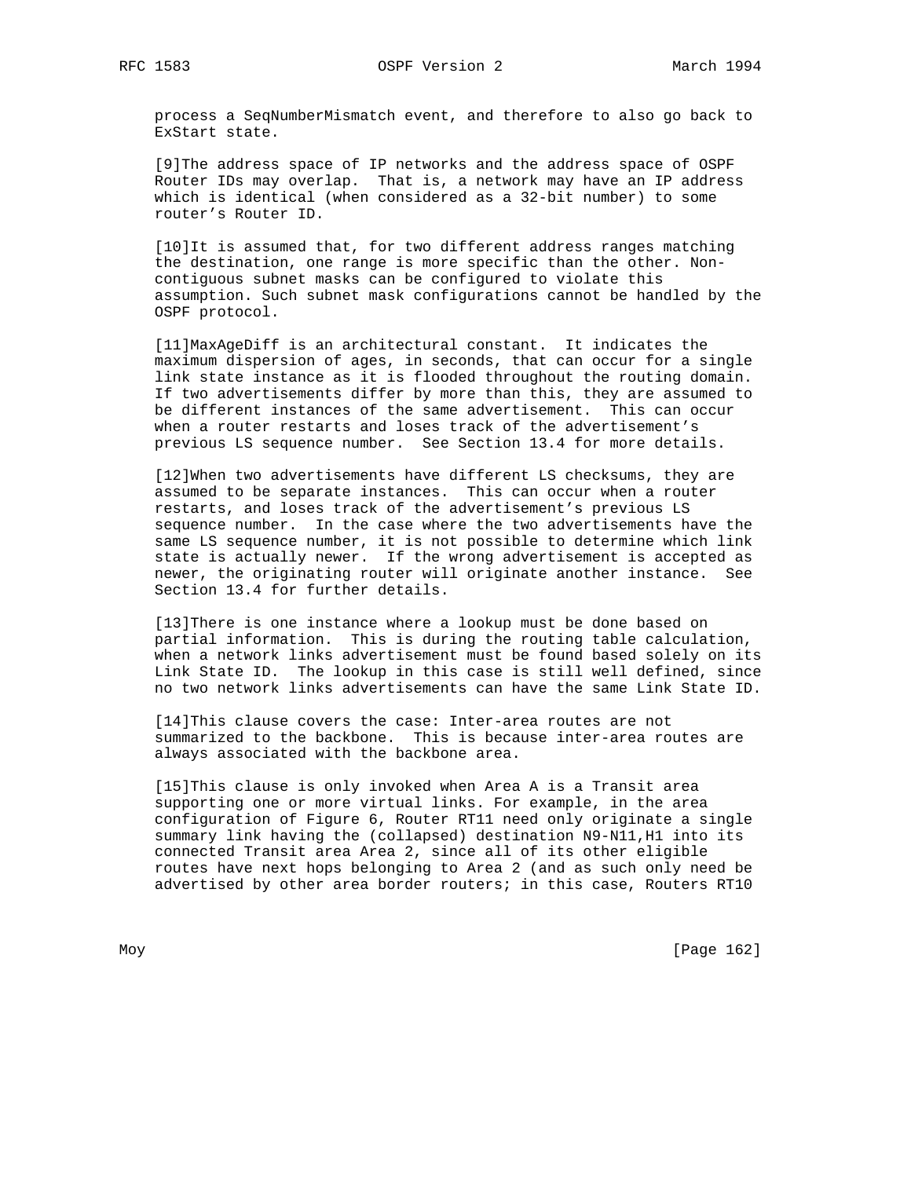process a SeqNumberMismatch event, and therefore to also go back to ExStart state.

[9]The address space of IP networks and the address space of OSPF Router IDs may overlap. That is, a network may have an IP address which is identical (when considered as a 32-bit number) to some router's Router ID.

[10]It is assumed that, for two different address ranges matching the destination, one range is more specific than the other. Non-contiguous subnet masks can be configured to violate this assumption. Such subnet mask configurations cannot be handled by the OSPF protocol.

[11]MaxAgeDiff is an architectural constant. It indicates the maximum dispersion of ages, in seconds, that can occur for a single link state instance as it is flooded throughout the routing domain. If two advertisements differ by more than this, they are assumed to be different instances of the same advertisement. This can occur when a router restarts and loses track of the advertisement's previous LS sequence number. See Section 13.4 for more details.

[12]When two advertisements have different LS checksums, they are assumed to be separate instances. This can occur when a router restarts, and loses track of the advertisement's previous LS sequence number. In the case where the two advertisements have the same LS sequence number, it is not possible to determine which link state is actually newer. If the wrong advertisement is accepted as newer, the originating router will originate another instance. See Section 13.4 for further details.

[13]There is one instance where a lookup must be done based on partial information. This is during the routing table calculation, when a network links advertisement must be found based solely on its Link State ID. The lookup in this case is still well defined, since no two network links advertisements can have the same Link State ID.

[14]This clause covers the case: Inter-area routes are not summarized to the backbone. This is because inter-area routes are always associated with the backbone area.

[15]This clause is only invoked when Area A is a Transit area supporting one or more virtual links. For example, in the area configuration of Figure 6, Router RT11 need only originate a single summary link having the (collapsed) destination N9-N11,H1 into its connected Transit area Area 2, since all of its other eligible routes have next hops belonging to Area 2 (and as such only need be advertised by other area border routers; in this case, Routers RT10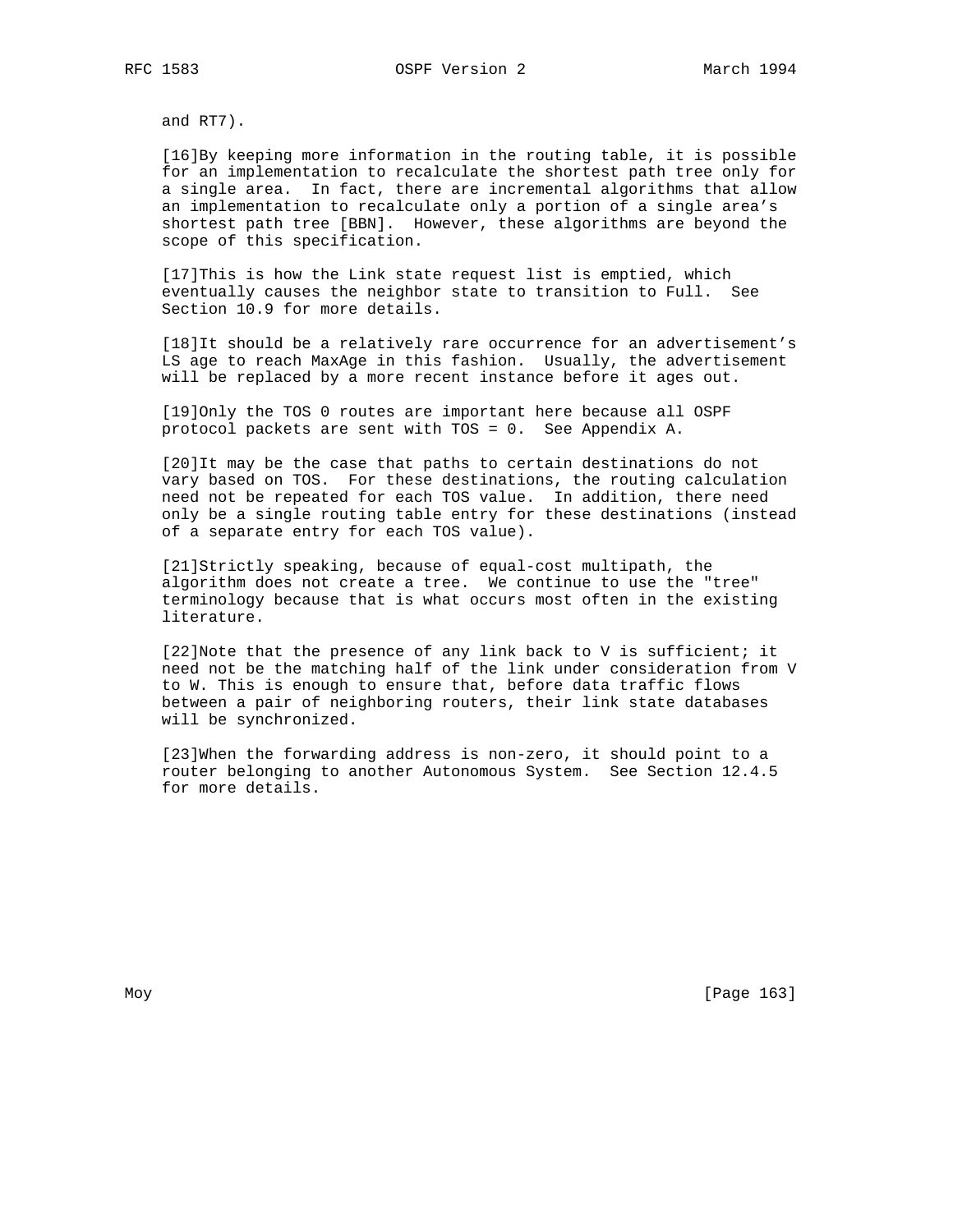and RT7).

[16]By keeping more information in the routing table, it is possible for an implementation to recalculate the shortest path tree only for a single area. In fact, there are incremental algorithms that allow an implementation to recalculate only a portion of a single area's shortest path tree [BBN]. However, these algorithms are beyond the scope of this specification.

[17]This is how the Link state request list is emptied, which eventually causes the neighbor state to transition to Full. See Section 10.9 for more details.

[18]It should be a relatively rare occurrence for an advertisement's LS age to reach MaxAge in this fashion. Usually, the advertisement will be replaced by a more recent instance before it ages out.

[19]Only the TOS 0 routes are important here because all OSPF protocol packets are sent with TOS = 0. See Appendix A.

[20]It may be the case that paths to certain destinations do not vary based on TOS. For these destinations, the routing calculation need not be repeated for each TOS value. In addition, there need only be a single routing table entry for these destinations (instead of a separate entry for each TOS value).

[21]Strictly speaking, because of equal-cost multipath, the algorithm does not create a tree. We continue to use the "tree" terminology because that is what occurs most often in the existing literature.

[22]Note that the presence of any link back to V is sufficient; it need not be the matching half of the link under consideration from V to W. This is enough to ensure that, before data traffic flows between a pair of neighboring routers, their link state databases will be synchronized.

[23]When the forwarding address is non-zero, it should point to a router belonging to another Autonomous System. See Section 12.4.5 for more details.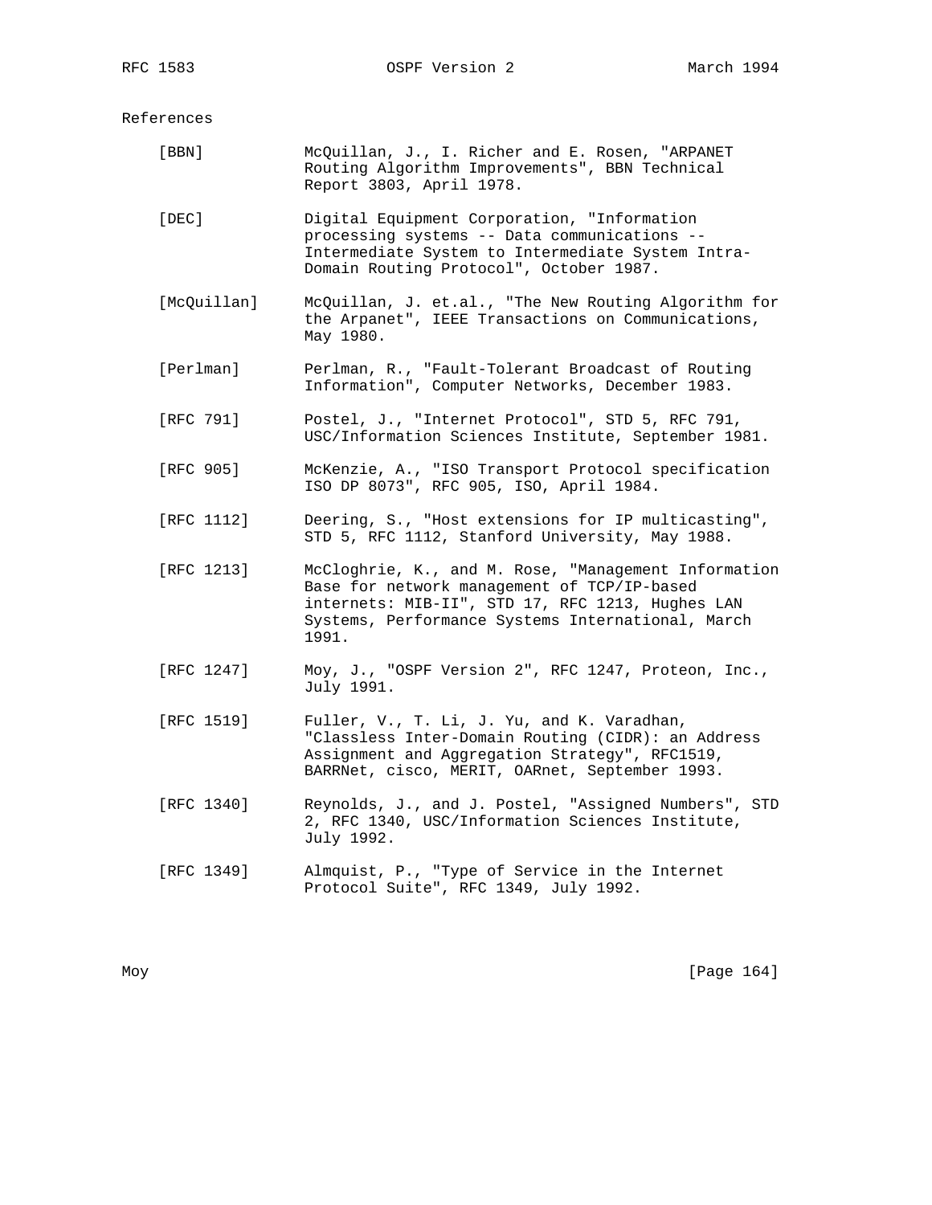# References

[BBN] McQuillan, J., I. Richer and E. Rosen, "ARPANET Routing Algorithm Improvements", BBN Technical Report 3803, April 1978.

[DEC] Digital Equipment Corporation, "Information processing systems -- Data communications -- Intermediate System to Intermediate System Intra-Domain Routing Protocol", October 1987.

[McQuillan] McQuillan, J. et.al., "The New Routing Algorithm for the Arpanet", IEEE Transactions on Communications, May 1980.

[Perlman] Perlman, R., "Fault-Tolerant Broadcast of Routing Information", Computer Networks, December 1983.

[RFC 791] Postel, J., "Internet Protocol", STD 5, RFC 791, USC/Information Sciences Institute, September 1981.

[RFC 905] McKenzie, A., "ISO Transport Protocol specification ISO DP 8073", RFC 905, ISO, April 1984.

[RFC 1112] Deering, S., "Host extensions for IP multicasting", STD 5, RFC 1112, Stanford University, May 1988.

[RFC 1213] McCloghrie, K., and M. Rose, "Management Information Base for network management of TCP/IP-based internets: MIB-II", STD 17, RFC 1213, Hughes LAN Systems, Performance Systems International, March 1991.

[RFC 1247] Moy, J., "OSPF Version 2", RFC 1247, Proteon, Inc., July 1991.

[RFC 1519] Fuller, V., T. Li, J. Yu, and K. Varadhan, "Classless Inter-Domain Routing (CIDR): an Address Assignment and Aggregation Strategy", RFC1519, BARRNet, cisco, MERIT, OARnet, September 1993.

[RFC 1340] Reynolds, J., and J. Postel, "Assigned Numbers", STD 2, RFC 1340, USC/Information Sciences Institute, July 1992.

[RFC 1349] Almquist, P., "Type of Service in the Internet Protocol Suite", RFC 1349, July 1992.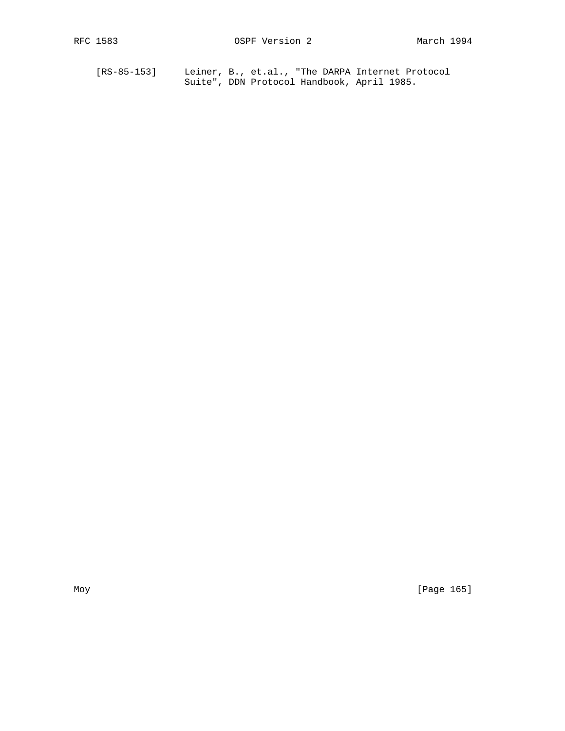[RS-85-153]     Leiner, B., et.al., "The DARPA Internet Protocol Suite", DDN Protocol Handbook, April 1985.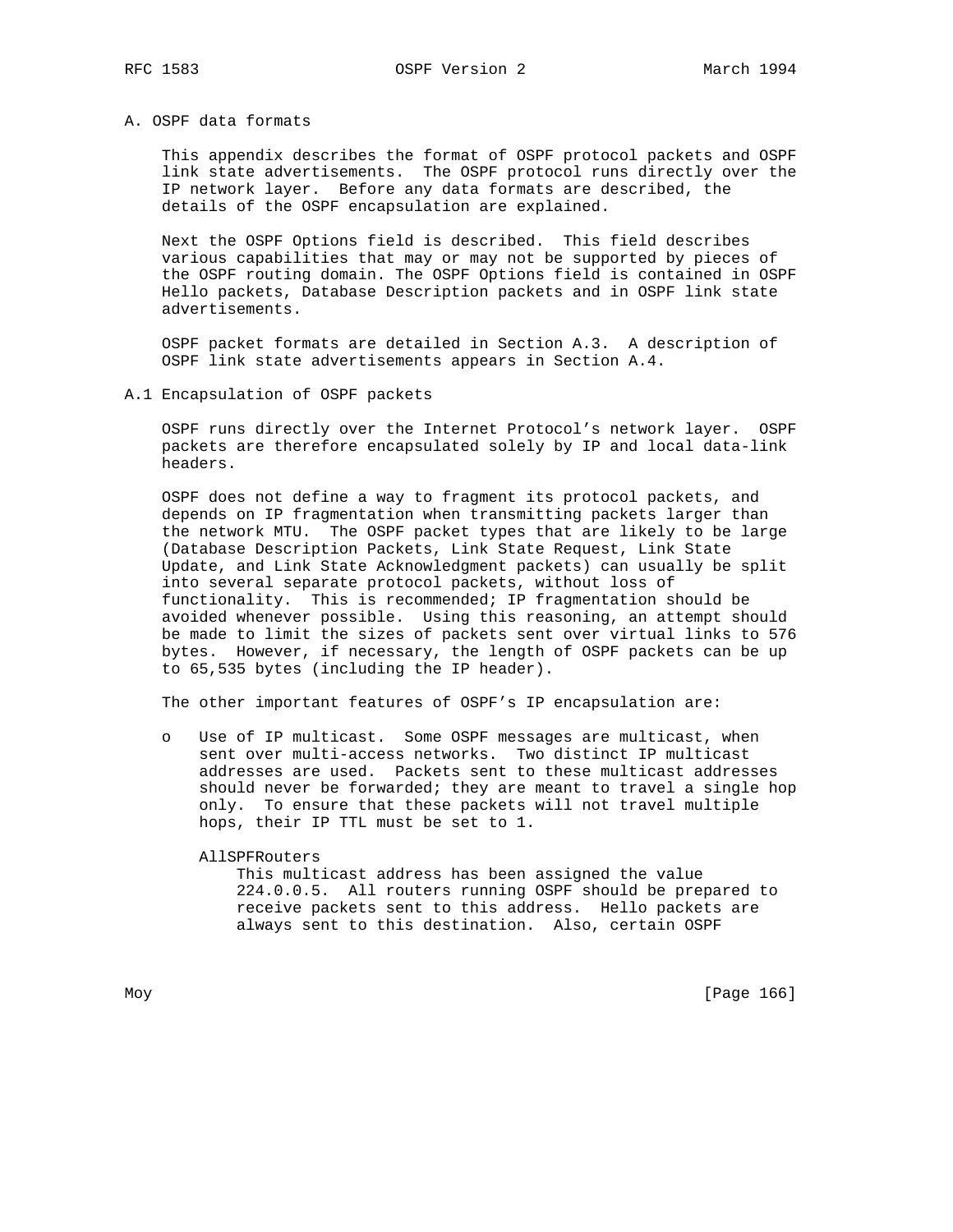# A. OSPF data formats

This appendix describes the format of OSPF protocol packets and OSPF link state advertisements. The OSPF protocol runs directly over the IP network layer. Before any data formats are described, the details of the OSPF encapsulation are explained.

Next the OSPF Options field is described. This field describes various capabilities that may or may not be supported by pieces of the OSPF routing domain. The OSPF Options field is contained in OSPF Hello packets, Database Description packets and in OSPF link state advertisements.

OSPF packet formats are detailed in Section A.3. A description of OSPF link state advertisements appears in Section A.4.

## A.1 Encapsulation of OSPF packets

OSPF runs directly over the Internet Protocol's network layer. OSPF packets are therefore encapsulated solely by IP and local data-link headers.

OSPF does not define a way to fragment its protocol packets, and depends on IP fragmentation when transmitting packets larger than the network MTU. The OSPF packet types that are likely to be large (Database Description Packets, Link State Request, Link State Update, and Link State Acknowledgment packets) can usually be split into several separate protocol packets, without loss of functionality. This is recommended; IP fragmentation should be avoided whenever possible. Using this reasoning, an attempt should be made to limit the sizes of packets sent over virtual links to 576 bytes. However, if necessary, the length of OSPF packets can be up to 65,535 bytes (including the IP header).

The other important features of OSPF's IP encapsulation are:

- Use of IP multicast. Some OSPF messages are multicast, when sent over multi-access networks. Two distinct IP multicast addresses are used. Packets sent to these multicast addresses should never be forwarded; they are meant to travel a single hop only. To ensure that these packets will not travel multiple hops, their IP TTL must be set to 1.

  AllSPFRouters
  
  This multicast address has been assigned the value 224.0.0.5. All routers running OSPF should be prepared to receive packets sent to this address. Hello packets are always sent to this destination. Also, certain OSPF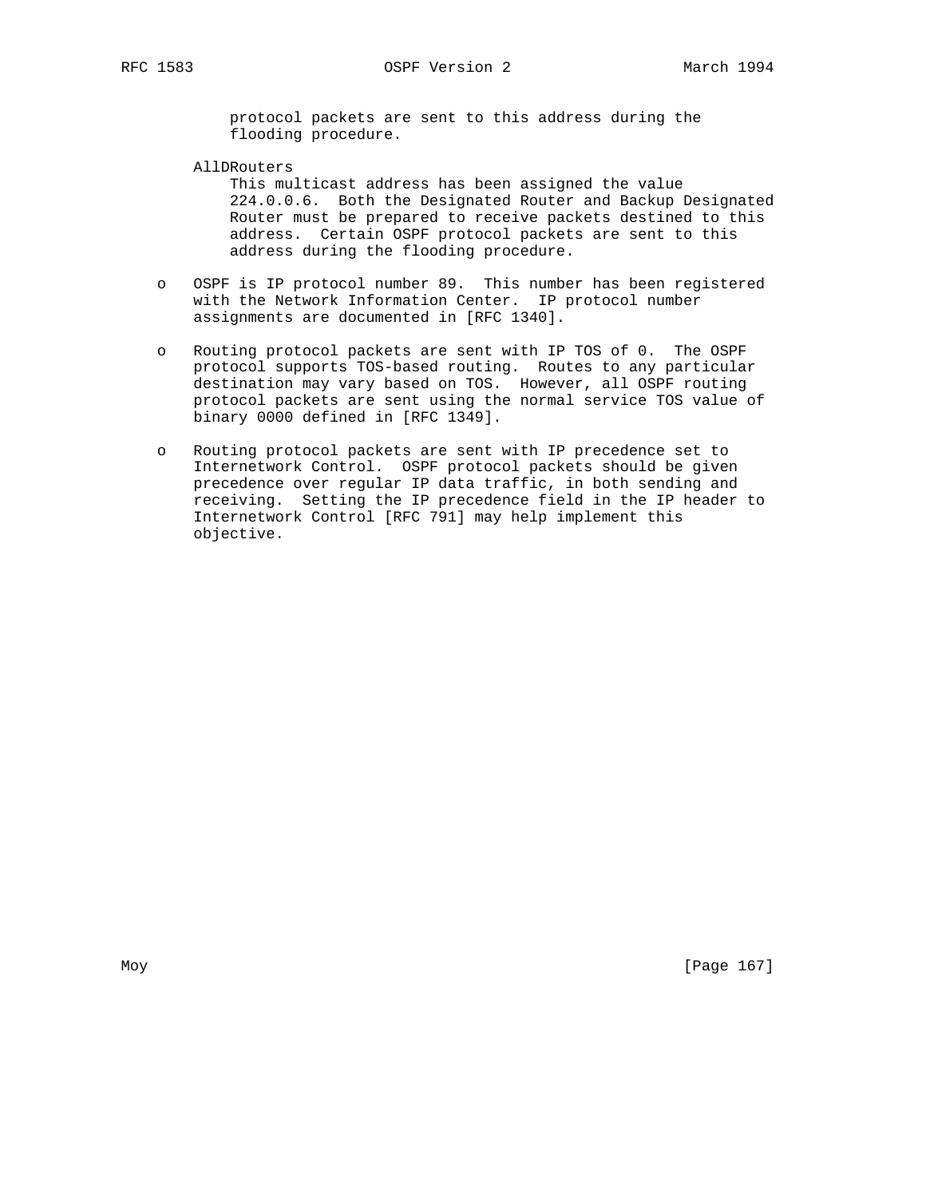protocol packets are sent to this address during the flooding procedure.

AllDRouters
This multicast address has been assigned the value 224.0.0.6. Both the Designated Router and Backup Designated Router must be prepared to receive packets destined to this address. Certain OSPF protocol packets are sent to this address during the flooding procedure.

- OSPF is IP protocol number 89. This number has been registered with the Network Information Center. IP protocol number assignments are documented in [RFC 1340].

- Routing protocol packets are sent with IP TOS of 0. The OSPF protocol supports TOS-based routing. Routes to any particular destination may vary based on TOS. However, all OSPF routing protocol packets are sent using the normal service TOS value of binary 0000 defined in [RFC 1349].

- Routing protocol packets are sent with IP precedence set to Internetwork Control. OSPF protocol packets should be given precedence over regular IP data traffic, in both sending and receiving. Setting the IP precedence field in the IP header to Internetwork Control [RFC 791] may help implement this objective.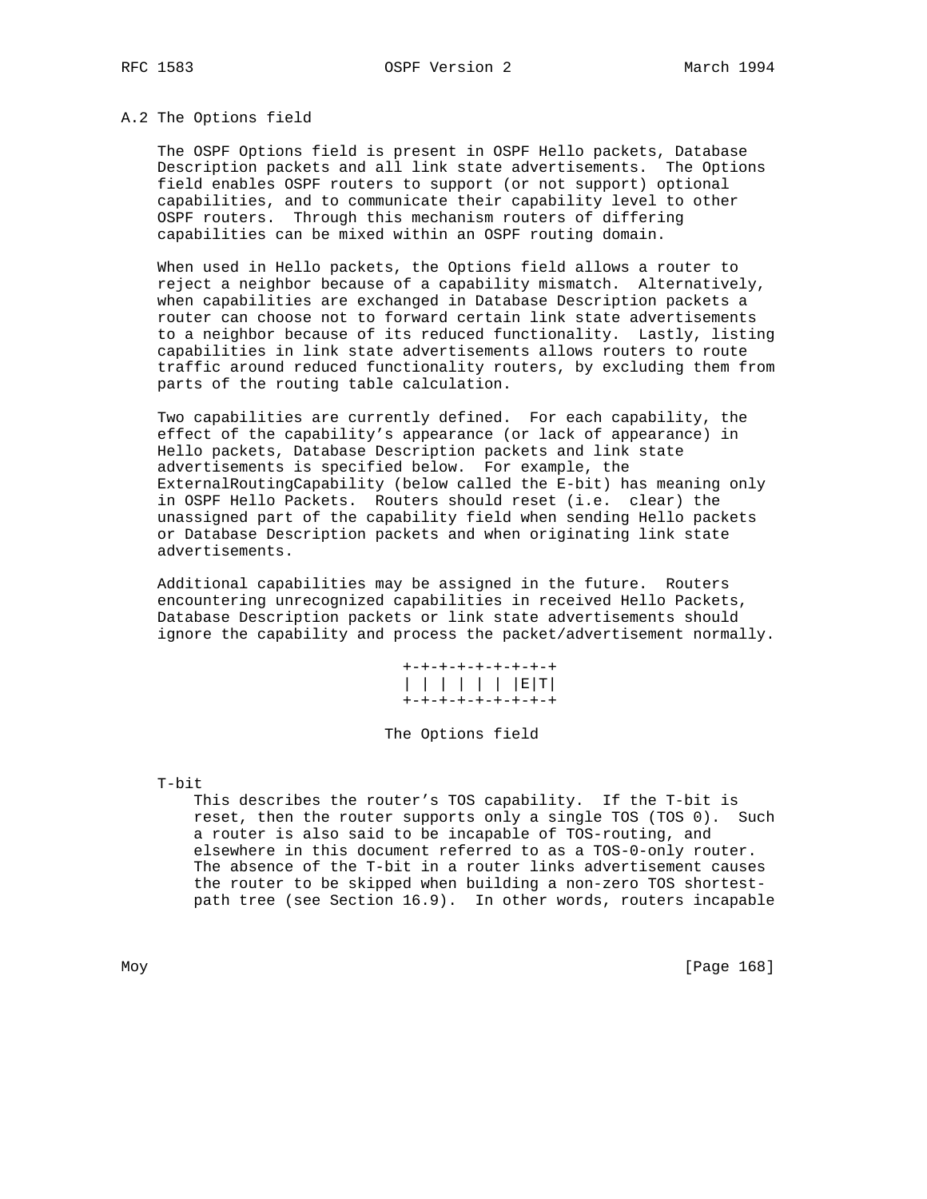## A.2 The Options field

The OSPF Options field is present in OSPF Hello packets, Database Description packets and all link state advertisements. The Options field enables OSPF routers to support (or not support) optional capabilities, and to communicate their capability level to other OSPF routers. Through this mechanism routers of differing capabilities can be mixed within an OSPF routing domain.

When used in Hello packets, the Options field allows a router to reject a neighbor because of a capability mismatch. Alternatively, when capabilities are exchanged in Database Description packets a router can choose not to forward certain link state advertisements to a neighbor because of its reduced functionality. Lastly, listing capabilities in link state advertisements allows routers to route traffic around reduced functionality routers, by excluding them from parts of the routing table calculation.

Two capabilities are currently defined. For each capability, the effect of the capability's appearance (or lack of appearance) in Hello packets, Database Description packets and link state advertisements is specified below. For example, the ExternalRoutingCapability (below called the E-bit) has meaning only in OSPF Hello Packets. Routers should reset (i.e. clear) the unassigned part of the capability field when sending Hello packets or Database Description packets and when originating link state advertisements.

Additional capabilities may be assigned in the future. Routers encountering unrecognized capabilities in received Hello Packets, Database Description packets or link state advertisements should ignore the capability and process the packet/advertisement normally.

```
+-+-+-+-+-+-+-+-+
| | | | | | |E|T|
+-+-+-+-+-+-+-+-+
```

The Options field

T-bit
This describes the router's TOS capability. If the T-bit is reset, then the router supports only a single TOS (TOS 0). Such a router is also said to be incapable of TOS-routing, and elsewhere in this document referred to as a TOS-0-only router. The absence of the T-bit in a router links advertisement causes the router to be skipped when building a non-zero TOS shortest-path tree (see Section 16.9). In other words, routers incapable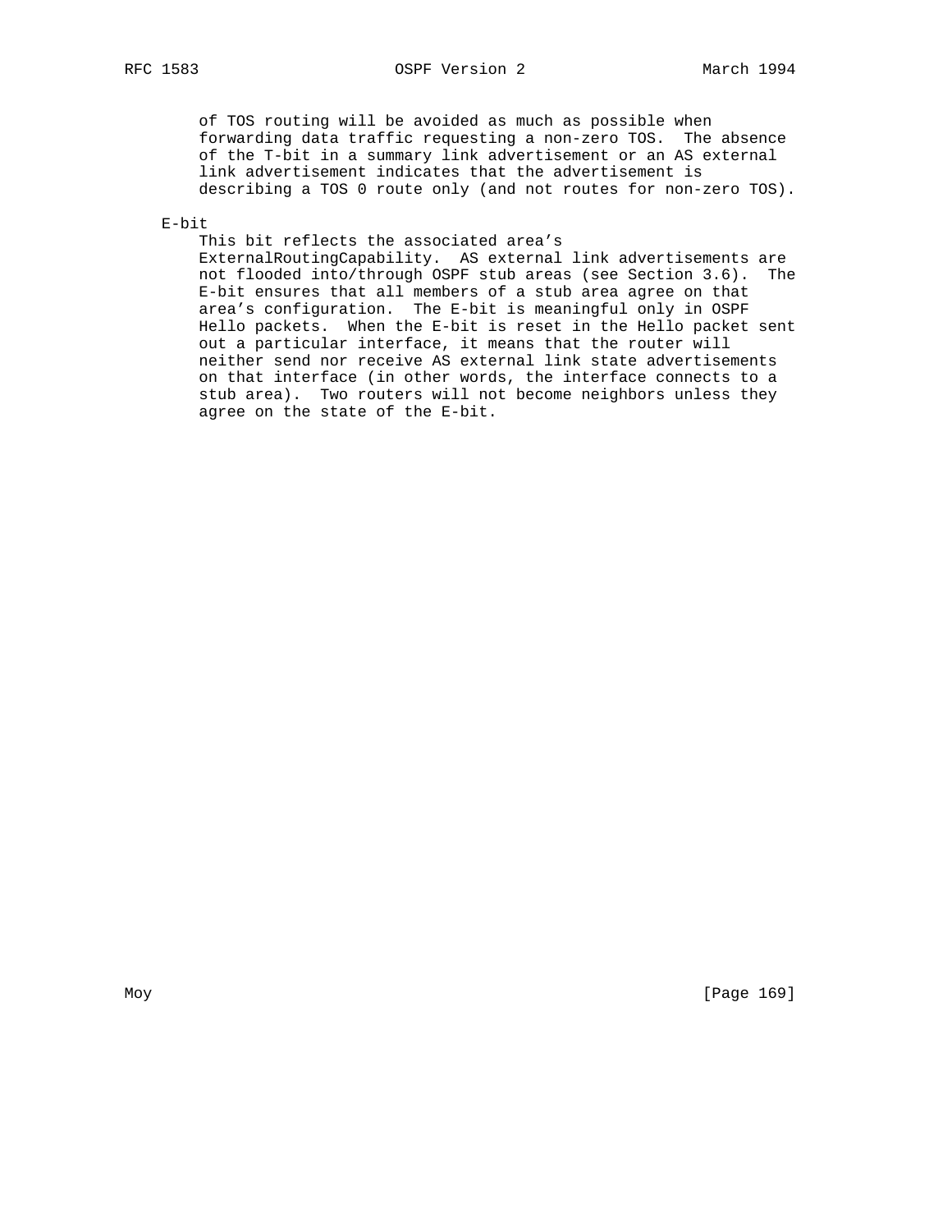of TOS routing will be avoided as much as possible when forwarding data traffic requesting a non-zero TOS. The absence of the T-bit in a summary link advertisement or an AS external link advertisement indicates that the advertisement is describing a TOS 0 route only (and not routes for non-zero TOS).

E-bit

This bit reflects the associated area's ExternalRoutingCapability. AS external link advertisements are not flooded into/through OSPF stub areas (see Section 3.6). The E-bit ensures that all members of a stub area agree on that area's configuration. The E-bit is meaningful only in OSPF Hello packets. When the E-bit is reset in the Hello packet sent out a particular interface, it means that the router will neither send nor receive AS external link state advertisements on that interface (in other words, the interface connects to a stub area). Two routers will not become neighbors unless they agree on the state of the E-bit.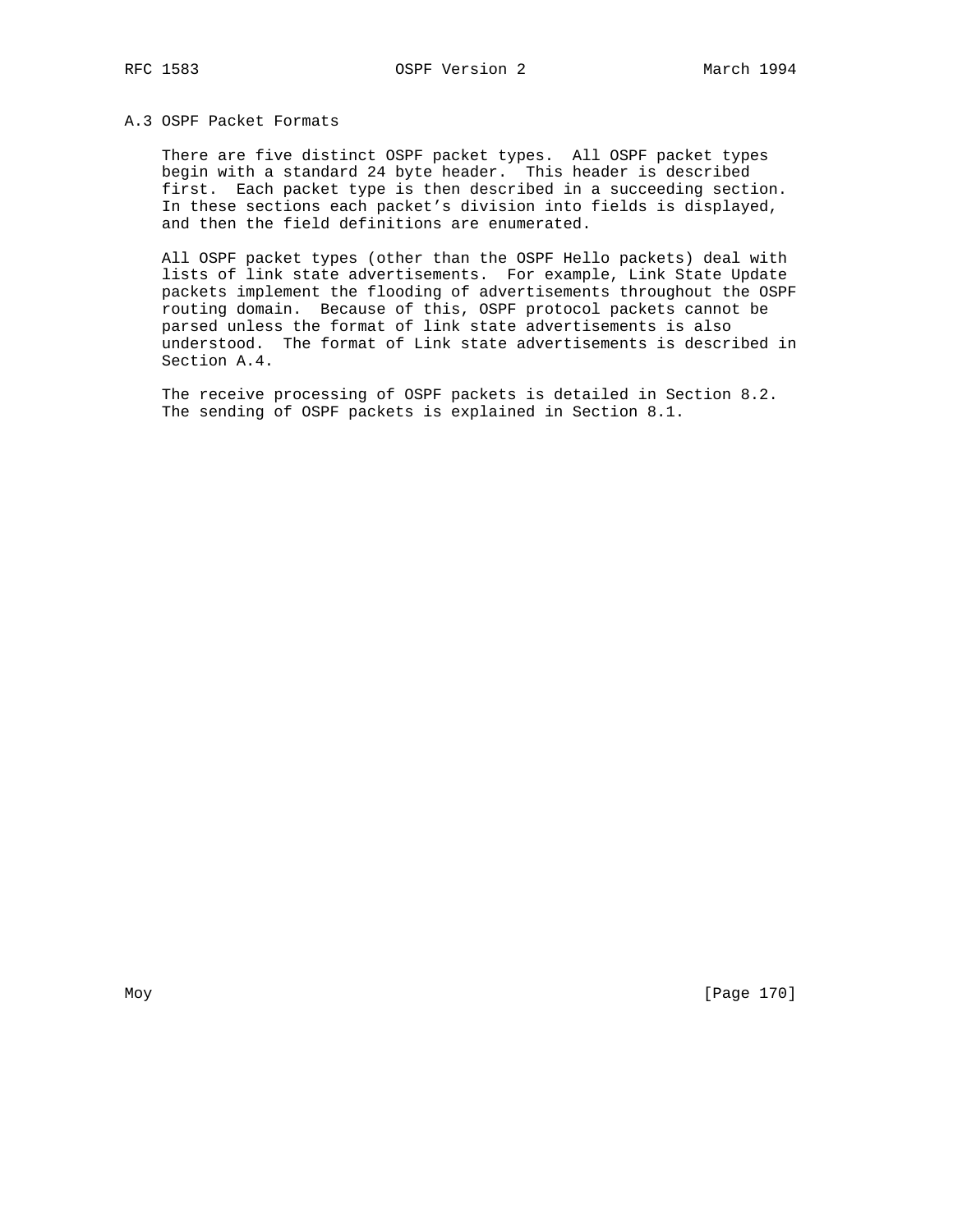## A.3 OSPF Packet Formats

There are five distinct OSPF packet types. All OSPF packet types begin with a standard 24 byte header. This header is described first. Each packet type is then described in a succeeding section. In these sections each packet's division into fields is displayed, and then the field definitions are enumerated.

All OSPF packet types (other than the OSPF Hello packets) deal with lists of link state advertisements. For example, Link State Update packets implement the flooding of advertisements throughout the OSPF routing domain. Because of this, OSPF protocol packets cannot be parsed unless the format of link state advertisements is also understood. The format of Link state advertisements is described in Section A.4.

The receive processing of OSPF packets is detailed in Section 8.2. The sending of OSPF packets is explained in Section 8.1.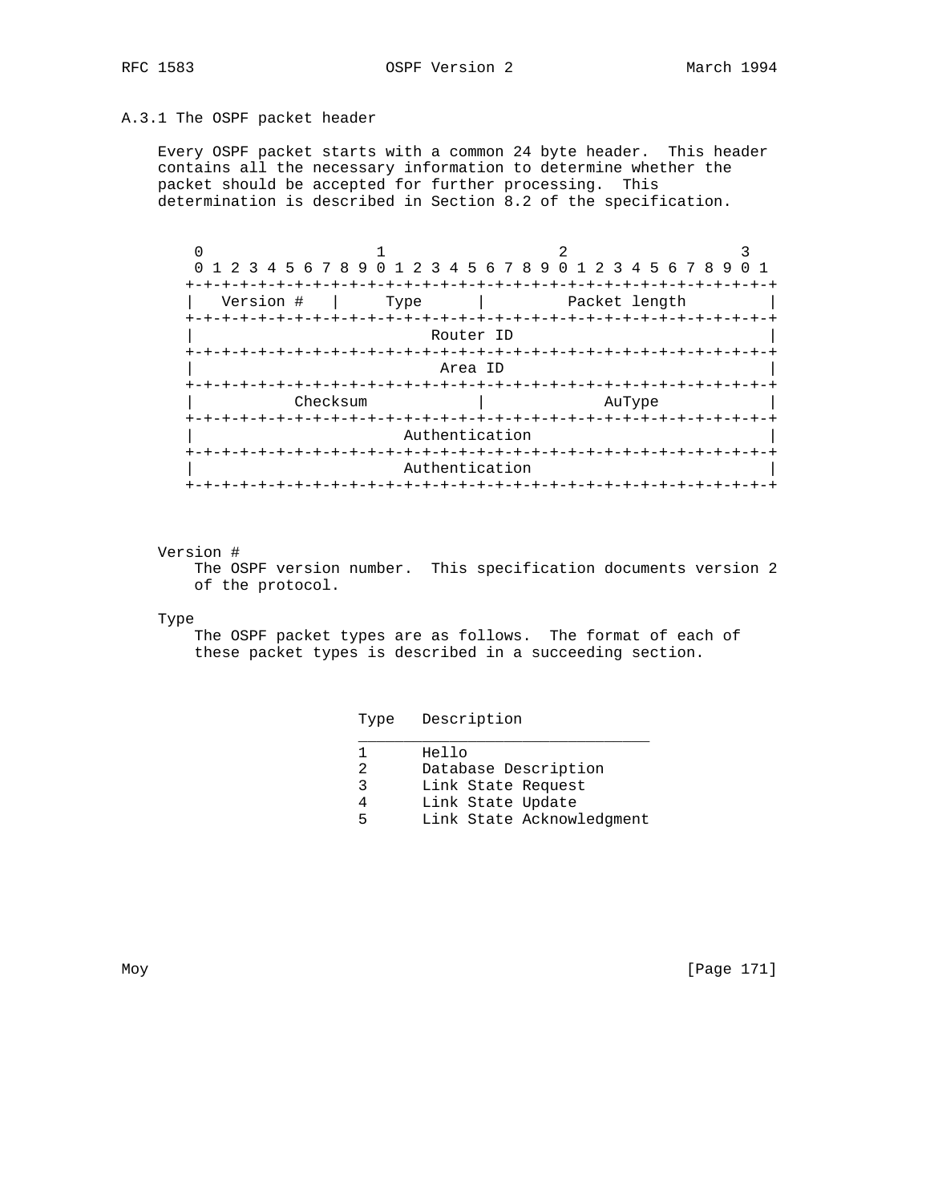### A.3.1 The OSPF packet header

Every OSPF packet starts with a common 24 byte header. This header contains all the necessary information to determine whether the packet should be accepted for further processing. This determination is described in Section 8.2 of the specification.

```
 0                   1                   2                   3
 0 1 2 3 4 5 6 7 8 9 0 1 2 3 4 5 6 7 8 9 0 1 2 3 4 5 6 7 8 9 0 1
+-+-+-+-+-+-+-+-+-+-+-+-+-+-+-+-+-+-+-+-+-+-+-+-+-+-+-+-+-+-+-+-+
|   Version #   |     Type      |         Packet length         |
+-+-+-+-+-+-+-+-+-+-+-+-+-+-+-+-+-+-+-+-+-+-+-+-+-+-+-+-+-+-+-+-+
|                          Router ID                            |
+-+-+-+-+-+-+-+-+-+-+-+-+-+-+-+-+-+-+-+-+-+-+-+-+-+-+-+-+-+-+-+-+
|                           Area ID                             |
+-+-+-+-+-+-+-+-+-+-+-+-+-+-+-+-+-+-+-+-+-+-+-+-+-+-+-+-+-+-+-+-+
|           Checksum            |             AuType            |
+-+-+-+-+-+-+-+-+-+-+-+-+-+-+-+-+-+-+-+-+-+-+-+-+-+-+-+-+-+-+-+-+
|                       Authentication                          |
+-+-+-+-+-+-+-+-+-+-+-+-+-+-+-+-+-+-+-+-+-+-+-+-+-+-+-+-+-+-+-+-+
|                       Authentication                          |
+-+-+-+-+-+-+-+-+-+-+-+-+-+-+-+-+-+-+-+-+-+-+-+-+-+-+-+-+-+-+-+-+
```

Version #
: The OSPF version number. This specification documents version 2 of the protocol.

Type
: The OSPF packet types are as follows. The format of each of these packet types is described in a succeeding section.

| Type | Description |
|---|---|
| 1 | Hello |
| 2 | Database Description |
| 3 | Link State Request |
| 4 | Link State Update |
| 5 | Link State Acknowledgment |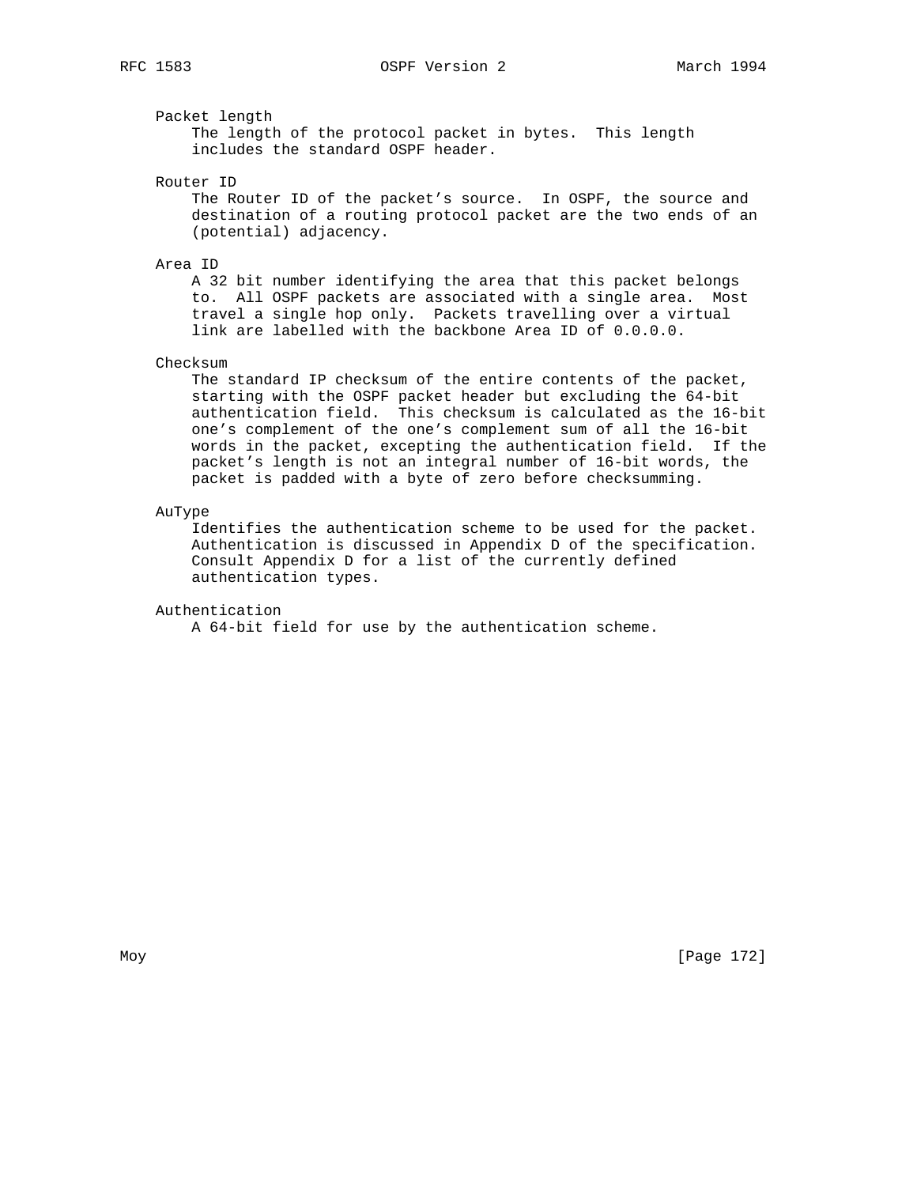Packet length
    The length of the protocol packet in bytes.  This length includes the standard OSPF header.

Router ID
    The Router ID of the packet's source.  In OSPF, the source and destination of a routing protocol packet are the two ends of an (potential) adjacency.

Area ID
    A 32 bit number identifying the area that this packet belongs to.  All OSPF packets are associated with a single area.  Most travel a single hop only.  Packets travelling over a virtual link are labelled with the backbone Area ID of 0.0.0.0.

Checksum
    The standard IP checksum of the entire contents of the packet, starting with the OSPF packet header but excluding the 64-bit authentication field.  This checksum is calculated as the 16-bit one's complement of the one's complement sum of all the 16-bit words in the packet, excepting the authentication field.  If the packet's length is not an integral number of 16-bit words, the packet is padded with a byte of zero before checksumming.

AuType
    Identifies the authentication scheme to be used for the packet. Authentication is discussed in Appendix D of the specification. Consult Appendix D for a list of the currently defined authentication types.

Authentication
    A 64-bit field for use by the authentication scheme.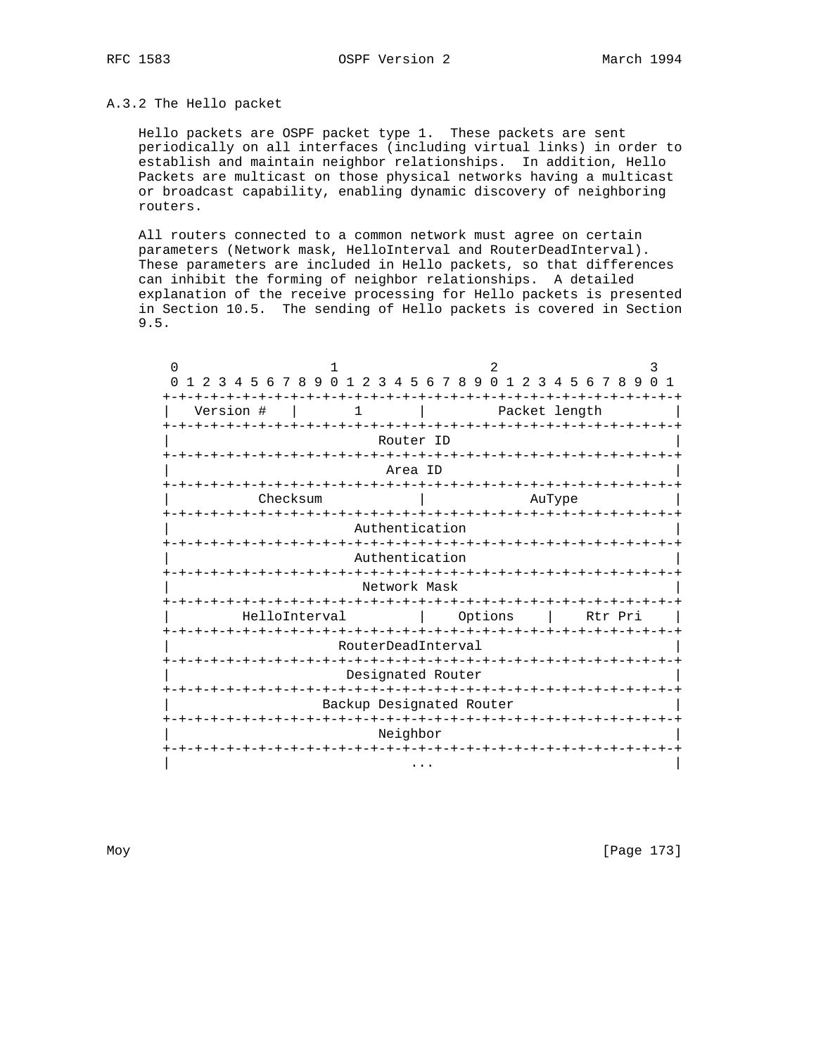### A.3.2 The Hello packet

Hello packets are OSPF packet type 1. These packets are sent periodically on all interfaces (including virtual links) in order to establish and maintain neighbor relationships. In addition, Hello Packets are multicast on those physical networks having a multicast or broadcast capability, enabling dynamic discovery of neighboring routers.

All routers connected to a common network must agree on certain parameters (Network mask, HelloInterval and RouterDeadInterval). These parameters are included in Hello packets, so that differences can inhibit the forming of neighbor relationships. A detailed explanation of the receive processing for Hello packets is presented in Section 10.5. The sending of Hello packets is covered in Section 9.5.

```
 0                   1                   2                   3
 0 1 2 3 4 5 6 7 8 9 0 1 2 3 4 5 6 7 8 9 0 1 2 3 4 5 6 7 8 9 0 1
+-+-+-+-+-+-+-+-+-+-+-+-+-+-+-+-+-+-+-+-+-+-+-+-+-+-+-+-+-+-+-+-+
|   Version #   |       1       |         Packet length         |
+-+-+-+-+-+-+-+-+-+-+-+-+-+-+-+-+-+-+-+-+-+-+-+-+-+-+-+-+-+-+-+-+
|                          Router ID                            |
+-+-+-+-+-+-+-+-+-+-+-+-+-+-+-+-+-+-+-+-+-+-+-+-+-+-+-+-+-+-+-+-+
|                           Area ID                             |
+-+-+-+-+-+-+-+-+-+-+-+-+-+-+-+-+-+-+-+-+-+-+-+-+-+-+-+-+-+-+-+-+
|           Checksum            |             AuType            |
+-+-+-+-+-+-+-+-+-+-+-+-+-+-+-+-+-+-+-+-+-+-+-+-+-+-+-+-+-+-+-+-+
|                       Authentication                          |
+-+-+-+-+-+-+-+-+-+-+-+-+-+-+-+-+-+-+-+-+-+-+-+-+-+-+-+-+-+-+-+-+
|                       Authentication                          |
+-+-+-+-+-+-+-+-+-+-+-+-+-+-+-+-+-+-+-+-+-+-+-+-+-+-+-+-+-+-+-+-+
|                        Network Mask                           |
+-+-+-+-+-+-+-+-+-+-+-+-+-+-+-+-+-+-+-+-+-+-+-+-+-+-+-+-+-+-+-+-+
|         HelloInterval         |    Options    |    Rtr Pri    |
+-+-+-+-+-+-+-+-+-+-+-+-+-+-+-+-+-+-+-+-+-+-+-+-+-+-+-+-+-+-+-+-+
|                     RouterDeadInterval                        |
+-+-+-+-+-+-+-+-+-+-+-+-+-+-+-+-+-+-+-+-+-+-+-+-+-+-+-+-+-+-+-+-+
|                      Designated Router                        |
+-+-+-+-+-+-+-+-+-+-+-+-+-+-+-+-+-+-+-+-+-+-+-+-+-+-+-+-+-+-+-+-+
|                   Backup Designated Router                    |
+-+-+-+-+-+-+-+-+-+-+-+-+-+-+-+-+-+-+-+-+-+-+-+-+-+-+-+-+-+-+-+-+
|                          Neighbor                             |
+-+-+-+-+-+-+-+-+-+-+-+-+-+-+-+-+-+-+-+-+-+-+-+-+-+-+-+-+-+-+-+-+
|                              ...                              |
```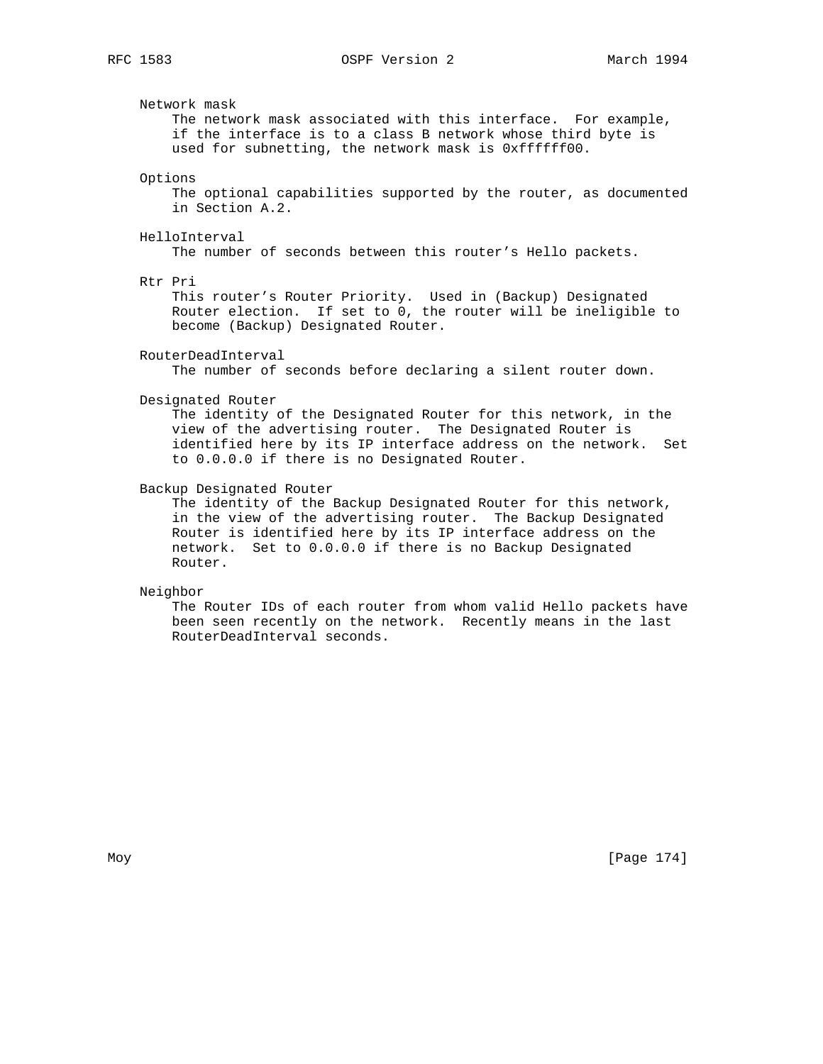Network mask
: The network mask associated with this interface. For example, if the interface is to a class B network whose third byte is used for subnetting, the network mask is 0xffffff00.

Options
: The optional capabilities supported by the router, as documented in Section A.2.

HelloInterval
: The number of seconds between this router's Hello packets.

Rtr Pri
: This router's Router Priority. Used in (Backup) Designated Router election. If set to 0, the router will be ineligible to become (Backup) Designated Router.

RouterDeadInterval
: The number of seconds before declaring a silent router down.

Designated Router
: The identity of the Designated Router for this network, in the view of the advertising router. The Designated Router is identified here by its IP interface address on the network. Set to 0.0.0.0 if there is no Designated Router.

Backup Designated Router
: The identity of the Backup Designated Router for this network, in the view of the advertising router. The Backup Designated Router is identified here by its IP interface address on the network. Set to 0.0.0.0 if there is no Backup Designated Router.

Neighbor
: The Router IDs of each router from whom valid Hello packets have been seen recently on the network. Recently means in the last RouterDeadInterval seconds.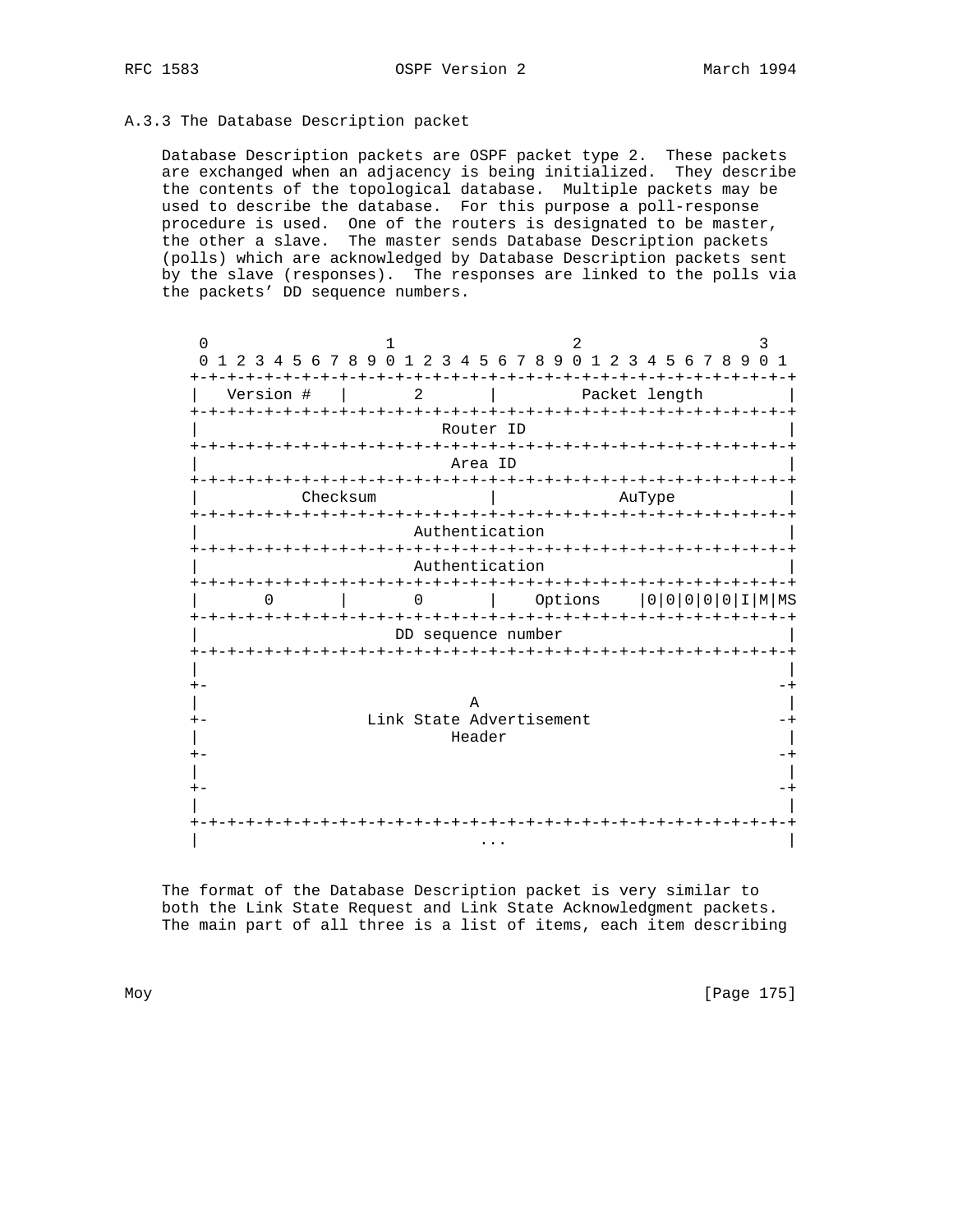### A.3.3 The Database Description packet

Database Description packets are OSPF packet type 2. These packets are exchanged when an adjacency is being initialized. They describe the contents of the topological database. Multiple packets may be used to describe the database. For this purpose a poll-response procedure is used. One of the routers is designated to be master, the other a slave. The master sends Database Description packets (polls) which are acknowledged by Database Description packets sent by the slave (responses). The responses are linked to the polls via the packets' DD sequence numbers.

```
 0                   1                   2                   3
 0 1 2 3 4 5 6 7 8 9 0 1 2 3 4 5 6 7 8 9 0 1 2 3 4 5 6 7 8 9 0 1
+-+-+-+-+-+-+-+-+-+-+-+-+-+-+-+-+-+-+-+-+-+-+-+-+-+-+-+-+-+-+-+-+
|   Version #   |       2       |         Packet length         |
+-+-+-+-+-+-+-+-+-+-+-+-+-+-+-+-+-+-+-+-+-+-+-+-+-+-+-+-+-+-+-+-+
|                          Router ID                            |
+-+-+-+-+-+-+-+-+-+-+-+-+-+-+-+-+-+-+-+-+-+-+-+-+-+-+-+-+-+-+-+-+
|                           Area ID                             |
+-+-+-+-+-+-+-+-+-+-+-+-+-+-+-+-+-+-+-+-+-+-+-+-+-+-+-+-+-+-+-+-+
|           Checksum            |             AuType            |
+-+-+-+-+-+-+-+-+-+-+-+-+-+-+-+-+-+-+-+-+-+-+-+-+-+-+-+-+-+-+-+-+
|                       Authentication                          |
+-+-+-+-+-+-+-+-+-+-+-+-+-+-+-+-+-+-+-+-+-+-+-+-+-+-+-+-+-+-+-+-+
|                       Authentication                          |
+-+-+-+-+-+-+-+-+-+-+-+-+-+-+-+-+-+-+-+-+-+-+-+-+-+-+-+-+-+-+-+-+
|       0       |       0       |    Options    |0|0|0|0|0|I|M|MS
+-+-+-+-+-+-+-+-+-+-+-+-+-+-+-+-+-+-+-+-+-+-+-+-+-+-+-+-+-+-+-+-+
|                     DD sequence number                        |
+-+-+-+-+-+-+-+-+-+-+-+-+-+-+-+-+-+-+-+-+-+-+-+-+-+-+-+-+-+-+-+-+
|                                                               |
+-                                                             -+
|                             A                                 |
+-                 Link State Advertisement                    -+
|                           Header                              |
+-                                                             -+
|                                                               |
+-                                                             -+
|                                                               |
+-+-+-+-+-+-+-+-+-+-+-+-+-+-+-+-+-+-+-+-+-+-+-+-+-+-+-+-+-+-+-+-+
|                              ...                              |
```

The format of the Database Description packet is very similar to both the Link State Request and Link State Acknowledgment packets. The main part of all three is a list of items, each item describing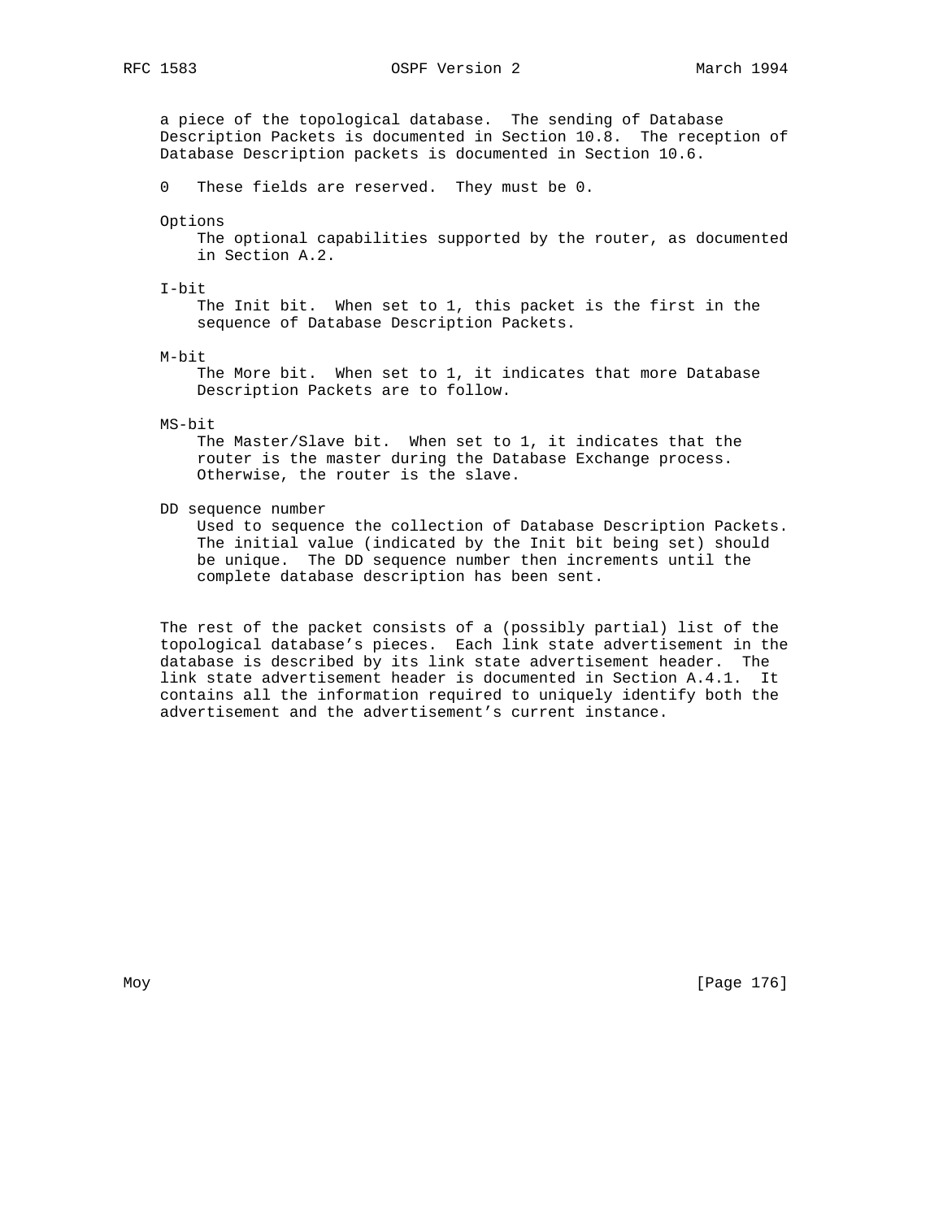a piece of the topological database. The sending of Database Description Packets is documented in Section 10.8. The reception of Database Description packets is documented in Section 10.6.

0 These fields are reserved. They must be 0.

Options
: The optional capabilities supported by the router, as documented in Section A.2.

I-bit
: The Init bit. When set to 1, this packet is the first in the sequence of Database Description Packets.

M-bit
: The More bit. When set to 1, it indicates that more Database Description Packets are to follow.

MS-bit
: The Master/Slave bit. When set to 1, it indicates that the router is the master during the Database Exchange process. Otherwise, the router is the slave.

DD sequence number
: Used to sequence the collection of Database Description Packets. The initial value (indicated by the Init bit being set) should be unique. The DD sequence number then increments until the complete database description has been sent.

The rest of the packet consists of a (possibly partial) list of the topological database's pieces. Each link state advertisement in the database is described by its link state advertisement header. The link state advertisement header is documented in Section A.4.1. It contains all the information required to uniquely identify both the advertisement and the advertisement's current instance.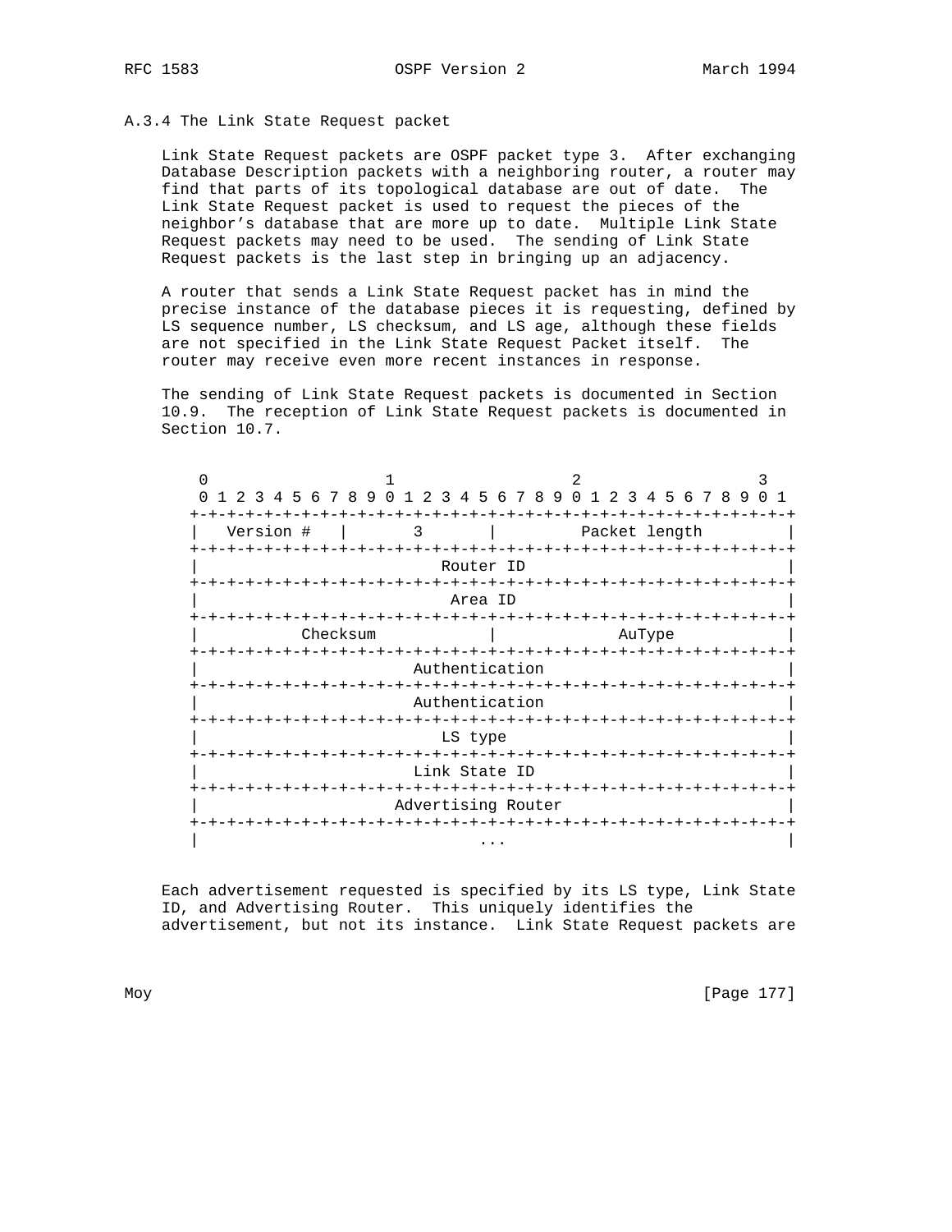### A.3.4 The Link State Request packet

Link State Request packets are OSPF packet type 3. After exchanging Database Description packets with a neighboring router, a router may find that parts of its topological database are out of date. The Link State Request packet is used to request the pieces of the neighbor's database that are more up to date. Multiple Link State Request packets may need to be used. The sending of Link State Request packets is the last step in bringing up an adjacency.

A router that sends a Link State Request packet has in mind the precise instance of the database pieces it is requesting, defined by LS sequence number, LS checksum, and LS age, although these fields are not specified in the Link State Request Packet itself. The router may receive even more recent instances in response.

The sending of Link State Request packets is documented in Section 10.9. The reception of Link State Request packets is documented in Section 10.7.

```
 0                   1                   2                   3
 0 1 2 3 4 5 6 7 8 9 0 1 2 3 4 5 6 7 8 9 0 1 2 3 4 5 6 7 8 9 0 1
+-+-+-+-+-+-+-+-+-+-+-+-+-+-+-+-+-+-+-+-+-+-+-+-+-+-+-+-+-+-+-+-+
|   Version #   |       3       |         Packet length         |
+-+-+-+-+-+-+-+-+-+-+-+-+-+-+-+-+-+-+-+-+-+-+-+-+-+-+-+-+-+-+-+-+
|                          Router ID                            |
+-+-+-+-+-+-+-+-+-+-+-+-+-+-+-+-+-+-+-+-+-+-+-+-+-+-+-+-+-+-+-+-+
|                           Area ID                             |
+-+-+-+-+-+-+-+-+-+-+-+-+-+-+-+-+-+-+-+-+-+-+-+-+-+-+-+-+-+-+-+-+
|           Checksum            |             AuType            |
+-+-+-+-+-+-+-+-+-+-+-+-+-+-+-+-+-+-+-+-+-+-+-+-+-+-+-+-+-+-+-+-+
|                       Authentication                          |
+-+-+-+-+-+-+-+-+-+-+-+-+-+-+-+-+-+-+-+-+-+-+-+-+-+-+-+-+-+-+-+-+
|                       Authentication                          |
+-+-+-+-+-+-+-+-+-+-+-+-+-+-+-+-+-+-+-+-+-+-+-+-+-+-+-+-+-+-+-+-+
|                          LS type                              |
+-+-+-+-+-+-+-+-+-+-+-+-+-+-+-+-+-+-+-+-+-+-+-+-+-+-+-+-+-+-+-+-+
|                       Link State ID                           |
+-+-+-+-+-+-+-+-+-+-+-+-+-+-+-+-+-+-+-+-+-+-+-+-+-+-+-+-+-+-+-+-+
|                     Advertising Router                        |
+-+-+-+-+-+-+-+-+-+-+-+-+-+-+-+-+-+-+-+-+-+-+-+-+-+-+-+-+-+-+-+-+
|                              ...                              |
```

Each advertisement requested is specified by its LS type, Link State ID, and Advertising Router. This uniquely identifies the advertisement, but not its instance. Link State Request packets are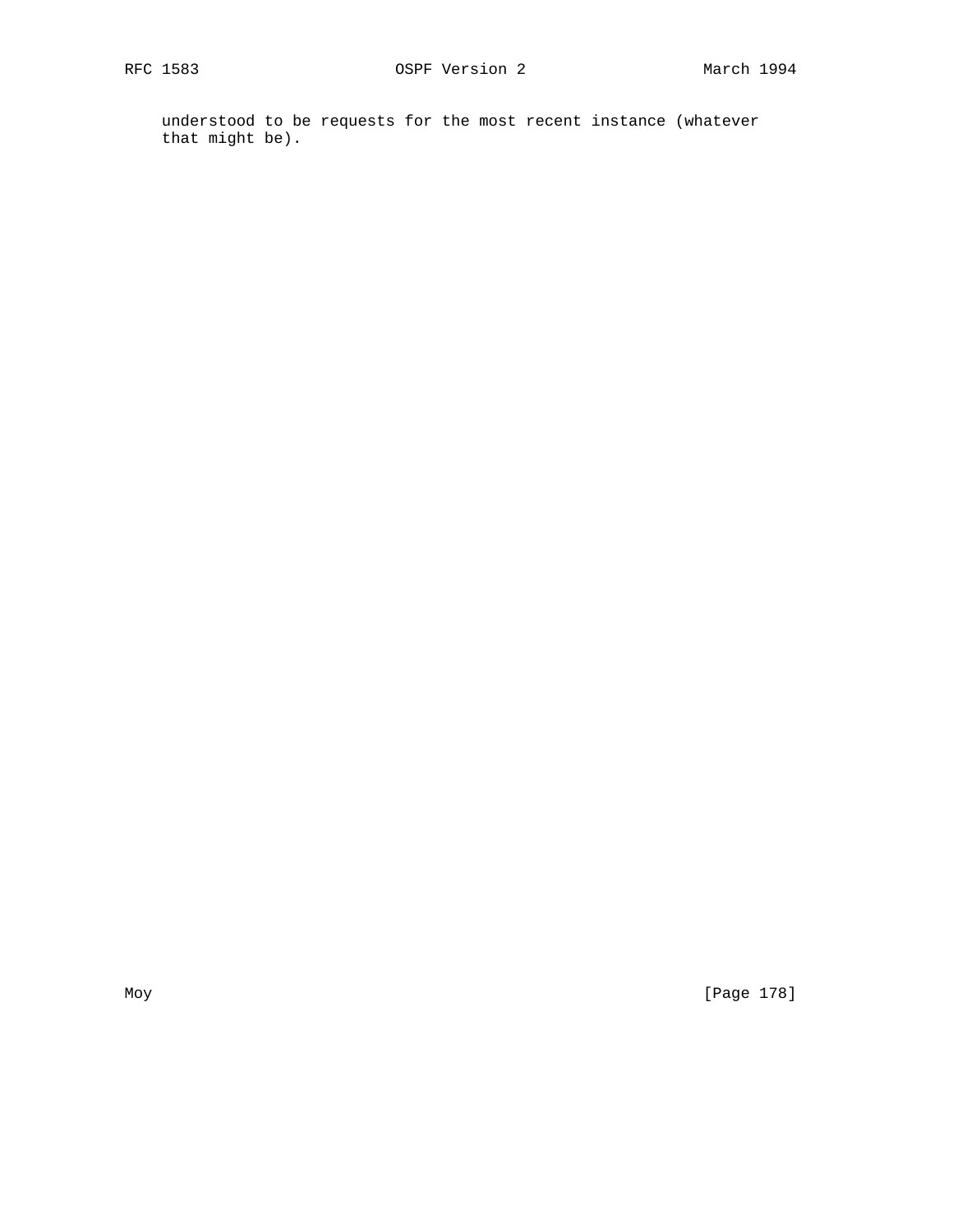understood to be requests for the most recent instance (whatever
that might be).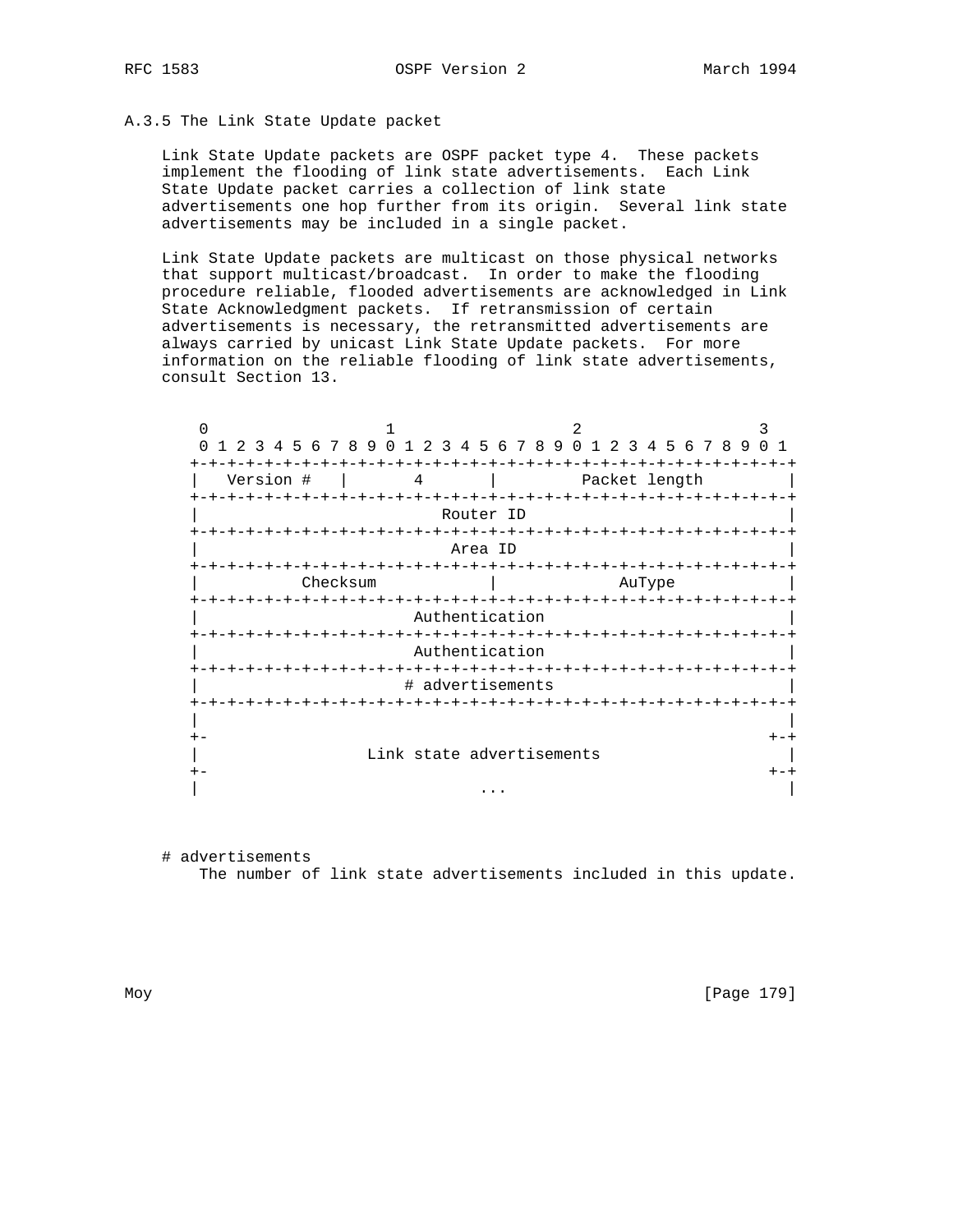### A.3.5 The Link State Update packet

Link State Update packets are OSPF packet type 4. These packets implement the flooding of link state advertisements. Each Link State Update packet carries a collection of link state advertisements one hop further from its origin. Several link state advertisements may be included in a single packet.

Link State Update packets are multicast on those physical networks that support multicast/broadcast. In order to make the flooding procedure reliable, flooded advertisements are acknowledged in Link State Acknowledgment packets. If retransmission of certain advertisements is necessary, the retransmitted advertisements are always carried by unicast Link State Update packets. For more information on the reliable flooding of link state advertisements, consult Section 13.

```
 0                   1                   2                   3
 0 1 2 3 4 5 6 7 8 9 0 1 2 3 4 5 6 7 8 9 0 1 2 3 4 5 6 7 8 9 0 1
+-+-+-+-+-+-+-+-+-+-+-+-+-+-+-+-+-+-+-+-+-+-+-+-+-+-+-+-+-+-+-+-+
|   Version #   |       4       |         Packet length         |
+-+-+-+-+-+-+-+-+-+-+-+-+-+-+-+-+-+-+-+-+-+-+-+-+-+-+-+-+-+-+-+-+
|                          Router ID                            |
+-+-+-+-+-+-+-+-+-+-+-+-+-+-+-+-+-+-+-+-+-+-+-+-+-+-+-+-+-+-+-+-+
|                           Area ID                             |
+-+-+-+-+-+-+-+-+-+-+-+-+-+-+-+-+-+-+-+-+-+-+-+-+-+-+-+-+-+-+-+-+
|           Checksum            |             AuType            |
+-+-+-+-+-+-+-+-+-+-+-+-+-+-+-+-+-+-+-+-+-+-+-+-+-+-+-+-+-+-+-+-+
|                       Authentication                          |
+-+-+-+-+-+-+-+-+-+-+-+-+-+-+-+-+-+-+-+-+-+-+-+-+-+-+-+-+-+-+-+-+
|                       Authentication                          |
+-+-+-+-+-+-+-+-+-+-+-+-+-+-+-+-+-+-+-+-+-+-+-+-+-+-+-+-+-+-+-+-+
|                      # advertisements                         |
+-+-+-+-+-+-+-+-+-+-+-+-+-+-+-+-+-+-+-+-+-+-+-+-+-+-+-+-+-+-+-+-+
|                                                               |
+-                                                            +-+
|                  Link state advertisements                    |
+-                                                            +-+
|                              ...                              |
```

# advertisements
    The number of link state advertisements included in this update.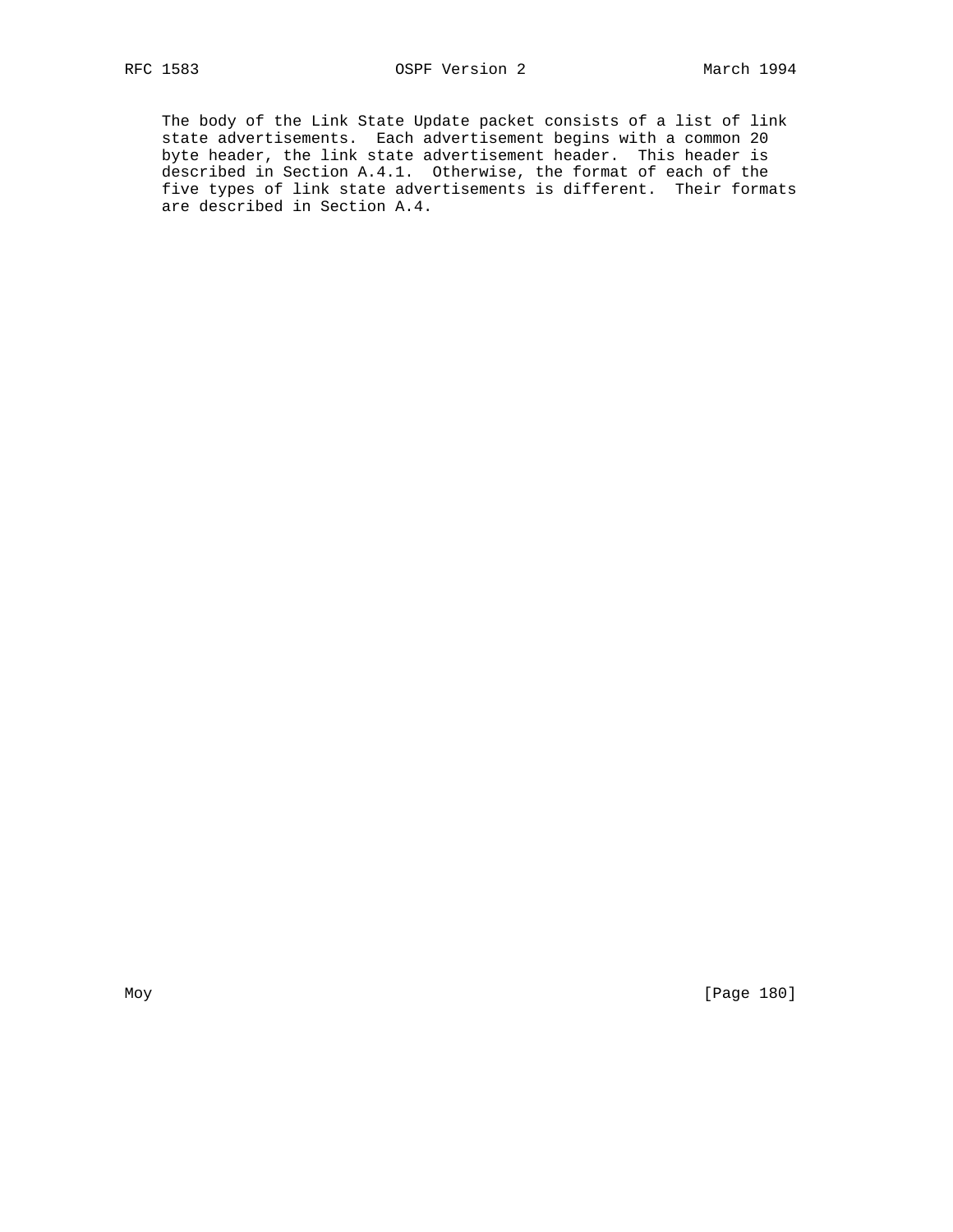The body of the Link State Update packet consists of a list of link state advertisements. Each advertisement begins with a common 20 byte header, the link state advertisement header. This header is described in Section A.4.1. Otherwise, the format of each of the five types of link state advertisements is different. Their formats are described in Section A.4.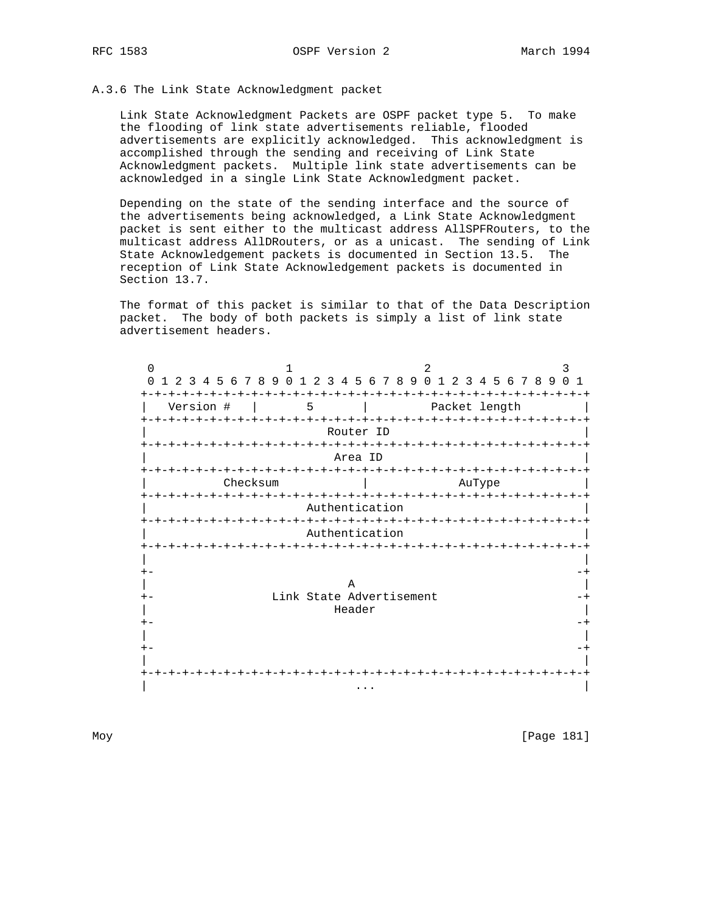### A.3.6 The Link State Acknowledgment packet

Link State Acknowledgment Packets are OSPF packet type 5. To make the flooding of link state advertisements reliable, flooded advertisements are explicitly acknowledged. This acknowledgment is accomplished through the sending and receiving of Link State Acknowledgment packets. Multiple link state advertisements can be acknowledged in a single Link State Acknowledgment packet.

Depending on the state of the sending interface and the source of the advertisements being acknowledged, a Link State Acknowledgment packet is sent either to the multicast address AllSPFRouters, to the multicast address AllDRouters, or as a unicast. The sending of Link State Acknowledgement packets is documented in Section 13.5. The reception of Link State Acknowledgement packets is documented in Section 13.7.

The format of this packet is similar to that of the Data Description packet. The body of both packets is simply a list of link state advertisement headers.

```
 0                   1                   2                   3
 0 1 2 3 4 5 6 7 8 9 0 1 2 3 4 5 6 7 8 9 0 1 2 3 4 5 6 7 8 9 0 1
+-+-+-+-+-+-+-+-+-+-+-+-+-+-+-+-+-+-+-+-+-+-+-+-+-+-+-+-+-+-+-+-+
|   Version #   |       5       |         Packet length         |
+-+-+-+-+-+-+-+-+-+-+-+-+-+-+-+-+-+-+-+-+-+-+-+-+-+-+-+-+-+-+-+-+
|                          Router ID                            |
+-+-+-+-+-+-+-+-+-+-+-+-+-+-+-+-+-+-+-+-+-+-+-+-+-+-+-+-+-+-+-+-+
|                           Area ID                             |
+-+-+-+-+-+-+-+-+-+-+-+-+-+-+-+-+-+-+-+-+-+-+-+-+-+-+-+-+-+-+-+-+
|           Checksum            |             AuType            |
+-+-+-+-+-+-+-+-+-+-+-+-+-+-+-+-+-+-+-+-+-+-+-+-+-+-+-+-+-+-+-+-+
|                       Authentication                          |
+-+-+-+-+-+-+-+-+-+-+-+-+-+-+-+-+-+-+-+-+-+-+-+-+-+-+-+-+-+-+-+-+
|                       Authentication                          |
+-+-+-+-+-+-+-+-+-+-+-+-+-+-+-+-+-+-+-+-+-+-+-+-+-+-+-+-+-+-+-+-+
|                                                               |
+-                                                             -+
|                             A                                 |
+-                 Link State Advertisement                    -+
|                           Header                              |
+-                                                             -+
|                                                               |
+-                                                             -+
|                                                               |
+-+-+-+-+-+-+-+-+-+-+-+-+-+-+-+-+-+-+-+-+-+-+-+-+-+-+-+-+-+-+-+-+
|                              ...                              |
```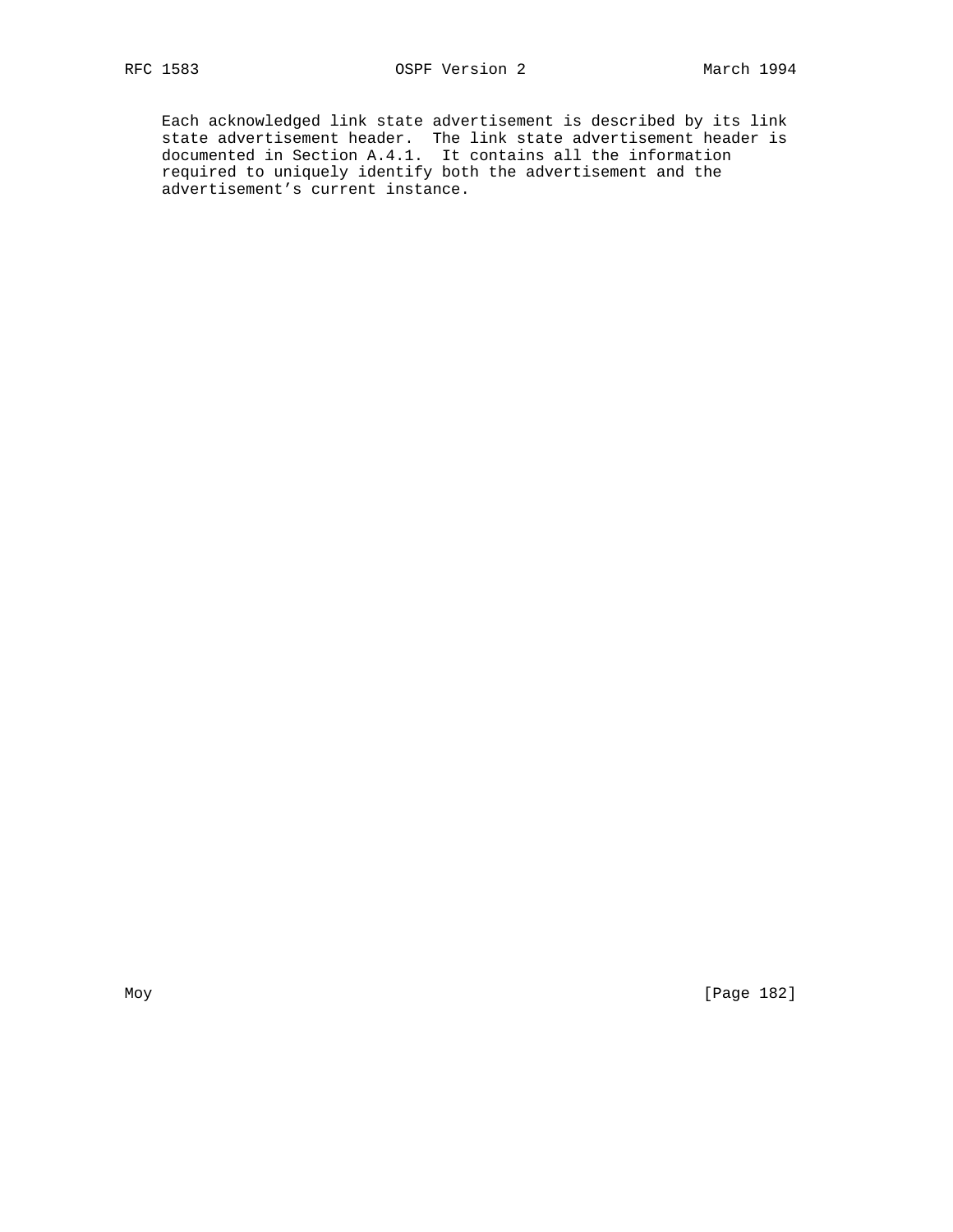Each acknowledged link state advertisement is described by its link state advertisement header. The link state advertisement header is documented in Section A.4.1. It contains all the information required to uniquely identify both the advertisement and the advertisement's current instance.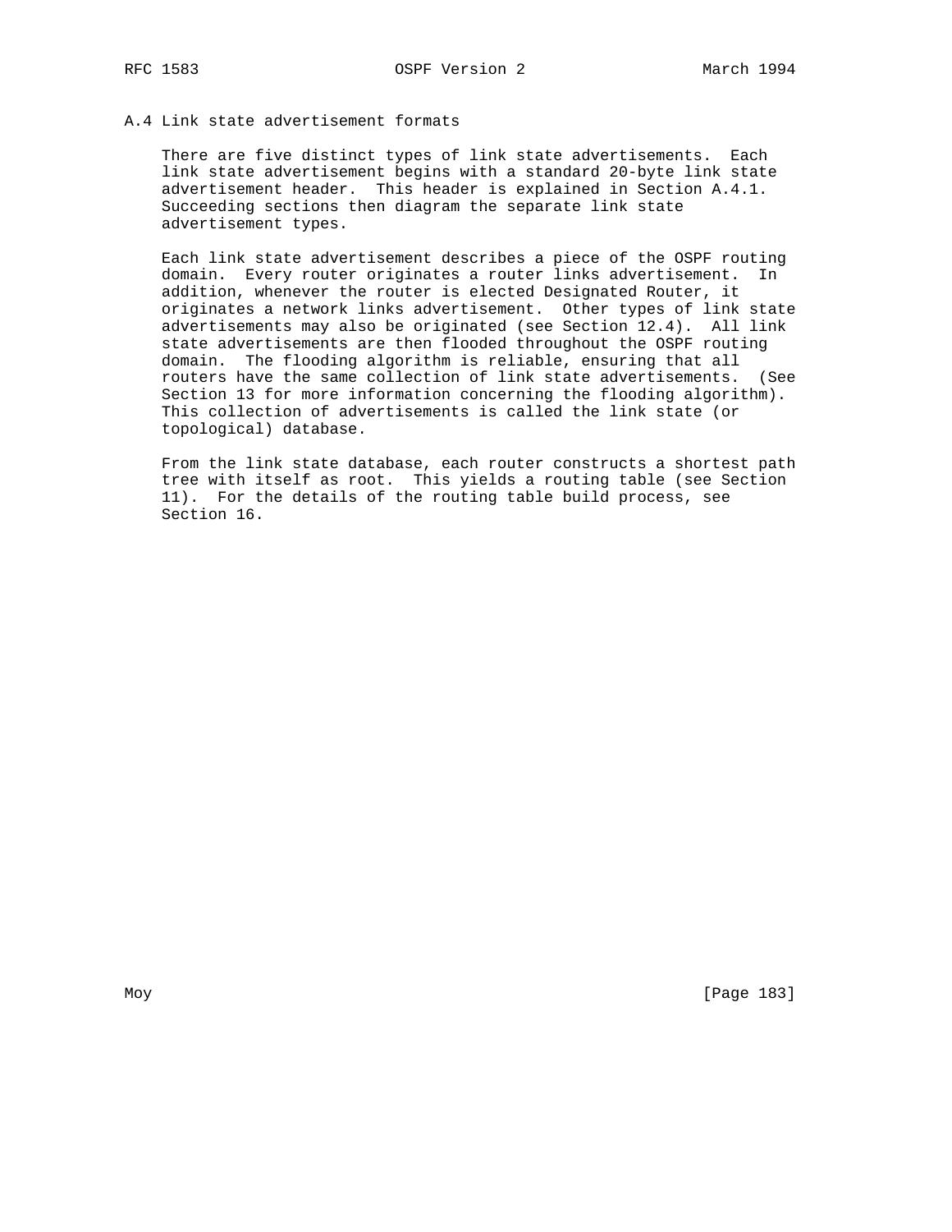## A.4 Link state advertisement formats

There are five distinct types of link state advertisements. Each link state advertisement begins with a standard 20-byte link state advertisement header. This header is explained in Section A.4.1. Succeeding sections then diagram the separate link state advertisement types.

Each link state advertisement describes a piece of the OSPF routing domain. Every router originates a router links advertisement. In addition, whenever the router is elected Designated Router, it originates a network links advertisement. Other types of link state advertisements may also be originated (see Section 12.4). All link state advertisements are then flooded throughout the OSPF routing domain. The flooding algorithm is reliable, ensuring that all routers have the same collection of link state advertisements. (See Section 13 for more information concerning the flooding algorithm). This collection of advertisements is called the link state (or topological) database.

From the link state database, each router constructs a shortest path tree with itself as root. This yields a routing table (see Section 11). For the details of the routing table build process, see Section 16.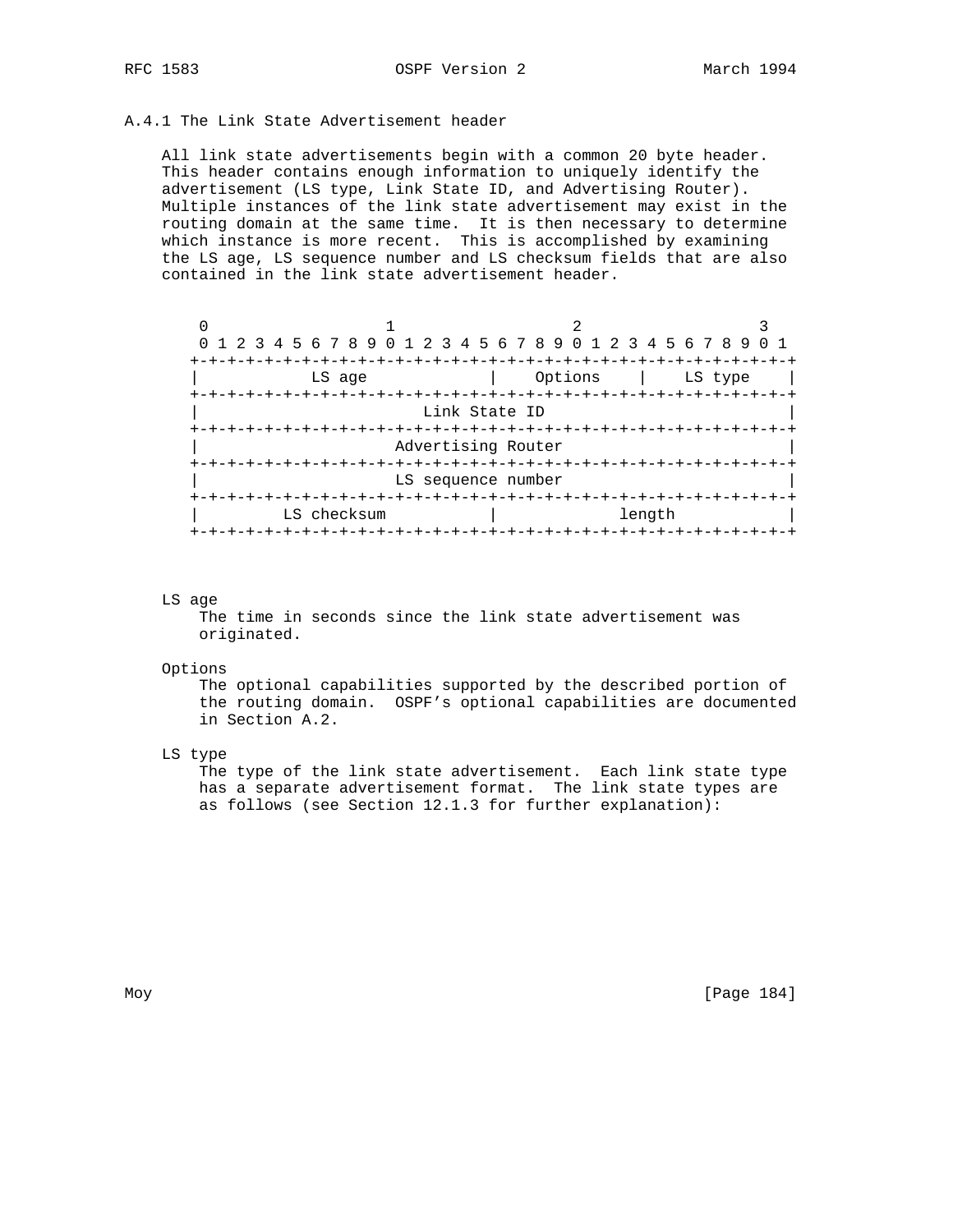### A.4.1 The Link State Advertisement header

All link state advertisements begin with a common 20 byte header. This header contains enough information to uniquely identify the advertisement (LS type, Link State ID, and Advertising Router). Multiple instances of the link state advertisement may exist in the routing domain at the same time. It is then necessary to determine which instance is more recent. This is accomplished by examining the LS age, LS sequence number and LS checksum fields that are also contained in the link state advertisement header.

```
 0                   1                   2                   3
 0 1 2 3 4 5 6 7 8 9 0 1 2 3 4 5 6 7 8 9 0 1 2 3 4 5 6 7 8 9 0 1
+-+-+-+-+-+-+-+-+-+-+-+-+-+-+-+-+-+-+-+-+-+-+-+-+-+-+-+-+-+-+-+-+
|            LS age             |    Options    |    LS type    |
+-+-+-+-+-+-+-+-+-+-+-+-+-+-+-+-+-+-+-+-+-+-+-+-+-+-+-+-+-+-+-+-+
|                        Link State ID                          |
+-+-+-+-+-+-+-+-+-+-+-+-+-+-+-+-+-+-+-+-+-+-+-+-+-+-+-+-+-+-+-+-+
|                     Advertising Router                        |
+-+-+-+-+-+-+-+-+-+-+-+-+-+-+-+-+-+-+-+-+-+-+-+-+-+-+-+-+-+-+-+-+
|                     LS sequence number                        |
+-+-+-+-+-+-+-+-+-+-+-+-+-+-+-+-+-+-+-+-+-+-+-+-+-+-+-+-+-+-+-+-+
|         LS checksum           |             length            |
+-+-+-+-+-+-+-+-+-+-+-+-+-+-+-+-+-+-+-+-+-+-+-+-+-+-+-+-+-+-+-+-+
```

LS age
: The time in seconds since the link state advertisement was originated.

Options
: The optional capabilities supported by the described portion of the routing domain. OSPF's optional capabilities are documented in Section A.2.

LS type
: The type of the link state advertisement. Each link state type has a separate advertisement format. The link state types are as follows (see Section 12.1.3 for further explanation):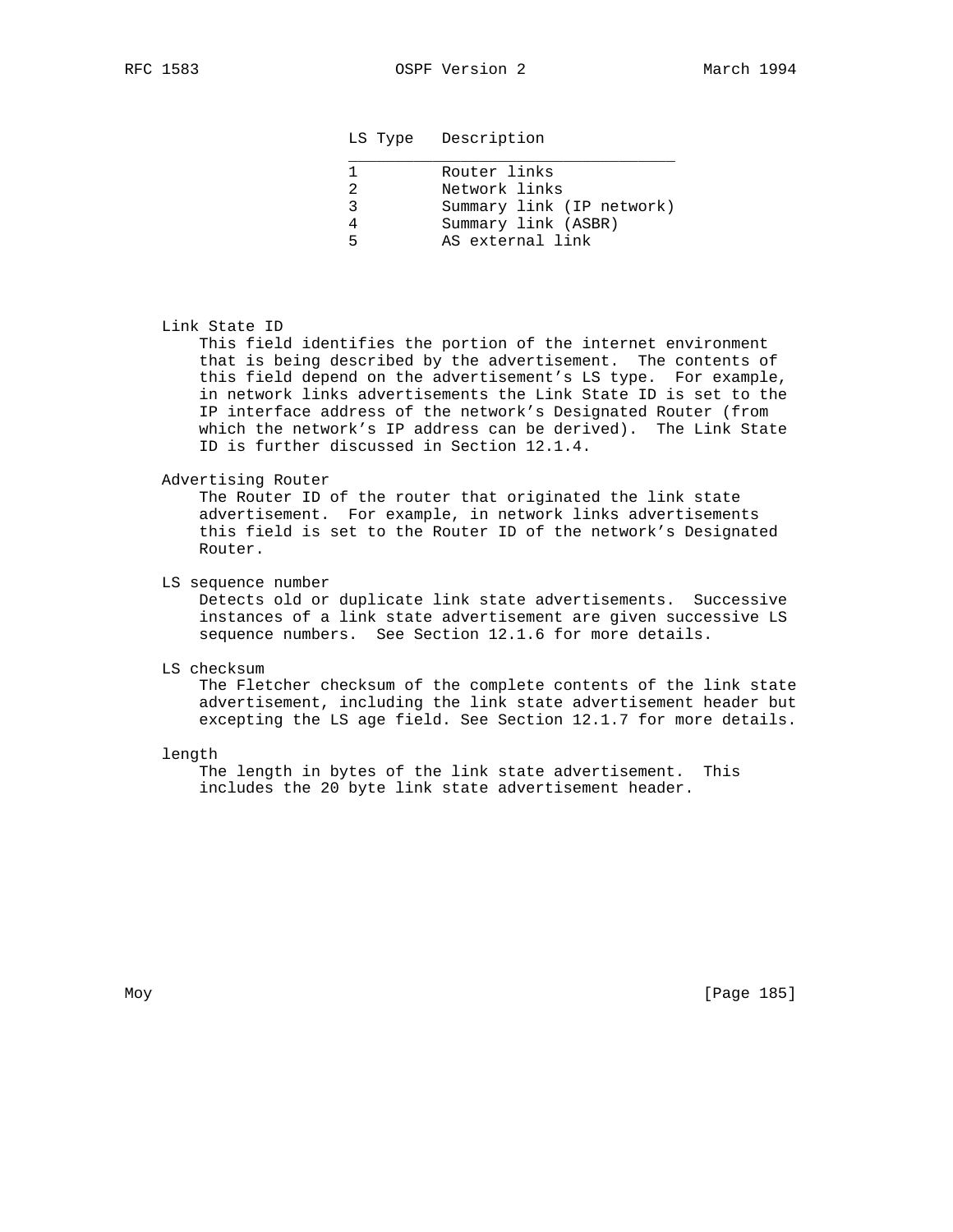| LS Type | Description |
| --- | --- |
| 1 | Router links |
| 2 | Network links |
| 3 | Summary link (IP network) |
| 4 | Summary link (ASBR) |
| 5 | AS external link |

**Link State ID**

This field identifies the portion of the internet environment that is being described by the advertisement. The contents of this field depend on the advertisement's LS type. For example, in network links advertisements the Link State ID is set to the IP interface address of the network's Designated Router (from which the network's IP address can be derived). The Link State ID is further discussed in Section 12.1.4.

**Advertising Router**

The Router ID of the router that originated the link state advertisement. For example, in network links advertisements this field is set to the Router ID of the network's Designated Router.

**LS sequence number**

Detects old or duplicate link state advertisements. Successive instances of a link state advertisement are given successive LS sequence numbers. See Section 12.1.6 for more details.

**LS checksum**

The Fletcher checksum of the complete contents of the link state advertisement, including the link state advertisement header but excepting the LS age field. See Section 12.1.7 for more details.

**length**

The length in bytes of the link state advertisement. This includes the 20 byte link state advertisement header.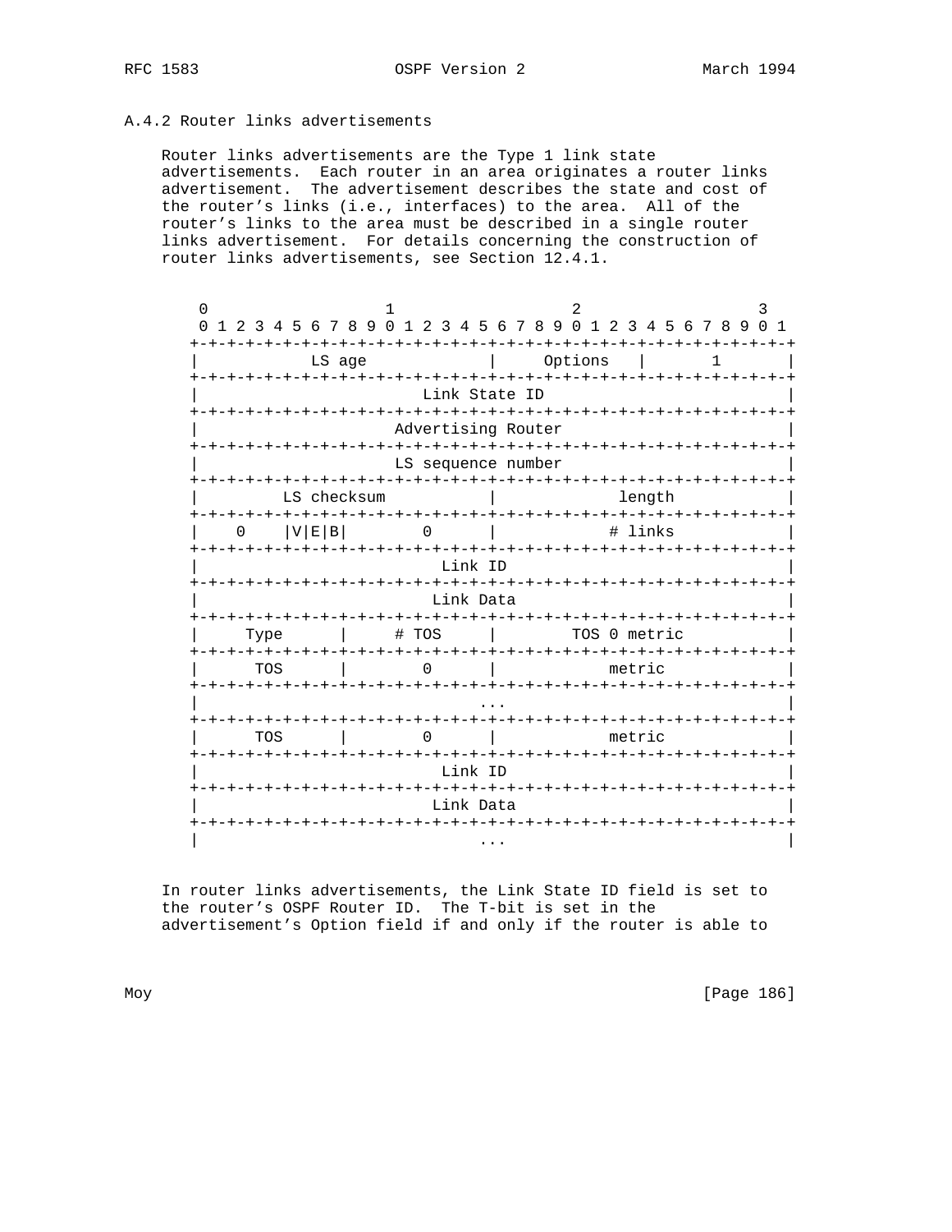### A.4.2 Router links advertisements

Router links advertisements are the Type 1 link state advertisements. Each router in an area originates a router links advertisement. The advertisement describes the state and cost of the router's links (i.e., interfaces) to the area. All of the router's links to the area must be described in a single router links advertisement. For details concerning the construction of router links advertisements, see Section 12.4.1.

```
 0                   1                   2                   3
 0 1 2 3 4 5 6 7 8 9 0 1 2 3 4 5 6 7 8 9 0 1 2 3 4 5 6 7 8 9 0 1
+-+-+-+-+-+-+-+-+-+-+-+-+-+-+-+-+-+-+-+-+-+-+-+-+-+-+-+-+-+-+-+-+
|            LS age             |     Options   |       1       |
+-+-+-+-+-+-+-+-+-+-+-+-+-+-+-+-+-+-+-+-+-+-+-+-+-+-+-+-+-+-+-+-+
|                        Link State ID                          |
+-+-+-+-+-+-+-+-+-+-+-+-+-+-+-+-+-+-+-+-+-+-+-+-+-+-+-+-+-+-+-+-+
|                     Advertising Router                        |
+-+-+-+-+-+-+-+-+-+-+-+-+-+-+-+-+-+-+-+-+-+-+-+-+-+-+-+-+-+-+-+-+
|                     LS sequence number                        |
+-+-+-+-+-+-+-+-+-+-+-+-+-+-+-+-+-+-+-+-+-+-+-+-+-+-+-+-+-+-+-+-+
|         LS checksum           |             length            |
+-+-+-+-+-+-+-+-+-+-+-+-+-+-+-+-+-+-+-+-+-+-+-+-+-+-+-+-+-+-+-+-+
|    0    |V|E|B|        0      |            # links            |
+-+-+-+-+-+-+-+-+-+-+-+-+-+-+-+-+-+-+-+-+-+-+-+-+-+-+-+-+-+-+-+-+
|                          Link ID                              |
+-+-+-+-+-+-+-+-+-+-+-+-+-+-+-+-+-+-+-+-+-+-+-+-+-+-+-+-+-+-+-+-+
|                         Link Data                             |
+-+-+-+-+-+-+-+-+-+-+-+-+-+-+-+-+-+-+-+-+-+-+-+-+-+-+-+-+-+-+-+-+
|     Type      |     # TOS     |        TOS 0 metric           |
+-+-+-+-+-+-+-+-+-+-+-+-+-+-+-+-+-+-+-+-+-+-+-+-+-+-+-+-+-+-+-+-+
|      TOS      |        0      |            metric             |
+-+-+-+-+-+-+-+-+-+-+-+-+-+-+-+-+-+-+-+-+-+-+-+-+-+-+-+-+-+-+-+-+
|                              ...                              |
+-+-+-+-+-+-+-+-+-+-+-+-+-+-+-+-+-+-+-+-+-+-+-+-+-+-+-+-+-+-+-+-+
|      TOS      |        0      |            metric             |
+-+-+-+-+-+-+-+-+-+-+-+-+-+-+-+-+-+-+-+-+-+-+-+-+-+-+-+-+-+-+-+-+
|                          Link ID                              |
+-+-+-+-+-+-+-+-+-+-+-+-+-+-+-+-+-+-+-+-+-+-+-+-+-+-+-+-+-+-+-+-+
|                         Link Data                             |
+-+-+-+-+-+-+-+-+-+-+-+-+-+-+-+-+-+-+-+-+-+-+-+-+-+-+-+-+-+-+-+-+
|                              ...                              |
```

In router links advertisements, the Link State ID field is set to the router's OSPF Router ID. The T-bit is set in the advertisement's Option field if and only if the router is able to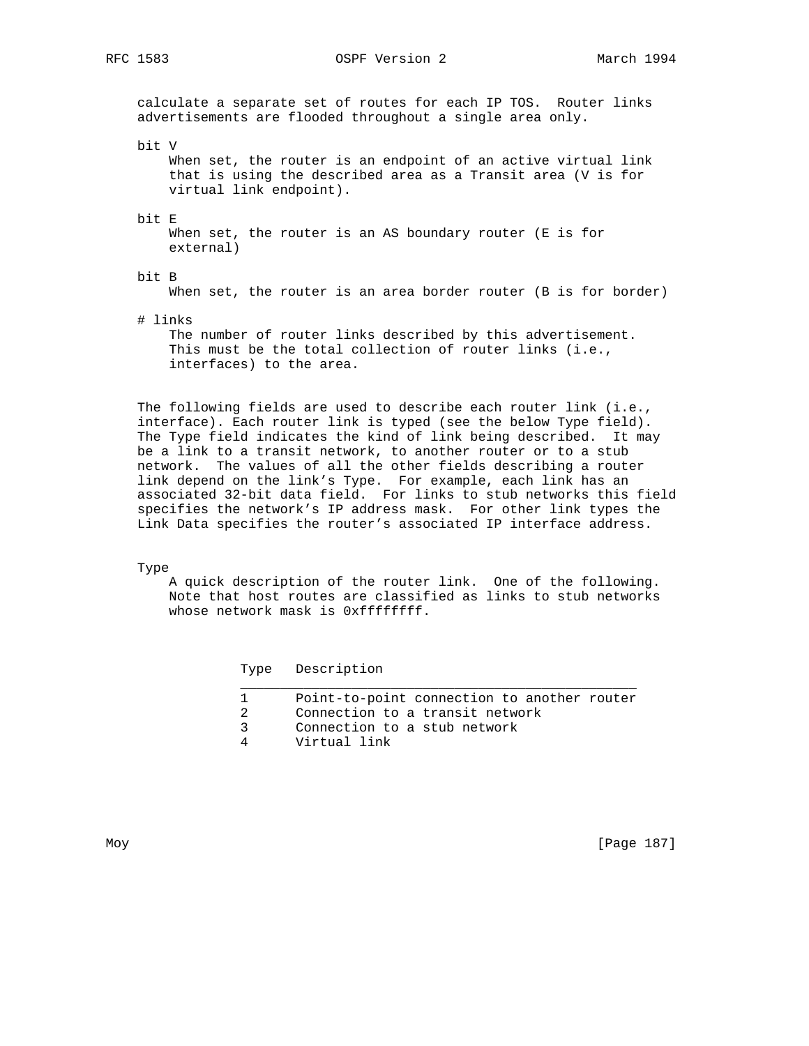calculate a separate set of routes for each IP TOS. Router links advertisements are flooded throughout a single area only.

bit V
When set, the router is an endpoint of an active virtual link that is using the described area as a Transit area (V is for virtual link endpoint).

bit E
When set, the router is an AS boundary router (E is for external)

bit B
When set, the router is an area border router (B is for border)

# links
The number of router links described by this advertisement. This must be the total collection of router links (i.e., interfaces) to the area.

The following fields are used to describe each router link (i.e., interface). Each router link is typed (see the below Type field). The Type field indicates the kind of link being described. It may be a link to a transit network, to another router or to a stub network. The values of all the other fields describing a router link depend on the link's Type. For example, each link has an associated 32-bit data field. For links to stub networks this field specifies the network's IP address mask. For other link types the Link Data specifies the router's associated IP interface address.

Type
A quick description of the router link. One of the following. Note that host routes are classified as links to stub networks whose network mask is 0xffffffff.

| Type | Description |
| --- | --- |
| 1 | Point-to-point connection to another router |
| 2 | Connection to a transit network |
| 3 | Connection to a stub network |
| 4 | Virtual link |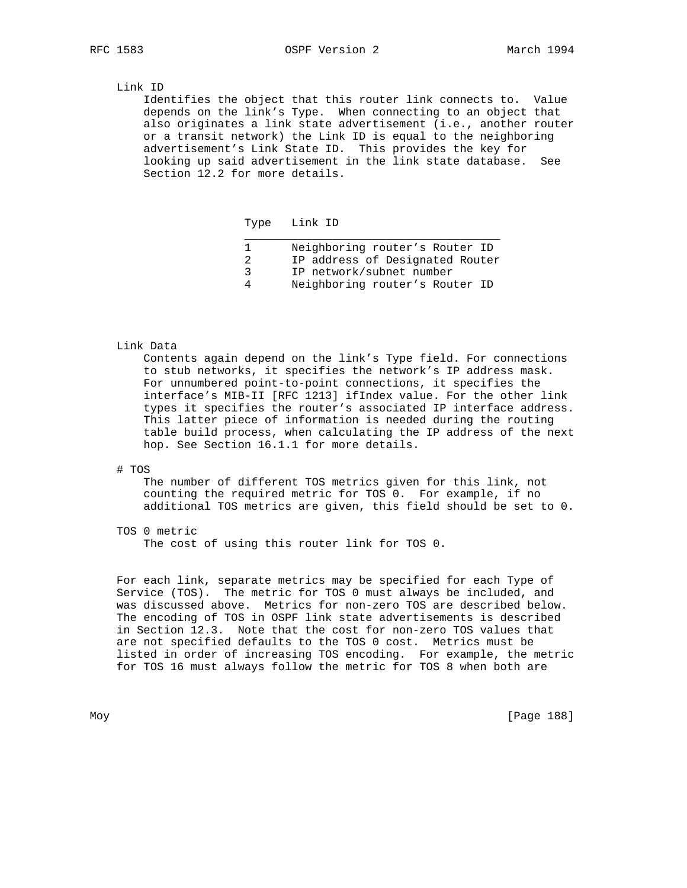Link ID
Identifies the object that this router link connects to. Value depends on the link's Type. When connecting to an object that also originates a link state advertisement (i.e., another router or a transit network) the Link ID is equal to the neighboring advertisement's Link State ID. This provides the key for looking up said advertisement in the link state database. See Section 12.2 for more details.

| Type | Link ID |
|---|---|
| 1 | Neighboring router's Router ID |
| 2 | IP address of Designated Router |
| 3 | IP network/subnet number |
| 4 | Neighboring router's Router ID |

Link Data
Contents again depend on the link's Type field. For connections to stub networks, it specifies the network's IP address mask. For unnumbered point-to-point connections, it specifies the interface's MIB-II [RFC 1213] ifIndex value. For the other link types it specifies the router's associated IP interface address. This latter piece of information is needed during the routing table build process, when calculating the IP address of the next hop. See Section 16.1.1 for more details.

# TOS
The number of different TOS metrics given for this link, not counting the required metric for TOS 0. For example, if no additional TOS metrics are given, this field should be set to 0.

TOS 0 metric
The cost of using this router link for TOS 0.

For each link, separate metrics may be specified for each Type of Service (TOS). The metric for TOS 0 must always be included, and was discussed above. Metrics for non-zero TOS are described below. The encoding of TOS in OSPF link state advertisements is described in Section 12.3. Note that the cost for non-zero TOS values that are not specified defaults to the TOS 0 cost. Metrics must be listed in order of increasing TOS encoding. For example, the metric for TOS 16 must always follow the metric for TOS 8 when both are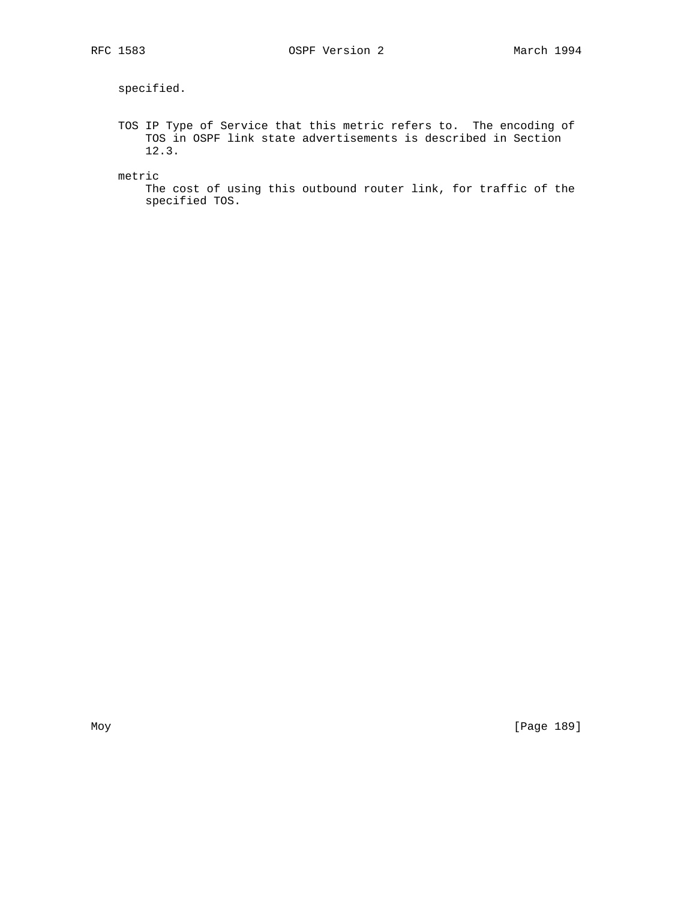specified.

TOS IP Type of Service that this metric refers to. The encoding of TOS in OSPF link state advertisements is described in Section 12.3.

metric
The cost of using this outbound router link, for traffic of the specified TOS.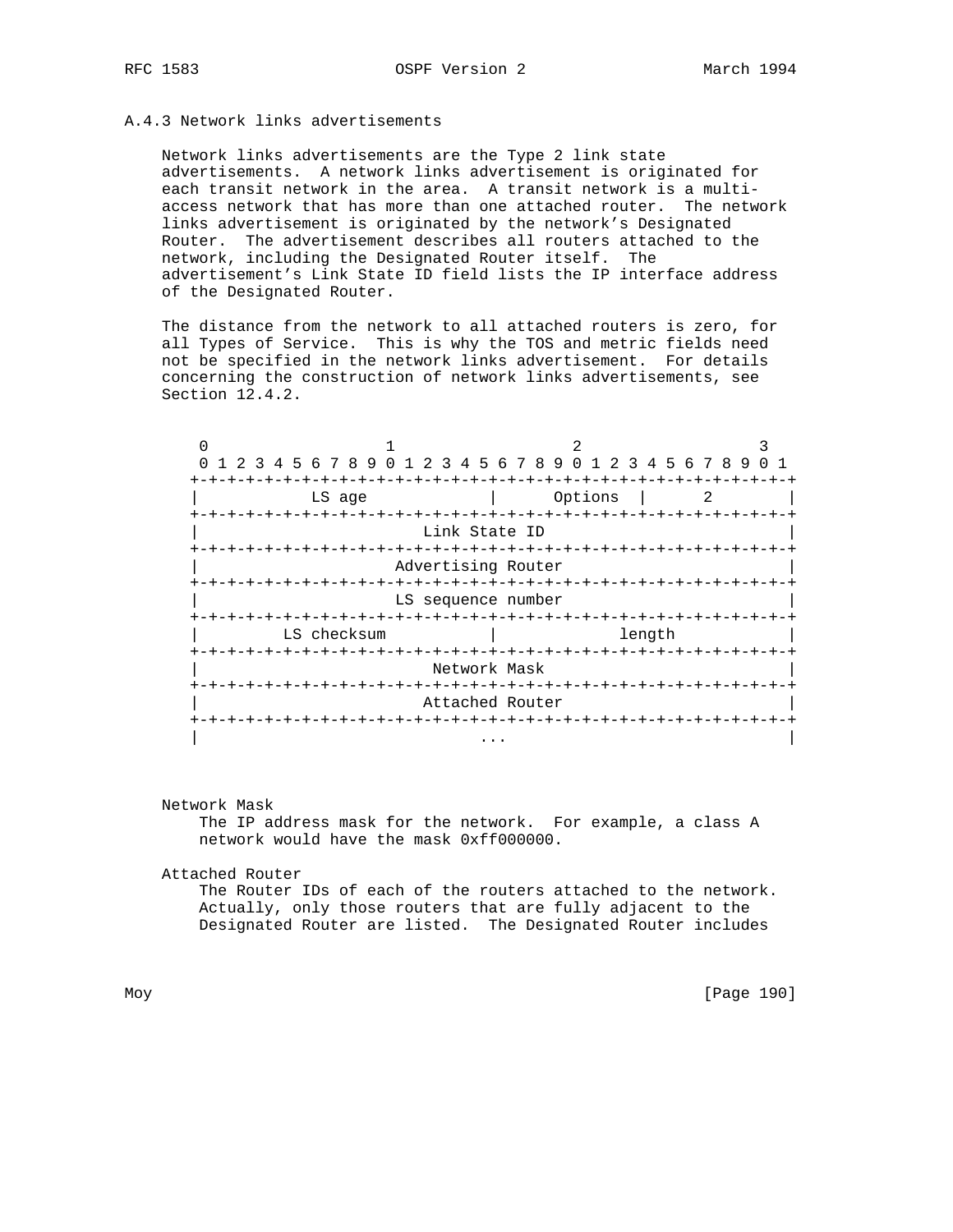### A.4.3 Network links advertisements

Network links advertisements are the Type 2 link state advertisements. A network links advertisement is originated for each transit network in the area. A transit network is a multi-access network that has more than one attached router. The network links advertisement is originated by the network's Designated Router. The advertisement describes all routers attached to the network, including the Designated Router itself. The advertisement's Link State ID field lists the IP interface address of the Designated Router.

The distance from the network to all attached routers is zero, for all Types of Service. This is why the TOS and metric fields need not be specified in the network links advertisement. For details concerning the construction of network links advertisements, see Section 12.4.2.

```
 0                   1                   2                   3
 0 1 2 3 4 5 6 7 8 9 0 1 2 3 4 5 6 7 8 9 0 1 2 3 4 5 6 7 8 9 0 1
+-+-+-+-+-+-+-+-+-+-+-+-+-+-+-+-+-+-+-+-+-+-+-+-+-+-+-+-+-+-+-+-+
|            LS age             |      Options  |      2        |
+-+-+-+-+-+-+-+-+-+-+-+-+-+-+-+-+-+-+-+-+-+-+-+-+-+-+-+-+-+-+-+-+
|                        Link State ID                          |
+-+-+-+-+-+-+-+-+-+-+-+-+-+-+-+-+-+-+-+-+-+-+-+-+-+-+-+-+-+-+-+-+
|                     Advertising Router                        |
+-+-+-+-+-+-+-+-+-+-+-+-+-+-+-+-+-+-+-+-+-+-+-+-+-+-+-+-+-+-+-+-+
|                     LS sequence number                        |
+-+-+-+-+-+-+-+-+-+-+-+-+-+-+-+-+-+-+-+-+-+-+-+-+-+-+-+-+-+-+-+-+
|         LS checksum           |             length            |
+-+-+-+-+-+-+-+-+-+-+-+-+-+-+-+-+-+-+-+-+-+-+-+-+-+-+-+-+-+-+-+-+
|                         Network Mask                          |
+-+-+-+-+-+-+-+-+-+-+-+-+-+-+-+-+-+-+-+-+-+-+-+-+-+-+-+-+-+-+-+-+
|                        Attached Router                        |
+-+-+-+-+-+-+-+-+-+-+-+-+-+-+-+-+-+-+-+-+-+-+-+-+-+-+-+-+-+-+-+-+
|                              ...                              |
```

Network Mask
    The IP address mask for the network. For example, a class A network would have the mask 0xff000000.

Attached Router
    The Router IDs of each of the routers attached to the network. Actually, only those routers that are fully adjacent to the Designated Router are listed. The Designated Router includes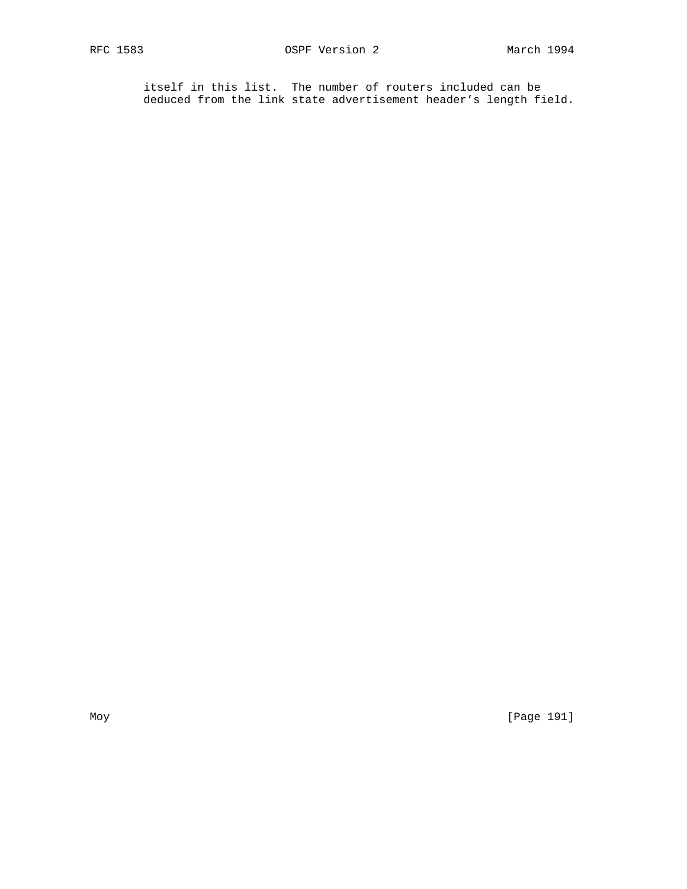itself in this list.  The number of routers included can be deduced from the link state advertisement header's length field.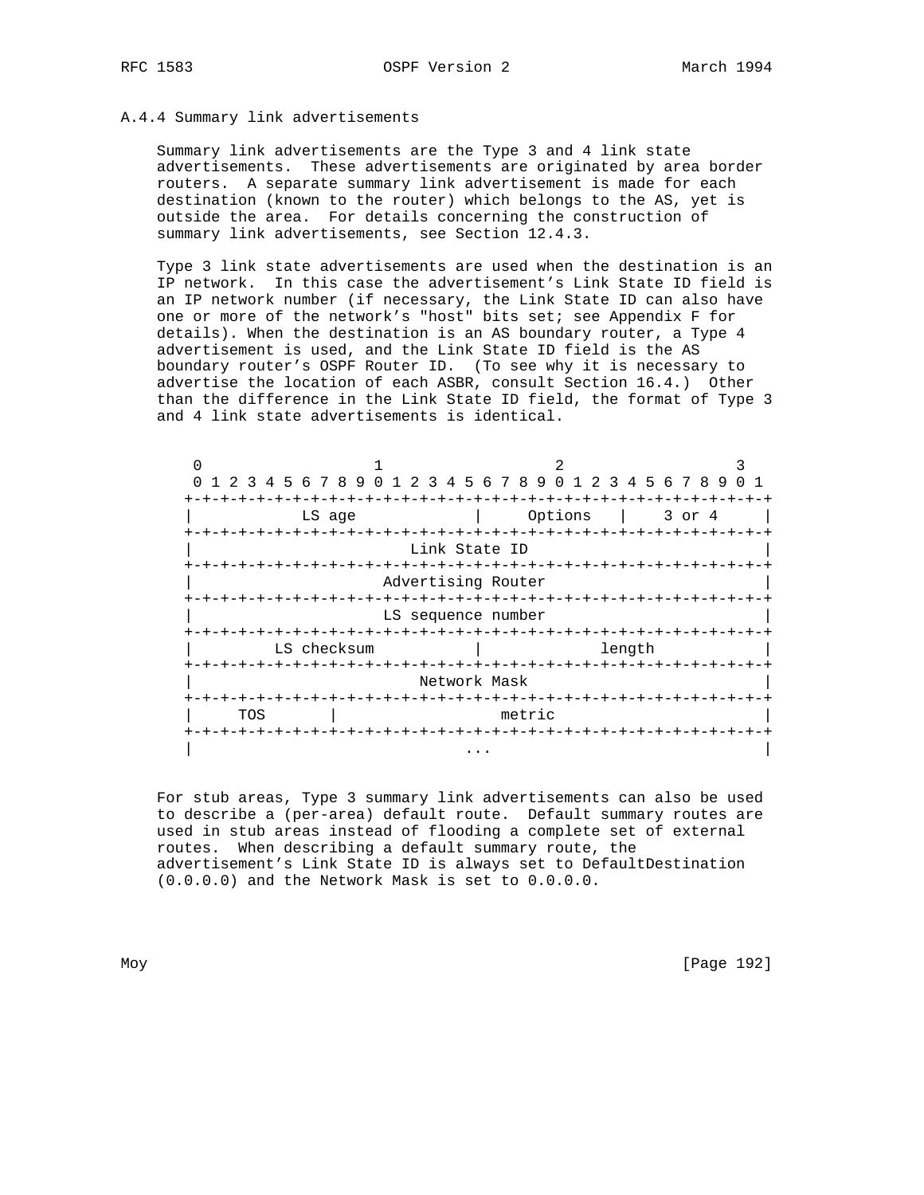### A.4.4 Summary link advertisements

Summary link advertisements are the Type 3 and 4 link state advertisements. These advertisements are originated by area border routers. A separate summary link advertisement is made for each destination (known to the router) which belongs to the AS, yet is outside the area. For details concerning the construction of summary link advertisements, see Section 12.4.3.

Type 3 link state advertisements are used when the destination is an IP network. In this case the advertisement's Link State ID field is an IP network number (if necessary, the Link State ID can also have one or more of the network's "host" bits set; see Appendix F for details). When the destination is an AS boundary router, a Type 4 advertisement is used, and the Link State ID field is the AS boundary router's OSPF Router ID. (To see why it is necessary to advertise the location of each ASBR, consult Section 16.4.) Other than the difference in the Link State ID field, the format of Type 3 and 4 link state advertisements is identical.

```
 0                   1                   2                   3
 0 1 2 3 4 5 6 7 8 9 0 1 2 3 4 5 6 7 8 9 0 1 2 3 4 5 6 7 8 9 0 1
+-+-+-+-+-+-+-+-+-+-+-+-+-+-+-+-+-+-+-+-+-+-+-+-+-+-+-+-+-+-+-+-+
|            LS age             |     Options   |    3 or 4     |
+-+-+-+-+-+-+-+-+-+-+-+-+-+-+-+-+-+-+-+-+-+-+-+-+-+-+-+-+-+-+-+-+
|                        Link State ID                          |
+-+-+-+-+-+-+-+-+-+-+-+-+-+-+-+-+-+-+-+-+-+-+-+-+-+-+-+-+-+-+-+-+
|                     Advertising Router                        |
+-+-+-+-+-+-+-+-+-+-+-+-+-+-+-+-+-+-+-+-+-+-+-+-+-+-+-+-+-+-+-+-+
|                     LS sequence number                        |
+-+-+-+-+-+-+-+-+-+-+-+-+-+-+-+-+-+-+-+-+-+-+-+-+-+-+-+-+-+-+-+-+
|         LS checksum           |             length            |
+-+-+-+-+-+-+-+-+-+-+-+-+-+-+-+-+-+-+-+-+-+-+-+-+-+-+-+-+-+-+-+-+
|                         Network Mask                          |
+-+-+-+-+-+-+-+-+-+-+-+-+-+-+-+-+-+-+-+-+-+-+-+-+-+-+-+-+-+-+-+-+
|     TOS       |                  metric                       |
+-+-+-+-+-+-+-+-+-+-+-+-+-+-+-+-+-+-+-+-+-+-+-+-+-+-+-+-+-+-+-+-+
|                              ...                              |
```

For stub areas, Type 3 summary link advertisements can also be used to describe a (per-area) default route. Default summary routes are used in stub areas instead of flooding a complete set of external routes. When describing a default summary route, the advertisement's Link State ID is always set to DefaultDestination (0.0.0.0) and the Network Mask is set to 0.0.0.0.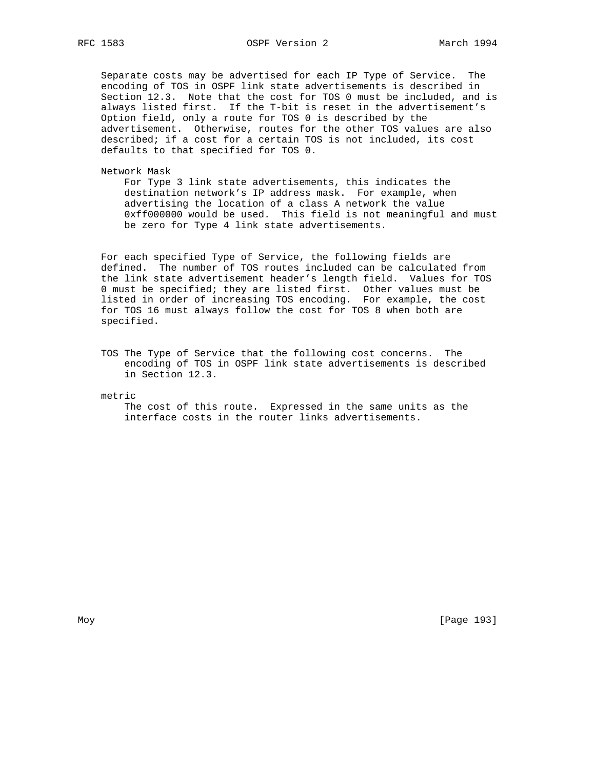Separate costs may be advertised for each IP Type of Service. The encoding of TOS in OSPF link state advertisements is described in Section 12.3. Note that the cost for TOS 0 must be included, and is always listed first. If the T-bit is reset in the advertisement's Option field, only a route for TOS 0 is described by the advertisement. Otherwise, routes for the other TOS values are also described; if a cost for a certain TOS is not included, its cost defaults to that specified for TOS 0.

Network Mask
: For Type 3 link state advertisements, this indicates the destination network's IP address mask. For example, when advertising the location of a class A network the value 0xff000000 would be used. This field is not meaningful and must be zero for Type 4 link state advertisements.

For each specified Type of Service, the following fields are defined. The number of TOS routes included can be calculated from the link state advertisement header's length field. Values for TOS 0 must be specified; they are listed first. Other values must be listed in order of increasing TOS encoding. For example, the cost for TOS 16 must always follow the cost for TOS 8 when both are specified.

TOS
: The Type of Service that the following cost concerns. The encoding of TOS in OSPF link state advertisements is described in Section 12.3.

metric
: The cost of this route. Expressed in the same units as the interface costs in the router links advertisements.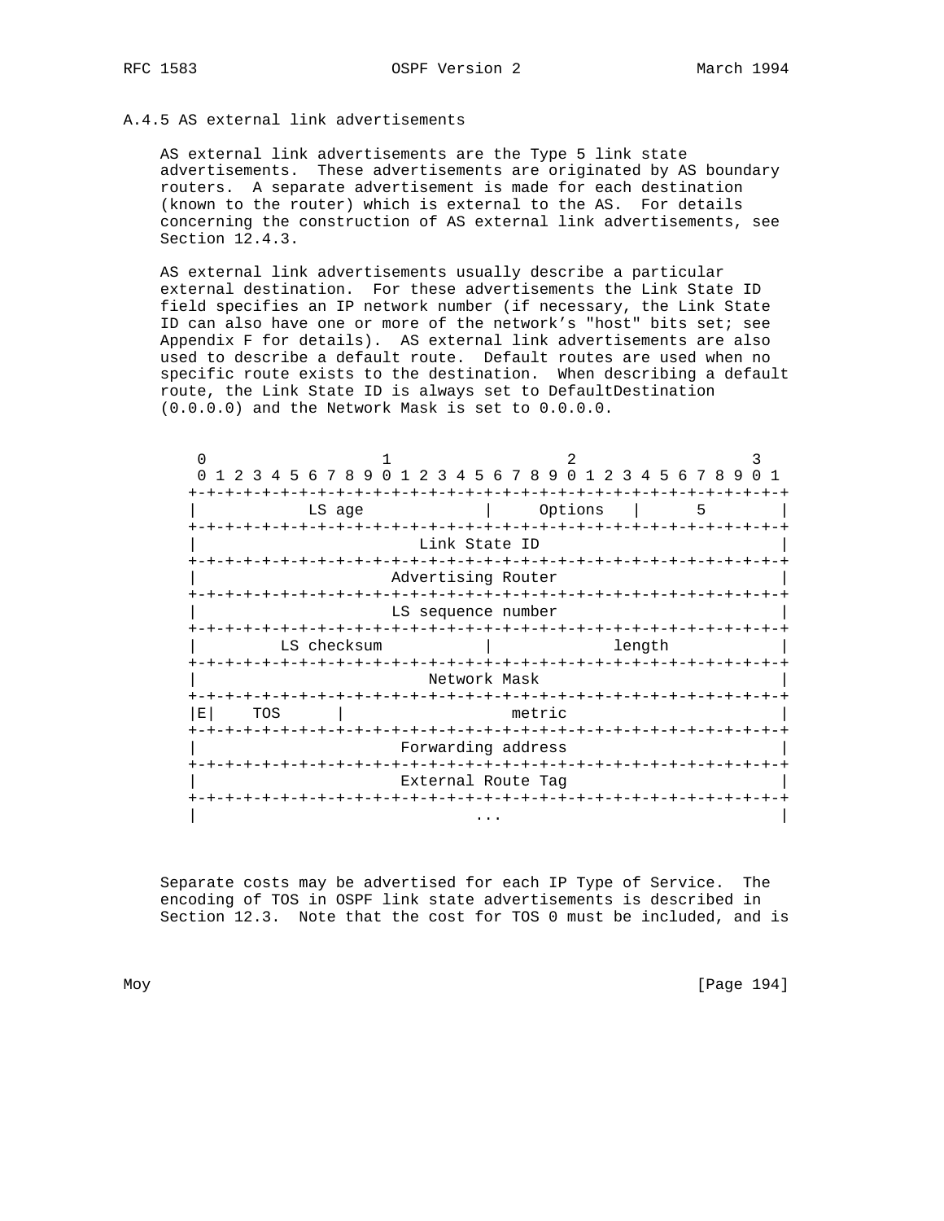### A.4.5 AS external link advertisements

AS external link advertisements are the Type 5 link state advertisements. These advertisements are originated by AS boundary routers. A separate advertisement is made for each destination (known to the router) which is external to the AS. For details concerning the construction of AS external link advertisements, see Section 12.4.3.

AS external link advertisements usually describe a particular external destination. For these advertisements the Link State ID field specifies an IP network number (if necessary, the Link State ID can also have one or more of the network's "host" bits set; see Appendix F for details). AS external link advertisements are also used to describe a default route. Default routes are used when no specific route exists to the destination. When describing a default route, the Link State ID is always set to DefaultDestination (0.0.0.0) and the Network Mask is set to 0.0.0.0.

```
 0                   1                   2                   3
 0 1 2 3 4 5 6 7 8 9 0 1 2 3 4 5 6 7 8 9 0 1 2 3 4 5 6 7 8 9 0 1
+-+-+-+-+-+-+-+-+-+-+-+-+-+-+-+-+-+-+-+-+-+-+-+-+-+-+-+-+-+-+-+-+
|            LS age             |     Options   |      5        |
+-+-+-+-+-+-+-+-+-+-+-+-+-+-+-+-+-+-+-+-+-+-+-+-+-+-+-+-+-+-+-+-+
|                        Link State ID                          |
+-+-+-+-+-+-+-+-+-+-+-+-+-+-+-+-+-+-+-+-+-+-+-+-+-+-+-+-+-+-+-+-+
|                     Advertising Router                        |
+-+-+-+-+-+-+-+-+-+-+-+-+-+-+-+-+-+-+-+-+-+-+-+-+-+-+-+-+-+-+-+-+
|                     LS sequence number                        |
+-+-+-+-+-+-+-+-+-+-+-+-+-+-+-+-+-+-+-+-+-+-+-+-+-+-+-+-+-+-+-+-+
|         LS checksum           |             length            |
+-+-+-+-+-+-+-+-+-+-+-+-+-+-+-+-+-+-+-+-+-+-+-+-+-+-+-+-+-+-+-+-+
|                         Network Mask                          |
+-+-+-+-+-+-+-+-+-+-+-+-+-+-+-+-+-+-+-+-+-+-+-+-+-+-+-+-+-+-+-+-+
|E|    TOS      |                 metric                        |
+-+-+-+-+-+-+-+-+-+-+-+-+-+-+-+-+-+-+-+-+-+-+-+-+-+-+-+-+-+-+-+-+
|                      Forwarding address                       |
+-+-+-+-+-+-+-+-+-+-+-+-+-+-+-+-+-+-+-+-+-+-+-+-+-+-+-+-+-+-+-+-+
|                      External Route Tag                       |
+-+-+-+-+-+-+-+-+-+-+-+-+-+-+-+-+-+-+-+-+-+-+-+-+-+-+-+-+-+-+-+-+
|                              ...                              |
```

Separate costs may be advertised for each IP Type of Service. The encoding of TOS in OSPF link state advertisements is described in Section 12.3. Note that the cost for TOS 0 must be included, and is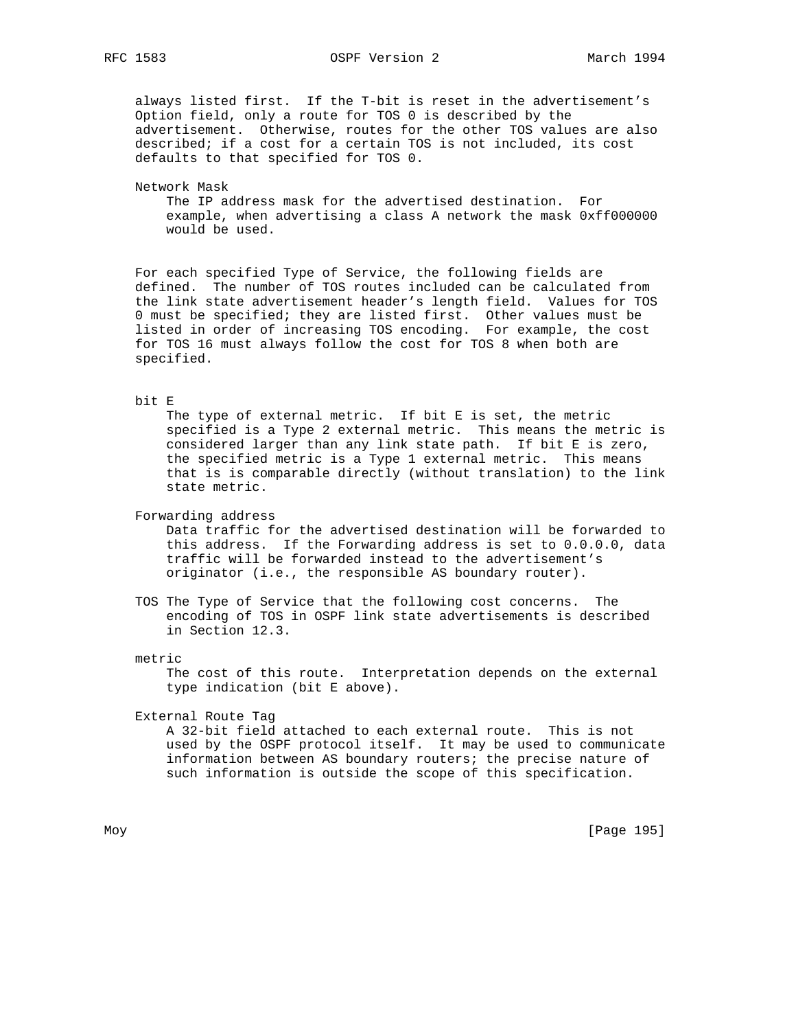always listed first. If the T-bit is reset in the advertisement's Option field, only a route for TOS 0 is described by the advertisement. Otherwise, routes for the other TOS values are also described; if a cost for a certain TOS is not included, its cost defaults to that specified for TOS 0.

Network Mask
: The IP address mask for the advertised destination. For example, when advertising a class A network the mask 0xff000000 would be used.

For each specified Type of Service, the following fields are defined. The number of TOS routes included can be calculated from the link state advertisement header's length field. Values for TOS 0 must be specified; they are listed first. Other values must be listed in order of increasing TOS encoding. For example, the cost for TOS 16 must always follow the cost for TOS 8 when both are specified.

bit E
: The type of external metric. If bit E is set, the metric specified is a Type 2 external metric. This means the metric is considered larger than any link state path. If bit E is zero, the specified metric is a Type 1 external metric. This means that is is comparable directly (without translation) to the link state metric.

Forwarding address
: Data traffic for the advertised destination will be forwarded to this address. If the Forwarding address is set to 0.0.0.0, data traffic will be forwarded instead to the advertisement's originator (i.e., the responsible AS boundary router).

TOS
: The Type of Service that the following cost concerns. The encoding of TOS in OSPF link state advertisements is described in Section 12.3.

metric
: The cost of this route. Interpretation depends on the external type indication (bit E above).

External Route Tag
: A 32-bit field attached to each external route. This is not used by the OSPF protocol itself. It may be used to communicate information between AS boundary routers; the precise nature of such information is outside the scope of this specification.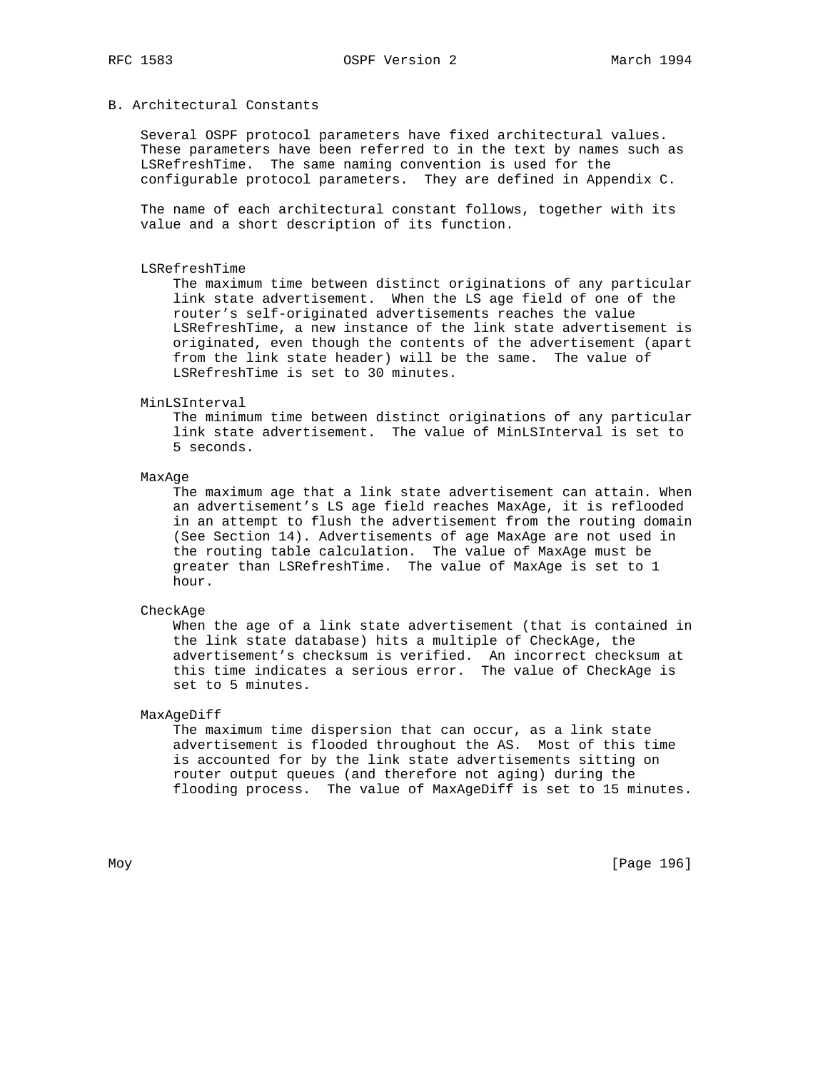## B. Architectural Constants

Several OSPF protocol parameters have fixed architectural values. These parameters have been referred to in the text by names such as LSRefreshTime. The same naming convention is used for the configurable protocol parameters. They are defined in Appendix C.

The name of each architectural constant follows, together with its value and a short description of its function.

**LSRefreshTime**
The maximum time between distinct originations of any particular link state advertisement. When the LS age field of one of the router's self-originated advertisements reaches the value LSRefreshTime, a new instance of the link state advertisement is originated, even though the contents of the advertisement (apart from the link state header) will be the same. The value of LSRefreshTime is set to 30 minutes.

**MinLSInterval**
The minimum time between distinct originations of any particular link state advertisement. The value of MinLSInterval is set to 5 seconds.

**MaxAge**
The maximum age that a link state advertisement can attain. When an advertisement's LS age field reaches MaxAge, it is reflooded in an attempt to flush the advertisement from the routing domain (See Section 14). Advertisements of age MaxAge are not used in the routing table calculation. The value of MaxAge must be greater than LSRefreshTime. The value of MaxAge is set to 1 hour.

**CheckAge**
When the age of a link state advertisement (that is contained in the link state database) hits a multiple of CheckAge, the advertisement's checksum is verified. An incorrect checksum at this time indicates a serious error. The value of CheckAge is set to 5 minutes.

**MaxAgeDiff**
The maximum time dispersion that can occur, as a link state advertisement is flooded throughout the AS. Most of this time is accounted for by the link state advertisements sitting on router output queues (and therefore not aging) during the flooding process. The value of MaxAgeDiff is set to 15 minutes.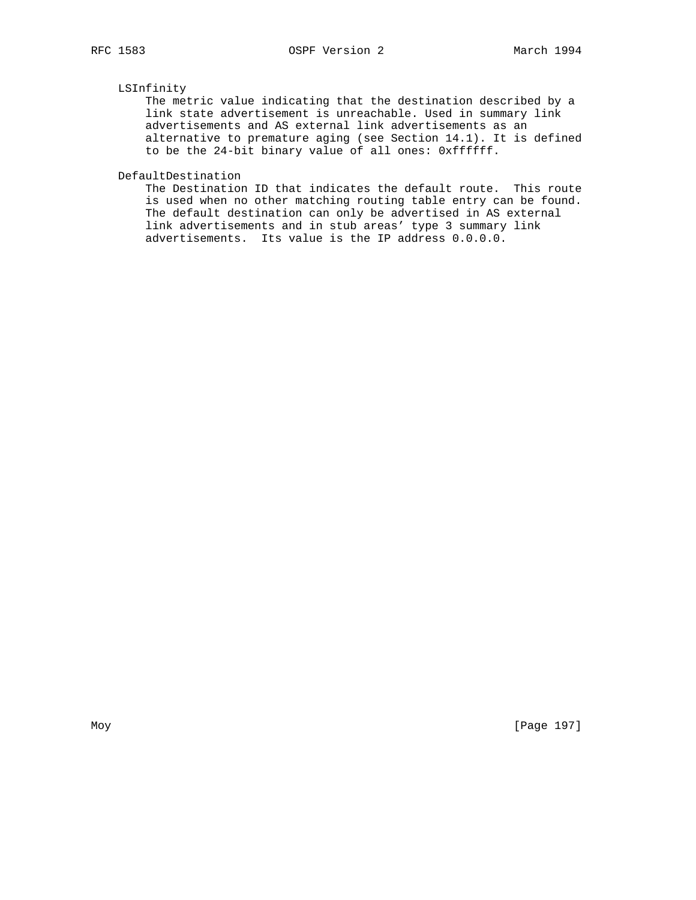LSInfinity

The metric value indicating that the destination described by a link state advertisement is unreachable. Used in summary link advertisements and AS external link advertisements as an alternative to premature aging (see Section 14.1). It is defined to be the 24-bit binary value of all ones: 0xffffff.

DefaultDestination

The Destination ID that indicates the default route. This route is used when no other matching routing table entry can be found. The default destination can only be advertised in AS external link advertisements and in stub areas' type 3 summary link advertisements. Its value is the IP address 0.0.0.0.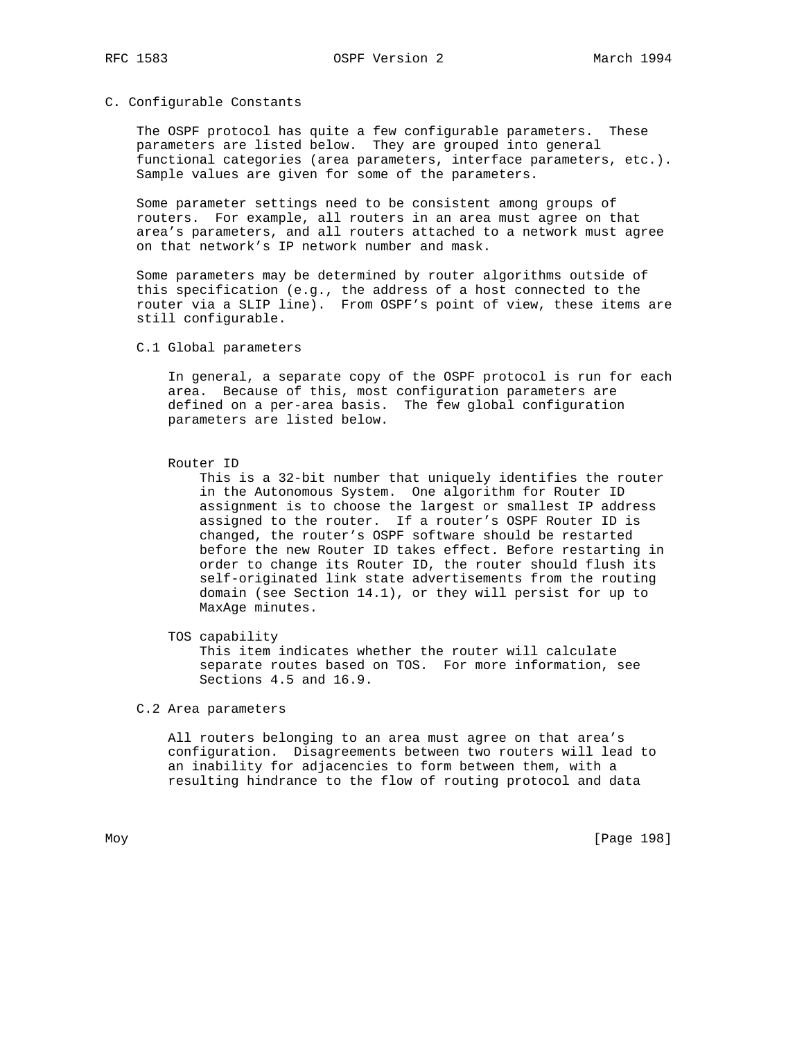# C. Configurable Constants

The OSPF protocol has quite a few configurable parameters. These parameters are listed below. They are grouped into general functional categories (area parameters, interface parameters, etc.). Sample values are given for some of the parameters.

Some parameter settings need to be consistent among groups of routers. For example, all routers in an area must agree on that area's parameters, and all routers attached to a network must agree on that network's IP network number and mask.

Some parameters may be determined by router algorithms outside of this specification (e.g., the address of a host connected to the router via a SLIP line). From OSPF's point of view, these items are still configurable.

## C.1 Global parameters

In general, a separate copy of the OSPF protocol is run for each area. Because of this, most configuration parameters are defined on a per-area basis. The few global configuration parameters are listed below.

Router ID
: This is a 32-bit number that uniquely identifies the router in the Autonomous System. One algorithm for Router ID assignment is to choose the largest or smallest IP address assigned to the router. If a router's OSPF Router ID is changed, the router's OSPF software should be restarted before the new Router ID takes effect. Before restarting in order to change its Router ID, the router should flush its self-originated link state advertisements from the routing domain (see Section 14.1), or they will persist for up to MaxAge minutes.

TOS capability
: This item indicates whether the router will calculate separate routes based on TOS. For more information, see Sections 4.5 and 16.9.

## C.2 Area parameters

All routers belonging to an area must agree on that area's configuration. Disagreements between two routers will lead to an inability for adjacencies to form between them, with a resulting hindrance to the flow of routing protocol and data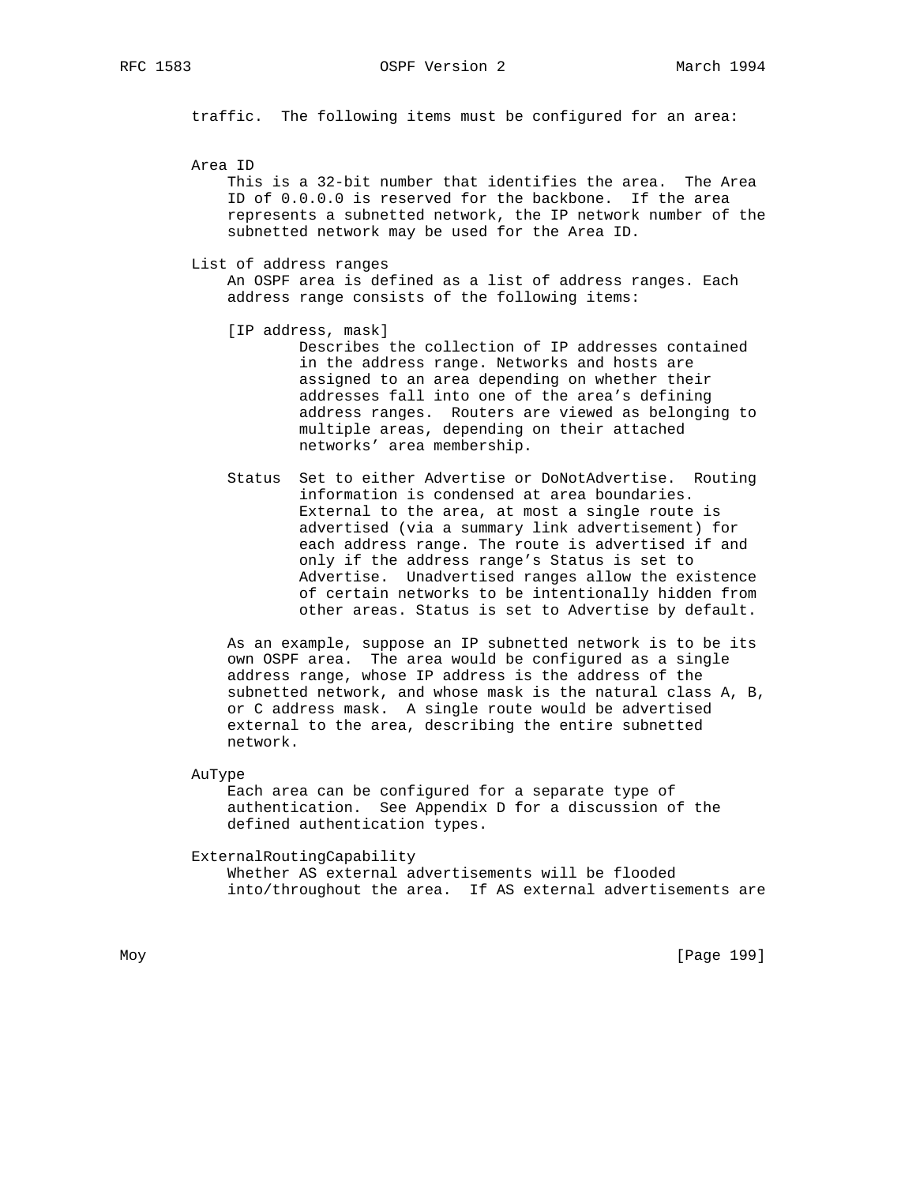traffic. The following items must be configured for an area:

**Area ID**

This is a 32-bit number that identifies the area. The Area ID of 0.0.0.0 is reserved for the backbone. If the area represents a subnetted network, the IP network number of the subnetted network may be used for the Area ID.

**List of address ranges**

An OSPF area is defined as a list of address ranges. Each address range consists of the following items:

[IP address, mask]
: Describes the collection of IP addresses contained in the address range. Networks and hosts are assigned to an area depending on whether their addresses fall into one of the area's defining address ranges. Routers are viewed as belonging to multiple areas, depending on their attached networks' area membership.

Status
: Set to either Advertise or DoNotAdvertise. Routing information is condensed at area boundaries. External to the area, at most a single route is advertised (via a summary link advertisement) for each address range. The route is advertised if and only if the address range's Status is set to Advertise. Unadvertised ranges allow the existence of certain networks to be intentionally hidden from other areas. Status is set to Advertise by default.

As an example, suppose an IP subnetted network is to be its own OSPF area. The area would be configured as a single address range, whose IP address is the address of the subnetted network, and whose mask is the natural class A, B, or C address mask. A single route would be advertised external to the area, describing the entire subnetted network.

**AuType**

Each area can be configured for a separate type of authentication. See Appendix D for a discussion of the defined authentication types.

**ExternalRoutingCapability**

Whether AS external advertisements will be flooded into/throughout the area. If AS external advertisements are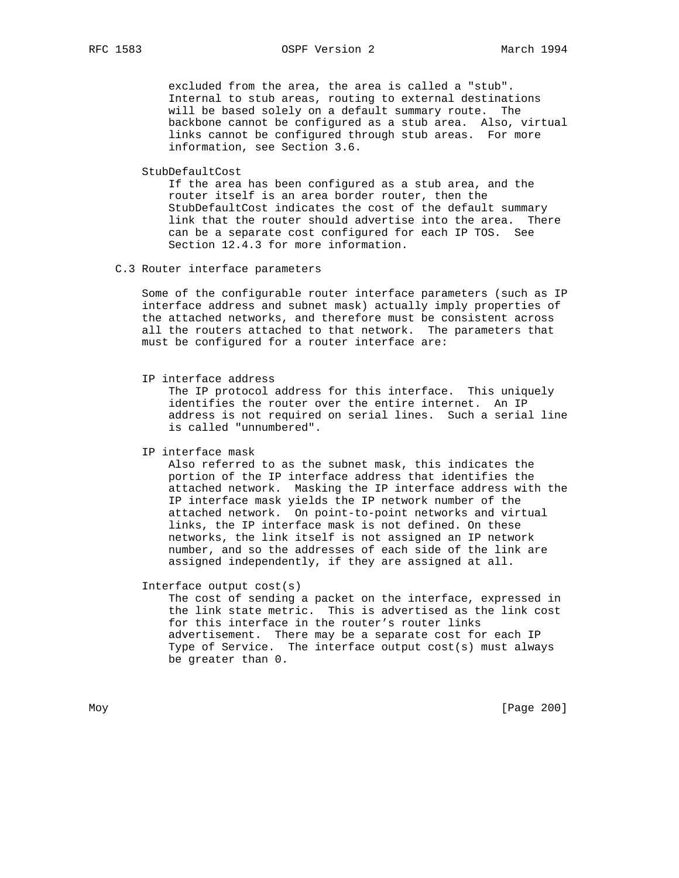excluded from the area, the area is called a "stub". Internal to stub areas, routing to external destinations will be based solely on a default summary route. The backbone cannot be configured as a stub area. Also, virtual links cannot be configured through stub areas. For more information, see Section 3.6.

**StubDefaultCost**

If the area has been configured as a stub area, and the router itself is an area border router, then the StubDefaultCost indicates the cost of the default summary link that the router should advertise into the area. There can be a separate cost configured for each IP TOS. See Section 12.4.3 for more information.

## C.3 Router interface parameters

Some of the configurable router interface parameters (such as IP interface address and subnet mask) actually imply properties of the attached networks, and therefore must be consistent across all the routers attached to that network. The parameters that must be configured for a router interface are:

**IP interface address**

The IP protocol address for this interface. This uniquely identifies the router over the entire internet. An IP address is not required on serial lines. Such a serial line is called "unnumbered".

**IP interface mask**

Also referred to as the subnet mask, this indicates the portion of the IP interface address that identifies the attached network. Masking the IP interface address with the IP interface mask yields the IP network number of the attached network. On point-to-point networks and virtual links, the IP interface mask is not defined. On these networks, the link itself is not assigned an IP network number, and so the addresses of each side of the link are assigned independently, if they are assigned at all.

**Interface output cost(s)**

The cost of sending a packet on the interface, expressed in the link state metric. This is advertised as the link cost for this interface in the router's router links advertisement. There may be a separate cost for each IP Type of Service. The interface output cost(s) must always be greater than 0.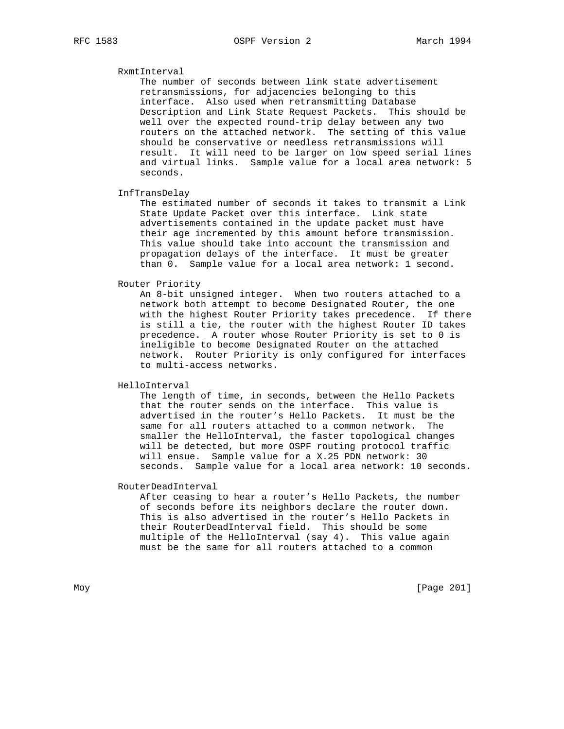RxmtInterval
The number of seconds between link state advertisement retransmissions, for adjacencies belonging to this interface. Also used when retransmitting Database Description and Link State Request Packets. This should be well over the expected round-trip delay between any two routers on the attached network. The setting of this value should be conservative or needless retransmissions will result. It will need to be larger on low speed serial lines and virtual links. Sample value for a local area network: 5 seconds.

InfTransDelay
The estimated number of seconds it takes to transmit a Link State Update Packet over this interface. Link state advertisements contained in the update packet must have their age incremented by this amount before transmission. This value should take into account the transmission and propagation delays of the interface. It must be greater than 0. Sample value for a local area network: 1 second.

Router Priority
An 8-bit unsigned integer. When two routers attached to a network both attempt to become Designated Router, the one with the highest Router Priority takes precedence. If there is still a tie, the router with the highest Router ID takes precedence. A router whose Router Priority is set to 0 is ineligible to become Designated Router on the attached network. Router Priority is only configured for interfaces to multi-access networks.

HelloInterval
The length of time, in seconds, between the Hello Packets that the router sends on the interface. This value is advertised in the router's Hello Packets. It must be the same for all routers attached to a common network. The smaller the HelloInterval, the faster topological changes will be detected, but more OSPF routing protocol traffic will ensue. Sample value for a X.25 PDN network: 30 seconds. Sample value for a local area network: 10 seconds.

RouterDeadInterval
After ceasing to hear a router's Hello Packets, the number of seconds before its neighbors declare the router down. This is also advertised in the router's Hello Packets in their RouterDeadInterval field. This should be some multiple of the HelloInterval (say 4). This value again must be the same for all routers attached to a common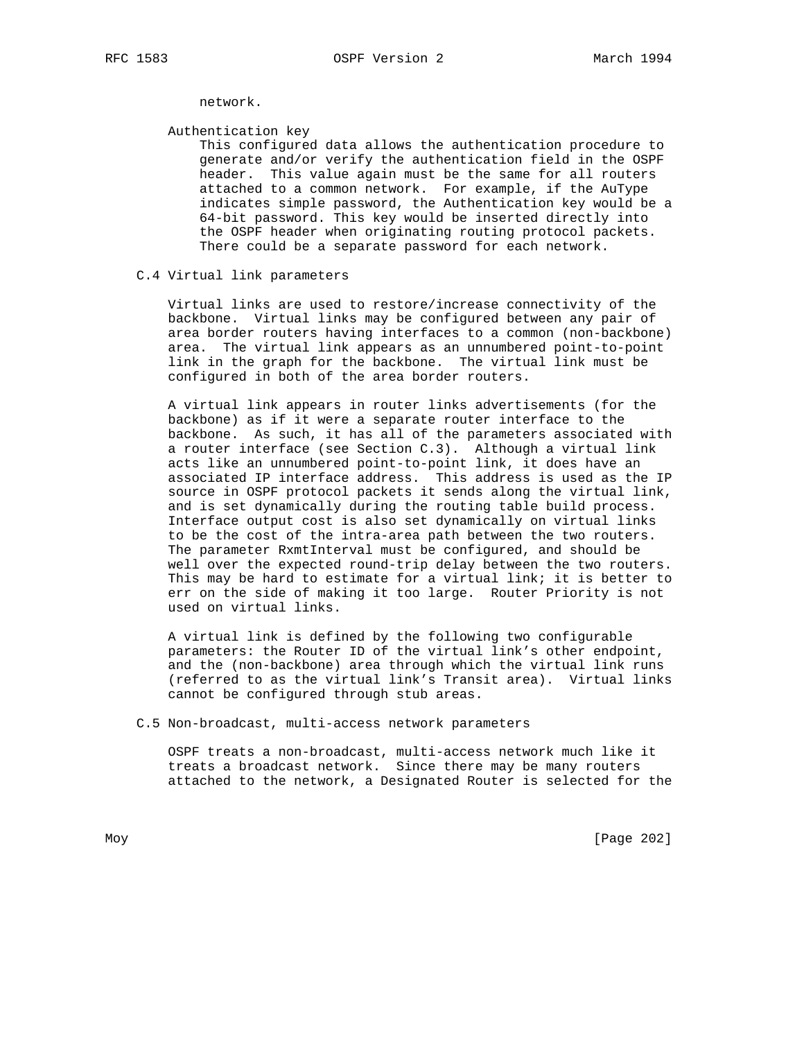network.

Authentication key

This configured data allows the authentication procedure to generate and/or verify the authentication field in the OSPF header. This value again must be the same for all routers attached to a common network. For example, if the AuType indicates simple password, the Authentication key would be a 64-bit password. This key would be inserted directly into the OSPF header when originating routing protocol packets. There could be a separate password for each network.

### C.4 Virtual link parameters

Virtual links are used to restore/increase connectivity of the backbone. Virtual links may be configured between any pair of area border routers having interfaces to a common (non-backbone) area. The virtual link appears as an unnumbered point-to-point link in the graph for the backbone. The virtual link must be configured in both of the area border routers.

A virtual link appears in router links advertisements (for the backbone) as if it were a separate router interface to the backbone. As such, it has all of the parameters associated with a router interface (see Section C.3). Although a virtual link acts like an unnumbered point-to-point link, it does have an associated IP interface address. This address is used as the IP source in OSPF protocol packets it sends along the virtual link, and is set dynamically during the routing table build process. Interface output cost is also set dynamically on virtual links to be the cost of the intra-area path between the two routers. The parameter RxmtInterval must be configured, and should be well over the expected round-trip delay between the two routers. This may be hard to estimate for a virtual link; it is better to err on the side of making it too large. Router Priority is not used on virtual links.

A virtual link is defined by the following two configurable parameters: the Router ID of the virtual link's other endpoint, and the (non-backbone) area through which the virtual link runs (referred to as the virtual link's Transit area). Virtual links cannot be configured through stub areas.

### C.5 Non-broadcast, multi-access network parameters

OSPF treats a non-broadcast, multi-access network much like it treats a broadcast network. Since there may be many routers attached to the network, a Designated Router is selected for the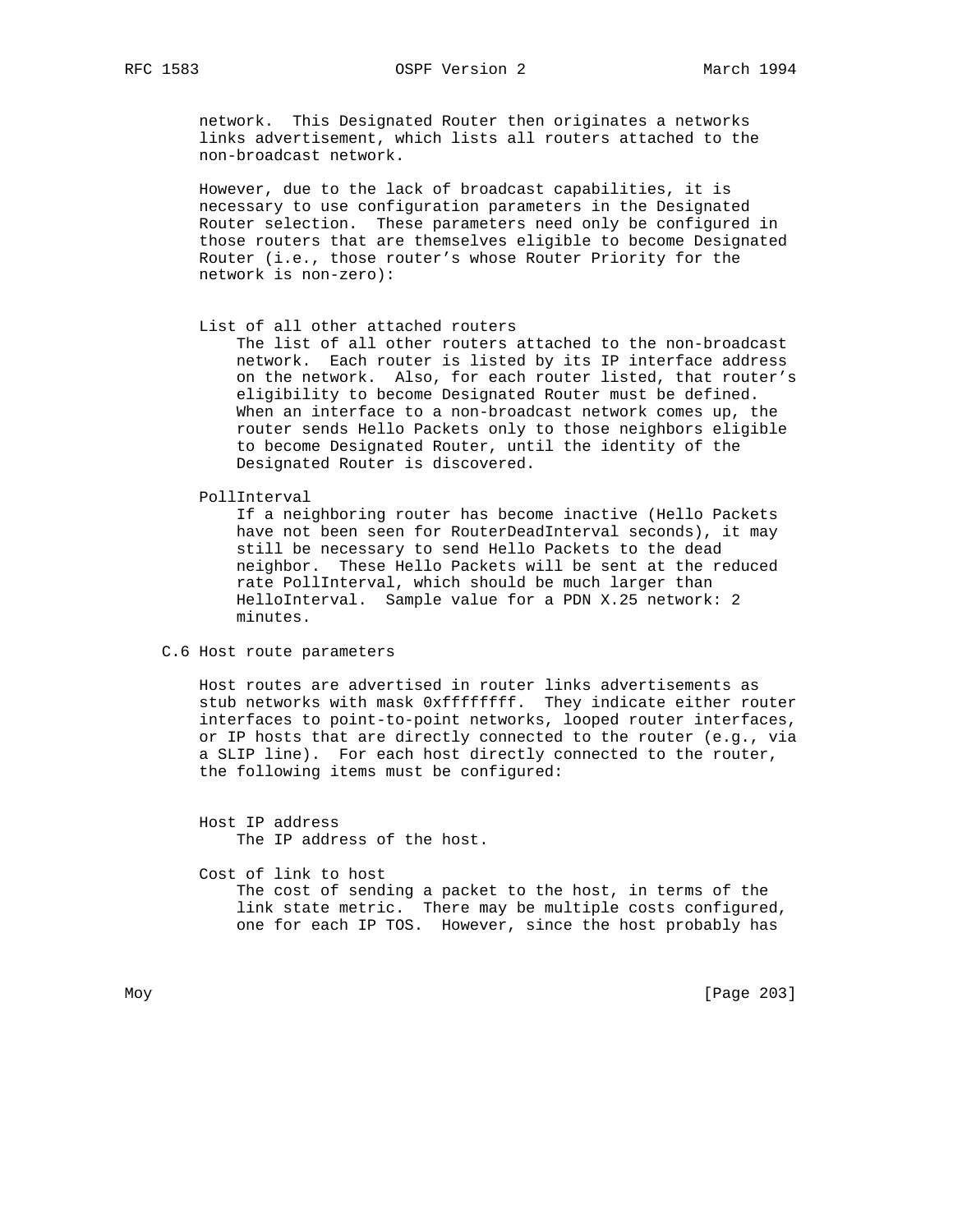network. This Designated Router then originates a networks links advertisement, which lists all routers attached to the non-broadcast network.

However, due to the lack of broadcast capabilities, it is necessary to use configuration parameters in the Designated Router selection. These parameters need only be configured in those routers that are themselves eligible to become Designated Router (i.e., those router's whose Router Priority for the network is non-zero):

**List of all other attached routers**
The list of all other routers attached to the non-broadcast network. Each router is listed by its IP interface address on the network. Also, for each router listed, that router's eligibility to become Designated Router must be defined. When an interface to a non-broadcast network comes up, the router sends Hello Packets only to those neighbors eligible to become Designated Router, until the identity of the Designated Router is discovered.

**PollInterval**
If a neighboring router has become inactive (Hello Packets have not been seen for RouterDeadInterval seconds), it may still be necessary to send Hello Packets to the dead neighbor. These Hello Packets will be sent at the reduced rate PollInterval, which should be much larger than HelloInterval. Sample value for a PDN X.25 network: 2 minutes.

## C.6 Host route parameters

Host routes are advertised in router links advertisements as stub networks with mask 0xffffffff. They indicate either router interfaces to point-to-point networks, looped router interfaces, or IP hosts that are directly connected to the router (e.g., via a SLIP line). For each host directly connected to the router, the following items must be configured:

**Host IP address**
The IP address of the host.

**Cost of link to host**
The cost of sending a packet to the host, in terms of the link state metric. There may be multiple costs configured, one for each IP TOS. However, since the host probably has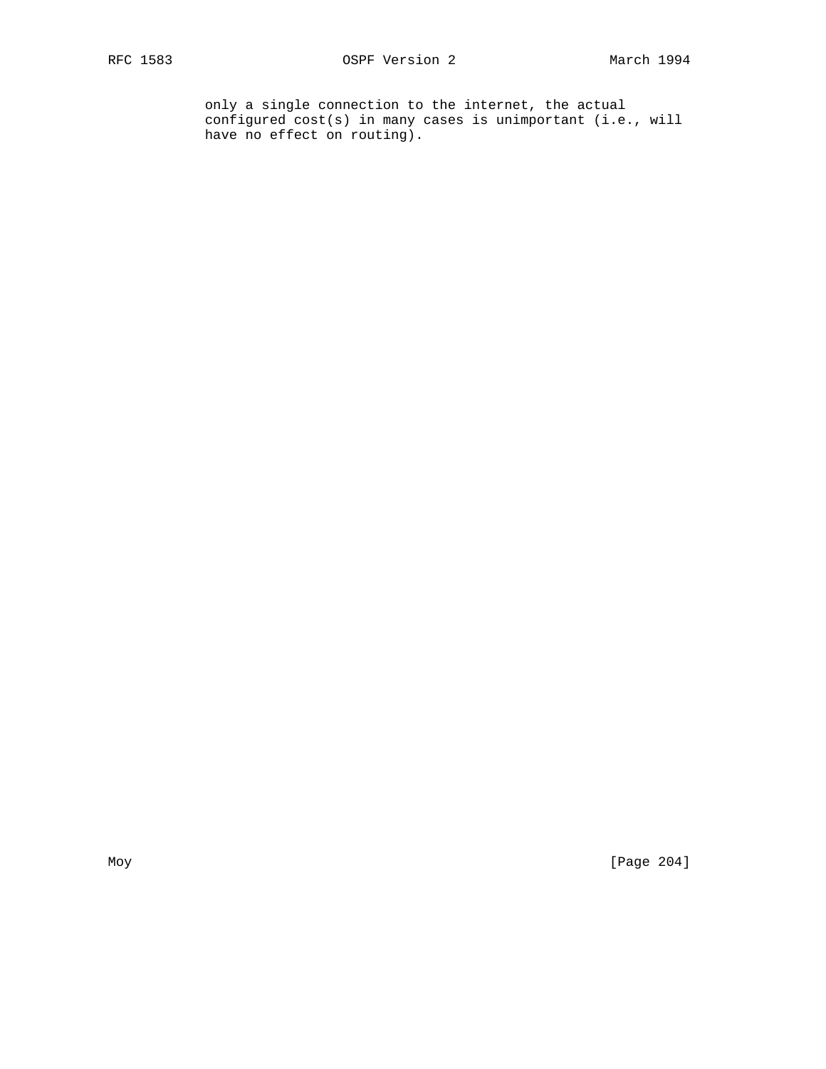only a single connection to the internet, the actual configured cost(s) in many cases is unimportant (i.e., will have no effect on routing).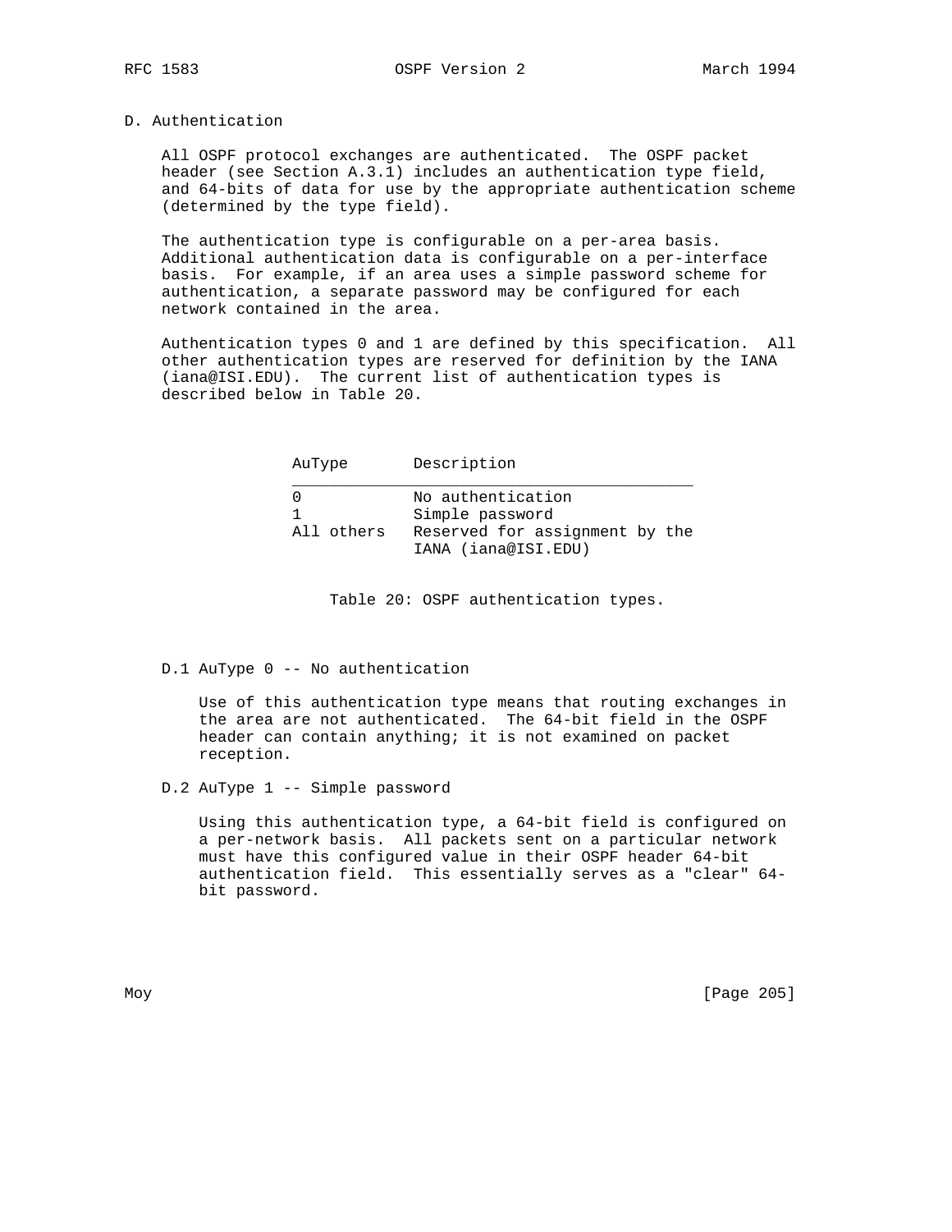# D. Authentication

All OSPF protocol exchanges are authenticated. The OSPF packet header (see Section A.3.1) includes an authentication type field, and 64-bits of data for use by the appropriate authentication scheme (determined by the type field).

The authentication type is configurable on a per-area basis. Additional authentication data is configurable on a per-interface basis. For example, if an area uses a simple password scheme for authentication, a separate password may be configured for each network contained in the area.

Authentication types 0 and 1 are defined by this specification. All other authentication types are reserved for definition by the IANA (iana@ISI.EDU). The current list of authentication types is described below in Table 20.

| AuType | Description |
|---|---|
| 0 | No authentication |
| 1 | Simple password |
| All others | Reserved for assignment by the IANA (iana@ISI.EDU) |

Table 20: OSPF authentication types.

## D.1 AuType 0 -- No authentication

Use of this authentication type means that routing exchanges in the area are not authenticated. The 64-bit field in the OSPF header can contain anything; it is not examined on packet reception.

## D.2 AuType 1 -- Simple password

Using this authentication type, a 64-bit field is configured on a per-network basis. All packets sent on a particular network must have this configured value in their OSPF header 64-bit authentication field. This essentially serves as a "clear" 64-bit password.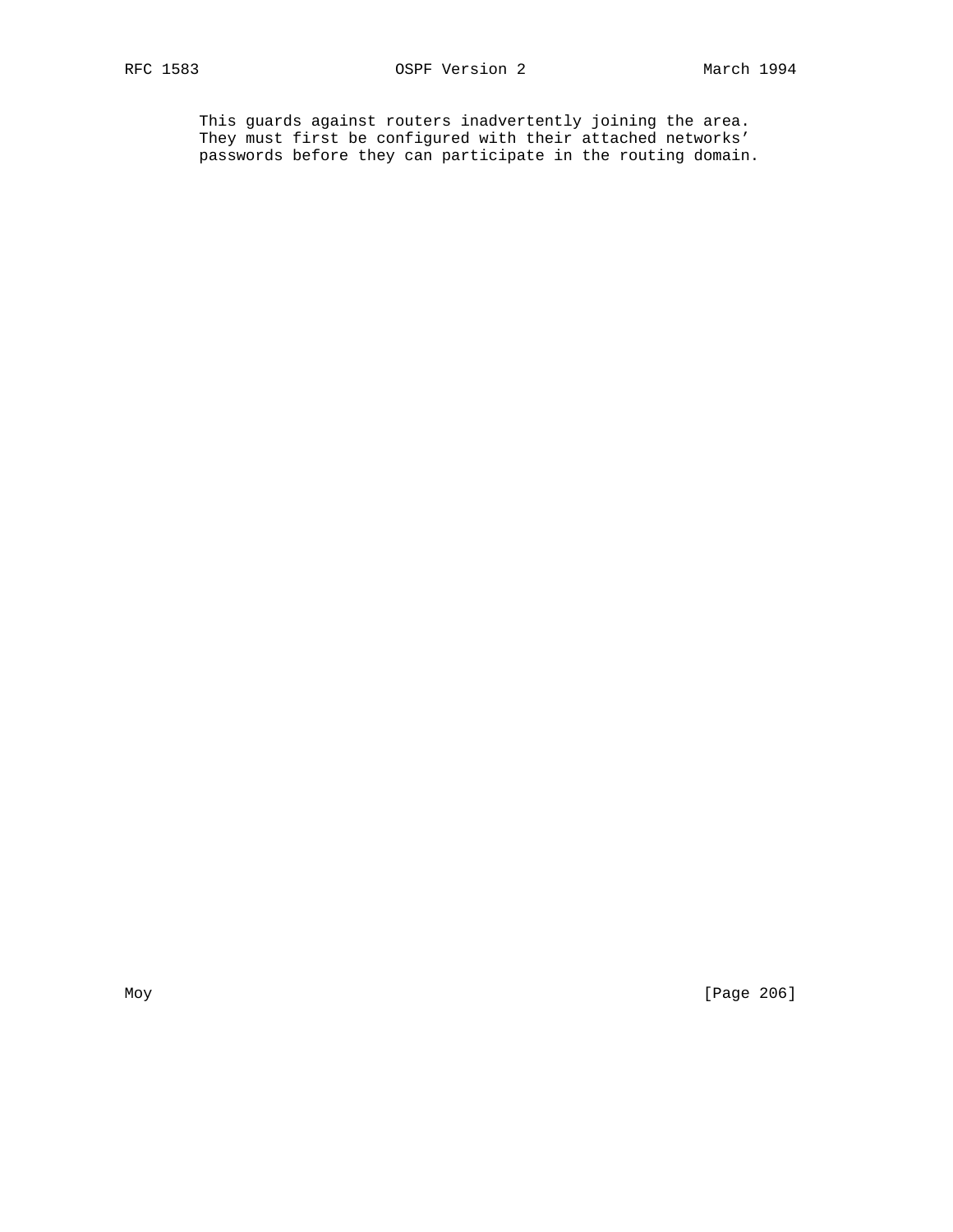This guards against routers inadvertently joining the area. They must first be configured with their attached networks' passwords before they can participate in the routing domain.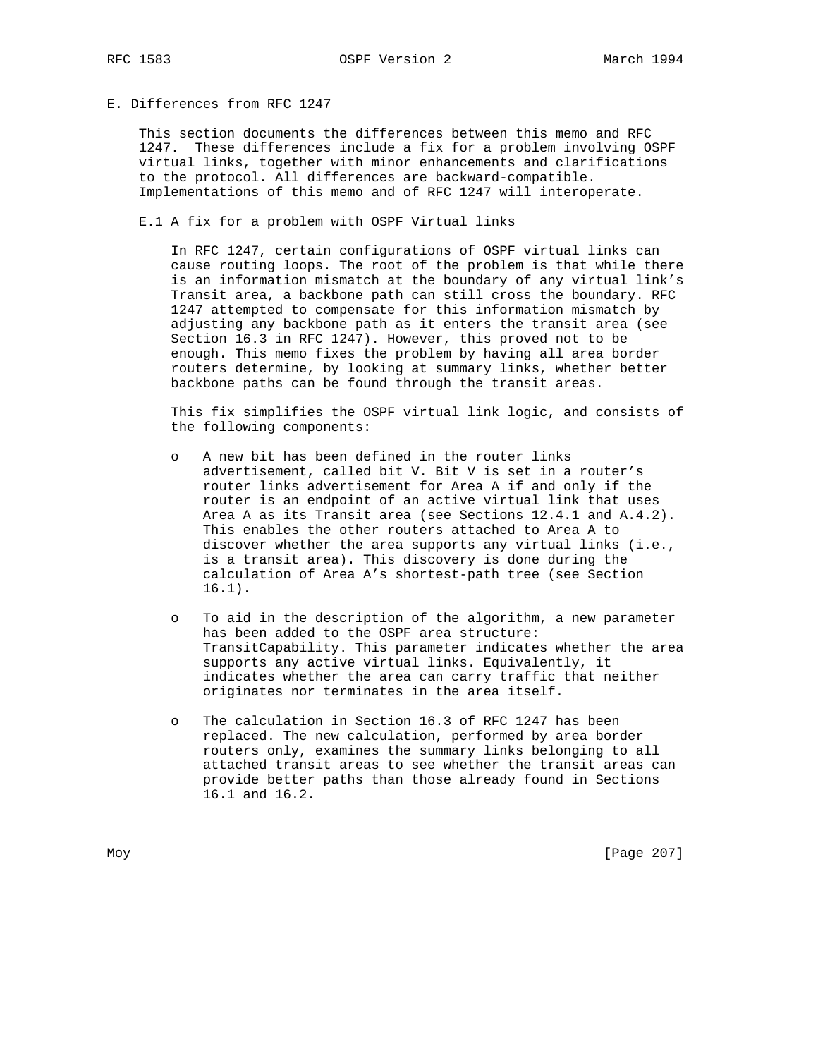# E. Differences from RFC 1247

This section documents the differences between this memo and RFC 1247. These differences include a fix for a problem involving OSPF virtual links, together with minor enhancements and clarifications to the protocol. All differences are backward-compatible. Implementations of this memo and of RFC 1247 will interoperate.

## E.1 A fix for a problem with OSPF Virtual links

In RFC 1247, certain configurations of OSPF virtual links can cause routing loops. The root of the problem is that while there is an information mismatch at the boundary of any virtual link's Transit area, a backbone path can still cross the boundary. RFC 1247 attempted to compensate for this information mismatch by adjusting any backbone path as it enters the transit area (see Section 16.3 in RFC 1247). However, this proved not to be enough. This memo fixes the problem by having all area border routers determine, by looking at summary links, whether better backbone paths can be found through the transit areas.

This fix simplifies the OSPF virtual link logic, and consists of the following components:

- A new bit has been defined in the router links advertisement, called bit V. Bit V is set in a router's router links advertisement for Area A if and only if the router is an endpoint of an active virtual link that uses Area A as its Transit area (see Sections 12.4.1 and A.4.2). This enables the other routers attached to Area A to discover whether the area supports any virtual links (i.e., is a transit area). This discovery is done during the calculation of Area A's shortest-path tree (see Section 16.1).

- To aid in the description of the algorithm, a new parameter has been added to the OSPF area structure: TransitCapability. This parameter indicates whether the area supports any active virtual links. Equivalently, it indicates whether the area can carry traffic that neither originates nor terminates in the area itself.

- The calculation in Section 16.3 of RFC 1247 has been replaced. The new calculation, performed by area border routers only, examines the summary links belonging to all attached transit areas to see whether the transit areas can provide better paths than those already found in Sections 16.1 and 16.2.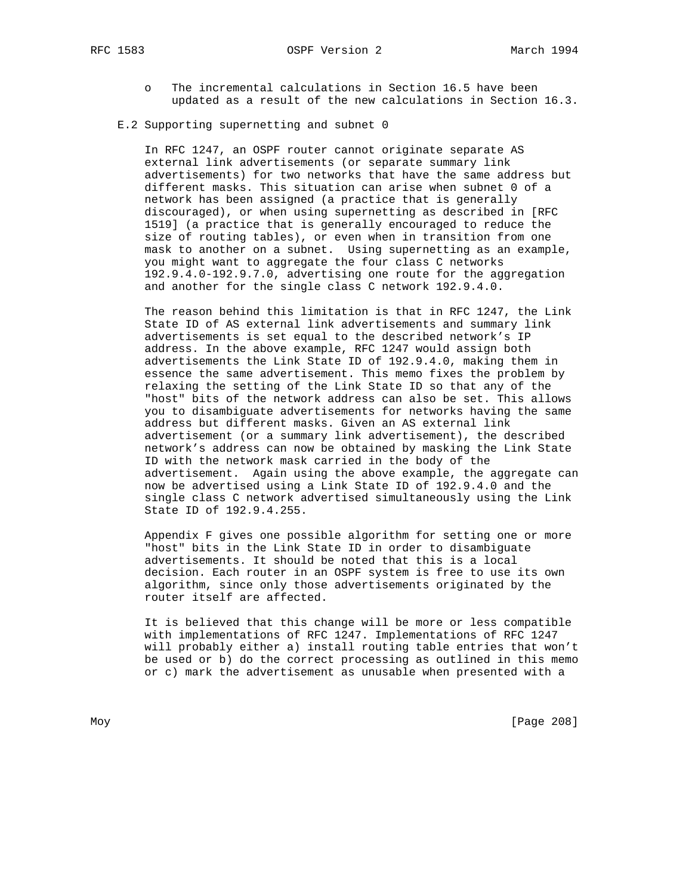- o The incremental calculations in Section 16.5 have been updated as a result of the new calculations in Section 16.3.

## E.2 Supporting supernetting and subnet 0

In RFC 1247, an OSPF router cannot originate separate AS external link advertisements (or separate summary link advertisements) for two networks that have the same address but different masks. This situation can arise when subnet 0 of a network has been assigned (a practice that is generally discouraged), or when using supernetting as described in [RFC 1519] (a practice that is generally encouraged to reduce the size of routing tables), or even when in transition from one mask to another on a subnet. Using supernetting as an example, you might want to aggregate the four class C networks 192.9.4.0-192.9.7.0, advertising one route for the aggregation and another for the single class C network 192.9.4.0.

The reason behind this limitation is that in RFC 1247, the Link State ID of AS external link advertisements and summary link advertisements is set equal to the described network's IP address. In the above example, RFC 1247 would assign both advertisements the Link State ID of 192.9.4.0, making them in essence the same advertisement. This memo fixes the problem by relaxing the setting of the Link State ID so that any of the "host" bits of the network address can also be set. This allows you to disambiguate advertisements for networks having the same address but different masks. Given an AS external link advertisement (or a summary link advertisement), the described network's address can now be obtained by masking the Link State ID with the network mask carried in the body of the advertisement. Again using the above example, the aggregate can now be advertised using a Link State ID of 192.9.4.0 and the single class C network advertised simultaneously using the Link State ID of 192.9.4.255.

Appendix F gives one possible algorithm for setting one or more "host" bits in the Link State ID in order to disambiguate advertisements. It should be noted that this is a local decision. Each router in an OSPF system is free to use its own algorithm, since only those advertisements originated by the router itself are affected.

It is believed that this change will be more or less compatible with implementations of RFC 1247. Implementations of RFC 1247 will probably either a) install routing table entries that won't be used or b) do the correct processing as outlined in this memo or c) mark the advertisement as unusable when presented with a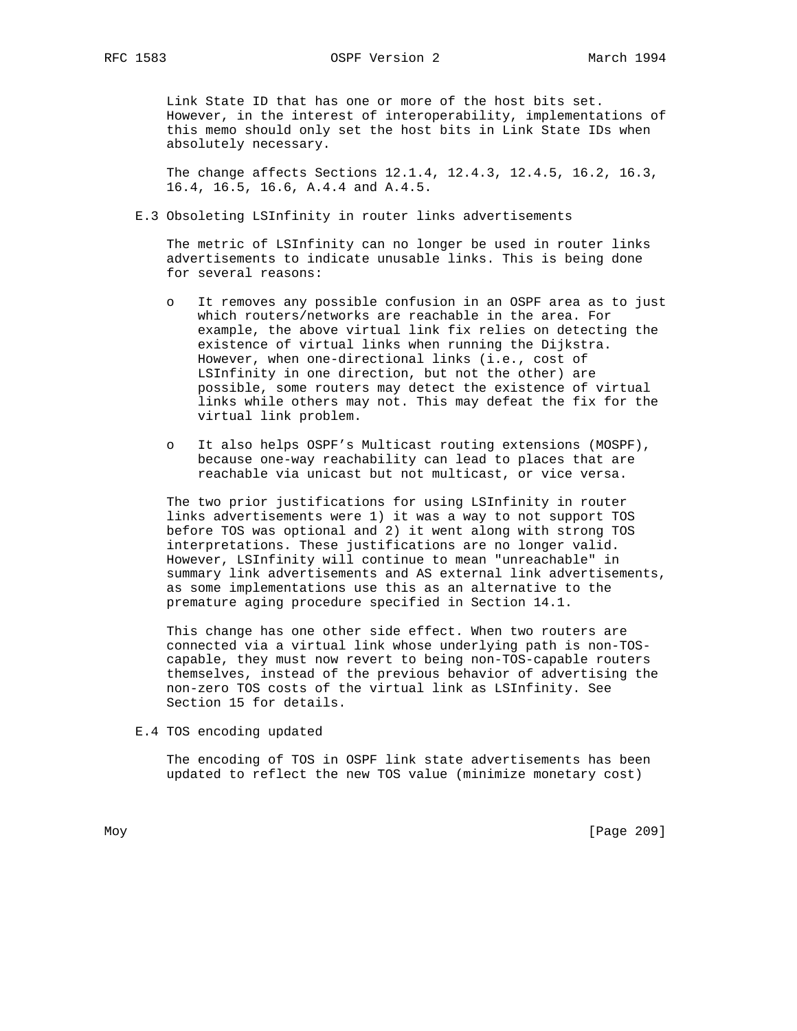Link State ID that has one or more of the host bits set. However, in the interest of interoperability, implementations of this memo should only set the host bits in Link State IDs when absolutely necessary.

The change affects Sections 12.1.4, 12.4.3, 12.4.5, 16.2, 16.3, 16.4, 16.5, 16.6, A.4.4 and A.4.5.

### E.3 Obsoleting LSInfinity in router links advertisements

The metric of LSInfinity can no longer be used in router links advertisements to indicate unusable links. This is being done for several reasons:

- It removes any possible confusion in an OSPF area as to just which routers/networks are reachable in the area. For example, the above virtual link fix relies on detecting the existence of virtual links when running the Dijkstra. However, when one-directional links (i.e., cost of LSInfinity in one direction, but not the other) are possible, some routers may detect the existence of virtual links while others may not. This may defeat the fix for the virtual link problem.

- It also helps OSPF's Multicast routing extensions (MOSPF), because one-way reachability can lead to places that are reachable via unicast but not multicast, or vice versa.

The two prior justifications for using LSInfinity in router links advertisements were 1) it was a way to not support TOS before TOS was optional and 2) it went along with strong TOS interpretations. These justifications are no longer valid. However, LSInfinity will continue to mean "unreachable" in summary link advertisements and AS external link advertisements, as some implementations use this as an alternative to the premature aging procedure specified in Section 14.1.

This change has one other side effect. When two routers are connected via a virtual link whose underlying path is non-TOS-capable, they must now revert to being non-TOS-capable routers themselves, instead of the previous behavior of advertising the non-zero TOS costs of the virtual link as LSInfinity. See Section 15 for details.

### E.4 TOS encoding updated

The encoding of TOS in OSPF link state advertisements has been updated to reflect the new TOS value (minimize monetary cost)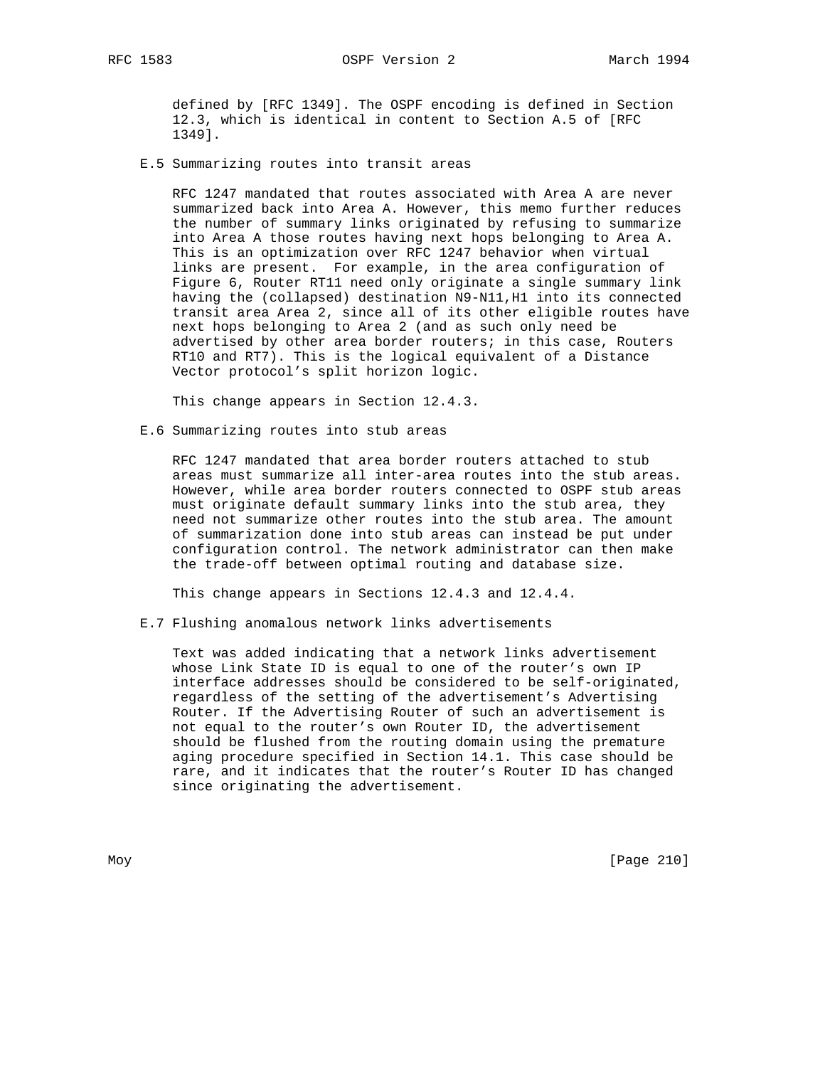defined by [RFC 1349]. The OSPF encoding is defined in Section 12.3, which is identical in content to Section A.5 of [RFC 1349].

### E.5 Summarizing routes into transit areas

RFC 1247 mandated that routes associated with Area A are never summarized back into Area A. However, this memo further reduces the number of summary links originated by refusing to summarize into Area A those routes having next hops belonging to Area A. This is an optimization over RFC 1247 behavior when virtual links are present. For example, in the area configuration of Figure 6, Router RT11 need only originate a single summary link having the (collapsed) destination N9-N11,H1 into its connected transit area Area 2, since all of its other eligible routes have next hops belonging to Area 2 (and as such only need be advertised by other area border routers; in this case, Routers RT10 and RT7). This is the logical equivalent of a Distance Vector protocol's split horizon logic.

This change appears in Section 12.4.3.

### E.6 Summarizing routes into stub areas

RFC 1247 mandated that area border routers attached to stub areas must summarize all inter-area routes into the stub areas. However, while area border routers connected to OSPF stub areas must originate default summary links into the stub area, they need not summarize other routes into the stub area. The amount of summarization done into stub areas can instead be put under configuration control. The network administrator can then make the trade-off between optimal routing and database size.

This change appears in Sections 12.4.3 and 12.4.4.

### E.7 Flushing anomalous network links advertisements

Text was added indicating that a network links advertisement whose Link State ID is equal to one of the router's own IP interface addresses should be considered to be self-originated, regardless of the setting of the advertisement's Advertising Router. If the Advertising Router of such an advertisement is not equal to the router's own Router ID, the advertisement should be flushed from the routing domain using the premature aging procedure specified in Section 14.1. This case should be rare, and it indicates that the router's Router ID has changed since originating the advertisement.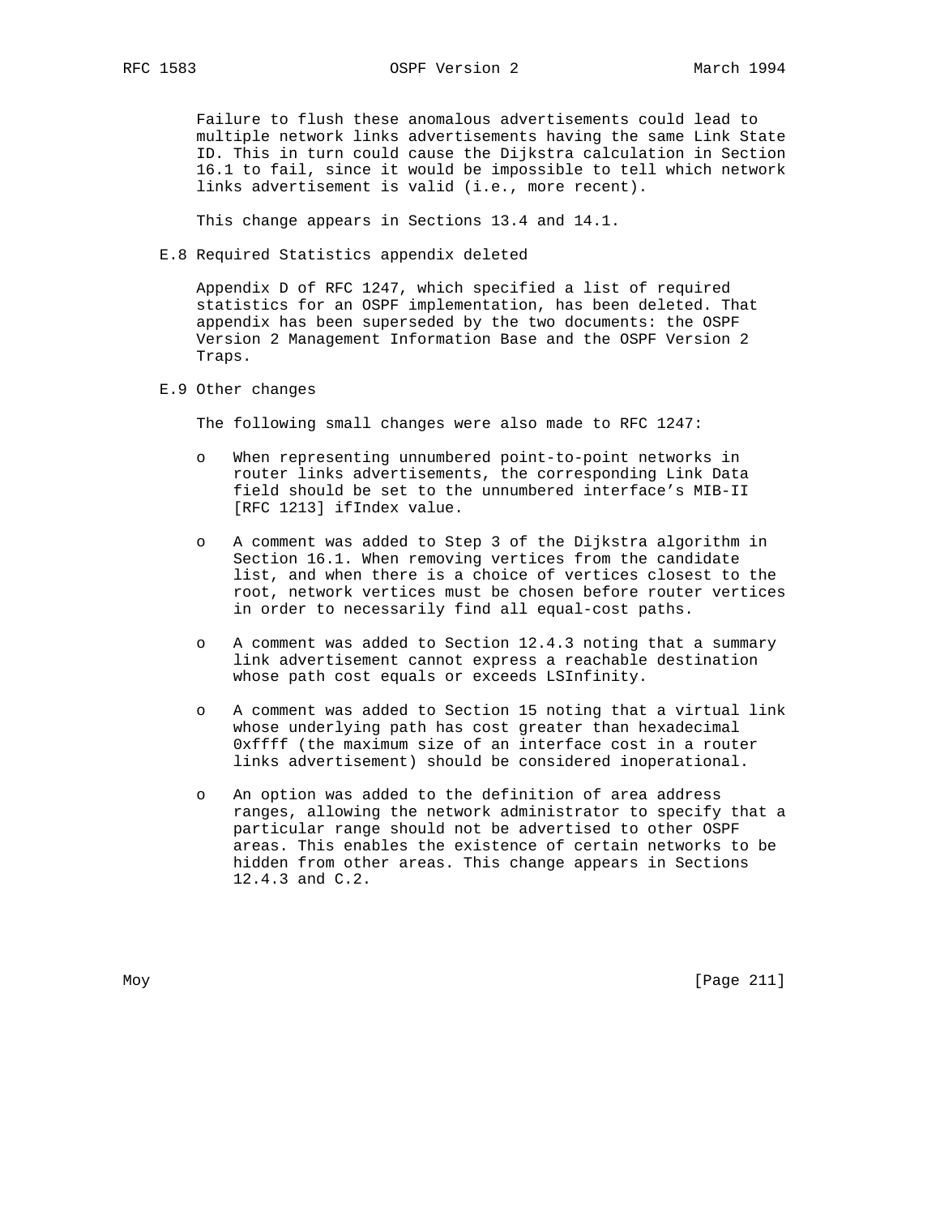Failure to flush these anomalous advertisements could lead to multiple network links advertisements having the same Link State ID. This in turn could cause the Dijkstra calculation in Section 16.1 to fail, since it would be impossible to tell which network links advertisement is valid (i.e., more recent).

This change appears in Sections 13.4 and 14.1.

## E.8 Required Statistics appendix deleted

Appendix D of RFC 1247, which specified a list of required statistics for an OSPF implementation, has been deleted. That appendix has been superseded by the two documents: the OSPF Version 2 Management Information Base and the OSPF Version 2 Traps.

## E.9 Other changes

The following small changes were also made to RFC 1247:

- When representing unnumbered point-to-point networks in router links advertisements, the corresponding Link Data field should be set to the unnumbered interface's MIB-II [RFC 1213] ifIndex value.

- A comment was added to Step 3 of the Dijkstra algorithm in Section 16.1. When removing vertices from the candidate list, and when there is a choice of vertices closest to the root, network vertices must be chosen before router vertices in order to necessarily find all equal-cost paths.

- A comment was added to Section 12.4.3 noting that a summary link advertisement cannot express a reachable destination whose path cost equals or exceeds LSInfinity.

- A comment was added to Section 15 noting that a virtual link whose underlying path has cost greater than hexadecimal 0xffff (the maximum size of an interface cost in a router links advertisement) should be considered inoperational.

- An option was added to the definition of area address ranges, allowing the network administrator to specify that a particular range should not be advertised to other OSPF areas. This enables the existence of certain networks to be hidden from other areas. This change appears in Sections 12.4.3 and C.2.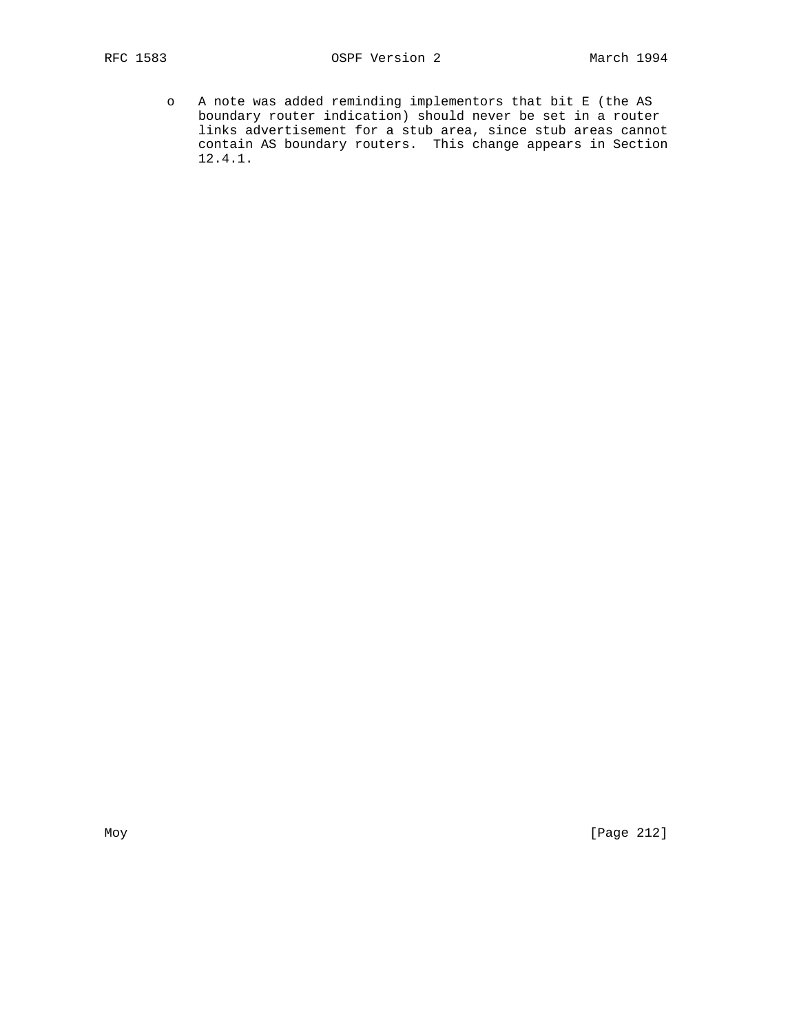- A note was added reminding implementors that bit E (the AS boundary router indication) should never be set in a router links advertisement for a stub area, since stub areas cannot contain AS boundary routers. This change appears in Section 12.4.1.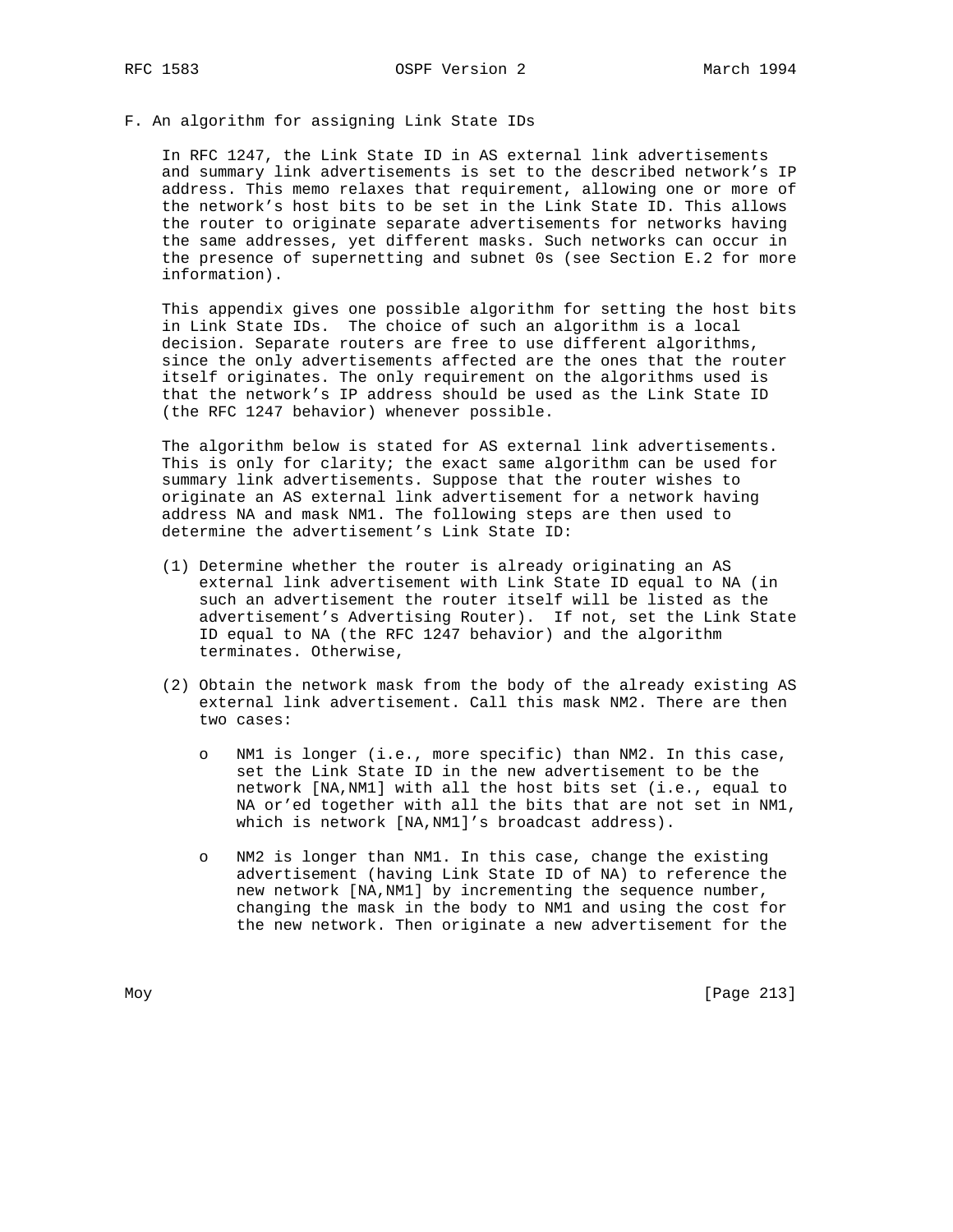# F. An algorithm for assigning Link State IDs

In RFC 1247, the Link State ID in AS external link advertisements and summary link advertisements is set to the described network's IP address. This memo relaxes that requirement, allowing one or more of the network's host bits to be set in the Link State ID. This allows the router to originate separate advertisements for networks having the same addresses, yet different masks. Such networks can occur in the presence of supernetting and subnet 0s (see Section E.2 for more information).

This appendix gives one possible algorithm for setting the host bits in Link State IDs. The choice of such an algorithm is a local decision. Separate routers are free to use different algorithms, since the only advertisements affected are the ones that the router itself originates. The only requirement on the algorithms used is that the network's IP address should be used as the Link State ID (the RFC 1247 behavior) whenever possible.

The algorithm below is stated for AS external link advertisements. This is only for clarity; the exact same algorithm can be used for summary link advertisements. Suppose that the router wishes to originate an AS external link advertisement for a network having address NA and mask NM1. The following steps are then used to determine the advertisement's Link State ID:

(1) Determine whether the router is already originating an AS external link advertisement with Link State ID equal to NA (in such an advertisement the router itself will be listed as the advertisement's Advertising Router). If not, set the Link State ID equal to NA (the RFC 1247 behavior) and the algorithm terminates. Otherwise,

(2) Obtain the network mask from the body of the already existing AS external link advertisement. Call this mask NM2. There are then two cases:

- NM1 is longer (i.e., more specific) than NM2. In this case, set the Link State ID in the new advertisement to be the network [NA,NM1] with all the host bits set (i.e., equal to NA or'ed together with all the bits that are not set in NM1, which is network [NA,NM1]'s broadcast address).

- NM2 is longer than NM1. In this case, change the existing advertisement (having Link State ID of NA) to reference the new network [NA,NM1] by incrementing the sequence number, changing the mask in the body to NM1 and using the cost for the new network. Then originate a new advertisement for the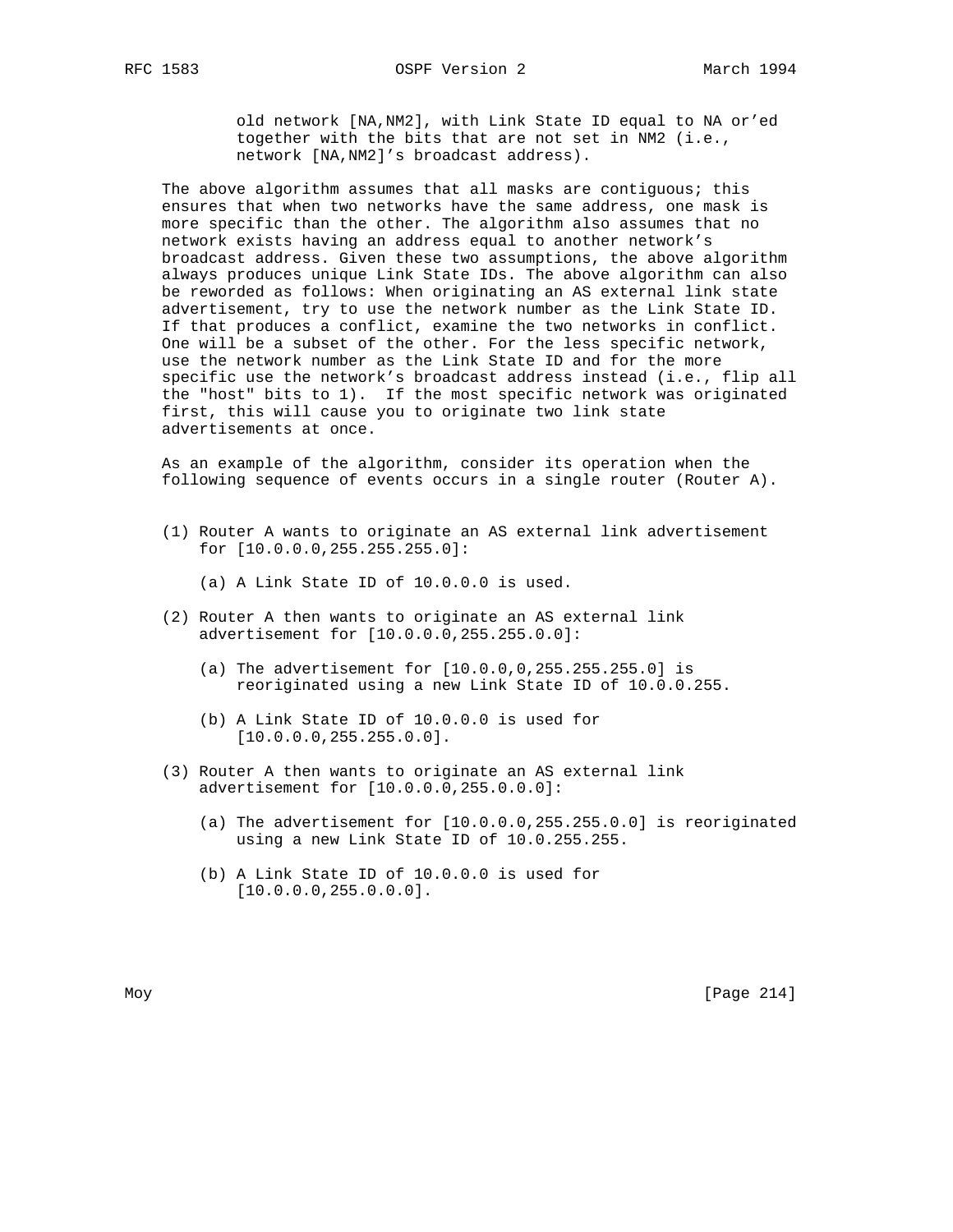old network [NA,NM2], with Link State ID equal to NA or'ed together with the bits that are not set in NM2 (i.e., network [NA,NM2]'s broadcast address).

The above algorithm assumes that all masks are contiguous; this ensures that when two networks have the same address, one mask is more specific than the other. The algorithm also assumes that no network exists having an address equal to another network's broadcast address. Given these two assumptions, the above algorithm always produces unique Link State IDs. The above algorithm can also be reworded as follows: When originating an AS external link state advertisement, try to use the network number as the Link State ID. If that produces a conflict, examine the two networks in conflict. One will be a subset of the other. For the less specific network, use the network number as the Link State ID and for the more specific use the network's broadcast address instead (i.e., flip all the "host" bits to 1). If the most specific network was originated first, this will cause you to originate two link state advertisements at once.

As an example of the algorithm, consider its operation when the following sequence of events occurs in a single router (Router A).

(1) Router A wants to originate an AS external link advertisement for [10.0.0.0,255.255.255.0]:

  (a) A Link State ID of 10.0.0.0 is used.

(2) Router A then wants to originate an AS external link advertisement for [10.0.0.0,255.255.0.0]:

  (a) The advertisement for [10.0.0,0,255.255.255.0] is reoriginated using a new Link State ID of 10.0.0.255.

  (b) A Link State ID of 10.0.0.0 is used for [10.0.0.0,255.255.0.0].

(3) Router A then wants to originate an AS external link advertisement for [10.0.0.0,255.0.0.0]:

  (a) The advertisement for [10.0.0.0,255.255.0.0] is reoriginated using a new Link State ID of 10.0.255.255.

  (b) A Link State ID of 10.0.0.0 is used for [10.0.0.0,255.0.0.0].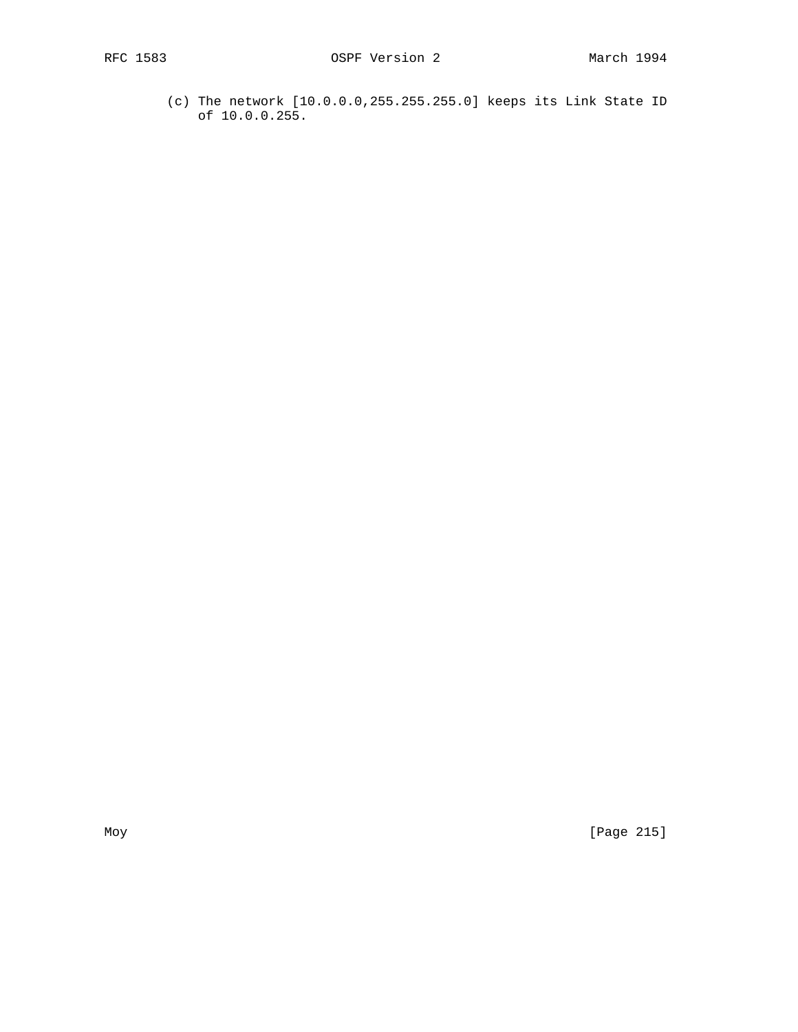(c) The network [10.0.0.0,255.255.255.0] keeps its Link State ID of 10.0.0.255.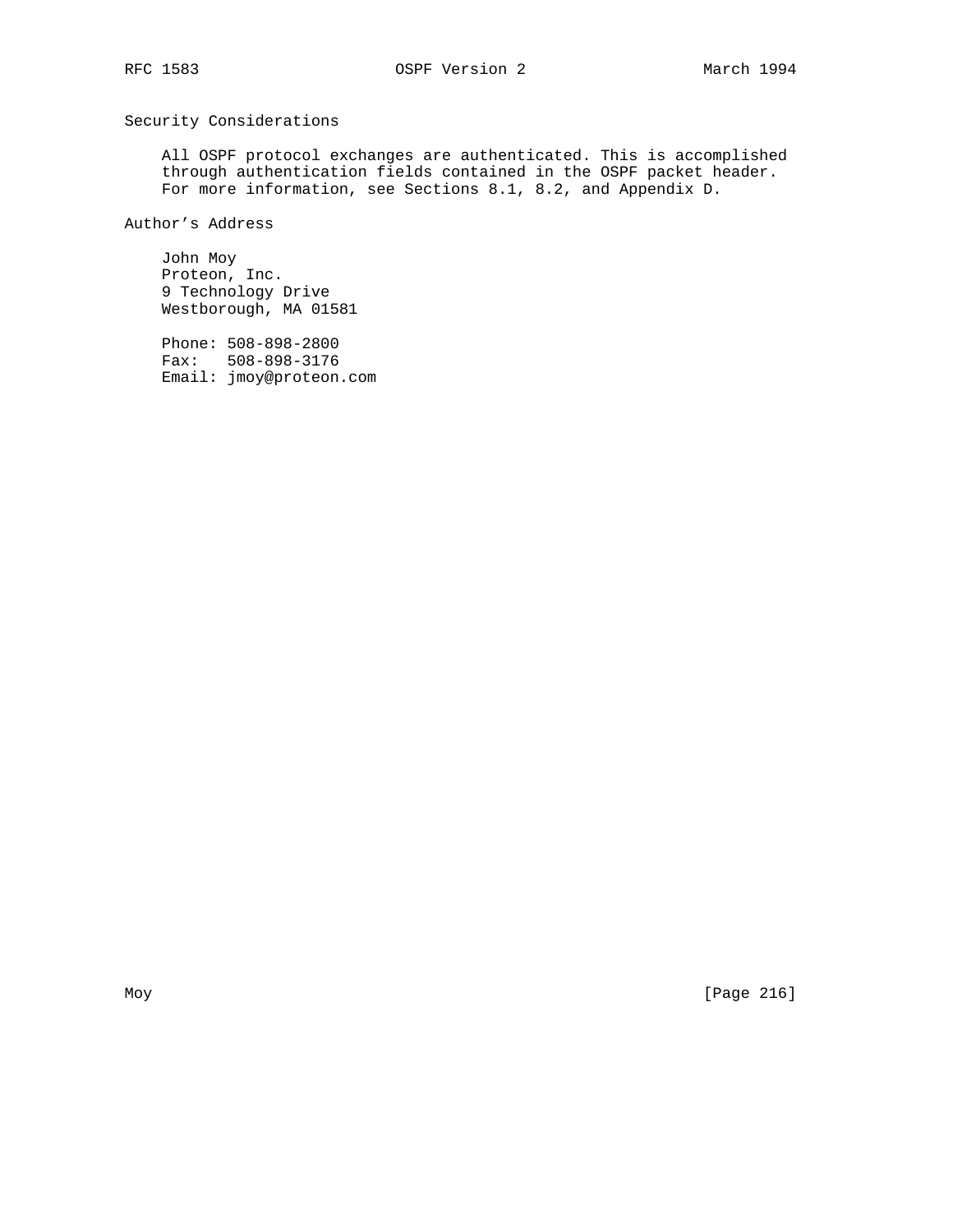## Security Considerations

All OSPF protocol exchanges are authenticated. This is accomplished through authentication fields contained in the OSPF packet header. For more information, see Sections 8.1, 8.2, and Appendix D.

## Author's Address

John Moy
Proteon, Inc.
9 Technology Drive
Westborough, MA 01581

Phone: 508-898-2800
Fax: 508-898-3176
Email: jmoy@proteon.com